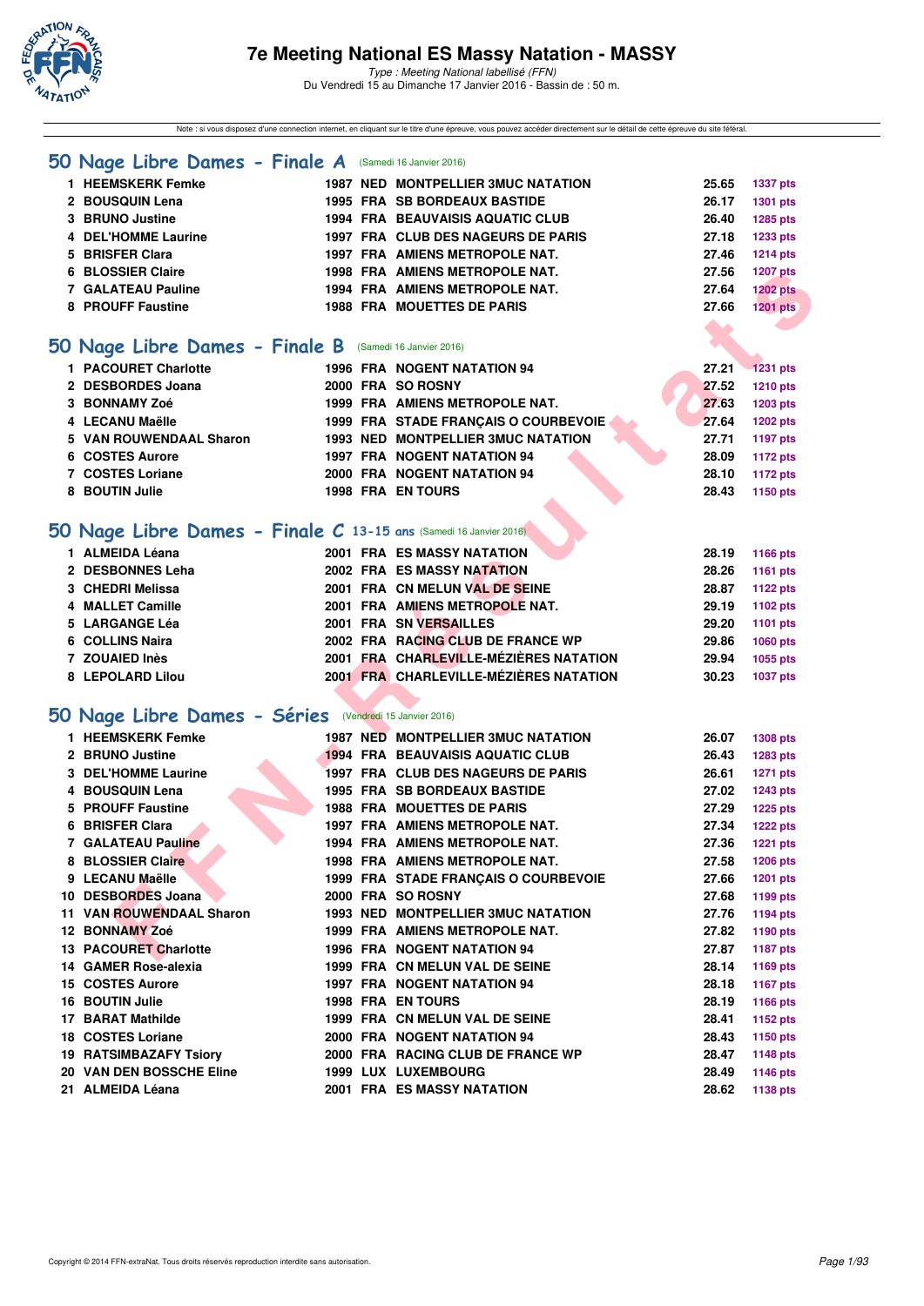# 7e Meeting National ES Massy Natation - MASSY

*Type : Meeting National labellisé (FFN)*
Du Vendredi 15 au Dimanche 17 Janvier 2016 - Bassin de : 50 m.

Note : si vous disposez d'une connection internet, en cliquant sur le titre d'une épreuve, vous pouvez accéder directement sur le détail de cette épreuve du site féféral.

## 50 Nage Libre Dames - Finale A (Samedi 16 Janvier 2016)

| | | | | | | |
|---|---|---|---|---|---|---|
| 1 | HEEMSKERK Femke | 1987 | NED | MONTPELLIER 3MUC NATATION | 25.65 | 1337 pts |
| 2 | BOUSQUIN Lena | 1995 | FRA | SB BORDEAUX BASTIDE | 26.17 | 1301 pts |
| 3 | BRUNO Justine | 1994 | FRA | BEAUVAISIS AQUATIC CLUB | 26.40 | 1285 pts |
| 4 | DEL'HOMME Laurine | 1997 | FRA | CLUB DES NAGEURS DE PARIS | 27.18 | 1233 pts |
| 5 | BRISFER Clara | 1997 | FRA | AMIENS METROPOLE NAT. | 27.46 | 1214 pts |
| 6 | BLOSSIER Claire | 1998 | FRA | AMIENS METROPOLE NAT. | 27.56 | 1207 pts |
| 7 | GALATEAU Pauline | 1994 | FRA | AMIENS METROPOLE NAT. | 27.64 | 1202 pts |
| 8 | PROUFF Faustine | 1988 | FRA | MOUETTES DE PARIS | 27.66 | 1201 pts |

## 50 Nage Libre Dames - Finale B (Samedi 16 Janvier 2016)

| | | | | | | |
|---|---|---|---|---|---|---|
| 1 | PACOURET Charlotte | 1996 | FRA | NOGENT NATATION 94 | 27.21 | 1231 pts |
| 2 | DESBORDES Joana | 2000 | FRA | SO ROSNY | 27.52 | 1210 pts |
| 3 | BONNAMY Zoé | 1999 | FRA | AMIENS METROPOLE NAT. | 27.63 | 1203 pts |
| 4 | LECANU Maëlle | 1999 | FRA | STADE FRANÇAIS O COURBEVOIE | 27.64 | 1202 pts |
| 5 | VAN ROUWENDAAL Sharon | 1993 | NED | MONTPELLIER 3MUC NATATION | 27.71 | 1197 pts |
| 6 | COSTES Aurore | 1997 | FRA | NOGENT NATATION 94 | 28.09 | 1172 pts |
| 7 | COSTES Loriane | 2000 | FRA | NOGENT NATATION 94 | 28.10 | 1172 pts |
| 8 | BOUTIN Julie | 1998 | FRA | EN TOURS | 28.43 | 1150 pts |

## 50 Nage Libre Dames - Finale C 13-15 ans (Samedi 16 Janvier 2016)

| | | | | | | |
|---|---|---|---|---|---|---|
| 1 | ALMEIDA Léana | 2001 | FRA | ES MASSY NATATION | 28.19 | 1166 pts |
| 2 | DESBONNES Leha | 2002 | FRA | ES MASSY NATATION | 28.26 | 1161 pts |
| 3 | CHEDRI Melissa | 2001 | FRA | CN MELUN VAL DE SEINE | 28.87 | 1122 pts |
| 4 | MALLET Camille | 2001 | FRA | AMIENS METROPOLE NAT. | 29.19 | 1102 pts |
| 5 | LARGANGE Léa | 2001 | FRA | SN VERSAILLES | 29.20 | 1101 pts |
| 6 | COLLINS Naira | 2002 | FRA | RACING CLUB DE FRANCE WP | 29.86 | 1060 pts |
| 7 | ZOUAIED Inès | 2001 | FRA | CHARLEVILLE-MÉZIÈRES NATATION | 29.94 | 1055 pts |
| 8 | LEPOLARD Lilou | 2001 | FRA | CHARLEVILLE-MÉZIÈRES NATATION | 30.23 | 1037 pts |

## 50 Nage Libre Dames - Séries (Vendredi 15 Janvier 2016)

| | | | | | | |
|---|---|---|---|---|---|---|
| 1 | HEEMSKERK Femke | 1987 | NED | MONTPELLIER 3MUC NATATION | 26.07 | 1308 pts |
| 2 | BRUNO Justine | 1994 | FRA | BEAUVAISIS AQUATIC CLUB | 26.43 | 1283 pts |
| 3 | DEL'HOMME Laurine | 1997 | FRA | CLUB DES NAGEURS DE PARIS | 26.61 | 1271 pts |
| 4 | BOUSQUIN Lena | 1995 | FRA | SB BORDEAUX BASTIDE | 27.02 | 1243 pts |
| 5 | PROUFF Faustine | 1988 | FRA | MOUETTES DE PARIS | 27.29 | 1225 pts |
| 6 | BRISFER Clara | 1997 | FRA | AMIENS METROPOLE NAT. | 27.34 | 1222 pts |
| 7 | GALATEAU Pauline | 1994 | FRA | AMIENS METROPOLE NAT. | 27.36 | 1221 pts |
| 8 | BLOSSIER Claire | 1998 | FRA | AMIENS METROPOLE NAT. | 27.58 | 1206 pts |
| 9 | LECANU Maëlle | 1999 | FRA | STADE FRANÇAIS O COURBEVOIE | 27.66 | 1201 pts |
| 10 | DESBORDES Joana | 2000 | FRA | SO ROSNY | 27.68 | 1199 pts |
| 11 | VAN ROUWENDAAL Sharon | 1993 | NED | MONTPELLIER 3MUC NATATION | 27.76 | 1194 pts |
| 12 | BONNAMY Zoé | 1999 | FRA | AMIENS METROPOLE NAT. | 27.82 | 1190 pts |
| 13 | PACOURET Charlotte | 1996 | FRA | NOGENT NATATION 94 | 27.87 | 1187 pts |
| 14 | GAMER Rose-alexia | 1999 | FRA | CN MELUN VAL DE SEINE | 28.14 | 1169 pts |
| 15 | COSTES Aurore | 1997 | FRA | NOGENT NATATION 94 | 28.18 | 1167 pts |
| 16 | BOUTIN Julie | 1998 | FRA | EN TOURS | 28.19 | 1166 pts |
| 17 | BARAT Mathilde | 1999 | FRA | CN MELUN VAL DE SEINE | 28.41 | 1152 pts |
| 18 | COSTES Loriane | 2000 | FRA | NOGENT NATATION 94 | 28.43 | 1150 pts |
| 19 | RATSIMBAZAFY Tsiory | 2000 | FRA | RACING CLUB DE FRANCE WP | 28.47 | 1148 pts |
| 20 | VAN DEN BOSSCHE Eline | 1999 | LUX | LUXEMBOURG | 28.49 | 1146 pts |
| 21 | ALMEIDA Léana | 2001 | FRA | ES MASSY NATATION | 28.62 | 1138 pts |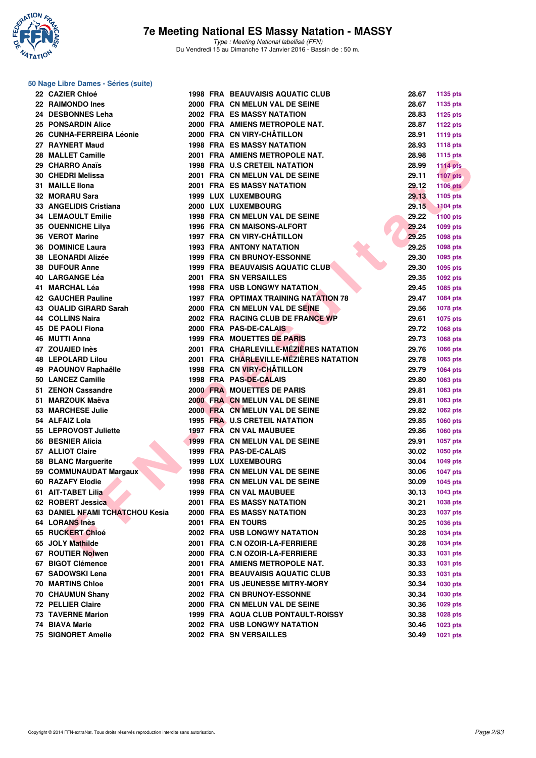### 50 Nage Libre Dames - Séries (suite)

| Rang | Nom | Année | Nat. | Club | Temps | Points |
|---|---|---|---|---|---|---|
| 22 | CAZIER Chloé | 1998 | FRA | BEAUVAISIS AQUATIC CLUB | 28.67 | 1135 pts |
| 22 | RAIMONDO Ines | 2000 | FRA | CN MELUN VAL DE SEINE | 28.67 | 1135 pts |
| 24 | DESBONNES Leha | 2002 | FRA | ES MASSY NATATION | 28.83 | 1125 pts |
| 25 | PONSARDIN Alice | 2000 | FRA | AMIENS METROPOLE NAT. | 28.87 | 1122 pts |
| 26 | CUNHA-FERREIRA Léonie | 2000 | FRA | CN VIRY-CHÂTILLON | 28.91 | 1119 pts |
| 27 | RAYNERT Maud | 1998 | FRA | ES MASSY NATATION | 28.93 | 1118 pts |
| 28 | MALLET Camille | 2001 | FRA | AMIENS METROPOLE NAT. | 28.98 | 1115 pts |
| 29 | CHARRO Anaïs | 1998 | FRA | U.S CRETEIL NATATION | 28.99 | 1114 pts |
| 30 | CHEDRI Melissa | 2001 | FRA | CN MELUN VAL DE SEINE | 29.11 | 1107 pts |
| 31 | MAILLE Ilona | 2001 | FRA | ES MASSY NATATION | 29.12 | 1106 pts |
| 32 | MORARU Sara | 1999 | LUX | LUXEMBOURG | 29.13 | 1105 pts |
| 33 | ANGELIDIS Cristiana | 2000 | LUX | LUXEMBOURG | 29.15 | 1104 pts |
| 34 | LEMAOULT Emilie | 1998 | FRA | CN MELUN VAL DE SEINE | 29.22 | 1100 pts |
| 35 | OUENNICHE Lilya | 1996 | FRA | CN MAISONS-ALFORT | 29.24 | 1099 pts |
| 36 | VEROT Marine | 1997 | FRA | CN VIRY-CHÂTILLON | 29.25 | 1098 pts |
| 36 | DOMINICE Laura | 1993 | FRA | ANTONY NATATION | 29.25 | 1098 pts |
| 38 | LEONARDI Alizée | 1999 | FRA | CN BRUNOY-ESSONNE | 29.30 | 1095 pts |
| 38 | DUFOUR Anne | 1999 | FRA | BEAUVAISIS AQUATIC CLUB | 29.30 | 1095 pts |
| 40 | LARGANGE Léa | 2001 | FRA | SN VERSAILLES | 29.35 | 1092 pts |
| 41 | MARCHAL Léa | 1998 | FRA | USB LONGWY NATATION | 29.45 | 1085 pts |
| 42 | GAUCHER Pauline | 1997 | FRA | OPTIMAX TRAINING NATATION 78 | 29.47 | 1084 pts |
| 43 | OUALID GIRARD Sarah | 2000 | FRA | CN MELUN VAL DE SEINE | 29.56 | 1078 pts |
| 44 | COLLINS Naira | 2002 | FRA | RACING CLUB DE FRANCE WP | 29.61 | 1075 pts |
| 45 | DE PAOLI Fiona | 2000 | FRA | PAS-DE-CALAIS | 29.72 | 1068 pts |
| 46 | MUTTI Anna | 1999 | FRA | MOUETTES DE PARIS | 29.73 | 1068 pts |
| 47 | ZOUAIED Inès | 2001 | FRA | CHARLEVILLE-MÉZIÈRES NATATION | 29.76 | 1066 pts |
| 48 | LEPOLARD Lilou | 2001 | FRA | CHARLEVILLE-MÉZIÈRES NATATION | 29.78 | 1065 pts |
| 49 | PAOUNOV Raphaëlle | 1998 | FRA | CN VIRY-CHÂTILLON | 29.79 | 1064 pts |
| 50 | LANCEZ Camille | 1998 | FRA | PAS-DE-CALAIS | 29.80 | 1063 pts |
| 51 | ZENON Cassandre | 2000 | FRA | MOUETTES DE PARIS | 29.81 | 1063 pts |
| 51 | MARZOUK Maëva | 2000 | FRA | CN MELUN VAL DE SEINE | 29.81 | 1063 pts |
| 53 | MARCHESE Julie | 2000 | FRA | CN MELUN VAL DE SEINE | 29.82 | 1062 pts |
| 54 | ALFAIZ Lola | 1995 | FRA | U.S CRETEIL NATATION | 29.85 | 1060 pts |
| 55 | LEPROVOST Juliette | 1997 | FRA | CN VAL MAUBUEE | 29.86 | 1060 pts |
| 56 | BESNIER Alicia | 1999 | FRA | CN MELUN VAL DE SEINE | 29.91 | 1057 pts |
| 57 | ALLIOT Claire | 1999 | FRA | PAS-DE-CALAIS | 30.02 | 1050 pts |
| 58 | BLANC Marguerite | 1999 | LUX | LUXEMBOURG | 30.04 | 1049 pts |
| 59 | COMMUNAUDAT Margaux | 1998 | FRA | CN MELUN VAL DE SEINE | 30.06 | 1047 pts |
| 60 | RAZAFY Elodie | 1998 | FRA | CN MELUN VAL DE SEINE | 30.09 | 1045 pts |
| 61 | AIT-TABET Lilia | 1999 | FRA | CN VAL MAUBUEE | 30.13 | 1043 pts |
| 62 | ROBERT Jessica | 2001 | FRA | ES MASSY NATATION | 30.21 | 1038 pts |
| 63 | DANIEL NFAMI TCHATCHOU Kesia | 2000 | FRA | ES MASSY NATATION | 30.23 | 1037 pts |
| 64 | LORANS Inès | 2001 | FRA | EN TOURS | 30.25 | 1036 pts |
| 65 | RUCKERT Chloé | 2002 | FRA | USB LONGWY NATATION | 30.28 | 1034 pts |
| 65 | JOLY Mathilde | 2001 | FRA | C.N OZOIR-LA-FERRIERE | 30.28 | 1034 pts |
| 67 | ROUTIER Nolwen | 2000 | FRA | C.N OZOIR-LA-FERRIERE | 30.33 | 1031 pts |
| 67 | BIGOT Clémence | 2001 | FRA | AMIENS METROPOLE NAT. | 30.33 | 1031 pts |
| 67 | SADOWSKI Lena | 2001 | FRA | BEAUVAISIS AQUATIC CLUB | 30.33 | 1031 pts |
| 70 | MARTINS Chloe | 2001 | FRA | US JEUNESSE MITRY-MORY | 30.34 | 1030 pts |
| 70 | CHAUMUN Shany | 2002 | FRA | CN BRUNOY-ESSONNE | 30.34 | 1030 pts |
| 72 | PELLIER Claire | 2000 | FRA | CN MELUN VAL DE SEINE | 30.36 | 1029 pts |
| 73 | TAVERNE Marion | 1999 | FRA | AQUA CLUB PONTAULT-ROISSY | 30.38 | 1028 pts |
| 74 | BIAVA Marie | 2002 | FRA | USB LONGWY NATATION | 30.46 | 1023 pts |
| 75 | SIGNORET Amelie | 2002 | FRA | SN VERSAILLES | 30.49 | 1021 pts |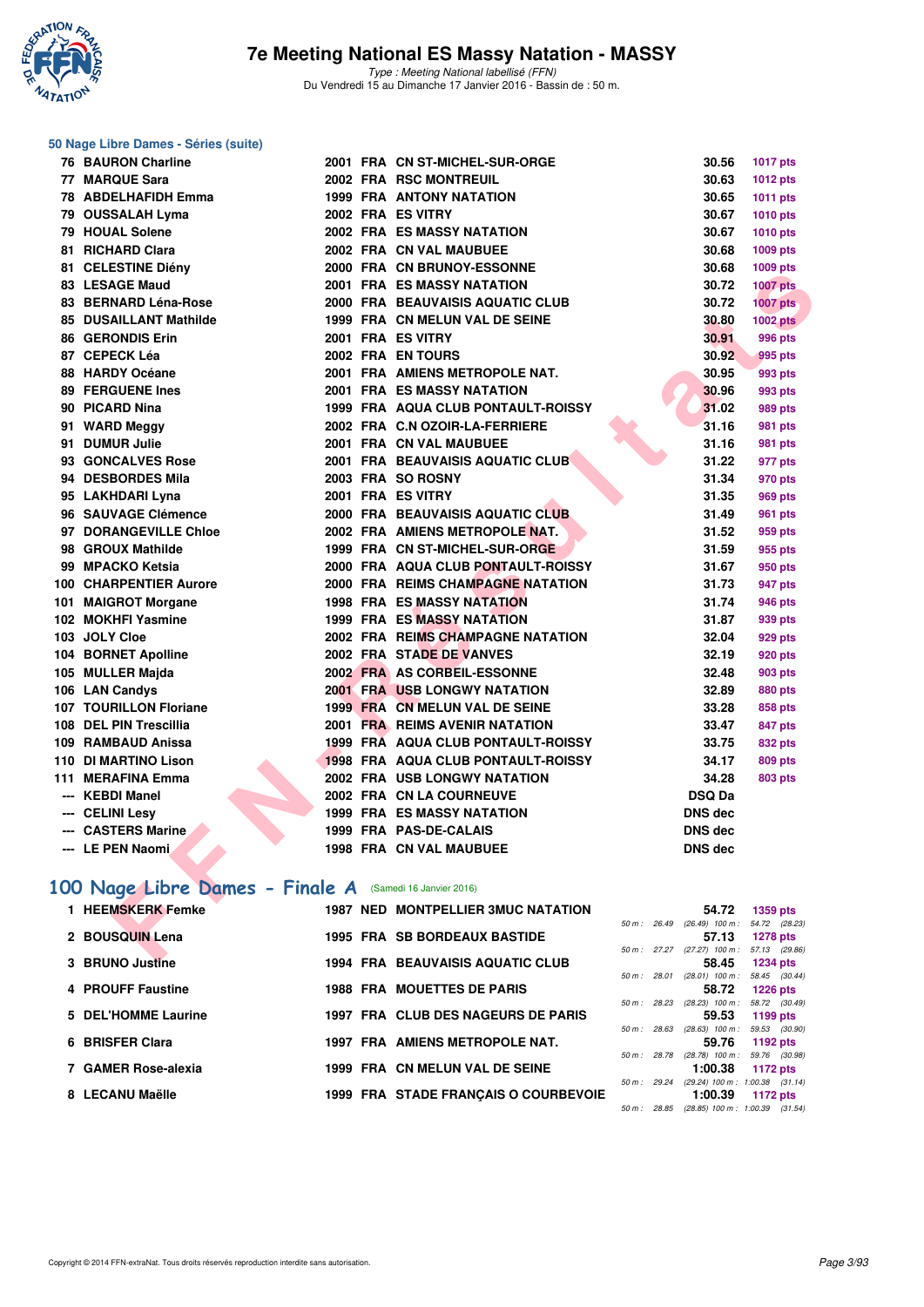# 7e Meeting National ES Massy Natation - MASSY

*Type : Meeting National labellisé (FFN)*
Du Vendredi 15 au Dimanche 17 Janvier 2016 - Bassin de : 50 m.

## 50 Nage Libre Dames - Séries (suite)

| Rang | Nom | Année | Nat. | Club | Temps | Points |
|---|---|---|---|---|---|---|
| 76 | BAURON Charline | 2001 | FRA | CN ST-MICHEL-SUR-ORGE | 30.56 | 1017 pts |
| 77 | MARQUE Sara | 2002 | FRA | RSC MONTREUIL | 30.63 | 1012 pts |
| 78 | ABDELHAFIDH Emma | 1999 | FRA | ANTONY NATATION | 30.65 | 1011 pts |
| 79 | OUSSALAH Lyma | 2002 | FRA | ES VITRY | 30.67 | 1010 pts |
| 79 | HOUAL Solene | 2002 | FRA | ES MASSY NATATION | 30.67 | 1010 pts |
| 81 | RICHARD Clara | 2002 | FRA | CN VAL MAUBUEE | 30.68 | 1009 pts |
| 81 | CELESTINE Diény | 2000 | FRA | CN BRUNOY-ESSONNE | 30.68 | 1009 pts |
| 83 | LESAGE Maud | 2001 | FRA | ES MASSY NATATION | 30.72 | 1007 pts |
| 83 | BERNARD Léna-Rose | 2000 | FRA | BEAUVAISIS AQUATIC CLUB | 30.72 | 1007 pts |
| 85 | DUSAILLANT Mathilde | 1999 | FRA | CN MELUN VAL DE SEINE | 30.80 | 1002 pts |
| 86 | GERONDIS Erin | 2001 | FRA | ES VITRY | 30.91 | 996 pts |
| 87 | CEPECK Léa | 2002 | FRA | EN TOURS | 30.92 | 995 pts |
| 88 | HARDY Océane | 2001 | FRA | AMIENS METROPOLE NAT. | 30.95 | 993 pts |
| 89 | FERGUENE Ines | 2001 | FRA | ES MASSY NATATION | 30.96 | 993 pts |
| 90 | PICARD Nina | 1999 | FRA | AQUA CLUB PONTAULT-ROISSY | 31.02 | 989 pts |
| 91 | WARD Meggy | 2002 | FRA | C.N OZOIR-LA-FERRIERE | 31.16 | 981 pts |
| 91 | DUMUR Julie | 2001 | FRA | CN VAL MAUBUEE | 31.16 | 981 pts |
| 93 | GONCALVES Rose | 2001 | FRA | BEAUVAISIS AQUATIC CLUB | 31.22 | 977 pts |
| 94 | DESBORDES Mila | 2003 | FRA | SO ROSNY | 31.34 | 970 pts |
| 95 | LAKHDARI Lyna | 2001 | FRA | ES VITRY | 31.35 | 969 pts |
| 96 | SAUVAGE Clémence | 2000 | FRA | BEAUVAISIS AQUATIC CLUB | 31.49 | 961 pts |
| 97 | DORANGEVILLE Chloe | 2002 | FRA | AMIENS METROPOLE NAT. | 31.52 | 959 pts |
| 98 | GROUX Mathilde | 1999 | FRA | CN ST-MICHEL-SUR-ORGE | 31.59 | 955 pts |
| 99 | MPACKO Ketsia | 2000 | FRA | AQUA CLUB PONTAULT-ROISSY | 31.67 | 950 pts |
| 100 | CHARPENTIER Aurore | 2000 | FRA | REIMS CHAMPAGNE NATATION | 31.73 | 947 pts |
| 101 | MAIGROT Morgane | 1998 | FRA | ES MASSY NATATION | 31.74 | 946 pts |
| 102 | MOKHFI Yasmine | 1999 | FRA | ES MASSY NATATION | 31.87 | 939 pts |
| 103 | JOLY Cloe | 2002 | FRA | REIMS CHAMPAGNE NATATION | 32.04 | 929 pts |
| 104 | BORNET Apolline | 2002 | FRA | STADE DE VANVES | 32.19 | 920 pts |
| 105 | MULLER Majda | 2002 | FRA | AS CORBEIL-ESSONNE | 32.48 | 903 pts |
| 106 | LAN Candys | 2001 | FRA | USB LONGWY NATATION | 32.89 | 880 pts |
| 107 | TOURILLON Floriane | 1999 | FRA | CN MELUN VAL DE SEINE | 33.28 | 858 pts |
| 108 | DEL PIN Trescillia | 2001 | FRA | REIMS AVENIR NATATION | 33.47 | 847 pts |
| 109 | RAMBAUD Anissa | 1999 | FRA | AQUA CLUB PONTAULT-ROISSY | 33.75 | 832 pts |
| 110 | DI MARTINO Lison | 1998 | FRA | AQUA CLUB PONTAULT-ROISSY | 34.17 | 809 pts |
| 111 | MERAFINA Emma | 2002 | FRA | USB LONGWY NATATION | 34.28 | 803 pts |
| --- | KEBDI Manel | 2002 | FRA | CN LA COURNEUVE | DSQ Da | |
| --- | CELINI Lesy | 1999 | FRA | ES MASSY NATATION | DNS dec | |
| --- | CASTERS Marine | 1999 | FRA | PAS-DE-CALAIS | DNS dec | |
| --- | LE PEN Naomi | 1998 | FRA | CN VAL MAUBUEE | DNS dec | |

## 100 Nage Libre Dames - Finale A (Samedi 16 Janvier 2016)

| Rang | Nom | Année | Nat. | Club | Temps | Points | Intermédiaires |
|---|---|---|---|---|---|---|---|
| 1 | HEEMSKERK Femke | 1987 | NED | MONTPELLIER 3MUC NATATION | 54.72 | 1359 pts | 50 m : 26.49 (26.49) 100 m : 54.72 (28.23) |
| 2 | BOUSQUIN Lena | 1995 | FRA | SB BORDEAUX BASTIDE | 57.13 | 1278 pts | 50 m : 27.27 (27.27) 100 m : 57.13 (29.86) |
| 3 | BRUNO Justine | 1994 | FRA | BEAUVAISIS AQUATIC CLUB | 58.45 | 1234 pts | 50 m : 28.01 (28.01) 100 m : 58.45 (30.44) |
| 4 | PROUFF Faustine | 1988 | FRA | MOUETTES DE PARIS | 58.72 | 1226 pts | 50 m : 28.23 (28.23) 100 m : 58.72 (30.49) |
| 5 | DEL'HOMME Laurine | 1997 | FRA | CLUB DES NAGEURS DE PARIS | 59.53 | 1199 pts | 50 m : 28.63 (28.63) 100 m : 59.53 (30.90) |
| 6 | BRISFER Clara | 1997 | FRA | AMIENS METROPOLE NAT. | 59.76 | 1192 pts | 50 m : 28.78 (28.78) 100 m : 59.76 (30.98) |
| 7 | GAMER Rose-alexia | 1999 | FRA | CN MELUN VAL DE SEINE | 1:00.38 | 1172 pts | 50 m : 29.24 (29.24) 100 m : 1:00.38 (31.14) |
| 8 | LECANU Maëlle | 1999 | FRA | STADE FRANÇAIS O COURBEVOIE | 1:00.39 | 1172 pts | 50 m : 28.85 (28.85) 100 m : 1:00.39 (31.54) |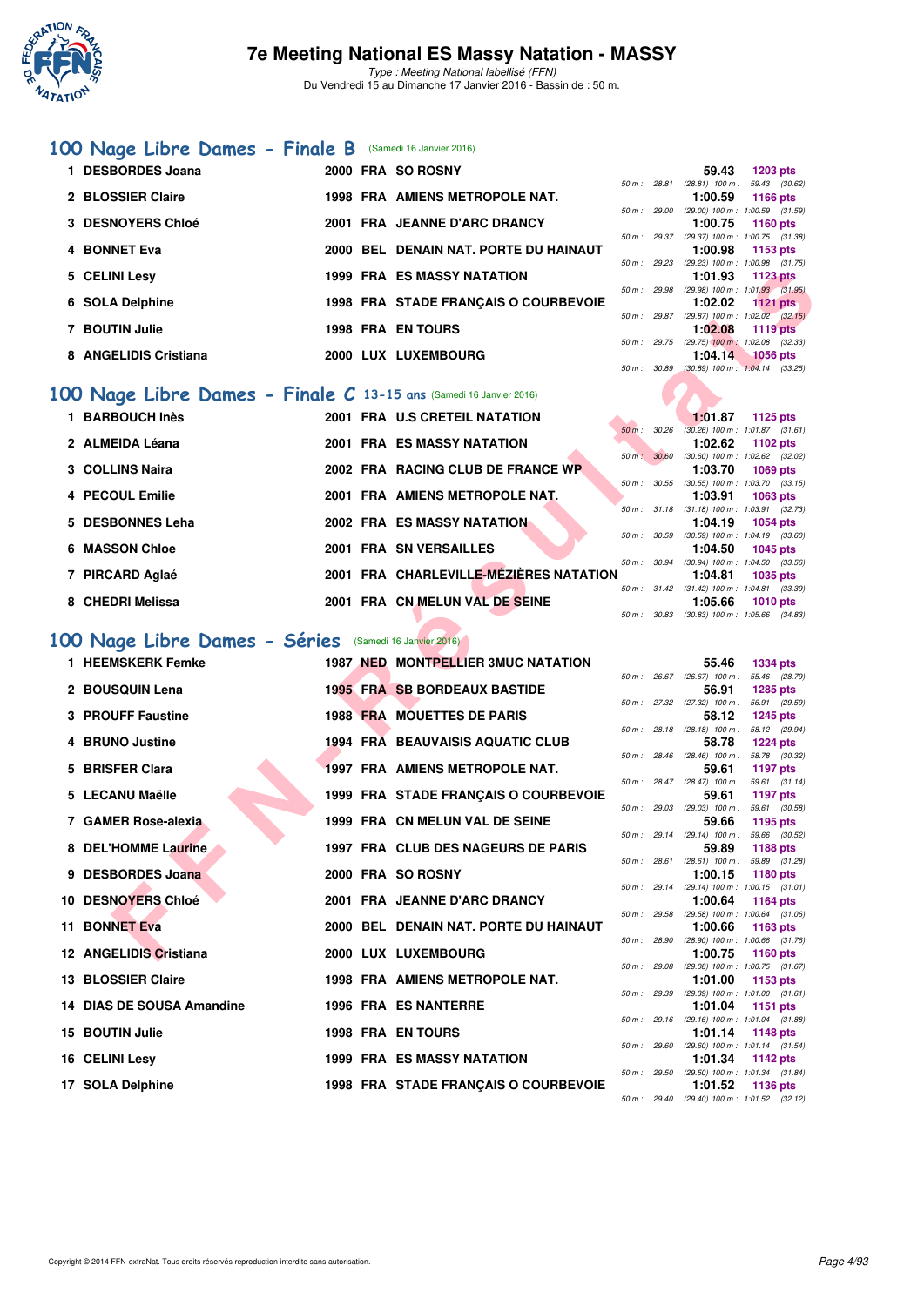# 7e Meeting National ES Massy Natation - MASSY

*Type : Meeting National labellisé (FFN)*
Du Vendredi 15 au Dimanche 17 Janvier 2016 - Bassin de : 50 m.

## 100 Nage Libre Dames - Finale B (Samedi 16 Janvier 2016)

| Rang | Nom | Année | Nat. | Club | Temps | Points | Splits |
|---|---|---|---|---|---|---|---|
| 1 | DESBORDES Joana | 2000 | FRA | SO ROSNY | 59.43 | 1203 pts | 50 m : 28.81 (28.81) 100 m : 59.43 (30.62) |
| 2 | BLOSSIER Claire | 1998 | FRA | AMIENS METROPOLE NAT. | 1:00.59 | 1166 pts | 50 m : 29.00 (29.00) 100 m : 1:00.59 (31.59) |
| 3 | DESNOYERS Chloé | 2001 | FRA | JEANNE D'ARC DRANCY | 1:00.75 | 1160 pts | 50 m : 29.37 (29.37) 100 m : 1:00.75 (31.38) |
| 4 | BONNET Eva | 2000 | BEL | DENAIN NAT. PORTE DU HAINAUT | 1:00.98 | 1153 pts | 50 m : 29.23 (29.23) 100 m : 1:00.98 (31.75) |
| 5 | CELINI Lesy | 1999 | FRA | ES MASSY NATATION | 1:01.93 | 1123 pts | 50 m : 29.98 (29.98) 100 m : 1:01.93 (31.95) |
| 6 | SOLA Delphine | 1998 | FRA | STADE FRANÇAIS O COURBEVOIE | 1:02.02 | 1121 pts | 50 m : 29.87 (29.87) 100 m : 1:02.02 (32.15) |
| 7 | BOUTIN Julie | 1998 | FRA | EN TOURS | 1:02.08 | 1119 pts | 50 m : 29.75 (29.75) 100 m : 1:02.08 (32.33) |
| 8 | ANGELIDIS Cristiana | 2000 | LUX | LUXEMBOURG | 1:04.14 | 1056 pts | 50 m : 30.89 (30.89) 100 m : 1:04.14 (33.25) |

## 100 Nage Libre Dames - Finale C 13-15 ans (Samedi 16 Janvier 2016)

| Rang | Nom | Année | Nat. | Club | Temps | Points | Splits |
|---|---|---|---|---|---|---|---|
| 1 | BARBOUCH Inès | 2001 | FRA | U.S CRETEIL NATATION | 1:01.87 | 1125 pts | 50 m : 30.26 (30.26) 100 m : 1:01.87 (31.61) |
| 2 | ALMEIDA Léana | 2001 | FRA | ES MASSY NATATION | 1:02.62 | 1102 pts | 50 m : 30.60 (30.60) 100 m : 1:02.62 (32.02) |
| 3 | COLLINS Naira | 2002 | FRA | RACING CLUB DE FRANCE WP | 1:03.70 | 1069 pts | 50 m : 30.55 (30.55) 100 m : 1:03.70 (33.15) |
| 4 | PECOUL Emilie | 2001 | FRA | AMIENS METROPOLE NAT. | 1:03.91 | 1063 pts | 50 m : 31.18 (31.18) 100 m : 1:03.91 (32.73) |
| 5 | DESBONNES Leha | 2002 | FRA | ES MASSY NATATION | 1:04.19 | 1054 pts | 50 m : 30.59 (30.59) 100 m : 1:04.19 (33.60) |
| 6 | MASSON Chloe | 2001 | FRA | SN VERSAILLES | 1:04.50 | 1045 pts | 50 m : 30.94 (30.94) 100 m : 1:04.50 (33.56) |
| 7 | PIRCARD Aglaé | 2001 | FRA | CHARLEVILLE-MÉZIÈRES NATATION | 1:04.81 | 1035 pts | 50 m : 31.42 (31.42) 100 m : 1:04.81 (33.39) |
| 8 | CHEDRI Melissa | 2001 | FRA | CN MELUN VAL DE SEINE | 1:05.66 | 1010 pts | 50 m : 30.83 (30.83) 100 m : 1:05.66 (34.83) |

## 100 Nage Libre Dames - Séries (Samedi 16 Janvier 2016)

| Rang | Nom | Année | Nat. | Club | Temps | Points | Splits |
|---|---|---|---|---|---|---|---|
| 1 | HEEMSKERK Femke | 1987 | NED | MONTPELLIER 3MUC NATATION | 55.46 | 1334 pts | 50 m : 26.67 (26.67) 100 m : 55.46 (28.79) |
| 2 | BOUSQUIN Lena | 1995 | FRA | SB BORDEAUX BASTIDE | 56.91 | 1285 pts | 50 m : 27.32 (27.32) 100 m : 56.91 (29.59) |
| 3 | PROUFF Faustine | 1988 | FRA | MOUETTES DE PARIS | 58.12 | 1245 pts | 50 m : 28.18 (28.18) 100 m : 58.12 (29.94) |
| 4 | BRUNO Justine | 1994 | FRA | BEAUVAISIS AQUATIC CLUB | 58.78 | 1224 pts | 50 m : 28.46 (28.46) 100 m : 58.78 (30.32) |
| 5 | BRISFER Clara | 1997 | FRA | AMIENS METROPOLE NAT. | 59.61 | 1197 pts | 50 m : 28.47 (28.47) 100 m : 59.61 (31.14) |
| 5 | LECANU Maëlle | 1999 | FRA | STADE FRANÇAIS O COURBEVOIE | 59.61 | 1197 pts | 50 m : 29.03 (29.03) 100 m : 59.61 (30.58) |
| 7 | GAMER Rose-alexia | 1999 | FRA | CN MELUN VAL DE SEINE | 59.66 | 1195 pts | 50 m : 29.14 (29.14) 100 m : 59.66 (30.52) |
| 8 | DEL'HOMME Laurine | 1997 | FRA | CLUB DES NAGEURS DE PARIS | 59.89 | 1188 pts | 50 m : 28.61 (28.61) 100 m : 59.89 (31.28) |
| 9 | DESBORDES Joana | 2000 | FRA | SO ROSNY | 1:00.15 | 1180 pts | 50 m : 29.14 (29.14) 100 m : 1:00.15 (31.01) |
| 10 | DESNOYERS Chloé | 2001 | FRA | JEANNE D'ARC DRANCY | 1:00.64 | 1164 pts | 50 m : 29.58 (29.58) 100 m : 1:00.64 (31.06) |
| 11 | BONNET Eva | 2000 | BEL | DENAIN NAT. PORTE DU HAINAUT | 1:00.66 | 1163 pts | 50 m : 28.90 (28.90) 100 m : 1:00.66 (31.76) |
| 12 | ANGELIDIS Cristiana | 2000 | LUX | LUXEMBOURG | 1:00.75 | 1160 pts | 50 m : 29.08 (29.08) 100 m : 1:00.75 (31.67) |
| 13 | BLOSSIER Claire | 1998 | FRA | AMIENS METROPOLE NAT. | 1:01.00 | 1153 pts | 50 m : 29.39 (29.39) 100 m : 1:01.00 (31.61) |
| 14 | DIAS DE SOUSA Amandine | 1996 | FRA | ES NANTERRE | 1:01.04 | 1151 pts | 50 m : 29.16 (29.16) 100 m : 1:01.04 (31.88) |
| 15 | BOUTIN Julie | 1998 | FRA | EN TOURS | 1:01.14 | 1148 pts | 50 m : 29.60 (29.60) 100 m : 1:01.14 (31.54) |
| 16 | CELINI Lesy | 1999 | FRA | ES MASSY NATATION | 1:01.34 | 1142 pts | 50 m : 29.50 (29.50) 100 m : 1:01.34 (31.84) |
| 17 | SOLA Delphine | 1998 | FRA | STADE FRANÇAIS O COURBEVOIE | 1:01.52 | 1136 pts | 50 m : 29.40 (29.40) 100 m : 1:01.52 (32.12) |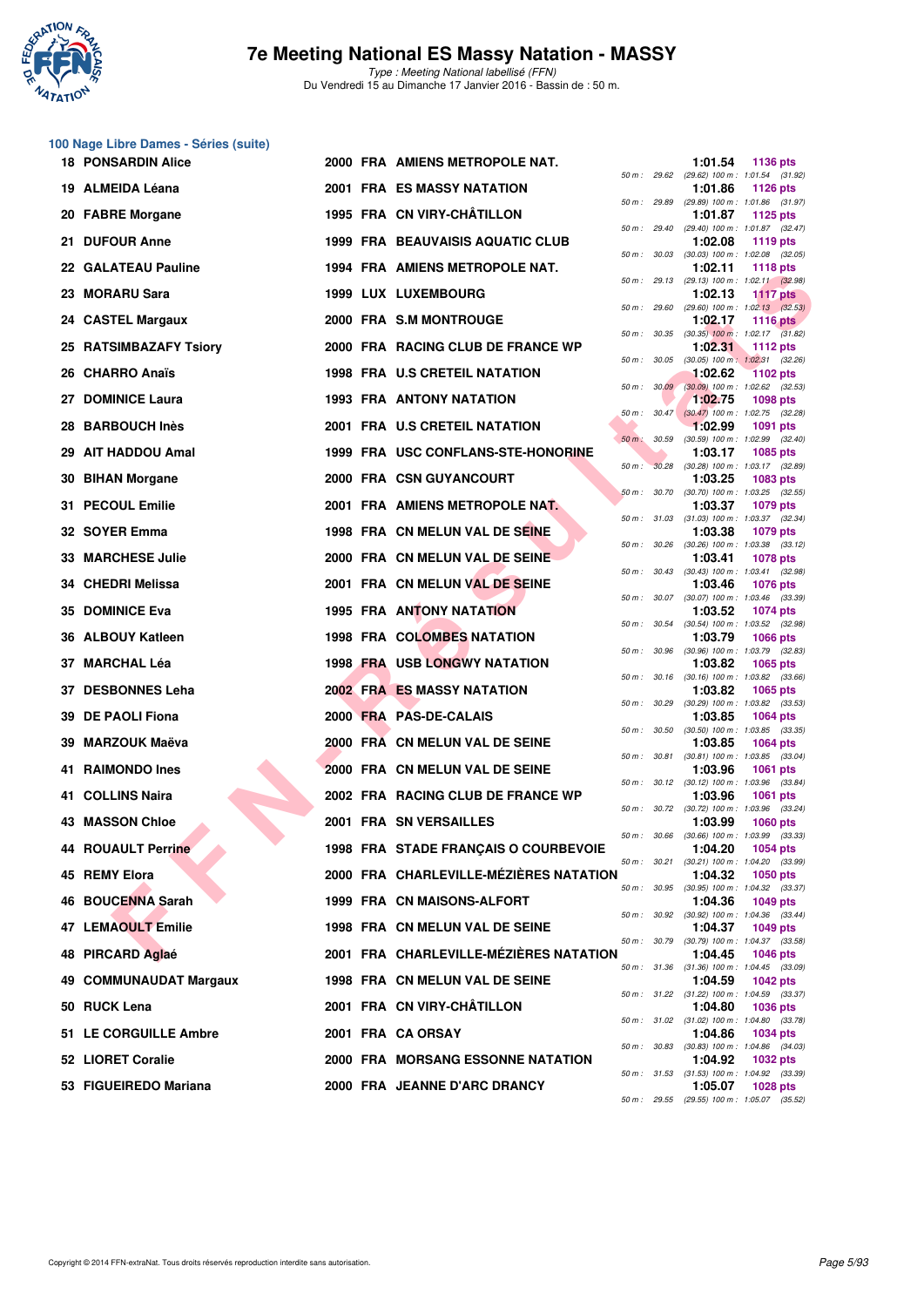# 7e Meeting National ES Massy Natation - MASSY

*Type : Meeting National labellisé (FFN)*
Du Vendredi 15 au Dimanche 17 Janvier 2016 - Bassin de : 50 m.

## 100 Nage Libre Dames - Séries (suite)

| Rang | Nom | Année | Nat. | Club | Temps | Points | Splits |
|---|---|---|---|---|---|---|---|
| 18 | PONSARDIN Alice | 2000 | FRA | AMIENS METROPOLE NAT. | 1:01.54 | 1136 pts | 50 m : 29.62 (29.62) 100 m : 1:01.54 (31.92) |
| 19 | ALMEIDA Léana | 2001 | FRA | ES MASSY NATATION | 1:01.86 | 1126 pts | 50 m : 29.89 (29.89) 100 m : 1:01.86 (31.97) |
| 20 | FABRE Morgane | 1995 | FRA | CN VIRY-CHÂTILLON | 1:01.87 | 1125 pts | 50 m : 29.40 (29.40) 100 m : 1:01.87 (32.47) |
| 21 | DUFOUR Anne | 1999 | FRA | BEAUVAISIS AQUATIC CLUB | 1:02.08 | 1119 pts | 50 m : 30.03 (30.03) 100 m : 1:02.08 (32.05) |
| 22 | GALATEAU Pauline | 1994 | FRA | AMIENS METROPOLE NAT. | 1:02.11 | 1118 pts | 50 m : 29.13 (29.13) 100 m : 1:02.11 (32.98) |
| 23 | MORARU Sara | 1999 | LUX | LUXEMBOURG | 1:02.13 | 1117 pts | 50 m : 29.60 (29.60) 100 m : 1:02.13 (32.53) |
| 24 | CASTEL Margaux | 2000 | FRA | S.M MONTROUGE | 1:02.17 | 1116 pts | 50 m : 30.35 (30.35) 100 m : 1:02.17 (31.82) |
| 25 | RATSIMBAZAFY Tsiory | 2000 | FRA | RACING CLUB DE FRANCE WP | 1:02.31 | 1112 pts | 50 m : 30.05 (30.05) 100 m : 1:02.31 (32.26) |
| 26 | CHARRO Anaïs | 1998 | FRA | U.S CRETEIL NATATION | 1:02.62 | 1102 pts | 50 m : 30.09 (30.09) 100 m : 1:02.62 (32.53) |
| 27 | DOMINICE Laura | 1993 | FRA | ANTONY NATATION | 1:02.75 | 1098 pts | 50 m : 30.47 (30.47) 100 m : 1:02.75 (32.28) |
| 28 | BARBOUCH Inès | 2001 | FRA | U.S CRETEIL NATATION | 1:02.99 | 1091 pts | 50 m : 30.59 (30.59) 100 m : 1:02.99 (32.40) |
| 29 | AIT HADDOU Amal | 1999 | FRA | USC CONFLANS-STE-HONORINE | 1:03.17 | 1085 pts | 50 m : 30.28 (30.28) 100 m : 1:03.17 (32.89) |
| 30 | BIHAN Morgane | 2000 | FRA | CSN GUYANCOURT | 1:03.25 | 1083 pts | 50 m : 30.70 (30.70) 100 m : 1:03.25 (32.55) |
| 31 | PECOUL Emilie | 2001 | FRA | AMIENS METROPOLE NAT. | 1:03.37 | 1079 pts | 50 m : 31.03 (31.03) 100 m : 1:03.37 (32.34) |
| 32 | SOYER Emma | 1998 | FRA | CN MELUN VAL DE SEINE | 1:03.38 | 1079 pts | 50 m : 30.26 (30.26) 100 m : 1:03.38 (33.12) |
| 33 | MARCHESE Julie | 2000 | FRA | CN MELUN VAL DE SEINE | 1:03.41 | 1078 pts | 50 m : 30.43 (30.43) 100 m : 1:03.41 (32.98) |
| 34 | CHEDRI Melissa | 2001 | FRA | CN MELUN VAL DE SEINE | 1:03.46 | 1076 pts | 50 m : 30.07 (30.07) 100 m : 1:03.46 (33.39) |
| 35 | DOMINICE Eva | 1995 | FRA | ANTONY NATATION | 1:03.52 | 1074 pts | 50 m : 30.54 (30.54) 100 m : 1:03.52 (32.98) |
| 36 | ALBOUY Katleen | 1998 | FRA | COLOMBES NATATION | 1:03.79 | 1066 pts | 50 m : 30.96 (30.96) 100 m : 1:03.79 (32.83) |
| 37 | MARCHAL Léa | 1998 | FRA | USB LONGWY NATATION | 1:03.82 | 1065 pts | 50 m : 30.16 (30.16) 100 m : 1:03.82 (33.66) |
| 37 | DESBONNES Leha | 2002 | FRA | ES MASSY NATATION | 1:03.82 | 1065 pts | 50 m : 30.29 (30.29) 100 m : 1:03.82 (33.53) |
| 39 | DE PAOLI Fiona | 2000 | FRA | PAS-DE-CALAIS | 1:03.85 | 1064 pts | 50 m : 30.50 (30.50) 100 m : 1:03.85 (33.35) |
| 39 | MARZOUK Maëva | 2000 | FRA | CN MELUN VAL DE SEINE | 1:03.85 | 1064 pts | 50 m : 30.81 (30.81) 100 m : 1:03.85 (33.04) |
| 41 | RAIMONDO Ines | 2000 | FRA | CN MELUN VAL DE SEINE | 1:03.96 | 1061 pts | 50 m : 30.12 (30.12) 100 m : 1:03.96 (33.84) |
| 41 | COLLINS Naira | 2002 | FRA | RACING CLUB DE FRANCE WP | 1:03.96 | 1061 pts | 50 m : 30.72 (30.72) 100 m : 1:03.96 (33.24) |
| 43 | MASSON Chloe | 2001 | FRA | SN VERSAILLES | 1:03.99 | 1060 pts | 50 m : 30.66 (30.66) 100 m : 1:03.99 (33.33) |
| 44 | ROUAULT Perrine | 1998 | FRA | STADE FRANÇAIS O COURBEVOIE | 1:04.20 | 1054 pts | 50 m : 30.21 (30.21) 100 m : 1:04.20 (33.99) |
| 45 | REMY Elora | 2000 | FRA | CHARLEVILLE-MÉZIÈRES NATATION | 1:04.32 | 1050 pts | 50 m : 30.95 (30.95) 100 m : 1:04.32 (33.37) |
| 46 | BOUCENNA Sarah | 1999 | FRA | CN MAISONS-ALFORT | 1:04.36 | 1049 pts | 50 m : 30.92 (30.92) 100 m : 1:04.36 (33.44) |
| 47 | LEMAOULT Emilie | 1998 | FRA | CN MELUN VAL DE SEINE | 1:04.37 | 1049 pts | 50 m : 30.79 (30.79) 100 m : 1:04.37 (33.58) |
| 48 | PIRCARD Aglaé | 2001 | FRA | CHARLEVILLE-MÉZIÈRES NATATION | 1:04.45 | 1046 pts | 50 m : 31.36 (31.36) 100 m : 1:04.45 (33.09) |
| 49 | COMMUNAUDAT Margaux | 1998 | FRA | CN MELUN VAL DE SEINE | 1:04.59 | 1042 pts | 50 m : 31.22 (31.22) 100 m : 1:04.59 (33.37) |
| 50 | RUCK Lena | 2001 | FRA | CN VIRY-CHÂTILLON | 1:04.80 | 1036 pts | 50 m : 31.02 (31.02) 100 m : 1:04.80 (33.78) |
| 51 | LE CORGUILLE Ambre | 2001 | FRA | CA ORSAY | 1:04.86 | 1034 pts | 50 m : 30.83 (30.83) 100 m : 1:04.86 (34.03) |
| 52 | LIORET Coralie | 2000 | FRA | MORSANG ESSONNE NATATION | 1:04.92 | 1032 pts | 50 m : 31.53 (31.53) 100 m : 1:04.92 (33.39) |
| 53 | FIGUEIREDO Mariana | 2000 | FRA | JEANNE D'ARC DRANCY | 1:05.07 | 1028 pts | 50 m : 29.55 (29.55) 100 m : 1:05.07 (35.52) |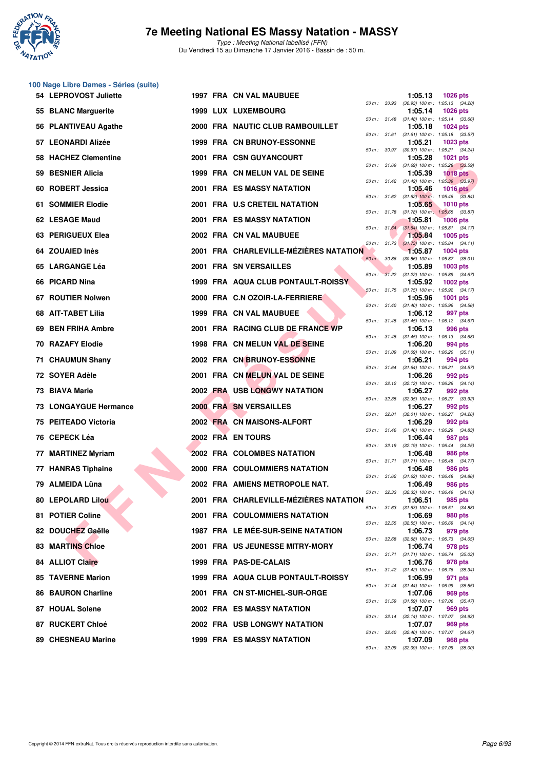## 100 Nage Libre Dames - Séries (suite)

| Rang | Nom | Année | Nat | Club | Temps | Points | Splits |
|---|---|---|---|---|---|---|---|
| 54 | LEPROVOST Juliette | 1997 | FRA | CN VAL MAUBUEE | 1:05.13 | 1026 pts | 50 m : 30.93 (30.93) 100 m : 1:05.13 (34.20) |
| 55 | BLANC Marguerite | 1999 | LUX | LUXEMBOURG | 1:05.14 | 1026 pts | 50 m : 31.48 (31.48) 100 m : 1:05.14 (33.66) |
| 56 | PLANTIVEAU Agathe | 2000 | FRA | NAUTIC CLUB RAMBOUILLET | 1:05.18 | 1024 pts | 50 m : 31.61 (31.61) 100 m : 1:05.18 (33.57) |
| 57 | LEONARDI Alizée | 1999 | FRA | CN BRUNOY-ESSONNE | 1:05.21 | 1023 pts | 50 m : 30.97 (30.97) 100 m : 1:05.21 (34.24) |
| 58 | HACHEZ Clementine | 2001 | FRA | CSN GUYANCOURT | 1:05.28 | 1021 pts | 50 m : 31.69 (31.69) 100 m : 1:05.28 (33.59) |
| 59 | BESNIER Alicia | 1999 | FRA | CN MELUN VAL DE SEINE | 1:05.39 | 1018 pts | 50 m : 31.42 (31.42) 100 m : 1:05.39 (33.97) |
| 60 | ROBERT Jessica | 2001 | FRA | ES MASSY NATATION | 1:05.46 | 1016 pts | 50 m : 31.62 (31.62) 100 m : 1:05.46 (33.84) |
| 61 | SOMMIER Elodie | 2001 | FRA | U.S CRETEIL NATATION | 1:05.65 | 1010 pts | 50 m : 31.78 (31.78) 100 m : 1:05.65 (33.87) |
| 62 | LESAGE Maud | 2001 | FRA | ES MASSY NATATION | 1:05.81 | 1006 pts | 50 m : 31.64 (31.64) 100 m : 1:05.81 (34.17) |
| 63 | PERIGUEUX Elea | 2002 | FRA | CN VAL MAUBUEE | 1:05.84 | 1005 pts | 50 m : 31.73 (31.73) 100 m : 1:05.84 (34.11) |
| 64 | ZOUAIED Inès | 2001 | FRA | CHARLEVILLE-MÉZIÈRES NATATION | 1:05.87 | 1004 pts | 50 m : 30.86 (30.86) 100 m : 1:05.87 (35.01) |
| 65 | LARGANGE Léa | 2001 | FRA | SN VERSAILLES | 1:05.89 | 1003 pts | 50 m : 31.22 (31.22) 100 m : 1:05.89 (34.67) |
| 66 | PICARD Nina | 1999 | FRA | AQUA CLUB PONTAULT-ROISSY | 1:05.92 | 1002 pts | 50 m : 31.75 (31.75) 100 m : 1:05.92 (34.17) |
| 67 | ROUTIER Nolwen | 2000 | FRA | C.N OZOIR-LA-FERRIERE | 1:05.96 | 1001 pts | 50 m : 31.40 (31.40) 100 m : 1:05.96 (34.56) |
| 68 | AIT-TABET Lilia | 1999 | FRA | CN VAL MAUBUEE | 1:06.12 | 997 pts | 50 m : 31.45 (31.45) 100 m : 1:06.12 (34.67) |
| 69 | BEN FRIHA Ambre | 2001 | FRA | RACING CLUB DE FRANCE WP | 1:06.13 | 996 pts | 50 m : 31.45 (31.45) 100 m : 1:06.13 (34.68) |
| 70 | RAZAFY Elodie | 1998 | FRA | CN MELUN VAL DE SEINE | 1:06.20 | 994 pts | 50 m : 31.09 (31.09) 100 m : 1:06.20 (35.11) |
| 71 | CHAUMUN Shany | 2002 | FRA | CN BRUNOY-ESSONNE | 1:06.21 | 994 pts | 50 m : 31.64 (31.64) 100 m : 1:06.21 (34.57) |
| 72 | SOYER Adèle | 2001 | FRA | CN MELUN VAL DE SEINE | 1:06.26 | 992 pts | 50 m : 32.12 (32.12) 100 m : 1:06.26 (34.14) |
| 73 | BIAVA Marie | 2002 | FRA | USB LONGWY NATATION | 1:06.27 | 992 pts | 50 m : 32.35 (32.35) 100 m : 1:06.27 (33.92) |
| 73 | LONGAYGUE Hermance | 2000 | FRA | SN VERSAILLES | 1:06.27 | 992 pts | 50 m : 32.01 (32.01) 100 m : 1:06.27 (34.26) |
| 75 | PEITEADO Victoria | 2002 | FRA | CN MAISONS-ALFORT | 1:06.29 | 992 pts | 50 m : 31.46 (31.46) 100 m : 1:06.29 (34.83) |
| 76 | CEPECK Léa | 2002 | FRA | EN TOURS | 1:06.44 | 987 pts | 50 m : 32.19 (32.19) 100 m : 1:06.44 (34.25) |
| 77 | MARTINEZ Myriam | 2002 | FRA | COLOMBES NATATION | 1:06.48 | 986 pts | 50 m : 31.71 (31.71) 100 m : 1:06.48 (34.77) |
| 77 | HANRAS Tiphaine | 2000 | FRA | COULOMMIERS NATATION | 1:06.48 | 986 pts | 50 m : 31.62 (31.62) 100 m : 1:06.48 (34.86) |
| 79 | ALMEIDA Lüna | 2002 | FRA | AMIENS METROPOLE NAT. | 1:06.49 | 986 pts | 50 m : 32.33 (32.33) 100 m : 1:06.49 (34.16) |
| 80 | LEPOLARD Lilou | 2001 | FRA | CHARLEVILLE-MÉZIÈRES NATATION | 1:06.51 | 985 pts | 50 m : 31.63 (31.63) 100 m : 1:06.51 (34.88) |
| 81 | POTIER Coline | 2001 | FRA | COULOMMIERS NATATION | 1:06.69 | 980 pts | 50 m : 32.55 (32.55) 100 m : 1:06.69 (34.14) |
| 82 | DOUCHEZ Gaëlle | 1987 | FRA | LE MÉE-SUR-SEINE NATATION | 1:06.73 | 979 pts | 50 m : 32.68 (32.68) 100 m : 1:06.73 (34.05) |
| 83 | MARTINS Chloe | 2001 | FRA | US JEUNESSE MITRY-MORY | 1:06.74 | 978 pts | 50 m : 31.71 (31.71) 100 m : 1:06.74 (35.03) |
| 84 | ALLIOT Claire | 1999 | FRA | PAS-DE-CALAIS | 1:06.76 | 978 pts | 50 m : 31.42 (31.42) 100 m : 1:06.76 (35.34) |
| 85 | TAVERNE Marion | 1999 | FRA | AQUA CLUB PONTAULT-ROISSY | 1:06.99 | 971 pts | 50 m : 31.44 (31.44) 100 m : 1:06.99 (35.55) |
| 86 | BAURON Charline | 2001 | FRA | CN ST-MICHEL-SUR-ORGE | 1:07.06 | 969 pts | 50 m : 31.59 (31.59) 100 m : 1:07.06 (35.47) |
| 87 | HOUAL Solene | 2002 | FRA | ES MASSY NATATION | 1:07.07 | 969 pts | 50 m : 32.14 (32.14) 100 m : 1:07.07 (34.93) |
| 87 | RUCKERT Chloé | 2002 | FRA | USB LONGWY NATATION | 1:07.07 | 969 pts | 50 m : 32.40 (32.40) 100 m : 1:07.07 (34.67) |
| 89 | CHESNEAU Marine | 1999 | FRA | ES MASSY NATATION | 1:07.09 | 968 pts | 50 m : 32.09 (32.09) 100 m : 1:07.09 (35.00) |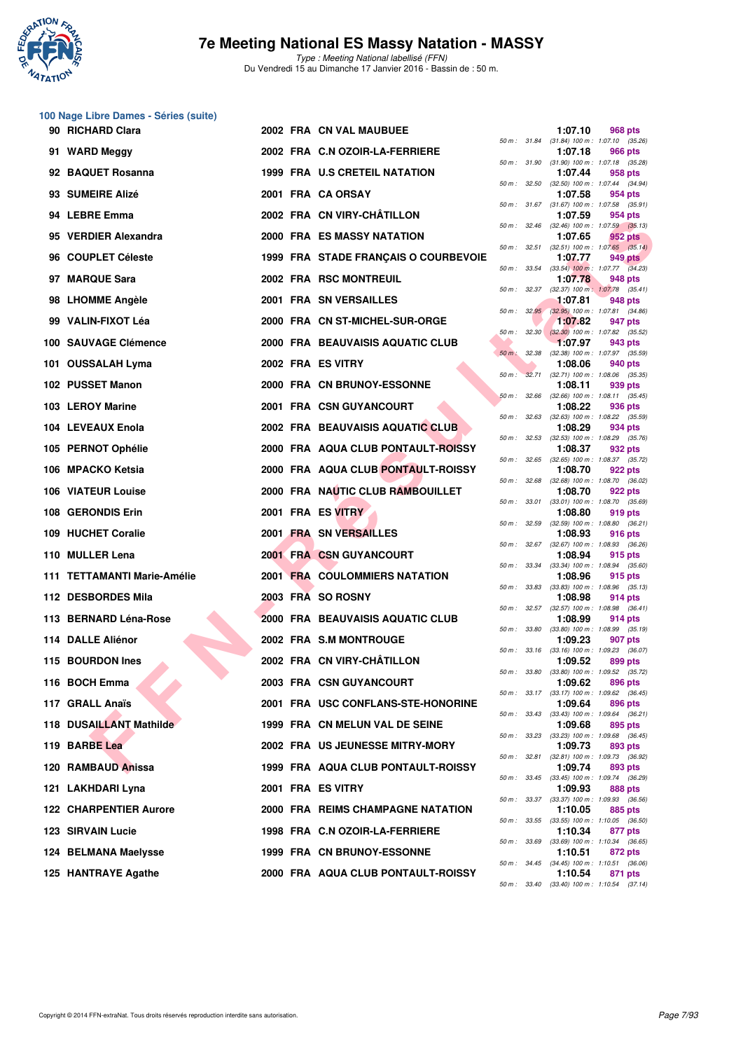## 100 Nage Libre Dames - Séries (suite)

| Rang | Nom | Année | Nat | Club | Temps | Points | Splits |
|---|---|---|---|---|---|---|---|
| 90 | RICHARD Clara | 2002 | FRA | CN VAL MAUBUEE | 1:07.10 | 968 pts | 50 m : 31.84 (31.84) 100 m : 1:07.10 (35.26) |
| 91 | WARD Meggy | 2002 | FRA | C.N OZOIR-LA-FERRIERE | 1:07.18 | 966 pts | 50 m : 31.90 (31.90) 100 m : 1:07.18 (35.28) |
| 92 | BAQUET Rosanna | 1999 | FRA | U.S CRETEIL NATATION | 1:07.44 | 958 pts | 50 m : 32.50 (32.50) 100 m : 1:07.44 (34.94) |
| 93 | SUMEIRE Alizé | 2001 | FRA | CA ORSAY | 1:07.58 | 954 pts | 50 m : 31.67 (31.67) 100 m : 1:07.58 (35.91) |
| 94 | LEBRE Emma | 2002 | FRA | CN VIRY-CHÂTILLON | 1:07.59 | 954 pts | 50 m : 32.46 (32.46) 100 m : 1:07.59 (35.13) |
| 95 | VERDIER Alexandra | 2000 | FRA | ES MASSY NATATION | 1:07.65 | 952 pts | 50 m : 32.51 (32.51) 100 m : 1:07.65 (35.14) |
| 96 | COUPLET Céleste | 1999 | FRA | STADE FRANÇAIS O COURBEVOIE | 1:07.77 | 949 pts | 50 m : 33.54 (33.54) 100 m : 1:07.77 (34.23) |
| 97 | MARQUE Sara | 2002 | FRA | RSC MONTREUIL | 1:07.78 | 948 pts | 50 m : 32.37 (32.37) 100 m : 1:07.78 (35.41) |
| 98 | LHOMME Angèle | 2001 | FRA | SN VERSAILLES | 1:07.81 | 948 pts | 50 m : 32.95 (32.95) 100 m : 1:07.81 (34.86) |
| 99 | VALIN-FIXOT Léa | 2000 | FRA | CN ST-MICHEL-SUR-ORGE | 1:07.82 | 947 pts | 50 m : 32.30 (32.30) 100 m : 1:07.82 (35.52) |
| 100 | SAUVAGE Clémence | 2000 | FRA | BEAUVAISIS AQUATIC CLUB | 1:07.97 | 943 pts | 50 m : 32.38 (32.38) 100 m : 1:07.97 (35.59) |
| 101 | OUSSALAH Lyma | 2002 | FRA | ES VITRY | 1:08.06 | 940 pts | 50 m : 32.71 (32.71) 100 m : 1:08.06 (35.35) |
| 102 | PUSSET Manon | 2000 | FRA | CN BRUNOY-ESSONNE | 1:08.11 | 939 pts | 50 m : 32.66 (32.66) 100 m : 1:08.11 (35.45) |
| 103 | LEROY Marine | 2001 | FRA | CSN GUYANCOURT | 1:08.22 | 936 pts | 50 m : 32.63 (32.63) 100 m : 1:08.22 (35.59) |
| 104 | LEVEAUX Enola | 2002 | FRA | BEAUVAISIS AQUATIC CLUB | 1:08.29 | 934 pts | 50 m : 32.53 (32.53) 100 m : 1:08.29 (35.76) |
| 105 | PERNOT Ophélie | 2000 | FRA | AQUA CLUB PONTAULT-ROISSY | 1:08.37 | 932 pts | 50 m : 32.65 (32.65) 100 m : 1:08.37 (35.72) |
| 106 | MPACKO Ketsia | 2000 | FRA | AQUA CLUB PONTAULT-ROISSY | 1:08.70 | 922 pts | 50 m : 32.68 (32.68) 100 m : 1:08.70 (36.02) |
| 106 | VIATEUR Louise | 2000 | FRA | NAUTIC CLUB RAMBOUILLET | 1:08.70 | 922 pts | 50 m : 33.01 (33.01) 100 m : 1:08.70 (35.69) |
| 108 | GERONDIS Erin | 2001 | FRA | ES VITRY | 1:08.80 | 919 pts | 50 m : 32.59 (32.59) 100 m : 1:08.80 (36.21) |
| 109 | HUCHET Coralie | 2001 | FRA | SN VERSAILLES | 1:08.93 | 916 pts | 50 m : 32.67 (32.67) 100 m : 1:08.93 (36.26) |
| 110 | MULLER Lena | 2001 | FRA | CSN GUYANCOURT | 1:08.94 | 915 pts | 50 m : 33.34 (33.34) 100 m : 1:08.94 (35.60) |
| 111 | TETTAMANTI Marie-Amélie | 2001 | FRA | COULOMMIERS NATATION | 1:08.96 | 915 pts | 50 m : 33.83 (33.83) 100 m : 1:08.96 (35.13) |
| 112 | DESBORDES Mila | 2003 | FRA | SO ROSNY | 1:08.98 | 914 pts | 50 m : 32.57 (32.57) 100 m : 1:08.98 (36.41) |
| 113 | BERNARD Léna-Rose | 2000 | FRA | BEAUVAISIS AQUATIC CLUB | 1:08.99 | 914 pts | 50 m : 33.80 (33.80) 100 m : 1:08.99 (35.19) |
| 114 | DALLE Aliénor | 2002 | FRA | S.M MONTROUGE | 1:09.23 | 907 pts | 50 m : 33.16 (33.16) 100 m : 1:09.23 (36.07) |
| 115 | BOURDON Ines | 2002 | FRA | CN VIRY-CHÂTILLON | 1:09.52 | 899 pts | 50 m : 33.80 (33.80) 100 m : 1:09.52 (35.72) |
| 116 | BOCH Emma | 2003 | FRA | CSN GUYANCOURT | 1:09.62 | 896 pts | 50 m : 33.17 (33.17) 100 m : 1:09.62 (36.45) |
| 117 | GRALL Anaïs | 2001 | FRA | USC CONFLANS-STE-HONORINE | 1:09.64 | 896 pts | 50 m : 33.43 (33.43) 100 m : 1:09.64 (36.21) |
| 118 | DUSAILLANT Mathilde | 1999 | FRA | CN MELUN VAL DE SEINE | 1:09.68 | 895 pts | 50 m : 33.23 (33.23) 100 m : 1:09.68 (36.45) |
| 119 | BARBE Lea | 2002 | FRA | US JEUNESSE MITRY-MORY | 1:09.73 | 893 pts | 50 m : 32.81 (32.81) 100 m : 1:09.73 (36.92) |
| 120 | RAMBAUD Anissa | 1999 | FRA | AQUA CLUB PONTAULT-ROISSY | 1:09.74 | 893 pts | 50 m : 33.45 (33.45) 100 m : 1:09.74 (36.29) |
| 121 | LAKHDARI Lyna | 2001 | FRA | ES VITRY | 1:09.93 | 888 pts | 50 m : 33.37 (33.37) 100 m : 1:09.93 (36.56) |
| 122 | CHARPENTIER Aurore | 2000 | FRA | REIMS CHAMPAGNE NATATION | 1:10.05 | 885 pts | 50 m : 33.55 (33.55) 100 m : 1:10.05 (36.50) |
| 123 | SIRVAIN Lucie | 1998 | FRA | C.N OZOIR-LA-FERRIERE | 1:10.34 | 877 pts | 50 m : 33.69 (33.69) 100 m : 1:10.34 (36.65) |
| 124 | BELMANA Maelysse | 1999 | FRA | CN BRUNOY-ESSONNE | 1:10.51 | 872 pts | 50 m : 34.45 (34.45) 100 m : 1:10.51 (36.06) |
| 125 | HANTRAYE Agathe | 2000 | FRA | AQUA CLUB PONTAULT-ROISSY | 1:10.54 | 871 pts | 50 m : 33.40 (33.40) 100 m : 1:10.54 (37.14) |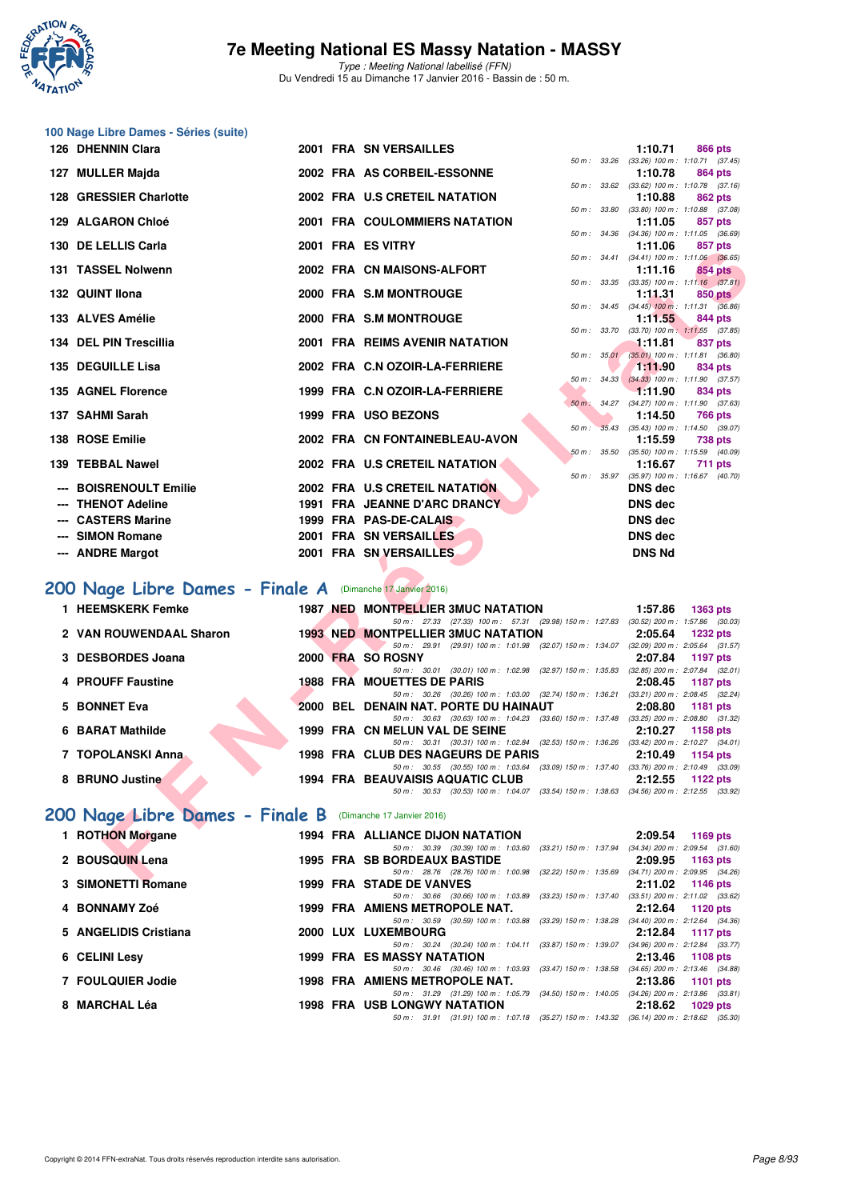# 7e Meeting National ES Massy Natation - MASSY

*Type : Meeting National labellisé (FFN)*
Du Vendredi 15 au Dimanche 17 Janvier 2016 - Bassin de : 50 m.

## 100 Nage Libre Dames - Séries (suite)

| Rang | Nom | Année | Nat | Club | Temps | Points | Intermédiaires |
|---|---|---|---|---|---|---|---|
| 126 | DHENNIN Clara | 2001 | FRA | SN VERSAILLES | 1:10.71 | 866 pts | 50 m : 33.26 (33.26) 100 m : 1:10.71 (37.45) |
| 127 | MULLER Majda | 2002 | FRA | AS CORBEIL-ESSONNE | 1:10.78 | 864 pts | 50 m : 33.62 (33.62) 100 m : 1:10.78 (37.16) |
| 128 | GRESSIER Charlotte | 2002 | FRA | U.S CRETEIL NATATION | 1:10.88 | 862 pts | 50 m : 33.80 (33.80) 100 m : 1:10.88 (37.08) |
| 129 | ALGARON Chloé | 2001 | FRA | COULOMMIERS NATATION | 1:11.05 | 857 pts | 50 m : 34.36 (34.36) 100 m : 1:11.05 (36.69) |
| 130 | DE LELLIS Carla | 2001 | FRA | ES VITRY | 1:11.06 | 857 pts | 50 m : 34.41 (34.41) 100 m : 1:11.06 (36.65) |
| 131 | TASSEL Nolwenn | 2002 | FRA | CN MAISONS-ALFORT | 1:11.16 | 854 pts | 50 m : 33.35 (33.35) 100 m : 1:11.16 (37.81) |
| 132 | QUINT Ilona | 2000 | FRA | S.M MONTROUGE | 1:11.31 | 850 pts | 50 m : 34.45 (34.45) 100 m : 1:11.31 (36.86) |
| 133 | ALVES Amélie | 2000 | FRA | S.M MONTROUGE | 1:11.55 | 844 pts | 50 m : 33.70 (33.70) 100 m : 1:11.55 (37.85) |
| 134 | DEL PIN Trescillia | 2001 | FRA | REIMS AVENIR NATATION | 1:11.81 | 837 pts | 50 m : 35.01 (35.01) 100 m : 1:11.81 (36.80) |
| 135 | DEGUILLE Lisa | 2002 | FRA | C.N OZOIR-LA-FERRIERE | 1:11.90 | 834 pts | 50 m : 34.33 (34.33) 100 m : 1:11.90 (37.57) |
| 135 | AGNEL Florence | 1999 | FRA | C.N OZOIR-LA-FERRIERE | 1:11.90 | 834 pts | 50 m : 34.27 (34.27) 100 m : 1:11.90 (37.63) |
| 137 | SAHMI Sarah | 1999 | FRA | USO BEZONS | 1:14.50 | 766 pts | 50 m : 35.43 (35.43) 100 m : 1:14.50 (39.07) |
| 138 | ROSE Emilie | 2002 | FRA | CN FONTAINEBLEAU-AVON | 1:15.59 | 738 pts | 50 m : 35.50 (35.50) 100 m : 1:15.59 (40.09) |
| 139 | TEBBAL Nawel | 2002 | FRA | U.S CRETEIL NATATION | 1:16.67 | 711 pts | 50 m : 35.97 (35.97) 100 m : 1:16.67 (40.70) |
| --- | BOISRENOULT Emilie | 2002 | FRA | U.S CRETEIL NATATION | DNS dec | | |
| --- | THENOT Adeline | 1991 | FRA | JEANNE D'ARC DRANCY | DNS dec | | |
| --- | CASTERS Marine | 1999 | FRA | PAS-DE-CALAIS | DNS dec | | |
| --- | SIMON Romane | 2001 | FRA | SN VERSAILLES | DNS dec | | |
| --- | ANDRE Margot | 2001 | FRA | SN VERSAILLES | DNS Nd | | |

## 200 Nage Libre Dames - Finale A (Dimanche 17 Janvier 2016)

| Rang | Nom | Année | Nat | Club | Temps | Points | Intermédiaires |
|---|---|---|---|---|---|---|---|
| 1 | HEEMSKERK Femke | 1987 | NED | MONTPELLIER 3MUC NATATION | 1:57.86 | 1363 pts | 50 m : 27.33 (27.33) 100 m : 57.31 (29.98) 150 m : 1:27.83 (30.52) 200 m : 1:57.86 (30.03) |
| 2 | VAN ROUWENDAAL Sharon | 1993 | NED | MONTPELLIER 3MUC NATATION | 2:05.64 | 1232 pts | 50 m : 29.91 (29.91) 100 m : 1:01.98 (32.07) 150 m : 1:34.07 (32.09) 200 m : 2:05.64 (31.57) |
| 3 | DESBORDES Joana | 2000 | FRA | SO ROSNY | 2:07.84 | 1197 pts | 50 m : 30.01 (30.01) 100 m : 1:02.98 (32.97) 150 m : 1:35.83 (32.85) 200 m : 2:07.84 (32.01) |
| 4 | PROUFF Faustine | 1988 | FRA | MOUETTES DE PARIS | 2:08.45 | 1187 pts | 50 m : 30.26 (30.26) 100 m : 1:03.00 (32.74) 150 m : 1:36.21 (33.21) 200 m : 2:08.45 (32.24) |
| 5 | BONNET Eva | 2000 | BEL | DENAIN NAT. PORTE DU HAINAUT | 2:08.80 | 1181 pts | 50 m : 30.63 (30.63) 100 m : 1:04.23 (33.60) 150 m : 1:37.48 (33.25) 200 m : 2:08.80 (31.32) |
| 6 | BARAT Mathilde | 1999 | FRA | CN MELUN VAL DE SEINE | 2:10.27 | 1158 pts | 50 m : 30.31 (30.31) 100 m : 1:02.84 (32.53) 150 m : 1:36.26 (33.42) 200 m : 2:10.27 (34.01) |
| 7 | TOPOLANSKI Anna | 1998 | FRA | CLUB DES NAGEURS DE PARIS | 2:10.49 | 1154 pts | 50 m : 30.55 (30.55) 100 m : 1:03.64 (33.09) 150 m : 1:37.40 (33.76) 200 m : 2:10.49 (33.09) |
| 8 | BRUNO Justine | 1994 | FRA | BEAUVAISIS AQUATIC CLUB | 2:12.55 | 1122 pts | 50 m : 30.53 (30.53) 100 m : 1:04.07 (33.54) 150 m : 1:38.63 (34.56) 200 m : 2:12.55 (33.92) |

## 200 Nage Libre Dames - Finale B (Dimanche 17 Janvier 2016)

| Rang | Nom | Année | Nat | Club | Temps | Points | Intermédiaires |
|---|---|---|---|---|---|---|---|
| 1 | ROTHON Morgane | 1994 | FRA | ALLIANCE DIJON NATATION | 2:09.54 | 1169 pts | 50 m : 30.39 (30.39) 100 m : 1:03.60 (33.21) 150 m : 1:37.94 (34.34) 200 m : 2:09.54 (31.60) |
| 2 | BOUSQUIN Lena | 1995 | FRA | SB BORDEAUX BASTIDE | 2:09.95 | 1163 pts | 50 m : 28.76 (28.76) 100 m : 1:00.98 (32.22) 150 m : 1:35.69 (34.71) 200 m : 2:09.95 (34.26) |
| 3 | SIMONETTI Romane | 1999 | FRA | STADE DE VANVES | 2:11.02 | 1146 pts | 50 m : 30.66 (30.66) 100 m : 1:03.89 (33.23) 150 m : 1:37.40 (33.51) 200 m : 2:11.02 (33.62) |
| 4 | BONNAMY Zoé | 1999 | FRA | AMIENS METROPOLE NAT. | 2:12.64 | 1120 pts | 50 m : 30.59 (30.59) 100 m : 1:03.88 (33.29) 150 m : 1:38.28 (34.40) 200 m : 2:12.64 (34.36) |
| 5 | ANGELIDIS Cristiana | 2000 | LUX | LUXEMBOURG | 2:12.84 | 1117 pts | 50 m : 30.24 (30.24) 100 m : 1:04.11 (33.87) 150 m : 1:39.07 (34.96) 200 m : 2:12.84 (33.77) |
| 6 | CELINI Lesy | 1999 | FRA | ES MASSY NATATION | 2:13.46 | 1108 pts | 50 m : 30.46 (30.46) 100 m : 1:03.93 (33.47) 150 m : 1:38.58 (34.65) 200 m : 2:13.46 (34.88) |
| 7 | FOULQUIER Jodie | 1998 | FRA | AMIENS METROPOLE NAT. | 2:13.86 | 1101 pts | 50 m : 31.29 (31.29) 100 m : 1:05.79 (34.50) 150 m : 1:40.05 (34.26) 200 m : 2:13.86 (33.81) |
| 8 | MARCHAL Léa | 1998 | FRA | USB LONGWY NATATION | 2:18.62 | 1029 pts | 50 m : 31.91 (31.91) 100 m : 1:07.18 (35.27) 150 m : 1:43.32 (36.14) 200 m : 2:18.62 (35.30) |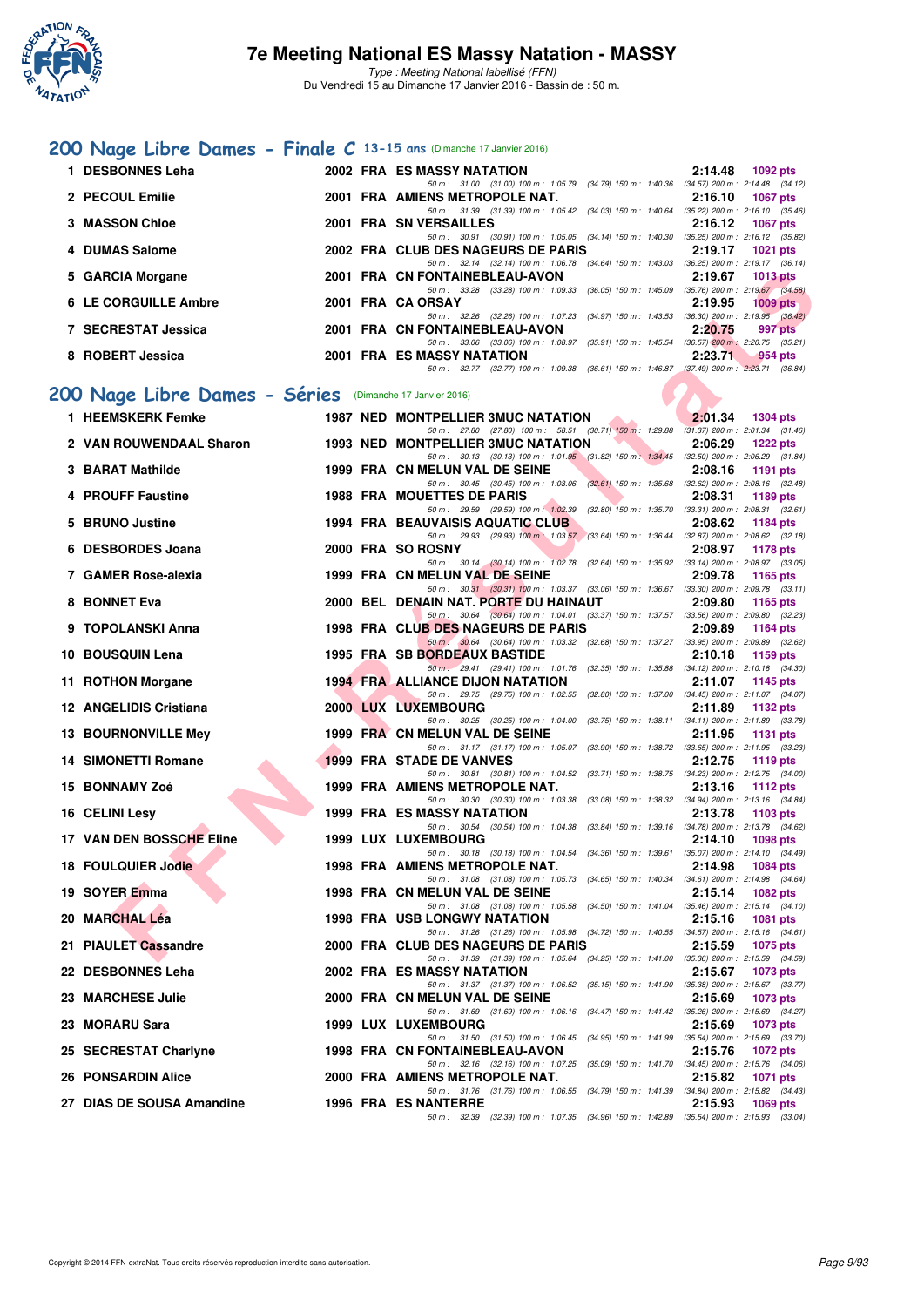# 7e Meeting National ES Massy Natation - MASSY

*Type : Meeting National labellisé (FFN)*
Du Vendredi 15 au Dimanche 17 Janvier 2016 - Bassin de : 50 m.

## 200 Nage Libre Dames - Finale C 13-15 ans (Dimanche 17 Janvier 2016)

| Rang | Nom | Année | Nat. | Club | Temps | Points |
|---|---|---|---|---|---|---|
| 1 | DESBONNES Leha | 2002 | FRA | ES MASSY NATATION | 2:14.48 | 1092 pts |
| | 50 m : 31.00 (31.00) 100 m : 1:05.79 (34.79) 150 m : 1:40.36 (34.57) 200 m : 2:14.48 (34.12) | | | | | |
| 2 | PECOUL Emilie | 2001 | FRA | AMIENS METROPOLE NAT. | 2:16.10 | 1067 pts |
| | 50 m : 31.39 (31.39) 100 m : 1:05.42 (34.03) 150 m : 1:40.64 (35.22) 200 m : 2:16.10 (35.46) | | | | | |
| 3 | MASSON Chloe | 2001 | FRA | SN VERSAILLES | 2:16.12 | 1067 pts |
| | 50 m : 30.91 (30.91) 100 m : 1:05.05 (34.14) 150 m : 1:40.30 (35.25) 200 m : 2:16.12 (35.82) | | | | | |
| 4 | DUMAS Salome | 2002 | FRA | CLUB DES NAGEURS DE PARIS | 2:19.17 | 1021 pts |
| | 50 m : 32.14 (32.14) 100 m : 1:06.78 (34.64) 150 m : 1:43.03 (36.25) 200 m : 2:19.17 (36.14) | | | | | |
| 5 | GARCIA Morgane | 2001 | FRA | CN FONTAINEBLEAU-AVON | 2:19.67 | 1013 pts |
| | 50 m : 33.28 (33.28) 100 m : 1:09.33 (36.05) 150 m : 1:45.09 (35.76) 200 m : 2:19.67 (34.58) | | | | | |
| 6 | LE CORGUILLE Ambre | 2001 | FRA | CA ORSAY | 2:19.95 | 1009 pts |
| | 50 m : 32.26 (32.26) 100 m : 1:07.23 (34.97) 150 m : 1:43.53 (36.30) 200 m : 2:19.95 (36.42) | | | | | |
| 7 | SECRESTAT Jessica | 2001 | FRA | CN FONTAINEBLEAU-AVON | 2:20.75 | 997 pts |
| | 50 m : 33.06 (33.06) 100 m : 1:08.97 (35.91) 150 m : 1:45.54 (36.57) 200 m : 2:20.75 (35.21) | | | | | |
| 8 | ROBERT Jessica | 2001 | FRA | ES MASSY NATATION | 2:23.71 | 954 pts |
| | 50 m : 32.77 (32.77) 100 m : 1:09.38 (36.61) 150 m : 1:46.87 (37.49) 200 m : 2:23.71 (36.84) | | | | | |

## 200 Nage Libre Dames - Séries (Dimanche 17 Janvier 2016)

| Rang | Nom | Année | Nat. | Club | Temps | Points |
|---|---|---|---|---|---|---|
| 1 | HEEMSKERK Femke | 1987 | NED | MONTPELLIER 3MUC NATATION | 2:01.34 | 1304 pts |
| | 50 m : 27.80 (27.80) 100 m : 58.51 (30.71) 150 m : 1:29.88 (31.37) 200 m : 2:01.34 (31.46) | | | | | |
| 2 | VAN ROUWENDAAL Sharon | 1993 | NED | MONTPELLIER 3MUC NATATION | 2:06.29 | 1222 pts |
| | 50 m : 30.13 (30.13) 100 m : 1:01.95 (31.82) 150 m : 1:34.45 (32.50) 200 m : 2:06.29 (31.84) | | | | | |
| 3 | BARAT Mathilde | 1999 | FRA | CN MELUN VAL DE SEINE | 2:08.16 | 1191 pts |
| | 50 m : 30.45 (30.45) 100 m : 1:03.06 (32.61) 150 m : 1:35.68 (32.62) 200 m : 2:08.16 (32.48) | | | | | |
| 4 | PROUFF Faustine | 1988 | FRA | MOUETTES DE PARIS | 2:08.31 | 1189 pts |
| | 50 m : 29.59 (29.59) 100 m : 1:02.39 (32.80) 150 m : 1:35.70 (33.31) 200 m : 2:08.31 (32.61) | | | | | |
| 5 | BRUNO Justine | 1994 | FRA | BEAUVAISIS AQUATIC CLUB | 2:08.62 | 1184 pts |
| | 50 m : 29.93 (29.93) 100 m : 1:03.57 (33.64) 150 m : 1:36.44 (32.87) 200 m : 2:08.62 (32.18) | | | | | |
| 6 | DESBORDES Joana | 2000 | FRA | SO ROSNY | 2:08.97 | 1178 pts |
| | 50 m : 30.14 (30.14) 100 m : 1:02.78 (32.64) 150 m : 1:35.92 (33.14) 200 m : 2:08.97 (33.05) | | | | | |
| 7 | GAMER Rose-alexia | 1999 | FRA | CN MELUN VAL DE SEINE | 2:09.78 | 1165 pts |
| | 50 m : 30.31 (30.31) 100 m : 1:03.37 (33.06) 150 m : 1:36.67 (33.30) 200 m : 2:09.78 (33.11) | | | | | |
| 8 | BONNET Eva | 2000 | BEL | DENAIN NAT. PORTE DU HAINAUT | 2:09.80 | 1165 pts |
| | 50 m : 30.64 (30.64) 100 m : 1:04.01 (33.37) 150 m : 1:37.57 (33.56) 200 m : 2:09.80 (32.23) | | | | | |
| 9 | TOPOLANSKI Anna | 1998 | FRA | CLUB DES NAGEURS DE PARIS | 2:09.89 | 1164 pts |
| | 50 m : 30.64 (30.64) 100 m : 1:03.32 (32.68) 150 m : 1:37.27 (33.95) 200 m : 2:09.89 (32.62) | | | | | |
| 10 | BOUSQUIN Lena | 1995 | FRA | SB BORDEAUX BASTIDE | 2:10.18 | 1159 pts |
| | 50 m : 29.41 (29.41) 100 m : 1:01.76 (32.35) 150 m : 1:35.88 (34.12) 200 m : 2:10.18 (34.30) | | | | | |
| 11 | ROTHON Morgane | 1994 | FRA | ALLIANCE DIJON NATATION | 2:11.07 | 1145 pts |
| | 50 m : 29.75 (29.75) 100 m : 1:02.55 (32.80) 150 m : 1:37.00 (34.45) 200 m : 2:11.07 (34.07) | | | | | |
| 12 | ANGELIDIS Cristiana | 2000 | LUX | LUXEMBOURG | 2:11.89 | 1132 pts |
| | 50 m : 30.25 (30.25) 100 m : 1:04.00 (33.75) 150 m : 1:38.11 (34.11) 200 m : 2:11.89 (33.78) | | | | | |
| 13 | BOURNONVILLE Mey | 1999 | FRA | CN MELUN VAL DE SEINE | 2:11.95 | 1131 pts |
| | 50 m : 31.17 (31.17) 100 m : 1:05.07 (33.90) 150 m : 1:38.72 (33.65) 200 m : 2:11.95 (33.23) | | | | | |
| 14 | SIMONETTI Romane | 1999 | FRA | STADE DE VANVES | 2:12.75 | 1119 pts |
| | 50 m : 30.81 (30.81) 100 m : 1:04.52 (33.71) 150 m : 1:38.75 (34.23) 200 m : 2:12.75 (34.00) | | | | | |
| 15 | BONNAMY Zoé | 1999 | FRA | AMIENS METROPOLE NAT. | 2:13.16 | 1112 pts |
| | 50 m : 30.30 (30.30) 100 m : 1:03.38 (33.08) 150 m : 1:38.32 (34.94) 200 m : 2:13.16 (34.84) | | | | | |
| 16 | CELINI Lesy | 1999 | FRA | ES MASSY NATATION | 2:13.78 | 1103 pts |
| | 50 m : 30.54 (30.54) 100 m : 1:04.38 (33.84) 150 m : 1:39.16 (34.78) 200 m : 2:13.78 (34.62) | | | | | |
| 17 | VAN DEN BOSSCHE Eline | 1999 | LUX | LUXEMBOURG | 2:14.10 | 1098 pts |
| | 50 m : 30.18 (30.18) 100 m : 1:04.54 (34.36) 150 m : 1:39.61 (35.07) 200 m : 2:14.10 (34.49) | | | | | |
| 18 | FOULQUIER Jodie | 1998 | FRA | AMIENS METROPOLE NAT. | 2:14.98 | 1084 pts |
| | 50 m : 31.08 (31.08) 100 m : 1:05.73 (34.65) 150 m : 1:40.34 (34.61) 200 m : 2:14.98 (34.64) | | | | | |
| 19 | SOYER Emma | 1998 | FRA | CN MELUN VAL DE SEINE | 2:15.14 | 1082 pts |
| | 50 m : 31.08 (31.08) 100 m : 1:05.58 (34.50) 150 m : 1:41.04 (35.46) 200 m : 2:15.14 (34.10) | | | | | |
| 20 | MARCHAL Léa | 1998 | FRA | USB LONGWY NATATION | 2:15.16 | 1081 pts |
| | 50 m : 31.26 (31.26) 100 m : 1:05.98 (34.72) 150 m : 1:40.55 (34.57) 200 m : 2:15.16 (34.61) | | | | | |
| 21 | PIAULET Cassandre | 2000 | FRA | CLUB DES NAGEURS DE PARIS | 2:15.59 | 1075 pts |
| | 50 m : 31.39 (31.39) 100 m : 1:05.64 (34.25) 150 m : 1:41.00 (35.36) 200 m : 2:15.59 (34.59) | | | | | |
| 22 | DESBONNES Leha | 2002 | FRA | ES MASSY NATATION | 2:15.67 | 1073 pts |
| | 50 m : 31.37 (31.37) 100 m : 1:06.52 (35.15) 150 m : 1:41.90 (35.38) 200 m : 2:15.67 (33.77) | | | | | |
| 23 | MARCHESE Julie | 2000 | FRA | CN MELUN VAL DE SEINE | 2:15.69 | 1073 pts |
| | 50 m : 31.69 (31.69) 100 m : 1:06.16 (34.47) 150 m : 1:41.42 (35.26) 200 m : 2:15.69 (34.27) | | | | | |
| 23 | MORARU Sara | 1999 | LUX | LUXEMBOURG | 2:15.69 | 1073 pts |
| | 50 m : 31.50 (31.50) 100 m : 1:06.45 (34.95) 150 m : 1:41.99 (35.54) 200 m : 2:15.69 (33.70) | | | | | |
| 25 | SECRESTAT Charlyne | 1998 | FRA | CN FONTAINEBLEAU-AVON | 2:15.76 | 1072 pts |
| | 50 m : 32.16 (32.16) 100 m : 1:07.25 (35.09) 150 m : 1:41.70 (34.45) 200 m : 2:15.76 (34.06) | | | | | |
| 26 | PONSARDIN Alice | 2000 | FRA | AMIENS METROPOLE NAT. | 2:15.82 | 1071 pts |
| | 50 m : 31.76 (31.76) 100 m : 1:06.55 (34.79) 150 m : 1:41.39 (34.84) 200 m : 2:15.82 (34.43) | | | | | |
| 27 | DIAS DE SOUSA Amandine | 1996 | FRA | ES NANTERRE | 2:15.93 | 1069 pts |
| | 50 m : 32.39 (32.39) 100 m : 1:07.35 (34.96) 150 m : 1:42.89 (35.54) 200 m : 2:15.93 (33.04) | | | | | |

Copyright © 2014 FFN-extraNat. Tous droits réservés reproduction interdite sans autorisation.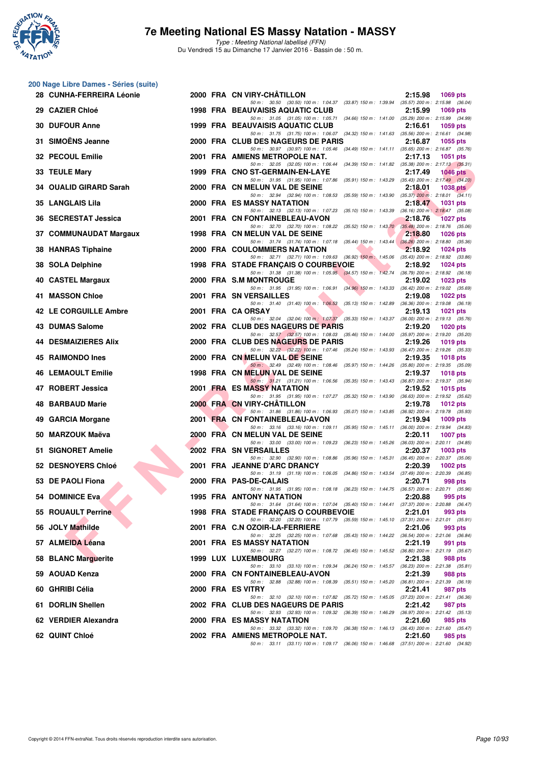## 200 Nage Libre Dames - Séries (suite)

| Rg | Nom | Année | Nat | Club | Temps | Points |
|---|---|---|---|---|---|---|
| 28 | CUNHA-FERREIRA Léonie | 2000 | FRA | CN VIRY-CHÂTILLON | 2:15.98 | 1069 pts |
| | 50 m : 30.50 (30.50) 100 m : 1:04.37 (33.87) 150 m : 1:39.94 (35.57) 200 m : 2:15.98 (36.04) | | | | | |
| 29 | CAZIER Chloé | 1998 | FRA | BEAUVAISIS AQUATIC CLUB | 2:15.99 | 1069 pts |
| | 50 m : 31.05 (31.05) 100 m : 1:05.71 (34.66) 150 m : 1:41.00 (35.29) 200 m : 2:15.99 (34.99) | | | | | |
| 30 | DUFOUR Anne | 1999 | FRA | BEAUVAISIS AQUATIC CLUB | 2:16.61 | 1059 pts |
| | 50 m : 31.75 (31.75) 100 m : 1:06.07 (34.32) 150 m : 1:41.63 (35.56) 200 m : 2:16.61 (34.98) | | | | | |
| 31 | SIMOËNS Jeanne | 2000 | FRA | CLUB DES NAGEURS DE PARIS | 2:16.87 | 1055 pts |
| | 50 m : 30.97 (30.97) 100 m : 1:05.46 (34.49) 150 m : 1:41.11 (35.65) 200 m : 2:16.87 (35.76) | | | | | |
| 32 | PECOUL Emilie | 2001 | FRA | AMIENS METROPOLE NAT. | 2:17.13 | 1051 pts |
| | 50 m : 32.05 (32.05) 100 m : 1:06.44 (34.39) 150 m : 1:41.82 (35.38) 200 m : 2:17.13 (35.31) | | | | | |
| 33 | TEULE Mary | 1999 | FRA | CNO ST-GERMAIN-EN-LAYE | 2:17.49 | 1046 pts |
| | 50 m : 31.95 (31.95) 100 m : 1:07.86 (35.91) 150 m : 1:43.29 (35.43) 200 m : 2:17.49 (34.20) | | | | | |
| 34 | OUALID GIRARD Sarah | 2000 | FRA | CN MELUN VAL DE SEINE | 2:18.01 | 1038 pts |
| | 50 m : 32.94 (32.94) 100 m : 1:08.53 (35.59) 150 m : 1:43.90 (35.37) 200 m : 2:18.01 (34.11) | | | | | |
| 35 | LANGLAIS Lila | 2000 | FRA | ES MASSY NATATION | 2:18.47 | 1031 pts |
| | 50 m : 32.13 (32.13) 100 m : 1:07.23 (35.10) 150 m : 1:43.39 (36.16) 200 m : 2:18.47 (35.08) | | | | | |
| 36 | SECRESTAT Jessica | 2001 | FRA | CN FONTAINEBLEAU-AVON | 2:18.76 | 1027 pts |
| | 50 m : 32.70 (32.70) 100 m : 1:08.22 (35.52) 150 m : 1:43.70 (35.48) 200 m : 2:18.76 (35.06) | | | | | |
| 37 | COMMUNAUDAT Margaux | 1998 | FRA | CN MELUN VAL DE SEINE | 2:18.80 | 1026 pts |
| | 50 m : 31.74 (31.74) 100 m : 1:07.18 (35.44) 150 m : 1:43.44 (36.26) 200 m : 2:18.80 (35.36) | | | | | |
| 38 | HANRAS Tiphaine | 2000 | FRA | COULOMMIERS NATATION | 2:18.92 | 1024 pts |
| | 50 m : 32.71 (32.71) 100 m : 1:09.63 (36.92) 150 m : 1:45.06 (35.43) 200 m : 2:18.92 (33.86) | | | | | |
| 38 | SOLA Delphine | 1998 | FRA | STADE FRANÇAIS O COURBEVOIE | 2:18.92 | 1024 pts |
| | 50 m : 31.38 (31.38) 100 m : 1:05.95 (34.57) 150 m : 1:42.74 (36.79) 200 m : 2:18.92 (36.18) | | | | | |
| 40 | CASTEL Margaux | 2000 | FRA | S.M MONTROUGE | 2:19.02 | 1023 pts |
| | 50 m : 31.95 (31.95) 100 m : 1:06.91 (34.96) 150 m : 1:43.33 (36.42) 200 m : 2:19.02 (35.69) | | | | | |
| 41 | MASSON Chloe | 2001 | FRA | SN VERSAILLES | 2:19.08 | 1022 pts |
| | 50 m : 31.40 (31.40) 100 m : 1:06.53 (35.13) 150 m : 1:42.89 (36.36) 200 m : 2:19.08 (36.19) | | | | | |
| 42 | LE CORGUILLE Ambre | 2001 | FRA | CA ORSAY | 2:19.13 | 1021 pts |
| | 50 m : 32.04 (32.04) 100 m : 1:07.37 (35.33) 150 m : 1:43.37 (36.00) 200 m : 2:19.13 (35.76) | | | | | |
| 43 | DUMAS Salome | 2002 | FRA | CLUB DES NAGEURS DE PARIS | 2:19.20 | 1020 pts |
| | 50 m : 32.57 (32.57) 100 m : 1:08.03 (35.46) 150 m : 1:44.00 (35.97) 200 m : 2:19.20 (35.20) | | | | | |
| 44 | DESMAIZIERES Alix | 2000 | FRA | CLUB DES NAGEURS DE PARIS | 2:19.26 | 1019 pts |
| | 50 m : 32.22 (32.22) 100 m : 1:07.46 (35.24) 150 m : 1:43.93 (36.47) 200 m : 2:19.26 (35.33) | | | | | |
| 45 | RAIMONDO Ines | 2000 | FRA | CN MELUN VAL DE SEINE | 2:19.35 | 1018 pts |
| | 50 m : 32.49 (32.49) 100 m : 1:08.46 (35.97) 150 m : 1:44.26 (35.80) 200 m : 2:19.35 (35.09) | | | | | |
| 46 | LEMAOULT Emilie | 1998 | FRA | CN MELUN VAL DE SEINE | 2:19.37 | 1018 pts |
| | 50 m : 31.21 (31.21) 100 m : 1:06.56 (35.35) 150 m : 1:43.43 (36.87) 200 m : 2:19.37 (35.94) | | | | | |
| 47 | ROBERT Jessica | 2001 | FRA | ES MASSY NATATION | 2:19.52 | 1015 pts |
| | 50 m : 31.95 (31.95) 100 m : 1:07.27 (35.32) 150 m : 1:43.90 (36.63) 200 m : 2:19.52 (35.62) | | | | | |
| 48 | BARBAUD Marie | 2000 | FRA | CN VIRY-CHÂTILLON | 2:19.78 | 1012 pts |
| | 50 m : 31.86 (31.86) 100 m : 1:06.93 (35.07) 150 m : 1:43.85 (36.92) 200 m : 2:19.78 (35.93) | | | | | |
| 49 | GARCIA Morgane | 2001 | FRA | CN FONTAINEBLEAU-AVON | 2:19.94 | 1009 pts |
| | 50 m : 33.16 (33.16) 100 m : 1:09.11 (35.95) 150 m : 1:45.11 (36.00) 200 m : 2:19.94 (34.83) | | | | | |
| 50 | MARZOUK Maëva | 2000 | FRA | CN MELUN VAL DE SEINE | 2:20.11 | 1007 pts |
| | 50 m : 33.00 (33.00) 100 m : 1:09.23 (36.23) 150 m : 1:45.26 (36.03) 200 m : 2:20.11 (34.85) | | | | | |
| 51 | SIGNORET Amelie | 2002 | FRA | SN VERSAILLES | 2:20.37 | 1003 pts |
| | 50 m : 32.90 (32.90) 100 m : 1:08.86 (35.96) 150 m : 1:45.31 (36.45) 200 m : 2:20.37 (35.06) | | | | | |
| 52 | DESNOYERS Chloé | 2001 | FRA | JEANNE D'ARC DRANCY | 2:20.39 | 1002 pts |
| | 50 m : 31.19 (31.19) 100 m : 1:06.05 (34.86) 150 m : 1:43.54 (37.49) 200 m : 2:20.39 (36.85) | | | | | |
| 53 | DE PAOLI Fiona | 2000 | FRA | PAS-DE-CALAIS | 2:20.71 | 998 pts |
| | 50 m : 31.95 (31.95) 100 m : 1:08.18 (36.23) 150 m : 1:44.75 (36.57) 200 m : 2:20.71 (35.96) | | | | | |
| 54 | DOMINICE Eva | 1995 | FRA | ANTONY NATATION | 2:20.88 | 995 pts |
| | 50 m : 31.64 (31.64) 100 m : 1:07.04 (35.40) 150 m : 1:44.41 (37.37) 200 m : 2:20.88 (36.47) | | | | | |
| 55 | ROUAULT Perrine | 1998 | FRA | STADE FRANÇAIS O COURBEVOIE | 2:21.01 | 993 pts |
| | 50 m : 32.20 (32.20) 100 m : 1:07.79 (35.59) 150 m : 1:45.10 (37.31) 200 m : 2:21.01 (35.91) | | | | | |
| 56 | JOLY Mathilde | 2001 | FRA | C.N OZOIR-LA-FERRIERE | 2:21.06 | 993 pts |
| | 50 m : 32.25 (32.25) 100 m : 1:07.68 (35.43) 150 m : 1:44.22 (36.54) 200 m : 2:21.06 (36.84) | | | | | |
| 57 | ALMEIDA Léana | 2001 | FRA | ES MASSY NATATION | 2:21.19 | 991 pts |
| | 50 m : 32.27 (32.27) 100 m : 1:08.72 (36.45) 150 m : 1:45.52 (36.80) 200 m : 2:21.19 (35.67) | | | | | |
| 58 | BLANC Marguerite | 1999 | LUX | LUXEMBOURG | 2:21.38 | 988 pts |
| | 50 m : 33.10 (33.10) 100 m : 1:09.34 (36.24) 150 m : 1:45.57 (36.23) 200 m : 2:21.38 (35.81) | | | | | |
| 59 | AOUAD Kenza | 2000 | FRA | CN FONTAINEBLEAU-AVON | 2:21.39 | 988 pts |
| | 50 m : 32.88 (32.88) 100 m : 1:08.39 (35.51) 150 m : 1:45.20 (36.81) 200 m : 2:21.39 (36.19) | | | | | |
| 60 | GHRIBI Célia | 2000 | FRA | ES VITRY | 2:21.41 | 987 pts |
| | 50 m : 32.10 (32.10) 100 m : 1:07.82 (35.72) 150 m : 1:45.05 (37.23) 200 m : 2:21.41 (36.36) | | | | | |
| 61 | DORLIN Shellen | 2002 | FRA | CLUB DES NAGEURS DE PARIS | 2:21.42 | 987 pts |
| | 50 m : 32.93 (32.93) 100 m : 1:09.32 (36.39) 150 m : 1:46.29 (36.97) 200 m : 2:21.42 (35.13) | | | | | |
| 62 | VERDIER Alexandra | 2000 | FRA | ES MASSY NATATION | 2:21.60 | 985 pts |
| | 50 m : 33.32 (33.32) 100 m : 1:09.70 (36.38) 150 m : 1:46.13 (36.43) 200 m : 2:21.60 (35.47) | | | | | |
| 62 | QUINT Chloé | 2002 | FRA | AMIENS METROPOLE NAT. | 2:21.60 | 985 pts |
| | 50 m : 33.11 (33.11) 100 m : 1:09.17 (36.06) 150 m : 1:46.68 (37.51) 200 m : 2:21.60 (34.92) | | | | | |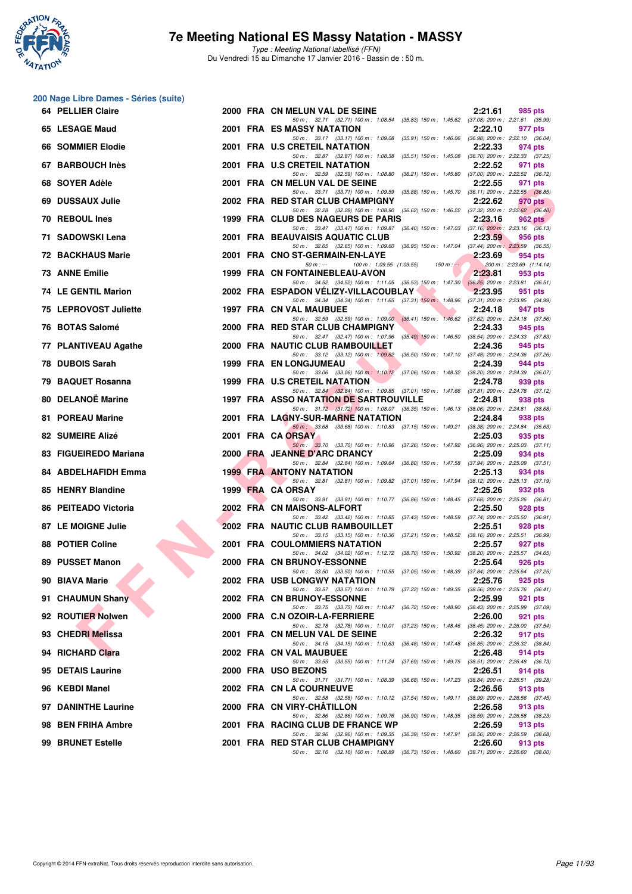# 7e Meeting National ES Massy Natation - MASSY

*Type : Meeting National labellisé (FFN)*

Du Vendredi 15 au Dimanche 17 Janvier 2016 - Bassin de : 50 m.

## 200 Nage Libre Dames - Séries (suite)

| Rang | Nom | Année | Nat. | Club | Temps | Points |
|---|---|---|---|---|---|---|
| 64 | PELLIER Claire | 2000 | FRA | CN MELUN VAL DE SEINE | 2:21.61 | 985 pts |
| | 50 m : 32.71 (32.71) 100 m : 1:08.54 (35.83) 150 m : 1:45.62 (37.08) 200 m : 2:21.61 (35.99) | | | | | |
| 65 | LESAGE Maud | 2001 | FRA | ES MASSY NATATION | 2:22.10 | 977 pts |
| | 50 m : 33.17 (33.17) 100 m : 1:09.08 (35.91) 150 m : 1:46.06 (36.98) 200 m : 2:22.10 (36.04) | | | | | |
| 66 | SOMMIER Elodie | 2001 | FRA | U.S CRETEIL NATATION | 2:22.33 | 974 pts |
| | 50 m : 32.87 (32.87) 100 m : 1:08.38 (35.51) 150 m : 1:45.08 (36.70) 200 m : 2:22.33 (37.25) | | | | | |
| 67 | BARBOUCH Inès | 2001 | FRA | U.S CRETEIL NATATION | 2:22.52 | 971 pts |
| | 50 m : 32.59 (32.59) 100 m : 1:08.80 (36.21) 150 m : 1:45.80 (37.00) 200 m : 2:22.52 (36.72) | | | | | |
| 68 | SOYER Adèle | 2001 | FRA | CN MELUN VAL DE SEINE | 2:22.55 | 971 pts |
| | 50 m : 33.71 (33.71) 100 m : 1:09.59 (35.88) 150 m : 1:45.70 (36.11) 200 m : 2:22.55 (36.85) | | | | | |
| 69 | DUSSAUX Julie | 2002 | FRA | RED STAR CLUB CHAMPIGNY | 2:22.62 | 970 pts |
| | 50 m : 32.28 (32.28) 100 m : 1:08.90 (36.62) 150 m : 1:46.22 (37.32) 200 m : 2:22.62 (36.40) | | | | | |
| 70 | REBOUL Ines | 1999 | FRA | CLUB DES NAGEURS DE PARIS | 2:23.16 | 962 pts |
| | 50 m : 33.47 (33.47) 100 m : 1:09.87 (36.40) 150 m : 1:47.03 (37.16) 200 m : 2:23.16 (36.13) | | | | | |
| 71 | SADOWSKI Lena | 2001 | FRA | BEAUVAISIS AQUATIC CLUB | 2:23.59 | 956 pts |
| | 50 m : 32.65 (32.65) 100 m : 1:09.60 (36.95) 150 m : 1:47.04 (37.44) 200 m : 2:23.59 (36.55) | | | | | |
| 72 | BACKHAUS Marie | 2001 | FRA | CNO ST-GERMAIN-EN-LAYE | 2:23.69 | 954 pts |
| | 50 m : --- 100 m : 1:09.55 (1:09.55) 150 m : --- 200 m : 2:23.69 (1:14.14) | | | | | |
| 73 | ANNE Emilie | 1999 | FRA | CN FONTAINEBLEAU-AVON | 2:23.81 | 953 pts |
| | 50 m : 34.52 (34.52) 100 m : 1:11.05 (36.53) 150 m : 1:47.30 (36.25) 200 m : 2:23.81 (36.51) | | | | | |
| 74 | LE GENTIL Marion | 2002 | FRA | ESPADON VÉLIZY-VILLACOUBLAY | 2:23.95 | 951 pts |
| | 50 m : 34.34 (34.34) 100 m : 1:11.65 (37.31) 150 m : 1:48.96 (37.31) 200 m : 2:23.95 (34.99) | | | | | |
| 75 | LEPROVOST Juliette | 1997 | FRA | CN VAL MAUBUEE | 2:24.18 | 947 pts |
| | 50 m : 32.59 (32.59) 100 m : 1:09.00 (36.41) 150 m : 1:46.62 (37.62) 200 m : 2:24.18 (37.56) | | | | | |
| 76 | BOTAS Salomé | 2000 | FRA | RED STAR CLUB CHAMPIGNY | 2:24.33 | 945 pts |
| | 50 m : 32.47 (32.47) 100 m : 1:07.96 (35.49) 150 m : 1:46.50 (38.54) 200 m : 2:24.33 (37.83) | | | | | |
| 77 | PLANTIVEAU Agathe | 2000 | FRA | NAUTIC CLUB RAMBOUILLET | 2:24.36 | 945 pts |
| | 50 m : 33.12 (33.12) 100 m : 1:09.62 (36.50) 150 m : 1:47.10 (37.48) 200 m : 2:24.36 (37.26) | | | | | |
| 78 | DUBOIS Sarah | 1999 | FRA | EN LONGJUMEAU | 2:24.39 | 944 pts |
| | 50 m : 33.06 (33.06) 100 m : 1:10.12 (37.06) 150 m : 1:48.32 (38.20) 200 m : 2:24.39 (36.07) | | | | | |
| 79 | BAQUET Rosanna | 1999 | FRA | U.S CRETEIL NATATION | 2:24.78 | 939 pts |
| | 50 m : 32.84 (32.84) 100 m : 1:09.85 (37.01) 150 m : 1:47.66 (37.81) 200 m : 2:24.78 (37.12) | | | | | |
| 80 | DELANOË Marine | 1997 | FRA | ASSO NATATION DE SARTROUVILLE | 2:24.81 | 938 pts |
| | 50 m : 31.72 (31.72) 100 m : 1:08.07 (36.35) 150 m : 1:46.13 (38.06) 200 m : 2:24.81 (38.68) | | | | | |
| 81 | POREAU Marine | 2001 | FRA | LAGNY-SUR-MARNE NATATION | 2:24.84 | 938 pts |
| | 50 m : 33.68 (33.68) 100 m : 1:10.83 (37.15) 150 m : 1:49.21 (38.38) 200 m : 2:24.84 (35.63) | | | | | |
| 82 | SUMEIRE Alizé | 2001 | FRA | CA ORSAY | 2:25.03 | 935 pts |
| | 50 m : 33.70 (33.70) 100 m : 1:10.96 (37.26) 150 m : 1:47.92 (36.96) 200 m : 2:25.03 (37.11) | | | | | |
| 83 | FIGUEIREDO Mariana | 2000 | FRA | JEANNE D'ARC DRANCY | 2:25.09 | 934 pts |
| | 50 m : 32.84 (32.84) 100 m : 1:09.64 (36.80) 150 m : 1:47.58 (37.94) 200 m : 2:25.09 (37.51) | | | | | |
| 84 | ABDELHAFIDH Emma | 1999 | FRA | ANTONY NATATION | 2:25.13 | 934 pts |
| | 50 m : 32.81 (32.81) 100 m : 1:09.82 (37.01) 150 m : 1:47.94 (38.12) 200 m : 2:25.13 (37.19) | | | | | |
| 85 | HENRY Blandine | 1999 | FRA | CA ORSAY | 2:25.26 | 932 pts |
| | 50 m : 33.91 (33.91) 100 m : 1:10.77 (36.86) 150 m : 1:48.45 (37.68) 200 m : 2:25.26 (36.81) | | | | | |
| 86 | PEITEADO Victoria | 2002 | FRA | CN MAISONS-ALFORT | 2:25.50 | 928 pts |
| | 50 m : 33.42 (33.42) 100 m : 1:10.85 (37.43) 150 m : 1:48.59 (37.74) 200 m : 2:25.50 (36.91) | | | | | |
| 87 | LE MOIGNE Julie | 2002 | FRA | NAUTIC CLUB RAMBOUILLET | 2:25.51 | 928 pts |
| | 50 m : 33.15 (33.15) 100 m : 1:10.36 (37.21) 150 m : 1:48.52 (38.16) 200 m : 2:25.51 (36.99) | | | | | |
| 88 | POTIER Coline | 2001 | FRA | COULOMMIERS NATATION | 2:25.57 | 927 pts |
| | 50 m : 34.02 (34.02) 100 m : 1:12.72 (38.70) 150 m : 1:50.92 (38.20) 200 m : 2:25.57 (34.65) | | | | | |
| 89 | PUSSET Manon | 2000 | FRA | CN BRUNOY-ESSONNE | 2:25.64 | 926 pts |
| | 50 m : 33.50 (33.50) 100 m : 1:10.55 (37.05) 150 m : 1:48.39 (37.84) 200 m : 2:25.64 (37.25) | | | | | |
| 90 | BIAVA Marie | 2002 | FRA | USB LONGWY NATATION | 2:25.76 | 925 pts |
| | 50 m : 33.57 (33.57) 100 m : 1:10.79 (37.22) 150 m : 1:49.35 (38.56) 200 m : 2:25.76 (36.41) | | | | | |
| 91 | CHAUMUN Shany | 2002 | FRA | CN BRUNOY-ESSONNE | 2:25.99 | 921 pts |
| | 50 m : 33.75 (33.75) 100 m : 1:10.47 (36.72) 150 m : 1:48.90 (38.43) 200 m : 2:25.99 (37.09) | | | | | |
| 92 | ROUTIER Nolwen | 2000 | FRA | C.N OZOIR-LA-FERRIERE | 2:26.00 | 921 pts |
| | 50 m : 32.78 (32.78) 100 m : 1:10.01 (37.23) 150 m : 1:48.46 (38.45) 200 m : 2:26.00 (37.54) | | | | | |
| 93 | CHEDRI Melissa | 2001 | FRA | CN MELUN VAL DE SEINE | 2:26.32 | 917 pts |
| | 50 m : 34.15 (34.15) 100 m : 1:10.63 (36.48) 150 m : 1:47.48 (36.85) 200 m : 2:26.32 (38.84) | | | | | |
| 94 | RICHARD Clara | 2002 | FRA | CN VAL MAUBUEE | 2:26.48 | 914 pts |
| | 50 m : 33.55 (33.55) 100 m : 1:11.24 (37.69) 150 m : 1:49.75 (38.51) 200 m : 2:26.48 (36.73) | | | | | |
| 95 | DETAIS Laurine | 2000 | FRA | USO BEZONS | 2:26.51 | 914 pts |
| | 50 m : 31.71 (31.71) 100 m : 1:08.39 (36.68) 150 m : 1:47.23 (38.84) 200 m : 2:26.51 (39.28) | | | | | |
| 96 | KEBDI Manel | 2002 | FRA | CN LA COURNEUVE | 2:26.56 | 913 pts |
| | 50 m : 32.58 (32.58) 100 m : 1:10.12 (37.54) 150 m : 1:49.11 (38.99) 200 m : 2:26.56 (37.45) | | | | | |
| 97 | DANINTHE Laurine | 2000 | FRA | CN VIRY-CHÂTILLON | 2:26.58 | 913 pts |
| | 50 m : 32.86 (32.86) 100 m : 1:09.76 (36.90) 150 m : 1:48.35 (38.59) 200 m : 2:26.58 (38.23) | | | | | |
| 98 | BEN FRIHA Ambre | 2001 | FRA | RACING CLUB DE FRANCE WP | 2:26.59 | 913 pts |
| | 50 m : 32.96 (32.96) 100 m : 1:09.35 (36.39) 150 m : 1:47.91 (38.56) 200 m : 2:26.59 (38.68) | | | | | |
| 99 | BRUNET Estelle | 2001 | FRA | RED STAR CLUB CHAMPIGNY | 2:26.60 | 913 pts |
| | 50 m : 32.16 (32.16) 100 m : 1:08.89 (36.73) 150 m : 1:48.60 (39.71) 200 m : 2:26.60 (38.00) | | | | | |

Copyright © 2014 FFN-extraNat. Tous droits réservés reproduction interdite sans autorisation.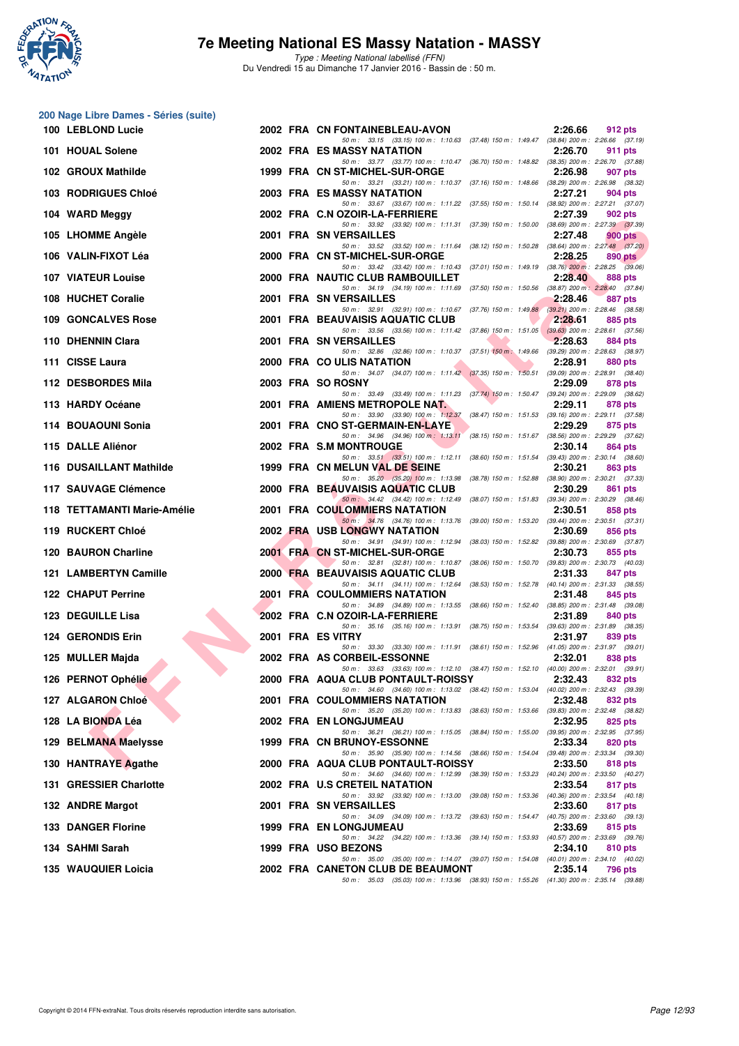## 200 Nage Libre Dames - Séries (suite)

| Rang | Nom | Année | Nat. | Club | Temps | Points |
|---|---|---|---|---|---|---|
| 100 | LEBLOND Lucie | 2002 | FRA | CN FONTAINEBLEAU-AVON | 2:26.66 | 912 pts |
| | 50 m : 33.15 (33.15) 100 m : 1:10.63 (37.48) 150 m : 1:49.47 (38.84) 200 m : 2:26.66 (37.19) | | | | | |
| 101 | HOUAL Solene | 2002 | FRA | ES MASSY NATATION | 2:26.70 | 911 pts |
| | 50 m : 33.77 (33.77) 100 m : 1:10.47 (36.70) 150 m : 1:48.82 (38.35) 200 m : 2:26.70 (37.88) | | | | | |
| 102 | GROUX Mathilde | 1999 | FRA | CN ST-MICHEL-SUR-ORGE | 2:26.98 | 907 pts |
| | 50 m : 33.21 (33.21) 100 m : 1:10.37 (37.16) 150 m : 1:48.66 (38.29) 200 m : 2:26.98 (38.32) | | | | | |
| 103 | RODRIGUES Chloé | 2003 | FRA | ES MASSY NATATION | 2:27.21 | 904 pts |
| | 50 m : 33.67 (33.67) 100 m : 1:11.22 (37.55) 150 m : 1:50.14 (38.92) 200 m : 2:27.21 (37.07) | | | | | |
| 104 | WARD Meggy | 2002 | FRA | C.N OZOIR-LA-FERRIERE | 2:27.39 | 902 pts |
| | 50 m : 33.92 (33.92) 100 m : 1:11.31 (37.39) 150 m : 1:50.00 (38.69) 200 m : 2:27.39 (37.39) | | | | | |
| 105 | LHOMME Angèle | 2001 | FRA | SN VERSAILLES | 2:27.48 | 900 pts |
| | 50 m : 33.52 (33.52) 100 m : 1:11.64 (38.12) 150 m : 1:50.28 (38.64) 200 m : 2:27.48 (37.20) | | | | | |
| 106 | VALIN-FIXOT Léa | 2000 | FRA | CN ST-MICHEL-SUR-ORGE | 2:28.25 | 890 pts |
| | 50 m : 33.42 (33.42) 100 m : 1:10.43 (37.01) 150 m : 1:49.19 (38.76) 200 m : 2:28.25 (39.06) | | | | | |
| 107 | VIATEUR Louise | 2000 | FRA | NAUTIC CLUB RAMBOUILLET | 2:28.40 | 888 pts |
| | 50 m : 34.19 (34.19) 100 m : 1:11.69 (37.50) 150 m : 1:50.56 (38.87) 200 m : 2:28.40 (37.84) | | | | | |
| 108 | HUCHET Coralie | 2001 | FRA | SN VERSAILLES | 2:28.46 | 887 pts |
| | 50 m : 32.91 (32.91) 100 m : 1:10.67 (37.76) 150 m : 1:49.88 (39.21) 200 m : 2:28.46 (38.58) | | | | | |
| 109 | GONCALVES Rose | 2001 | FRA | BEAUVAISIS AQUATIC CLUB | 2:28.61 | 885 pts |
| | 50 m : 33.56 (33.56) 100 m : 1:11.42 (37.86) 150 m : 1:51.05 (39.63) 200 m : 2:28.61 (37.56) | | | | | |
| 110 | DHENNIN Clara | 2001 | FRA | SN VERSAILLES | 2:28.63 | 884 pts |
| | 50 m : 32.86 (32.86) 100 m : 1:10.37 (37.51) 150 m : 1:49.66 (39.29) 200 m : 2:28.63 (38.97) | | | | | |
| 111 | CISSE Laura | 2000 | FRA | CO ULIS NATATION | 2:28.91 | 880 pts |
| | 50 m : 34.07 (34.07) 100 m : 1:11.42 (37.35) 150 m : 1:50.51 (39.09) 200 m : 2:28.91 (38.40) | | | | | |
| 112 | DESBORDES Mila | 2003 | FRA | SO ROSNY | 2:29.09 | 878 pts |
| | 50 m : 33.49 (33.49) 100 m : 1:11.23 (37.74) 150 m : 1:50.47 (39.24) 200 m : 2:29.09 (38.62) | | | | | |
| 113 | HARDY Océane | 2001 | FRA | AMIENS METROPOLE NAT. | 2:29.11 | 878 pts |
| | 50 m : 33.90 (33.90) 100 m : 1:12.37 (38.47) 150 m : 1:51.53 (39.16) 200 m : 2:29.11 (37.58) | | | | | |
| 114 | BOUAOUNI Sonia | 2001 | FRA | CNO ST-GERMAIN-EN-LAYE | 2:29.29 | 875 pts |
| | 50 m : 34.96 (34.96) 100 m : 1:13.11 (38.15) 150 m : 1:51.67 (38.56) 200 m : 2:29.29 (37.62) | | | | | |
| 115 | DALLE Aliénor | 2002 | FRA | S.M MONTROUGE | 2:30.14 | 864 pts |
| | 50 m : 33.51 (33.51) 100 m : 1:12.11 (38.60) 150 m : 1:51.54 (39.43) 200 m : 2:30.14 (38.60) | | | | | |
| 116 | DUSAILLANT Mathilde | 1999 | FRA | CN MELUN VAL DE SEINE | 2:30.21 | 863 pts |
| | 50 m : 35.20 (35.20) 100 m : 1:13.98 (38.78) 150 m : 1:52.88 (38.90) 200 m : 2:30.21 (37.33) | | | | | |
| 117 | SAUVAGE Clémence | 2000 | FRA | BEAUVAISIS AQUATIC CLUB | 2:30.29 | 861 pts |
| | 50 m : 34.42 (34.42) 100 m : 1:12.49 (38.07) 150 m : 1:51.83 (39.34) 200 m : 2:30.29 (38.46) | | | | | |
| 118 | TETTAMANTI Marie-Amélie | 2001 | FRA | COULOMMIERS NATATION | 2:30.51 | 858 pts |
| | 50 m : 34.76 (34.76) 100 m : 1:13.76 (39.00) 150 m : 1:53.20 (39.44) 200 m : 2:30.51 (37.31) | | | | | |
| 119 | RUCKERT Chloé | 2002 | FRA | USB LONGWY NATATION | 2:30.69 | 856 pts |
| | 50 m : 34.91 (34.91) 100 m : 1:12.94 (38.03) 150 m : 1:52.82 (39.88) 200 m : 2:30.69 (37.87) | | | | | |
| 120 | BAURON Charline | 2001 | FRA | CN ST-MICHEL-SUR-ORGE | 2:30.73 | 855 pts |
| | 50 m : 32.81 (32.81) 100 m : 1:10.87 (38.06) 150 m : 1:50.70 (39.83) 200 m : 2:30.73 (40.03) | | | | | |
| 121 | LAMBERTYN Camille | 2000 | FRA | BEAUVAISIS AQUATIC CLUB | 2:31.33 | 847 pts |
| | 50 m : 34.11 (34.11) 100 m : 1:12.64 (38.53) 150 m : 1:52.78 (40.14) 200 m : 2:31.33 (38.55) | | | | | |
| 122 | CHAPUT Perrine | 2001 | FRA | COULOMMIERS NATATION | 2:31.48 | 845 pts |
| | 50 m : 34.89 (34.89) 100 m : 1:13.55 (38.66) 150 m : 1:52.40 (38.85) 200 m : 2:31.48 (39.08) | | | | | |
| 123 | DEGUILLE Lisa | 2002 | FRA | C.N OZOIR-LA-FERRIERE | 2:31.89 | 840 pts |
| | 50 m : 35.16 (35.16) 100 m : 1:13.91 (38.75) 150 m : 1:53.54 (39.63) 200 m : 2:31.89 (38.35) | | | | | |
| 124 | GERONDIS Erin | 2001 | FRA | ES VITRY | 2:31.97 | 839 pts |
| | 50 m : 33.30 (33.30) 100 m : 1:11.91 (38.61) 150 m : 1:52.96 (41.05) 200 m : 2:31.97 (39.01) | | | | | |
| 125 | MULLER Majda | 2002 | FRA | AS CORBEIL-ESSONNE | 2:32.01 | 838 pts |
| | 50 m : 33.63 (33.63) 100 m : 1:12.10 (38.47) 150 m : 1:52.10 (40.00) 200 m : 2:32.01 (39.91) | | | | | |
| 126 | PERNOT Ophélie | 2000 | FRA | AQUA CLUB PONTAULT-ROISSY | 2:32.43 | 832 pts |
| | 50 m : 34.60 (34.60) 100 m : 1:13.02 (38.42) 150 m : 1:53.04 (40.02) 200 m : 2:32.43 (39.39) | | | | | |
| 127 | ALGARON Chloé | 2001 | FRA | COULOMMIERS NATATION | 2:32.48 | 832 pts |
| | 50 m : 35.20 (35.20) 100 m : 1:13.83 (38.63) 150 m : 1:53.66 (39.83) 200 m : 2:32.48 (38.82) | | | | | |
| 128 | LA BIONDA Léa | 2002 | FRA | EN LONGJUMEAU | 2:32.95 | 825 pts |
| | 50 m : 36.21 (36.21) 100 m : 1:15.05 (38.84) 150 m : 1:55.00 (39.95) 200 m : 2:32.95 (37.95) | | | | | |
| 129 | BELMANA Maelysse | 1999 | FRA | CN BRUNOY-ESSONNE | 2:33.34 | 820 pts |
| | 50 m : 35.90 (35.90) 100 m : 1:14.56 (38.66) 150 m : 1:54.04 (39.48) 200 m : 2:33.34 (39.30) | | | | | |
| 130 | HANTRAYE Agathe | 2000 | FRA | AQUA CLUB PONTAULT-ROISSY | 2:33.50 | 818 pts |
| | 50 m : 34.60 (34.60) 100 m : 1:12.99 (38.39) 150 m : 1:53.23 (40.24) 200 m : 2:33.50 (40.27) | | | | | |
| 131 | GRESSIER Charlotte | 2002 | FRA | U.S CRETEIL NATATION | 2:33.54 | 817 pts |
| | 50 m : 33.92 (33.92) 100 m : 1:13.00 (39.08) 150 m : 1:53.36 (40.36) 200 m : 2:33.54 (40.18) | | | | | |
| 132 | ANDRE Margot | 2001 | FRA | SN VERSAILLES | 2:33.60 | 817 pts |
| | 50 m : 34.09 (34.09) 100 m : 1:13.72 (39.63) 150 m : 1:54.47 (40.75) 200 m : 2:33.60 (39.13) | | | | | |
| 133 | DANGER Florine | 1999 | FRA | EN LONGJUMEAU | 2:33.69 | 815 pts |
| | 50 m : 34.22 (34.22) 100 m : 1:13.36 (39.14) 150 m : 1:53.93 (40.57) 200 m : 2:33.69 (39.76) | | | | | |
| 134 | SAHMI Sarah | 1999 | FRA | USO BEZONS | 2:34.10 | 810 pts |
| | 50 m : 35.00 (35.00) 100 m : 1:14.07 (39.07) 150 m : 1:54.08 (40.01) 200 m : 2:34.10 (40.02) | | | | | |
| 135 | WAUQUIER Loicia | 2002 | FRA | CANETON CLUB DE BEAUMONT | 2:35.14 | 796 pts |
| | 50 m : 35.03 (35.03) 100 m : 1:13.96 (38.93) 150 m : 1:55.26 (41.30) 200 m : 2:35.14 (39.88) | | | | | |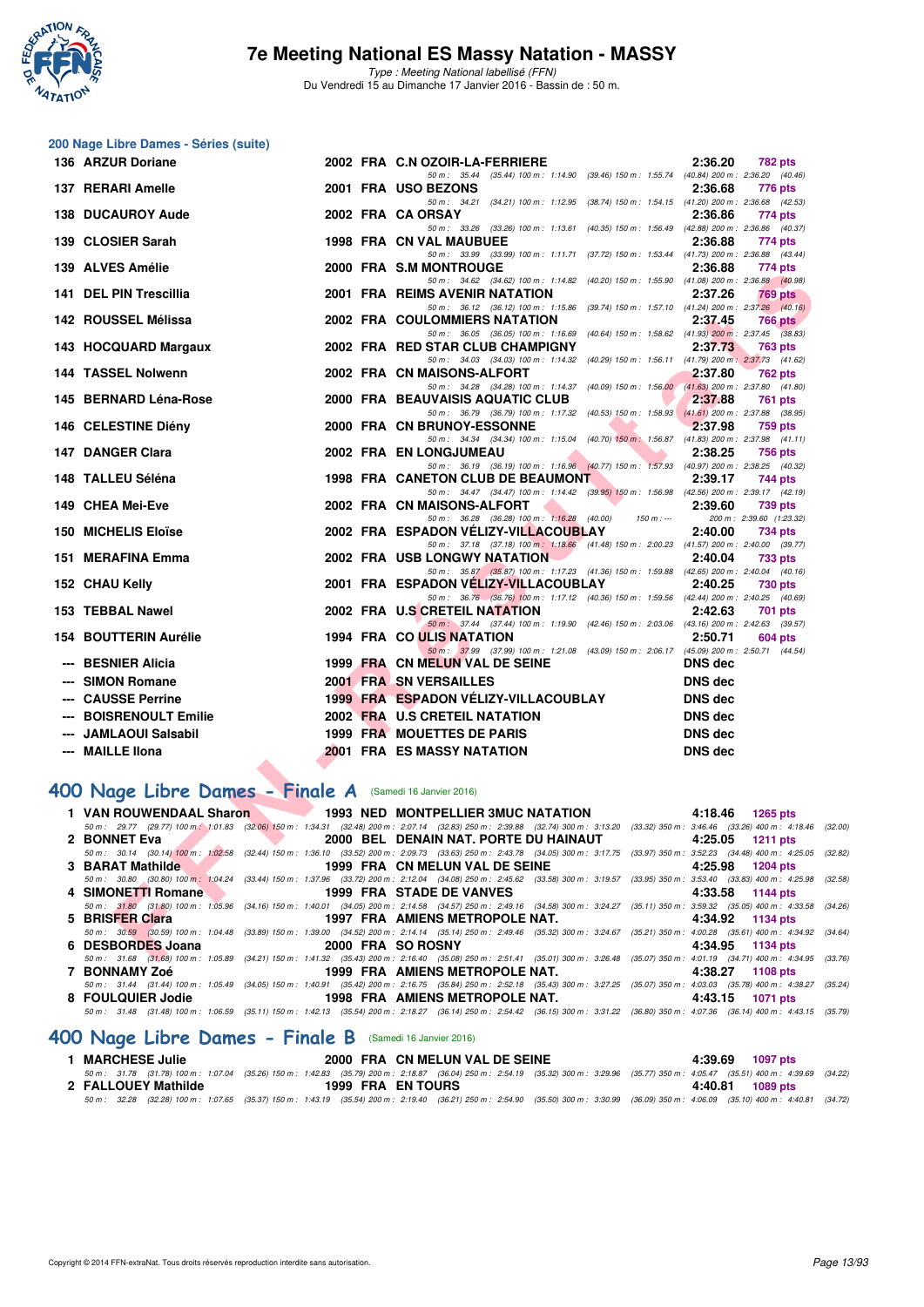## 200 Nage Libre Dames - Séries (suite)

| Rang | Nom | Année | Nat | Club | Temps | Points |
|---|---|---|---|---|---|---|
| 136 | ARZUR Doriane | 2002 | FRA | C.N OZOIR-LA-FERRIERE | 2:36.20 | 782 pts |
| | 50 m : 35.44 (35.44) 100 m : 1:14.90 (39.46) 150 m : 1:55.74 (40.84) 200 m : 2:36.20 (40.46) | | | | | |
| 137 | RERARI Amelle | 2001 | FRA | USO BEZONS | 2:36.68 | 776 pts |
| | 50 m : 34.21 (34.21) 100 m : 1:12.95 (38.74) 150 m : 1:54.15 (41.20) 200 m : 2:36.68 (42.53) | | | | | |
| 138 | DUCAUROY Aude | 2002 | FRA | CA ORSAY | 2:36.86 | 774 pts |
| | 50 m : 33.26 (33.26) 100 m : 1:13.61 (40.35) 150 m : 1:56.49 (42.88) 200 m : 2:36.86 (40.37) | | | | | |
| 139 | CLOSIER Sarah | 1998 | FRA | CN VAL MAUBUEE | 2:36.88 | 774 pts |
| | 50 m : 33.99 (33.99) 100 m : 1:11.71 (37.72) 150 m : 1:53.44 (41.73) 200 m : 2:36.88 (43.44) | | | | | |
| 139 | ALVES Amélie | 2000 | FRA | S.M MONTROUGE | 2:36.88 | 774 pts |
| | 50 m : 34.62 (34.62) 100 m : 1:14.82 (40.20) 150 m : 1:55.90 (41.08) 200 m : 2:36.88 (40.98) | | | | | |
| 141 | DEL PIN Trescillia | 2001 | FRA | REIMS AVENIR NATATION | 2:37.26 | 769 pts |
| | 50 m : 36.12 (36.12) 100 m : 1:15.86 (39.74) 150 m : 1:57.10 (41.24) 200 m : 2:37.26 (40.16) | | | | | |
| 142 | ROUSSEL Mélissa | 2002 | FRA | COULOMMIERS NATATION | 2:37.45 | 766 pts |
| | 50 m : 36.05 (36.05) 100 m : 1:16.69 (40.64) 150 m : 1:58.62 (41.93) 200 m : 2:37.45 (38.83) | | | | | |
| 143 | HOCQUARD Margaux | 2002 | FRA | RED STAR CLUB CHAMPIGNY | 2:37.73 | 763 pts |
| | 50 m : 34.03 (34.03) 100 m : 1:14.32 (40.29) 150 m : 1:56.11 (41.79) 200 m : 2:37.73 (41.62) | | | | | |
| 144 | TASSEL Nolwenn | 2002 | FRA | CN MAISONS-ALFORT | 2:37.80 | 762 pts |
| | 50 m : 34.28 (34.28) 100 m : 1:14.37 (40.09) 150 m : 1:56.00 (41.63) 200 m : 2:37.80 (41.80) | | | | | |
| 145 | BERNARD Léna-Rose | 2000 | FRA | BEAUVAISIS AQUATIC CLUB | 2:37.88 | 761 pts |
| | 50 m : 36.79 (36.79) 100 m : 1:17.32 (40.53) 150 m : 1:58.93 (41.61) 200 m : 2:37.88 (38.95) | | | | | |
| 146 | CELESTINE Diény | 2000 | FRA | CN BRUNOY-ESSONNE | 2:37.98 | 759 pts |
| | 50 m : 34.34 (34.34) 100 m : 1:15.04 (40.70) 150 m : 1:56.87 (41.83) 200 m : 2:37.98 (41.11) | | | | | |
| 147 | DANGER Clara | 2002 | FRA | EN LONGJUMEAU | 2:38.25 | 756 pts |
| | 50 m : 36.19 (36.19) 100 m : 1:16.96 (40.77) 150 m : 1:57.93 (40.97) 200 m : 2:38.25 (40.32) | | | | | |
| 148 | TALLEU Séléna | 1998 | FRA | CANETON CLUB DE BEAUMONT | 2:39.17 | 744 pts |
| | 50 m : 34.47 (34.47) 100 m : 1:14.42 (39.95) 150 m : 1:56.98 (42.56) 200 m : 2:39.17 (42.19) | | | | | |
| 149 | CHEA Mei-Eve | 2002 | FRA | CN MAISONS-ALFORT | 2:39.60 | 739 pts |
| | 50 m : 36.28 (36.28) 100 m : 1:16.28 (40.00) 150 m : --- 200 m : 2:39.60 (1:23.32) | | | | | |
| 150 | MICHELIS Eloïse | 2002 | FRA | ESPADON VÉLIZY-VILLACOUBLAY | 2:40.00 | 734 pts |
| | 50 m : 37.18 (37.18) 100 m : 1:18.66 (41.48) 150 m : 2:00.23 (41.57) 200 m : 2:40.00 (39.77) | | | | | |
| 151 | MERAFINA Emma | 2002 | FRA | USB LONGWY NATATION | 2:40.04 | 733 pts |
| | 50 m : 35.87 (35.87) 100 m : 1:17.23 (41.36) 150 m : 1:59.88 (42.65) 200 m : 2:40.04 (40.16) | | | | | |
| 152 | CHAU Kelly | 2001 | FRA | ESPADON VÉLIZY-VILLACOUBLAY | 2:40.25 | 730 pts |
| | 50 m : 36.76 (36.76) 100 m : 1:17.12 (40.36) 150 m : 1:59.56 (42.44) 200 m : 2:40.25 (40.69) | | | | | |
| 153 | TEBBAL Nawel | 2002 | FRA | U.S CRETEIL NATATION | 2:42.63 | 701 pts |
| | 50 m : 37.44 (37.44) 100 m : 1:19.90 (42.46) 150 m : 2:03.06 (43.16) 200 m : 2:42.63 (39.57) | | | | | |
| 154 | BOUTTERIN Aurélie | 1994 | FRA | CO ULIS NATATION | 2:50.71 | 604 pts |
| | 50 m : 37.99 (37.99) 100 m : 1:21.08 (43.09) 150 m : 2:06.17 (45.09) 200 m : 2:50.71 (44.54) | | | | | |
| --- | BESNIER Alicia | 1999 | FRA | CN MELUN VAL DE SEINE | DNS dec | |
| --- | SIMON Romane | 2001 | FRA | SN VERSAILLES | DNS dec | |
| --- | CAUSSE Perrine | 1999 | FRA | ESPADON VÉLIZY-VILLACOUBLAY | DNS dec | |
| --- | BOISRENOULT Emilie | 2002 | FRA | U.S CRETEIL NATATION | DNS dec | |
| --- | JAMLAOUI Salsabil | 1999 | FRA | MOUETTES DE PARIS | DNS dec | |
| --- | MAILLE Ilona | 2001 | FRA | ES MASSY NATATION | DNS dec | |

## 400 Nage Libre Dames - Finale A (Samedi 16 Janvier 2016)

| Rang | Nom | Année | Nat | Club | Temps | Points |
|---|---|---|---|---|---|---|
| 1 | VAN ROUWENDAAL Sharon | 1993 | NED | MONTPELLIER 3MUC NATATION | 4:18.46 | 1265 pts |
| | 50 m : 29.77 (29.77) 100 m : 1:01.83 (32.06) 150 m : 1:34.31 (32.48) 200 m : 2:07.14 (32.83) 250 m : 2:39.88 (32.74) 300 m : 3:13.20 (33.32) 350 m : 3:46.46 (33.26) 400 m : 4:18.46 (32.00) | | | | | |
| 2 | BONNET Eva | 2000 | BEL | DENAIN NAT. PORTE DU HAINAUT | 4:25.05 | 1211 pts |
| | 50 m : 30.14 (30.14) 100 m : 1:02.58 (32.44) 150 m : 1:36.10 (33.52) 200 m : 2:09.73 (33.63) 250 m : 2:43.78 (34.05) 300 m : 3:17.75 (33.97) 350 m : 3:52.23 (34.48) 400 m : 4:25.05 (32.82) | | | | | |
| 3 | BARAT Mathilde | 1999 | FRA | CN MELUN VAL DE SEINE | 4:25.98 | 1204 pts |
| | 50 m : 30.80 (30.80) 100 m : 1:04.24 (33.44) 150 m : 1:37.96 (33.72) 200 m : 2:12.04 (34.08) 250 m : 2:45.62 (33.58) 300 m : 3:19.57 (33.95) 350 m : 3:53.40 (33.83) 400 m : 4:25.98 (32.58) | | | | | |
| 4 | SIMONETTI Romane | 1999 | FRA | STADE DE VANVES | 4:33.58 | 1144 pts |
| | 50 m : 31.80 (31.80) 100 m : 1:05.96 (34.16) 150 m : 1:40.01 (34.05) 200 m : 2:14.58 (34.57) 250 m : 2:49.16 (34.58) 300 m : 3:24.27 (35.11) 350 m : 3:59.32 (35.05) 400 m : 4:33.58 (34.26) | | | | | |
| 5 | BRISFER Clara | 1997 | FRA | AMIENS METROPOLE NAT. | 4:34.92 | 1134 pts |
| | 50 m : 30.59 (30.59) 100 m : 1:04.48 (33.89) 150 m : 1:39.00 (34.52) 200 m : 2:14.14 (35.14) 250 m : 2:49.46 (35.32) 300 m : 3:24.67 (35.21) 350 m : 4:00.28 (35.61) 400 m : 4:34.92 (34.64) | | | | | |
| 6 | DESBORDES Joana | 2000 | FRA | SO ROSNY | 4:34.95 | 1134 pts |
| | 50 m : 31.68 (31.68) 100 m : 1:05.89 (34.21) 150 m : 1:41.32 (35.43) 200 m : 2:16.40 (35.08) 250 m : 2:51.41 (35.01) 300 m : 3:26.48 (35.07) 350 m : 4:01.19 (34.71) 400 m : 4:34.95 (33.76) | | | | | |
| 7 | BONNAMY Zoé | 1999 | FRA | AMIENS METROPOLE NAT. | 4:38.27 | 1108 pts |
| | 50 m : 31.44 (31.44) 100 m : 1:05.49 (34.05) 150 m : 1:40.91 (35.42) 200 m : 2:16.75 (35.84) 250 m : 2:52.18 (35.43) 300 m : 3:27.25 (35.07) 350 m : 4:03.03 (35.78) 400 m : 4:38.27 (35.24) | | | | | |
| 8 | FOULQUIER Jodie | 1998 | FRA | AMIENS METROPOLE NAT. | 4:43.15 | 1071 pts |
| | 50 m : 31.48 (31.48) 100 m : 1:06.59 (35.11) 150 m : 1:42.13 (35.54) 200 m : 2:18.27 (36.14) 250 m : 2:54.42 (36.15) 300 m : 3:31.22 (36.80) 350 m : 4:07.36 (36.14) 400 m : 4:43.15 (35.79) | | | | | |

## 400 Nage Libre Dames - Finale B (Samedi 16 Janvier 2016)

| Rang | Nom | Année | Nat | Club | Temps | Points |
|---|---|---|---|---|---|---|
| 1 | MARCHESE Julie | 2000 | FRA | CN MELUN VAL DE SEINE | 4:39.69 | 1097 pts |
| | 50 m : 31.78 (31.78) 100 m : 1:07.04 (35.26) 150 m : 1:42.83 (35.79) 200 m : 2:18.87 (36.04) 250 m : 2:54.19 (35.32) 300 m : 3:29.96 (35.77) 350 m : 4:05.47 (35.51) 400 m : 4:39.69 (34.22) | | | | | |
| 2 | FALLOUEY Mathilde | 1999 | FRA | EN TOURS | 4:40.81 | 1089 pts |
| | 50 m : 32.28 (32.28) 100 m : 1:07.65 (35.37) 150 m : 1:43.19 (35.54) 200 m : 2:19.40 (36.21) 250 m : 2:54.90 (35.50) 300 m : 3:30.99 (36.09) 350 m : 4:06.09 (35.10) 400 m : 4:40.81 (34.72) | | | | | |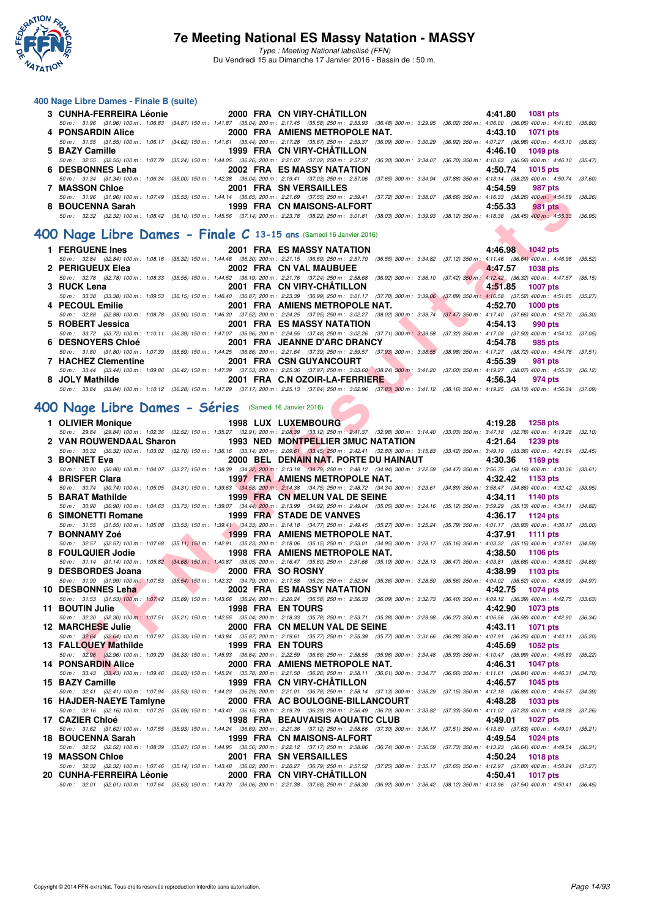## 400 Nage Libre Dames - Finale B (suite)

| Rg | Nom | Année | Nat | Club | Temps | Points |
|---|---|---|---|---|---|---|
| 3 | CUNHA-FERREIRA Léonie | 2000 | FRA | CN VIRY-CHÂTILLON | 4:41.80 | 1081 pts |

50 m : 31.96 (31.96) 100 m : 1:06.83 (34.87) 150 m : 1:41.87 (35.04) 200 m : 2:17.45 (35.58) 250 m : 2:53.93 (36.48) 300 m : 3:29.95 (36.02) 350 m : 4:06.00 (36.05) 400 m : 4:41.80 (35.80)

| Rg | Nom | Année | Nat | Club | Temps | Points |
|---|---|---|---|---|---|---|
| 4 | PONSARDIN Alice | 2000 | FRA | AMIENS METROPOLE NAT. | 4:43.10 | 1071 pts |

50 m : 31.55 (31.55) 100 m : 1:06.17 (34.62) 150 m : 1:41.61 (35.44) 200 m : 2:17.28 (35.67) 250 m : 2:53.37 (36.09) 300 m : 3:30.29 (36.92) 350 m : 4:07.27 (36.98) 400 m : 4:43.10 (35.83)

| Rg | Nom | Année | Nat | Club | Temps | Points |
|---|---|---|---|---|---|---|
| 5 | BAZY Camille | 1999 | FRA | CN VIRY-CHÂTILLON | 4:46.10 | 1049 pts |

50 m : 32.55 (32.55) 100 m : 1:07.79 (35.24) 150 m : 1:44.05 (36.26) 200 m : 2:21.07 (37.02) 250 m : 2:57.37 (36.30) 300 m : 3:34.07 (36.70) 350 m : 4:10.63 (36.56) 400 m : 4:46.10 (35.47)

| Rg | Nom | Année | Nat | Club | Temps | Points |
|---|---|---|---|---|---|---|
| 6 | DESBONNES Leha | 2002 | FRA | ES MASSY NATATION | 4:50.74 | 1015 pts |

50 m : 31.34 (31.34) 100 m : 1:06.34 (35.00) 150 m : 1:42.38 (36.04) 200 m : 2:19.41 (37.03) 250 m : 2:57.06 (37.65) 300 m : 3:34.94 (37.88) 350 m : 4:13.14 (38.20) 400 m : 4:50.74 (37.60)

| Rg | Nom | Année | Nat | Club | Temps | Points |
|---|---|---|---|---|---|---|
| 7 | MASSON Chloe | 2001 | FRA | SN VERSAILLES | 4:54.59 | 987 pts |

50 m : 31.96 (31.96) 100 m : 1:07.49 (35.53) 150 m : 1:44.14 (36.65) 200 m : 2:21.69 (37.55) 250 m : 2:59.41 (37.72) 300 m : 3:38.07 (38.66) 350 m : 4:16.33 (38.26) 400 m : 4:54.59 (38.26)

| Rg | Nom | Année | Nat | Club | Temps | Points |
|---|---|---|---|---|---|---|
| 8 | BOUCENNA Sarah | 1999 | FRA | CN MAISONS-ALFORT | 4:55.33 | 981 pts |

50 m : 32.32 (32.32) 100 m : 1:08.42 (36.10) 150 m : 1:45.56 (37.14) 200 m : 2:23.78 (38.22) 250 m : 3:01.81 (38.03) 300 m : 3:39.93 (38.12) 350 m : 4:18.38 (38.45) 400 m : 4:55.33 (36.95)

## 400 Nage Libre Dames - Finale C 13-15 ans (Samedi 16 Janvier 2016)

| Rg | Nom | Année | Nat | Club | Temps | Points |
|---|---|---|---|---|---|---|
| 1 | FERGUENE Ines | 2001 | FRA | ES MASSY NATATION | 4:46.98 | 1042 pts |

50 m : 32.84 (32.84) 100 m : 1:08.16 (35.32) 150 m : 1:44.46 (36.30) 200 m : 2:21.15 (36.69) 250 m : 2:57.70 (36.55) 300 m : 3:34.82 (37.12) 350 m : 4:11.46 (36.64) 400 m : 4:46.98 (35.52)

| Rg | Nom | Année | Nat | Club | Temps | Points |
|---|---|---|---|---|---|---|
| 2 | PERIGUEUX Elea | 2002 | FRA | CN VAL MAUBUEE | 4:47.57 | 1038 pts |

50 m : 32.78 (32.78) 100 m : 1:08.33 (35.55) 150 m : 1:44.52 (36.19) 200 m : 2:21.76 (37.24) 250 m : 2:58.68 (36.92) 300 m : 3:36.10 (37.42) 350 m : 4:12.42 (36.32) 400 m : 4:47.57 (35.15)

| Rg | Nom | Année | Nat | Club | Temps | Points |
|---|---|---|---|---|---|---|
| 3 | RUCK Lena | 2001 | FRA | CN VIRY-CHÂTILLON | 4:51.85 | 1007 pts |

50 m : 33.38 (33.38) 100 m : 1:09.53 (36.15) 150 m : 1:46.40 (36.87) 200 m : 2:23.39 (36.99) 250 m : 3:01.17 (37.78) 300 m : 3:39.06 (37.89) 350 m : 4:16.58 (37.52) 400 m : 4:51.85 (35.27)

| Rg | Nom | Année | Nat | Club | Temps | Points |
|---|---|---|---|---|---|---|
| 4 | PECOUL Emilie | 2001 | FRA | AMIENS METROPOLE NAT. | 4:52.70 | 1000 pts |

50 m : 32.88 (32.88) 100 m : 1:08.78 (35.90) 150 m : 1:46.30 (37.52) 200 m : 2:24.25 (37.95) 250 m : 3:02.27 (38.02) 300 m : 3:39.74 (37.47) 350 m : 4:17.40 (37.66) 400 m : 4:52.70 (35.30)

| Rg | Nom | Année | Nat | Club | Temps | Points |
|---|---|---|---|---|---|---|
| 5 | ROBERT Jessica | 2001 | FRA | ES MASSY NATATION | 4:54.13 | 990 pts |

50 m : 33.72 (33.72) 100 m : 1:10.11 (36.39) 150 m : 1:47.07 (36.96) 200 m : 2:24.55 (37.48) 250 m : 3:02.26 (37.71) 300 m : 3:39.58 (37.32) 350 m : 4:17.08 (37.50) 400 m : 4:54.13 (37.05)

| Rg | Nom | Année | Nat | Club | Temps | Points |
|---|---|---|---|---|---|---|
| 6 | DESNOYERS Chloé | 2001 | FRA | JEANNE D'ARC DRANCY | 4:54.78 | 985 pts |

50 m : 31.80 (31.80) 100 m : 1:07.39 (35.59) 150 m : 1:44.25 (36.86) 200 m : 2:21.64 (37.39) 250 m : 2:59.57 (37.93) 300 m : 3:38.55 (38.98) 350 m : 4:17.27 (38.72) 400 m : 4:54.78 (37.51)

| Rg | Nom | Année | Nat | Club | Temps | Points |
|---|---|---|---|---|---|---|
| 7 | HACHEZ Clementine | 2001 | FRA | CSN GUYANCOURT | 4:55.39 | 981 pts |

50 m : 33.44 (33.44) 100 m : 1:09.86 (36.42) 150 m : 1:47.39 (37.53) 200 m : 2:25.36 (37.97) 250 m : 3:03.60 (38.24) 300 m : 3:41.20 (37.60) 350 m : 4:19.27 (38.07) 400 m : 4:55.39 (36.12)

| Rg | Nom | Année | Nat | Club | Temps | Points |
|---|---|---|---|---|---|---|
| 8 | JOLY Mathilde | 2001 | FRA | C.N OZOIR-LA-FERRIERE | 4:56.34 | 974 pts |

50 m : 33.84 (33.84) 100 m : 1:10.12 (36.28) 150 m : 1:47.29 (37.17) 200 m : 2:25.13 (37.84) 250 m : 3:02.96 (37.83) 300 m : 3:41.12 (38.16) 350 m : 4:19.25 (38.13) 400 m : 4:56.34 (37.09)

## 400 Nage Libre Dames - Séries (Samedi 16 Janvier 2016)

| Rg | Nom | Année | Nat | Club | Temps | Points |
|---|---|---|---|---|---|---|
| 1 | OLIVIER Monique | 1998 | LUX | LUXEMBOURG | 4:19.28 | 1258 pts |

50 m : 29.84 (29.84) 100 m : 1:02.36 (32.52) 150 m : 1:35.27 (32.91) 200 m : 2:08.39 (33.12) 250 m : 2:41.37 (32.98) 300 m : 3:14.40 (33.03) 350 m : 3:47.18 (32.78) 400 m : 4:19.28 (32.10)

| Rg | Nom | Année | Nat | Club | Temps | Points |
|---|---|---|---|---|---|---|
| 2 | VAN ROUWENDAAL Sharon | 1993 | NED | MONTPELLIER 3MUC NATATION | 4:21.64 | 1239 pts |

50 m : 30.32 (30.32) 100 m : 1:03.02 (32.70) 150 m : 1:36.16 (33.14) 200 m : 2:09.61 (33.45) 250 m : 2:42.41 (32.80) 300 m : 3:15.83 (33.42) 350 m : 3:49.19 (33.36) 400 m : 4:21.64 (32.45)

| Rg | Nom | Année | Nat | Club | Temps | Points |
|---|---|---|---|---|---|---|
| 3 | BONNET Eva | 2000 | BEL | DENAIN NAT. PORTE DU HAINAUT | 4:30.36 | 1169 pts |

50 m : 30.80 (30.80) 100 m : 1:04.07 (33.27) 150 m : 1:38.39 (34.32) 200 m : 2:13.18 (34.79) 250 m : 2:48.12 (34.94) 300 m : 3:22.59 (34.47) 350 m : 3:56.75 (34.16) 400 m : 4:30.36 (33.61)

| Rg | Nom | Année | Nat | Club | Temps | Points |
|---|---|---|---|---|---|---|
| 4 | BRISFER Clara | 1997 | FRA | AMIENS METROPOLE NAT. | 4:32.42 | 1153 pts |

50 m : 30.74 (30.74) 100 m : 1:05.05 (34.31) 150 m : 1:39.63 (34.58) 200 m : 2:14.38 (34.75) 250 m : 2:48.72 (34.34) 300 m : 3:23.61 (34.89) 350 m : 3:58.47 (34.86) 400 m : 4:32.42 (33.95)

| Rg | Nom | Année | Nat | Club | Temps | Points |
|---|---|---|---|---|---|---|
| 5 | BARAT Mathilde | 1999 | FRA | CN MELUN VAL DE SEINE | 4:34.11 | 1140 pts |

50 m : 30.90 (30.90) 100 m : 1:04.63 (33.73) 150 m : 1:39.07 (34.44) 200 m : 2:13.99 (34.92) 250 m : 2:49.04 (35.05) 300 m : 3:24.16 (35.12) 350 m : 3:59.29 (35.13) 400 m : 4:34.11 (34.82)

| Rg | Nom | Année | Nat | Club | Temps | Points |
|---|---|---|---|---|---|---|
| 6 | SIMONETTI Romane | 1999 | FRA | STADE DE VANVES | 4:36.17 | 1124 pts |

50 m : 31.55 (31.55) 100 m : 1:05.08 (33.53) 150 m : 1:39.41 (34.33) 200 m : 2:14.18 (34.77) 250 m : 2:49.45 (35.27) 300 m : 3:25.24 (35.79) 350 m : 4:01.17 (35.93) 400 m : 4:36.17 (35.00)

| Rg | Nom | Année | Nat | Club | Temps | Points |
|---|---|---|---|---|---|---|
| 7 | BONNAMY Zoé | 1999 | FRA | AMIENS METROPOLE NAT. | 4:37.91 | 1111 pts |

50 m : 32.57 (32.57) 100 m : 1:07.68 (35.11) 150 m : 1:42.91 (35.23) 200 m : 2:18.06 (35.15) 250 m : 2:53.01 (34.95) 300 m : 3:28.17 (35.16) 350 m : 4:03.32 (35.15) 400 m : 4:37.91 (34.59)

| Rg | Nom | Année | Nat | Club | Temps | Points |
|---|---|---|---|---|---|---|
| 8 | FOULQUIER Jodie | 1998 | FRA | AMIENS METROPOLE NAT. | 4:38.50 | 1106 pts |

50 m : 31.14 (31.14) 100 m : 1:05.82 (34.68) 150 m : 1:40.87 (35.05) 200 m : 2:16.47 (35.60) 250 m : 2:51.66 (35.19) 300 m : 3:28.13 (36.47) 350 m : 4:03.81 (35.68) 400 m : 4:38.50 (34.69)

| Rg | Nom | Année | Nat | Club | Temps | Points |
|---|---|---|---|---|---|---|
| 9 | DESBORDES Joana | 2000 | FRA | SO ROSNY | 4:38.99 | 1103 pts |

50 m : 31.99 (31.99) 100 m : 1:07.53 (35.54) 150 m : 1:42.32 (34.79) 200 m : 2:17.58 (35.26) 250 m : 2:52.94 (35.36) 300 m : 3:28.50 (35.56) 350 m : 4:04.02 (35.52) 400 m : 4:38.99 (34.97)

| Rg | Nom | Année | Nat | Club | Temps | Points |
|---|---|---|---|---|---|---|
| 10 | DESBONNES Leha | 2002 | FRA | ES MASSY NATATION | 4:42.75 | 1074 pts |

50 m : 31.53 (31.53) 100 m : 1:07.42 (35.89) 150 m : 1:43.66 (36.24) 200 m : 2:20.24 (36.58) 250 m : 2:56.33 (36.09) 300 m : 3:32.73 (36.40) 350 m : 4:09.12 (36.39) 400 m : 4:42.75 (33.63)

| Rg | Nom | Année | Nat | Club | Temps | Points |
|---|---|---|---|---|---|---|
| 11 | BOUTIN Julie | 1998 | FRA | EN TOURS | 4:42.90 | 1073 pts |

50 m : 32.30 (32.30) 100 m : 1:07.51 (35.21) 150 m : 1:42.55 (35.04) 200 m : 2:18.33 (35.78) 250 m : 2:53.71 (35.38) 300 m : 3:29.98 (36.27) 350 m : 4:06.56 (36.58) 400 m : 4:42.90 (36.34)

| Rg | Nom | Année | Nat | Club | Temps | Points |
|---|---|---|---|---|---|---|
| 12 | MARCHESE Julie | 2000 | FRA | CN MELUN VAL DE SEINE | 4:43.11 | 1071 pts |

50 m : 32.64 (32.64) 100 m : 1:07.97 (35.33) 150 m : 1:43.84 (35.87) 200 m : 2:19.61 (35.77) 250 m : 2:55.38 (35.77) 300 m : 3:31.66 (36.28) 350 m : 4:07.91 (36.25) 400 m : 4:43.11 (35.20)

| Rg | Nom | Année | Nat | Club | Temps | Points |
|---|---|---|---|---|---|---|
| 13 | FALLOUEY Mathilde | 1999 | FRA | EN TOURS | 4:45.69 | 1052 pts |

50 m : 32.96 (32.96) 100 m : 1:09.29 (36.33) 150 m : 1:45.93 (36.64) 200 m : 2:22.59 (36.66) 250 m : 2:58.55 (35.96) 300 m : 3:34.48 (35.93) 350 m : 4:10.47 (35.99) 400 m : 4:45.69 (35.22)

| Rg | Nom | Année | Nat | Club | Temps | Points |
|---|---|---|---|---|---|---|
| 14 | PONSARDIN Alice | 2000 | FRA | AMIENS METROPOLE NAT. | 4:46.31 | 1047 pts |

50 m : 33.43 (33.43) 100 m : 1:09.46 (36.03) 150 m : 1:45.24 (35.78) 200 m : 2:21.50 (36.26) 250 m : 2:58.11 (36.61) 300 m : 3:34.77 (36.66) 350 m : 4:11.61 (36.84) 400 m : 4:46.31 (34.70)

| Rg | Nom | Année | Nat | Club | Temps | Points |
|---|---|---|---|---|---|---|
| 15 | BAZY Camille | 1999 | FRA | CN VIRY-CHÂTILLON | 4:46.57 | 1045 pts |

50 m : 32.41 (32.41) 100 m : 1:07.94 (35.53) 150 m : 1:44.23 (36.29) 200 m : 2:21.01 (36.78) 250 m : 2:58.14 (37.13) 300 m : 3:35.29 (37.15) 350 m : 4:12.18 (36.89) 400 m : 4:46.57 (34.39)

| Rg | Nom | Année | Nat | Club | Temps | Points |
|---|---|---|---|---|---|---|
| 16 | HAJDER-NAEYE Tamlyne | 2000 | FRA | AC BOULOGNE-BILLANCOURT | 4:48.28 | 1033 pts |

50 m : 32.16 (32.16) 100 m : 1:07.25 (35.09) 150 m : 1:43.40 (36.15) 200 m : 2:19.79 (36.39) 250 m : 2:56.49 (36.70) 300 m : 3:33.82 (37.33) 350 m : 4:11.02 (37.20) 400 m : 4:48.28 (37.26)

| Rg | Nom | Année | Nat | Club | Temps | Points |
|---|---|---|---|---|---|---|
| 17 | CAZIER Chloé | 1998 | FRA | BEAUVAISIS AQUATIC CLUB | 4:49.01 | 1027 pts |

50 m : 31.62 (31.62) 100 m : 1:07.55 (35.93) 150 m : 1:44.24 (36.69) 200 m : 2:21.36 (37.12) 250 m : 2:58.66 (37.30) 300 m : 3:36.17 (37.51) 350 m : 4:13.80 (37.63) 400 m : 4:49.01 (35.21)

| Rg | Nom | Année | Nat | Club | Temps | Points |
|---|---|---|---|---|---|---|
| 18 | BOUCENNA Sarah | 1999 | FRA | CN MAISONS-ALFORT | 4:49.54 | 1024 pts |

50 m : 32.52 (32.52) 100 m : 1:08.39 (35.87) 150 m : 1:44.95 (36.56) 200 m : 2:22.12 (37.17) 250 m : 2:58.86 (36.74) 300 m : 3:36.59 (37.73) 350 m : 4:13.23 (36.64) 400 m : 4:49.54 (36.31)

| Rg | Nom | Année | Nat | Club | Temps | Points |
|---|---|---|---|---|---|---|
| 19 | MASSON Chloe | 2001 | FRA | SN VERSAILLES | 4:50.24 | 1018 pts |

50 m : 32.32 (32.32) 100 m : 1:07.46 (35.14) 150 m : 1:43.48 (36.02) 200 m : 2:20.27 (36.79) 250 m : 2:57.52 (37.25) 300 m : 3:35.17 (37.65) 350 m : 4:12.97 (37.80) 400 m : 4:50.24 (37.27)

| Rg | Nom | Année | Nat | Club | Temps | Points |
|---|---|---|---|---|---|---|
| 20 | CUNHA-FERREIRA Léonie | 2000 | FRA | CN VIRY-CHÂTILLON | 4:50.41 | 1017 pts |

50 m : 32.01 (32.01) 100 m : 1:07.64 (35.63) 150 m : 1:43.70 (36.06) 200 m : 2:21.38 (37.68) 250 m : 2:58.30 (36.92) 300 m : 3:36.42 (38.12) 350 m : 4:13.96 (37.54) 400 m : 4:50.41 (36.45)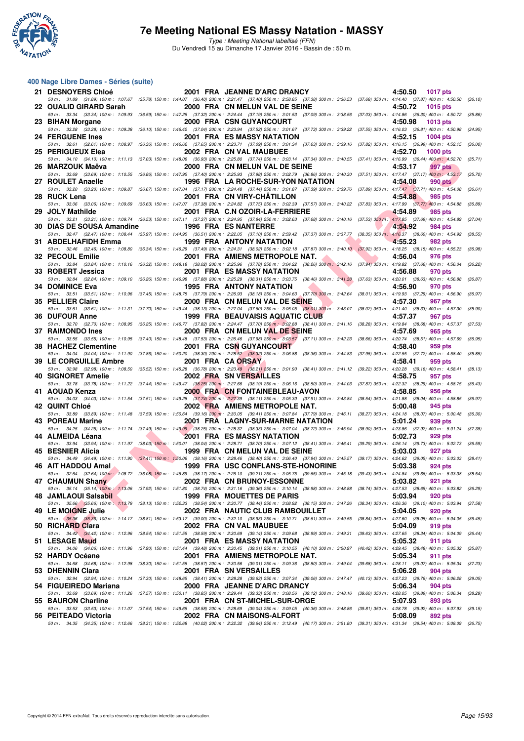## 400 Nage Libre Dames - Séries (suite)

| Rang | Nom | Année | Nat. | Club | Temps | Points |
|---|---|---|---|---|---|---|
| 21 | DESNOYERS Chloé | 2001 | FRA | JEANNE D'ARC DRANCY | 4:50.50 | 1017 pts |
| | 50 m : 31.89 (31.89) 100 m : 1:07.67 (35.78) 150 m : 1:44.07 (36.40) 200 m : 2:21.47 (37.40) 250 m : 2:58.85 (37.38) 300 m : 3:36.53 (37.68) 350 m : 4:14.40 (37.87) 400 m : 4:50.50 (36.10) | | | | | |
| 22 | OUALID GIRARD Sarah | 2000 | FRA | CN MELUN VAL DE SEINE | 4:50.72 | 1015 pts |
| | 50 m : 33.34 (33.34) 100 m : 1:09.93 (36.59) 150 m : 1:47.25 (37.32) 200 m : 2:24.44 (37.19) 250 m : 3:01.53 (37.09) 300 m : 3:38.56 (37.03) 350 m : 4:14.86 (36.30) 400 m : 4:50.72 (35.86) | | | | | |
| 23 | BIHAN Morgane | 2000 | FRA | CSN GUYANCOURT | 4:50.98 | 1013 pts |
| | 50 m : 33.28 (33.28) 100 m : 1:09.38 (36.10) 150 m : 1:46.42 (37.04) 200 m : 2:23.94 (37.52) 250 m : 3:01.67 (37.73) 300 m : 3:39.22 (37.55) 350 m : 4:16.03 (36.81) 400 m : 4:50.98 (34.95) | | | | | |
| 24 | FERGUENE Ines | 2001 | FRA | ES MASSY NATATION | 4:52.15 | 1004 pts |
| | 50 m : 32.61 (32.61) 100 m : 1:08.97 (36.36) 150 m : 1:46.62 (37.65) 200 m : 2:23.71 (37.09) 250 m : 3:01.34 (37.63) 300 m : 3:39.16 (37.82) 350 m : 4:16.15 (36.99) 400 m : 4:52.15 (36.00) | | | | | |
| 25 | PERIGUEUX Elea | 2002 | FRA | CN VAL MAUBUEE | 4:52.70 | 1000 pts |
| | 50 m : 34.10 (34.10) 100 m : 1:11.13 (37.03) 150 m : 1:48.06 (36.93) 200 m : 2:25.80 (37.74) 250 m : 3:03.14 (37.34) 300 m : 3:40.55 (37.41) 350 m : 4:16.99 (36.44) 400 m : 4:52.70 (35.71) | | | | | |
| 26 | MARZOUK Maëva | 2000 | FRA | CN MELUN VAL DE SEINE | 4:53.17 | 997 pts |
| | 50 m : 33.69 (33.69) 100 m : 1:10.55 (36.86) 150 m : 1:47.95 (37.40) 200 m : 2:25.93 (37.98) 250 m : 3:02.79 (36.86) 300 m : 3:40.30 (37.51) 350 m : 4:17.47 (37.17) 400 m : 4:53.17 (35.70) | | | | | |
| 27 | ROULET Anaelle | 1996 | FRA | LA ROCHE-SUR-YON NATATION | 4:54.08 | 990 pts |
| | 50 m : 33.20 (33.20) 100 m : 1:09.87 (36.67) 150 m : 1:47.04 (37.17) 200 m : 2:24.48 (37.44) 250 m : 3:01.87 (37.39) 300 m : 3:39.76 (37.89) 350 m : 4:17.47 (37.71) 400 m : 4:54.08 (36.61) | | | | | |
| 28 | RUCK Lena | 2001 | FRA | CN VIRY-CHÂTILLON | 4:54.88 | 985 pts |
| | 50 m : 33.06 (33.06) 100 m : 1:09.69 (36.63) 150 m : 1:47.07 (37.38) 200 m : 2:24.82 (37.75) 250 m : 3:02.39 (37.57) 300 m : 3:40.22 (37.83) 350 m : 4:17.99 (37.77) 400 m : 4:54.88 (36.89) | | | | | |
| 29 | JOLY Mathilde | 2001 | FRA | C.N OZOIR-LA-FERRIERE | 4:54.89 | 985 pts |
| | 50 m : 33.21 (33.21) 100 m : 1:09.74 (36.53) 150 m : 1:47.11 (37.37) 200 m : 2:24.95 (37.84) 250 m : 3:02.63 (37.68) 300 m : 3:40.16 (37.53) 350 m : 4:17.85 (37.69) 400 m : 4:54.89 (37.04) | | | | | |
| 30 | DIAS DE SOUSA Amandine | 1996 | FRA | ES NANTERRE | 4:54.92 | 984 pts |
| | 50 m : 32.47 (32.47) 100 m : 1:08.44 (35.97) 150 m : 1:44.95 (36.51) 200 m : 2:22.05 (37.10) 250 m : 2:59.42 (37.37) 300 m : 3:37.77 (38.35) 350 m : 4:16.37 (38.60) 400 m : 4:54.92 (38.55) | | | | | |
| 31 | ABDELHAFIDH Emma | 1999 | FRA | ANTONY NATATION | 4:55.23 | 982 pts |
| | 50 m : 32.46 (32.46) 100 m : 1:08.80 (36.34) 150 m : 1:46.29 (37.49) 200 m : 2:24.31 (38.02) 250 m : 3:02.18 (37.87) 300 m : 3:40.10 (37.92) 350 m : 4:18.25 (38.15) 400 m : 4:55.23 (36.98) | | | | | |
| 32 | PECOUL Emilie | 2001 | FRA | AMIENS METROPOLE NAT. | 4:56.04 | 976 pts |
| | 50 m : 33.84 (33.84) 100 m : 1:10.16 (36.32) 150 m : 1:48.18 (38.02) 200 m : 2:25.96 (37.78) 250 m : 3:04.22 (38.26) 300 m : 3:42.16 (37.94) 350 m : 4:19.82 (37.66) 400 m : 4:56.04 (36.22) | | | | | |
| 33 | ROBERT Jessica | 2001 | FRA | ES MASSY NATATION | 4:56.88 | 970 pts |
| | 50 m : 32.84 (32.84) 100 m : 1:09.10 (36.26) 150 m : 1:46.98 (37.88) 200 m : 2:25.29 (38.31) 250 m : 3:03.75 (38.46) 300 m : 3:41.38 (37.63) 350 m : 4:20.01 (38.63) 400 m : 4:56.88 (36.87) | | | | | |
| 34 | DOMINICE Eva | 1995 | FRA | ANTONY NATATION | 4:56.90 | 970 pts |
| | 50 m : 33.51 (33.51) 100 m : 1:10.96 (37.45) 150 m : 1:48.75 (37.79) 200 m : 2:26.93 (38.18) 250 m : 3:04.63 (37.70) 300 m : 3:42.64 (38.01) 350 m : 4:19.93 (37.29) 400 m : 4:56.90 (36.97) | | | | | |
| 35 | PELLIER Claire | 2000 | FRA | CN MELUN VAL DE SEINE | 4:57.30 | 967 pts |
| | 50 m : 33.61 (33.61) 100 m : 1:11.31 (37.70) 150 m : 1:49.44 (38.13) 200 m : 2:27.04 (37.60) 250 m : 3:05.05 (38.01) 300 m : 3:43.07 (38.02) 350 m : 4:21.40 (38.33) 400 m : 4:57.30 (35.90) | | | | | |
| 36 | DUFOUR Anne | 1999 | FRA | BEAUVAISIS AQUATIC CLUB | 4:57.37 | 967 pts |
| | 50 m : 32.70 (32.70) 100 m : 1:08.95 (36.25) 150 m : 1:46.77 (37.82) 200 m : 2:24.47 (37.70) 250 m : 3:02.88 (38.41) 300 m : 3:41.16 (38.28) 350 m : 4:19.84 (38.68) 400 m : 4:57.37 (37.53) | | | | | |
| 37 | RAIMONDO Ines | 2000 | FRA | CN MELUN VAL DE SEINE | 4:57.69 | 965 pts |
| | 50 m : 33.55 (33.55) 100 m : 1:10.95 (37.40) 150 m : 1:48.48 (37.53) 200 m : 2:26.46 (37.98) 250 m : 3:03.57 (37.11) 300 m : 3:42.23 (38.66) 350 m : 4:20.74 (38.51) 400 m : 4:57.69 (36.95) | | | | | |
| 38 | HACHEZ Clementine | 2001 | FRA | CSN GUYANCOURT | 4:58.40 | 959 pts |
| | 50 m : 34.04 (34.04) 100 m : 1:11.90 (37.86) 150 m : 1:50.20 (38.30) 200 m : 2:28.52 (38.32) 250 m : 3:06.88 (38.36) 300 m : 3:44.83 (37.95) 350 m : 4:22.55 (37.72) 400 m : 4:58.40 (35.85) | | | | | |
| 39 | LE CORGUILLE Ambre | 2001 | FRA | CA ORSAY | 4:58.41 | 959 pts |
| | 50 m : 32.98 (32.98) 100 m : 1:08.50 (35.52) 150 m : 1:45.28 (36.78) 200 m : 2:23.49 (38.21) 250 m : 3:01.90 (38.41) 300 m : 3:41.12 (39.22) 350 m : 4:20.28 (39.16) 400 m : 4:58.41 (38.13) | | | | | |
| 40 | SIGNORET Amelie | 2002 | FRA | SN VERSAILLES | 4:58.75 | 957 pts |
| | 50 m : 33.78 (33.78) 100 m : 1:11.22 (37.44) 150 m : 1:49.47 (38.25) 200 m : 2:27.66 (38.19) 250 m : 3:06.16 (38.50) 300 m : 3:44.03 (37.87) 350 m : 4:22.32 (38.29) 400 m : 4:58.75 (36.43) | | | | | |
| 41 | AOUAD Kenza | 2000 | FRA | CN FONTAINEBLEAU-AVON | 4:58.85 | 956 pts |
| | 50 m : 34.03 (34.03) 100 m : 1:11.54 (37.51) 150 m : 1:49.28 (37.74) 200 m : 2:27.39 (38.11) 250 m : 3:05.30 (37.91) 300 m : 3:43.84 (38.54) 350 m : 4:21.88 (38.04) 400 m : 4:58.85 (36.97) | | | | | |
| 42 | QUINT Chloé | 2002 | FRA | AMIENS METROPOLE NAT. | 5:00.48 | 945 pts |
| | 50 m : 33.89 (33.89) 100 m : 1:11.48 (37.59) 150 m : 1:50.64 (39.16) 200 m : 2:30.05 (39.41) 250 m : 3:07.84 (37.79) 300 m : 3:46.11 (38.27) 350 m : 4:24.18 (38.07) 400 m : 5:00.48 (36.30) | | | | | |
| 43 | POREAU Marine | 2001 | FRA | LAGNY-SUR-MARNE NATATION | 5:01.24 | 939 pts |
| | 50 m : 34.25 (34.25) 100 m : 1:11.74 (37.49) 150 m : 1:49.99 (38.25) 200 m : 2:28.32 (38.33) 250 m : 3:07.04 (38.72) 300 m : 3:45.94 (38.90) 350 m : 4:23.86 (37.92) 400 m : 5:01.24 (37.38) | | | | | |
| 44 | ALMEIDA Léana | 2001 | FRA | ES MASSY NATATION | 5:02.73 | 929 pts |
| | 50 m : 33.94 (33.94) 100 m : 1:11.97 (38.03) 150 m : 1:50.01 (38.04) 200 m : 2:28.71 (38.70) 250 m : 3:07.12 (38.41) 300 m : 3:46.41 (39.29) 350 m : 4:26.14 (39.73) 400 m : 5:02.73 (36.59) | | | | | |
| 45 | BESNIER Alicia | 1999 | FRA | CN MELUN VAL DE SEINE | 5:03.03 | 927 pts |
| | 50 m : 34.49 (34.49) 100 m : 1:11.90 (37.41) 150 m : 1:50.06 (38.16) 200 m : 2:28.46 (38.40) 250 m : 3:06.40 (37.94) 300 m : 3:45.57 (39.17) 350 m : 4:24.62 (39.05) 400 m : 5:03.03 (38.41) | | | | | |
| 46 | AIT HADDOU Amal | 1999 | FRA | USC CONFLANS-STE-HONORINE | 5:03.38 | 924 pts |
| | 50 m : 32.64 (32.64) 100 m : 1:08.72 (36.08) 150 m : 1:46.89 (38.17) 200 m : 2:26.10 (39.21) 250 m : 3:05.75 (39.65) 300 m : 3:45.18 (39.43) 350 m : 4:24.84 (39.66) 400 m : 5:03.38 (38.54) | | | | | |
| 47 | CHAUMUN Shany | 2002 | FRA | CN BRUNOY-ESSONNE | 5:03.82 | 921 pts |
| | 50 m : 35.14 (35.14) 100 m : 1:13.06 (37.92) 150 m : 1:51.80 (38.74) 200 m : 2:31.16 (39.36) 250 m : 3:10.14 (38.98) 300 m : 3:48.88 (38.74) 350 m : 4:27.53 (38.65) 400 m : 5:03.82 (36.29) | | | | | |
| 48 | JAMLAOUI Salsabil | 1999 | FRA | MOUETTES DE PARIS | 5:03.94 | 920 pts |
| | 50 m : 35.66 (35.66) 100 m : 1:13.79 (38.13) 150 m : 1:52.33 (38.54) 200 m : 2:30.77 (38.44) 250 m : 3:08.92 (38.15) 300 m : 3:47.26 (38.34) 350 m : 4:26.36 (39.10) 400 m : 5:03.94 (37.58) | | | | | |
| 49 | LE MOIGNE Julie | 2002 | FRA | NAUTIC CLUB RAMBOUILLET | 5:04.05 | 920 pts |
| | 50 m : 35.36 (35.36) 100 m : 1:14.17 (38.81) 150 m : 1:53.17 (39.00) 200 m : 2:32.10 (38.93) 250 m : 3:10.71 (38.61) 300 m : 3:49.55 (38.84) 350 m : 4:27.60 (38.05) 400 m : 5:04.05 (36.45) | | | | | |
| 50 | RICHARD Clara | 2002 | FRA | CN VAL MAUBUEE | 5:04.09 | 919 pts |
| | 50 m : 34.42 (34.42) 100 m : 1:12.96 (38.54) 150 m : 1:51.55 (38.59) 200 m : 2:30.69 (39.14) 250 m : 3:09.68 (38.99) 300 m : 3:49.31 (39.63) 350 m : 4:27.65 (38.34) 400 m : 5:04.09 (36.44) | | | | | |
| 51 | LESAGE Maud | 2001 | FRA | ES MASSY NATATION | 5:05.32 | 911 pts |
| | 50 m : 34.06 (34.06) 100 m : 1:11.96 (37.90) 150 m : 1:51.44 (39.48) 200 m : 2:30.45 (39.01) 250 m : 3:10.55 (40.10) 300 m : 3:50.97 (40.42) 350 m : 4:29.45 (38.48) 400 m : 5:05.32 (35.87) | | | | | |
| 52 | HARDY Océane | 2001 | FRA | AMIENS METROPOLE NAT. | 5:05.34 | 911 pts |
| | 50 m : 34.68 (34.68) 100 m : 1:12.98 (38.30) 150 m : 1:51.55 (38.57) 200 m : 2:30.56 (39.01) 250 m : 3:09.36 (38.80) 300 m : 3:49.04 (39.68) 350 m : 4:28.11 (39.07) 400 m : 5:05.34 (37.23) | | | | | |
| 53 | DHENNIN Clara | 2001 | FRA | SN VERSAILLES | 5:06.28 | 904 pts |
| | 50 m : 32.94 (32.94) 100 m : 1:10.24 (37.30) 150 m : 1:48.65 (38.41) 200 m : 2:28.28 (39.63) 250 m : 3:07.34 (39.06) 300 m : 3:47.47 (40.13) 350 m : 4:27.23 (39.76) 400 m : 5:06.28 (39.05) | | | | | |
| 54 | FIGUEIREDO Mariana | 2000 | FRA | JEANNE D'ARC DRANCY | 5:06.34 | 904 pts |
| | 50 m : 33.69 (33.69) 100 m : 1:11.26 (37.57) 150 m : 1:50.11 (38.85) 200 m : 2:29.44 (39.33) 250 m : 3:08.56 (39.12) 300 m : 3:48.16 (39.60) 350 m : 4:28.05 (39.89) 400 m : 5:06.34 (38.29) | | | | | |
| 55 | BAURON Charline | 2001 | FRA | CN ST-MICHEL-SUR-ORGE | 5:07.93 | 893 pts |
| | 50 m : 33.53 (33.53) 100 m : 1:11.07 (37.54) 150 m : 1:49.65 (38.58) 200 m : 2:28.69 (39.04) 250 m : 3:09.05 (40.36) 300 m : 3:48.86 (39.81) 350 m : 4:28.78 (39.92) 400 m : 5:07.93 (39.15) | | | | | |
| 56 | PEITEADO Victoria | 2002 | FRA | CN MAISONS-ALFORT | 5:08.09 | 892 pts |
| | 50 m : 34.35 (34.35) 100 m : 1:12.66 (38.31) 150 m : 1:52.68 (40.02) 200 m : 2:32.32 (39.64) 250 m : 3:12.49 (40.17) 300 m : 3:51.80 (39.31) 350 m : 4:31.34 (39.54) 400 m : 5:08.09 (36.75) | | | | | |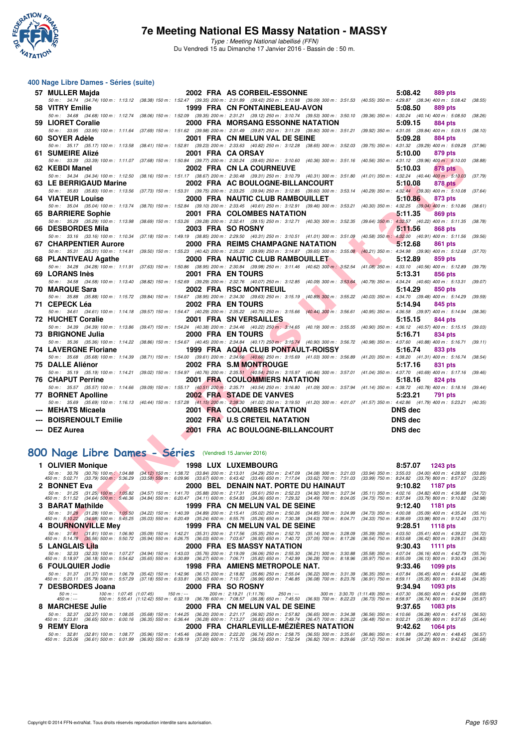# 7e Meeting National ES Massy Natation - MASSY

*Type : Meeting National labellisé (FFN)*
Du Vendredi 15 au Dimanche 17 Janvier 2016 - Bassin de : 50 m.

## 400 Nage Libre Dames - Séries (suite)

| Rg | Nom | Année | Nat | Club | Temps | Points |
|---|---|---|---|---|---|---|
| 57 | MULLER Majda | 2002 | FRA | AS CORBEIL-ESSONNE | 5:08.42 | 889 pts |
| | 50 m : 34.74 (34.74) 100 m : 1:13.12 (38.38) 150 m : 1:52.47 (39.35) 200 m : 2:31.89 (39.42) 250 m : 3:10.98 (39.09) 300 m : 3:51.53 (40.55) 350 m : 4:29.87 (38.34) 400 m : 5:08.42 (38.55) | | | | | |
| 58 | VITRY Emilie | 1999 | FRA | CN FONTAINEBLEAU-AVON | 5:08.50 | 889 pts |
| | 50 m : 34.68 (34.68) 100 m : 1:12.74 (38.06) 150 m : 1:52.09 (39.35) 200 m : 2:31.21 (39.12) 250 m : 3:10.74 (39.53) 300 m : 3:50.10 (39.36) 350 m : 4:30.24 (40.14) 400 m : 5:08.50 (38.26) | | | | | |
| 59 | LIORET Coralie | 2000 | FRA | MORSANG ESSONNE NATATION | 5:09.15 | 884 pts |
| | 50 m : 33.95 (33.95) 100 m : 1:11.64 (37.69) 150 m : 1:51.62 (39.98) 200 m : 2:31.49 (39.87) 250 m : 3:11.29 (39.80) 300 m : 3:51.21 (39.92) 350 m : 4:31.05 (39.84) 400 m : 5:09.15 (38.10) | | | | | |
| 60 | SOYER Adèle | 2001 | FRA | CN MELUN VAL DE SEINE | 5:09.28 | 884 pts |
| | 50 m : 35.17 (35.17) 100 m : 1:13.58 (38.41) 150 m : 1:52.81 (39.23) 200 m : 2:33.63 (40.82) 250 m : 3:12.28 (38.65) 300 m : 3:52.03 (39.75) 350 m : 4:31.32 (39.29) 400 m : 5:09.28 (37.96) | | | | | |
| 61 | SUMEIRE Alizé | 2001 | FRA | CA ORSAY | 5:10.00 | 879 pts |
| | 50 m : 33.39 (33.39) 100 m : 1:11.07 (37.68) 150 m : 1:50.84 (39.77) 200 m : 2:30.24 (39.40) 250 m : 3:10.60 (40.36) 300 m : 3:51.16 (40.56) 350 m : 4:31.12 (39.96) 400 m : 5:10.00 (38.88) | | | | | |
| 62 | KEBDI Manel | 2002 | FRA | CN LA COURNEUVE | 5:10.03 | 878 pts |
| | 50 m : 34.34 (34.34) 100 m : 1:12.50 (38.16) 150 m : 1:51.17 (38.67) 200 m : 2:30.48 (39.31) 250 m : 3:10.79 (40.31) 300 m : 3:51.80 (41.01) 350 m : 4:32.24 (40.44) 400 m : 5:10.03 (37.79) | | | | | |
| 63 | LE BERRIGAUD Marine | 2002 | FRA | AC BOULOGNE-BILLANCOURT | 5:10.08 | 878 pts |
| | 50 m : 35.83 (35.83) 100 m : 1:13.56 (37.73) 150 m : 1:53.31 (39.75) 200 m : 2:33.25 (39.94) 250 m : 3:12.85 (39.60) 300 m : 3:53.14 (40.29) 350 m : 4:32.44 (39.30) 400 m : 5:10.08 (37.64) | | | | | |
| 64 | VIATEUR Louise | 2000 | FRA | NAUTIC CLUB RAMBOUILLET | 5:10.86 | 873 pts |
| | 50 m : 35.04 (35.04) 100 m : 1:13.74 (38.70) 150 m : 1:52.84 (39.10) 200 m : 2:33.45 (40.61) 250 m : 3:12.91 (39.46) 300 m : 3:53.21 (40.30) 350 m : 4:32.25 (39.04) 400 m : 5:10.86 (38.61) | | | | | |
| 65 | BARRIERE Sophie | 2001 | FRA | COLOMBES NATATION | 5:11.35 | 869 pts |
| | 50 m : 35.29 (35.29) 100 m : 1:13.98 (38.69) 150 m : 1:53.26 (39.28) 200 m : 2:32.41 (39.15) 250 m : 3:12.71 (40.30) 300 m : 3:52.35 (39.64) 350 m : 4:32.57 (40.22) 400 m : 5:11.35 (38.78) | | | | | |
| 66 | DESBORDES Mila | 2003 | FRA | SO ROSNY | 5:11.56 | 868 pts |
| | 50 m : 33.16 (33.16) 100 m : 1:10.34 (37.18) 150 m : 1:49.19 (38.85) 200 m : 2:29.50 (40.31) 250 m : 3:10.51 (41.01) 300 m : 3:51.09 (40.58) 350 m : 4:32.00 (40.91) 400 m : 5:11.56 (39.56) | | | | | |
| 67 | CHARPENTIER Aurore | 2000 | FRA | REIMS CHAMPAGNE NATATION | 5:12.68 | 861 pts |
| | 50 m : 35.31 (35.31) 100 m : 1:14.81 (39.50) 150 m : 1:55.23 (40.42) 200 m : 2:35.22 (39.99) 250 m : 3:14.87 (39.65) 300 m : 3:55.08 (40.21) 350 m : 4:34.98 (39.90) 400 m : 5:12.68 (37.70) | | | | | |
| 68 | PLANTIVEAU Agathe | 2000 | FRA | NAUTIC CLUB RAMBOUILLET | 5:12.89 | 859 pts |
| | 50 m : 34.28 (34.28) 100 m : 1:11.91 (37.63) 150 m : 1:50.86 (38.95) 200 m : 2:30.84 (39.98) 250 m : 3:11.46 (40.62) 300 m : 3:52.54 (41.08) 350 m : 4:33.10 (40.56) 400 m : 5:12.89 (39.79) | | | | | |
| 69 | LORANS Inès | 2001 | FRA | EN TOURS | 5:13.31 | 856 pts |
| | 50 m : 34.58 (34.58) 100 m : 1:13.40 (38.82) 150 m : 1:52.69 (39.29) 200 m : 2:32.76 (40.07) 250 m : 3:12.85 (40.09) 300 m : 3:53.64 (40.79) 350 m : 4:34.24 (40.60) 400 m : 5:13.31 (39.07) | | | | | |
| 70 | MARQUE Sara | 2002 | FRA | RSC MONTREUIL | 5:14.29 | 850 pts |
| | 50 m : 35.88 (35.88) 100 m : 1:15.72 (39.84) 150 m : 1:54.67 (38.95) 200 m : 2:34.30 (39.63) 250 m : 3:15.19 (40.89) 300 m : 3:55.22 (40.03) 350 m : 4:34.70 (39.48) 400 m : 5:14.29 (39.59) | | | | | |
| 71 | CEPECK Léa | 2002 | FRA | EN TOURS | 5:14.94 | 845 pts |
| | 50 m : 34.61 (34.61) 100 m : 1:14.18 (39.57) 150 m : 1:54.47 (40.29) 200 m : 2:35.22 (40.75) 250 m : 3:15.66 (40.44) 300 m : 3:56.61 (40.95) 350 m : 4:36.58 (39.97) 400 m : 5:14.94 (38.36) | | | | | |
| 72 | HUCHET Coralie | 2001 | FRA | SN VERSAILLES | 5:15.15 | 844 pts |
| | 50 m : 34.39 (34.39) 100 m : 1:13.86 (39.47) 150 m : 1:54.24 (40.38) 200 m : 2:34.46 (40.22) 250 m : 3:14.65 (40.19) 300 m : 3:55.55 (40.90) 350 m : 4:36.12 (40.57) 400 m : 5:15.15 (39.03) | | | | | |
| 73 | BRIGNONE Julia | 2000 | FRA | EN TOURS | 5:16.71 | 834 pts |
| | 50 m : 35.36 (35.36) 100 m : 1:14.22 (38.86) 150 m : 1:54.67 (40.45) 200 m : 2:34.84 (40.17) 250 m : 3:15.74 (40.90) 300 m : 3:56.72 (40.98) 350 m : 4:37.60 (40.88) 400 m : 5:16.71 (39.11) | | | | | |
| 74 | LAVERGNE Floriane | 1999 | FRA | AQUA CLUB PONTAULT-ROISSY | 5:16.74 | 833 pts |
| | 50 m : 35.68 (35.68) 100 m : 1:14.39 (38.71) 150 m : 1:54.00 (39.61) 200 m : 2:34.66 (40.66) 250 m : 3:15.69 (41.03) 300 m : 3:56.89 (41.20) 350 m : 4:38.20 (41.31) 400 m : 5:16.74 (38.54) | | | | | |
| 75 | DALLE Aliénor | 2002 | FRA | S.M MONTROUGE | 5:17.16 | 831 pts |
| | 50 m : 35.19 (35.19) 100 m : 1:14.21 (39.02) 150 m : 1:54.97 (40.76) 200 m : 2:35.51 (40.54) 250 m : 3:15.97 (40.46) 300 m : 3:57.01 (41.04) 350 m : 4:37.70 (40.69) 400 m : 5:17.16 (39.46) | | | | | |
| 76 | CHAPUT Perrine | 2001 | FRA | COULOMMIERS NATATION | 5:18.16 | 824 pts |
| | 50 m : 35.57 (35.57) 100 m : 1:14.66 (39.09) 150 m : 1:55.17 (40.51) 200 m : 2:35.71 (40.54) 250 m : 3:16.80 (41.09) 300 m : 3:57.94 (41.14) 350 m : 4:38.72 (40.78) 400 m : 5:18.16 (39.44) | | | | | |
| 77 | BORNET Apolline | 2002 | FRA | STADE DE VANVES | 5:23.21 | 791 pts |
| | 50 m : 35.69 (35.69) 100 m : 1:16.13 (40.44) 150 m : 1:57.28 (41.15) 200 m : 2:38.30 (41.02) 250 m : 3:19.50 (41.20) 300 m : 4:01.07 (41.57) 350 m : 4:42.86 (41.79) 400 m : 5:23.21 (40.35) | | | | | |
| --- | MEHATS Micaela | 2001 | FRA | COLOMBES NATATION | DNS dec | |
| --- | BOISRENOULT Emilie | 2002 | FRA | U.S CRETEIL NATATION | DNS dec | |
| --- | DEZ Aurea | 2001 | FRA | AC BOULOGNE-BILLANCOURT | DNS dec | |

## 800 Nage Libre Dames - Séries (Vendredi 15 Janvier 2016)

| Rg | Nom | Année | Nat | Club | Temps | Points |
|---|---|---|---|---|---|---|
| 1 | OLIVIER Monique | 1998 | LUX | LUXEMBOURG | 8:57.07 | 1243 pts |
| | 50 m : 30.76 (30.76) 100 m : 1:04.88 (34.12) 150 m : 1:38.72 (33.84) 200 m : 2:13.01 (34.29) 250 m : 2:47.09 (34.08) 300 m : 3:21.03 (33.94) 350 m : 3:55.03 (34.00) 400 m : 4:28.92 (33.89) 450 m : 5:02.71 (33.79) 500 m : 5:36.29 (33.58) 550 m : 6:09.96 (33.67) 600 m : 6:43.42 (33.46) 650 m : 7:17.04 (33.62) 700 m : 7:51.03 (33.99) 750 m : 8:24.82 (33.79) 800 m : 8:57.07 (32.25) | | | | | |
| 2 | BONNET Eva | 2000 | BEL | DENAIN NAT. PORTE DU HAINAUT | 9:10.82 | 1187 pts |
| | 50 m : 31.25 (31.25) 100 m : 1:05.82 (34.57) 150 m : 1:41.70 (35.88) 200 m : 2:17.31 (35.61) 250 m : 2:52.23 (34.92) 300 m : 3:27.34 (35.11) 350 m : 4:02.16 (34.82) 400 m : 4:36.88 (34.72) 450 m : 5:11.52 (34.64) 500 m : 5:46.36 (34.84) 550 m : 6:20.47 (34.11) 600 m : 6:54.83 (34.36) 650 m : 7:29.32 (34.49) 700 m : 8:04.05 (34.73) 750 m : 8:37.84 (33.79) 800 m : 9:10.82 (32.98) | | | | | |
| 3 | BARAT Mathilde | 1999 | FRA | CN MELUN VAL DE SEINE | 9:12.40 | 1181 pts |
| | 50 m : 31.28 (31.28) 100 m : 1:05.50 (34.22) 150 m : 1:40.39 (34.89) 200 m : 2:15.41 (35.02) 250 m : 2:50.26 (34.85) 300 m : 3:24.99 (34.73) 350 m : 4:00.08 (35.09) 400 m : 4:35.24 (35.16) 450 m : 5:10.22 (34.98) 500 m : 5:45.25 (35.03) 550 m : 6:20.49 (35.24) 600 m : 6:55.75 (35.26) 650 m : 7:30.38 (34.63) 700 m : 8:04.71 (34.33) 750 m : 8:38.69 (33.98) 800 m : 9:12.40 (33.71) | | | | | |
| 4 | BOURNONVILLE Mey | 1999 | FRA | CN MELUN VAL DE SEINE | 9:28.51 | 1118 pts |
| | 50 m : 31.81 (31.81) 100 m : 1:06.90 (35.09) 150 m : 1:42.21 (35.31) 200 m : 2:17.56 (35.35) 250 m : 2:52.70 (35.14) 300 m : 3:28.09 (35.39) 350 m : 4:03.50 (35.41) 400 m : 4:39.22 (35.72) 450 m : 5:14.78 (35.56) 500 m : 5:50.72 (35.94) 550 m : 6:26.75 (36.03) 600 m : 7:03.67 (36.92) 650 m : 7:40.72 (37.05) 700 m : 8:17.26 (36.54) 750 m : 8:53.68 (36.42) 800 m : 9:28.51 (34.83) | | | | | |
| 5 | LANGLAIS Lila | 2000 | FRA | ES MASSY NATATION | 9:30.43 | 1111 pts |
| | 50 m : 32.33 (32.33) 100 m : 1:07.27 (34.94) 150 m : 1:43.03 (35.76) 200 m : 2:19.09 (36.06) 250 m : 2:55.30 (36.21) 300 m : 3:30.88 (35.58) 350 m : 4:07.04 (36.16) 400 m : 4:42.79 (35.75) 450 m : 5:18.97 (36.18) 500 m : 5:54.62 (35.65) 550 m : 6:30.89 (36.27) 600 m : 7:06.71 (35.82) 650 m : 7:42.99 (36.28) 700 m : 8:18.96 (35.97) 750 m : 8:55.09 (36.13) 800 m : 9:30.43 (35.34) | | | | | |
| 6 | FOULQUIER Jodie | 1998 | FRA | AMIENS METROPOLE NAT. | 9:33.46 | 1099 pts |
| | 50 m : 31.37 (31.37) 100 m : 1:06.79 (35.42) 150 m : 1:42.96 (36.17) 200 m : 2:18.82 (35.86) 250 m : 2:55.04 (36.22) 300 m : 3:31.39 (36.35) 350 m : 4:07.84 (36.45) 400 m : 4:44.32 (36.48) 450 m : 5:20.11 (35.79) 500 m : 5:57.29 (37.18) 550 m : 6:33.81 (36.52) 600 m : 7:10.77 (36.96) 650 m : 7:46.85 (36.08) 700 m : 8:23.76 (36.91) 750 m : 8:59.11 (35.35) 800 m : 9:33.46 (34.35) | | | | | |
| 7 | DESBORDES Joana | 2000 | FRA | SO ROSNY | 9:34.94 | 1093 pts |
| | 50 m : --- 100 m : 1:07.45 (1:07.45) 150 m : --- 200 m : 2:19.21 (1:11.76) 250 m : --- 300 m : 3:30.70 (1:11.49) 350 m : 4:07.30 (36.60) 400 m : 4:42.99 (35.69) 450 m : --- 500 m : 5:55.41 (1:12.42) 550 m : 6:32.19 (36.78) 600 m : 7:08.57 (36.38) 650 m : 7:45.50 (36.93) 700 m : 8:22.23 (36.73) 750 m : 8:58.97 (36.74) 800 m : 9:34.94 (35.97) | | | | | |
| 8 | MARCHESE Julie | 2000 | FRA | CN MELUN VAL DE SEINE | 9:37.65 | 1083 pts |
| | 50 m : 32.37 (32.37) 100 m : 1:08.05 (35.68) 150 m : 1:44.25 (36.20) 200 m : 2:21.17 (36.92) 250 m : 2:57.82 (36.65) 300 m : 3:34.38 (36.56) 350 m : 4:10.66 (36.28) 400 m : 4:47.16 (36.50) 450 m : 5:23.81 (36.65) 500 m : 6:00.16 (36.35) 550 m : 6:36.44 (36.28) 600 m : 7:13.27 (36.83) 650 m : 7:49.74 (36.47) 700 m : 8:26.22 (36.48) 750 m : 9:02.21 (35.99) 800 m : 9:37.65 (35.44) | | | | | |
| 9 | REMY Elora | 2000 | FRA | CHARLEVILLE-MÉZIÈRES NATATION | 9:42.62 | 1064 pts |
| | 50 m : 32.81 (32.81) 100 m : 1:08.77 (35.96) 150 m : 1:45.46 (36.69) 200 m : 2:22.20 (36.74) 250 m : 2:58.75 (36.55) 300 m : 3:35.61 (36.86) 350 m : 4:11.88 (36.27) 400 m : 4:48.45 (36.57) 450 m : 5:25.06 (36.61) 500 m : 6:01.99 (36.93) 550 m : 6:39.19 (37.20) 600 m : 7:15.72 (36.53) 650 m : 7:52.54 (36.82) 700 m : 8:29.66 (37.12) 750 m : 9:06.94 (37.28) 800 m : 9:42.62 (35.68) | | | | | |

Copyright © 2014 FFN-extraNat. Tous droits réservés reproduction interdite sans autorisation.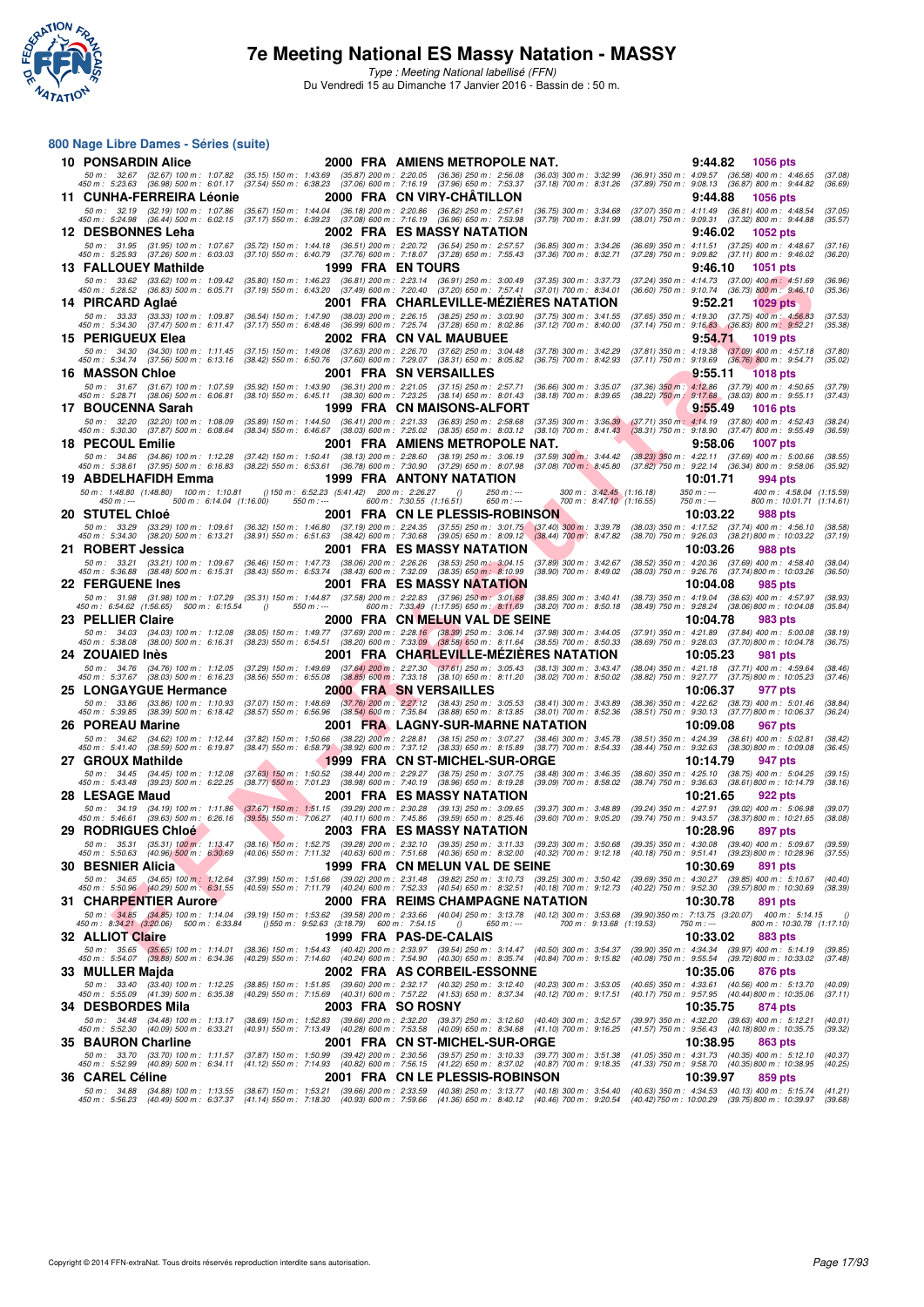# 7e Meeting National ES Massy Natation - MASSY

*Type : Meeting National labellisé (FFN)*

Du Vendredi 15 au Dimanche 17 Janvier 2016 - Bassin de : 50 m.

## 800 Nage Libre Dames - Séries (suite)

**10 PONSARDIN Alice** — 2000 FRA AMIENS METROPOLE NAT. — 9:44.82 — 1056 pts

50 m : 32.67 (32.67) 100 m : 1:07.82 (35.15) 150 m : 1:43.69 (35.87) 200 m : 2:20.05 (36.36) 250 m : 2:56.08 (36.03) 300 m : 3:32.99 (36.91) 350 m : 4:09.57 (36.58) 400 m : 4:46.65 (37.08)
450 m : 5:23.63 (36.98) 500 m : 6:01.17 (37.54) 550 m : 6:38.23 (37.06) 600 m : 7:16.19 (37.96) 650 m : 7:53.37 (37.18) 700 m : 8:31.26 (37.89) 750 m : 9:08.13 (36.87) 800 m : 9:44.82 (36.69)

**11 CUNHA-FERREIRA Léonie** — 2000 FRA CN VIRY-CHÂTILLON — 9:44.88 — 1056 pts

50 m : 32.19 (32.19) 100 m : 1:07.86 (35.67) 150 m : 1:44.04 (36.18) 200 m : 2:20.86 (36.82) 250 m : 2:57.61 (36.75) 300 m : 3:34.68 (37.07) 350 m : 4:11.49 (36.81) 400 m : 4:48.54 (37.05)
450 m : 5:24.98 (36.44) 500 m : 6:02.15 (37.17) 550 m : 6:39.23 (37.08) 600 m : 7:16.19 (36.96) 650 m : 7:53.98 (37.79) 700 m : 8:31.99 (38.01) 750 m : 9:09.31 (37.32) 800 m : 9:44.88 (35.57)

**12 DESBONNES Leha** — 2002 FRA ES MASSY NATATION — 9:46.02 — 1052 pts

50 m : 31.95 (31.95) 100 m : 1:07.67 (35.72) 150 m : 1:44.18 (36.51) 200 m : 2:20.72 (36.54) 250 m : 2:57.57 (36.85) 300 m : 3:34.26 (36.69) 350 m : 4:11.51 (37.25) 400 m : 4:48.67 (37.16)
450 m : 5:25.93 (37.26) 500 m : 6:03.03 (37.10) 550 m : 6:40.79 (37.76) 600 m : 7:18.07 (37.28) 650 m : 7:55.43 (37.36) 700 m : 8:32.71 (37.28) 750 m : 9:09.82 (37.11) 800 m : 9:46.02 (36.20)

**13 FALLOUEY Mathilde** — 1999 FRA EN TOURS — 9:46.10 — 1051 pts

50 m : 33.62 (33.62) 100 m : 1:09.42 (35.80) 150 m : 1:46.23 (36.81) 200 m : 2:23.14 (36.91) 250 m : 3:00.49 (37.35) 300 m : 3:37.73 (37.24) 350 m : 4:14.73 (37.00) 400 m : 4:51.69 (36.96)
450 m : 5:28.52 (36.83) 500 m : 6:05.71 (37.19) 550 m : 6:43.20 (37.49) 600 m : 7:20.40 (37.20) 650 m : 7:57.41 (37.01) 700 m : 8:34.01 (36.60) 750 m : 9:10.74 (36.73) 800 m : 9:46.10 (35.36)

**14 PIRCARD Aglaé** — 2001 FRA CHARLEVILLE-MÉZIÈRES NATATION — 9:52.21 — 1029 pts

50 m : 33.33 (33.33) 100 m : 1:09.87 (36.54) 150 m : 1:47.90 (38.03) 200 m : 2:26.15 (38.25) 250 m : 3:03.90 (37.75) 300 m : 3:41.55 (37.65) 350 m : 4:19.30 (37.75) 400 m : 4:56.83 (37.53)
450 m : 5:34.30 (37.47) 500 m : 6:11.47 (37.17) 550 m : 6:48.46 (36.99) 600 m : 7:25.74 (37.28) 650 m : 8:02.86 (37.12) 700 m : 8:40.00 (37.14) 750 m : 9:16.83 (36.83) 800 m : 9:52.21 (35.38)

**15 PERIGUEUX Elea** — 2002 FRA CN VAL MAUBUEE — 9:54.71 — 1019 pts

50 m : 34.30 (34.30) 100 m : 1:11.45 (37.15) 150 m : 1:49.08 (37.63) 200 m : 2:26.70 (37.62) 250 m : 3:04.48 (37.78) 300 m : 3:42.29 (37.81) 350 m : 4:19.38 (37.09) 400 m : 4:57.18 (37.80)
450 m : 5:34.74 (37.56) 500 m : 6:13.16 (38.42) 550 m : 6:50.76 (37.60) 600 m : 7:29.07 (38.31) 650 m : 8:05.82 (36.75) 700 m : 8:42.93 (37.11) 750 m : 9:19.69 (36.76) 800 m : 9:54.71 (35.02)

**16 MASSON Chloe** — 2001 FRA SN VERSAILLES — 9:55.11 — 1018 pts

50 m : 31.67 (31.67) 100 m : 1:07.59 (35.92) 150 m : 1:43.90 (36.31) 200 m : 2:21.05 (37.15) 250 m : 2:57.71 (36.66) 300 m : 3:35.07 (37.36) 350 m : 4:12.86 (37.79) 400 m : 4:50.65 (37.79)
450 m : 5:28.71 (38.06) 500 m : 6:06.81 (38.10) 550 m : 6:45.11 (38.30) 600 m : 7:23.25 (38.14) 650 m : 8:01.43 (38.18) 700 m : 8:39.65 (38.22) 750 m : 9:17.68 (38.03) 800 m : 9:55.11 (37.43)

**17 BOUCENNA Sarah** — 1999 FRA CN MAISONS-ALFORT — 9:55.49 — 1016 pts

50 m : 32.20 (32.20) 100 m : 1:08.09 (35.89) 150 m : 1:44.50 (36.41) 200 m : 2:21.33 (36.83) 250 m : 2:58.68 (37.35) 300 m : 3:36.39 (37.71) 350 m : 4:14.19 (37.80) 400 m : 4:52.43 (38.24)
450 m : 5:30.30 (37.87) 500 m : 6:08.64 (38.34) 550 m : 6:46.67 (38.03) 600 m : 7:25.02 (38.35) 650 m : 8:03.12 (38.10) 700 m : 8:41.43 (38.31) 750 m : 9:18.90 (37.47) 800 m : 9:55.49 (36.59)

**18 PECOUL Emilie** — 2001 FRA AMIENS METROPOLE NAT. — 9:58.06 — 1007 pts

50 m : 34.86 (34.86) 100 m : 1:12.28 (37.42) 150 m : 1:50.41 (38.13) 200 m : 2:28.60 (38.19) 250 m : 3:06.19 (37.59) 300 m : 3:44.42 (38.23) 350 m : 4:22.11 (37.69) 400 m : 5:00.66 (38.55)
450 m : 5:38.61 (37.95) 500 m : 6:16.83 (38.22) 550 m : 6:53.61 (36.78) 600 m : 7:30.90 (37.29) 650 m : 8:07.98 (37.08) 700 m : 8:45.80 (37.82) 750 m : 9:22.14 (36.34) 800 m : 9:58.06 (35.92)

**19 ABDELHAFIDH Emma** — 1999 FRA ANTONY NATATION — 10:01.71 — 994 pts

50 m : 1:48.80 (1:48.80) 100 m : 1:10.81 () 150 m : 6:52.23 (5:41.42) 200 m : 2:26.27 () 250 m : --- 300 m : 3:42.45 (1:16.18) 350 m : --- 400 m : 4:58.04 (1:15.59)
450 m : --- 500 m : 6:14.04 (1:16.00) 550 m : --- 600 m : 7:30.55 (1:16.51) 650 m : --- 700 m : 8:47.10 (1:16.55) 750 m : --- 800 m : 10:01.71 (1:14.61)

**20 STUTEL Chloé** — 2001 FRA CN LE PLESSIS-ROBINSON — 10:03.22 — 988 pts

50 m : 33.29 (33.29) 100 m : 1:09.61 (36.32) 150 m : 1:46.80 (37.19) 200 m : 2:24.35 (37.55) 250 m : 3:01.75 (37.40) 300 m : 3:39.78 (38.03) 350 m : 4:17.52 (37.74) 400 m : 4:56.10 (38.58)
450 m : 5:34.30 (38.20) 500 m : 6:13.21 (38.91) 550 m : 6:51.63 (38.42) 600 m : 7:30.68 (39.05) 650 m : 8:09.12 (38.44) 700 m : 8:47.82 (38.70) 750 m : 9:26.03 (38.21) 800 m : 10:03.22 (37.19)

**21 ROBERT Jessica** — 2001 FRA ES MASSY NATATION — 10:03.26 — 988 pts

50 m : 33.21 (33.21) 100 m : 1:09.67 (36.46) 150 m : 1:47.73 (38.06) 200 m : 2:26.26 (38.53) 250 m : 3:04.15 (37.89) 300 m : 3:42.67 (38.52) 350 m : 4:20.36 (37.69) 400 m : 4:58.40 (38.04)
450 m : 5:36.88 (38.48) 500 m : 6:15.31 (38.43) 550 m : 6:53.74 (38.43) 600 m : 7:32.09 (38.35) 650 m : 8:10.99 (38.90) 700 m : 8:49.02 (38.03) 750 m : 9:26.76 (37.74) 800 m : 10:03.26 (36.50)

**22 FERGUENE Ines** — 2001 FRA ES MASSY NATATION — 10:04.08 — 985 pts

50 m : 31.98 (31.98) 100 m : 1:07.29 (35.31) 150 m : 1:44.87 (37.58) 200 m : 2:22.83 (37.96) 250 m : 3:01.68 (38.85) 300 m : 3:40.41 (38.73) 350 m : 4:19.04 (38.63) 400 m : 4:57.97 (38.93)
450 m : 6:54.62 (1:56.65) 500 m : 6:15.54 () 550 m : --- 600 m : 7:33.49 (1:17.95) 650 m : 8:11.69 (38.20) 700 m : 8:50.18 (38.49) 750 m : 9:28.24 (38.06) 800 m : 10:04.08 (35.84)

**23 PELLIER Claire** — 2000 FRA CN MELUN VAL DE SEINE — 10:04.78 — 983 pts

50 m : 34.03 (34.03) 100 m : 1:12.08 (38.05) 150 m : 1:49.77 (37.69) 200 m : 2:28.16 (38.39) 250 m : 3:06.14 (37.98) 300 m : 3:44.05 (37.91) 350 m : 4:21.89 (37.84) 400 m : 5:00.08 (38.19)
450 m : 5:38.08 (38.00) 500 m : 6:16.31 (38.23) 550 m : 6:54.51 (38.20) 600 m : 7:33.09 (38.58) 650 m : 8:11.64 (38.55) 700 m : 8:50.33 (38.69) 750 m : 9:28.03 (37.70) 800 m : 10:04.78 (36.75)

**24 ZOUAIED Inès** — 2001 FRA CHARLEVILLE-MÉZIÈRES NATATION — 10:05.23 — 981 pts

50 m : 34.76 (34.76) 100 m : 1:12.05 (37.29) 150 m : 1:49.69 (37.64) 200 m : 2:27.30 (37.61) 250 m : 3:05.43 (38.13) 300 m : 3:43.47 (38.04) 350 m : 4:21.18 (37.71) 400 m : 4:59.64 (38.46)
450 m : 5:37.67 (38.03) 500 m : 6:16.23 (38.56) 550 m : 6:55.08 (38.85) 600 m : 7:33.18 (38.10) 650 m : 8:11.20 (38.02) 700 m : 8:50.02 (38.82) 750 m : 9:27.77 (37.75) 800 m : 10:05.23 (37.46)

**25 LONGAYGUE Hermance** — 2000 FRA SN VERSAILLES — 10:06.37 — 977 pts

50 m : 33.86 (33.86) 100 m : 1:10.93 (37.07) 150 m : 1:48.69 (37.76) 200 m : 2:27.12 (38.43) 250 m : 3:05.53 (38.41) 300 m : 3:43.89 (38.36) 350 m : 4:22.62 (38.73) 400 m : 5:01.46 (38.84)
450 m : 5:39.85 (38.39) 500 m : 6:18.42 (38.57) 550 m : 6:56.96 (38.54) 600 m : 7:35.84 (38.88) 650 m : 8:13.85 (38.01) 700 m : 8:52.36 (38.51) 750 m : 9:30.13 (37.77) 800 m : 10:06.37 (36.24)

**26 POREAU Marine** — 2001 FRA LAGNY-SUR-MARNE NATATION — 10:09.08 — 967 pts

50 m : 34.62 (34.62) 100 m : 1:12.44 (37.82) 150 m : 1:50.66 (38.22) 200 m : 2:28.81 (38.15) 250 m : 3:07.27 (38.46) 300 m : 3:45.78 (38.51) 350 m : 4:24.39 (38.61) 400 m : 5:02.81 (38.42)
450 m : 5:41.40 (38.59) 500 m : 6:19.87 (38.47) 550 m : 6:58.79 (38.92) 600 m : 7:37.12 (38.33) 650 m : 8:15.89 (38.77) 700 m : 8:54.33 (38.44) 750 m : 9:32.63 (38.30) 800 m : 10:09.08 (36.45)

**27 GROUX Mathilde** — 1999 FRA CN ST-MICHEL-SUR-ORGE — 10:14.79 — 947 pts

50 m : 34.45 (34.45) 100 m : 1:12.08 (37.63) 150 m : 1:50.52 (38.44) 200 m : 2:29.27 (38.75) 250 m : 3:07.75 (38.48) 300 m : 3:46.35 (38.60) 350 m : 4:25.10 (38.75) 400 m : 5:04.25 (39.15)
450 m : 5:43.48 (39.23) 500 m : 6:22.25 (38.77) 550 m : 7:01.23 (38.98) 600 m : 7:40.19 (38.96) 650 m : 8:19.28 (39.09) 700 m : 8:58.02 (38.74) 750 m : 9:36.63 (38.61) 800 m : 10:14.79 (38.16)

**28 LESAGE Maud** — 2001 FRA ES MASSY NATATION — 10:21.65 — 922 pts

50 m : 34.19 (34.19) 100 m : 1:11.86 (37.67) 150 m : 1:51.15 (39.29) 200 m : 2:30.28 (39.13) 250 m : 3:09.65 (39.37) 300 m : 3:48.89 (39.24) 350 m : 4:27.91 (39.02) 400 m : 5:06.98 (39.07)
450 m : 5:46.61 (39.63) 500 m : 6:26.16 (39.55) 550 m : 7:06.27 (40.11) 600 m : 7:45.86 (39.59) 650 m : 8:25.46 (39.60) 700 m : 9:05.20 (39.74) 750 m : 9:43.57 (38.37) 800 m : 10:21.65 (38.08)

**29 RODRIGUES Chloé** — 2003 FRA ES MASSY NATATION — 10:28.96 — 897 pts

50 m : 35.31 (35.31) 100 m : 1:13.47 (38.16) 150 m : 1:52.75 (39.28) 200 m : 2:32.10 (39.35) 250 m : 3:11.33 (39.23) 300 m : 3:50.68 (39.35) 350 m : 4:30.08 (39.40) 400 m : 5:09.67 (39.59)
450 m : 5:50.63 (40.96) 500 m : 6:30.69 (40.06) 550 m : 7:11.32 (40.63) 600 m : 7:51.68 (40.36) 650 m : 8:32.00 (40.32) 700 m : 9:12.18 (40.18) 750 m : 9:51.41 (39.23) 800 m : 10:28.96 (37.55)

**30 BESNIER Alicia** — 1999 FRA CN MELUN VAL DE SEINE — 10:30.69 — 891 pts

50 m : 34.65 (34.65) 100 m : 1:12.64 (37.99) 150 m : 1:51.66 (39.02) 200 m : 2:31.48 (39.82) 250 m : 3:10.73 (39.25) 300 m : 3:50.42 (39.69) 350 m : 4:30.27 (39.85) 400 m : 5:10.67 (40.40)
450 m : 5:50.96 (40.29) 500 m : 6:31.55 (40.59) 550 m : 7:11.79 (40.24) 600 m : 7:52.33 (40.54) 650 m : 8:32.51 (40.18) 700 m : 9:12.73 (40.22) 750 m : 9:52.30 (39.57) 800 m : 10:30.69 (38.39)

**31 CHARPENTIER Aurore** — 2000 FRA REIMS CHAMPAGNE NATATION — 10:30.78 — 891 pts

50 m : 34.85 (34.85) 100 m : 1:14.04 (39.19) 150 m : 1:53.62 (39.58) 200 m : 2:33.66 (40.04) 250 m : 3:13.78 (40.12) 300 m : 3:53.68 (39.90) 350 m : 7:13.75 (3:20.07) 400 m : 5:14.15 ()
450 m : 8:34.21 (3:20.06) 500 m : 6:33.84 () 550 m : 9:52.63 (3:18.79) 600 m : 7:54.15 () 650 m : --- 700 m : 9:13.68 (1:19.53) 750 m : --- 800 m : 10:30.78 (1:17.10)

**32 ALLIOT Claire** — 1999 FRA PAS-DE-CALAIS — 10:33.02 — 883 pts

50 m : 35.65 (35.65) 100 m : 1:14.01 (38.36) 150 m : 1:54.43 (40.42) 200 m : 2:33.97 (39.54) 250 m : 3:14.47 (40.50) 300 m : 3:54.37 (39.90) 350 m : 4:34.34 (39.97) 400 m : 5:14.19 (39.85)
450 m : 5:54.07 (39.88) 500 m : 6:34.36 (40.29) 550 m : 7:14.60 (40.24) 600 m : 7:54.90 (40.30) 650 m : 8:35.74 (40.84) 700 m : 9:15.82 (40.08) 750 m : 9:55.54 (39.72) 800 m : 10:33.02 (37.48)

**33 MULLER Majda** — 2002 FRA AS CORBEIL-ESSONNE — 10:35.06 — 876 pts

50 m : 33.40 (33.40) 100 m : 1:12.25 (38.85) 150 m : 1:51.85 (39.60) 200 m : 2:32.17 (40.32) 250 m : 3:12.40 (40.23) 300 m : 3:53.05 (40.65) 350 m : 4:33.61 (40.56) 400 m : 5:13.70 (40.09)
450 m : 5:55.09 (41.39) 500 m : 6:35.38 (40.29) 550 m : 7:15.69 (40.31) 600 m : 7:57.22 (41.53) 650 m : 8:37.34 (40.12) 700 m : 9:17.51 (40.17) 750 m : 9:57.95 (40.44) 800 m : 10:35.06 (37.11)

**34 DESBORDES Mila** — 2003 FRA SO ROSNY — 10:35.75 — 874 pts

50 m : 34.48 (34.48) 100 m : 1:13.17 (38.69) 150 m : 1:52.83 (39.66) 200 m : 2:32.20 (39.37) 250 m : 3:12.60 (40.40) 300 m : 3:52.57 (39.97) 350 m : 4:32.20 (39.63) 400 m : 5:12.21 (40.01)
450 m : 5:52.30 (40.09) 500 m : 6:33.21 (40.91) 550 m : 7:13.49 (40.28) 600 m : 7:53.58 (40.09) 650 m : 8:34.68 (41.10) 700 m : 9:16.25 (41.57) 750 m : 9:56.43 (40.18) 800 m : 10:35.75 (39.32)

**35 BAURON Charline** — 2001 FRA CN ST-MICHEL-SUR-ORGE — 10:38.95 — 863 pts

50 m : 33.70 (33.70) 100 m : 1:11.57 (37.87) 150 m : 1:50.99 (39.42) 200 m : 2:30.56 (39.57) 250 m : 3:10.33 (39.77) 300 m : 3:51.38 (41.05) 350 m : 4:31.73 (40.35) 400 m : 5:12.10 (40.37)
450 m : 5:52.99 (40.89) 500 m : 6:34.11 (41.12) 550 m : 7:14.93 (40.82) 600 m : 7:56.15 (41.22) 650 m : 8:37.02 (40.87) 700 m : 9:18.35 (41.33) 750 m : 9:58.70 (40.35) 800 m : 10:38.95 (40.25)

**36 CAREL Céline** — 2001 FRA CN LE PLESSIS-ROBINSON — 10:39.97 — 859 pts

50 m : 34.88 (34.88) 100 m : 1:13.55 (38.67) 150 m : 1:53.21 (39.66) 200 m : 2:33.59 (40.38) 250 m : 3:13.77 (40.18) 300 m : 3:54.40 (40.63) 350 m : 4:34.53 (40.13) 400 m : 5:15.74 (41.21)
450 m : 5:56.23 (40.49) 500 m : 6:37.37 (41.14) 550 m : 7:18.30 (40.93) 600 m : 7:59.66 (41.36) 650 m : 8:40.12 (40.46) 700 m : 9:20.54 (40.42) 750 m : 10:00.29 (39.75) 800 m : 10:39.97 (39.68)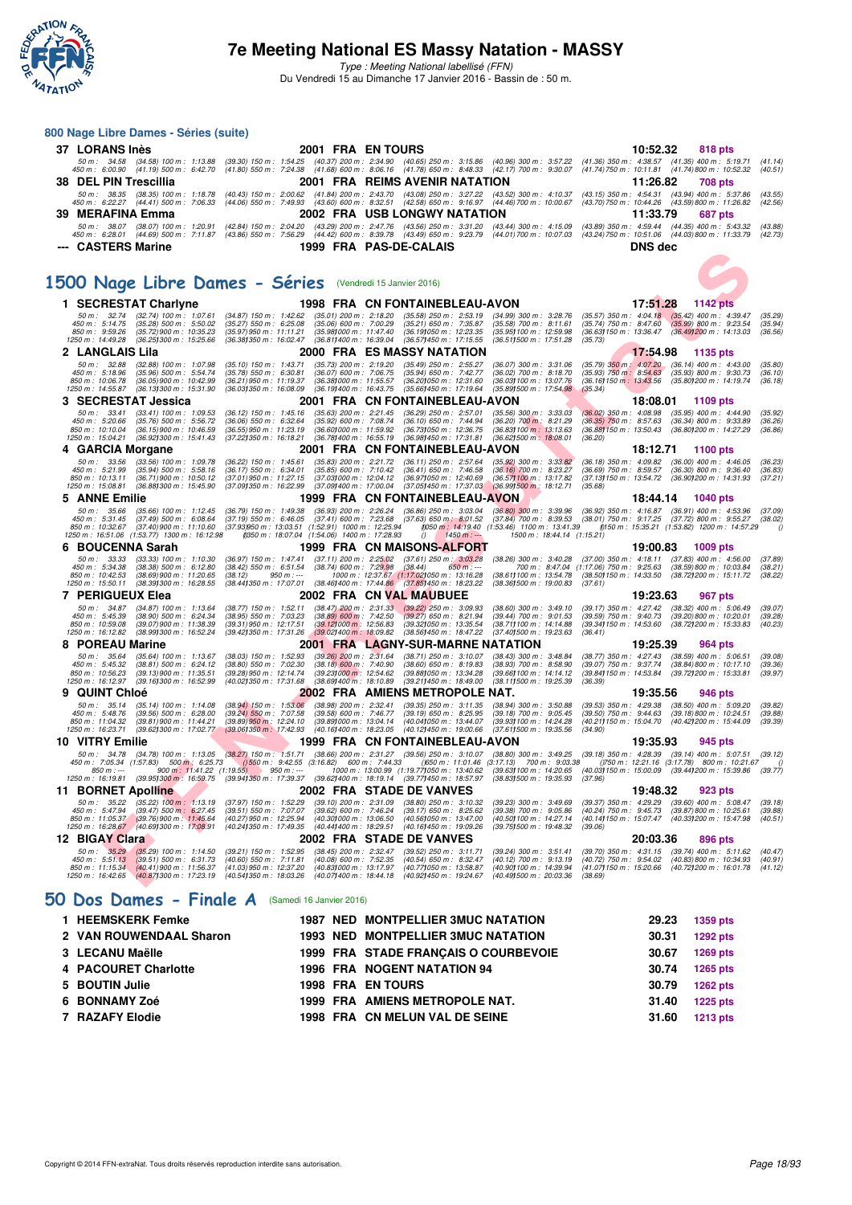# 7e Meeting National ES Massy Natation - MASSY

*Type : Meeting National labellisé (FFN)*
Du Vendredi 15 au Dimanche 17 Janvier 2016 - Bassin de : 50 m.

## 800 Nage Libre Dames - Séries (suite)

**37 LORANS Inès** 2001 FRA EN TOURS 10:52.32 818 pts

50 m : 34.58 (34.58) 100 m : 1:13.88 (39.30) 150 m : 1:54.25 (40.37) 200 m : 2:34.90 (40.65) 250 m : 3:15.86 (40.96) 300 m : 3:57.22 (41.36) 350 m : 4:38.57 (41.35) 400 m : 5:19.71 (41.14)
450 m : 6:00.90 (41.19) 500 m : 6:42.70 (41.80) 550 m : 7:24.38 (41.68) 600 m : 8:06.16 (41.78) 650 m : 8:48.33 (42.17) 700 m : 9:30.07 (41.74) 750 m : 10:11.81 (41.74) 800 m : 10:52.32 (40.51)

**38 DEL PIN Trescillia** 2001 FRA REIMS AVENIR NATATION 11:26.82 708 pts

50 m : 38.35 (38.35) 100 m : 1:18.78 (40.43) 150 m : 2:00.62 (41.84) 200 m : 2:43.70 (43.08) 250 m : 3:27.22 (43.52) 300 m : 4:10.37 (43.15) 350 m : 4:54.31 (43.94) 400 m : 5:37.86 (43.55)
450 m : 6:22.27 (44.41) 500 m : 7:06.33 (44.06) 550 m : 7:49.93 (43.60) 600 m : 8:32.51 (42.58) 650 m : 9:16.97 (44.46) 700 m : 10:00.67 (43.70) 750 m : 10:44.26 (43.59) 800 m : 11:26.82 (42.56)

**39 MERAFINA Emma** 2002 FRA USB LONGWY NATATION 11:33.79 687 pts

50 m : 38.07 (38.07) 100 m : 1:20.91 (42.84) 150 m : 2:04.20 (43.29) 200 m : 2:47.76 (43.56) 250 m : 3:31.20 (43.44) 300 m : 4:15.09 (43.89) 350 m : 4:59.44 (44.35) 400 m : 5:43.32 (43.88)
450 m : 6:28.01 (44.69) 500 m : 7:11.87 (43.86) 550 m : 7:56.29 (44.42) 600 m : 8:39.78 (43.49) 650 m : 9:23.79 (44.01) 700 m : 10:07.03 (43.24) 750 m : 10:51.06 (44.03) 800 m : 11:33.79 (42.73)

**--- CASTERS Marine** 1999 FRA PAS-DE-CALAIS DNS dec

## 1500 Nage Libre Dames - Séries (Vendredi 15 Janvier 2016)

**1 SECRESTAT Charlyne** 1998 FRA CN FONTAINEBLEAU-AVON 17:51.28 1142 pts

50 m : 32.74 (32.74) 100 m : 1:07.61 (34.87) 150 m : 1:42.62 (35.01) 200 m : 2:18.20 (35.58) 250 m : 2:53.19 (34.99) 300 m : 3:28.76 (35.57) 350 m : 4:04.18 (35.42) 400 m : 4:39.47 (35.29)
450 m : 5:14.75 (35.28) 500 m : 5:50.02 (35.27) 550 m : 6:25.08 (35.06) 600 m : 7:00.29 (35.21) 650 m : 7:35.87 (35.58) 700 m : 8:11.61 (35.74) 750 m : 8:47.60 (35.99) 800 m : 9:23.54 (35.94)
850 m : 9:59.26 (35.72) 900 m : 10:35.23 (35.97) 950 m : 11:11.21 (35.98) 1000 m : 11:47.40 (36.19) 1050 m : 12:23.35 (35.95) 1100 m : 12:59.98 (36.63) 1150 m : 13:36.47 (36.49) 1200 m : 14:13.03 (36.56)
1250 m : 14:49.28 (36.25) 1300 m : 15:25.66 (36.38) 1350 m : 16:02.47 (36.81) 1400 m : 16:39.04 (36.57) 1450 m : 17:15.55 (36.51) 1500 m : 17:51.28 (35.73)

**2 LANGLAIS Lila** 2000 FRA ES MASSY NATATION 17:54.98 1135 pts

50 m : 32.88 (32.88) 100 m : 1:07.98 (35.10) 150 m : 1:43.71 (35.73) 200 m : 2:19.20 (35.49) 250 m : 2:55.27 (36.07) 300 m : 3:31.06 (35.79) 350 m : 4:07.20 (36.14) 400 m : 4:43.00 (35.80)
450 m : 5:18.96 (35.96) 500 m : 5:54.74 (35.78) 550 m : 6:30.81 (36.07) 600 m : 7:06.75 (35.94) 650 m : 7:42.77 (36.02) 700 m : 8:18.70 (35.93) 750 m : 8:54.63 (35.93) 800 m : 9:30.73 (36.10)
850 m : 10:06.78 (36.05) 900 m : 10:42.99 (36.21) 950 m : 11:19.37 (36.38) 1000 m : 11:55.57 (36.20) 1050 m : 12:31.60 (36.03) 1100 m : 13:07.76 (36.16) 1150 m : 13:43.56 (35.80) 1200 m : 14:19.74 (36.18)
1250 m : 14:55.87 (36.13) 1300 m : 15:31.90 (36.03) 1350 m : 16:08.09 (36.19) 1400 m : 16:43.75 (35.66) 1450 m : 17:19.64 (35.89) 1500 m : 17:54.98 (35.34)

**3 SECRESTAT Jessica** 2001 FRA CN FONTAINEBLEAU-AVON 18:08.01 1109 pts

50 m : 33.41 (33.41) 100 m : 1:09.53 (36.12) 150 m : 1:45.16 (35.63) 200 m : 2:21.45 (36.29) 250 m : 2:57.01 (35.56) 300 m : 3:33.03 (36.02) 350 m : 4:08.98 (35.95) 400 m : 4:44.90 (35.92)
450 m : 5:20.66 (35.76) 500 m : 5:56.72 (36.06) 550 m : 6:32.64 (35.92) 600 m : 7:08.74 (36.10) 650 m : 7:44.94 (36.20) 700 m : 8:21.29 (36.35) 750 m : 8:57.63 (36.34) 800 m : 9:33.89 (36.26)
850 m : 10:10.04 (36.15) 900 m : 10:46.59 (36.55) 950 m : 11:23.19 (36.60) 1000 m : 11:59.92 (36.73) 1050 m : 12:36.75 (36.83) 1100 m : 13:13.63 (36.88) 1150 m : 13:50.43 (36.80) 1200 m : 14:27.29 (36.86)
1250 m : 15:04.21 (36.92) 1300 m : 15:41.43 (37.22) 1350 m : 16:18.21 (36.78) 1400 m : 16:55.19 (36.98) 1450 m : 17:31.81 (36.62) 1500 m : 18:08.01 (36.20)

**4 GARCIA Morgane** 2001 FRA CN FONTAINEBLEAU-AVON 18:12.71 1100 pts

50 m : 33.56 (33.56) 100 m : 1:09.78 (36.22) 150 m : 1:45.61 (35.83) 200 m : 2:21.72 (36.11) 250 m : 2:57.64 (35.92) 300 m : 3:33.82 (36.18) 350 m : 4:09.82 (36.00) 400 m : 4:46.05 (36.23)
450 m : 5:21.99 (35.94) 500 m : 5:58.16 (36.17) 550 m : 6:34.01 (35.85) 600 m : 7:10.42 (36.41) 650 m : 7:46.58 (36.16) 700 m : 8:23.27 (36.69) 750 m : 8:59.57 (36.30) 800 m : 9:36.40 (36.83)
850 m : 10:13.11 (36.71) 900 m : 10:50.12 (37.01) 950 m : 11:27.15 (37.03) 1000 m : 12:04.12 (36.97) 1050 m : 12:40.69 (36.57) 1100 m : 13:17.82 (37.13) 1150 m : 13:54.72 (36.90) 1200 m : 14:31.93 (37.21)
1250 m : 15:08.81 (36.88) 1300 m : 15:45.90 (37.09) 1350 m : 16:22.99 (37.09) 1400 m : 17:00.04 (37.05) 1450 m : 17:37.03 (36.99) 1500 m : 18:12.71 (35.68)

**5 ANNE Emilie** 1999 FRA CN FONTAINEBLEAU-AVON 18:44.14 1040 pts

50 m : 35.66 (35.66) 100 m : 1:12.45 (36.79) 150 m : 1:49.38 (36.93) 200 m : 2:26.24 (36.86) 250 m : 3:03.04 (36.80) 300 m : 3:39.96 (36.92) 350 m : 4:16.87 (36.91) 400 m : 4:53.96 (37.09)
450 m : 5:31.45 (37.49) 500 m : 6:08.64 (37.19) 550 m : 6:46.05 (37.41) 600 m : 7:23.68 (37.63) 650 m : 8:01.52 (37.84) 700 m : 8:39.53 (38.01) 750 m : 9:17.25 (37.72) 800 m : 9:55.27 (38.02)
850 m : 10:32.67 (37.40) 900 m : 11:10.60 (37.93) 950 m : 13:03.51 (1:52.91) 1000 m : 12:25.94 () 1050 m : 14:19.40 (1:53.46) 1100 m : 13:41.39 () 1150 m : 15:35.21 (1:53.82) 1200 m : 14:57.29 ()
1250 m : 16:51.06 (1:53.77) 1300 m : 16:12.98 () 1350 m : 18:07.04 (1:54.06) 1400 m : 17:28.93 () 1450 m : --- 1500 m : 18:44.14 (1:15.21)

**6 BOUCENNA Sarah** 1999 FRA CN MAISONS-ALFORT 19:00.83 1009 pts

50 m : 33.33 (33.33) 100 m : 1:10.30 (36.97) 150 m : 1:47.41 (37.11) 200 m : 2:25.02 (37.61) 250 m : 3:03.28 (38.26) 300 m : 3:40.28 (37.00) 350 m : 4:18.11 (37.83) 400 m : 4:56.00 (37.89)
450 m : 5:34.38 (38.38) 500 m : 6:12.80 (38.42) 550 m : 6:51.54 (38.74) 600 m : 7:29.98 (38.44) 650 m : --- 700 m : 8:47.04 (1:17.06) 750 m : 9:25.63 (38.59) 800 m : 10:03.84 (38.21)
850 m : 10:42.53 (38.69) 900 m : 11:20.65 (38.12) 950 m : --- 1000 m : 12:37.67 (1:17.02) 1050 m : 13:16.28 (38.61) 1100 m : 13:54.78 (38.50) 1150 m : 14:33.50 (38.72) 1200 m : 15:11.72 (38.22)
1250 m : 15:50.11 (38.39) 1300 m : 16:28.55 (38.44) 1350 m : 17:07.01 (38.46) 1400 m : 17:44.86 (37.85) 1450 m : 18:23.22 (38.36) 1500 m : 19:00.83 (37.61)

**7 PERIGUEUX Elea** 2002 FRA CN VAL MAUBUEE 19:23.63 967 pts

50 m : 34.87 (34.87) 100 m : 1:13.64 (38.77) 150 m : 1:52.11 (38.47) 200 m : 2:31.33 (39.22) 250 m : 3:09.93 (38.60) 300 m : 3:49.10 (39.17) 350 m : 4:27.42 (38.32) 400 m : 5:06.49 (39.07)
450 m : 5:45.39 (38.90) 500 m : 6:24.34 (38.95) 550 m : 7:03.23 (38.89) 600 m : 7:42.50 (39.27) 650 m : 8:21.94 (39.44) 700 m : 9:01.53 (39.59) 750 m : 9:40.73 (39.20) 800 m : 10:20.01 (39.28)
850 m : 10:59.08 (39.07) 900 m : 11:38.39 (39.31) 950 m : 12:17.51 (39.12) 1000 m : 12:56.83 (39.32) 1050 m : 13:35.54 (38.71) 1100 m : 14:14.88 (39.34) 1150 m : 14:53.60 (38.72) 1200 m : 15:33.83 (40.23)
1250 m : 16:12.82 (38.99) 1300 m : 16:52.24 (39.42) 1350 m : 17:31.26 (39.02) 1400 m : 18:09.82 (38.56) 1450 m : 18:47.22 (37.40) 1500 m : 19:23.63 (36.41)

**8 POREAU Marine** 2001 FRA LAGNY-SUR-MARNE NATATION 19:25.39 964 pts

50 m : 35.64 (35.64) 100 m : 1:13.67 (38.03) 150 m : 1:52.93 (39.26) 200 m : 2:31.64 (38.71) 250 m : 3:10.07 (38.43) 300 m : 3:48.84 (38.77) 350 m : 4:27.43 (38.59) 400 m : 5:06.51 (39.08)
450 m : 5:45.32 (38.81) 500 m : 6:24.12 (38.80) 550 m : 7:02.30 (38.18) 600 m : 7:40.90 (38.60) 650 m : 8:19.83 (38.93) 700 m : 8:58.90 (39.07) 750 m : 9:37.74 (38.84) 800 m : 10:17.10 (39.36)
850 m : 10:56.23 (39.13) 900 m : 11:35.51 (39.28) 950 m : 12:14.74 (39.23) 1000 m : 12:54.62 (39.88) 1050 m : 13:34.28 (39.66) 1100 m : 14:14.12 (39.84) 1150 m : 14:53.84 (39.72) 1200 m : 15:33.81 (39.97)
1250 m : 16:12.97 (39.16) 1300 m : 16:52.99 (40.02) 1350 m : 17:31.68 (38.69) 1400 m : 18:10.89 (39.21) 1450 m : 18:49.00 (38.11) 1500 m : 19:25.39 (36.39)

**9 QUINT Chloé** 2002 FRA AMIENS METROPOLE NAT. 19:35.56 946 pts

50 m : 35.14 (35.14) 100 m : 1:14.08 (38.94) 150 m : 1:53.06 (38.98) 200 m : 2:32.41 (39.35) 250 m : 3:11.35 (38.94) 300 m : 3:50.88 (39.53) 350 m : 4:29.38 (38.50) 400 m : 5:09.20 (39.82)
450 m : 5:48.76 (39.56) 500 m : 6:28.00 (39.24) 550 m : 7:07.58 (39.58) 600 m : 7:46.77 (39.19) 650 m : 8:25.95 (39.18) 700 m : 9:05.45 (39.50) 750 m : 9:44.63 (39.18) 800 m : 10:24.51 (39.88)
850 m : 11:04.32 (39.81) 900 m : 11:44.21 (39.89) 950 m : 12:24.10 (39.89) 1000 m : 13:04.14 (40.04) 1050 m : 13:44.07 (39.93) 1100 m : 14:24.28 (40.21) 1150 m : 15:04.70 (40.42) 1200 m : 15:44.09 (39.39)
1250 m : 16:23.71 (39.62) 1300 m : 17:02.77 (39.06) 1350 m : 17:42.93 (40.16) 1400 m : 18:23.05 (40.12) 1450 m : 19:00.66 (37.61) 1500 m : 19:35.56 (34.90)

**10 VITRY Emilie** 1999 FRA CN FONTAINEBLEAU-AVON 19:35.93 945 pts

50 m : 34.78 (34.78) 100 m : 1:13.05 (38.27) 150 m : 1:51.71 (38.66) 200 m : 2:31.27 (39.56) 250 m : 3:10.07 (38.80) 300 m : 3:49.25 (39.18) 350 m : 4:28.39 (39.14) 400 m : 5:07.51 (39.12)
450 m : 7:05.34 (1:57.83) 500 m : 6:25.73 () 550 m : 9:42.55 (3:16.82) 600 m : 7:44.33 () 650 m : 11:01.46 (3:17.13) 700 m : 9:03.38 () 750 m : 12:21.16 (3:17.78) 800 m : 10:21.67 ()
850 m : --- 900 m : 11:41.22 (1:19.55) 950 m : --- 1000 m : 13:00.99 (1:19.77) 1050 m : 13:40.62 (39.63) 1100 m : 14:20.65 (40.03) 1150 m : 15:00.09 (39.44) 1200 m : 15:39.86 (39.77)
1250 m : 16:19.81 (39.95) 1300 m : 16:59.75 (39.94) 1350 m : 17:39.37 (39.62) 1400 m : 18:19.14 (39.77) 1450 m : 18:57.97 (38.83) 1500 m : 19:35.93 (37.96)

**11 BORNET Apolline** 2002 FRA STADE DE VANVES 19:48.32 923 pts

50 m : 35.22 (35.22) 100 m : 1:13.19 (37.97) 150 m : 1:52.29 (39.10) 200 m : 2:31.09 (38.80) 250 m : 3:10.32 (39.23) 300 m : 3:49.69 (39.37) 350 m : 4:29.29 (39.60) 400 m : 5:08.47 (39.18)
450 m : 5:47.94 (39.47) 500 m : 6:27.45 (39.51) 550 m : 7:07.07 (39.62) 600 m : 7:46.24 (39.17) 650 m : 8:25.62 (39.38) 700 m : 9:05.86 (40.24) 750 m : 9:45.73 (39.87) 800 m : 10:25.61 (39.88)
850 m : 11:05.37 (39.76) 900 m : 11:45.64 (40.27) 950 m : 12:25.94 (40.30) 1000 m : 13:06.50 (40.56) 1050 m : 13:47.00 (40.50) 1100 m : 14:27.14 (40.14) 1150 m : 15:07.47 (40.33) 1200 m : 15:47.98 (40.51)
1250 m : 16:28.67 (40.69) 1300 m : 17:08.91 (40.24) 1350 m : 17:49.35 (40.44) 1400 m : 18:29.51 (40.16) 1450 m : 19:09.26 (39.75) 1500 m : 19:48.32 (39.06)

**12 BIGAY Clara** 2002 FRA STADE DE VANVES 20:03.36 896 pts

50 m : 35.29 (35.29) 100 m : 1:14.50 (39.21) 150 m : 1:52.95 (38.45) 200 m : 2:32.47 (39.52) 250 m : 3:11.71 (39.24) 300 m : 3:51.41 (39.70) 350 m : 4:31.15 (39.74) 400 m : 5:11.62 (40.47)
450 m : 5:51.13 (39.51) 500 m : 6:31.73 (40.60) 550 m : 7:11.81 (40.08) 600 m : 7:52.35 (40.54) 650 m : 8:32.47 (40.12) 700 m : 9:13.19 (40.72) 750 m : 9:54.02 (40.83) 800 m : 10:34.93 (40.91)
850 m : 11:15.34 (40.41) 900 m : 11:56.37 (41.03) 950 m : 12:37.20 (40.83) 1000 m : 13:17.97 (40.77) 1050 m : 13:58.87 (40.90) 1100 m : 14:39.94 (41.07) 1150 m : 15:20.66 (40.72) 1200 m : 16:01.78 (41.12)
1250 m : 16:42.65 (40.87) 1300 m : 17:23.19 (40.54) 1350 m : 18:03.26 (40.07) 1400 m : 18:44.18 (40.92) 1450 m : 19:24.67 (40.49) 1500 m : 20:03.36 (38.69)

## 50 Dos Dames - Finale A (Samedi 16 Janvier 2016)

| | Nom | Année | Nat. | Club | Temps | Points |
|---|---|---|---|---|---|---|
| 1 | HEEMSKERK Femke | 1987 | NED | MONTPELLIER 3MUC NATATION | 29.23 | 1359 pts |
| 2 | VAN ROUWENDAAL Sharon | 1993 | NED | MONTPELLIER 3MUC NATATION | 30.31 | 1292 pts |
| 3 | LECANU Maëlle | 1999 | FRA | STADE FRANÇAIS O COURBEVOIE | 30.67 | 1269 pts |
| 4 | PACOURET Charlotte | 1996 | FRA | NOGENT NATATION 94 | 30.74 | 1265 pts |
| 5 | BOUTIN Julie | 1998 | FRA | EN TOURS | 30.79 | 1262 pts |
| 6 | BONNAMY Zoé | 1999 | FRA | AMIENS METROPOLE NAT. | 31.40 | 1225 pts |
| 7 | RAZAFY Elodie | 1998 | FRA | CN MELUN VAL DE SEINE | 31.60 | 1213 pts |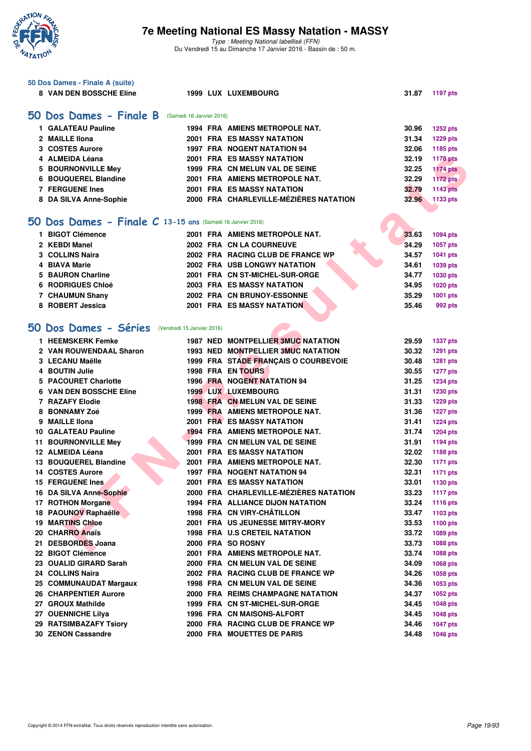# 7e Meeting National ES Massy Natation - MASSY

*Type : Meeting National labellisé (FFN)*
Du Vendredi 15 au Dimanche 17 Janvier 2016 - Bassin de : 50 m.

### 50 Dos Dames - Finale A (suite)

| | | | | | | |
|---|---|---|---|---|---|---|
| 8 | VAN DEN BOSSCHE Eline | 1999 | LUX | LUXEMBOURG | 31.87 | 1197 pts |

## 50 Dos Dames - Finale B (Samedi 16 Janvier 2016)

| | | | | | | |
|---|---|---|---|---|---|---|
| 1 | GALATEAU Pauline | 1994 | FRA | AMIENS METROPOLE NAT. | 30.96 | 1252 pts |
| 2 | MAILLE Ilona | 2001 | FRA | ES MASSY NATATION | 31.34 | 1229 pts |
| 3 | COSTES Aurore | 1997 | FRA | NOGENT NATATION 94 | 32.06 | 1185 pts |
| 4 | ALMEIDA Léana | 2001 | FRA | ES MASSY NATATION | 32.19 | 1178 pts |
| 5 | BOURNONVILLE Mey | 1999 | FRA | CN MELUN VAL DE SEINE | 32.25 | 1174 pts |
| 6 | BOUQUEREL Blandine | 2001 | FRA | AMIENS METROPOLE NAT. | 32.29 | 1172 pts |
| 7 | FERGUENE Ines | 2001 | FRA | ES MASSY NATATION | 32.79 | 1143 pts |
| 8 | DA SILVA Anne-Sophie | 2000 | FRA | CHARLEVILLE-MÉZIÈRES NATATION | 32.96 | 1133 pts |

## 50 Dos Dames - Finale C 13-15 ans (Samedi 16 Janvier 2016)

| | | | | | | |
|---|---|---|---|---|---|---|
| 1 | BIGOT Clémence | 2001 | FRA | AMIENS METROPOLE NAT. | 33.63 | 1094 pts |
| 2 | KEBDI Manel | 2002 | FRA | CN LA COURNEUVE | 34.29 | 1057 pts |
| 3 | COLLINS Naira | 2002 | FRA | RACING CLUB DE FRANCE WP | 34.57 | 1041 pts |
| 4 | BIAVA Marie | 2002 | FRA | USB LONGWY NATATION | 34.61 | 1039 pts |
| 5 | BAURON Charline | 2001 | FRA | CN ST-MICHEL-SUR-ORGE | 34.77 | 1030 pts |
| 6 | RODRIGUES Chloé | 2003 | FRA | ES MASSY NATATION | 34.95 | 1020 pts |
| 7 | CHAUMUN Shany | 2002 | FRA | CN BRUNOY-ESSONNE | 35.29 | 1001 pts |
| 8 | ROBERT Jessica | 2001 | FRA | ES MASSY NATATION | 35.46 | 992 pts |

## 50 Dos Dames - Séries (Vendredi 15 Janvier 2016)

| | | | | | | |
|---|---|---|---|---|---|---|
| 1 | HEEMSKERK Femke | 1987 | NED | MONTPELLIER 3MUC NATATION | 29.59 | 1337 pts |
| 2 | VAN ROUWENDAAL Sharon | 1993 | NED | MONTPELLIER 3MUC NATATION | 30.32 | 1291 pts |
| 3 | LECANU Maëlle | 1999 | FRA | STADE FRANÇAIS O COURBEVOIE | 30.48 | 1281 pts |
| 4 | BOUTIN Julie | 1998 | FRA | EN TOURS | 30.55 | 1277 pts |
| 5 | PACOURET Charlotte | 1996 | FRA | NOGENT NATATION 94 | 31.25 | 1234 pts |
| 6 | VAN DEN BOSSCHE Eline | 1999 | LUX | LUXEMBOURG | 31.31 | 1230 pts |
| 7 | RAZAFY Elodie | 1998 | FRA | CN MELUN VAL DE SEINE | 31.33 | 1229 pts |
| 8 | BONNAMY Zoé | 1999 | FRA | AMIENS METROPOLE NAT. | 31.36 | 1227 pts |
| 9 | MAILLE Ilona | 2001 | FRA | ES MASSY NATATION | 31.41 | 1224 pts |
| 10 | GALATEAU Pauline | 1994 | FRA | AMIENS METROPOLE NAT. | 31.74 | 1204 pts |
| 11 | BOURNONVILLE Mey | 1999 | FRA | CN MELUN VAL DE SEINE | 31.91 | 1194 pts |
| 12 | ALMEIDA Léana | 2001 | FRA | ES MASSY NATATION | 32.02 | 1188 pts |
| 13 | BOUQUEREL Blandine | 2001 | FRA | AMIENS METROPOLE NAT. | 32.30 | 1171 pts |
| 14 | COSTES Aurore | 1997 | FRA | NOGENT NATATION 94 | 32.31 | 1171 pts |
| 15 | FERGUENE Ines | 2001 | FRA | ES MASSY NATATION | 33.01 | 1130 pts |
| 16 | DA SILVA Anne-Sophie | 2000 | FRA | CHARLEVILLE-MÉZIÈRES NATATION | 33.23 | 1117 pts |
| 17 | ROTHON Morgane | 1994 | FRA | ALLIANCE DIJON NATATION | 33.24 | 1116 pts |
| 18 | PAOUNOV Raphaëlle | 1998 | FRA | CN VIRY-CHÂTILLON | 33.47 | 1103 pts |
| 19 | MARTINS Chloe | 2001 | FRA | US JEUNESSE MITRY-MORY | 33.53 | 1100 pts |
| 20 | CHARRO Anaïs | 1998 | FRA | U.S CRETEIL NATATION | 33.72 | 1089 pts |
| 21 | DESBORDES Joana | 2000 | FRA | SO ROSNY | 33.73 | 1088 pts |
| 22 | BIGOT Clémence | 2001 | FRA | AMIENS METROPOLE NAT. | 33.74 | 1088 pts |
| 23 | OUALID GIRARD Sarah | 2000 | FRA | CN MELUN VAL DE SEINE | 34.09 | 1068 pts |
| 24 | COLLINS Naira | 2002 | FRA | RACING CLUB DE FRANCE WP | 34.26 | 1058 pts |
| 25 | COMMUNAUDAT Margaux | 1998 | FRA | CN MELUN VAL DE SEINE | 34.36 | 1053 pts |
| 26 | CHARPENTIER Aurore | 2000 | FRA | REIMS CHAMPAGNE NATATION | 34.37 | 1052 pts |
| 27 | GROUX Mathilde | 1999 | FRA | CN ST-MICHEL-SUR-ORGE | 34.45 | 1048 pts |
| 27 | OUENNICHE Lilya | 1996 | FRA | CN MAISONS-ALFORT | 34.45 | 1048 pts |
| 29 | RATSIMBAZAFY Tsiory | 2000 | FRA | RACING CLUB DE FRANCE WP | 34.46 | 1047 pts |
| 30 | ZENON Cassandre | 2000 | FRA | MOUETTES DE PARIS | 34.48 | 1046 pts |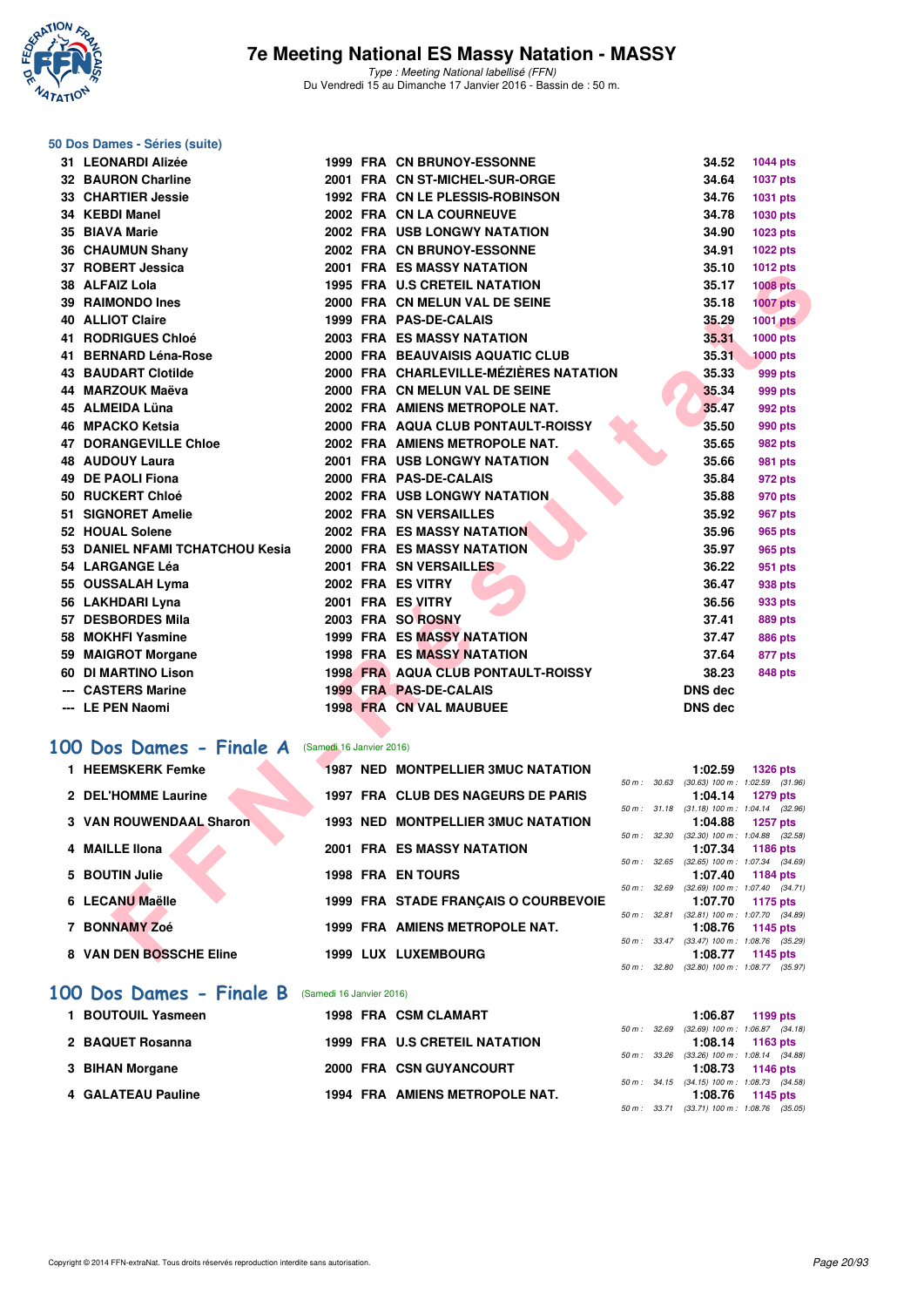## 50 Dos Dames - Séries (suite)

| Rang | Nom | Année | Nat | Club | Temps | Points |
|---|---|---|---|---|---|---|
| 31 | LEONARDI Alizée | 1999 | FRA | CN BRUNOY-ESSONNE | 34.52 | 1044 pts |
| 32 | BAURON Charline | 2001 | FRA | CN ST-MICHEL-SUR-ORGE | 34.64 | 1037 pts |
| 33 | CHARTIER Jessie | 1992 | FRA | CN LE PLESSIS-ROBINSON | 34.76 | 1031 pts |
| 34 | KEBDI Manel | 2002 | FRA | CN LA COURNEUVE | 34.78 | 1030 pts |
| 35 | BIAVA Marie | 2002 | FRA | USB LONGWY NATATION | 34.90 | 1023 pts |
| 36 | CHAUMUN Shany | 2002 | FRA | CN BRUNOY-ESSONNE | 34.91 | 1022 pts |
| 37 | ROBERT Jessica | 2001 | FRA | ES MASSY NATATION | 35.10 | 1012 pts |
| 38 | ALFAIZ Lola | 1995 | FRA | U.S CRETEIL NATATION | 35.17 | 1008 pts |
| 39 | RAIMONDO Ines | 2000 | FRA | CN MELUN VAL DE SEINE | 35.18 | 1007 pts |
| 40 | ALLIOT Claire | 1999 | FRA | PAS-DE-CALAIS | 35.29 | 1001 pts |
| 41 | RODRIGUES Chloé | 2003 | FRA | ES MASSY NATATION | 35.31 | 1000 pts |
| 41 | BERNARD Léna-Rose | 2000 | FRA | BEAUVAISIS AQUATIC CLUB | 35.31 | 1000 pts |
| 43 | BAUDART Clotilde | 2000 | FRA | CHARLEVILLE-MÉZIÈRES NATATION | 35.33 | 999 pts |
| 44 | MARZOUK Maëva | 2000 | FRA | CN MELUN VAL DE SEINE | 35.34 | 999 pts |
| 45 | ALMEIDA Lüna | 2002 | FRA | AMIENS METROPOLE NAT. | 35.47 | 992 pts |
| 46 | MPACKO Ketsia | 2000 | FRA | AQUA CLUB PONTAULT-ROISSY | 35.50 | 990 pts |
| 47 | DORANGEVILLE Chloe | 2002 | FRA | AMIENS METROPOLE NAT. | 35.65 | 982 pts |
| 48 | AUDOUY Laura | 2001 | FRA | USB LONGWY NATATION | 35.66 | 981 pts |
| 49 | DE PAOLI Fiona | 2000 | FRA | PAS-DE-CALAIS | 35.84 | 972 pts |
| 50 | RUCKERT Chloé | 2002 | FRA | USB LONGWY NATATION | 35.88 | 970 pts |
| 51 | SIGNORET Amelie | 2002 | FRA | SN VERSAILLES | 35.92 | 967 pts |
| 52 | HOUAL Solene | 2002 | FRA | ES MASSY NATATION | 35.96 | 965 pts |
| 53 | DANIEL NFAMI TCHATCHOU Kesia | 2000 | FRA | ES MASSY NATATION | 35.97 | 965 pts |
| 54 | LARGANGE Léa | 2001 | FRA | SN VERSAILLES | 36.22 | 951 pts |
| 55 | OUSSALAH Lyma | 2002 | FRA | ES VITRY | 36.47 | 938 pts |
| 56 | LAKHDARI Lyna | 2001 | FRA | ES VITRY | 36.56 | 933 pts |
| 57 | DESBORDES Mila | 2003 | FRA | SO ROSNY | 37.41 | 889 pts |
| 58 | MOKHFI Yasmine | 1999 | FRA | ES MASSY NATATION | 37.47 | 886 pts |
| 59 | MAIGROT Morgane | 1998 | FRA | ES MASSY NATATION | 37.64 | 877 pts |
| 60 | DI MARTINO Lison | 1998 | FRA | AQUA CLUB PONTAULT-ROISSY | 38.23 | 848 pts |
| --- | CASTERS Marine | 1999 | FRA | PAS-DE-CALAIS | DNS dec | |
| --- | LE PEN Naomi | 1998 | FRA | CN VAL MAUBUEE | DNS dec | |

## 100 Dos Dames - Finale A (Samedi 16 Janvier 2016)

| Rang | Nom | Année | Nat | Club | Temps | Points | Splits |
|---|---|---|---|---|---|---|---|
| 1 | HEEMSKERK Femke | 1987 | NED | MONTPELLIER 3MUC NATATION | 1:02.59 | 1326 pts | 50 m : 30.63 (30.63) 100 m : 1:02.59 (31.96) |
| 2 | DEL'HOMME Laurine | 1997 | FRA | CLUB DES NAGEURS DE PARIS | 1:04.14 | 1279 pts | 50 m : 31.18 (31.18) 100 m : 1:04.14 (32.96) |
| 3 | VAN ROUWENDAAL Sharon | 1993 | NED | MONTPELLIER 3MUC NATATION | 1:04.88 | 1257 pts | 50 m : 32.30 (32.30) 100 m : 1:04.88 (32.58) |
| 4 | MAILLE Ilona | 2001 | FRA | ES MASSY NATATION | 1:07.34 | 1186 pts | 50 m : 32.65 (32.65) 100 m : 1:07.34 (34.69) |
| 5 | BOUTIN Julie | 1998 | FRA | EN TOURS | 1:07.40 | 1184 pts | 50 m : 32.69 (32.69) 100 m : 1:07.40 (34.71) |
| 6 | LECANU Maëlle | 1999 | FRA | STADE FRANÇAIS O COURBEVOIE | 1:07.70 | 1175 pts | 50 m : 32.81 (32.81) 100 m : 1:07.70 (34.89) |
| 7 | BONNAMY Zoé | 1999 | FRA | AMIENS METROPOLE NAT. | 1:08.76 | 1145 pts | 50 m : 33.47 (33.47) 100 m : 1:08.76 (35.29) |
| 8 | VAN DEN BOSSCHE Eline | 1999 | LUX | LUXEMBOURG | 1:08.77 | 1145 pts | 50 m : 32.80 (32.80) 100 m : 1:08.77 (35.97) |

## 100 Dos Dames - Finale B (Samedi 16 Janvier 2016)

| Rang | Nom | Année | Nat | Club | Temps | Points | Splits |
|---|---|---|---|---|---|---|---|
| 1 | BOUTOUIL Yasmeen | 1998 | FRA | CSM CLAMART | 1:06.87 | 1199 pts | 50 m : 32.69 (32.69) 100 m : 1:06.87 (34.18) |
| 2 | BAQUET Rosanna | 1999 | FRA | U.S CRETEIL NATATION | 1:08.14 | 1163 pts | 50 m : 33.26 (33.26) 100 m : 1:08.14 (34.88) |
| 3 | BIHAN Morgane | 2000 | FRA | CSN GUYANCOURT | 1:08.73 | 1146 pts | 50 m : 34.15 (34.15) 100 m : 1:08.73 (34.58) |
| 4 | GALATEAU Pauline | 1994 | FRA | AMIENS METROPOLE NAT. | 1:08.76 | 1145 pts | 50 m : 33.71 (33.71) 100 m : 1:08.76 (35.05) |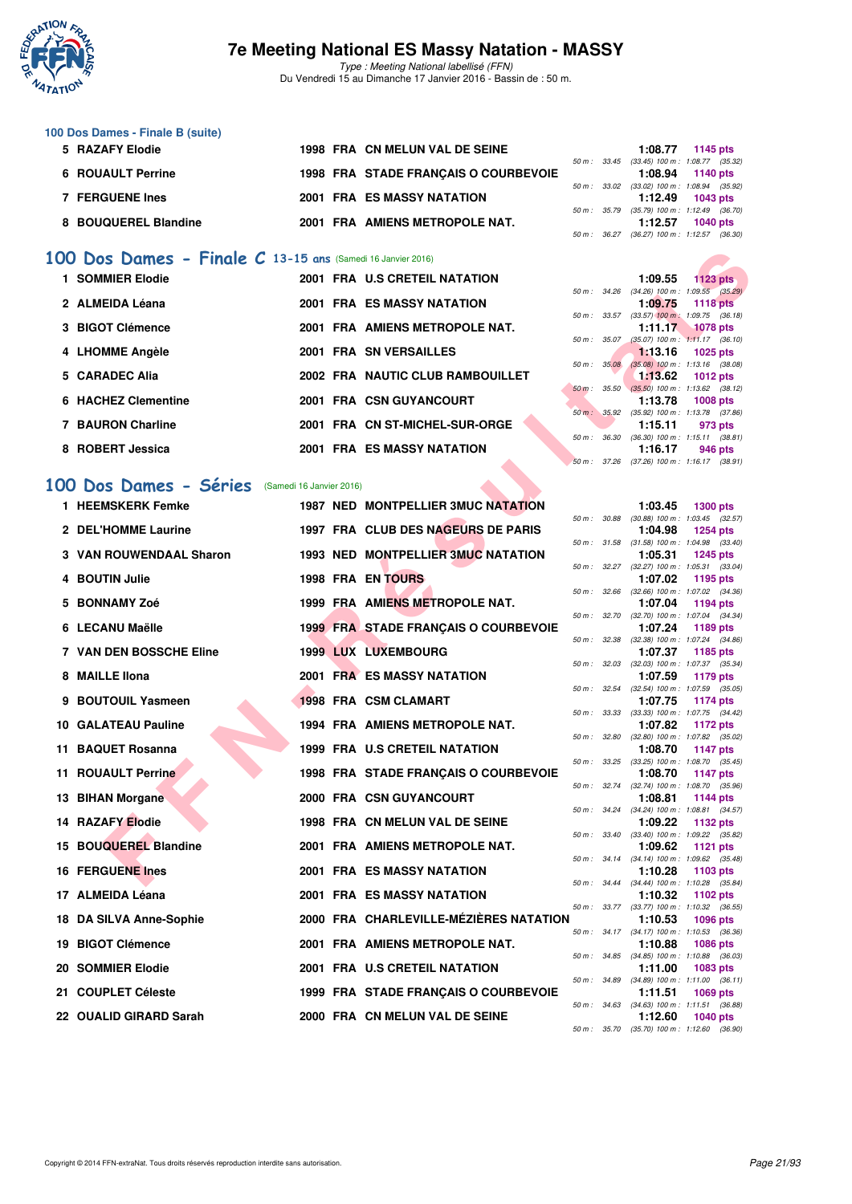# 7e Meeting National ES Massy Natation - MASSY

*Type : Meeting National labellisé (FFN)*

Du Vendredi 15 au Dimanche 17 Janvier 2016 - Bassin de : 50 m.

## 100 Dos Dames - Finale B (suite)

| Rang | Nom | Année | Nat. | Club | Temps | Points | Splits |
|---|---|---|---|---|---|---|---|
| 5 | RAZAFY Elodie | 1998 | FRA | CN MELUN VAL DE SEINE | 1:08.77 | 1145 pts | 50 m : 33.45 (33.45) 100 m : 1:08.77 (35.32) |
| 6 | ROUAULT Perrine | 1998 | FRA | STADE FRANÇAIS O COURBEVOIE | 1:08.94 | 1140 pts | 50 m : 33.02 (33.02) 100 m : 1:08.94 (35.92) |
| 7 | FERGUENE Ines | 2001 | FRA | ES MASSY NATATION | 1:12.49 | 1043 pts | 50 m : 35.79 (35.79) 100 m : 1:12.49 (36.70) |
| 8 | BOUQUEREL Blandine | 2001 | FRA | AMIENS METROPOLE NAT. | 1:12.57 | 1040 pts | 50 m : 36.27 (36.27) 100 m : 1:12.57 (36.30) |

## 100 Dos Dames - Finale C 13-15 ans (Samedi 16 Janvier 2016)

| Rang | Nom | Année | Nat. | Club | Temps | Points | Splits |
|---|---|---|---|---|---|---|---|
| 1 | SOMMIER Elodie | 2001 | FRA | U.S CRETEIL NATATION | 1:09.55 | 1123 pts | 50 m : 34.26 (34.26) 100 m : 1:09.55 (35.29) |
| 2 | ALMEIDA Léana | 2001 | FRA | ES MASSY NATATION | 1:09.75 | 1118 pts | 50 m : 33.57 (33.57) 100 m : 1:09.75 (36.18) |
| 3 | BIGOT Clémence | 2001 | FRA | AMIENS METROPOLE NAT. | 1:11.17 | 1078 pts | 50 m : 35.07 (35.07) 100 m : 1:11.17 (36.10) |
| 4 | LHOMME Angèle | 2001 | FRA | SN VERSAILLES | 1:13.16 | 1025 pts | 50 m : 35.08 (35.08) 100 m : 1:13.16 (38.08) |
| 5 | CARADEC Alia | 2002 | FRA | NAUTIC CLUB RAMBOUILLET | 1:13.62 | 1012 pts | 50 m : 35.50 (35.50) 100 m : 1:13.62 (38.12) |
| 6 | HACHEZ Clementine | 2001 | FRA | CSN GUYANCOURT | 1:13.78 | 1008 pts | 50 m : 35.92 (35.92) 100 m : 1:13.78 (37.86) |
| 7 | BAURON Charline | 2001 | FRA | CN ST-MICHEL-SUR-ORGE | 1:15.11 | 973 pts | 50 m : 36.30 (36.30) 100 m : 1:15.11 (38.81) |
| 8 | ROBERT Jessica | 2001 | FRA | ES MASSY NATATION | 1:16.17 | 946 pts | 50 m : 37.26 (37.26) 100 m : 1:16.17 (38.91) |

## 100 Dos Dames - Séries (Samedi 16 Janvier 2016)

| Rang | Nom | Année | Nat. | Club | Temps | Points | Splits |
|---|---|---|---|---|---|---|---|
| 1 | HEEMSKERK Femke | 1987 | NED | MONTPELLIER 3MUC NATATION | 1:03.45 | 1300 pts | 50 m : 30.88 (30.88) 100 m : 1:03.45 (32.57) |
| 2 | DEL'HOMME Laurine | 1997 | FRA | CLUB DES NAGEURS DE PARIS | 1:04.98 | 1254 pts | 50 m : 31.58 (31.58) 100 m : 1:04.98 (33.40) |
| 3 | VAN ROUWENDAAL Sharon | 1993 | NED | MONTPELLIER 3MUC NATATION | 1:05.31 | 1245 pts | 50 m : 32.27 (32.27) 100 m : 1:05.31 (33.04) |
| 4 | BOUTIN Julie | 1998 | FRA | EN TOURS | 1:07.02 | 1195 pts | 50 m : 32.66 (32.66) 100 m : 1:07.02 (34.36) |
| 5 | BONNAMY Zoé | 1999 | FRA | AMIENS METROPOLE NAT. | 1:07.04 | 1194 pts | 50 m : 32.70 (32.70) 100 m : 1:07.04 (34.34) |
| 6 | LECANU Maëlle | 1999 | FRA | STADE FRANÇAIS O COURBEVOIE | 1:07.24 | 1189 pts | 50 m : 32.38 (32.38) 100 m : 1:07.24 (34.86) |
| 7 | VAN DEN BOSSCHE Eline | 1999 | LUX | LUXEMBOURG | 1:07.37 | 1185 pts | 50 m : 32.03 (32.03) 100 m : 1:07.37 (35.34) |
| 8 | MAILLE Ilona | 2001 | FRA | ES MASSY NATATION | 1:07.59 | 1179 pts | 50 m : 32.54 (32.54) 100 m : 1:07.59 (35.05) |
| 9 | BOUTOUIL Yasmeen | 1998 | FRA | CSM CLAMART | 1:07.75 | 1174 pts | 50 m : 33.33 (33.33) 100 m : 1:07.75 (34.42) |
| 10 | GALATEAU Pauline | 1994 | FRA | AMIENS METROPOLE NAT. | 1:07.82 | 1172 pts | 50 m : 32.80 (32.80) 100 m : 1:07.82 (35.02) |
| 11 | BAQUET Rosanna | 1999 | FRA | U.S CRETEIL NATATION | 1:08.70 | 1147 pts | 50 m : 33.25 (33.25) 100 m : 1:08.70 (35.45) |
| 11 | ROUAULT Perrine | 1998 | FRA | STADE FRANÇAIS O COURBEVOIE | 1:08.70 | 1147 pts | 50 m : 32.74 (32.74) 100 m : 1:08.70 (35.96) |
| 13 | BIHAN Morgane | 2000 | FRA | CSN GUYANCOURT | 1:08.81 | 1144 pts | 50 m : 34.24 (34.24) 100 m : 1:08.81 (34.57) |
| 14 | RAZAFY Elodie | 1998 | FRA | CN MELUN VAL DE SEINE | 1:09.22 | 1132 pts | 50 m : 33.40 (33.40) 100 m : 1:09.22 (35.82) |
| 15 | BOUQUEREL Blandine | 2001 | FRA | AMIENS METROPOLE NAT. | 1:09.62 | 1121 pts | 50 m : 34.14 (34.14) 100 m : 1:09.62 (35.48) |
| 16 | FERGUENE Ines | 2001 | FRA | ES MASSY NATATION | 1:10.28 | 1103 pts | 50 m : 34.44 (34.44) 100 m : 1:10.28 (35.84) |
| 17 | ALMEIDA Léana | 2001 | FRA | ES MASSY NATATION | 1:10.32 | 1102 pts | 50 m : 33.77 (33.77) 100 m : 1:10.32 (36.55) |
| 18 | DA SILVA Anne-Sophie | 2000 | FRA | CHARLEVILLE-MÉZIÈRES NATATION | 1:10.53 | 1096 pts | 50 m : 34.17 (34.17) 100 m : 1:10.53 (36.36) |
| 19 | BIGOT Clémence | 2001 | FRA | AMIENS METROPOLE NAT. | 1:10.88 | 1086 pts | 50 m : 34.85 (34.85) 100 m : 1:10.88 (36.03) |
| 20 | SOMMIER Elodie | 2001 | FRA | U.S CRETEIL NATATION | 1:11.00 | 1083 pts | 50 m : 34.89 (34.89) 100 m : 1:11.00 (36.11) |
| 21 | COUPLET Céleste | 1999 | FRA | STADE FRANÇAIS O COURBEVOIE | 1:11.51 | 1069 pts | 50 m : 34.63 (34.63) 100 m : 1:11.51 (36.88) |
| 22 | OUALID GIRARD Sarah | 2000 | FRA | CN MELUN VAL DE SEINE | 1:12.60 | 1040 pts | 50 m : 35.70 (35.70) 100 m : 1:12.60 (36.90) |

Copyright © 2014 FFN-extraNat. Tous droits réservés reproduction interdite sans autorisation.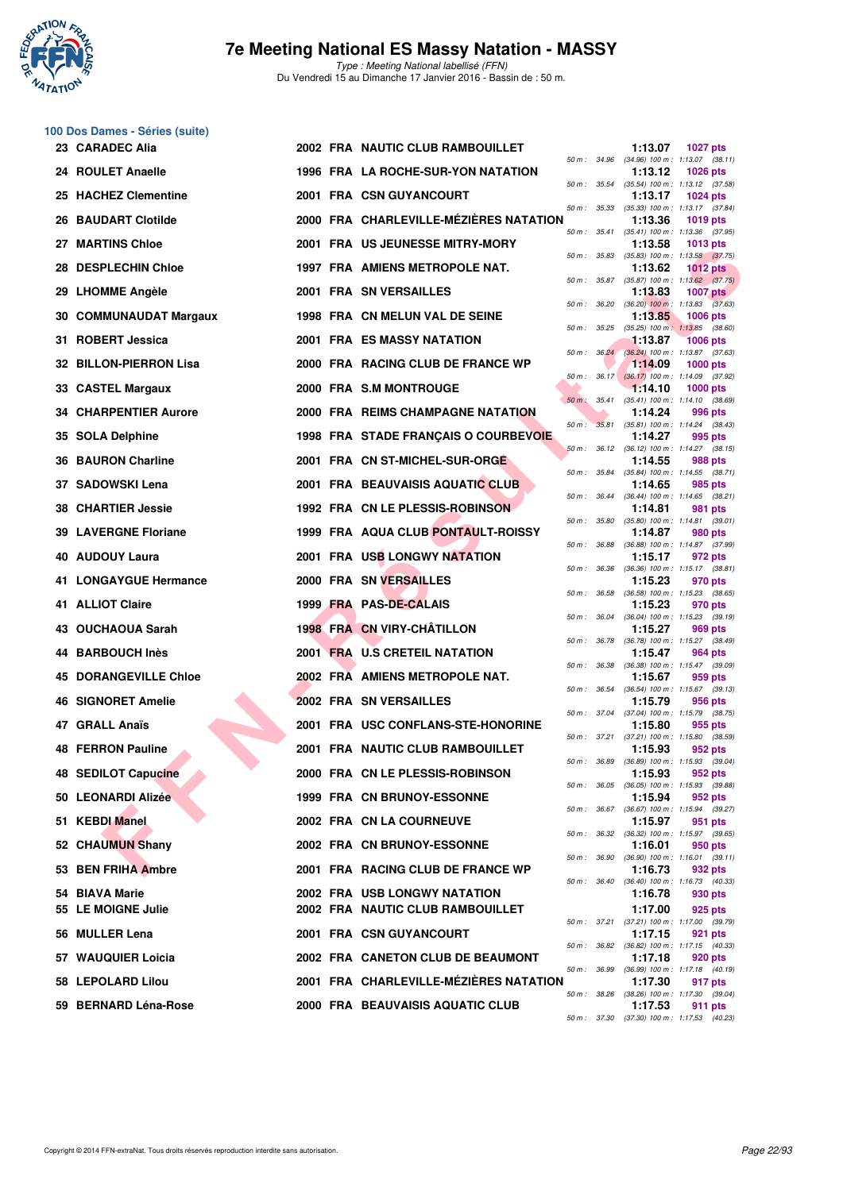# 7e Meeting National ES Massy Natation - MASSY

*Type : Meeting National labellisé (FFN)*
Du Vendredi 15 au Dimanche 17 Janvier 2016 - Bassin de : 50 m.

## 100 Dos Dames - Séries (suite)

| Rang | Nom | Année | Nat. | Club | Temps | Points | Splits |
|---|---|---|---|---|---|---|---|
| 23 | CARADEC Alia | 2002 | FRA | NAUTIC CLUB RAMBOUILLET | 1:13.07 | 1027 pts | 50 m : 34.96 (34.96) 100 m : 1:13.07 (38.11) |
| 24 | ROULET Anaelle | 1996 | FRA | LA ROCHE-SUR-YON NATATION | 1:13.12 | 1026 pts | 50 m : 35.54 (35.54) 100 m : 1:13.12 (37.58) |
| 25 | HACHEZ Clementine | 2001 | FRA | CSN GUYANCOURT | 1:13.17 | 1024 pts | 50 m : 35.33 (35.33) 100 m : 1:13.17 (37.84) |
| 26 | BAUDART Clotilde | 2000 | FRA | CHARLEVILLE-MÉZIÈRES NATATION | 1:13.36 | 1019 pts | 50 m : 35.41 (35.41) 100 m : 1:13.36 (37.95) |
| 27 | MARTINS Chloe | 2001 | FRA | US JEUNESSE MITRY-MORY | 1:13.58 | 1013 pts | 50 m : 35.83 (35.83) 100 m : 1:13.58 (37.75) |
| 28 | DESPLECHIN Chloe | 1997 | FRA | AMIENS METROPOLE NAT. | 1:13.62 | 1012 pts | 50 m : 35.87 (35.87) 100 m : 1:13.62 (37.75) |
| 29 | LHOMME Angèle | 2001 | FRA | SN VERSAILLES | 1:13.83 | 1007 pts | 50 m : 36.20 (36.20) 100 m : 1:13.83 (37.63) |
| 30 | COMMUNAUDAT Margaux | 1998 | FRA | CN MELUN VAL DE SEINE | 1:13.85 | 1006 pts | 50 m : 35.25 (35.25) 100 m : 1:13.85 (38.60) |
| 31 | ROBERT Jessica | 2001 | FRA | ES MASSY NATATION | 1:13.87 | 1006 pts | 50 m : 36.24 (36.24) 100 m : 1:13.87 (37.63) |
| 32 | BILLON-PIERRON Lisa | 2000 | FRA | RACING CLUB DE FRANCE WP | 1:14.09 | 1000 pts | 50 m : 36.17 (36.17) 100 m : 1:14.09 (37.92) |
| 33 | CASTEL Margaux | 2000 | FRA | S.M MONTROUGE | 1:14.10 | 1000 pts | 50 m : 35.41 (35.41) 100 m : 1:14.10 (38.69) |
| 34 | CHARPENTIER Aurore | 2000 | FRA | REIMS CHAMPAGNE NATATION | 1:14.24 | 996 pts | 50 m : 35.81 (35.81) 100 m : 1:14.24 (38.43) |
| 35 | SOLA Delphine | 1998 | FRA | STADE FRANÇAIS O COURBEVOIE | 1:14.27 | 995 pts | 50 m : 36.12 (36.12) 100 m : 1:14.27 (38.15) |
| 36 | BAURON Charline | 2001 | FRA | CN ST-MICHEL-SUR-ORGE | 1:14.55 | 988 pts | 50 m : 35.84 (35.84) 100 m : 1:14.55 (38.71) |
| 37 | SADOWSKI Lena | 2001 | FRA | BEAUVAISIS AQUATIC CLUB | 1:14.65 | 985 pts | 50 m : 36.44 (36.44) 100 m : 1:14.65 (38.21) |
| 38 | CHARTIER Jessie | 1992 | FRA | CN LE PLESSIS-ROBINSON | 1:14.81 | 981 pts | 50 m : 35.80 (35.80) 100 m : 1:14.81 (39.01) |
| 39 | LAVERGNE Floriane | 1999 | FRA | AQUA CLUB PONTAULT-ROISSY | 1:14.87 | 980 pts | 50 m : 36.88 (36.88) 100 m : 1:14.87 (37.99) |
| 40 | AUDOUY Laura | 2001 | FRA | USB LONGWY NATATION | 1:15.17 | 972 pts | 50 m : 36.36 (36.36) 100 m : 1:15.17 (38.81) |
| 41 | LONGAYGUE Hermance | 2000 | FRA | SN VERSAILLES | 1:15.23 | 970 pts | 50 m : 36.58 (36.58) 100 m : 1:15.23 (38.65) |
| 41 | ALLIOT Claire | 1999 | FRA | PAS-DE-CALAIS | 1:15.23 | 970 pts | 50 m : 36.04 (36.04) 100 m : 1:15.23 (39.19) |
| 43 | OUCHAOUA Sarah | 1998 | FRA | CN VIRY-CHÂTILLON | 1:15.27 | 969 pts | 50 m : 36.78 (36.78) 100 m : 1:15.27 (38.49) |
| 44 | BARBOUCH Inès | 2001 | FRA | U.S CRETEIL NATATION | 1:15.47 | 964 pts | 50 m : 36.38 (36.38) 100 m : 1:15.47 (39.09) |
| 45 | DORANGEVILLE Chloe | 2002 | FRA | AMIENS METROPOLE NAT. | 1:15.67 | 959 pts | 50 m : 36.54 (36.54) 100 m : 1:15.67 (39.13) |
| 46 | SIGNORET Amelie | 2002 | FRA | SN VERSAILLES | 1:15.79 | 956 pts | 50 m : 37.04 (37.04) 100 m : 1:15.79 (38.75) |
| 47 | GRALL Anaïs | 2001 | FRA | USC CONFLANS-STE-HONORINE | 1:15.80 | 955 pts | 50 m : 37.21 (37.21) 100 m : 1:15.80 (38.59) |
| 48 | FERRON Pauline | 2001 | FRA | NAUTIC CLUB RAMBOUILLET | 1:15.93 | 952 pts | 50 m : 36.89 (36.89) 100 m : 1:15.93 (39.04) |
| 48 | SEDILOT Capucine | 2000 | FRA | CN LE PLESSIS-ROBINSON | 1:15.93 | 952 pts | 50 m : 36.05 (36.05) 100 m : 1:15.93 (39.88) |
| 50 | LEONARDI Alizée | 1999 | FRA | CN BRUNOY-ESSONNE | 1:15.94 | 952 pts | 50 m : 36.67 (36.67) 100 m : 1:15.94 (39.27) |
| 51 | KEBDI Manel | 2002 | FRA | CN LA COURNEUVE | 1:15.97 | 951 pts | 50 m : 36.32 (36.32) 100 m : 1:15.97 (39.65) |
| 52 | CHAUMUN Shany | 2002 | FRA | CN BRUNOY-ESSONNE | 1:16.01 | 950 pts | 50 m : 36.90 (36.90) 100 m : 1:16.01 (39.11) |
| 53 | BEN FRIHA Ambre | 2001 | FRA | RACING CLUB DE FRANCE WP | 1:16.73 | 932 pts | 50 m : 36.40 (36.40) 100 m : 1:16.73 (40.33) |
| 54 | BIAVA Marie | 2002 | FRA | USB LONGWY NATATION | 1:16.78 | 930 pts | |
| 55 | LE MOIGNE Julie | 2002 | FRA | NAUTIC CLUB RAMBOUILLET | 1:17.00 | 925 pts | 50 m : 37.21 (37.21) 100 m : 1:17.00 (39.79) |
| 56 | MULLER Lena | 2001 | FRA | CSN GUYANCOURT | 1:17.15 | 921 pts | 50 m : 36.82 (36.82) 100 m : 1:17.15 (40.33) |
| 57 | WAUQUIER Loicia | 2002 | FRA | CANETON CLUB DE BEAUMONT | 1:17.18 | 920 pts | 50 m : 36.99 (36.99) 100 m : 1:17.18 (40.19) |
| 58 | LEPOLARD Lilou | 2001 | FRA | CHARLEVILLE-MÉZIÈRES NATATION | 1:17.30 | 917 pts | 50 m : 38.26 (38.26) 100 m : 1:17.30 (39.04) |
| 59 | BERNARD Léna-Rose | 2000 | FRA | BEAUVAISIS AQUATIC CLUB | 1:17.53 | 911 pts | 50 m : 37.30 (37.30) 100 m : 1:17.53 (40.23) |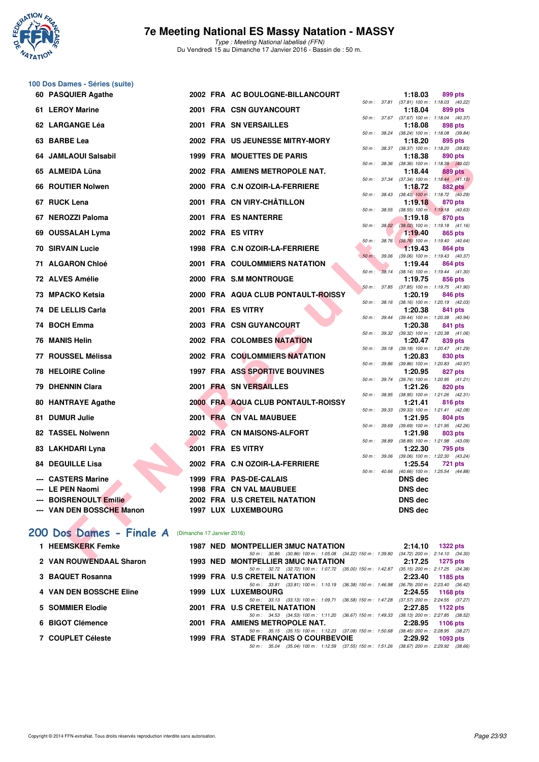# 7e Meeting National ES Massy Natation - MASSY

*Type : Meeting National labellisé (FFN)*
Du Vendredi 15 au Dimanche 17 Janvier 2016 - Bassin de : 50 m.

## 100 Dos Dames - Séries (suite)

| Rang | Nom | Année | Nat. | Club | Temps | Points | Splits |
|---|---|---|---|---|---|---|---|
| 60 | PASQUIER Agathe | 2002 | FRA | AC BOULOGNE-BILLANCOURT | 1:18.03 | 899 pts | 50 m : 37.81 (37.81) 100 m : 1:18.03 (40.22) |
| 61 | LEROY Marine | 2001 | FRA | CSN GUYANCOURT | 1:18.04 | 899 pts | 50 m : 37.67 (37.67) 100 m : 1:18.04 (40.37) |
| 62 | LARGANGE Léa | 2001 | FRA | SN VERSAILLES | 1:18.08 | 898 pts | 50 m : 38.24 (38.24) 100 m : 1:18.08 (39.84) |
| 63 | BARBE Lea | 2002 | FRA | US JEUNESSE MITRY-MORY | 1:18.20 | 895 pts | 50 m : 38.37 (38.37) 100 m : 1:18.20 (39.83) |
| 64 | JAMLAOUI Salsabil | 1999 | FRA | MOUETTES DE PARIS | 1:18.38 | 890 pts | 50 m : 38.36 (38.36) 100 m : 1:18.38 (40.02) |
| 65 | ALMEIDA Lüna | 2002 | FRA | AMIENS METROPOLE NAT. | 1:18.44 | 889 pts | 50 m : 37.34 (37.34) 100 m : 1:18.44 (41.10) |
| 66 | ROUTIER Nolwen | 2000 | FRA | C.N OZOIR-LA-FERRIERE | 1:18.72 | 882 pts | 50 m : 38.43 (38.43) 100 m : 1:18.72 (40.29) |
| 67 | RUCK Lena | 2001 | FRA | CN VIRY-CHÂTILLON | 1:19.18 | 870 pts | 50 m : 38.55 (38.55) 100 m : 1:19.18 (40.63) |
| 67 | NEROZZI Paloma | 2001 | FRA | ES NANTERRE | 1:19.18 | 870 pts | 50 m : 38.02 (38.02) 100 m : 1:19.18 (41.16) |
| 69 | OUSSALAH Lyma | 2002 | FRA | ES VITRY | 1:19.40 | 865 pts | 50 m : 38.76 (38.76) 100 m : 1:19.40 (40.64) |
| 70 | SIRVAIN Lucie | 1998 | FRA | C.N OZOIR-LA-FERRIERE | 1:19.43 | 864 pts | 50 m : 39.06 (39.06) 100 m : 1:19.43 (40.37) |
| 71 | ALGARON Chloé | 2001 | FRA | COULOMMIERS NATATION | 1:19.44 | 864 pts | 50 m : 38.14 (38.14) 100 m : 1:19.44 (41.30) |
| 72 | ALVES Amélie | 2000 | FRA | S.M MONTROUGE | 1:19.75 | 856 pts | 50 m : 37.85 (37.85) 100 m : 1:19.75 (41.90) |
| 73 | MPACKO Ketsia | 2000 | FRA | AQUA CLUB PONTAULT-ROISSY | 1:20.19 | 846 pts | 50 m : 38.16 (38.16) 100 m : 1:20.19 (42.03) |
| 74 | DE LELLIS Carla | 2001 | FRA | ES VITRY | 1:20.38 | 841 pts | 50 m : 39.44 (39.44) 100 m : 1:20.38 (40.94) |
| 74 | BOCH Emma | 2003 | FRA | CSN GUYANCOURT | 1:20.38 | 841 pts | 50 m : 39.32 (39.32) 100 m : 1:20.38 (41.06) |
| 76 | MANIS Helin | 2002 | FRA | COLOMBES NATATION | 1:20.47 | 839 pts | 50 m : 39.18 (39.18) 100 m : 1:20.47 (41.29) |
| 77 | ROUSSEL Mélissa | 2002 | FRA | COULOMMIERS NATATION | 1:20.83 | 830 pts | 50 m : 39.86 (39.86) 100 m : 1:20.83 (40.97) |
| 78 | HELOIRE Coline | 1997 | FRA | ASS SPORTIVE BOUVINES | 1:20.95 | 827 pts | 50 m : 39.74 (39.74) 100 m : 1:20.95 (41.21) |
| 79 | DHENNIN Clara | 2001 | FRA | SN VERSAILLES | 1:21.26 | 820 pts | 50 m : 38.95 (38.95) 100 m : 1:21.26 (42.31) |
| 80 | HANTRAYE Agathe | 2000 | FRA | AQUA CLUB PONTAULT-ROISSY | 1:21.41 | 816 pts | 50 m : 39.33 (39.33) 100 m : 1:21.41 (42.08) |
| 81 | DUMUR Julie | 2001 | FRA | CN VAL MAUBUEE | 1:21.95 | 804 pts | 50 m : 39.69 (39.69) 100 m : 1:21.95 (42.26) |
| 82 | TASSEL Nolwenn | 2002 | FRA | CN MAISONS-ALFORT | 1:21.98 | 803 pts | 50 m : 38.89 (38.89) 100 m : 1:21.98 (43.09) |
| 83 | LAKHDARI Lyna | 2001 | FRA | ES VITRY | 1:22.30 | 795 pts | 50 m : 39.06 (39.06) 100 m : 1:22.30 (43.24) |
| 84 | DEGUILLE Lisa | 2002 | FRA | C.N OZOIR-LA-FERRIERE | 1:25.54 | 721 pts | 50 m : 40.66 (40.66) 100 m : 1:25.54 (44.88) |
| --- | CASTERS Marine | 1999 | FRA | PAS-DE-CALAIS | DNS dec | | |
| --- | LE PEN Naomi | 1998 | FRA | CN VAL MAUBUEE | DNS dec | | |
| --- | BOISRENOULT Emilie | 2002 | FRA | U.S CRETEIL NATATION | DNS dec | | |
| --- | VAN DEN BOSSCHE Manon | 1997 | LUX | LUXEMBOURG | DNS dec | | |

## 200 Dos Dames - Finale A (Dimanche 17 Janvier 2016)

| Rang | Nom | Année | Nat. | Club | Temps | Points | Splits |
|---|---|---|---|---|---|---|---|
| 1 | HEEMSKERK Femke | 1987 | NED | MONTPELLIER 3MUC NATATION | 2:14.10 | 1322 pts | 50 m : 30.86 (30.86) 100 m : 1:05.08 (34.22) 150 m : 1:39.80 (34.72) 200 m : 2:14.10 (34.30) |
| 2 | VAN ROUWENDAAL Sharon | 1993 | NED | MONTPELLIER 3MUC NATATION | 2:17.25 | 1275 pts | 50 m : 32.72 (32.72) 100 m : 1:07.72 (35.00) 150 m : 1:42.87 (35.15) 200 m : 2:17.25 (34.38) |
| 3 | BAQUET Rosanna | 1999 | FRA | U.S CRETEIL NATATION | 2:23.40 | 1185 pts | 50 m : 33.81 (33.81) 100 m : 1:10.19 (36.38) 150 m : 1:46.98 (36.79) 200 m : 2:23.40 (36.42) |
| 4 | VAN DEN BOSSCHE Eline | 1999 | LUX | LUXEMBOURG | 2:24.55 | 1168 pts | 50 m : 33.13 (33.13) 100 m : 1:09.71 (36.58) 150 m : 1:47.28 (37.57) 200 m : 2:24.55 (37.27) |
| 5 | SOMMIER Elodie | 2001 | FRA | U.S CRETEIL NATATION | 2:27.85 | 1122 pts | 50 m : 34.53 (34.53) 100 m : 1:11.20 (36.67) 150 m : 1:49.33 (38.13) 200 m : 2:27.85 (38.52) |
| 6 | BIGOT Clémence | 2001 | FRA | AMIENS METROPOLE NAT. | 2:28.95 | 1106 pts | 50 m : 35.15 (35.15) 100 m : 1:12.23 (37.08) 150 m : 1:50.68 (38.45) 200 m : 2:28.95 (38.27) |
| 7 | COUPLET Céleste | 1999 | FRA | STADE FRANÇAIS O COURBEVOIE | 2:29.92 | 1093 pts | 50 m : 35.04 (35.04) 100 m : 1:12.59 (37.55) 150 m : 1:51.26 (38.67) 200 m : 2:29.92 (38.66) |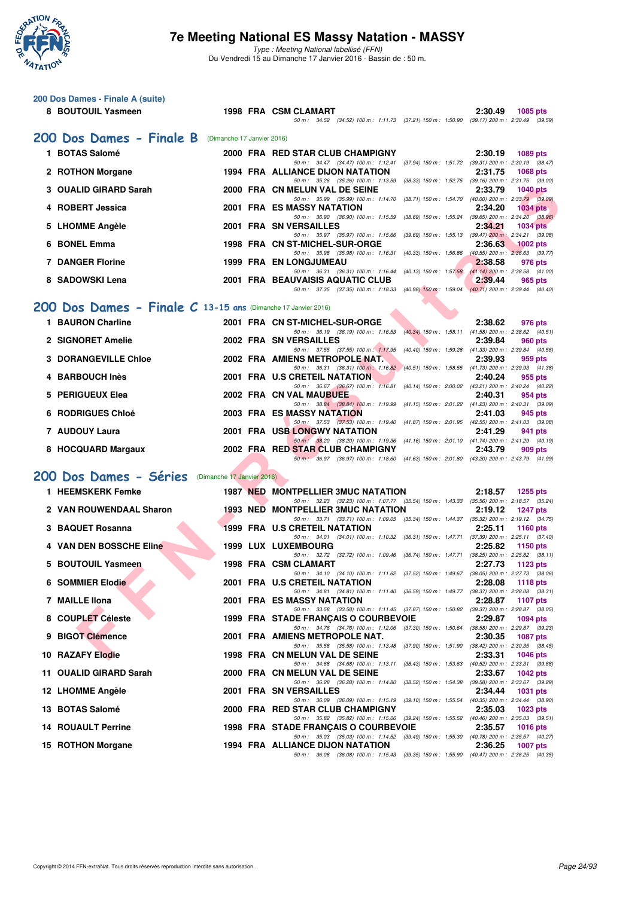### 200 Dos Dames - Finale A (suite)

| Rang | Nom | Année | Nat. | Club | Temps | Points |
|---|---|---|---|---|---|---|
| 8 | BOUTOUIL Yasmeen | 1998 | FRA | CSM CLAMART | 2:30.49 | 1085 pts |

50 m : 34.52 (34.52) 100 m : 1:11.73 (37.21) 150 m : 1:50.90 (39.17) 200 m : 2:30.49 (39.59)

## 200 Dos Dames - Finale B (Dimanche 17 Janvier 2016)

| Rang | Nom | Année | Nat. | Club | Temps | Points | Intermédiaires |
|---|---|---|---|---|---|---|---|
| 1 | BOTAS Salomé | 2000 | FRA | RED STAR CLUB CHAMPIGNY | 2:30.19 | 1089 pts | 50 m : 34.47 (34.47) 100 m : 1:12.41 (37.94) 150 m : 1:51.72 (39.31) 200 m : 2:30.19 (38.47) |
| 2 | ROTHON Morgane | 1994 | FRA | ALLIANCE DIJON NATATION | 2:31.75 | 1068 pts | 50 m : 35.26 (35.26) 100 m : 1:13.59 (38.33) 150 m : 1:52.75 (39.16) 200 m : 2:31.75 (39.00) |
| 3 | OUALID GIRARD Sarah | 2000 | FRA | CN MELUN VAL DE SEINE | 2:33.79 | 1040 pts | 50 m : 35.99 (35.99) 100 m : 1:14.70 (38.71) 150 m : 1:54.70 (40.00) 200 m : 2:33.79 (39.09) |
| 4 | ROBERT Jessica | 2001 | FRA | ES MASSY NATATION | 2:34.20 | 1034 pts | 50 m : 36.90 (36.90) 100 m : 1:15.59 (38.69) 150 m : 1:55.24 (39.65) 200 m : 2:34.20 (38.96) |
| 5 | LHOMME Angèle | 2001 | FRA | SN VERSAILLES | 2:34.21 | 1034 pts | 50 m : 35.97 (35.97) 100 m : 1:15.66 (39.69) 150 m : 1:55.13 (39.47) 200 m : 2:34.21 (39.08) |
| 6 | BONEL Emma | 1998 | FRA | CN ST-MICHEL-SUR-ORGE | 2:36.63 | 1002 pts | 50 m : 35.98 (35.98) 100 m : 1:16.31 (40.33) 150 m : 1:56.86 (40.55) 200 m : 2:36.63 (39.77) |
| 7 | DANGER Florine | 1999 | FRA | EN LONGJUMEAU | 2:38.58 | 976 pts | 50 m : 36.31 (36.31) 100 m : 1:16.44 (40.13) 150 m : 1:57.58 (41.14) 200 m : 2:38.58 (41.00) |
| 8 | SADOWSKI Lena | 2001 | FRA | BEAUVAISIS AQUATIC CLUB | 2:39.44 | 965 pts | 50 m : 37.35 (37.35) 100 m : 1:18.33 (40.98) 150 m : 1:59.04 (40.71) 200 m : 2:39.44 (40.40) |

## 200 Dos Dames - Finale C 13-15 ans (Dimanche 17 Janvier 2016)

| Rang | Nom | Année | Nat. | Club | Temps | Points | Intermédiaires |
|---|---|---|---|---|---|---|---|
| 1 | BAURON Charline | 2001 | FRA | CN ST-MICHEL-SUR-ORGE | 2:38.62 | 976 pts | 50 m : 36.19 (36.19) 100 m : 1:16.53 (40.34) 150 m : 1:58.11 (41.58) 200 m : 2:38.62 (40.51) |
| 2 | SIGNORET Amelie | 2002 | FRA | SN VERSAILLES | 2:39.84 | 960 pts | 50 m : 37.55 (37.55) 100 m : 1:17.95 (40.40) 150 m : 1:59.28 (41.33) 200 m : 2:39.84 (40.56) |
| 3 | DORANGEVILLE Chloe | 2002 | FRA | AMIENS METROPOLE NAT. | 2:39.93 | 959 pts | 50 m : 36.31 (36.31) 100 m : 1:16.82 (40.51) 150 m : 1:58.55 (41.73) 200 m : 2:39.93 (41.38) |
| 4 | BARBOUCH Inès | 2001 | FRA | U.S CRETEIL NATATION | 2:40.24 | 955 pts | 50 m : 36.67 (36.67) 100 m : 1:16.81 (40.14) 150 m : 2:00.02 (43.21) 200 m : 2:40.24 (40.22) |
| 5 | PERIGUEUX Elea | 2002 | FRA | CN VAL MAUBUEE | 2:40.31 | 954 pts | 50 m : 38.84 (38.84) 100 m : 1:19.99 (41.15) 150 m : 2:01.22 (41.23) 200 m : 2:40.31 (39.09) |
| 6 | RODRIGUES Chloé | 2003 | FRA | ES MASSY NATATION | 2:41.03 | 945 pts | 50 m : 37.53 (37.53) 100 m : 1:19.40 (41.87) 150 m : 2:01.95 (42.55) 200 m : 2:41.03 (39.08) |
| 7 | AUDOUY Laura | 2001 | FRA | USB LONGWY NATATION | 2:41.29 | 941 pts | 50 m : 38.20 (38.20) 100 m : 1:19.36 (41.16) 150 m : 2:01.10 (41.74) 200 m : 2:41.29 (40.19) |
| 8 | HOCQUARD Margaux | 2002 | FRA | RED STAR CLUB CHAMPIGNY | 2:43.79 | 909 pts | 50 m : 36.97 (36.97) 100 m : 1:18.60 (41.63) 150 m : 2:01.80 (43.20) 200 m : 2:43.79 (41.99) |

## 200 Dos Dames - Séries (Dimanche 17 Janvier 2016)

| Rang | Nom | Année | Nat. | Club | Temps | Points | Intermédiaires |
|---|---|---|---|---|---|---|---|
| 1 | HEEMSKERK Femke | 1987 | NED | MONTPELLIER 3MUC NATATION | 2:18.57 | 1255 pts | 50 m : 32.23 (32.23) 100 m : 1:07.77 (35.54) 150 m : 1:43.33 (35.56) 200 m : 2:18.57 (35.24) |
| 2 | VAN ROUWENDAAL Sharon | 1993 | NED | MONTPELLIER 3MUC NATATION | 2:19.12 | 1247 pts | 50 m : 33.71 (33.71) 100 m : 1:09.05 (35.34) 150 m : 1:44.37 (35.32) 200 m : 2:19.12 (34.75) |
| 3 | BAQUET Rosanna | 1999 | FRA | U.S CRETEIL NATATION | 2:25.11 | 1160 pts | 50 m : 34.01 (34.01) 100 m : 1:10.32 (36.31) 150 m : 1:47.71 (37.39) 200 m : 2:25.11 (37.40) |
| 4 | VAN DEN BOSSCHE Eline | 1999 | LUX | LUXEMBOURG | 2:25.82 | 1150 pts | 50 m : 32.72 (32.72) 100 m : 1:09.46 (36.74) 150 m : 1:47.71 (38.25) 200 m : 2:25.82 (38.11) |
| 5 | BOUTOUIL Yasmeen | 1998 | FRA | CSM CLAMART | 2:27.73 | 1123 pts | 50 m : 34.10 (34.10) 100 m : 1:11.62 (37.52) 150 m : 1:49.67 (38.05) 200 m : 2:27.73 (38.06) |
| 6 | SOMMIER Elodie | 2001 | FRA | U.S CRETEIL NATATION | 2:28.08 | 1118 pts | 50 m : 34.81 (34.81) 100 m : 1:11.40 (36.59) 150 m : 1:49.77 (38.37) 200 m : 2:28.08 (38.31) |
| 7 | MAILLE Ilona | 2001 | FRA | ES MASSY NATATION | 2:28.87 | 1107 pts | 50 m : 33.58 (33.58) 100 m : 1:11.45 (37.87) 150 m : 1:50.82 (39.37) 200 m : 2:28.87 (38.05) |
| 8 | COUPLET Céleste | 1999 | FRA | STADE FRANÇAIS O COURBEVOIE | 2:29.87 | 1094 pts | 50 m : 34.76 (34.76) 100 m : 1:12.06 (37.30) 150 m : 1:50.64 (38.58) 200 m : 2:29.87 (39.23) |
| 9 | BIGOT Clémence | 2001 | FRA | AMIENS METROPOLE NAT. | 2:30.35 | 1087 pts | 50 m : 35.58 (35.58) 100 m : 1:13.48 (37.90) 150 m : 1:51.90 (38.42) 200 m : 2:30.35 (38.45) |
| 10 | RAZAFY Elodie | 1998 | FRA | CN MELUN VAL DE SEINE | 2:33.31 | 1046 pts | 50 m : 34.68 (34.68) 100 m : 1:13.11 (38.43) 150 m : 1:53.63 (40.52) 200 m : 2:33.31 (39.68) |
| 11 | OUALID GIRARD Sarah | 2000 | FRA | CN MELUN VAL DE SEINE | 2:33.67 | 1042 pts | 50 m : 36.28 (36.28) 100 m : 1:14.80 (38.52) 150 m : 1:54.38 (39.58) 200 m : 2:33.67 (39.29) |
| 12 | LHOMME Angèle | 2001 | FRA | SN VERSAILLES | 2:34.44 | 1031 pts | 50 m : 36.09 (36.09) 100 m : 1:15.19 (39.10) 150 m : 1:55.54 (40.35) 200 m : 2:34.44 (38.90) |
| 13 | BOTAS Salomé | 2000 | FRA | RED STAR CLUB CHAMPIGNY | 2:35.03 | 1023 pts | 50 m : 35.82 (35.82) 100 m : 1:15.06 (39.24) 150 m : 1:55.52 (40.46) 200 m : 2:35.03 (39.51) |
| 14 | ROUAULT Perrine | 1998 | FRA | STADE FRANÇAIS O COURBEVOIE | 2:35.57 | 1016 pts | 50 m : 35.03 (35.03) 100 m : 1:14.52 (39.49) 150 m : 1:55.30 (40.78) 200 m : 2:35.57 (40.27) |
| 15 | ROTHON Morgane | 1994 | FRA | ALLIANCE DIJON NATATION | 2:36.25 | 1007 pts | 50 m : 36.08 (36.08) 100 m : 1:15.43 (39.35) 150 m : 1:55.90 (40.47) 200 m : 2:36.25 (40.35) |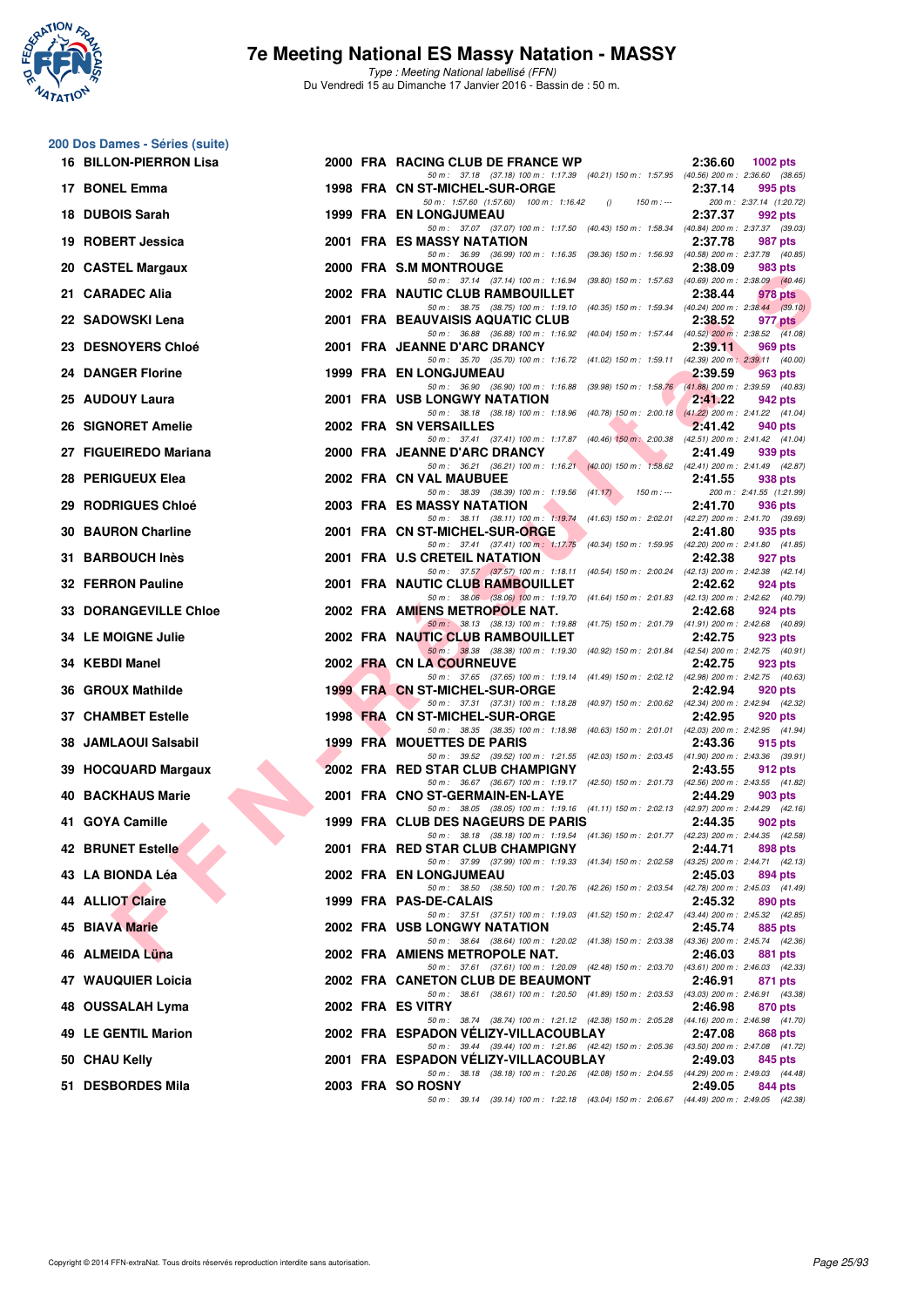## 200 Dos Dames - Séries (suite)

| Rang | Nom | Année | Nat. | Club | Temps | Points |
|---|---|---|---|---|---|---|
| 16 | BILLON-PIERRON Lisa | 2000 | FRA | RACING CLUB DE FRANCE WP | 2:36.60 | 1002 pts |
| | 50 m : 37.18 (37.18) 100 m : 1:17.39 (40.21) 150 m : 1:57.95 (40.56) 200 m : 2:36.60 (38.65) | | | | | |
| 17 | BONEL Emma | 1998 | FRA | CN ST-MICHEL-SUR-ORGE | 2:37.14 | 995 pts |
| | 50 m : 1:57.60 (1:57.60) 100 m : 1:16.42 () 150 m : --- 200 m : 2:37.14 (1:20.72) | | | | | |
| 18 | DUBOIS Sarah | 1999 | FRA | EN LONGJUMEAU | 2:37.37 | 992 pts |
| | 50 m : 37.07 (37.07) 100 m : 1:17.50 (40.43) 150 m : 1:58.34 (40.84) 200 m : 2:37.37 (39.03) | | | | | |
| 19 | ROBERT Jessica | 2001 | FRA | ES MASSY NATATION | 2:37.78 | 987 pts |
| | 50 m : 36.99 (36.99) 100 m : 1:16.35 (39.36) 150 m : 1:56.93 (40.58) 200 m : 2:37.78 (40.85) | | | | | |
| 20 | CASTEL Margaux | 2000 | FRA | S.M MONTROUGE | 2:38.09 | 983 pts |
| | 50 m : 37.14 (37.14) 100 m : 1:16.94 (39.80) 150 m : 1:57.63 (40.69) 200 m : 2:38.09 (40.46) | | | | | |
| 21 | CARADEC Alia | 2002 | FRA | NAUTIC CLUB RAMBOUILLET | 2:38.44 | 978 pts |
| | 50 m : 38.75 (38.75) 100 m : 1:19.10 (40.35) 150 m : 1:59.34 (40.24) 200 m : 2:38.44 (39.10) | | | | | |
| 22 | SADOWSKI Lena | 2001 | FRA | BEAUVAISIS AQUATIC CLUB | 2:38.52 | 977 pts |
| | 50 m : 36.88 (36.88) 100 m : 1:16.92 (40.04) 150 m : 1:57.44 (40.52) 200 m : 2:38.52 (41.08) | | | | | |
| 23 | DESNOYERS Chloé | 2001 | FRA | JEANNE D'ARC DRANCY | 2:39.11 | 969 pts |
| | 50 m : 35.70 (35.70) 100 m : 1:16.72 (41.02) 150 m : 1:59.11 (42.39) 200 m : 2:39.11 (40.00) | | | | | |
| 24 | DANGER Florine | 1999 | FRA | EN LONGJUMEAU | 2:39.59 | 963 pts |
| | 50 m : 36.90 (36.90) 100 m : 1:16.88 (39.98) 150 m : 1:58.76 (41.88) 200 m : 2:39.59 (40.83) | | | | | |
| 25 | AUDOUY Laura | 2001 | FRA | USB LONGWY NATATION | 2:41.22 | 942 pts |
| | 50 m : 38.18 (38.18) 100 m : 1:18.96 (40.78) 150 m : 2:00.18 (41.22) 200 m : 2:41.22 (41.04) | | | | | |
| 26 | SIGNORET Amelie | 2002 | FRA | SN VERSAILLES | 2:41.42 | 940 pts |
| | 50 m : 37.41 (37.41) 100 m : 1:17.87 (40.46) 150 m : 2:00.38 (42.51) 200 m : 2:41.42 (41.04) | | | | | |
| 27 | FIGUEIREDO Mariana | 2000 | FRA | JEANNE D'ARC DRANCY | 2:41.49 | 939 pts |
| | 50 m : 36.21 (36.21) 100 m : 1:16.21 (40.00) 150 m : 1:58.62 (42.41) 200 m : 2:41.49 (42.87) | | | | | |
| 28 | PERIGUEUX Elea | 2002 | FRA | CN VAL MAUBUEE | 2:41.55 | 938 pts |
| | 50 m : 38.39 (38.39) 100 m : 1:19.56 (41.17) 150 m : --- 200 m : 2:41.55 (1:21.99) | | | | | |
| 29 | RODRIGUES Chloé | 2003 | FRA | ES MASSY NATATION | 2:41.70 | 936 pts |
| | 50 m : 38.11 (38.11) 100 m : 1:19.74 (41.63) 150 m : 2:02.01 (42.27) 200 m : 2:41.70 (39.69) | | | | | |
| 30 | BAURON Charline | 2001 | FRA | CN ST-MICHEL-SUR-ORGE | 2:41.80 | 935 pts |
| | 50 m : 37.41 (37.41) 100 m : 1:17.75 (40.34) 150 m : 1:59.95 (42.20) 200 m : 2:41.80 (41.85) | | | | | |
| 31 | BARBOUCH Inès | 2001 | FRA | U.S CRETEIL NATATION | 2:42.38 | 927 pts |
| | 50 m : 37.57 (37.57) 100 m : 1:18.11 (40.54) 150 m : 2:00.24 (42.13) 200 m : 2:42.38 (42.14) | | | | | |
| 32 | FERRON Pauline | 2001 | FRA | NAUTIC CLUB RAMBOUILLET | 2:42.62 | 924 pts |
| | 50 m : 38.06 (38.06) 100 m : 1:19.70 (41.64) 150 m : 2:01.83 (42.13) 200 m : 2:42.62 (40.79) | | | | | |
| 33 | DORANGEVILLE Chloe | 2002 | FRA | AMIENS METROPOLE NAT. | 2:42.68 | 924 pts |
| | 50 m : 38.13 (38.13) 100 m : 1:19.88 (41.75) 150 m : 2:01.79 (41.91) 200 m : 2:42.68 (40.89) | | | | | |
| 34 | LE MOIGNE Julie | 2002 | FRA | NAUTIC CLUB RAMBOUILLET | 2:42.75 | 923 pts |
| | 50 m : 38.38 (38.38) 100 m : 1:19.30 (40.92) 150 m : 2:01.84 (42.54) 200 m : 2:42.75 (40.91) | | | | | |
| 34 | KEBDI Manel | 2002 | FRA | CN LA COURNEUVE | 2:42.75 | 923 pts |
| | 50 m : 37.65 (37.65) 100 m : 1:19.14 (41.49) 150 m : 2:02.12 (42.98) 200 m : 2:42.75 (40.63) | | | | | |
| 36 | GROUX Mathilde | 1999 | FRA | CN ST-MICHEL-SUR-ORGE | 2:42.94 | 920 pts |
| | 50 m : 37.31 (37.31) 100 m : 1:18.28 (40.97) 150 m : 2:00.62 (42.34) 200 m : 2:42.94 (42.32) | | | | | |
| 37 | CHAMBET Estelle | 1998 | FRA | CN ST-MICHEL-SUR-ORGE | 2:42.95 | 920 pts |
| | 50 m : 38.35 (38.35) 100 m : 1:18.98 (40.63) 150 m : 2:01.01 (42.03) 200 m : 2:42.95 (41.94) | | | | | |
| 38 | JAMLAOUI Salsabil | 1999 | FRA | MOUETTES DE PARIS | 2:43.36 | 915 pts |
| | 50 m : 39.52 (39.52) 100 m : 1:21.55 (42.03) 150 m : 2:03.45 (41.90) 200 m : 2:43.36 (39.91) | | | | | |
| 39 | HOCQUARD Margaux | 2002 | FRA | RED STAR CLUB CHAMPIGNY | 2:43.55 | 912 pts |
| | 50 m : 36.67 (36.67) 100 m : 1:19.17 (42.50) 150 m : 2:01.73 (42.56) 200 m : 2:43.55 (41.82) | | | | | |
| 40 | BACKHAUS Marie | 2001 | FRA | CNO ST-GERMAIN-EN-LAYE | 2:44.29 | 903 pts |
| | 50 m : 38.05 (38.05) 100 m : 1:19.16 (41.11) 150 m : 2:02.13 (42.97) 200 m : 2:44.29 (42.16) | | | | | |
| 41 | GOYA Camille | 1999 | FRA | CLUB DES NAGEURS DE PARIS | 2:44.35 | 902 pts |
| | 50 m : 38.18 (38.18) 100 m : 1:19.54 (41.36) 150 m : 2:01.77 (42.23) 200 m : 2:44.35 (42.58) | | | | | |
| 42 | BRUNET Estelle | 2001 | FRA | RED STAR CLUB CHAMPIGNY | 2:44.71 | 898 pts |
| | 50 m : 37.99 (37.99) 100 m : 1:19.33 (41.34) 150 m : 2:02.58 (43.25) 200 m : 2:44.71 (42.13) | | | | | |
| 43 | LA BIONDA Léa | 2002 | FRA | EN LONGJUMEAU | 2:45.03 | 894 pts |
| | 50 m : 38.50 (38.50) 100 m : 1:20.76 (42.26) 150 m : 2:03.54 (42.78) 200 m : 2:45.03 (41.49) | | | | | |
| 44 | ALLIOT Claire | 1999 | FRA | PAS-DE-CALAIS | 2:45.32 | 890 pts |
| | 50 m : 37.51 (37.51) 100 m : 1:19.03 (41.52) 150 m : 2:02.47 (43.44) 200 m : 2:45.32 (42.85) | | | | | |
| 45 | BIAVA Marie | 2002 | FRA | USB LONGWY NATATION | 2:45.74 | 885 pts |
| | 50 m : 38.64 (38.64) 100 m : 1:20.02 (41.38) 150 m : 2:03.38 (43.36) 200 m : 2:45.74 (42.36) | | | | | |
| 46 | ALMEIDA Lüna | 2002 | FRA | AMIENS METROPOLE NAT. | 2:46.03 | 881 pts |
| | 50 m : 37.61 (37.61) 100 m : 1:20.09 (42.48) 150 m : 2:03.70 (43.61) 200 m : 2:46.03 (42.33) | | | | | |
| 47 | WAUQUIER Loicia | 2002 | FRA | CANETON CLUB DE BEAUMONT | 2:46.91 | 871 pts |
| | 50 m : 38.61 (38.61) 100 m : 1:20.50 (41.89) 150 m : 2:03.53 (43.03) 200 m : 2:46.91 (43.38) | | | | | |
| 48 | OUSSALAH Lyma | 2002 | FRA | ES VITRY | 2:46.98 | 870 pts |
| | 50 m : 38.74 (38.74) 100 m : 1:21.12 (42.38) 150 m : 2:05.28 (44.16) 200 m : 2:46.98 (41.70) | | | | | |
| 49 | LE GENTIL Marion | 2002 | FRA | ESPADON VÉLIZY-VILLACOUBLAY | 2:47.08 | 868 pts |
| | 50 m : 39.44 (39.44) 100 m : 1:21.86 (42.42) 150 m : 2:05.36 (43.50) 200 m : 2:47.08 (41.72) | | | | | |
| 50 | CHAU Kelly | 2001 | FRA | ESPADON VÉLIZY-VILLACOUBLAY | 2:49.03 | 845 pts |
| | 50 m : 38.18 (38.18) 100 m : 1:20.26 (42.08) 150 m : 2:04.55 (44.29) 200 m : 2:49.03 (44.48) | | | | | |
| 51 | DESBORDES Mila | 2003 | FRA | SO ROSNY | 2:49.05 | 844 pts |
| | 50 m : 39.14 (39.14) 100 m : 1:22.18 (43.04) 150 m : 2:06.67 (44.49) 200 m : 2:49.05 (42.38) | | | | | |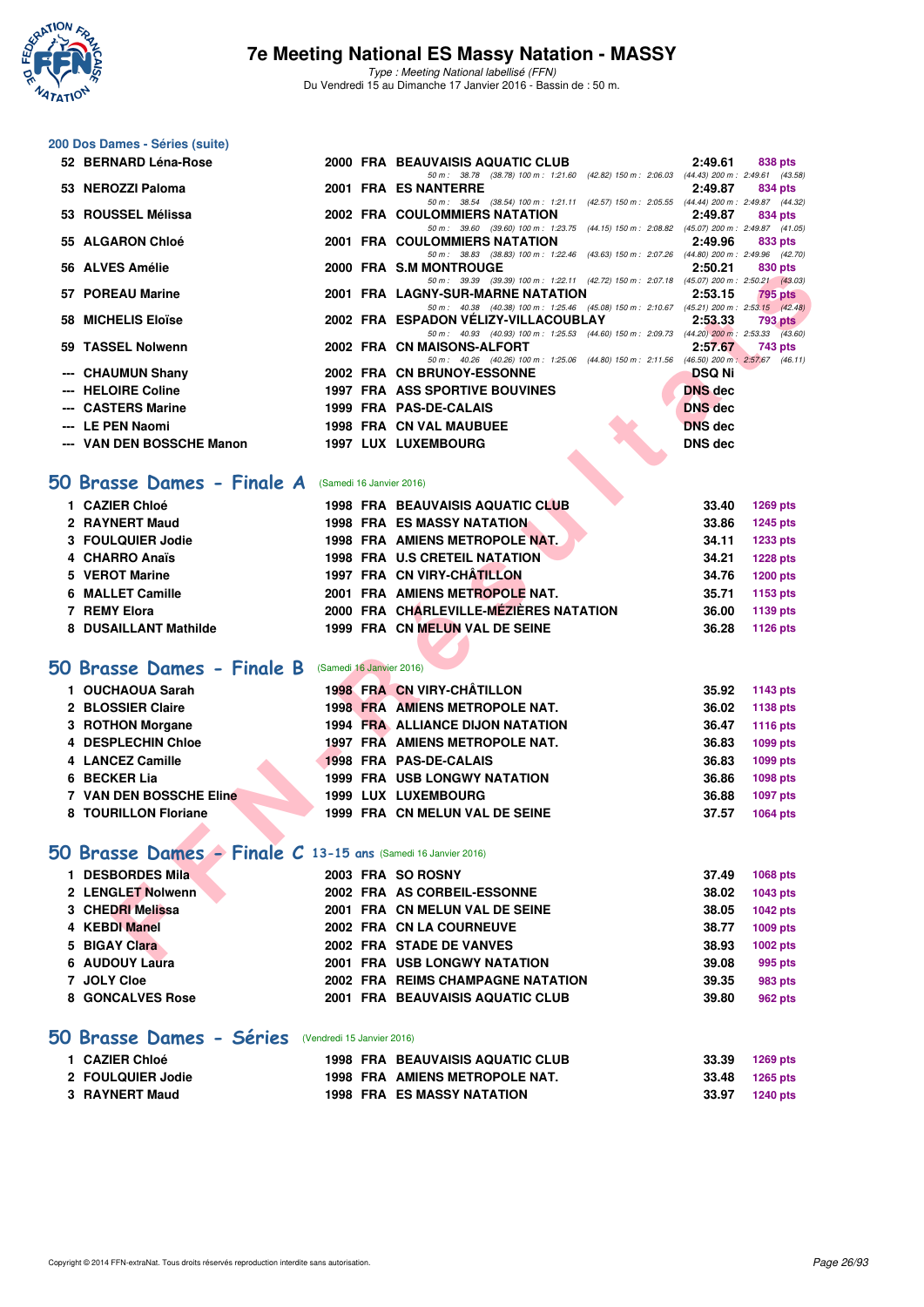# 7e Meeting National ES Massy Natation - MASSY

*Type : Meeting National labellisé (FFN)*
Du Vendredi 15 au Dimanche 17 Janvier 2016 - Bassin de : 50 m.

## 200 Dos Dames - Séries (suite)

| | Nom | Année | Nat | Club | Temps | Points |
|---|---|---|---|---|---|---|
| 52 | BERNARD Léna-Rose | 2000 | FRA | BEAUVAISIS AQUATIC CLUB | 2:49.61 | 838 pts |
| | *50 m : 38.78 (38.78) 100 m : 1:21.60 (42.82) 150 m : 2:06.03 (44.43) 200 m : 2:49.61 (43.58)* | | | | | |
| 53 | NEROZZI Paloma | 2001 | FRA | ES NANTERRE | 2:49.87 | 834 pts |
| | *50 m : 38.54 (38.54) 100 m : 1:21.11 (42.57) 150 m : 2:05.55 (44.44) 200 m : 2:49.87 (44.32)* | | | | | |
| 53 | ROUSSEL Mélissa | 2002 | FRA | COULOMMIERS NATATION | 2:49.87 | 834 pts |
| | *50 m : 39.60 (39.60) 100 m : 1:23.75 (44.15) 150 m : 2:08.82 (45.07) 200 m : 2:49.87 (41.05)* | | | | | |
| 55 | ALGARON Chloé | 2001 | FRA | COULOMMIERS NATATION | 2:49.96 | 833 pts |
| | *50 m : 38.83 (38.83) 100 m : 1:22.46 (43.63) 150 m : 2:07.26 (44.80) 200 m : 2:49.96 (42.70)* | | | | | |
| 56 | ALVES Amélie | 2000 | FRA | S.M MONTROUGE | 2:50.21 | 830 pts |
| | *50 m : 39.39 (39.39) 100 m : 1:22.11 (42.72) 150 m : 2:07.18 (45.07) 200 m : 2:50.21 (43.03)* | | | | | |
| 57 | POREAU Marine | 2001 | FRA | LAGNY-SUR-MARNE NATATION | 2:53.15 | 795 pts |
| | *50 m : 40.38 (40.38) 100 m : 1:25.46 (45.08) 150 m : 2:10.67 (45.21) 200 m : 2:53.15 (42.48)* | | | | | |
| 58 | MICHELIS Eloïse | 2002 | FRA | ESPADON VÉLIZY-VILLACOUBLAY | 2:53.33 | 793 pts |
| | *50 m : 40.93 (40.93) 100 m : 1:25.53 (44.60) 150 m : 2:09.73 (44.20) 200 m : 2:53.33 (43.60)* | | | | | |
| 59 | TASSEL Nolwenn | 2002 | FRA | CN MAISONS-ALFORT | 2:57.67 | 743 pts |
| | *50 m : 40.26 (40.26) 100 m : 1:25.06 (44.80) 150 m : 2:11.56 (46.50) 200 m : 2:57.67 (46.11)* | | | | | |
| --- | CHAUMUN Shany | 2002 | FRA | CN BRUNOY-ESSONNE | DSQ Ni | |
| --- | HELOIRE Coline | 1997 | FRA | ASS SPORTIVE BOUVINES | DNS dec | |
| --- | CASTERS Marine | 1999 | FRA | PAS-DE-CALAIS | DNS dec | |
| --- | LE PEN Naomi | 1998 | FRA | CN VAL MAUBUEE | DNS dec | |
| --- | VAN DEN BOSSCHE Manon | 1997 | LUX | LUXEMBOURG | DNS dec | |

## 50 Brasse Dames - Finale A (Samedi 16 Janvier 2016)

| | Nom | Année | Nat | Club | Temps | Points |
|---|---|---|---|---|---|---|
| 1 | CAZIER Chloé | 1998 | FRA | BEAUVAISIS AQUATIC CLUB | 33.40 | 1269 pts |
| 2 | RAYNERT Maud | 1998 | FRA | ES MASSY NATATION | 33.86 | 1245 pts |
| 3 | FOULQUIER Jodie | 1998 | FRA | AMIENS METROPOLE NAT. | 34.11 | 1233 pts |
| 4 | CHARRO Anaïs | 1998 | FRA | U.S CRETEIL NATATION | 34.21 | 1228 pts |
| 5 | VEROT Marine | 1997 | FRA | CN VIRY-CHÂTILLON | 34.76 | 1200 pts |
| 6 | MALLET Camille | 2001 | FRA | AMIENS METROPOLE NAT. | 35.71 | 1153 pts |
| 7 | REMY Elora | 2000 | FRA | CHARLEVILLE-MÉZIÈRES NATATION | 36.00 | 1139 pts |
| 8 | DUSAILLANT Mathilde | 1999 | FRA | CN MELUN VAL DE SEINE | 36.28 | 1126 pts |

## 50 Brasse Dames - Finale B (Samedi 16 Janvier 2016)

| | Nom | Année | Nat | Club | Temps | Points |
|---|---|---|---|---|---|---|
| 1 | OUCHAOUA Sarah | 1998 | FRA | CN VIRY-CHÂTILLON | 35.92 | 1143 pts |
| 2 | BLOSSIER Claire | 1998 | FRA | AMIENS METROPOLE NAT. | 36.02 | 1138 pts |
| 3 | ROTHON Morgane | 1994 | FRA | ALLIANCE DIJON NATATION | 36.47 | 1116 pts |
| 4 | DESPLECHIN Chloe | 1997 | FRA | AMIENS METROPOLE NAT. | 36.83 | 1099 pts |
| 4 | LANCEZ Camille | 1998 | FRA | PAS-DE-CALAIS | 36.83 | 1099 pts |
| 6 | BECKER Lia | 1999 | FRA | USB LONGWY NATATION | 36.86 | 1098 pts |
| 7 | VAN DEN BOSSCHE Eline | 1999 | LUX | LUXEMBOURG | 36.88 | 1097 pts |
| 8 | TOURILLON Floriane | 1999 | FRA | CN MELUN VAL DE SEINE | 37.57 | 1064 pts |

## 50 Brasse Dames - Finale C 13-15 ans (Samedi 16 Janvier 2016)

| | Nom | Année | Nat | Club | Temps | Points |
|---|---|---|---|---|---|---|
| 1 | DESBORDES Mila | 2003 | FRA | SO ROSNY | 37.49 | 1068 pts |
| 2 | LENGLET Nolwenn | 2002 | FRA | AS CORBEIL-ESSONNE | 38.02 | 1043 pts |
| 3 | CHEDRI Melissa | 2001 | FRA | CN MELUN VAL DE SEINE | 38.05 | 1042 pts |
| 4 | KEBDI Manel | 2002 | FRA | CN LA COURNEUVE | 38.77 | 1009 pts |
| 5 | BIGAY Clara | 2002 | FRA | STADE DE VANVES | 38.93 | 1002 pts |
| 6 | AUDOUY Laura | 2001 | FRA | USB LONGWY NATATION | 39.08 | 995 pts |
| 7 | JOLY Cloe | 2002 | FRA | REIMS CHAMPAGNE NATATION | 39.35 | 983 pts |
| 8 | GONCALVES Rose | 2001 | FRA | BEAUVAISIS AQUATIC CLUB | 39.80 | 962 pts |

## 50 Brasse Dames - Séries (Vendredi 15 Janvier 2016)

| | Nom | Année | Nat | Club | Temps | Points |
|---|---|---|---|---|---|---|
| 1 | CAZIER Chloé | 1998 | FRA | BEAUVAISIS AQUATIC CLUB | 33.39 | 1269 pts |
| 2 | FOULQUIER Jodie | 1998 | FRA | AMIENS METROPOLE NAT. | 33.48 | 1265 pts |
| 3 | RAYNERT Maud | 1998 | FRA | ES MASSY NATATION | 33.97 | 1240 pts |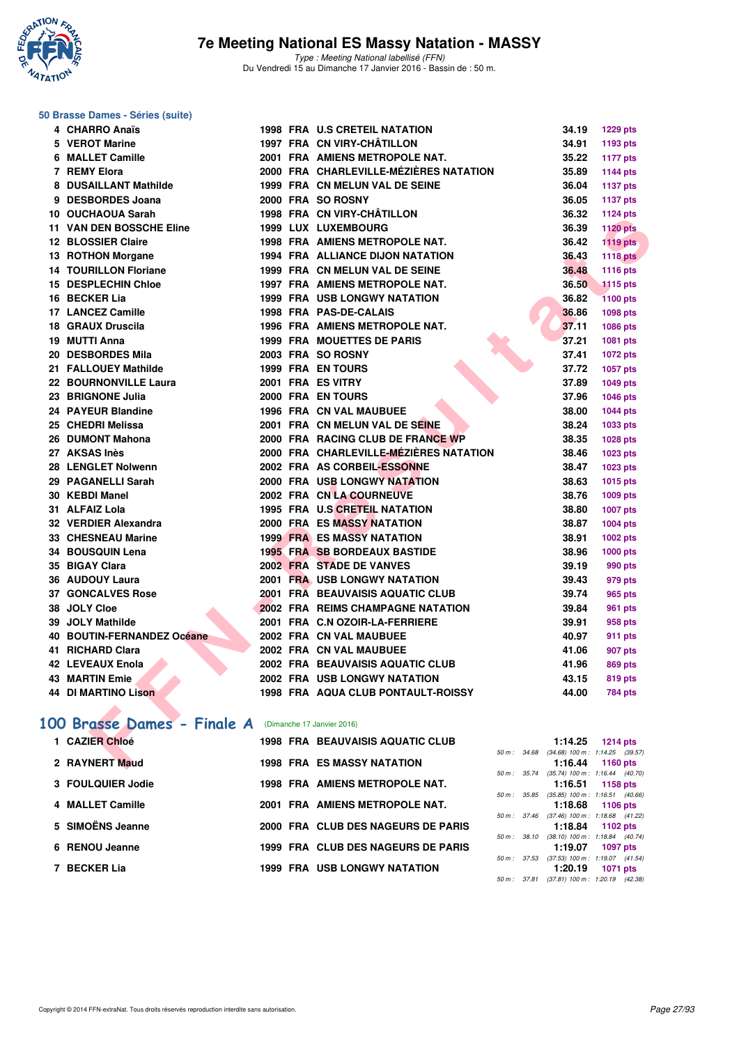# 7e Meeting National ES Massy Natation - MASSY

*Type : Meeting National labellisé (FFN)*
Du Vendredi 15 au Dimanche 17 Janvier 2016 - Bassin de : 50 m.

## 50 Brasse Dames - Séries (suite)

| Rang | Nom | Année | Nat | Club | Temps | Points |
|---|---|---|---|---|---|---|
| 4 | CHARRO Anaïs | 1998 | FRA | U.S CRETEIL NATATION | 34.19 | 1229 pts |
| 5 | VEROT Marine | 1997 | FRA | CN VIRY-CHÂTILLON | 34.91 | 1193 pts |
| 6 | MALLET Camille | 2001 | FRA | AMIENS METROPOLE NAT. | 35.22 | 1177 pts |
| 7 | REMY Elora | 2000 | FRA | CHARLEVILLE-MÉZIÈRES NATATION | 35.89 | 1144 pts |
| 8 | DUSAILLANT Mathilde | 1999 | FRA | CN MELUN VAL DE SEINE | 36.04 | 1137 pts |
| 9 | DESBORDES Joana | 2000 | FRA | SO ROSNY | 36.05 | 1137 pts |
| 10 | OUCHAOUA Sarah | 1998 | FRA | CN VIRY-CHÂTILLON | 36.32 | 1124 pts |
| 11 | VAN DEN BOSSCHE Eline | 1999 | LUX | LUXEMBOURG | 36.39 | 1120 pts |
| 12 | BLOSSIER Claire | 1998 | FRA | AMIENS METROPOLE NAT. | 36.42 | 1119 pts |
| 13 | ROTHON Morgane | 1994 | FRA | ALLIANCE DIJON NATATION | 36.43 | 1118 pts |
| 14 | TOURILLON Floriane | 1999 | FRA | CN MELUN VAL DE SEINE | 36.48 | 1116 pts |
| 15 | DESPLECHIN Chloe | 1997 | FRA | AMIENS METROPOLE NAT. | 36.50 | 1115 pts |
| 16 | BECKER Lia | 1999 | FRA | USB LONGWY NATATION | 36.82 | 1100 pts |
| 17 | LANCEZ Camille | 1998 | FRA | PAS-DE-CALAIS | 36.86 | 1098 pts |
| 18 | GRAUX Druscila | 1996 | FRA | AMIENS METROPOLE NAT. | 37.11 | 1086 pts |
| 19 | MUTTI Anna | 1999 | FRA | MOUETTES DE PARIS | 37.21 | 1081 pts |
| 20 | DESBORDES Mila | 2003 | FRA | SO ROSNY | 37.41 | 1072 pts |
| 21 | FALLOUEY Mathilde | 1999 | FRA | EN TOURS | 37.72 | 1057 pts |
| 22 | BOURNONVILLE Laura | 2001 | FRA | ES VITRY | 37.89 | 1049 pts |
| 23 | BRIGNONE Julia | 2000 | FRA | EN TOURS | 37.96 | 1046 pts |
| 24 | PAYEUR Blandine | 1996 | FRA | CN VAL MAUBUEE | 38.00 | 1044 pts |
| 25 | CHEDRI Melissa | 2001 | FRA | CN MELUN VAL DE SEINE | 38.24 | 1033 pts |
| 26 | DUMONT Mahona | 2000 | FRA | RACING CLUB DE FRANCE WP | 38.35 | 1028 pts |
| 27 | AKSAS Inès | 2000 | FRA | CHARLEVILLE-MÉZIÈRES NATATION | 38.46 | 1023 pts |
| 28 | LENGLET Nolwenn | 2002 | FRA | AS CORBEIL-ESSONNE | 38.47 | 1023 pts |
| 29 | PAGANELLI Sarah | 2000 | FRA | USB LONGWY NATATION | 38.63 | 1015 pts |
| 30 | KEBDI Manel | 2002 | FRA | CN LA COURNEUVE | 38.76 | 1009 pts |
| 31 | ALFAIZ Lola | 1995 | FRA | U.S CRETEIL NATATION | 38.80 | 1007 pts |
| 32 | VERDIER Alexandra | 2000 | FRA | ES MASSY NATATION | 38.87 | 1004 pts |
| 33 | CHESNEAU Marine | 1999 | FRA | ES MASSY NATATION | 38.91 | 1002 pts |
| 34 | BOUSQUIN Lena | 1995 | FRA | SB BORDEAUX BASTIDE | 38.96 | 1000 pts |
| 35 | BIGAY Clara | 2002 | FRA | STADE DE VANVES | 39.19 | 990 pts |
| 36 | AUDOUY Laura | 2001 | FRA | USB LONGWY NATATION | 39.43 | 979 pts |
| 37 | GONCALVES Rose | 2001 | FRA | BEAUVAISIS AQUATIC CLUB | 39.74 | 965 pts |
| 38 | JOLY Cloe | 2002 | FRA | REIMS CHAMPAGNE NATATION | 39.84 | 961 pts |
| 39 | JOLY Mathilde | 2001 | FRA | C.N OZOIR-LA-FERRIERE | 39.91 | 958 pts |
| 40 | BOUTIN-FERNANDEZ Océane | 2002 | FRA | CN VAL MAUBUEE | 40.97 | 911 pts |
| 41 | RICHARD Clara | 2002 | FRA | CN VAL MAUBUEE | 41.06 | 907 pts |
| 42 | LEVEAUX Enola | 2002 | FRA | BEAUVAISIS AQUATIC CLUB | 41.96 | 869 pts |
| 43 | MARTIN Emie | 2002 | FRA | USB LONGWY NATATION | 43.15 | 819 pts |
| 44 | DI MARTINO Lison | 1998 | FRA | AQUA CLUB PONTAULT-ROISSY | 44.00 | 784 pts |

## 100 Brasse Dames - Finale A (Dimanche 17 Janvier 2016)

| Rang | Nom | Année | Nat | Club | Temps | Points | Intermédiaires |
|---|---|---|---|---|---|---|---|
| 1 | CAZIER Chloé | 1998 | FRA | BEAUVAISIS AQUATIC CLUB | 1:14.25 | 1214 pts | 50 m : 34.68 (34.68) 100 m : 1:14.25 (39.57) |
| 2 | RAYNERT Maud | 1998 | FRA | ES MASSY NATATION | 1:16.44 | 1160 pts | 50 m : 35.74 (35.74) 100 m : 1:16.44 (40.70) |
| 3 | FOULQUIER Jodie | 1998 | FRA | AMIENS METROPOLE NAT. | 1:16.51 | 1158 pts | 50 m : 35.85 (35.85) 100 m : 1:16.51 (40.66) |
| 4 | MALLET Camille | 2001 | FRA | AMIENS METROPOLE NAT. | 1:18.68 | 1106 pts | 50 m : 37.46 (37.46) 100 m : 1:18.68 (41.22) |
| 5 | SIMOËNS Jeanne | 2000 | FRA | CLUB DES NAGEURS DE PARIS | 1:18.84 | 1102 pts | 50 m : 38.10 (38.10) 100 m : 1:18.84 (40.74) |
| 6 | RENOU Jeanne | 1999 | FRA | CLUB DES NAGEURS DE PARIS | 1:19.07 | 1097 pts | 50 m : 37.53 (37.53) 100 m : 1:19.07 (41.54) |
| 7 | BECKER Lia | 1999 | FRA | USB LONGWY NATATION | 1:20.19 | 1071 pts | 50 m : 37.81 (37.81) 100 m : 1:20.19 (42.38) |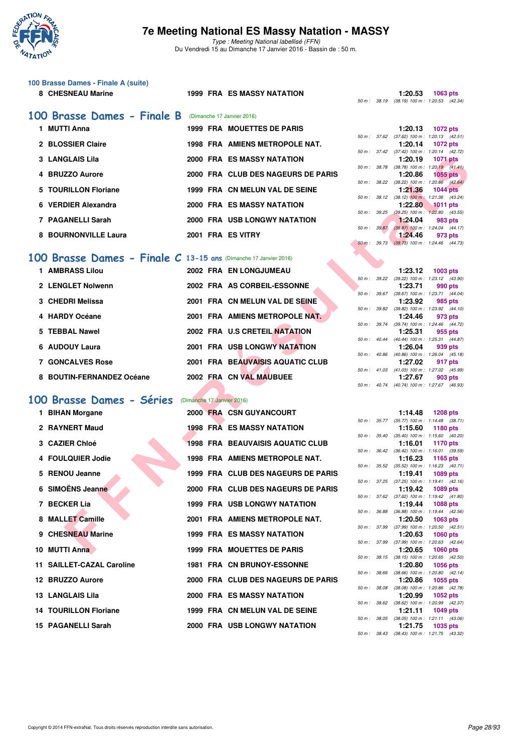# 7e Meeting National ES Massy Natation - MASSY

*Type : Meeting National labellisé (FFN)*
Du Vendredi 15 au Dimanche 17 Janvier 2016 - Bassin de : 50 m.

### 100 Brasse Dames - Finale A (suite)

| Rang | Nom | Année | Nat. | Club | Temps | Points | Splits |
|---|---|---|---|---|---|---|---|
| 8 | CHESNEAU Marine | 1999 | FRA | ES MASSY NATATION | 1:20.53 | 1063 pts | 50 m : 38.19 (38.19) 100 m : 1:20.53 (42.34) |

## 100 Brasse Dames - Finale B (Dimanche 17 Janvier 2016)

| Rang | Nom | Année | Nat. | Club | Temps | Points | Splits |
|---|---|---|---|---|---|---|---|
| 1 | MUTTI Anna | 1999 | FRA | MOUETTES DE PARIS | 1:20.13 | 1072 pts | 50 m : 37.62 (37.62) 100 m : 1:20.13 (42.51) |
| 2 | BLOSSIER Claire | 1998 | FRA | AMIENS METROPOLE NAT. | 1:20.14 | 1072 pts | 50 m : 37.42 (37.42) 100 m : 1:20.14 (42.72) |
| 3 | LANGLAIS Lila | 2000 | FRA | ES MASSY NATATION | 1:20.19 | 1071 pts | 50 m : 38.78 (38.78) 100 m : 1:20.19 (41.41) |
| 4 | BRUZZO Aurore | 2000 | FRA | CLUB DES NAGEURS DE PARIS | 1:20.86 | 1055 pts | 50 m : 38.22 (38.22) 100 m : 1:20.86 (42.64) |
| 5 | TOURILLON Floriane | 1999 | FRA | CN MELUN VAL DE SEINE | 1:21.36 | 1044 pts | 50 m : 38.12 (38.12) 100 m : 1:21.36 (43.24) |
| 6 | VERDIER Alexandra | 2000 | FRA | ES MASSY NATATION | 1:22.80 | 1011 pts | 50 m : 39.25 (39.25) 100 m : 1:22.80 (43.55) |
| 7 | PAGANELLI Sarah | 2000 | FRA | USB LONGWY NATATION | 1:24.04 | 983 pts | 50 m : 39.87 (39.87) 100 m : 1:24.04 (44.17) |
| 8 | BOURNONVILLE Laura | 2001 | FRA | ES VITRY | 1:24.46 | 973 pts | 50 m : 39.73 (39.73) 100 m : 1:24.46 (44.73) |

## 100 Brasse Dames - Finale C 13-15 ans (Dimanche 17 Janvier 2016)

| Rang | Nom | Année | Nat. | Club | Temps | Points | Splits |
|---|---|---|---|---|---|---|---|
| 1 | AMBRASS Lilou | 2002 | FRA | EN LONGJUMEAU | 1:23.12 | 1003 pts | 50 m : 39.22 (39.22) 100 m : 1:23.12 (43.90) |
| 2 | LENGLET Nolwenn | 2002 | FRA | AS CORBEIL-ESSONNE | 1:23.71 | 990 pts | 50 m : 39.67 (39.67) 100 m : 1:23.71 (44.04) |
| 3 | CHEDRI Melissa | 2001 | FRA | CN MELUN VAL DE SEINE | 1:23.92 | 985 pts | 50 m : 39.82 (39.82) 100 m : 1:23.92 (44.10) |
| 4 | HARDY Océane | 2001 | FRA | AMIENS METROPOLE NAT. | 1:24.46 | 973 pts | 50 m : 39.74 (39.74) 100 m : 1:24.46 (44.72) |
| 5 | TEBBAL Nawel | 2002 | FRA | U.S CRETEIL NATATION | 1:25.31 | 955 pts | 50 m : 40.44 (40.44) 100 m : 1:25.31 (44.87) |
| 6 | AUDOUY Laura | 2001 | FRA | USB LONGWY NATATION | 1:26.04 | 939 pts | 50 m : 40.86 (40.86) 100 m : 1:26.04 (45.18) |
| 7 | GONCALVES Rose | 2001 | FRA | BEAUVAISIS AQUATIC CLUB | 1:27.02 | 917 pts | 50 m : 41.03 (41.03) 100 m : 1:27.02 (45.99) |
| 8 | BOUTIN-FERNANDEZ Océane | 2002 | FRA | CN VAL MAUBUEE | 1:27.67 | 903 pts | 50 m : 40.74 (40.74) 100 m : 1:27.67 (46.93) |

## 100 Brasse Dames - Séries (Dimanche 17 Janvier 2016)

| Rang | Nom | Année | Nat. | Club | Temps | Points | Splits |
|---|---|---|---|---|---|---|---|
| 1 | BIHAN Morgane | 2000 | FRA | CSN GUYANCOURT | 1:14.48 | 1208 pts | 50 m : 35.77 (35.77) 100 m : 1:14.48 (38.71) |
| 2 | RAYNERT Maud | 1998 | FRA | ES MASSY NATATION | 1:15.60 | 1180 pts | 50 m : 35.40 (35.40) 100 m : 1:15.60 (40.20) |
| 3 | CAZIER Chloé | 1998 | FRA | BEAUVAISIS AQUATIC CLUB | 1:16.01 | 1170 pts | 50 m : 36.42 (36.42) 100 m : 1:16.01 (39.59) |
| 4 | FOULQUIER Jodie | 1998 | FRA | AMIENS METROPOLE NAT. | 1:16.23 | 1165 pts | 50 m : 35.52 (35.52) 100 m : 1:16.23 (40.71) |
| 5 | RENOU Jeanne | 1999 | FRA | CLUB DES NAGEURS DE PARIS | 1:19.41 | 1089 pts | 50 m : 37.25 (37.25) 100 m : 1:19.41 (42.16) |
| 6 | SIMOËNS Jeanne | 2000 | FRA | CLUB DES NAGEURS DE PARIS | 1:19.42 | 1089 pts | 50 m : 37.62 (37.62) 100 m : 1:19.42 (41.80) |
| 7 | BECKER Lia | 1999 | FRA | USB LONGWY NATATION | 1:19.44 | 1088 pts | 50 m : 36.88 (36.88) 100 m : 1:19.44 (42.56) |
| 8 | MALLET Camille | 2001 | FRA | AMIENS METROPOLE NAT. | 1:20.50 | 1063 pts | 50 m : 37.99 (37.99) 100 m : 1:20.50 (42.51) |
| 9 | CHESNEAU Marine | 1999 | FRA | ES MASSY NATATION | 1:20.63 | 1060 pts | 50 m : 37.99 (37.99) 100 m : 1:20.63 (42.64) |
| 10 | MUTTI Anna | 1999 | FRA | MOUETTES DE PARIS | 1:20.65 | 1060 pts | 50 m : 38.15 (38.15) 100 m : 1:20.65 (42.50) |
| 11 | SAILLET-CAZAL Caroline | 1981 | FRA | CN BRUNOY-ESSONNE | 1:20.80 | 1056 pts | 50 m : 38.66 (38.66) 100 m : 1:20.80 (42.14) |
| 12 | BRUZZO Aurore | 2000 | FRA | CLUB DES NAGEURS DE PARIS | 1:20.86 | 1055 pts | 50 m : 38.08 (38.08) 100 m : 1:20.86 (42.78) |
| 13 | LANGLAIS Lila | 2000 | FRA | ES MASSY NATATION | 1:20.99 | 1052 pts | 50 m : 38.62 (38.62) 100 m : 1:20.99 (42.37) |
| 14 | TOURILLON Floriane | 1999 | FRA | CN MELUN VAL DE SEINE | 1:21.11 | 1049 pts | 50 m : 38.05 (38.05) 100 m : 1:21.11 (43.06) |
| 15 | PAGANELLI Sarah | 2000 | FRA | USB LONGWY NATATION | 1:21.75 | 1035 pts | 50 m : 38.43 (38.43) 100 m : 1:21.75 (43.32) |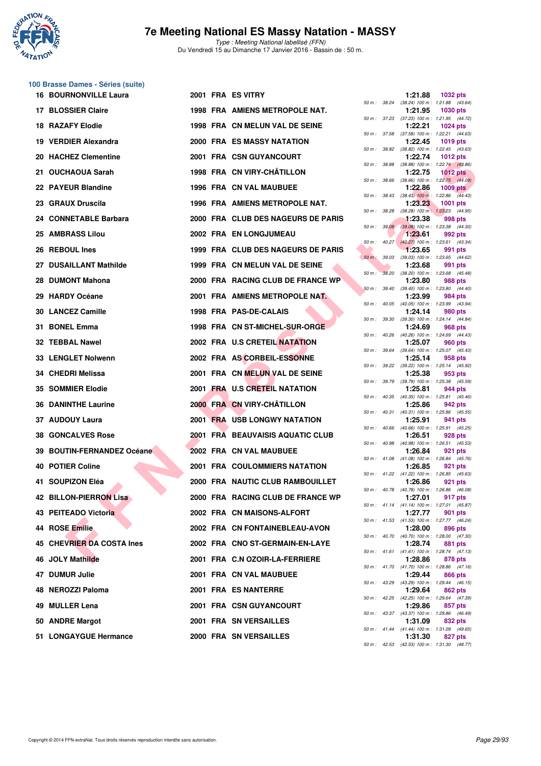# 7e Meeting National ES Massy Natation - MASSY

*Type : Meeting National labellisé (FFN)*
Du Vendredi 15 au Dimanche 17 Janvier 2016 - Bassin de : 50 m.

## 100 Brasse Dames - Séries (suite)

| Rang | Nom | Année | Nat. | Club | Temps | Points | 50 m | 100 m |
|---|---|---|---|---|---|---|---|---|
| 16 | BOURNONVILLE Laura | 2001 | FRA | ES VITRY | 1:21.88 | 1032 pts | 38.24 | (38.24) 1:21.88 (43.64) |
| 17 | BLOSSIER Claire | 1998 | FRA | AMIENS METROPOLE NAT. | 1:21.95 | 1030 pts | 37.23 | (37.23) 1:21.95 (44.72) |
| 18 | RAZAFY Elodie | 1998 | FRA | CN MELUN VAL DE SEINE | 1:22.21 | 1024 pts | 37.58 | (37.58) 1:22.21 (44.63) |
| 19 | VERDIER Alexandra | 2000 | FRA | ES MASSY NATATION | 1:22.45 | 1019 pts | 38.82 | (38.82) 1:22.45 (43.63) |
| 20 | HACHEZ Clementine | 2001 | FRA | CSN GUYANCOURT | 1:22.74 | 1012 pts | 38.88 | (38.88) 1:22.74 (43.86) |
| 21 | OUCHAOUA Sarah | 1998 | FRA | CN VIRY-CHÂTILLON | 1:22.75 | 1012 pts | 38.66 | (38.66) 1:22.75 (44.09) |
| 22 | PAYEUR Blandine | 1996 | FRA | CN VAL MAUBUEE | 1:22.86 | 1009 pts | 38.43 | (38.43) 1:22.86 (44.43) |
| 23 | GRAUX Druscila | 1996 | FRA | AMIENS METROPOLE NAT. | 1:23.23 | 1001 pts | 38.28 | (38.28) 1:23.23 (44.95) |
| 24 | CONNETABLE Barbara | 2000 | FRA | CLUB DES NAGEURS DE PARIS | 1:23.38 | 998 pts | 39.08 | (39.08) 1:23.38 (44.30) |
| 25 | AMBRASS Lilou | 2002 | FRA | EN LONGJUMEAU | 1:23.61 | 992 pts | 40.27 | (40.27) 1:23.61 (43.34) |
| 26 | REBOUL Ines | 1999 | FRA | CLUB DES NAGEURS DE PARIS | 1:23.65 | 991 pts | 39.03 | (39.03) 1:23.65 (44.62) |
| 27 | DUSAILLANT Mathilde | 1999 | FRA | CN MELUN VAL DE SEINE | 1:23.68 | 991 pts | 38.20 | (38.20) 1:23.68 (45.48) |
| 28 | DUMONT Mahona | 2000 | FRA | RACING CLUB DE FRANCE WP | 1:23.80 | 988 pts | 39.40 | (39.40) 1:23.80 (44.40) |
| 29 | HARDY Océane | 2001 | FRA | AMIENS METROPOLE NAT. | 1:23.99 | 984 pts | 40.05 | (40.05) 1:23.99 (43.94) |
| 30 | LANCEZ Camille | 1998 | FRA | PAS-DE-CALAIS | 1:24.14 | 980 pts | 39.30 | (39.30) 1:24.14 (44.84) |
| 31 | BONEL Emma | 1998 | FRA | CN ST-MICHEL-SUR-ORGE | 1:24.69 | 968 pts | 40.26 | (40.26) 1:24.69 (44.43) |
| 32 | TEBBAL Nawel | 2002 | FRA | U.S CRETEIL NATATION | 1:25.07 | 960 pts | 39.64 | (39.64) 1:25.07 (45.43) |
| 33 | LENGLET Nolwenn | 2002 | FRA | AS CORBEIL-ESSONNE | 1:25.14 | 958 pts | 39.22 | (39.22) 1:25.14 (45.92) |
| 34 | CHEDRI Melissa | 2001 | FRA | CN MELUN VAL DE SEINE | 1:25.38 | 953 pts | 39.79 | (39.79) 1:25.38 (45.59) |
| 35 | SOMMIER Elodie | 2001 | FRA | U.S CRETEIL NATATION | 1:25.81 | 944 pts | 40.35 | (40.35) 1:25.81 (45.46) |
| 36 | DANINTHE Laurine | 2000 | FRA | CN VIRY-CHÂTILLON | 1:25.86 | 942 pts | 40.31 | (40.31) 1:25.86 (45.55) |
| 37 | AUDOUY Laura | 2001 | FRA | USB LONGWY NATATION | 1:25.91 | 941 pts | 40.66 | (40.66) 1:25.91 (45.25) |
| 38 | GONCALVES Rose | 2001 | FRA | BEAUVAISIS AQUATIC CLUB | 1:26.51 | 928 pts | 40.98 | (40.98) 1:26.51 (45.53) |
| 39 | BOUTIN-FERNANDEZ Océane | 2002 | FRA | CN VAL MAUBUEE | 1:26.84 | 921 pts | 41.08 | (41.08) 1:26.84 (45.76) |
| 40 | POTIER Coline | 2001 | FRA | COULOMMIERS NATATION | 1:26.85 | 921 pts | 41.22 | (41.22) 1:26.85 (45.63) |
| 41 | SOUPIZON Eléa | 2000 | FRA | NAUTIC CLUB RAMBOUILLET | 1:26.86 | 921 pts | 40.78 | (40.78) 1:26.86 (46.08) |
| 42 | BILLON-PIERRON Lisa | 2000 | FRA | RACING CLUB DE FRANCE WP | 1:27.01 | 917 pts | 41.14 | (41.14) 1:27.01 (45.87) |
| 43 | PEITEADO Victoria | 2002 | FRA | CN MAISONS-ALFORT | 1:27.77 | 901 pts | 41.53 | (41.53) 1:27.77 (46.24) |
| 44 | ROSE Emilie | 2002 | FRA | CN FONTAINEBLEAU-AVON | 1:28.00 | 896 pts | 40.70 | (40.70) 1:28.00 (47.30) |
| 45 | CHEVRIER DA COSTA Ines | 2002 | FRA | CNO ST-GERMAIN-EN-LAYE | 1:28.74 | 881 pts | 41.61 | (41.61) 1:28.74 (47.13) |
| 46 | JOLY Mathilde | 2001 | FRA | C.N OZOIR-LA-FERRIERE | 1:28.86 | 878 pts | 41.70 | (41.70) 1:28.86 (47.16) |
| 47 | DUMUR Julie | 2001 | FRA | CN VAL MAUBUEE | 1:29.44 | 866 pts | 43.29 | (43.29) 1:29.44 (46.15) |
| 48 | NEROZZI Paloma | 2001 | FRA | ES NANTERRE | 1:29.64 | 862 pts | 42.25 | (42.25) 1:29.64 (47.39) |
| 49 | MULLER Lena | 2001 | FRA | CSN GUYANCOURT | 1:29.86 | 857 pts | 43.37 | (43.37) 1:29.86 (46.49) |
| 50 | ANDRE Margot | 2001 | FRA | SN VERSAILLES | 1:31.09 | 832 pts | 41.44 | (41.44) 1:31.09 (49.65) |
| 51 | LONGAYGUE Hermance | 2000 | FRA | SN VERSAILLES | 1:31.30 | 827 pts | 42.53 | (42.53) 1:31.30 (48.77) |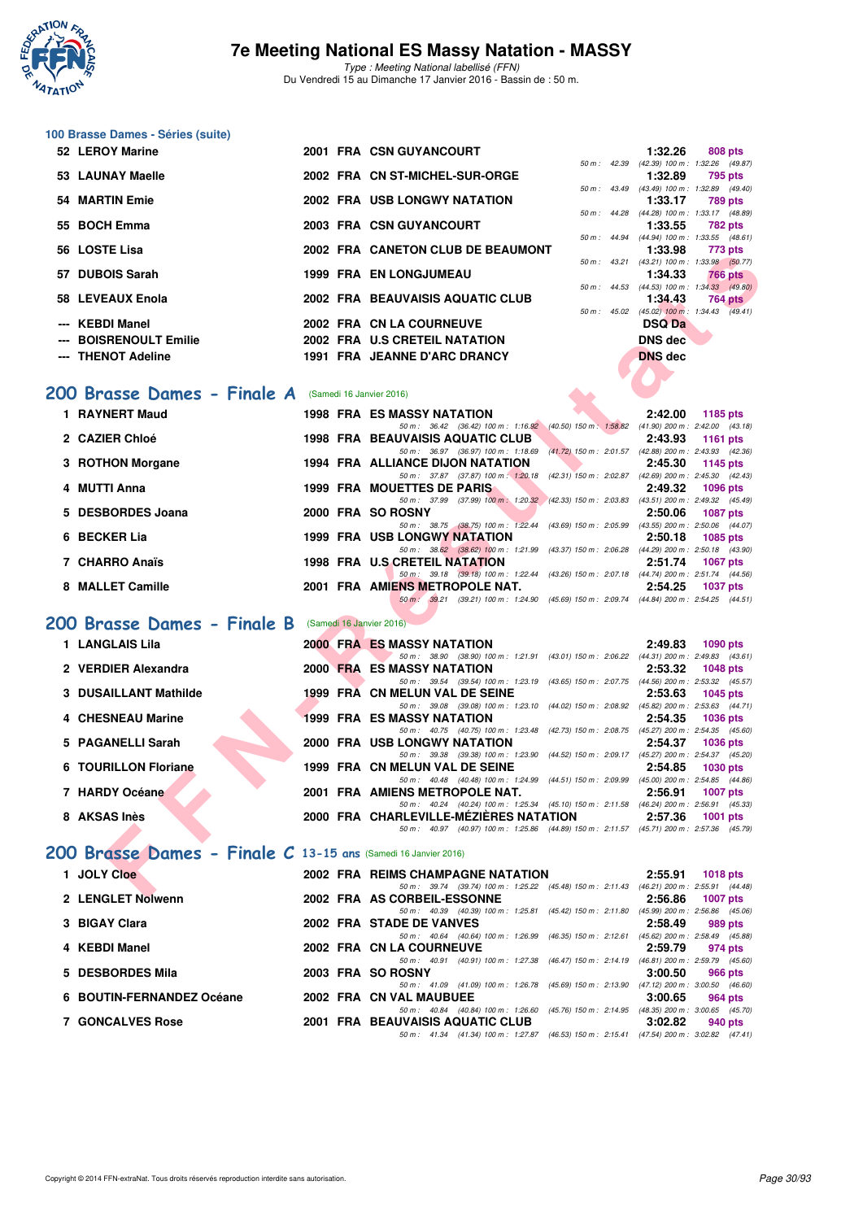# 7e Meeting National ES Massy Natation - MASSY

*Type : Meeting National labellisé (FFN)*
Du Vendredi 15 au Dimanche 17 Janvier 2016 - Bassin de : 50 m.

### 100 Brasse Dames - Séries (suite)

| Rang | Nom | Année | Nat | Club | Temps | Points |
|---|---|---|---|---|---|---|
| 52 | LEROY Marine | 2001 | FRA | CSN GUYANCOURT | 1:32.26 | 808 pts |
| | | | | 50 m : 42.39 (42.39) 100 m : 1:32.26 (49.87) | | |
| 53 | LAUNAY Maelle | 2002 | FRA | CN ST-MICHEL-SUR-ORGE | 1:32.89 | 795 pts |
| | | | | 50 m : 43.49 (43.49) 100 m : 1:32.89 (49.40) | | |
| 54 | MARTIN Emie | 2002 | FRA | USB LONGWY NATATION | 1:33.17 | 789 pts |
| | | | | 50 m : 44.28 (44.28) 100 m : 1:33.17 (48.89) | | |
| 55 | BOCH Emma | 2003 | FRA | CSN GUYANCOURT | 1:33.55 | 782 pts |
| | | | | 50 m : 44.94 (44.94) 100 m : 1:33.55 (48.61) | | |
| 56 | LOSTE Lisa | 2002 | FRA | CANETON CLUB DE BEAUMONT | 1:33.98 | 773 pts |
| | | | | 50 m : 43.21 (43.21) 100 m : 1:33.98 (50.77) | | |
| 57 | DUBOIS Sarah | 1999 | FRA | EN LONGJUMEAU | 1:34.33 | 766 pts |
| | | | | 50 m : 44.53 (44.53) 100 m : 1:34.33 (49.80) | | |
| 58 | LEVEAUX Enola | 2002 | FRA | BEAUVAISIS AQUATIC CLUB | 1:34.43 | 764 pts |
| | | | | 50 m : 45.02 (45.02) 100 m : 1:34.43 (49.41) | | |
| --- | KEBDI Manel | 2002 | FRA | CN LA COURNEUVE | DSQ Da | |
| --- | BOISRENOULT Emilie | 2002 | FRA | U.S CRETEIL NATATION | DNS dec | |
| --- | THENOT Adeline | 1991 | FRA | JEANNE D'ARC DRANCY | DNS dec | |

## 200 Brasse Dames - Finale A (Samedi 16 Janvier 2016)

| Rang | Nom | Année | Nat | Club | Temps | Points |
|---|---|---|---|---|---|---|
| 1 | RAYNERT Maud | 1998 | FRA | ES MASSY NATATION | 2:42.00 | 1185 pts |
| | | | | 50 m : 36.42 (36.42) 100 m : 1:16.92 (40.50) 150 m : 1:58.82 (41.90) 200 m : 2:42.00 (43.18) | | |
| 2 | CAZIER Chloé | 1998 | FRA | BEAUVAISIS AQUATIC CLUB | 2:43.93 | 1161 pts |
| | | | | 50 m : 36.97 (36.97) 100 m : 1:18.69 (41.72) 150 m : 2:01.57 (42.88) 200 m : 2:43.93 (42.36) | | |
| 3 | ROTHON Morgane | 1994 | FRA | ALLIANCE DIJON NATATION | 2:45.30 | 1145 pts |
| | | | | 50 m : 37.87 (37.87) 100 m : 1:20.18 (42.31) 150 m : 2:02.87 (42.69) 200 m : 2:45.30 (42.43) | | |
| 4 | MUTTI Anna | 1999 | FRA | MOUETTES DE PARIS | 2:49.32 | 1096 pts |
| | | | | 50 m : 37.99 (37.99) 100 m : 1:20.32 (42.33) 150 m : 2:03.83 (43.51) 200 m : 2:49.32 (45.49) | | |
| 5 | DESBORDES Joana | 2000 | FRA | SO ROSNY | 2:50.06 | 1087 pts |
| | | | | 50 m : 38.75 (38.75) 100 m : 1:22.44 (43.69) 150 m : 2:05.99 (43.55) 200 m : 2:50.06 (44.07) | | |
| 6 | BECKER Lia | 1999 | FRA | USB LONGWY NATATION | 2:50.18 | 1085 pts |
| | | | | 50 m : 38.62 (38.62) 100 m : 1:21.99 (43.37) 150 m : 2:06.28 (44.29) 200 m : 2:50.18 (43.90) | | |
| 7 | CHARRO Anaïs | 1998 | FRA | U.S CRETEIL NATATION | 2:51.74 | 1067 pts |
| | | | | 50 m : 39.18 (39.18) 100 m : 1:22.44 (43.26) 150 m : 2:07.18 (44.74) 200 m : 2:51.74 (44.56) | | |
| 8 | MALLET Camille | 2001 | FRA | AMIENS METROPOLE NAT. | 2:54.25 | 1037 pts |
| | | | | 50 m : 39.21 (39.21) 100 m : 1:24.90 (45.69) 150 m : 2:09.74 (44.84) 200 m : 2:54.25 (44.51) | | |

## 200 Brasse Dames - Finale B (Samedi 16 Janvier 2016)

| Rang | Nom | Année | Nat | Club | Temps | Points |
|---|---|---|---|---|---|---|
| 1 | LANGLAIS Lila | 2000 | FRA | ES MASSY NATATION | 2:49.83 | 1090 pts |
| | | | | 50 m : 38.90 (38.90) 100 m : 1:21.91 (43.01) 150 m : 2:06.22 (44.31) 200 m : 2:49.83 (43.61) | | |
| 2 | VERDIER Alexandra | 2000 | FRA | ES MASSY NATATION | 2:53.32 | 1048 pts |
| | | | | 50 m : 39.54 (39.54) 100 m : 1:23.19 (43.65) 150 m : 2:07.75 (44.56) 200 m : 2:53.32 (45.57) | | |
| 3 | DUSAILLANT Mathilde | 1999 | FRA | CN MELUN VAL DE SEINE | 2:53.63 | 1045 pts |
| | | | | 50 m : 39.08 (39.08) 100 m : 1:23.10 (44.02) 150 m : 2:08.92 (45.82) 200 m : 2:53.63 (44.71) | | |
| 4 | CHESNEAU Marine | 1999 | FRA | ES MASSY NATATION | 2:54.35 | 1036 pts |
| | | | | 50 m : 40.75 (40.75) 100 m : 1:23.48 (42.73) 150 m : 2:08.75 (45.27) 200 m : 2:54.35 (45.60) | | |
| 5 | PAGANELLI Sarah | 2000 | FRA | USB LONGWY NATATION | 2:54.37 | 1036 pts |
| | | | | 50 m : 39.38 (39.38) 100 m : 1:23.90 (44.52) 150 m : 2:09.17 (45.27) 200 m : 2:54.37 (45.20) | | |
| 6 | TOURILLON Floriane | 1999 | FRA | CN MELUN VAL DE SEINE | 2:54.85 | 1030 pts |
| | | | | 50 m : 40.48 (40.48) 100 m : 1:24.99 (44.51) 150 m : 2:09.99 (45.00) 200 m : 2:54.85 (44.86) | | |
| 7 | HARDY Océane | 2001 | FRA | AMIENS METROPOLE NAT. | 2:56.91 | 1007 pts |
| | | | | 50 m : 40.24 (40.24) 100 m : 1:25.34 (45.10) 150 m : 2:11.58 (46.24) 200 m : 2:56.91 (45.33) | | |
| 8 | AKSAS Inès | 2000 | FRA | CHARLEVILLE-MÉZIÈRES NATATION | 2:57.36 | 1001 pts |
| | | | | 50 m : 40.97 (40.97) 100 m : 1:25.86 (44.89) 150 m : 2:11.57 (45.71) 200 m : 2:57.36 (45.79) | | |

## 200 Brasse Dames - Finale C 13-15 ans (Samedi 16 Janvier 2016)

| Rang | Nom | Année | Nat | Club | Temps | Points |
|---|---|---|---|---|---|---|
| 1 | JOLY Cloe | 2002 | FRA | REIMS CHAMPAGNE NATATION | 2:55.91 | 1018 pts |
| | | | | 50 m : 39.74 (39.74) 100 m : 1:25.22 (45.48) 150 m : 2:11.43 (46.21) 200 m : 2:55.91 (44.48) | | |
| 2 | LENGLET Nolwenn | 2002 | FRA | AS CORBEIL-ESSONNE | 2:56.86 | 1007 pts |
| | | | | 50 m : 40.39 (40.39) 100 m : 1:25.81 (45.42) 150 m : 2:11.80 (45.99) 200 m : 2:56.86 (45.06) | | |
| 3 | BIGAY Clara | 2002 | FRA | STADE DE VANVES | 2:58.49 | 989 pts |
| | | | | 50 m : 40.64 (40.64) 100 m : 1:26.99 (46.35) 150 m : 2:12.61 (45.62) 200 m : 2:58.49 (45.88) | | |
| 4 | KEBDI Manel | 2002 | FRA | CN LA COURNEUVE | 2:59.79 | 974 pts |
| | | | | 50 m : 40.91 (40.91) 100 m : 1:27.38 (46.47) 150 m : 2:14.19 (46.81) 200 m : 2:59.79 (45.60) | | |
| 5 | DESBORDES Mila | 2003 | FRA | SO ROSNY | 3:00.50 | 966 pts |
| | | | | 50 m : 41.09 (41.09) 100 m : 1:26.78 (45.69) 150 m : 2:13.90 (47.12) 200 m : 3:00.50 (46.60) | | |
| 6 | BOUTIN-FERNANDEZ Océane | 2002 | FRA | CN VAL MAUBUEE | 3:00.65 | 964 pts |
| | | | | 50 m : 40.84 (40.84) 100 m : 1:26.60 (45.76) 150 m : 2:14.95 (48.35) 200 m : 3:00.65 (45.70) | | |
| 7 | GONCALVES Rose | 2001 | FRA | BEAUVAISIS AQUATIC CLUB | 3:02.82 | 940 pts |
| | | | | 50 m : 41.34 (41.34) 100 m : 1:27.87 (46.53) 150 m : 2:15.41 (47.54) 200 m : 3:02.82 (47.41) | | |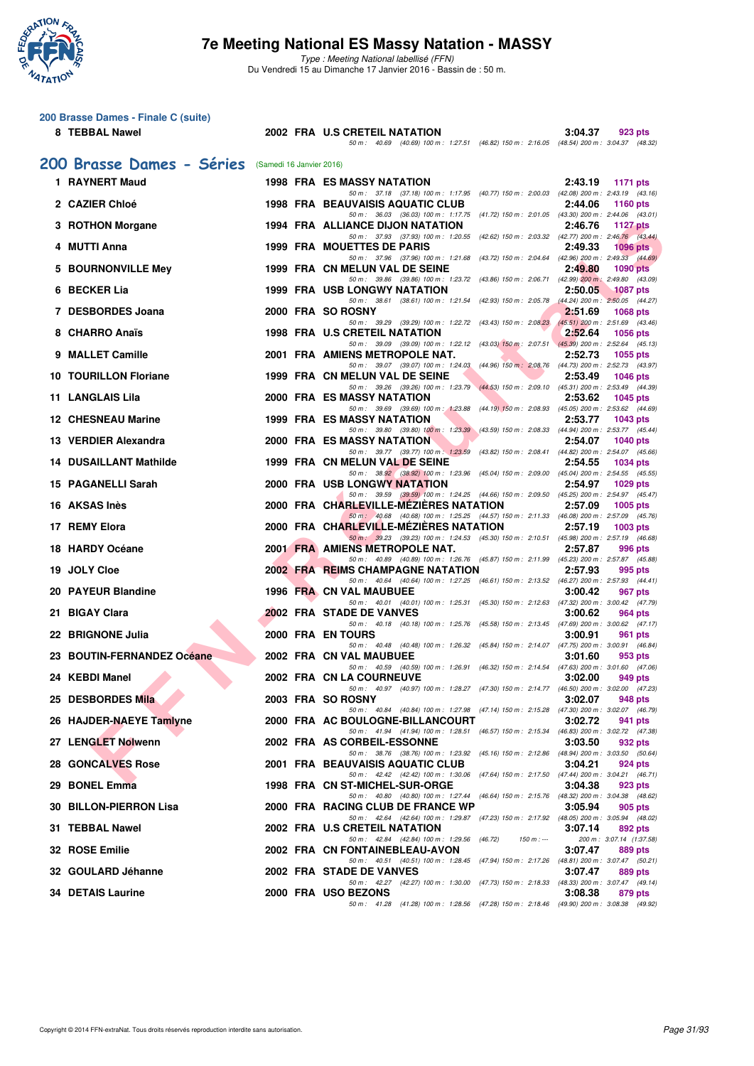## 200 Brasse Dames - Finale C (suite)

| Rang | Nom | Année | Nat | Club | Temps | Points |
|---|---|---|---|---|---|---|
| 8 | TEBBAL Nawel | 2002 | FRA | U.S CRETEIL NATATION | 3:04.37 | 923 pts |
| | | | | 50 m : 40.69 (40.69) 100 m : 1:27.51 (46.82) 150 m : 2:16.05 (48.54) 200 m : 3:04.37 (48.32) | | |

## 200 Brasse Dames - Séries (Samedi 16 Janvier 2016)

| Rang | Nom | Année | Nat | Club | Temps | Points |
|---|---|---|---|---|---|---|
| 1 | RAYNERT Maud | 1998 | FRA | ES MASSY NATATION | 2:43.19 | 1171 pts |
| | | | | 50 m : 37.18 (37.18) 100 m : 1:17.95 (40.77) 150 m : 2:00.03 (42.08) 200 m : 2:43.19 (43.16) | | |
| 2 | CAZIER Chloé | 1998 | FRA | BEAUVAISIS AQUATIC CLUB | 2:44.06 | 1160 pts |
| | | | | 50 m : 36.03 (36.03) 100 m : 1:17.75 (41.72) 150 m : 2:01.05 (43.30) 200 m : 2:44.06 (43.01) | | |
| 3 | ROTHON Morgane | 1994 | FRA | ALLIANCE DIJON NATATION | 2:46.76 | 1127 pts |
| | | | | 50 m : 37.93 (37.93) 100 m : 1:20.55 (42.62) 150 m : 2:03.32 (42.77) 200 m : 2:46.76 (43.44) | | |
| 4 | MUTTI Anna | 1999 | FRA | MOUETTES DE PARIS | 2:49.33 | 1096 pts |
| | | | | 50 m : 37.96 (37.96) 100 m : 1:21.68 (43.72) 150 m : 2:04.64 (42.96) 200 m : 2:49.33 (44.69) | | |
| 5 | BOURNONVILLE Mey | 1999 | FRA | CN MELUN VAL DE SEINE | 2:49.80 | 1090 pts |
| | | | | 50 m : 39.86 (39.86) 100 m : 1:23.72 (43.86) 150 m : 2:06.71 (42.99) 200 m : 2:49.80 (43.09) | | |
| 6 | BECKER Lia | 1999 | FRA | USB LONGWY NATATION | 2:50.05 | 1087 pts |
| | | | | 50 m : 38.61 (38.61) 100 m : 1:21.54 (42.93) 150 m : 2:05.78 (44.24) 200 m : 2:50.05 (44.27) | | |
| 7 | DESBORDES Joana | 2000 | FRA | SO ROSNY | 2:51.69 | 1068 pts |
| | | | | 50 m : 39.29 (39.29) 100 m : 1:22.72 (43.43) 150 m : 2:08.23 (45.51) 200 m : 2:51.69 (43.46) | | |
| 8 | CHARRO Anaïs | 1998 | FRA | U.S CRETEIL NATATION | 2:52.64 | 1056 pts |
| | | | | 50 m : 39.09 (39.09) 100 m : 1:22.12 (43.03) 150 m : 2:07.51 (45.39) 200 m : 2:52.64 (45.13) | | |
| 9 | MALLET Camille | 2001 | FRA | AMIENS METROPOLE NAT. | 2:52.73 | 1055 pts |
| | | | | 50 m : 39.07 (39.07) 100 m : 1:24.03 (44.96) 150 m : 2:08.76 (44.73) 200 m : 2:52.73 (43.97) | | |
| 10 | TOURILLON Floriane | 1999 | FRA | CN MELUN VAL DE SEINE | 2:53.49 | 1046 pts |
| | | | | 50 m : 39.26 (39.26) 100 m : 1:23.79 (44.53) 150 m : 2:09.10 (45.31) 200 m : 2:53.49 (44.39) | | |
| 11 | LANGLAIS Lila | 2000 | FRA | ES MASSY NATATION | 2:53.62 | 1045 pts |
| | | | | 50 m : 39.69 (39.69) 100 m : 1:23.88 (44.19) 150 m : 2:08.93 (45.05) 200 m : 2:53.62 (44.69) | | |
| 12 | CHESNEAU Marine | 1999 | FRA | ES MASSY NATATION | 2:53.77 | 1043 pts |
| | | | | 50 m : 39.80 (39.80) 100 m : 1:23.39 (43.59) 150 m : 2:08.33 (44.94) 200 m : 2:53.77 (45.44) | | |
| 13 | VERDIER Alexandra | 2000 | FRA | ES MASSY NATATION | 2:54.07 | 1040 pts |
| | | | | 50 m : 39.77 (39.77) 100 m : 1:23.59 (43.82) 150 m : 2:08.41 (44.82) 200 m : 2:54.07 (45.66) | | |
| 14 | DUSAILLANT Mathilde | 1999 | FRA | CN MELUN VAL DE SEINE | 2:54.55 | 1034 pts |
| | | | | 50 m : 38.92 (38.92) 100 m : 1:23.96 (45.04) 150 m : 2:09.00 (45.04) 200 m : 2:54.55 (45.55) | | |
| 15 | PAGANELLI Sarah | 2000 | FRA | USB LONGWY NATATION | 2:54.97 | 1029 pts |
| | | | | 50 m : 39.59 (39.59) 100 m : 1:24.25 (44.66) 150 m : 2:09.50 (45.25) 200 m : 2:54.97 (45.47) | | |
| 16 | AKSAS Inès | 2000 | FRA | CHARLEVILLE-MÉZIÈRES NATATION | 2:57.09 | 1005 pts |
| | | | | 50 m : 40.68 (40.68) 100 m : 1:25.25 (44.57) 150 m : 2:11.33 (46.08) 200 m : 2:57.09 (45.76) | | |
| 17 | REMY Elora | 2000 | FRA | CHARLEVILLE-MÉZIÈRES NATATION | 2:57.19 | 1003 pts |
| | | | | 50 m : 39.23 (39.23) 100 m : 1:24.53 (45.30) 150 m : 2:10.51 (45.98) 200 m : 2:57.19 (46.68) | | |
| 18 | HARDY Océane | 2001 | FRA | AMIENS METROPOLE NAT. | 2:57.87 | 996 pts |
| | | | | 50 m : 40.89 (40.89) 100 m : 1:26.76 (45.87) 150 m : 2:11.99 (45.23) 200 m : 2:57.87 (45.88) | | |
| 19 | JOLY Cloe | 2002 | FRA | REIMS CHAMPAGNE NATATION | 2:57.93 | 995 pts |
| | | | | 50 m : 40.64 (40.64) 100 m : 1:27.25 (46.61) 150 m : 2:13.52 (46.27) 200 m : 2:57.93 (44.41) | | |
| 20 | PAYEUR Blandine | 1996 | FRA | CN VAL MAUBUEE | 3:00.42 | 967 pts |
| | | | | 50 m : 40.01 (40.01) 100 m : 1:25.31 (45.30) 150 m : 2:12.63 (47.32) 200 m : 3:00.42 (47.79) | | |
| 21 | BIGAY Clara | 2002 | FRA | STADE DE VANVES | 3:00.62 | 964 pts |
| | | | | 50 m : 40.18 (40.18) 100 m : 1:25.76 (45.58) 150 m : 2:13.45 (47.69) 200 m : 3:00.62 (47.17) | | |
| 22 | BRIGNONE Julia | 2000 | FRA | EN TOURS | 3:00.91 | 961 pts |
| | | | | 50 m : 40.48 (40.48) 100 m : 1:26.32 (45.84) 150 m : 2:14.07 (47.75) 200 m : 3:00.91 (46.84) | | |
| 23 | BOUTIN-FERNANDEZ Océane | 2002 | FRA | CN VAL MAUBUEE | 3:01.60 | 953 pts |
| | | | | 50 m : 40.59 (40.59) 100 m : 1:26.91 (46.32) 150 m : 2:14.54 (47.63) 200 m : 3:01.60 (47.06) | | |
| 24 | KEBDI Manel | 2002 | FRA | CN LA COURNEUVE | 3:02.00 | 949 pts |
| | | | | 50 m : 40.97 (40.97) 100 m : 1:28.27 (47.30) 150 m : 2:14.77 (46.50) 200 m : 3:02.00 (47.23) | | |
| 25 | DESBORDES Mila | 2003 | FRA | SO ROSNY | 3:02.07 | 948 pts |
| | | | | 50 m : 40.84 (40.84) 100 m : 1:27.98 (47.14) 150 m : 2:15.28 (47.30) 200 m : 3:02.07 (46.79) | | |
| 26 | HAJDER-NAEYE Tamlyne | 2000 | FRA | AC BOULOGNE-BILLANCOURT | 3:02.72 | 941 pts |
| | | | | 50 m : 41.94 (41.94) 100 m : 1:28.51 (46.57) 150 m : 2:15.34 (46.83) 200 m : 3:02.72 (47.38) | | |
| 27 | LENGLET Nolwenn | 2002 | FRA | AS CORBEIL-ESSONNE | 3:03.50 | 932 pts |
| | | | | 50 m : 38.76 (38.76) 100 m : 1:23.92 (45.16) 150 m : 2:12.86 (48.94) 200 m : 3:03.50 (50.64) | | |
| 28 | GONCALVES Rose | 2001 | FRA | BEAUVAISIS AQUATIC CLUB | 3:04.21 | 924 pts |
| | | | | 50 m : 42.42 (42.42) 100 m : 1:30.06 (47.64) 150 m : 2:17.50 (47.44) 200 m : 3:04.21 (46.71) | | |
| 29 | BONEL Emma | 1998 | FRA | CN ST-MICHEL-SUR-ORGE | 3:04.38 | 923 pts |
| | | | | 50 m : 40.80 (40.80) 100 m : 1:27.44 (46.64) 150 m : 2:15.76 (48.32) 200 m : 3:04.38 (48.62) | | |
| 30 | BILLON-PIERRON Lisa | 2000 | FRA | RACING CLUB DE FRANCE WP | 3:05.94 | 905 pts |
| | | | | 50 m : 42.64 (42.64) 100 m : 1:29.87 (47.23) 150 m : 2:17.92 (48.05) 200 m : 3:05.94 (48.02) | | |
| 31 | TEBBAL Nawel | 2002 | FRA | U.S CRETEIL NATATION | 3:07.14 | 892 pts |
| | | | | 50 m : 42.84 (42.84) 100 m : 1:29.56 (46.72) 150 m : --- 200 m : 3:07.14 (1:37.58) | | |
| 32 | ROSE Emilie | 2002 | FRA | CN FONTAINEBLEAU-AVON | 3:07.47 | 889 pts |
| | | | | 50 m : 40.51 (40.51) 100 m : 1:28.45 (47.94) 150 m : 2:17.26 (48.81) 200 m : 3:07.47 (50.21) | | |
| 32 | GOULARD Jéhanne | 2002 | FRA | STADE DE VANVES | 3:07.47 | 889 pts |
| | | | | 50 m : 42.27 (42.27) 100 m : 1:30.00 (47.73) 150 m : 2:18.33 (48.33) 200 m : 3:07.47 (49.14) | | |
| 34 | DETAIS Laurine | 2000 | FRA | USO BEZONS | 3:08.38 | 879 pts |
| | | | | 50 m : 41.28 (41.28) 100 m : 1:28.56 (47.28) 150 m : 2:18.46 (49.90) 200 m : 3:08.38 (49.92) | | |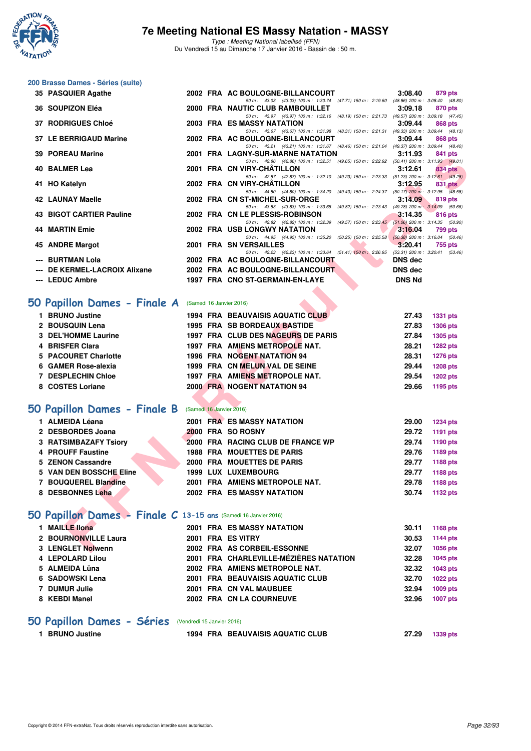# 7e Meeting National ES Massy Natation - MASSY

*Type : Meeting National labellisé (FFN)*
Du Vendredi 15 au Dimanche 17 Janvier 2016 - Bassin de : 50 m.

## 200 Brasse Dames - Séries (suite)

| Rang | Nom | Année | Nat | Club | Temps | Points |
|---|---|---|---|---|---|---|
| 35 | PASQUIER Agathe | 2002 | FRA | AC BOULOGNE-BILLANCOURT | 3:08.40 | 879 pts |
| | 50 m : 43.03 (43.03) 100 m : 1:30.74 (47.71) 150 m : 2:19.60 (48.86) 200 m : 3:08.40 (48.80) | | | | | |
| 36 | SOUPIZON Eléa | 2000 | FRA | NAUTIC CLUB RAMBOUILLET | 3:09.18 | 870 pts |
| | 50 m : 43.97 (43.97) 100 m : 1:32.16 (48.19) 150 m : 2:21.73 (49.57) 200 m : 3:09.18 (47.45) | | | | | |
| 37 | RODRIGUES Chloé | 2003 | FRA | ES MASSY NATATION | 3:09.44 | 868 pts |
| | 50 m : 43.67 (43.67) 100 m : 1:31.98 (48.31) 150 m : 2:21.31 (49.33) 200 m : 3:09.44 (48.13) | | | | | |
| 37 | LE BERRIGAUD Marine | 2002 | FRA | AC BOULOGNE-BILLANCOURT | 3:09.44 | 868 pts |
| | 50 m : 43.21 (43.21) 100 m : 1:31.67 (48.46) 150 m : 2:21.04 (49.37) 200 m : 3:09.44 (48.40) | | | | | |
| 39 | POREAU Marine | 2001 | FRA | LAGNY-SUR-MARNE NATATION | 3:11.93 | 841 pts |
| | 50 m : 42.86 (42.86) 100 m : 1:32.51 (49.65) 150 m : 2:22.92 (50.41) 200 m : 3:11.93 (49.01) | | | | | |
| 40 | BALMER Lea | 2001 | FRA | CN VIRY-CHÂTILLON | 3:12.61 | 834 pts |
| | 50 m : 42.87 (42.87) 100 m : 1:32.10 (49.23) 150 m : 2:23.33 (51.23) 200 m : 3:12.61 (49.28) | | | | | |
| 41 | HO Katelyn | 2002 | FRA | CN VIRY-CHÂTILLON | 3:12.95 | 831 pts |
| | 50 m : 44.80 (44.80) 100 m : 1:34.20 (49.40) 150 m : 2:24.37 (50.17) 200 m : 3:12.95 (48.58) | | | | | |
| 42 | LAUNAY Maelle | 2002 | FRA | CN ST-MICHEL-SUR-ORGE | 3:14.09 | 819 pts |
| | 50 m : 43.83 (43.83) 100 m : 1:33.65 (49.82) 150 m : 2:23.43 (49.78) 200 m : 3:14.09 (50.66) | | | | | |
| 43 | BIGOT CARTIER Pauline | 2002 | FRA | CN LE PLESSIS-ROBINSON | 3:14.35 | 816 pts |
| | 50 m : 42.82 (42.82) 100 m : 1:32.39 (49.57) 150 m : 2:23.45 (51.06) 200 m : 3:14.35 (50.90) | | | | | |
| 44 | MARTIN Emie | 2002 | FRA | USB LONGWY NATATION | 3:16.04 | 799 pts |
| | 50 m : 44.95 (44.95) 100 m : 1:35.20 (50.25) 150 m : 2:25.58 (50.38) 200 m : 3:16.04 (50.46) | | | | | |
| 45 | ANDRE Margot | 2001 | FRA | SN VERSAILLES | 3:20.41 | 755 pts |
| | 50 m : 42.23 (42.23) 100 m : 1:33.64 (51.41) 150 m : 2:26.95 (53.31) 200 m : 3:20.41 (53.46) | | | | | |
| --- | BURTMAN Lola | 2002 | FRA | AC BOULOGNE-BILLANCOURT | DNS dec | |
| --- | DE KERMEL-LACROIX Alixane | 2002 | FRA | AC BOULOGNE-BILLANCOURT | DNS dec | |
| --- | LEDUC Ambre | 1997 | FRA | CNO ST-GERMAIN-EN-LAYE | DNS Nd | |

## 50 Papillon Dames - Finale A (Samedi 16 Janvier 2016)

| Rang | Nom | Année | Nat | Club | Temps | Points |
|---|---|---|---|---|---|---|
| 1 | BRUNO Justine | 1994 | FRA | BEAUVAISIS AQUATIC CLUB | 27.43 | 1331 pts |
| 2 | BOUSQUIN Lena | 1995 | FRA | SB BORDEAUX BASTIDE | 27.83 | 1306 pts |
| 3 | DEL'HOMME Laurine | 1997 | FRA | CLUB DES NAGEURS DE PARIS | 27.84 | 1305 pts |
| 4 | BRISFER Clara | 1997 | FRA | AMIENS METROPOLE NAT. | 28.21 | 1282 pts |
| 5 | PACOURET Charlotte | 1996 | FRA | NOGENT NATATION 94 | 28.31 | 1276 pts |
| 6 | GAMER Rose-alexia | 1999 | FRA | CN MELUN VAL DE SEINE | 29.44 | 1208 pts |
| 7 | DESPLECHIN Chloe | 1997 | FRA | AMIENS METROPOLE NAT. | 29.54 | 1202 pts |
| 8 | COSTES Loriane | 2000 | FRA | NOGENT NATATION 94 | 29.66 | 1195 pts |

## 50 Papillon Dames - Finale B (Samedi 16 Janvier 2016)

| Rang | Nom | Année | Nat | Club | Temps | Points |
|---|---|---|---|---|---|---|
| 1 | ALMEIDA Léana | 2001 | FRA | ES MASSY NATATION | 29.00 | 1234 pts |
| 2 | DESBORDES Joana | 2000 | FRA | SO ROSNY | 29.72 | 1191 pts |
| 3 | RATSIMBAZAFY Tsiory | 2000 | FRA | RACING CLUB DE FRANCE WP | 29.74 | 1190 pts |
| 4 | PROUFF Faustine | 1988 | FRA | MOUETTES DE PARIS | 29.76 | 1189 pts |
| 5 | ZENON Cassandre | 2000 | FRA | MOUETTES DE PARIS | 29.77 | 1188 pts |
| 5 | VAN DEN BOSSCHE Eline | 1999 | LUX | LUXEMBOURG | 29.77 | 1188 pts |
| 7 | BOUQUEREL Blandine | 2001 | FRA | AMIENS METROPOLE NAT. | 29.78 | 1188 pts |
| 8 | DESBONNES Leha | 2002 | FRA | ES MASSY NATATION | 30.74 | 1132 pts |

## 50 Papillon Dames - Finale C 13-15 ans (Samedi 16 Janvier 2016)

| Rang | Nom | Année | Nat | Club | Temps | Points |
|---|---|---|---|---|---|---|
| 1 | MAILLE Ilona | 2001 | FRA | ES MASSY NATATION | 30.11 | 1168 pts |
| 2 | BOURNONVILLE Laura | 2001 | FRA | ES VITRY | 30.53 | 1144 pts |
| 3 | LENGLET Nolwenn | 2002 | FRA | AS CORBEIL-ESSONNE | 32.07 | 1056 pts |
| 4 | LEPOLARD Lilou | 2001 | FRA | CHARLEVILLE-MÉZIÈRES NATATION | 32.28 | 1045 pts |
| 5 | ALMEIDA Lüna | 2002 | FRA | AMIENS METROPOLE NAT. | 32.32 | 1043 pts |
| 6 | SADOWSKI Lena | 2001 | FRA | BEAUVAISIS AQUATIC CLUB | 32.70 | 1022 pts |
| 7 | DUMUR Julie | 2001 | FRA | CN VAL MAUBUEE | 32.94 | 1009 pts |
| 8 | KEBDI Manel | 2002 | FRA | CN LA COURNEUVE | 32.96 | 1007 pts |

## 50 Papillon Dames - Séries (Vendredi 15 Janvier 2016)

| Rang | Nom | Année | Nat | Club | Temps | Points |
|---|---|---|---|---|---|---|
| 1 | BRUNO Justine | 1994 | FRA | BEAUVAISIS AQUATIC CLUB | 27.29 | 1339 pts |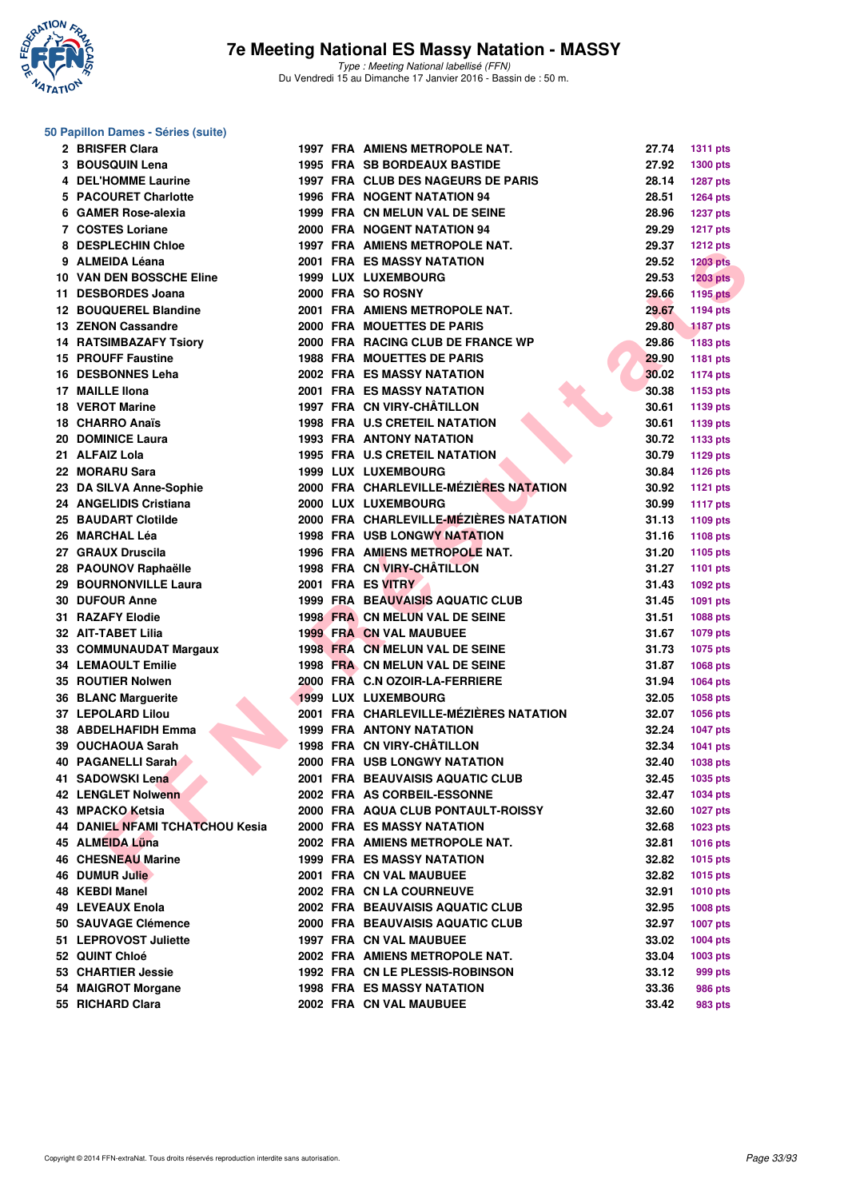### 50 Papillon Dames - Séries (suite)

| | | | | | | |
|---|---|---|---|---|---|---|
| 2 | BRISFER Clara | 1997 | FRA | AMIENS METROPOLE NAT. | 27.74 | 1311 pts |
| 3 | BOUSQUIN Lena | 1995 | FRA | SB BORDEAUX BASTIDE | 27.92 | 1300 pts |
| 4 | DEL'HOMME Laurine | 1997 | FRA | CLUB DES NAGEURS DE PARIS | 28.14 | 1287 pts |
| 5 | PACOURET Charlotte | 1996 | FRA | NOGENT NATATION 94 | 28.51 | 1264 pts |
| 6 | GAMER Rose-alexia | 1999 | FRA | CN MELUN VAL DE SEINE | 28.96 | 1237 pts |
| 7 | COSTES Loriane | 2000 | FRA | NOGENT NATATION 94 | 29.29 | 1217 pts |
| 8 | DESPLECHIN Chloe | 1997 | FRA | AMIENS METROPOLE NAT. | 29.37 | 1212 pts |
| 9 | ALMEIDA Léana | 2001 | FRA | ES MASSY NATATION | 29.52 | 1203 pts |
| 10 | VAN DEN BOSSCHE Eline | 1999 | LUX | LUXEMBOURG | 29.53 | 1203 pts |
| 11 | DESBORDES Joana | 2000 | FRA | SO ROSNY | 29.66 | 1195 pts |
| 12 | BOUQUEREL Blandine | 2001 | FRA | AMIENS METROPOLE NAT. | 29.67 | 1194 pts |
| 13 | ZENON Cassandre | 2000 | FRA | MOUETTES DE PARIS | 29.80 | 1187 pts |
| 14 | RATSIMBAZAFY Tsiory | 2000 | FRA | RACING CLUB DE FRANCE WP | 29.86 | 1183 pts |
| 15 | PROUFF Faustine | 1988 | FRA | MOUETTES DE PARIS | 29.90 | 1181 pts |
| 16 | DESBONNES Leha | 2002 | FRA | ES MASSY NATATION | 30.02 | 1174 pts |
| 17 | MAILLE Ilona | 2001 | FRA | ES MASSY NATATION | 30.38 | 1153 pts |
| 18 | VEROT Marine | 1997 | FRA | CN VIRY-CHÂTILLON | 30.61 | 1139 pts |
| 18 | CHARRO Anaïs | 1998 | FRA | U.S CRETEIL NATATION | 30.61 | 1139 pts |
| 20 | DOMINICE Laura | 1993 | FRA | ANTONY NATATION | 30.72 | 1133 pts |
| 21 | ALFAIZ Lola | 1995 | FRA | U.S CRETEIL NATATION | 30.79 | 1129 pts |
| 22 | MORARU Sara | 1999 | LUX | LUXEMBOURG | 30.84 | 1126 pts |
| 23 | DA SILVA Anne-Sophie | 2000 | FRA | CHARLEVILLE-MÉZIÈRES NATATION | 30.92 | 1121 pts |
| 24 | ANGELIDIS Cristiana | 2000 | LUX | LUXEMBOURG | 30.99 | 1117 pts |
| 25 | BAUDART Clotilde | 2000 | FRA | CHARLEVILLE-MÉZIÈRES NATATION | 31.13 | 1109 pts |
| 26 | MARCHAL Léa | 1998 | FRA | USB LONGWY NATATION | 31.16 | 1108 pts |
| 27 | GRAUX Druscila | 1996 | FRA | AMIENS METROPOLE NAT. | 31.20 | 1105 pts |
| 28 | PAOUNOV Raphaëlle | 1998 | FRA | CN VIRY-CHÂTILLON | 31.27 | 1101 pts |
| 29 | BOURNONVILLE Laura | 2001 | FRA | ES VITRY | 31.43 | 1092 pts |
| 30 | DUFOUR Anne | 1999 | FRA | BEAUVAISIS AQUATIC CLUB | 31.45 | 1091 pts |
| 31 | RAZAFY Elodie | 1998 | FRA | CN MELUN VAL DE SEINE | 31.51 | 1088 pts |
| 32 | AIT-TABET Lilia | 1999 | FRA | CN VAL MAUBUEE | 31.67 | 1079 pts |
| 33 | COMMUNAUDAT Margaux | 1998 | FRA | CN MELUN VAL DE SEINE | 31.73 | 1075 pts |
| 34 | LEMAOULT Emilie | 1998 | FRA | CN MELUN VAL DE SEINE | 31.87 | 1068 pts |
| 35 | ROUTIER Nolwen | 2000 | FRA | C.N OZOIR-LA-FERRIERE | 31.94 | 1064 pts |
| 36 | BLANC Marguerite | 1999 | LUX | LUXEMBOURG | 32.05 | 1058 pts |
| 37 | LEPOLARD Lilou | 2001 | FRA | CHARLEVILLE-MÉZIÈRES NATATION | 32.07 | 1056 pts |
| 38 | ABDELHAFIDH Emma | 1999 | FRA | ANTONY NATATION | 32.24 | 1047 pts |
| 39 | OUCHAOUA Sarah | 1998 | FRA | CN VIRY-CHÂTILLON | 32.34 | 1041 pts |
| 40 | PAGANELLI Sarah | 2000 | FRA | USB LONGWY NATATION | 32.40 | 1038 pts |
| 41 | SADOWSKI Lena | 2001 | FRA | BEAUVAISIS AQUATIC CLUB | 32.45 | 1035 pts |
| 42 | LENGLET Nolwenn | 2002 | FRA | AS CORBEIL-ESSONNE | 32.47 | 1034 pts |
| 43 | MPACKO Ketsia | 2000 | FRA | AQUA CLUB PONTAULT-ROISSY | 32.60 | 1027 pts |
| 44 | DANIEL NFAMI TCHATCHOU Kesia | 2000 | FRA | ES MASSY NATATION | 32.68 | 1023 pts |
| 45 | ALMEIDA Lüna | 2002 | FRA | AMIENS METROPOLE NAT. | 32.81 | 1016 pts |
| 46 | CHESNEAU Marine | 1999 | FRA | ES MASSY NATATION | 32.82 | 1015 pts |
| 46 | DUMUR Julie | 2001 | FRA | CN VAL MAUBUEE | 32.82 | 1015 pts |
| 48 | KEBDI Manel | 2002 | FRA | CN LA COURNEUVE | 32.91 | 1010 pts |
| 49 | LEVEAUX Enola | 2002 | FRA | BEAUVAISIS AQUATIC CLUB | 32.95 | 1008 pts |
| 50 | SAUVAGE Clémence | 2000 | FRA | BEAUVAISIS AQUATIC CLUB | 32.97 | 1007 pts |
| 51 | LEPROVOST Juliette | 1997 | FRA | CN VAL MAUBUEE | 33.02 | 1004 pts |
| 52 | QUINT Chloé | 2002 | FRA | AMIENS METROPOLE NAT. | 33.04 | 1003 pts |
| 53 | CHARTIER Jessie | 1992 | FRA | CN LE PLESSIS-ROBINSON | 33.12 | 999 pts |
| 54 | MAIGROT Morgane | 1998 | FRA | ES MASSY NATATION | 33.36 | 986 pts |
| 55 | RICHARD Clara | 2002 | FRA | CN VAL MAUBUEE | 33.42 | 983 pts |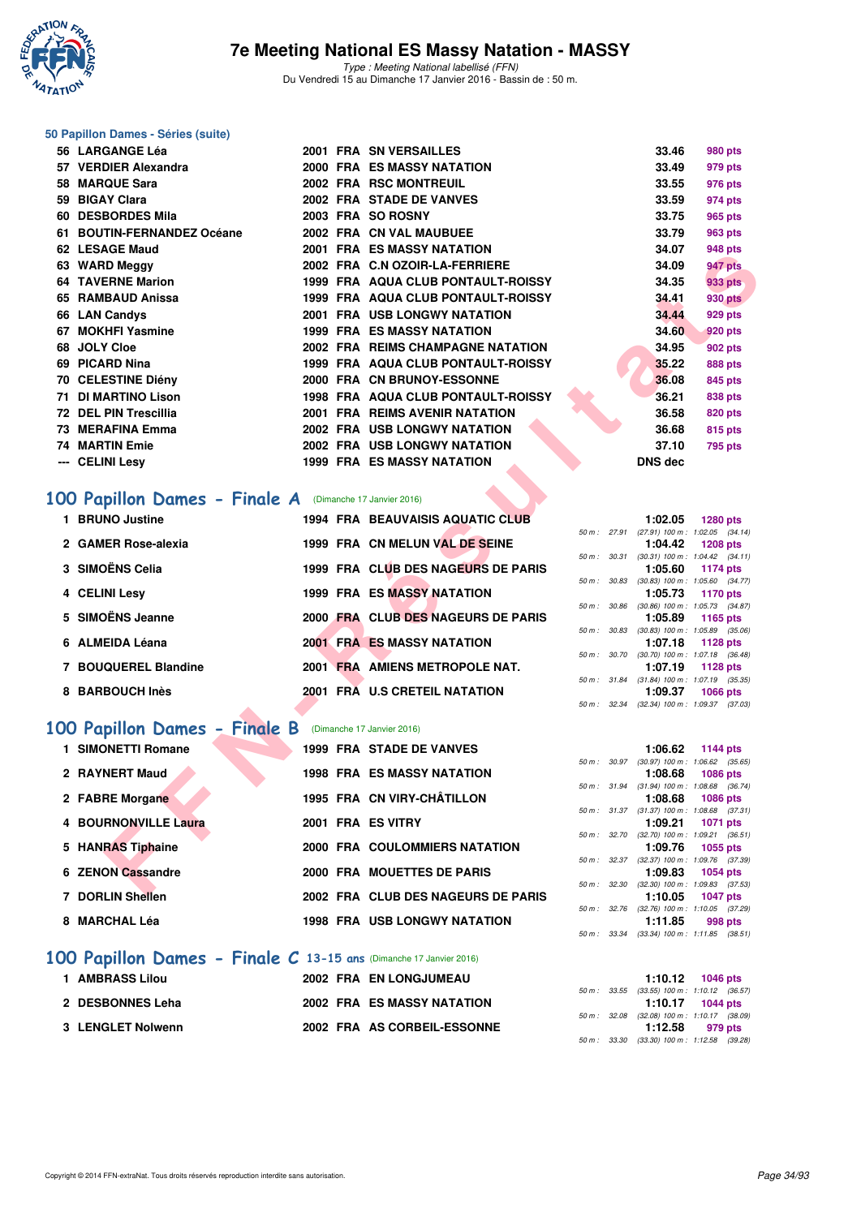# 7e Meeting National ES Massy Natation - MASSY

*Type : Meeting National labellisé (FFN)*
Du Vendredi 15 au Dimanche 17 Janvier 2016 - Bassin de : 50 m.

### 50 Papillon Dames - Séries (suite)

| Rang | Nom | Année | Nat. | Club | Temps | Points |
|---|---|---|---|---|---|---|
| 56 | LARGANGE Léa | 2001 | FRA | SN VERSAILLES | 33.46 | 980 pts |
| 57 | VERDIER Alexandra | 2000 | FRA | ES MASSY NATATION | 33.49 | 979 pts |
| 58 | MARQUE Sara | 2002 | FRA | RSC MONTREUIL | 33.55 | 976 pts |
| 59 | BIGAY Clara | 2002 | FRA | STADE DE VANVES | 33.59 | 974 pts |
| 60 | DESBORDES Mila | 2003 | FRA | SO ROSNY | 33.75 | 965 pts |
| 61 | BOUTIN-FERNANDEZ Océane | 2002 | FRA | CN VAL MAUBUEE | 33.79 | 963 pts |
| 62 | LESAGE Maud | 2001 | FRA | ES MASSY NATATION | 34.07 | 948 pts |
| 63 | WARD Meggy | 2002 | FRA | C.N OZOIR-LA-FERRIERE | 34.09 | 947 pts |
| 64 | TAVERNE Marion | 1999 | FRA | AQUA CLUB PONTAULT-ROISSY | 34.35 | 933 pts |
| 65 | RAMBAUD Anissa | 1999 | FRA | AQUA CLUB PONTAULT-ROISSY | 34.41 | 930 pts |
| 66 | LAN Candys | 2001 | FRA | USB LONGWY NATATION | 34.44 | 929 pts |
| 67 | MOKHFI Yasmine | 1999 | FRA | ES MASSY NATATION | 34.60 | 920 pts |
| 68 | JOLY Cloe | 2002 | FRA | REIMS CHAMPAGNE NATATION | 34.95 | 902 pts |
| 69 | PICARD Nina | 1999 | FRA | AQUA CLUB PONTAULT-ROISSY | 35.22 | 888 pts |
| 70 | CELESTINE Diény | 2000 | FRA | CN BRUNOY-ESSONNE | 36.08 | 845 pts |
| 71 | DI MARTINO Lison | 1998 | FRA | AQUA CLUB PONTAULT-ROISSY | 36.21 | 838 pts |
| 72 | DEL PIN Trescillia | 2001 | FRA | REIMS AVENIR NATATION | 36.58 | 820 pts |
| 73 | MERAFINA Emma | 2002 | FRA | USB LONGWY NATATION | 36.68 | 815 pts |
| 74 | MARTIN Emie | 2002 | FRA | USB LONGWY NATATION | 37.10 | 795 pts |
| --- | CELINI Lesy | 1999 | FRA | ES MASSY NATATION | DNS dec | |

## 100 Papillon Dames - Finale A (Dimanche 17 Janvier 2016)

| Rang | Nom | Année | Nat. | Club | Temps | Points | Splits |
|---|---|---|---|---|---|---|---|
| 1 | BRUNO Justine | 1994 | FRA | BEAUVAISIS AQUATIC CLUB | 1:02.05 | 1280 pts | 50 m : 27.91 (27.91) 100 m : 1:02.05 (34.14) |
| 2 | GAMER Rose-alexia | 1999 | FRA | CN MELUN VAL DE SEINE | 1:04.42 | 1208 pts | 50 m : 30.31 (30.31) 100 m : 1:04.42 (34.11) |
| 3 | SIMOËNS Celia | 1999 | FRA | CLUB DES NAGEURS DE PARIS | 1:05.60 | 1174 pts | 50 m : 30.83 (30.83) 100 m : 1:05.60 (34.77) |
| 4 | CELINI Lesy | 1999 | FRA | ES MASSY NATATION | 1:05.73 | 1170 pts | 50 m : 30.86 (30.86) 100 m : 1:05.73 (34.87) |
| 5 | SIMOËNS Jeanne | 2000 | FRA | CLUB DES NAGEURS DE PARIS | 1:05.89 | 1165 pts | 50 m : 30.83 (30.83) 100 m : 1:05.89 (35.06) |
| 6 | ALMEIDA Léana | 2001 | FRA | ES MASSY NATATION | 1:07.18 | 1128 pts | 50 m : 30.70 (30.70) 100 m : 1:07.18 (36.48) |
| 7 | BOUQUEREL Blandine | 2001 | FRA | AMIENS METROPOLE NAT. | 1:07.19 | 1128 pts | 50 m : 31.84 (31.84) 100 m : 1:07.19 (35.35) |
| 8 | BARBOUCH Inès | 2001 | FRA | U.S CRETEIL NATATION | 1:09.37 | 1066 pts | 50 m : 32.34 (32.34) 100 m : 1:09.37 (37.03) |

## 100 Papillon Dames - Finale B (Dimanche 17 Janvier 2016)

| Rang | Nom | Année | Nat. | Club | Temps | Points | Splits |
|---|---|---|---|---|---|---|---|
| 1 | SIMONETTI Romane | 1999 | FRA | STADE DE VANVES | 1:06.62 | 1144 pts | 50 m : 30.97 (30.97) 100 m : 1:06.62 (35.65) |
| 2 | RAYNERT Maud | 1998 | FRA | ES MASSY NATATION | 1:08.68 | 1086 pts | 50 m : 31.94 (31.94) 100 m : 1:08.68 (36.74) |
| 2 | FABRE Morgane | 1995 | FRA | CN VIRY-CHÂTILLON | 1:08.68 | 1086 pts | 50 m : 31.37 (31.37) 100 m : 1:08.68 (37.31) |
| 4 | BOURNONVILLE Laura | 2001 | FRA | ES VITRY | 1:09.21 | 1071 pts | 50 m : 32.70 (32.70) 100 m : 1:09.21 (36.51) |
| 5 | HANRAS Tiphaine | 2000 | FRA | COULOMMIERS NATATION | 1:09.76 | 1055 pts | 50 m : 32.37 (32.37) 100 m : 1:09.76 (37.39) |
| 6 | ZENON Cassandre | 2000 | FRA | MOUETTES DE PARIS | 1:09.83 | 1054 pts | 50 m : 32.30 (32.30) 100 m : 1:09.83 (37.53) |
| 7 | DORLIN Shellen | 2002 | FRA | CLUB DES NAGEURS DE PARIS | 1:10.05 | 1047 pts | 50 m : 32.76 (32.76) 100 m : 1:10.05 (37.29) |
| 8 | MARCHAL Léa | 1998 | FRA | USB LONGWY NATATION | 1:11.85 | 998 pts | 50 m : 33.34 (33.34) 100 m : 1:11.85 (38.51) |

## 100 Papillon Dames - Finale C 13-15 ans (Dimanche 17 Janvier 2016)

| Rang | Nom | Année | Nat. | Club | Temps | Points | Splits |
|---|---|---|---|---|---|---|---|
| 1 | AMBRASS Lilou | 2002 | FRA | EN LONGJUMEAU | 1:10.12 | 1046 pts | 50 m : 33.55 (33.55) 100 m : 1:10.12 (36.57) |
| 2 | DESBONNES Leha | 2002 | FRA | ES MASSY NATATION | 1:10.17 | 1044 pts | 50 m : 32.08 (32.08) 100 m : 1:10.17 (38.09) |
| 3 | LENGLET Nolwenn | 2002 | FRA | AS CORBEIL-ESSONNE | 1:12.58 | 979 pts | 50 m : 33.30 (33.30) 100 m : 1:12.58 (39.28) |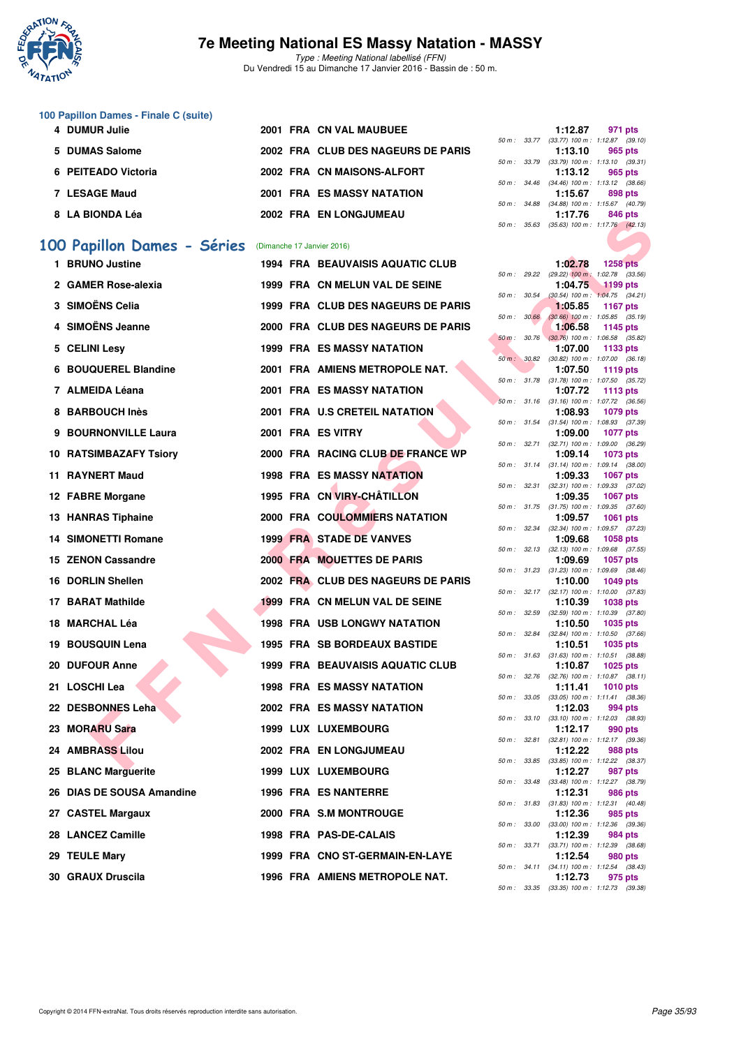### 100 Papillon Dames - Finale C (suite)

| Rang | Nom | Année | Nat. | Club | Temps | Points | Splits |
|---|---|---|---|---|---|---|---|
| 4 | DUMUR Julie | 2001 | FRA | CN VAL MAUBUEE | 1:12.87 | 971 pts | 50 m : 33.77 (33.77) 100 m : 1:12.87 (39.10) |
| 5 | DUMAS Salome | 2002 | FRA | CLUB DES NAGEURS DE PARIS | 1:13.10 | 965 pts | 50 m : 33.79 (33.79) 100 m : 1:13.10 (39.31) |
| 6 | PEITEADO Victoria | 2002 | FRA | CN MAISONS-ALFORT | 1:13.12 | 965 pts | 50 m : 34.46 (34.46) 100 m : 1:13.12 (38.66) |
| 7 | LESAGE Maud | 2001 | FRA | ES MASSY NATATION | 1:15.67 | 898 pts | 50 m : 34.88 (34.88) 100 m : 1:15.67 (40.79) |
| 8 | LA BIONDA Léa | 2002 | FRA | EN LONGJUMEAU | 1:17.76 | 846 pts | 50 m : 35.63 (35.63) 100 m : 1:17.76 (42.13) |

## 100 Papillon Dames - Séries (Dimanche 17 Janvier 2016)

| Rang | Nom | Année | Nat. | Club | Temps | Points | Splits |
|---|---|---|---|---|---|---|---|
| 1 | BRUNO Justine | 1994 | FRA | BEAUVAISIS AQUATIC CLUB | 1:02.78 | 1258 pts | 50 m : 29.22 (29.22) 100 m : 1:02.78 (33.56) |
| 2 | GAMER Rose-alexia | 1999 | FRA | CN MELUN VAL DE SEINE | 1:04.75 | 1199 pts | 50 m : 30.54 (30.54) 100 m : 1:04.75 (34.21) |
| 3 | SIMOËNS Celia | 1999 | FRA | CLUB DES NAGEURS DE PARIS | 1:05.85 | 1167 pts | 50 m : 30.66 (30.66) 100 m : 1:05.85 (35.19) |
| 4 | SIMOËNS Jeanne | 2000 | FRA | CLUB DES NAGEURS DE PARIS | 1:06.58 | 1145 pts | 50 m : 30.76 (30.76) 100 m : 1:06.58 (35.82) |
| 5 | CELINI Lesy | 1999 | FRA | ES MASSY NATATION | 1:07.00 | 1133 pts | 50 m : 30.82 (30.82) 100 m : 1:07.00 (36.18) |
| 6 | BOUQUEREL Blandine | 2001 | FRA | AMIENS METROPOLE NAT. | 1:07.50 | 1119 pts | 50 m : 31.78 (31.78) 100 m : 1:07.50 (35.72) |
| 7 | ALMEIDA Léana | 2001 | FRA | ES MASSY NATATION | 1:07.72 | 1113 pts | 50 m : 31.16 (31.16) 100 m : 1:07.72 (36.56) |
| 8 | BARBOUCH Inès | 2001 | FRA | U.S CRETEIL NATATION | 1:08.93 | 1079 pts | 50 m : 31.54 (31.54) 100 m : 1:08.93 (37.39) |
| 9 | BOURNONVILLE Laura | 2001 | FRA | ES VITRY | 1:09.00 | 1077 pts | 50 m : 32.71 (32.71) 100 m : 1:09.00 (36.29) |
| 10 | RATSIMBAZAFY Tsiory | 2000 | FRA | RACING CLUB DE FRANCE WP | 1:09.14 | 1073 pts | 50 m : 31.14 (31.14) 100 m : 1:09.14 (38.00) |
| 11 | RAYNERT Maud | 1998 | FRA | ES MASSY NATATION | 1:09.33 | 1067 pts | 50 m : 32.31 (32.31) 100 m : 1:09.33 (37.02) |
| 12 | FABRE Morgane | 1995 | FRA | CN VIRY-CHÂTILLON | 1:09.35 | 1067 pts | 50 m : 31.75 (31.75) 100 m : 1:09.35 (37.60) |
| 13 | HANRAS Tiphaine | 2000 | FRA | COULOMMIERS NATATION | 1:09.57 | 1061 pts | 50 m : 32.34 (32.34) 100 m : 1:09.57 (37.23) |
| 14 | SIMONETTI Romane | 1999 | FRA | STADE DE VANVES | 1:09.68 | 1058 pts | 50 m : 32.13 (32.13) 100 m : 1:09.68 (37.55) |
| 15 | ZENON Cassandre | 2000 | FRA | MOUETTES DE PARIS | 1:09.69 | 1057 pts | 50 m : 31.23 (31.23) 100 m : 1:09.69 (38.46) |
| 16 | DORLIN Shellen | 2002 | FRA | CLUB DES NAGEURS DE PARIS | 1:10.00 | 1049 pts | 50 m : 32.17 (32.17) 100 m : 1:10.00 (37.83) |
| 17 | BARAT Mathilde | 1999 | FRA | CN MELUN VAL DE SEINE | 1:10.39 | 1038 pts | 50 m : 32.59 (32.59) 100 m : 1:10.39 (37.80) |
| 18 | MARCHAL Léa | 1998 | FRA | USB LONGWY NATATION | 1:10.50 | 1035 pts | 50 m : 32.84 (32.84) 100 m : 1:10.50 (37.66) |
| 19 | BOUSQUIN Lena | 1995 | FRA | SB BORDEAUX BASTIDE | 1:10.51 | 1035 pts | 50 m : 31.63 (31.63) 100 m : 1:10.51 (38.88) |
| 20 | DUFOUR Anne | 1999 | FRA | BEAUVAISIS AQUATIC CLUB | 1:10.87 | 1025 pts | 50 m : 32.76 (32.76) 100 m : 1:10.87 (38.11) |
| 21 | LOSCHI Lea | 1998 | FRA | ES MASSY NATATION | 1:11.41 | 1010 pts | 50 m : 33.05 (33.05) 100 m : 1:11.41 (38.36) |
| 22 | DESBONNES Leha | 2002 | FRA | ES MASSY NATATION | 1:12.03 | 994 pts | 50 m : 33.10 (33.10) 100 m : 1:12.03 (38.93) |
| 23 | MORARU Sara | 1999 | LUX | LUXEMBOURG | 1:12.17 | 990 pts | 50 m : 32.81 (32.81) 100 m : 1:12.17 (39.36) |
| 24 | AMBRASS Lilou | 2002 | FRA | EN LONGJUMEAU | 1:12.22 | 988 pts | 50 m : 33.85 (33.85) 100 m : 1:12.22 (38.37) |
| 25 | BLANC Marguerite | 1999 | LUX | LUXEMBOURG | 1:12.27 | 987 pts | 50 m : 33.48 (33.48) 100 m : 1:12.27 (38.79) |
| 26 | DIAS DE SOUSA Amandine | 1996 | FRA | ES NANTERRE | 1:12.31 | 986 pts | 50 m : 31.83 (31.83) 100 m : 1:12.31 (40.48) |
| 27 | CASTEL Margaux | 2000 | FRA | S.M MONTROUGE | 1:12.36 | 985 pts | 50 m : 33.00 (33.00) 100 m : 1:12.36 (39.36) |
| 28 | LANCEZ Camille | 1998 | FRA | PAS-DE-CALAIS | 1:12.39 | 984 pts | 50 m : 33.71 (33.71) 100 m : 1:12.39 (38.68) |
| 29 | TEULE Mary | 1999 | FRA | CNO ST-GERMAIN-EN-LAYE | 1:12.54 | 980 pts | 50 m : 34.11 (34.11) 100 m : 1:12.54 (38.43) |
| 30 | GRAUX Druscila | 1996 | FRA | AMIENS METROPOLE NAT. | 1:12.73 | 975 pts | 50 m : 33.35 (33.35) 100 m : 1:12.73 (39.38) |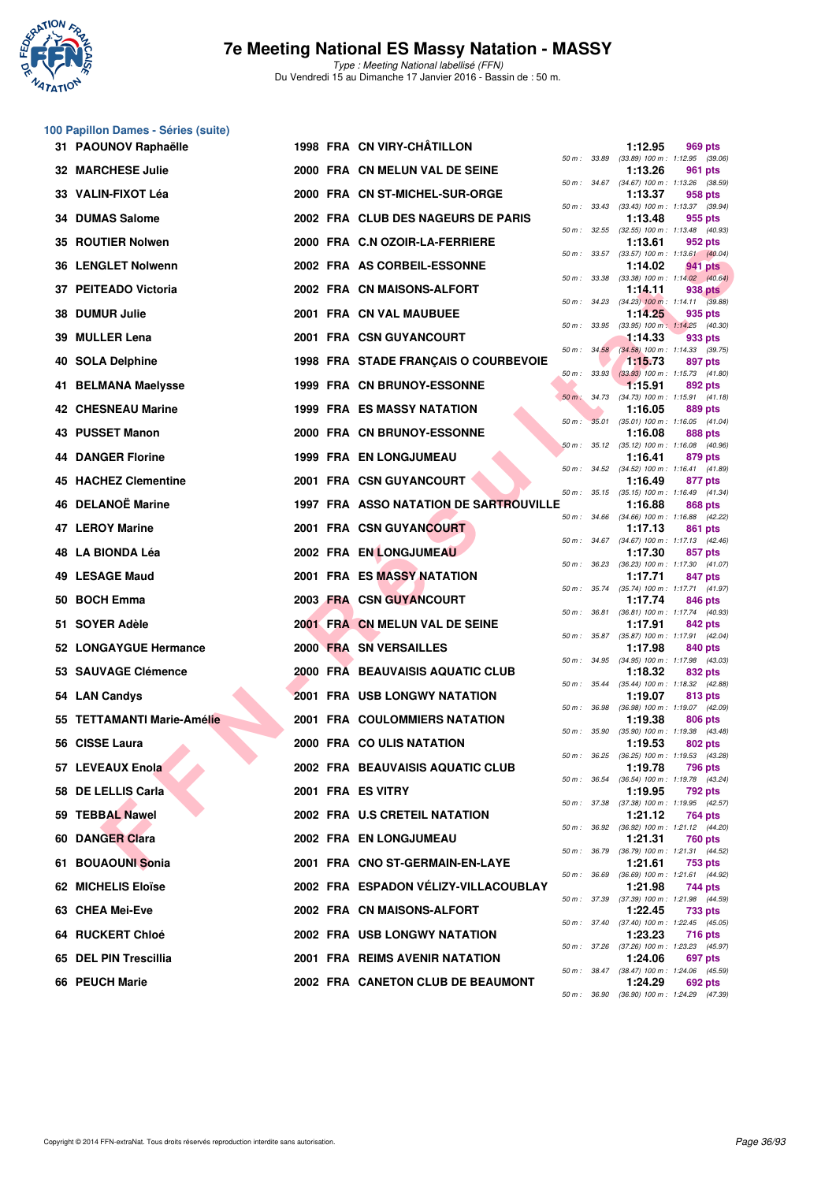# 7e Meeting National ES Massy Natation - MASSY

*Type : Meeting National labellisé (FFN)*
Du Vendredi 15 au Dimanche 17 Janvier 2016 - Bassin de : 50 m.

## 100 Papillon Dames - Séries (suite)

| Pl. | Nom | Année | Nat. | Club | Temps | Points | 50 m | 100 m |
|---|---|---|---|---|---|---|---|---|
| 31 | PAOUNOV Raphaëlle | 1998 | FRA | CN VIRY-CHÂTILLON | 1:12.95 | 969 pts | 33.89 | (33.89) 100 m : 1:12.95 (39.06) |
| 32 | MARCHESE Julie | 2000 | FRA | CN MELUN VAL DE SEINE | 1:13.26 | 961 pts | 34.67 | (34.67) 100 m : 1:13.26 (38.59) |
| 33 | VALIN-FIXOT Léa | 2000 | FRA | CN ST-MICHEL-SUR-ORGE | 1:13.37 | 958 pts | 33.43 | (33.43) 100 m : 1:13.37 (39.94) |
| 34 | DUMAS Salome | 2002 | FRA | CLUB DES NAGEURS DE PARIS | 1:13.48 | 955 pts | 32.55 | (32.55) 100 m : 1:13.48 (40.93) |
| 35 | ROUTIER Nolwen | 2000 | FRA | C.N OZOIR-LA-FERRIERE | 1:13.61 | 952 pts | 33.57 | (33.57) 100 m : 1:13.61 (40.04) |
| 36 | LENGLET Nolwenn | 2002 | FRA | AS CORBEIL-ESSONNE | 1:14.02 | 941 pts | 33.38 | (33.38) 100 m : 1:14.02 (40.64) |
| 37 | PEITEADO Victoria | 2002 | FRA | CN MAISONS-ALFORT | 1:14.11 | 938 pts | 34.23 | (34.23) 100 m : 1:14.11 (39.88) |
| 38 | DUMUR Julie | 2001 | FRA | CN VAL MAUBUEE | 1:14.25 | 935 pts | 33.95 | (33.95) 100 m : 1:14.25 (40.30) |
| 39 | MULLER Lena | 2001 | FRA | CSN GUYANCOURT | 1:14.33 | 933 pts | 34.58 | (34.58) 100 m : 1:14.33 (39.75) |
| 40 | SOLA Delphine | 1998 | FRA | STADE FRANÇAIS O COURBEVOIE | 1:15.73 | 897 pts | 33.93 | (33.93) 100 m : 1:15.73 (41.80) |
| 41 | BELMANA Maelysse | 1999 | FRA | CN BRUNOY-ESSONNE | 1:15.91 | 892 pts | 34.73 | (34.73) 100 m : 1:15.91 (41.18) |
| 42 | CHESNEAU Marine | 1999 | FRA | ES MASSY NATATION | 1:16.05 | 889 pts | 35.01 | (35.01) 100 m : 1:16.05 (41.04) |
| 43 | PUSSET Manon | 2000 | FRA | CN BRUNOY-ESSONNE | 1:16.08 | 888 pts | 35.12 | (35.12) 100 m : 1:16.08 (40.96) |
| 44 | DANGER Florine | 1999 | FRA | EN LONGJUMEAU | 1:16.41 | 879 pts | 34.52 | (34.52) 100 m : 1:16.41 (41.89) |
| 45 | HACHEZ Clementine | 2001 | FRA | CSN GUYANCOURT | 1:16.49 | 877 pts | 35.15 | (35.15) 100 m : 1:16.49 (41.34) |
| 46 | DELANOË Marine | 1997 | FRA | ASSO NATATION DE SARTROUVILLE | 1:16.88 | 868 pts | 34.66 | (34.66) 100 m : 1:16.88 (42.22) |
| 47 | LEROY Marine | 2001 | FRA | CSN GUYANCOURT | 1:17.13 | 861 pts | 34.67 | (34.67) 100 m : 1:17.13 (42.46) |
| 48 | LA BIONDA Léa | 2002 | FRA | EN LONGJUMEAU | 1:17.30 | 857 pts | 36.23 | (36.23) 100 m : 1:17.30 (41.07) |
| 49 | LESAGE Maud | 2001 | FRA | ES MASSY NATATION | 1:17.71 | 847 pts | 35.74 | (35.74) 100 m : 1:17.71 (41.97) |
| 50 | BOCH Emma | 2003 | FRA | CSN GUYANCOURT | 1:17.74 | 846 pts | 36.81 | (36.81) 100 m : 1:17.74 (40.93) |
| 51 | SOYER Adèle | 2001 | FRA | CN MELUN VAL DE SEINE | 1:17.91 | 842 pts | 35.87 | (35.87) 100 m : 1:17.91 (42.04) |
| 52 | LONGAYGUE Hermance | 2000 | FRA | SN VERSAILLES | 1:17.98 | 840 pts | 34.95 | (34.95) 100 m : 1:17.98 (43.03) |
| 53 | SAUVAGE Clémence | 2000 | FRA | BEAUVAISIS AQUATIC CLUB | 1:18.32 | 832 pts | 35.44 | (35.44) 100 m : 1:18.32 (42.88) |
| 54 | LAN Candys | 2001 | FRA | USB LONGWY NATATION | 1:19.07 | 813 pts | 36.98 | (36.98) 100 m : 1:19.07 (42.09) |
| 55 | TETTAMANTI Marie-Amélie | 2001 | FRA | COULOMMIERS NATATION | 1:19.38 | 806 pts | 35.90 | (35.90) 100 m : 1:19.38 (43.48) |
| 56 | CISSE Laura | 2000 | FRA | CO ULIS NATATION | 1:19.53 | 802 pts | 36.25 | (36.25) 100 m : 1:19.53 (43.28) |
| 57 | LEVEAUX Enola | 2002 | FRA | BEAUVAISIS AQUATIC CLUB | 1:19.78 | 796 pts | 36.54 | (36.54) 100 m : 1:19.78 (43.24) |
| 58 | DE LELLIS Carla | 2001 | FRA | ES VITRY | 1:19.95 | 792 pts | 37.38 | (37.38) 100 m : 1:19.95 (42.57) |
| 59 | TEBBAL Nawel | 2002 | FRA | U.S CRETEIL NATATION | 1:21.12 | 764 pts | 36.92 | (36.92) 100 m : 1:21.12 (44.20) |
| 60 | DANGER Clara | 2002 | FRA | EN LONGJUMEAU | 1:21.31 | 760 pts | 36.79 | (36.79) 100 m : 1:21.31 (44.52) |
| 61 | BOUAOUNI Sonia | 2001 | FRA | CNO ST-GERMAIN-EN-LAYE | 1:21.61 | 753 pts | 36.69 | (36.69) 100 m : 1:21.61 (44.92) |
| 62 | MICHELIS Eloïse | 2002 | FRA | ESPADON VÉLIZY-VILLACOUBLAY | 1:21.98 | 744 pts | 37.39 | (37.39) 100 m : 1:21.98 (44.59) |
| 63 | CHEA Mei-Eve | 2002 | FRA | CN MAISONS-ALFORT | 1:22.45 | 733 pts | 37.40 | (37.40) 100 m : 1:22.45 (45.05) |
| 64 | RUCKERT Chloé | 2002 | FRA | USB LONGWY NATATION | 1:23.23 | 716 pts | 37.26 | (37.26) 100 m : 1:23.23 (45.97) |
| 65 | DEL PIN Trescillia | 2001 | FRA | REIMS AVENIR NATATION | 1:24.06 | 697 pts | 38.47 | (38.47) 100 m : 1:24.06 (45.59) |
| 66 | PEUCH Marie | 2002 | FRA | CANETON CLUB DE BEAUMONT | 1:24.29 | 692 pts | 36.90 | (36.90) 100 m : 1:24.29 (47.39) |

Copyright © 2014 FFN-extraNat. Tous droits réservés reproduction interdite sans autorisation.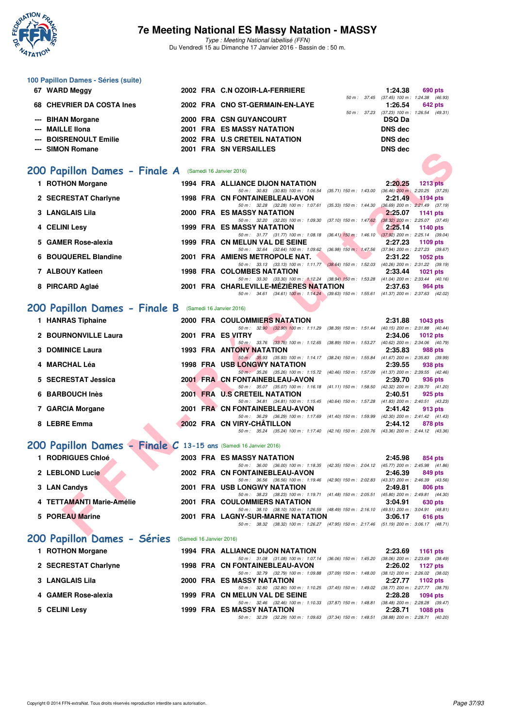## 100 Papillon Dames - Séries (suite)

| Rank | Name | Year | Nat | Club | Time | Points |
|---|---|---|---|---|---|---|
| 67 | WARD Meggy | 2002 | FRA | C.N OZOIR-LA-FERRIERE | 1:24.38 | 690 pts |
| | | | | 50 m : 37.45 (37.45) 100 m : 1:24.38 (46.93) | | |
| 68 | CHEVRIER DA COSTA Ines | 2002 | FRA | CNO ST-GERMAIN-EN-LAYE | 1:26.54 | 642 pts |
| | | | | 50 m : 37.23 (37.23) 100 m : 1:26.54 (49.31) | | |
| --- | BIHAN Morgane | 2000 | FRA | CSN GUYANCOURT | DSQ Da | |
| --- | MAILLE Ilona | 2001 | FRA | ES MASSY NATATION | DNS dec | |
| --- | BOISRENOULT Emilie | 2002 | FRA | U.S CRETEIL NATATION | DNS dec | |
| --- | SIMON Romane | 2001 | FRA | SN VERSAILLES | DNS dec | |

## 200 Papillon Dames - Finale A (Samedi 16 Janvier 2016)

| Rank | Name | Year | Nat | Club | Time | Points |
|---|---|---|---|---|---|---|
| 1 | ROTHON Morgane | 1994 | FRA | ALLIANCE DIJON NATATION | 2:20.25 | 1213 pts |
| | | | | 50 m : 30.83 (30.83) 100 m : 1:06.54 (35.71) 150 m : 1:43.00 (36.46) 200 m : 2:20.25 (37.25) | | |
| 2 | SECRESTAT Charlyne | 1998 | FRA | CN FONTAINEBLEAU-AVON | 2:21.49 | 1194 pts |
| | | | | 50 m : 32.28 (32.28) 100 m : 1:07.61 (35.33) 150 m : 1:44.30 (36.69) 200 m : 2:21.49 (37.19) | | |
| 3 | LANGLAIS Lila | 2000 | FRA | ES MASSY NATATION | 2:25.07 | 1141 pts |
| | | | | 50 m : 32.20 (32.20) 100 m : 1:09.30 (37.10) 150 m : 1:47.62 (38.32) 200 m : 2:25.07 (37.45) | | |
| 4 | CELINI Lesy | 1999 | FRA | ES MASSY NATATION | 2:25.14 | 1140 pts |
| | | | | 50 m : 31.77 (31.77) 100 m : 1:08.18 (36.41) 150 m : 1:46.10 (37.92) 200 m : 2:25.14 (39.04) | | |
| 5 | GAMER Rose-alexia | 1999 | FRA | CN MELUN VAL DE SEINE | 2:27.23 | 1109 pts |
| | | | | 50 m : 32.64 (32.64) 100 m : 1:09.62 (36.98) 150 m : 1:47.56 (37.94) 200 m : 2:27.23 (39.67) | | |
| 6 | BOUQUEREL Blandine | 2001 | FRA | AMIENS METROPOLE NAT. | 2:31.22 | 1052 pts |
| | | | | 50 m : 33.13 (33.13) 100 m : 1:11.77 (38.64) 150 m : 1:52.03 (40.26) 200 m : 2:31.22 (39.19) | | |
| 7 | ALBOUY Katleen | 1998 | FRA | COLOMBES NATATION | 2:33.44 | 1021 pts |
| | | | | 50 m : 33.30 (33.30) 100 m : 1:12.24 (38.94) 150 m : 1:53.28 (41.04) 200 m : 2:33.44 (40.16) | | |
| 8 | PIRCARD Aglaé | 2001 | FRA | CHARLEVILLE-MÉZIÈRES NATATION | 2:37.63 | 964 pts |
| | | | | 50 m : 34.61 (34.61) 100 m : 1:14.24 (39.63) 150 m : 1:55.61 (41.37) 200 m : 2:37.63 (42.02) | | |

## 200 Papillon Dames - Finale B (Samedi 16 Janvier 2016)

| Rank | Name | Year | Nat | Club | Time | Points |
|---|---|---|---|---|---|---|
| 1 | HANRAS Tiphaine | 2000 | FRA | COULOMMIERS NATATION | 2:31.88 | 1043 pts |
| | | | | 50 m : 32.90 (32.90) 100 m : 1:11.29 (38.39) 150 m : 1:51.44 (40.15) 200 m : 2:31.88 (40.44) | | |
| 2 | BOURNONVILLE Laura | 2001 | FRA | ES VITRY | 2:34.06 | 1012 pts |
| | | | | 50 m : 33.76 (33.76) 100 m : 1:12.65 (38.89) 150 m : 1:53.27 (40.62) 200 m : 2:34.06 (40.79) | | |
| 3 | DOMINICE Laura | 1993 | FRA | ANTONY NATATION | 2:35.83 | 988 pts |
| | | | | 50 m : 35.93 (35.93) 100 m : 1:14.17 (38.24) 150 m : 1:55.84 (41.67) 200 m : 2:35.83 (39.99) | | |
| 4 | MARCHAL Léa | 1998 | FRA | USB LONGWY NATATION | 2:39.55 | 938 pts |
| | | | | 50 m : 35.26 (35.26) 100 m : 1:15.72 (40.46) 150 m : 1:57.09 (41.37) 200 m : 2:39.55 (42.46) | | |
| 5 | SECRESTAT Jessica | 2001 | FRA | CN FONTAINEBLEAU-AVON | 2:39.70 | 936 pts |
| | | | | 50 m : 35.07 (35.07) 100 m : 1:16.18 (41.11) 150 m : 1:58.50 (42.32) 200 m : 2:39.70 (41.20) | | |
| 6 | BARBOUCH Inès | 2001 | FRA | U.S CRETEIL NATATION | 2:40.51 | 925 pts |
| | | | | 50 m : 34.81 (34.81) 100 m : 1:15.45 (40.64) 150 m : 1:57.28 (41.83) 200 m : 2:40.51 (43.23) | | |
| 7 | GARCIA Morgane | 2001 | FRA | CN FONTAINEBLEAU-AVON | 2:41.42 | 913 pts |
| | | | | 50 m : 36.29 (36.29) 100 m : 1:17.69 (41.40) 150 m : 1:59.99 (42.30) 200 m : 2:41.42 (41.43) | | |
| 8 | LEBRE Emma | 2002 | FRA | CN VIRY-CHÂTILLON | 2:44.12 | 878 pts |
| | | | | 50 m : 35.24 (35.24) 100 m : 1:17.40 (42.16) 150 m : 2:00.76 (43.36) 200 m : 2:44.12 (43.36) | | |

## 200 Papillon Dames - Finale C 13-15 ans (Samedi 16 Janvier 2016)

| Rank | Name | Year | Nat | Club | Time | Points |
|---|---|---|---|---|---|---|
| 1 | RODRIGUES Chloé | 2003 | FRA | ES MASSY NATATION | 2:45.98 | 854 pts |
| | | | | 50 m : 36.00 (36.00) 100 m : 1:18.35 (42.35) 150 m : 2:04.12 (45.77) 200 m : 2:45.98 (41.86) | | |
| 2 | LEBLOND Lucie | 2002 | FRA | CN FONTAINEBLEAU-AVON | 2:46.39 | 849 pts |
| | | | | 50 m : 36.56 (36.56) 100 m : 1:19.46 (42.90) 150 m : 2:02.83 (43.37) 200 m : 2:46.39 (43.56) | | |
| 3 | LAN Candys | 2001 | FRA | USB LONGWY NATATION | 2:49.81 | 806 pts |
| | | | | 50 m : 38.23 (38.23) 100 m : 1:19.71 (41.48) 150 m : 2:05.51 (45.80) 200 m : 2:49.81 (44.30) | | |
| 4 | TETTAMANTI Marie-Amélie | 2001 | FRA | COULOMMIERS NATATION | 3:04.91 | 630 pts |
| | | | | 50 m : 38.10 (38.10) 100 m : 1:26.59 (48.49) 150 m : 2:16.10 (49.51) 200 m : 3:04.91 (48.81) | | |
| 5 | POREAU Marine | 2001 | FRA | LAGNY-SUR-MARNE NATATION | 3:06.17 | 616 pts |
| | | | | 50 m : 38.32 (38.32) 100 m : 1:26.27 (47.95) 150 m : 2:17.46 (51.19) 200 m : 3:06.17 (48.71) | | |

## 200 Papillon Dames - Séries (Samedi 16 Janvier 2016)

| Rank | Name | Year | Nat | Club | Time | Points |
|---|---|---|---|---|---|---|
| 1 | ROTHON Morgane | 1994 | FRA | ALLIANCE DIJON NATATION | 2:23.69 | 1161 pts |
| | | | | 50 m : 31.08 (31.08) 100 m : 1:07.14 (36.06) 150 m : 1:45.20 (38.06) 200 m : 2:23.69 (38.49) | | |
| 2 | SECRESTAT Charlyne | 1998 | FRA | CN FONTAINEBLEAU-AVON | 2:26.02 | 1127 pts |
| | | | | 50 m : 32.79 (32.79) 100 m : 1:09.88 (37.09) 150 m : 1:48.00 (38.12) 200 m : 2:26.02 (38.02) | | |
| 3 | LANGLAIS Lila | 2000 | FRA | ES MASSY NATATION | 2:27.77 | 1102 pts |
| | | | | 50 m : 32.80 (32.80) 100 m : 1:10.25 (37.45) 150 m : 1:49.02 (38.77) 200 m : 2:27.77 (38.75) | | |
| 4 | GAMER Rose-alexia | 1999 | FRA | CN MELUN VAL DE SEINE | 2:28.28 | 1094 pts |
| | | | | 50 m : 32.46 (32.46) 100 m : 1:10.33 (37.87) 150 m : 1:48.81 (38.48) 200 m : 2:28.28 (39.47) | | |
| 5 | CELINI Lesy | 1999 | FRA | ES MASSY NATATION | 2:28.71 | 1088 pts |
| | | | | 50 m : 32.29 (32.29) 100 m : 1:09.63 (37.34) 150 m : 1:48.51 (38.88) 200 m : 2:28.71 (40.20) | | |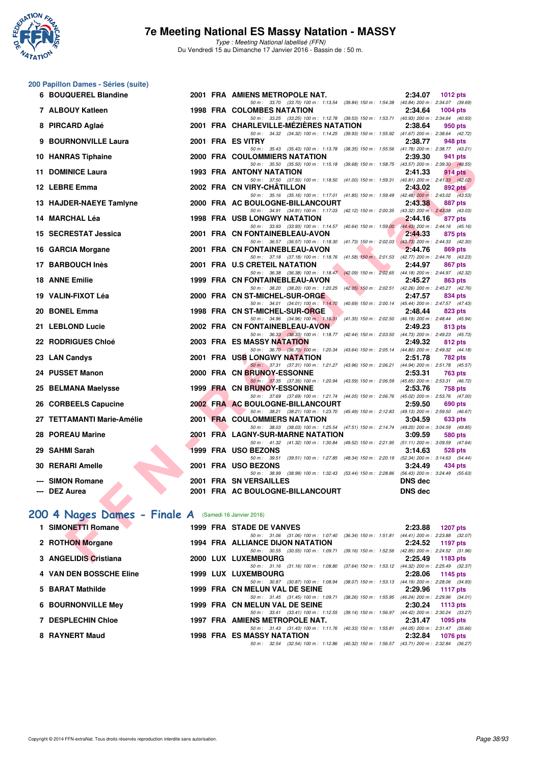# 7e Meeting National ES Massy Natation - MASSY

*Type : Meeting National labellisé (FFN)*
Du Vendredi 15 au Dimanche 17 Janvier 2016 - Bassin de : 50 m.

## 200 Papillon Dames - Séries (suite)

| Rang | Nom | Année | Nat. | Club | Temps | Points |
|---|---|---|---|---|---|---|
| 6 | BOUQUEREL Blandine | 2001 | FRA | AMIENS METROPOLE NAT. | 2:34.07 | 1012 pts |
| | 50 m : 33.70 (33.70) 100 m : 1:13.54 (39.84) 150 m : 1:54.38 (40.84) 200 m : 2:34.07 (39.69) | | | | | |
| 7 | ALBOUY Katleen | 1998 | FRA | COLOMBES NATATION | 2:34.64 | 1004 pts |
| | 50 m : 33.25 (33.25) 100 m : 1:12.78 (39.53) 150 m : 1:53.71 (40.93) 200 m : 2:34.64 (40.93) | | | | | |
| 8 | PIRCARD Aglaé | 2001 | FRA | CHARLEVILLE-MÉZIÈRES NATATION | 2:38.64 | 950 pts |
| | 50 m : 34.32 (34.32) 100 m : 1:14.25 (39.93) 150 m : 1:55.92 (41.67) 200 m : 2:38.64 (42.72) | | | | | |
| 9 | BOURNONVILLE Laura | 2001 | FRA | ES VITRY | 2:38.77 | 948 pts |
| | 50 m : 35.43 (35.43) 100 m : 1:13.78 (38.35) 150 m : 1:55.56 (41.78) 200 m : 2:38.77 (43.21) | | | | | |
| 10 | HANRAS Tiphaine | 2000 | FRA | COULOMMIERS NATATION | 2:39.30 | 941 pts |
| | 50 m : 35.50 (35.50) 100 m : 1:15.18 (39.68) 150 m : 1:58.75 (43.57) 200 m : 2:39.30 (40.55) | | | | | |
| 11 | DOMINICE Laura | 1993 | FRA | ANTONY NATATION | 2:41.33 | 914 pts |
| | 50 m : 37.50 (37.50) 100 m : 1:18.50 (41.00) 150 m : 1:59.31 (40.81) 200 m : 2:41.33 (42.02) | | | | | |
| 12 | LEBRE Emma | 2002 | FRA | CN VIRY-CHÂTILLON | 2:43.02 | 892 pts |
| | 50 m : 35.16 (35.16) 100 m : 1:17.01 (41.85) 150 m : 1:59.49 (42.48) 200 m : 2:43.02 (43.53) | | | | | |
| 13 | HAJDER-NAEYE Tamlyne | 2000 | FRA | AC BOULOGNE-BILLANCOURT | 2:43.38 | 887 pts |
| | 50 m : 34.91 (34.91) 100 m : 1:17.03 (42.12) 150 m : 2:00.35 (43.32) 200 m : 2:43.38 (43.03) | | | | | |
| 14 | MARCHAL Léa | 1998 | FRA | USB LONGWY NATATION | 2:44.16 | 877 pts |
| | 50 m : 33.93 (33.93) 100 m : 1:14.57 (40.64) 150 m : 1:59.00 (44.43) 200 m : 2:44.16 (45.16) | | | | | |
| 15 | SECRESTAT Jessica | 2001 | FRA | CN FONTAINEBLEAU-AVON | 2:44.33 | 875 pts |
| | 50 m : 36.57 (36.57) 100 m : 1:18.30 (41.73) 150 m : 2:02.03 (43.73) 200 m : 2:44.33 (42.30) | | | | | |
| 16 | GARCIA Morgane | 2001 | FRA | CN FONTAINEBLEAU-AVON | 2:44.76 | 869 pts |
| | 50 m : 37.18 (37.18) 100 m : 1:18.76 (41.58) 150 m : 2:01.53 (42.77) 200 m : 2:44.76 (43.23) | | | | | |
| 17 | BARBOUCH Inès | 2001 | FRA | U.S CRETEIL NATATION | 2:44.97 | 867 pts |
| | 50 m : 36.38 (36.38) 100 m : 1:18.47 (42.09) 150 m : 2:02.65 (44.18) 200 m : 2:44.97 (42.32) | | | | | |
| 18 | ANNE Emilie | 1999 | FRA | CN FONTAINEBLEAU-AVON | 2:45.27 | 863 pts |
| | 50 m : 38.20 (38.20) 100 m : 1:20.25 (42.05) 150 m : 2:02.51 (42.26) 200 m : 2:45.27 (42.76) | | | | | |
| 19 | VALIN-FIXOT Léa | 2000 | FRA | CN ST-MICHEL-SUR-ORGE | 2:47.57 | 834 pts |
| | 50 m : 34.01 (34.01) 100 m : 1:14.70 (40.69) 150 m : 2:00.14 (45.44) 200 m : 2:47.57 (47.43) | | | | | |
| 20 | BONEL Emma | 1998 | FRA | CN ST-MICHEL-SUR-ORGE | 2:48.44 | 823 pts |
| | 50 m : 34.96 (34.96) 100 m : 1:16.31 (41.35) 150 m : 2:02.50 (46.19) 200 m : 2:48.44 (45.94) | | | | | |
| 21 | LEBLOND Lucie | 2002 | FRA | CN FONTAINEBLEAU-AVON | 2:49.23 | 813 pts |
| | 50 m : 36.33 (36.33) 100 m : 1:18.77 (42.44) 150 m : 2:03.50 (44.73) 200 m : 2:49.23 (45.73) | | | | | |
| 22 | RODRIGUES Chloé | 2003 | FRA | ES MASSY NATATION | 2:49.32 | 812 pts |
| | 50 m : 36.70 (36.70) 100 m : 1:20.34 (43.64) 150 m : 2:05.14 (44.80) 200 m : 2:49.32 (44.18) | | | | | |
| 23 | LAN Candys | 2001 | FRA | USB LONGWY NATATION | 2:51.78 | 782 pts |
| | 50 m : 37.31 (37.31) 100 m : 1:21.27 (43.96) 150 m : 2:06.21 (44.94) 200 m : 2:51.78 (45.57) | | | | | |
| 24 | PUSSET Manon | 2000 | FRA | CN BRUNOY-ESSONNE | 2:53.31 | 763 pts |
| | 50 m : 37.35 (37.35) 100 m : 1:20.94 (43.59) 150 m : 2:06.59 (45.65) 200 m : 2:53.31 (46.72) | | | | | |
| 25 | BELMANA Maelysse | 1999 | FRA | CN BRUNOY-ESSONNE | 2:53.76 | 758 pts |
| | 50 m : 37.69 (37.69) 100 m : 1:21.74 (44.05) 150 m : 2:06.76 (45.02) 200 m : 2:53.76 (47.00) | | | | | |
| 26 | CORBEELS Capucine | 2002 | FRA | AC BOULOGNE-BILLANCOURT | 2:59.50 | 690 pts |
| | 50 m : 38.21 (38.21) 100 m : 1:23.70 (45.49) 150 m : 2:12.83 (49.13) 200 m : 2:59.50 (46.67) | | | | | |
| 27 | TETTAMANTI Marie-Amélie | 2001 | FRA | COULOMMIERS NATATION | 3:04.59 | 633 pts |
| | 50 m : 38.03 (38.03) 100 m : 1:25.54 (47.51) 150 m : 2:14.74 (49.20) 200 m : 3:04.59 (49.85) | | | | | |
| 28 | POREAU Marine | 2001 | FRA | LAGNY-SUR-MARNE NATATION | 3:09.59 | 580 pts |
| | 50 m : 41.32 (41.32) 100 m : 1:30.84 (49.52) 150 m : 2:21.95 (51.11) 200 m : 3:09.59 (47.64) | | | | | |
| 29 | SAHMI Sarah | 1999 | FRA | USO BEZONS | 3:14.63 | 528 pts |
| | 50 m : 39.51 (39.51) 100 m : 1:27.85 (48.34) 150 m : 2:20.19 (52.34) 200 m : 3:14.63 (54.44) | | | | | |
| 30 | RERARI Amelle | 2001 | FRA | USO BEZONS | 3:24.49 | 434 pts |
| | 50 m : 38.99 (38.99) 100 m : 1:32.43 (53.44) 150 m : 2:28.86 (56.43) 200 m : 3:24.49 (55.63) | | | | | |
| --- | SIMON Romane | 2001 | FRA | SN VERSAILLES | DNS dec | |
| --- | DEZ Aurea | 2001 | FRA | AC BOULOGNE-BILLANCOURT | DNS dec | |

## 200 4 Nages Dames - Finale A (Samedi 16 Janvier 2016)

| Rang | Nom | Année | Nat. | Club | Temps | Points |
|---|---|---|---|---|---|---|
| 1 | SIMONETTI Romane | 1999 | FRA | STADE DE VANVES | 2:23.88 | 1207 pts |
| | 50 m : 31.06 (31.06) 100 m : 1:07.40 (36.34) 150 m : 1:51.81 (44.41) 200 m : 2:23.88 (32.07) | | | | | |
| 2 | ROTHON Morgane | 1994 | FRA | ALLIANCE DIJON NATATION | 2:24.52 | 1197 pts |
| | 50 m : 30.55 (30.55) 100 m : 1:09.71 (39.16) 150 m : 1:52.56 (42.85) 200 m : 2:24.52 (31.96) | | | | | |
| 3 | ANGELIDIS Cristiana | 2000 | LUX | LUXEMBOURG | 2:25.49 | 1183 pts |
| | 50 m : 31.16 (31.16) 100 m : 1:08.80 (37.64) 150 m : 1:53.12 (44.32) 200 m : 2:25.49 (32.37) | | | | | |
| 4 | VAN DEN BOSSCHE Eline | 1999 | LUX | LUXEMBOURG | 2:28.06 | 1145 pts |
| | 50 m : 30.87 (30.87) 100 m : 1:08.94 (38.07) 150 m : 1:53.13 (44.19) 200 m : 2:28.06 (34.93) | | | | | |
| 5 | BARAT Mathilde | 1999 | FRA | CN MELUN VAL DE SEINE | 2:29.96 | 1117 pts |
| | 50 m : 31.45 (31.45) 100 m : 1:09.71 (38.26) 150 m : 1:55.95 (46.24) 200 m : 2:29.96 (34.01) | | | | | |
| 6 | BOURNONVILLE Mey | 1999 | FRA | CN MELUN VAL DE SEINE | 2:30.24 | 1113 pts |
| | 50 m : 33.41 (33.41) 100 m : 1:12.55 (39.14) 150 m : 1:56.97 (44.42) 200 m : 2:30.24 (33.27) | | | | | |
| 7 | DESPLECHIN Chloe | 1997 | FRA | AMIENS METROPOLE NAT. | 2:31.47 | 1095 pts |
| | 50 m : 31.43 (31.43) 100 m : 1:11.76 (40.33) 150 m : 1:55.81 (44.05) 200 m : 2:31.47 (35.66) | | | | | |
| 8 | RAYNERT Maud | 1998 | FRA | ES MASSY NATATION | 2:32.84 | 1076 pts |
| | 50 m : 32.54 (32.54) 100 m : 1:12.86 (40.32) 150 m : 1:56.57 (43.71) 200 m : 2:32.84 (36.27) | | | | | |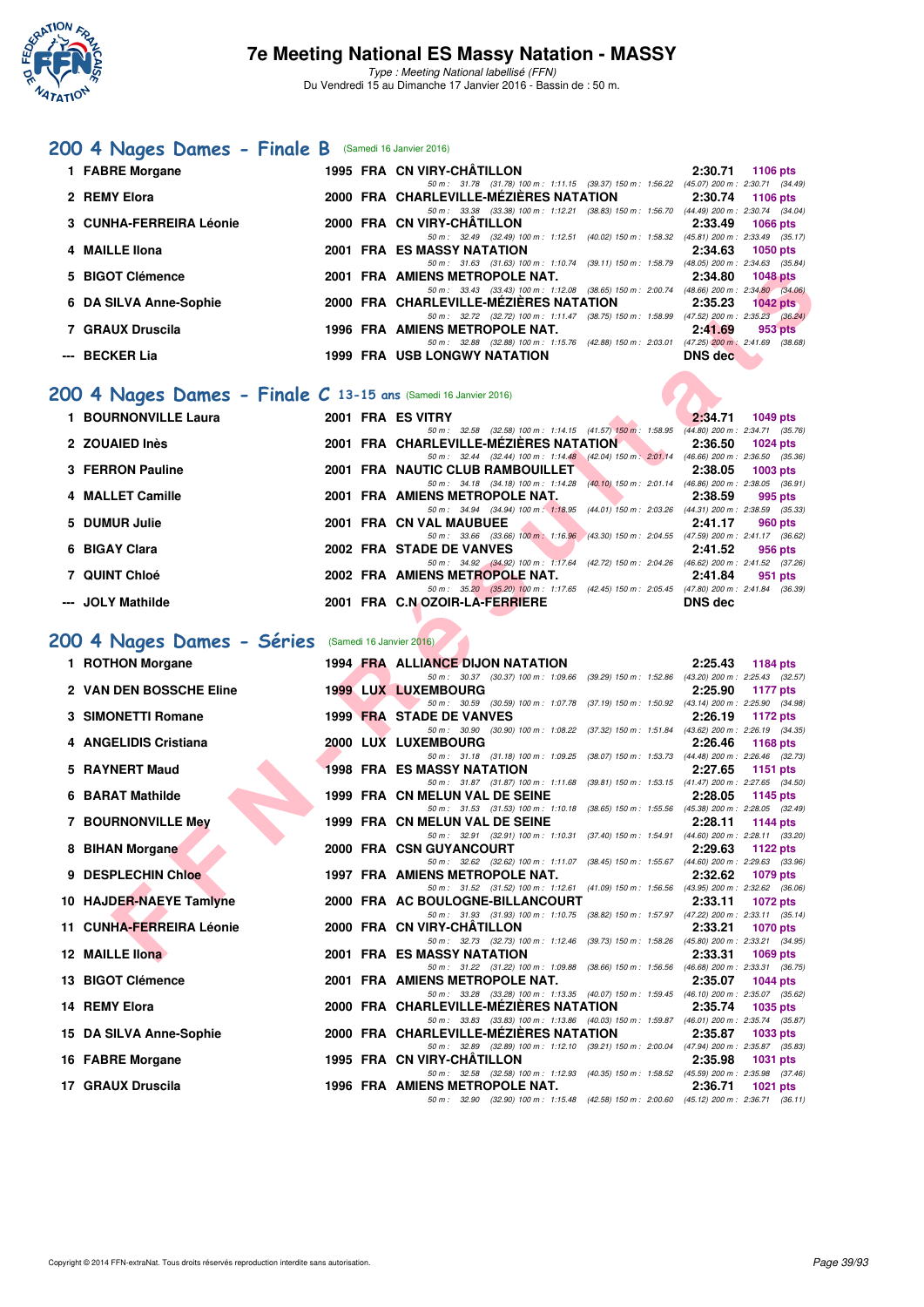# 7e Meeting National ES Massy Natation - MASSY

*Type : Meeting National labellisé (FFN)*

Du Vendredi 15 au Dimanche 17 Janvier 2016 - Bassin de : 50 m.

## 200 4 Nages Dames - Finale B (Samedi 16 Janvier 2016)

| Rang | Nom | Année | Nat. | Club | Temps | Points |
|---|---|---|---|---|---|---|
| 1 | FABRE Morgane | 1995 | FRA | CN VIRY-CHÂTILLON | 2:30.71 | 1106 pts |
| | 50 m : 31.78 (31.78) 100 m : 1:11.15 (39.37) 150 m : 1:56.22 (45.07) 200 m : 2:30.71 (34.49) | | | | | |
| 2 | REMY Elora | 2000 | FRA | CHARLEVILLE-MÉZIÈRES NATATION | 2:30.74 | 1106 pts |
| | 50 m : 33.38 (33.38) 100 m : 1:12.21 (38.83) 150 m : 1:56.70 (44.49) 200 m : 2:30.74 (34.04) | | | | | |
| 3 | CUNHA-FERREIRA Léonie | 2000 | FRA | CN VIRY-CHÂTILLON | 2:33.49 | 1066 pts |
| | 50 m : 32.49 (32.49) 100 m : 1:12.51 (40.02) 150 m : 1:58.32 (45.81) 200 m : 2:33.49 (35.17) | | | | | |
| 4 | MAILLE Ilona | 2001 | FRA | ES MASSY NATATION | 2:34.63 | 1050 pts |
| | 50 m : 31.63 (31.63) 100 m : 1:10.74 (39.11) 150 m : 1:58.79 (48.05) 200 m : 2:34.63 (35.84) | | | | | |
| 5 | BIGOT Clémence | 2001 | FRA | AMIENS METROPOLE NAT. | 2:34.80 | 1048 pts |
| | 50 m : 33.43 (33.43) 100 m : 1:12.08 (38.65) 150 m : 2:00.74 (48.66) 200 m : 2:34.80 (34.06) | | | | | |
| 6 | DA SILVA Anne-Sophie | 2000 | FRA | CHARLEVILLE-MÉZIÈRES NATATION | 2:35.23 | 1042 pts |
| | 50 m : 32.72 (32.72) 100 m : 1:11.47 (38.75) 150 m : 1:58.99 (47.52) 200 m : 2:35.23 (36.24) | | | | | |
| 7 | GRAUX Druscila | 1996 | FRA | AMIENS METROPOLE NAT. | 2:41.69 | 953 pts |
| | 50 m : 32.88 (32.88) 100 m : 1:15.76 (42.88) 150 m : 2:03.01 (47.25) 200 m : 2:41.69 (38.68) | | | | | |
| --- | BECKER Lia | 1999 | FRA | USB LONGWY NATATION | DNS dec | |

## 200 4 Nages Dames - Finale C 13-15 ans (Samedi 16 Janvier 2016)

| Rang | Nom | Année | Nat. | Club | Temps | Points |
|---|---|---|---|---|---|---|
| 1 | BOURNONVILLE Laura | 2001 | FRA | ES VITRY | 2:34.71 | 1049 pts |
| | 50 m : 32.58 (32.58) 100 m : 1:14.15 (41.57) 150 m : 1:58.95 (44.80) 200 m : 2:34.71 (35.76) | | | | | |
| 2 | ZOUAIED Inès | 2001 | FRA | CHARLEVILLE-MÉZIÈRES NATATION | 2:36.50 | 1024 pts |
| | 50 m : 32.44 (32.44) 100 m : 1:14.48 (42.04) 150 m : 2:01.14 (46.66) 200 m : 2:36.50 (35.36) | | | | | |
| 3 | FERRON Pauline | 2001 | FRA | NAUTIC CLUB RAMBOUILLET | 2:38.05 | 1003 pts |
| | 50 m : 34.18 (34.18) 100 m : 1:14.28 (40.10) 150 m : 2:01.14 (46.86) 200 m : 2:38.05 (36.91) | | | | | |
| 4 | MALLET Camille | 2001 | FRA | AMIENS METROPOLE NAT. | 2:38.59 | 995 pts |
| | 50 m : 34.94 (34.94) 100 m : 1:18.95 (44.01) 150 m : 2:03.26 (44.31) 200 m : 2:38.59 (35.33) | | | | | |
| 5 | DUMUR Julie | 2001 | FRA | CN VAL MAUBUEE | 2:41.17 | 960 pts |
| | 50 m : 33.66 (33.66) 100 m : 1:16.96 (43.30) 150 m : 2:04.55 (47.59) 200 m : 2:41.17 (36.62) | | | | | |
| 6 | BIGAY Clara | 2002 | FRA | STADE DE VANVES | 2:41.52 | 956 pts |
| | 50 m : 34.92 (34.92) 100 m : 1:17.64 (42.72) 150 m : 2:04.26 (46.62) 200 m : 2:41.52 (37.26) | | | | | |
| 7 | QUINT Chloé | 2002 | FRA | AMIENS METROPOLE NAT. | 2:41.84 | 951 pts |
| | 50 m : 35.20 (35.20) 100 m : 1:17.65 (42.45) 150 m : 2:05.45 (47.80) 200 m : 2:41.84 (36.39) | | | | | |
| --- | JOLY Mathilde | 2001 | FRA | C.N OZOIR-LA-FERRIERE | DNS dec | |

## 200 4 Nages Dames - Séries (Samedi 16 Janvier 2016)

| Rang | Nom | Année | Nat. | Club | Temps | Points |
|---|---|---|---|---|---|---|
| 1 | ROTHON Morgane | 1994 | FRA | ALLIANCE DIJON NATATION | 2:25.43 | 1184 pts |
| | 50 m : 30.37 (30.37) 100 m : 1:09.66 (39.29) 150 m : 1:52.86 (43.20) 200 m : 2:25.43 (32.57) | | | | | |
| 2 | VAN DEN BOSSCHE Eline | 1999 | LUX | LUXEMBOURG | 2:25.90 | 1177 pts |
| | 50 m : 30.59 (30.59) 100 m : 1:07.78 (37.19) 150 m : 1:50.92 (43.14) 200 m : 2:25.90 (34.98) | | | | | |
| 3 | SIMONETTI Romane | 1999 | FRA | STADE DE VANVES | 2:26.19 | 1172 pts |
| | 50 m : 30.90 (30.90) 100 m : 1:08.22 (37.32) 150 m : 1:51.84 (43.62) 200 m : 2:26.19 (34.35) | | | | | |
| 4 | ANGELIDIS Cristiana | 2000 | LUX | LUXEMBOURG | 2:26.46 | 1168 pts |
| | 50 m : 31.18 (31.18) 100 m : 1:09.25 (38.07) 150 m : 1:53.73 (44.48) 200 m : 2:26.46 (32.73) | | | | | |
| 5 | RAYNERT Maud | 1998 | FRA | ES MASSY NATATION | 2:27.65 | 1151 pts |
| | 50 m : 31.87 (31.87) 100 m : 1:11.68 (39.81) 150 m : 1:53.15 (41.47) 200 m : 2:27.65 (34.50) | | | | | |
| 6 | BARAT Mathilde | 1999 | FRA | CN MELUN VAL DE SEINE | 2:28.05 | 1145 pts |
| | 50 m : 31.53 (31.53) 100 m : 1:10.18 (38.65) 150 m : 1:55.56 (45.38) 200 m : 2:28.05 (32.49) | | | | | |
| 7 | BOURNONVILLE Mey | 1999 | FRA | CN MELUN VAL DE SEINE | 2:28.11 | 1144 pts |
| | 50 m : 32.91 (32.91) 100 m : 1:10.31 (37.40) 150 m : 1:54.91 (44.60) 200 m : 2:28.11 (33.20) | | | | | |
| 8 | BIHAN Morgane | 2000 | FRA | CSN GUYANCOURT | 2:29.63 | 1122 pts |
| | 50 m : 32.62 (32.62) 100 m : 1:11.07 (38.45) 150 m : 1:55.67 (44.60) 200 m : 2:29.63 (33.96) | | | | | |
| 9 | DESPLECHIN Chloe | 1997 | FRA | AMIENS METROPOLE NAT. | 2:32.62 | 1079 pts |
| | 50 m : 31.52 (31.52) 100 m : 1:12.61 (41.09) 150 m : 1:56.56 (43.95) 200 m : 2:32.62 (36.06) | | | | | |
| 10 | HAJDER-NAEYE Tamlyne | 2000 | FRA | AC BOULOGNE-BILLANCOURT | 2:33.11 | 1072 pts |
| | 50 m : 31.93 (31.93) 100 m : 1:10.75 (38.82) 150 m : 1:57.97 (47.22) 200 m : 2:33.11 (35.14) | | | | | |
| 11 | CUNHA-FERREIRA Léonie | 2000 | FRA | CN VIRY-CHÂTILLON | 2:33.21 | 1070 pts |
| | 50 m : 32.73 (32.73) 100 m : 1:12.46 (39.73) 150 m : 1:58.26 (45.80) 200 m : 2:33.21 (34.95) | | | | | |
| 12 | MAILLE Ilona | 2001 | FRA | ES MASSY NATATION | 2:33.31 | 1069 pts |
| | 50 m : 31.22 (31.22) 100 m : 1:09.88 (38.66) 150 m : 1:56.56 (46.68) 200 m : 2:33.31 (36.75) | | | | | |
| 13 | BIGOT Clémence | 2001 | FRA | AMIENS METROPOLE NAT. | 2:35.07 | 1044 pts |
| | 50 m : 33.28 (33.28) 100 m : 1:13.35 (40.07) 150 m : 1:59.45 (46.10) 200 m : 2:35.07 (35.62) | | | | | |
| 14 | REMY Elora | 2000 | FRA | CHARLEVILLE-MÉZIÈRES NATATION | 2:35.74 | 1035 pts |
| | 50 m : 33.83 (33.83) 100 m : 1:13.86 (40.03) 150 m : 1:59.87 (46.01) 200 m : 2:35.74 (35.87) | | | | | |
| 15 | DA SILVA Anne-Sophie | 2000 | FRA | CHARLEVILLE-MÉZIÈRES NATATION | 2:35.87 | 1033 pts |
| | 50 m : 32.89 (32.89) 100 m : 1:12.10 (39.21) 150 m : 2:00.04 (47.94) 200 m : 2:35.87 (35.83) | | | | | |
| 16 | FABRE Morgane | 1995 | FRA | CN VIRY-CHÂTILLON | 2:35.98 | 1031 pts |
| | 50 m : 32.58 (32.58) 100 m : 1:12.93 (40.35) 150 m : 1:58.52 (45.59) 200 m : 2:35.98 (37.46) | | | | | |
| 17 | GRAUX Druscila | 1996 | FRA | AMIENS METROPOLE NAT. | 2:36.71 | 1021 pts |
| | 50 m : 32.90 (32.90) 100 m : 1:15.48 (42.58) 150 m : 2:00.60 (45.12) 200 m : 2:36.71 (36.11) | | | | | |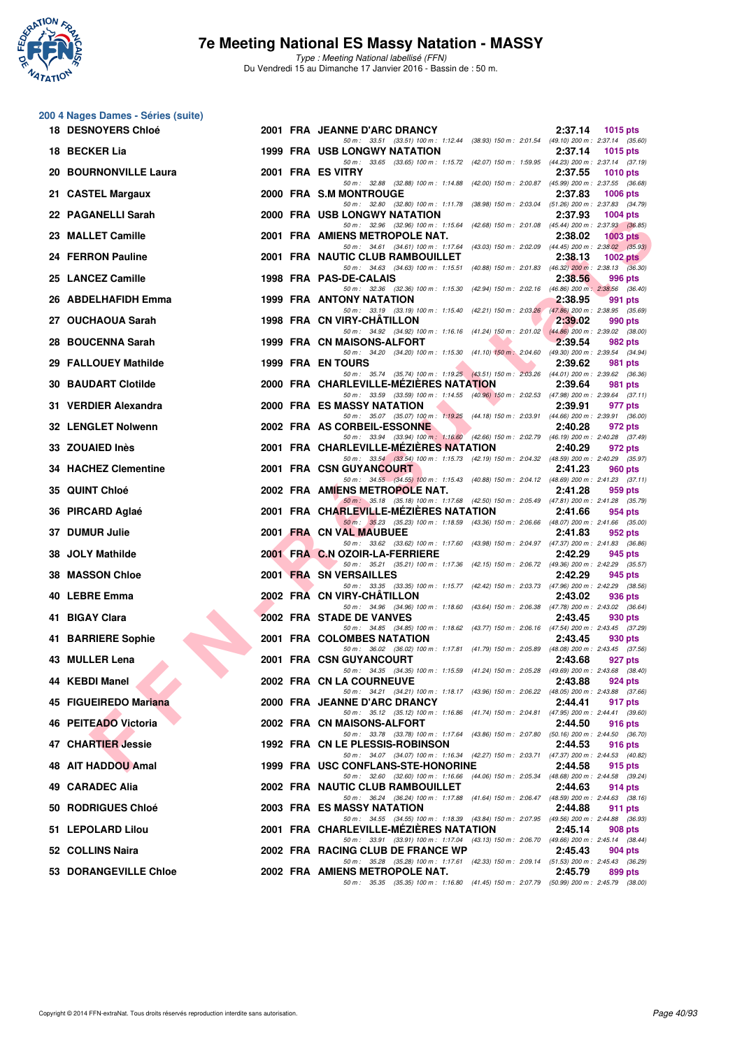## 200 4 Nages Dames - Séries (suite)

| Rang | Nom | Année | Nat | Club | Temps | Points |
|---|---|---|---|---|---|---|
| 18 | DESNOYERS Chloé | 2001 | FRA | JEANNE D'ARC DRANCY | 2:37.14 | 1015 pts |
| | 50 m : 33.51 (33.51) 100 m : 1:12.44 (38.93) 150 m : 2:01.54 (49.10) 200 m : 2:37.14 (35.60) | | | | | |
| 18 | BECKER Lia | 1999 | FRA | USB LONGWY NATATION | 2:37.14 | 1015 pts |
| | 50 m : 33.65 (33.65) 100 m : 1:15.72 (42.07) 150 m : 1:59.95 (44.23) 200 m : 2:37.14 (37.19) | | | | | |
| 20 | BOURNONVILLE Laura | 2001 | FRA | ES VITRY | 2:37.55 | 1010 pts |
| | 50 m : 32.88 (32.88) 100 m : 1:14.88 (42.00) 150 m : 2:00.87 (45.99) 200 m : 2:37.55 (36.68) | | | | | |
| 21 | CASTEL Margaux | 2000 | FRA | S.M MONTROUGE | 2:37.83 | 1006 pts |
| | 50 m : 32.80 (32.80) 100 m : 1:11.78 (38.98) 150 m : 2:03.04 (51.26) 200 m : 2:37.83 (34.79) | | | | | |
| 22 | PAGANELLI Sarah | 2000 | FRA | USB LONGWY NATATION | 2:37.93 | 1004 pts |
| | 50 m : 32.96 (32.96) 100 m : 1:15.64 (42.68) 150 m : 2:01.08 (45.44) 200 m : 2:37.93 (36.85) | | | | | |
| 23 | MALLET Camille | 2001 | FRA | AMIENS METROPOLE NAT. | 2:38.02 | 1003 pts |
| | 50 m : 34.61 (34.61) 100 m : 1:17.64 (43.03) 150 m : 2:02.09 (44.45) 200 m : 2:38.02 (35.93) | | | | | |
| 24 | FERRON Pauline | 2001 | FRA | NAUTIC CLUB RAMBOUILLET | 2:38.13 | 1002 pts |
| | 50 m : 34.63 (34.63) 100 m : 1:15.51 (40.88) 150 m : 2:01.83 (46.32) 200 m : 2:38.13 (36.30) | | | | | |
| 25 | LANCEZ Camille | 1998 | FRA | PAS-DE-CALAIS | 2:38.56 | 996 pts |
| | 50 m : 32.36 (32.36) 100 m : 1:15.30 (42.94) 150 m : 2:02.16 (46.86) 200 m : 2:38.56 (36.40) | | | | | |
| 26 | ABDELHAFIDH Emma | 1999 | FRA | ANTONY NATATION | 2:38.95 | 991 pts |
| | 50 m : 33.19 (33.19) 100 m : 1:15.40 (42.21) 150 m : 2:03.26 (47.86) 200 m : 2:38.95 (35.69) | | | | | |
| 27 | OUCHAOUA Sarah | 1998 | FRA | CN VIRY-CHÂTILLON | 2:39.02 | 990 pts |
| | 50 m : 34.92 (34.92) 100 m : 1:16.16 (41.24) 150 m : 2:01.02 (44.86) 200 m : 2:39.02 (38.00) | | | | | |
| 28 | BOUCENNA Sarah | 1999 | FRA | CN MAISONS-ALFORT | 2:39.54 | 982 pts |
| | 50 m : 34.20 (34.20) 100 m : 1:15.30 (41.10) 150 m : 2:04.60 (49.30) 200 m : 2:39.54 (34.94) | | | | | |
| 29 | FALLOUEY Mathilde | 1999 | FRA | EN TOURS | 2:39.62 | 981 pts |
| | 50 m : 35.74 (35.74) 100 m : 1:19.25 (43.51) 150 m : 2:03.26 (44.01) 200 m : 2:39.62 (36.36) | | | | | |
| 30 | BAUDART Clotilde | 2000 | FRA | CHARLEVILLE-MÉZIÈRES NATATION | 2:39.64 | 981 pts |
| | 50 m : 33.59 (33.59) 100 m : 1:14.55 (40.96) 150 m : 2:02.53 (47.98) 200 m : 2:39.64 (37.11) | | | | | |
| 31 | VERDIER Alexandra | 2000 | FRA | ES MASSY NATATION | 2:39.91 | 977 pts |
| | 50 m : 35.07 (35.07) 100 m : 1:19.25 (44.18) 150 m : 2:03.91 (44.66) 200 m : 2:39.91 (36.00) | | | | | |
| 32 | LENGLET Nolwenn | 2002 | FRA | AS CORBEIL-ESSONNE | 2:40.28 | 972 pts |
| | 50 m : 33.94 (33.94) 100 m : 1:16.60 (42.66) 150 m : 2:02.79 (46.19) 200 m : 2:40.28 (37.49) | | | | | |
| 33 | ZOUAIED Inès | 2001 | FRA | CHARLEVILLE-MÉZIÈRES NATATION | 2:40.29 | 972 pts |
| | 50 m : 33.54 (33.54) 100 m : 1:15.73 (42.19) 150 m : 2:04.32 (48.59) 200 m : 2:40.29 (35.97) | | | | | |
| 34 | HACHEZ Clementine | 2001 | FRA | CSN GUYANCOURT | 2:41.23 | 960 pts |
| | 50 m : 34.55 (34.55) 100 m : 1:15.43 (40.88) 150 m : 2:04.12 (48.69) 200 m : 2:41.23 (37.11) | | | | | |
| 35 | QUINT Chloé | 2002 | FRA | AMIENS METROPOLE NAT. | 2:41.28 | 959 pts |
| | 50 m : 35.18 (35.18) 100 m : 1:17.68 (42.50) 150 m : 2:05.49 (47.81) 200 m : 2:41.28 (35.79) | | | | | |
| 36 | PIRCARD Aglaé | 2001 | FRA | CHARLEVILLE-MÉZIÈRES NATATION | 2:41.66 | 954 pts |
| | 50 m : 35.23 (35.23) 100 m : 1:18.59 (43.36) 150 m : 2:06.66 (48.07) 200 m : 2:41.66 (35.00) | | | | | |
| 37 | DUMUR Julie | 2001 | FRA | CN VAL MAUBUEE | 2:41.83 | 952 pts |
| | 50 m : 33.62 (33.62) 100 m : 1:17.60 (43.98) 150 m : 2:04.97 (47.37) 200 m : 2:41.83 (36.86) | | | | | |
| 38 | JOLY Mathilde | 2001 | FRA | C.N OZOIR-LA-FERRIERE | 2:42.29 | 945 pts |
| | 50 m : 35.21 (35.21) 100 m : 1:17.36 (42.15) 150 m : 2:06.72 (49.36) 200 m : 2:42.29 (35.57) | | | | | |
| 38 | MASSON Chloe | 2001 | FRA | SN VERSAILLES | 2:42.29 | 945 pts |
| | 50 m : 33.35 (33.35) 100 m : 1:15.77 (42.42) 150 m : 2:03.73 (47.96) 200 m : 2:42.29 (38.56) | | | | | |
| 40 | LEBRE Emma | 2002 | FRA | CN VIRY-CHÂTILLON | 2:43.02 | 936 pts |
| | 50 m : 34.96 (34.96) 100 m : 1:18.60 (43.64) 150 m : 2:06.38 (47.78) 200 m : 2:43.02 (36.64) | | | | | |
| 41 | BIGAY Clara | 2002 | FRA | STADE DE VANVES | 2:43.45 | 930 pts |
| | 50 m : 34.85 (34.85) 100 m : 1:18.62 (43.77) 150 m : 2:06.16 (47.54) 200 m : 2:43.45 (37.29) | | | | | |
| 41 | BARRIERE Sophie | 2001 | FRA | COLOMBES NATATION | 2:43.45 | 930 pts |
| | 50 m : 36.02 (36.02) 100 m : 1:17.81 (41.79) 150 m : 2:05.89 (48.08) 200 m : 2:43.45 (37.56) | | | | | |
| 43 | MULLER Lena | 2001 | FRA | CSN GUYANCOURT | 2:43.68 | 927 pts |
| | 50 m : 34.35 (34.35) 100 m : 1:15.59 (41.24) 150 m : 2:05.28 (49.69) 200 m : 2:43.68 (38.40) | | | | | |
| 44 | KEBDI Manel | 2002 | FRA | CN LA COURNEUVE | 2:43.88 | 924 pts |
| | 50 m : 34.21 (34.21) 100 m : 1:18.17 (43.96) 150 m : 2:06.22 (48.05) 200 m : 2:43.88 (37.66) | | | | | |
| 45 | FIGUEIREDO Mariana | 2000 | FRA | JEANNE D'ARC DRANCY | 2:44.41 | 917 pts |
| | 50 m : 35.12 (35.12) 100 m : 1:16.86 (41.74) 150 m : 2:04.81 (47.95) 200 m : 2:44.41 (39.60) | | | | | |
| 46 | PEITEADO Victoria | 2002 | FRA | CN MAISONS-ALFORT | 2:44.50 | 916 pts |
| | 50 m : 33.78 (33.78) 100 m : 1:17.64 (43.86) 150 m : 2:07.80 (50.16) 200 m : 2:44.50 (36.70) | | | | | |
| 47 | CHARTIER Jessie | 1992 | FRA | CN LE PLESSIS-ROBINSON | 2:44.53 | 916 pts |
| | 50 m : 34.07 (34.07) 100 m : 1:16.34 (42.27) 150 m : 2:03.71 (47.37) 200 m : 2:44.53 (40.82) | | | | | |
| 48 | AIT HADDOU Amal | 1999 | FRA | USC CONFLANS-STE-HONORINE | 2:44.58 | 915 pts |
| | 50 m : 32.60 (32.60) 100 m : 1:16.66 (44.06) 150 m : 2:05.34 (48.68) 200 m : 2:44.58 (39.24) | | | | | |
| 49 | CARADEC Alia | 2002 | FRA | NAUTIC CLUB RAMBOUILLET | 2:44.63 | 914 pts |
| | 50 m : 36.24 (36.24) 100 m : 1:17.88 (41.64) 150 m : 2:06.47 (48.59) 200 m : 2:44.63 (38.16) | | | | | |
| 50 | RODRIGUES Chloé | 2003 | FRA | ES MASSY NATATION | 2:44.88 | 911 pts |
| | 50 m : 34.55 (34.55) 100 m : 1:18.39 (43.84) 150 m : 2:07.95 (49.56) 200 m : 2:44.88 (36.93) | | | | | |
| 51 | LEPOLARD Lilou | 2001 | FRA | CHARLEVILLE-MÉZIÈRES NATATION | 2:45.14 | 908 pts |
| | 50 m : 33.91 (33.91) 100 m : 1:17.04 (43.13) 150 m : 2:06.70 (49.66) 200 m : 2:45.14 (38.44) | | | | | |
| 52 | COLLINS Naira | 2002 | FRA | RACING CLUB DE FRANCE WP | 2:45.43 | 904 pts |
| | 50 m : 35.28 (35.28) 100 m : 1:17.61 (42.33) 150 m : 2:09.14 (51.53) 200 m : 2:45.43 (36.29) | | | | | |
| 53 | DORANGEVILLE Chloe | 2002 | FRA | AMIENS METROPOLE NAT. | 2:45.79 | 899 pts |
| | 50 m : 35.35 (35.35) 100 m : 1:16.80 (41.45) 150 m : 2:07.79 (50.99) 200 m : 2:45.79 (38.00) | | | | | |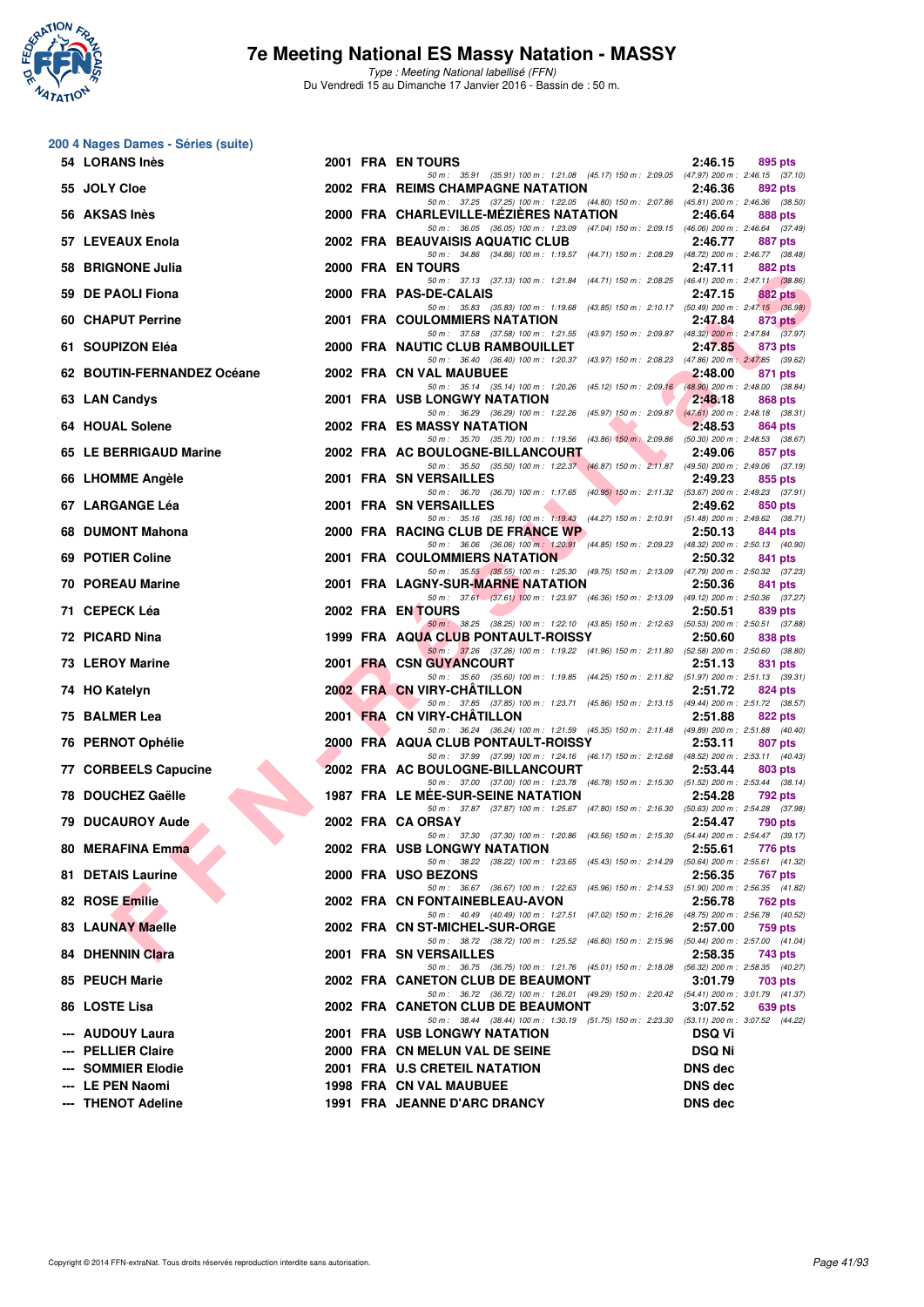## 200 4 Nages Dames - Séries (suite)

| Rang | Nom | Année | Nat | Club | Temps | Points |
|---|---|---|---|---|---|---|
| 54 | LORANS Inès | 2001 | FRA | EN TOURS | 2:46.15 | 895 pts |
| | | | | 50 m : 35.91 (35.91) 100 m : 1:21.08 (45.17) 150 m : 2:09.05 (47.97) 200 m : 2:46.15 (37.10) | | |
| 55 | JOLY Cloe | 2002 | FRA | REIMS CHAMPAGNE NATATION | 2:46.36 | 892 pts |
| | | | | 50 m : 37.25 (37.25) 100 m : 1:22.05 (44.80) 150 m : 2:07.86 (45.81) 200 m : 2:46.36 (38.50) | | |
| 56 | AKSAS Inès | 2000 | FRA | CHARLEVILLE-MÉZIÈRES NATATION | 2:46.64 | 888 pts |
| | | | | 50 m : 36.05 (36.05) 100 m : 1:23.09 (47.04) 150 m : 2:09.15 (46.06) 200 m : 2:46.64 (37.49) | | |
| 57 | LEVEAUX Enola | 2002 | FRA | BEAUVAISIS AQUATIC CLUB | 2:46.77 | 887 pts |
| | | | | 50 m : 34.86 (34.86) 100 m : 1:19.57 (44.71) 150 m : 2:08.29 (48.72) 200 m : 2:46.77 (38.48) | | |
| 58 | BRIGNONE Julia | 2000 | FRA | EN TOURS | 2:47.11 | 882 pts |
| | | | | 50 m : 37.13 (37.13) 100 m : 1:21.84 (44.71) 150 m : 2:08.25 (46.41) 200 m : 2:47.11 (38.86) | | |
| 59 | DE PAOLI Fiona | 2000 | FRA | PAS-DE-CALAIS | 2:47.15 | 882 pts |
| | | | | 50 m : 35.83 (35.83) 100 m : 1:19.68 (43.85) 150 m : 2:10.17 (50.49) 200 m : 2:47.15 (36.98) | | |
| 60 | CHAPUT Perrine | 2001 | FRA | COULOMMIERS NATATION | 2:47.84 | 873 pts |
| | | | | 50 m : 37.58 (37.58) 100 m : 1:21.55 (43.97) 150 m : 2:09.87 (48.32) 200 m : 2:47.84 (37.97) | | |
| 61 | SOUPIZON Eléa | 2000 | FRA | NAUTIC CLUB RAMBOUILLET | 2:47.85 | 873 pts |
| | | | | 50 m : 36.40 (36.40) 100 m : 1:20.37 (43.97) 150 m : 2:08.23 (47.86) 200 m : 2:47.85 (39.62) | | |
| 62 | BOUTIN-FERNANDEZ Océane | 2002 | FRA | CN VAL MAUBUEE | 2:48.00 | 871 pts |
| | | | | 50 m : 35.14 (35.14) 100 m : 1:20.26 (45.12) 150 m : 2:09.16 (48.90) 200 m : 2:48.00 (38.84) | | |
| 63 | LAN Candys | 2001 | FRA | USB LONGWY NATATION | 2:48.18 | 868 pts |
| | | | | 50 m : 36.29 (36.29) 100 m : 1:22.26 (45.97) 150 m : 2:09.87 (47.61) 200 m : 2:48.18 (38.31) | | |
| 64 | HOUAL Solene | 2002 | FRA | ES MASSY NATATION | 2:48.53 | 864 pts |
| | | | | 50 m : 35.70 (35.70) 100 m : 1:19.56 (43.86) 150 m : 2:09.86 (50.30) 200 m : 2:48.53 (38.67) | | |
| 65 | LE BERRIGAUD Marine | 2002 | FRA | AC BOULOGNE-BILLANCOURT | 2:49.06 | 857 pts |
| | | | | 50 m : 35.50 (35.50) 100 m : 1:22.37 (46.87) 150 m : 2:11.87 (49.50) 200 m : 2:49.06 (37.19) | | |
| 66 | LHOMME Angèle | 2001 | FRA | SN VERSAILLES | 2:49.23 | 855 pts |
| | | | | 50 m : 36.70 (36.70) 100 m : 1:17.65 (40.95) 150 m : 2:11.32 (53.67) 200 m : 2:49.23 (37.91) | | |
| 67 | LARGANGE Léa | 2001 | FRA | SN VERSAILLES | 2:49.62 | 850 pts |
| | | | | 50 m : 35.16 (35.16) 100 m : 1:19.43 (44.27) 150 m : 2:10.91 (51.48) 200 m : 2:49.62 (38.71) | | |
| 68 | DUMONT Mahona | 2000 | FRA | RACING CLUB DE FRANCE WP | 2:50.13 | 844 pts |
| | | | | 50 m : 36.06 (36.06) 100 m : 1:20.91 (44.85) 150 m : 2:09.23 (48.32) 200 m : 2:50.13 (40.90) | | |
| 69 | POTIER Coline | 2001 | FRA | COULOMMIERS NATATION | 2:50.32 | 841 pts |
| | | | | 50 m : 35.55 (35.55) 100 m : 1:25.30 (49.75) 150 m : 2:13.09 (47.79) 200 m : 2:50.32 (37.23) | | |
| 70 | POREAU Marine | 2001 | FRA | LAGNY-SUR-MARNE NATATION | 2:50.36 | 841 pts |
| | | | | 50 m : 37.61 (37.61) 100 m : 1:23.97 (46.36) 150 m : 2:13.09 (49.12) 200 m : 2:50.36 (37.27) | | |
| 71 | CEPECK Léa | 2002 | FRA | EN TOURS | 2:50.51 | 839 pts |
| | | | | 50 m : 38.25 (38.25) 100 m : 1:22.10 (43.85) 150 m : 2:12.63 (50.53) 200 m : 2:50.51 (37.88) | | |
| 72 | PICARD Nina | 1999 | FRA | AQUA CLUB PONTAULT-ROISSY | 2:50.60 | 838 pts |
| | | | | 50 m : 37.26 (37.26) 100 m : 1:19.22 (41.96) 150 m : 2:11.80 (52.58) 200 m : 2:50.60 (38.80) | | |
| 73 | LEROY Marine | 2001 | FRA | CSN GUYANCOURT | 2:51.13 | 831 pts |
| | | | | 50 m : 35.60 (35.60) 100 m : 1:19.85 (44.25) 150 m : 2:11.82 (51.97) 200 m : 2:51.13 (39.31) | | |
| 74 | HO Katelyn | 2002 | FRA | CN VIRY-CHÂTILLON | 2:51.72 | 824 pts |
| | | | | 50 m : 37.85 (37.85) 100 m : 1:23.71 (45.86) 150 m : 2:13.15 (49.44) 200 m : 2:51.72 (38.57) | | |
| 75 | BALMER Lea | 2001 | FRA | CN VIRY-CHÂTILLON | 2:51.88 | 822 pts |
| | | | | 50 m : 36.24 (36.24) 100 m : 1:21.59 (45.35) 150 m : 2:11.48 (49.89) 200 m : 2:51.88 (40.40) | | |
| 76 | PERNOT Ophélie | 2000 | FRA | AQUA CLUB PONTAULT-ROISSY | 2:53.11 | 807 pts |
| | | | | 50 m : 37.99 (37.99) 100 m : 1:24.16 (46.17) 150 m : 2:12.68 (48.52) 200 m : 2:53.11 (40.43) | | |
| 77 | CORBEELS Capucine | 2002 | FRA | AC BOULOGNE-BILLANCOURT | 2:53.44 | 803 pts |
| | | | | 50 m : 37.00 (37.00) 100 m : 1:23.78 (46.78) 150 m : 2:15.30 (51.52) 200 m : 2:53.44 (38.14) | | |
| 78 | DOUCHEZ Gaëlle | 1987 | FRA | LE MÉE-SUR-SEINE NATATION | 2:54.28 | 792 pts |
| | | | | 50 m : 37.87 (37.87) 100 m : 1:25.67 (47.80) 150 m : 2:16.30 (50.63) 200 m : 2:54.28 (37.98) | | |
| 79 | DUCAUROY Aude | 2002 | FRA | CA ORSAY | 2:54.47 | 790 pts |
| | | | | 50 m : 37.30 (37.30) 100 m : 1:20.86 (43.56) 150 m : 2:15.30 (54.44) 200 m : 2:54.47 (39.17) | | |
| 80 | MERAFINA Emma | 2002 | FRA | USB LONGWY NATATION | 2:55.61 | 776 pts |
| | | | | 50 m : 38.22 (38.22) 100 m : 1:23.65 (45.43) 150 m : 2:14.29 (50.64) 200 m : 2:55.61 (41.32) | | |
| 81 | DETAIS Laurine | 2000 | FRA | USO BEZONS | 2:56.35 | 767 pts |
| | | | | 50 m : 36.67 (36.67) 100 m : 1:22.63 (45.96) 150 m : 2:14.53 (51.90) 200 m : 2:56.35 (41.82) | | |
| 82 | ROSE Emilie | 2002 | FRA | CN FONTAINEBLEAU-AVON | 2:56.78 | 762 pts |
| | | | | 50 m : 40.49 (40.49) 100 m : 1:27.51 (47.02) 150 m : 2:16.26 (48.75) 200 m : 2:56.78 (40.52) | | |
| 83 | LAUNAY Maelle | 2002 | FRA | CN ST-MICHEL-SUR-ORGE | 2:57.00 | 759 pts |
| | | | | 50 m : 38.72 (38.72) 100 m : 1:25.52 (46.80) 150 m : 2:15.96 (50.44) 200 m : 2:57.00 (41.04) | | |
| 84 | DHENNIN Clara | 2001 | FRA | SN VERSAILLES | 2:58.35 | 743 pts |
| | | | | 50 m : 36.75 (36.75) 100 m : 1:21.76 (45.01) 150 m : 2:18.08 (56.32) 200 m : 2:58.35 (40.27) | | |
| 85 | PEUCH Marie | 2002 | FRA | CANETON CLUB DE BEAUMONT | 3:01.79 | 703 pts |
| | | | | 50 m : 36.72 (36.72) 100 m : 1:26.01 (49.29) 150 m : 2:20.42 (54.41) 200 m : 3:01.79 (41.37) | | |
| 86 | LOSTE Lisa | 2002 | FRA | CANETON CLUB DE BEAUMONT | 3:07.52 | 639 pts |
| | | | | 50 m : 38.44 (38.44) 100 m : 1:30.19 (51.75) 150 m : 2:23.30 (53.11) 200 m : 3:07.52 (44.22) | | |
| --- | AUDOUY Laura | 2001 | FRA | USB LONGWY NATATION | DSQ Vi | |
| --- | PELLIER Claire | 2000 | FRA | CN MELUN VAL DE SEINE | DSQ Ni | |
| --- | SOMMIER Elodie | 2001 | FRA | U.S CRETEIL NATATION | DNS dec | |
| --- | LE PEN Naomi | 1998 | FRA | CN VAL MAUBUEE | DNS dec | |
| --- | THENOT Adeline | 1991 | FRA | JEANNE D'ARC DRANCY | DNS dec | |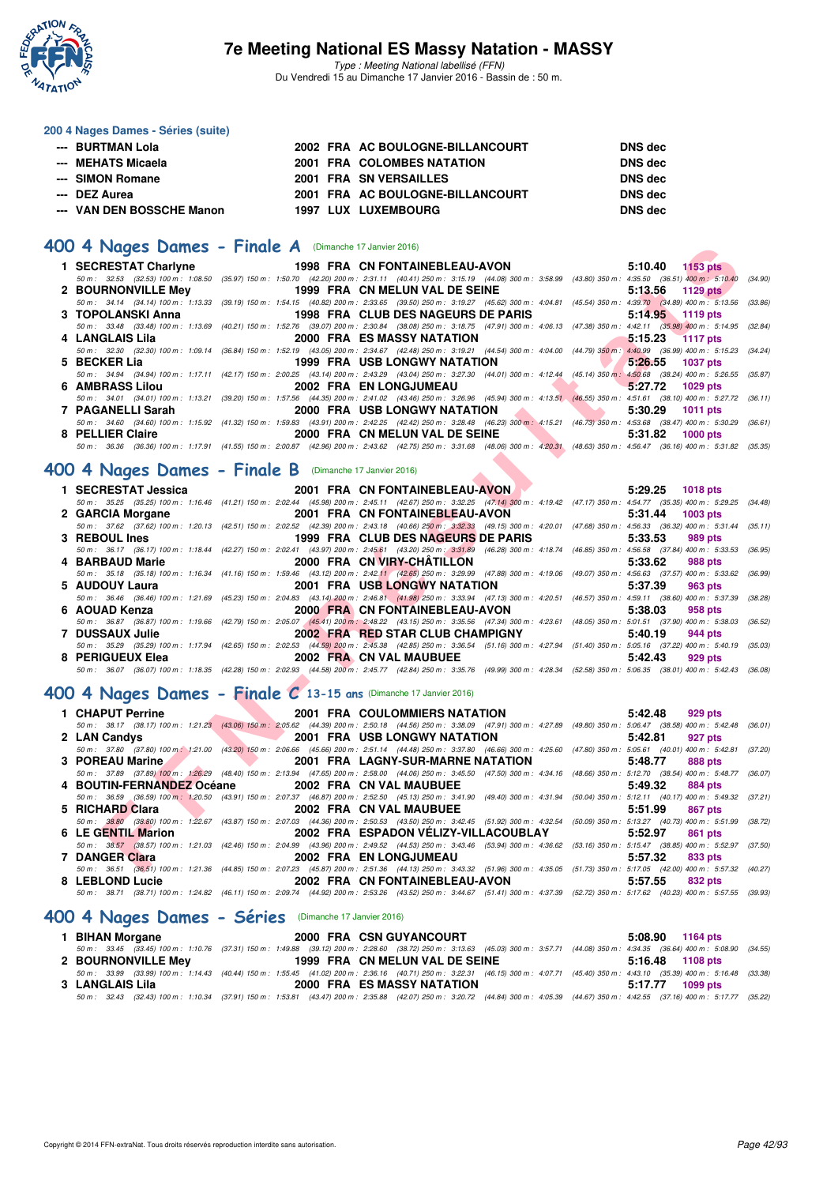# 7e Meeting National ES Massy Natation - MASSY

*Type : Meeting National labellisé (FFN)*
Du Vendredi 15 au Dimanche 17 Janvier 2016 - Bassin de : 50 m.

### 200 4 Nages Dames - Séries (suite)

| | Nom | Année | Nat | Club | Temps |
|---|---|---|---|---|---|
| --- | BURTMAN Lola | 2002 | FRA | AC BOULOGNE-BILLANCOURT | DNS dec |
| --- | MEHATS Micaela | 2001 | FRA | COLOMBES NATATION | DNS dec |
| --- | SIMON Romane | 2001 | FRA | SN VERSAILLES | DNS dec |
| --- | DEZ Aurea | 2001 | FRA | AC BOULOGNE-BILLANCOURT | DNS dec |
| --- | VAN DEN BOSSCHE Manon | 1997 | LUX | LUXEMBOURG | DNS dec |

## 400 4 Nages Dames - Finale A (Dimanche 17 Janvier 2016)

| Rang | Nom | Année | Nat | Club | Temps | Points |
|---|---|---|---|---|---|---|
| 1 | SECRESTAT Charlyne | 1998 | FRA | CN FONTAINEBLEAU-AVON | 5:10.40 | 1153 pts |
| | 50 m : 32.53 (32.53) 100 m : 1:08.50 (35.97) 150 m : 1:50.70 (42.20) 200 m : 2:31.11 (40.41) 250 m : 3:15.19 (44.08) 300 m : 3:58.99 (43.80) 350 m : 4:35.50 (36.51) 400 m : 5:10.40 (34.90) | | | | | |
| 2 | BOURNONVILLE Mey | 1999 | FRA | CN MELUN VAL DE SEINE | 5:13.56 | 1129 pts |
| | 50 m : 34.14 (34.14) 100 m : 1:13.33 (39.19) 150 m : 1:54.15 (40.82) 200 m : 2:33.65 (39.50) 250 m : 3:19.27 (45.62) 300 m : 4:04.81 (45.54) 350 m : 4:39.70 (34.89) 400 m : 5:13.56 (33.86) | | | | | |
| 3 | TOPOLANSKI Anna | 1998 | FRA | CLUB DES NAGEURS DE PARIS | 5:14.95 | 1119 pts |
| | 50 m : 33.48 (33.48) 100 m : 1:13.69 (40.21) 150 m : 1:52.76 (39.07) 200 m : 2:30.84 (38.08) 250 m : 3:18.75 (47.91) 300 m : 4:06.13 (47.38) 350 m : 4:42.11 (35.98) 400 m : 5:14.95 (32.84) | | | | | |
| 4 | LANGLAIS Lila | 2000 | FRA | ES MASSY NATATION | 5:15.23 | 1117 pts |
| | 50 m : 32.30 (32.30) 100 m : 1:09.14 (36.84) 150 m : 1:52.19 (43.05) 200 m : 2:34.67 (42.48) 250 m : 3:19.21 (44.54) 300 m : 4:04.00 (44.79) 350 m : 4:40.99 (36.99) 400 m : 5:15.23 (34.24) | | | | | |
| 5 | BECKER Lia | 1999 | FRA | USB LONGWY NATATION | 5:26.55 | 1037 pts |
| | 50 m : 34.94 (34.94) 100 m : 1:17.11 (42.17) 150 m : 2:00.25 (43.14) 200 m : 2:43.29 (43.04) 250 m : 3:27.30 (44.01) 300 m : 4:12.44 (45.14) 350 m : 4:50.68 (38.24) 400 m : 5:26.55 (35.87) | | | | | |
| 6 | AMBRASS Lilou | 2002 | FRA | EN LONGJUMEAU | 5:27.72 | 1029 pts |
| | 50 m : 34.01 (34.01) 100 m : 1:13.21 (39.20) 150 m : 1:57.56 (44.35) 200 m : 2:41.02 (43.46) 250 m : 3:26.96 (45.94) 300 m : 4:13.51 (46.55) 350 m : 4:51.61 (38.10) 400 m : 5:27.72 (36.11) | | | | | |
| 7 | PAGANELLI Sarah | 2000 | FRA | USB LONGWY NATATION | 5:30.29 | 1011 pts |
| | 50 m : 34.60 (34.60) 100 m : 1:15.92 (41.32) 150 m : 1:59.83 (43.91) 200 m : 2:42.25 (42.42) 250 m : 3:28.48 (46.23) 300 m : 4:15.21 (46.73) 350 m : 4:53.68 (38.47) 400 m : 5:30.29 (36.61) | | | | | |
| 8 | PELLIER Claire | 2000 | FRA | CN MELUN VAL DE SEINE | 5:31.82 | 1000 pts |
| | 50 m : 36.36 (36.36) 100 m : 1:17.91 (41.55) 150 m : 2:00.87 (42.96) 200 m : 2:43.62 (42.75) 250 m : 3:31.68 (48.06) 300 m : 4:20.31 (48.63) 350 m : 4:56.47 (36.16) 400 m : 5:31.82 (35.35) | | | | | |

## 400 4 Nages Dames - Finale B (Dimanche 17 Janvier 2016)

| Rang | Nom | Année | Nat | Club | Temps | Points |
|---|---|---|---|---|---|---|
| 1 | SECRESTAT Jessica | 2001 | FRA | CN FONTAINEBLEAU-AVON | 5:29.25 | 1018 pts |
| | 50 m : 35.25 (35.25) 100 m : 1:16.46 (41.21) 150 m : 2:02.44 (45.98) 200 m : 2:45.11 (42.67) 250 m : 3:32.25 (47.14) 300 m : 4:19.42 (47.17) 350 m : 4:54.77 (35.35) 400 m : 5:29.25 (34.48) | | | | | |
| 2 | GARCIA Morgane | 2001 | FRA | CN FONTAINEBLEAU-AVON | 5:31.44 | 1003 pts |
| | 50 m : 37.62 (37.62) 100 m : 1:20.13 (42.51) 150 m : 2:02.52 (42.39) 200 m : 2:43.18 (40.66) 250 m : 3:32.33 (49.15) 300 m : 4:20.01 (47.68) 350 m : 4:56.33 (36.32) 400 m : 5:31.44 (35.11) | | | | | |
| 3 | REBOUL Ines | 1999 | FRA | CLUB DES NAGEURS DE PARIS | 5:33.53 | 989 pts |
| | 50 m : 36.17 (36.17) 100 m : 1:18.44 (42.27) 150 m : 2:02.41 (43.97) 200 m : 2:45.61 (43.20) 250 m : 3:31.89 (46.28) 300 m : 4:18.74 (46.85) 350 m : 4:56.58 (37.84) 400 m : 5:33.53 (36.95) | | | | | |
| 4 | BARBAUD Marie | 2000 | FRA | CN VIRY-CHÂTILLON | 5:33.62 | 988 pts |
| | 50 m : 35.18 (35.18) 100 m : 1:16.34 (41.16) 150 m : 1:59.46 (43.12) 200 m : 2:42.11 (42.65) 250 m : 3:29.99 (47.88) 300 m : 4:19.06 (49.07) 350 m : 4:56.63 (37.57) 400 m : 5:33.62 (36.99) | | | | | |
| 5 | AUDOUY Laura | 2001 | FRA | USB LONGWY NATATION | 5:37.39 | 963 pts |
| | 50 m : 36.46 (36.46) 100 m : 1:21.69 (45.23) 150 m : 2:04.83 (43.14) 200 m : 2:46.81 (41.98) 250 m : 3:33.94 (47.13) 300 m : 4:20.51 (46.57) 350 m : 4:59.11 (38.60) 400 m : 5:37.39 (38.28) | | | | | |
| 6 | AOUAD Kenza | 2000 | FRA | CN FONTAINEBLEAU-AVON | 5:38.03 | 958 pts |
| | 50 m : 36.87 (36.87) 100 m : 1:19.66 (42.79) 150 m : 2:05.07 (45.41) 200 m : 2:48.22 (43.15) 250 m : 3:35.56 (47.34) 300 m : 4:23.61 (48.05) 350 m : 5:01.51 (37.90) 400 m : 5:38.03 (36.52) | | | | | |
| 7 | DUSSAUX Julie | 2002 | FRA | RED STAR CLUB CHAMPIGNY | 5:40.19 | 944 pts |
| | 50 m : 35.29 (35.29) 100 m : 1:17.94 (42.65) 150 m : 2:02.53 (44.59) 200 m : 2:45.38 (42.85) 250 m : 3:36.54 (51.16) 300 m : 4:27.94 (51.40) 350 m : 5:05.16 (37.22) 400 m : 5:40.19 (35.03) | | | | | |
| 8 | PERIGUEUX Elea | 2002 | FRA | CN VAL MAUBUEE | 5:42.43 | 929 pts |
| | 50 m : 36.07 (36.07) 100 m : 1:18.35 (42.28) 150 m : 2:02.93 (44.58) 200 m : 2:45.77 (42.84) 250 m : 3:35.76 (49.99) 300 m : 4:28.34 (52.58) 350 m : 5:06.35 (38.01) 400 m : 5:42.43 (36.08) | | | | | |

## 400 4 Nages Dames - Finale C 13-15 ans (Dimanche 17 Janvier 2016)

| Rang | Nom | Année | Nat | Club | Temps | Points |
|---|---|---|---|---|---|---|
| 1 | CHAPUT Perrine | 2001 | FRA | COULOMMIERS NATATION | 5:42.48 | 929 pts |
| | 50 m : 38.17 (38.17) 100 m : 1:21.23 (43.06) 150 m : 2:05.62 (44.39) 200 m : 2:50.18 (44.56) 250 m : 3:38.09 (47.91) 300 m : 4:27.89 (49.80) 350 m : 5:06.47 (38.58) 400 m : 5:42.48 (36.01) | | | | | |
| 2 | LAN Candys | 2001 | FRA | USB LONGWY NATATION | 5:42.81 | 927 pts |
| | 50 m : 37.80 (37.80) 100 m : 1:21.00 (43.20) 150 m : 2:06.66 (45.66) 200 m : 2:51.14 (44.48) 250 m : 3:37.80 (46.66) 300 m : 4:25.60 (47.80) 350 m : 5:05.61 (40.01) 400 m : 5:42.81 (37.20) | | | | | |
| 3 | POREAU Marine | 2001 | FRA | LAGNY-SUR-MARNE NATATION | 5:48.77 | 888 pts |
| | 50 m : 37.89 (37.89) 100 m : 1:26.29 (48.40) 150 m : 2:13.94 (47.65) 200 m : 2:58.00 (44.06) 250 m : 3:45.50 (47.50) 300 m : 4:34.16 (48.66) 350 m : 5:12.70 (38.54) 400 m : 5:48.77 (36.07) | | | | | |
| 4 | BOUTIN-FERNANDEZ Océane | 2002 | FRA | CN VAL MAUBUEE | 5:49.32 | 884 pts |
| | 50 m : 36.59 (36.59) 100 m : 1:20.50 (43.91) 150 m : 2:07.37 (46.87) 200 m : 2:52.50 (45.13) 250 m : 3:41.90 (49.40) 300 m : 4:31.94 (50.04) 350 m : 5:12.11 (40.17) 400 m : 5:49.32 (37.21) | | | | | |
| 5 | RICHARD Clara | 2002 | FRA | CN VAL MAUBUEE | 5:51.99 | 867 pts |
| | 50 m : 38.80 (38.80) 100 m : 1:22.67 (43.87) 150 m : 2:07.03 (44.36) 200 m : 2:50.53 (43.50) 250 m : 3:42.45 (51.92) 300 m : 4:32.54 (50.09) 350 m : 5:13.27 (40.73) 400 m : 5:51.99 (38.72) | | | | | |
| 6 | LE GENTIL Marion | 2002 | FRA | ESPADON VÉLIZY-VILLACOUBLAY | 5:52.97 | 861 pts |
| | 50 m : 38.57 (38.57) 100 m : 1:21.03 (42.46) 150 m : 2:04.99 (43.96) 200 m : 2:49.52 (44.53) 250 m : 3:43.46 (53.94) 300 m : 4:36.62 (53.16) 350 m : 5:15.47 (38.85) 400 m : 5:52.97 (37.50) | | | | | |
| 7 | DANGER Clara | 2002 | FRA | EN LONGJUMEAU | 5:57.32 | 833 pts |
| | 50 m : 36.51 (36.51) 100 m : 1:21.36 (44.85) 150 m : 2:07.23 (45.87) 200 m : 2:51.36 (44.13) 250 m : 3:43.32 (51.96) 300 m : 4:35.05 (51.73) 350 m : 5:17.05 (42.00) 400 m : 5:57.32 (40.27) | | | | | |
| 8 | LEBLOND Lucie | 2002 | FRA | CN FONTAINEBLEAU-AVON | 5:57.55 | 832 pts |
| | 50 m : 38.71 (38.71) 100 m : 1:24.82 (46.11) 150 m : 2:09.74 (44.92) 200 m : 2:53.26 (43.52) 250 m : 3:44.67 (51.41) 300 m : 4:37.39 (52.72) 350 m : 5:17.62 (40.23) 400 m : 5:57.55 (39.93) | | | | | |

## 400 4 Nages Dames - Séries (Dimanche 17 Janvier 2016)

| Rang | Nom | Année | Nat | Club | Temps | Points |
|---|---|---|---|---|---|---|
| 1 | BIHAN Morgane | 2000 | FRA | CSN GUYANCOURT | 5:08.90 | 1164 pts |
| | 50 m : 33.45 (33.45) 100 m : 1:10.76 (37.31) 150 m : 1:49.88 (39.12) 200 m : 2:28.60 (38.72) 250 m : 3:13.63 (45.03) 300 m : 3:57.71 (44.08) 350 m : 4:34.35 (36.64) 400 m : 5:08.90 (34.55) | | | | | |
| 2 | BOURNONVILLE Mey | 1999 | FRA | CN MELUN VAL DE SEINE | 5:16.48 | 1108 pts |
| | 50 m : 33.99 (33.99) 100 m : 1:14.43 (40.44) 150 m : 1:55.45 (41.02) 200 m : 2:36.16 (40.71) 250 m : 3:22.31 (46.15) 300 m : 4:07.71 (45.40) 350 m : 4:43.10 (35.39) 400 m : 5:16.48 (33.38) | | | | | |
| 3 | LANGLAIS Lila | 2000 | FRA | ES MASSY NATATION | 5:17.77 | 1099 pts |
| | 50 m : 32.43 (32.43) 100 m : 1:10.34 (37.91) 150 m : 1:53.81 (43.47) 200 m : 2:35.88 (42.07) 250 m : 3:20.72 (44.84) 300 m : 4:05.39 (44.67) 350 m : 4:42.55 (37.16) 400 m : 5:17.77 (35.22) | | | | | |

Copyright © 2014 FFN-extraNat. Tous droits réservés reproduction interdite sans autorisation.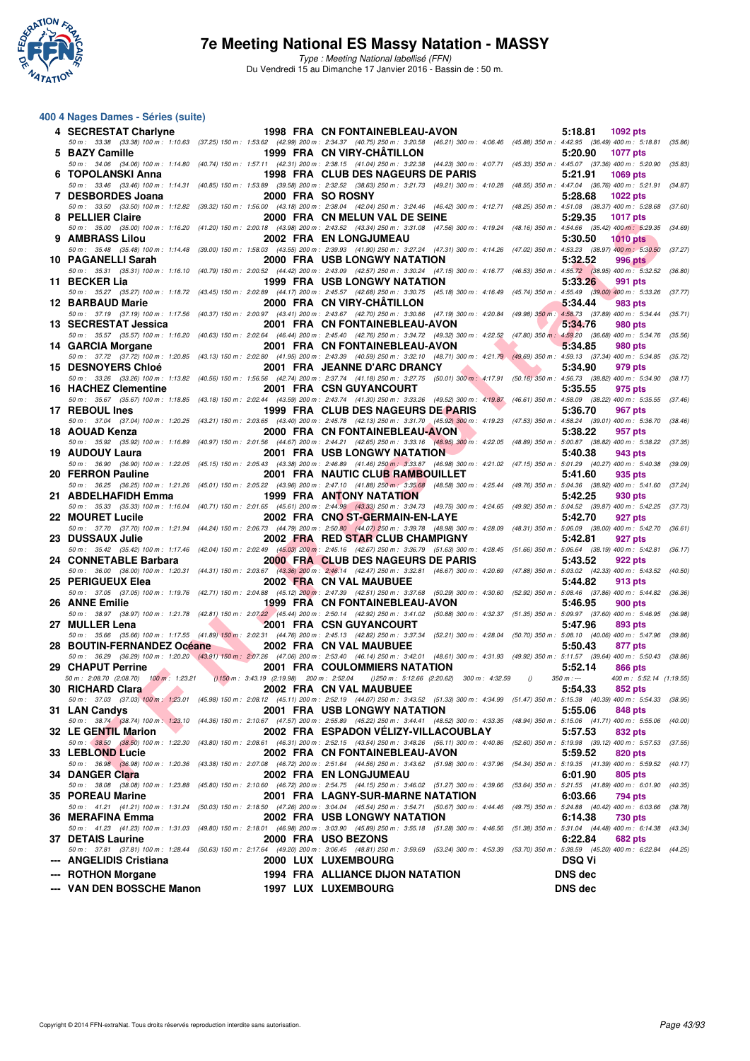# 7e Meeting National ES Massy Natation - MASSY

*Type : Meeting National labellisé (FFN)*
Du Vendredi 15 au Dimanche 17 Janvier 2016 - Bassin de : 50 m.

## 400 4 Nages Dames - Séries (suite)

| Pl. | Nom | Année | Nat. | Club | Temps | Points |
|---|---|---|---|---|---|---|
| 4 | SECRESTAT Charlyne | 1998 | FRA | CN FONTAINEBLEAU-AVON | 5:18.81 | 1092 pts |
| | 50 m : 33.38 (33.38) 100 m : 1:10.63 (37.25) 150 m : 1:53.62 (42.99) 200 m : 2:34.37 (40.75) 250 m : 3:20.58 (46.21) 300 m : 4:06.46 (45.88) 350 m : 4:42.95 (36.49) 400 m : 5:18.81 (35.86) | | | | | |
| 5 | BAZY Camille | 1999 | FRA | CN VIRY-CHÂTILLON | 5:20.90 | 1077 pts |
| | 50 m : 34.06 (34.06) 100 m : 1:14.80 (40.74) 150 m : 1:57.11 (42.31) 200 m : 2:38.15 (41.04) 250 m : 3:22.38 (44.23) 300 m : 4:07.71 (45.33) 350 m : 4:45.07 (37.36) 400 m : 5:20.90 (35.83) | | | | | |
| 6 | TOPOLANSKI Anna | 1998 | FRA | CLUB DES NAGEURS DE PARIS | 5:21.91 | 1069 pts |
| | 50 m : 33.46 (33.46) 100 m : 1:14.31 (40.85) 150 m : 1:53.89 (39.58) 200 m : 2:32.52 (38.63) 250 m : 3:21.73 (49.21) 300 m : 4:10.28 (48.55) 350 m : 4:47.04 (36.76) 400 m : 5:21.91 (34.87) | | | | | |
| 7 | DESBORDES Joana | 2000 | FRA | SO ROSNY | 5:28.68 | 1022 pts |
| | 50 m : 33.50 (33.50) 100 m : 1:12.82 (39.32) 150 m : 1:56.00 (43.18) 200 m : 2:38.04 (42.04) 250 m : 3:24.46 (46.42) 300 m : 4:12.71 (48.25) 350 m : 4:51.08 (38.37) 400 m : 5:28.68 (37.60) | | | | | |
| 8 | PELLIER Claire | 2000 | FRA | CN MELUN VAL DE SEINE | 5:29.35 | 1017 pts |
| | 50 m : 35.00 (35.00) 100 m : 1:16.20 (41.20) 150 m : 2:00.18 (43.98) 200 m : 2:43.52 (43.34) 250 m : 3:31.08 (47.56) 300 m : 4:19.24 (48.16) 350 m : 4:54.66 (35.42) 400 m : 5:29.35 (34.69) | | | | | |
| 9 | AMBRASS Lilou | 2002 | FRA | EN LONGJUMEAU | 5:30.50 | 1010 pts |
| | 50 m : 35.48 (35.48) 100 m : 1:14.48 (39.00) 150 m : 1:58.03 (43.55) 200 m : 2:39.93 (41.90) 250 m : 3:27.24 (47.31) 300 m : 4:14.26 (47.02) 350 m : 4:53.23 (38.97) 400 m : 5:30.50 (37.27) | | | | | |
| 10 | PAGANELLI Sarah | 2000 | FRA | USB LONGWY NATATION | 5:32.52 | 996 pts |
| | 50 m : 35.31 (35.31) 100 m : 1:16.10 (40.79) 150 m : 2:00.52 (44.42) 200 m : 2:43.09 (42.57) 250 m : 3:30.24 (47.15) 300 m : 4:16.77 (46.53) 350 m : 4:55.72 (38.95) 400 m : 5:32.52 (36.80) | | | | | |
| 11 | BECKER Lia | 1999 | FRA | USB LONGWY NATATION | 5:33.26 | 991 pts |
| | 50 m : 35.27 (35.27) 100 m : 1:18.72 (43.45) 150 m : 2:02.89 (44.17) 200 m : 2:45.57 (42.68) 250 m : 3:30.75 (45.18) 300 m : 4:16.49 (45.74) 350 m : 4:55.49 (39.00) 400 m : 5:33.26 (37.77) | | | | | |
| 12 | BARBAUD Marie | 2000 | FRA | CN VIRY-CHÂTILLON | 5:34.44 | 983 pts |
| | 50 m : 37.19 (37.19) 100 m : 1:17.56 (40.37) 150 m : 2:00.97 (43.41) 200 m : 2:43.67 (42.70) 250 m : 3:30.86 (47.19) 300 m : 4:20.84 (49.98) 350 m : 4:58.73 (37.89) 400 m : 5:34.44 (35.71) | | | | | |
| 13 | SECRESTAT Jessica | 2001 | FRA | CN FONTAINEBLEAU-AVON | 5:34.76 | 980 pts |
| | 50 m : 35.57 (35.57) 100 m : 1:16.20 (40.63) 150 m : 2:02.64 (46.44) 200 m : 2:45.40 (42.76) 250 m : 3:34.72 (49.32) 300 m : 4:22.52 (47.80) 350 m : 4:59.20 (36.68) 400 m : 5:34.76 (35.56) | | | | | |
| 14 | GARCIA Morgane | 2001 | FRA | CN FONTAINEBLEAU-AVON | 5:34.85 | 980 pts |
| | 50 m : 37.72 (37.72) 100 m : 1:20.85 (43.13) 150 m : 2:02.80 (41.95) 200 m : 2:43.39 (40.59) 250 m : 3:32.10 (48.71) 300 m : 4:21.79 (49.69) 350 m : 4:59.13 (37.34) 400 m : 5:34.85 (35.72) | | | | | |
| 15 | DESNOYERS Chloé | 2001 | FRA | JEANNE D'ARC DRANCY | 5:34.90 | 979 pts |
| | 50 m : 33.26 (33.26) 100 m : 1:13.82 (40.56) 150 m : 1:56.56 (42.74) 200 m : 2:37.74 (41.18) 250 m : 3:27.75 (50.01) 300 m : 4:17.91 (50.16) 350 m : 4:56.73 (38.82) 400 m : 5:34.90 (38.17) | | | | | |
| 16 | HACHEZ Clementine | 2001 | FRA | CSN GUYANCOURT | 5:35.55 | 975 pts |
| | 50 m : 35.67 (35.67) 100 m : 1:18.85 (43.18) 150 m : 2:02.44 (43.59) 200 m : 2:43.74 (41.30) 250 m : 3:33.26 (49.52) 300 m : 4:19.87 (46.61) 350 m : 4:58.09 (38.22) 400 m : 5:35.55 (37.46) | | | | | |
| 17 | REBOUL Ines | 1999 | FRA | CLUB DES NAGEURS DE PARIS | 5:36.70 | 967 pts |
| | 50 m : 37.04 (37.04) 100 m : 1:20.25 (43.21) 150 m : 2:03.65 (43.40) 200 m : 2:45.78 (42.13) 250 m : 3:31.70 (45.92) 300 m : 4:19.23 (47.53) 350 m : 4:58.24 (39.01) 400 m : 5:36.70 (38.46) | | | | | |
| 18 | AOUAD Kenza | 2000 | FRA | CN FONTAINEBLEAU-AVON | 5:38.22 | 957 pts |
| | 50 m : 35.92 (35.92) 100 m : 1:16.89 (40.97) 150 m : 2:01.56 (44.67) 200 m : 2:44.21 (42.65) 250 m : 3:33.16 (48.95) 300 m : 4:22.05 (48.89) 350 m : 5:00.87 (38.82) 400 m : 5:38.22 (37.35) | | | | | |
| 19 | AUDOUY Laura | 2001 | FRA | USB LONGWY NATATION | 5:40.38 | 943 pts |
| | 50 m : 36.90 (36.90) 100 m : 1:22.05 (45.15) 150 m : 2:05.43 (43.38) 200 m : 2:46.89 (41.46) 250 m : 3:33.87 (46.98) 300 m : 4:21.02 (47.15) 350 m : 5:01.29 (40.27) 400 m : 5:40.38 (39.09) | | | | | |
| 20 | FERRON Pauline | 2001 | FRA | NAUTIC CLUB RAMBOUILLET | 5:41.60 | 935 pts |
| | 50 m : 36.25 (36.25) 100 m : 1:21.26 (45.01) 150 m : 2:05.22 (43.96) 200 m : 2:47.10 (41.88) 250 m : 3:35.68 (48.58) 300 m : 4:25.44 (49.76) 350 m : 5:04.36 (38.92) 400 m : 5:41.60 (37.24) | | | | | |
| 21 | ABDELHAFIDH Emma | 1999 | FRA | ANTONY NATATION | 5:42.25 | 930 pts |
| | 50 m : 35.33 (35.33) 100 m : 1:16.04 (40.71) 150 m : 2:01.65 (45.61) 200 m : 2:44.98 (43.33) 250 m : 3:34.73 (49.75) 300 m : 4:24.65 (49.92) 350 m : 5:04.52 (39.87) 400 m : 5:42.25 (37.73) | | | | | |
| 22 | MOURET Lucile | 2002 | FRA | CNO ST-GERMAIN-EN-LAYE | 5:42.70 | 927 pts |
| | 50 m : 37.70 (37.70) 100 m : 1:21.94 (44.24) 150 m : 2:06.73 (44.79) 200 m : 2:50.80 (44.07) 250 m : 3:39.78 (48.98) 300 m : 4:28.09 (48.31) 350 m : 5:06.09 (38.00) 400 m : 5:42.70 (36.61) | | | | | |
| 23 | DUSSAUX Julie | 2002 | FRA | RED STAR CLUB CHAMPIGNY | 5:42.81 | 927 pts |
| | 50 m : 35.42 (35.42) 100 m : 1:17.46 (42.04) 150 m : 2:02.49 (45.03) 200 m : 2:45.16 (42.67) 250 m : 3:36.79 (51.63) 300 m : 4:28.45 (51.66) 350 m : 5:06.64 (38.19) 400 m : 5:42.81 (36.17) | | | | | |
| 24 | CONNETABLE Barbara | 2000 | FRA | CLUB DES NAGEURS DE PARIS | 5:43.52 | 922 pts |
| | 50 m : 36.00 (36.00) 100 m : 1:20.31 (44.31) 150 m : 2:03.67 (43.36) 200 m : 2:46.14 (42.47) 250 m : 3:32.81 (46.67) 300 m : 4:20.69 (47.88) 350 m : 5:03.02 (42.33) 400 m : 5:43.52 (40.50) | | | | | |
| 25 | PERIGUEUX Elea | 2002 | FRA | CN VAL MAUBUEE | 5:44.82 | 913 pts |
| | 50 m : 37.05 (37.05) 100 m : 1:19.76 (42.71) 150 m : 2:04.88 (45.12) 200 m : 2:47.39 (42.51) 250 m : 3:37.68 (50.29) 300 m : 4:30.60 (52.92) 350 m : 5:08.46 (37.86) 400 m : 5:44.82 (36.36) | | | | | |
| 26 | ANNE Emilie | 1999 | FRA | CN FONTAINEBLEAU-AVON | 5:46.95 | 900 pts |
| | 50 m : 38.97 (38.97) 100 m : 1:21.78 (42.81) 150 m : 2:07.22 (45.44) 200 m : 2:50.14 (42.92) 250 m : 3:41.02 (50.88) 300 m : 4:32.37 (51.35) 350 m : 5:09.97 (37.60) 400 m : 5:46.95 (36.98) | | | | | |
| 27 | MULLER Lena | 2001 | FRA | CSN GUYANCOURT | 5:47.96 | 893 pts |
| | 50 m : 35.66 (35.66) 100 m : 1:17.55 (41.89) 150 m : 2:02.31 (44.76) 200 m : 2:45.13 (42.82) 250 m : 3:37.34 (52.21) 300 m : 4:28.04 (50.70) 350 m : 5:08.10 (40.06) 400 m : 5:47.96 (39.86) | | | | | |
| 28 | BOUTIN-FERNANDEZ Océane | 2002 | FRA | CN VAL MAUBUEE | 5:50.43 | 877 pts |
| | 50 m : 36.29 (36.29) 100 m : 1:20.20 (43.91) 150 m : 2:07.26 (47.06) 200 m : 2:53.40 (46.14) 250 m : 3:42.01 (48.61) 300 m : 4:31.93 (49.92) 350 m : 5:11.57 (39.64) 400 m : 5:50.43 (38.86) | | | | | |
| 29 | CHAPUT Perrine | 2001 | FRA | COULOMMIERS NATATION | 5:52.14 | 866 pts |
| | 50 m : 2:08.70 (2:08.70) 100 m : 1:23.21 () 150 m : 3:43.19 (2:19.98) 200 m : 2:52.04 () 250 m : 5:12.66 (2:20.62) 300 m : 4:32.59 () 350 m : --- 400 m : 5:52.14 (1:19.55) | | | | | |
| 30 | RICHARD Clara | 2002 | FRA | CN VAL MAUBUEE | 5:54.33 | 852 pts |
| | 50 m : 37.03 (37.03) 100 m : 1:23.01 (45.98) 150 m : 2:08.12 (45.11) 200 m : 2:52.19 (44.07) 250 m : 3:43.52 (51.33) 300 m : 4:34.99 (51.47) 350 m : 5:15.38 (40.39) 400 m : 5:54.33 (38.95) | | | | | |
| 31 | LAN Candys | 2001 | FRA | USB LONGWY NATATION | 5:55.06 | 848 pts |
| | 50 m : 38.74 (38.74) 100 m : 1:23.10 (44.36) 150 m : 2:10.67 (47.57) 200 m : 2:55.89 (45.22) 250 m : 3:44.41 (48.52) 300 m : 4:33.35 (48.94) 350 m : 5:15.06 (41.71) 400 m : 5:55.06 (40.00) | | | | | |
| 32 | LE GENTIL Marion | 2002 | FRA | ESPADON VÉLIZY-VILLACOUBLAY | 5:57.53 | 832 pts |
| | 50 m : 38.50 (38.50) 100 m : 1:22.30 (43.80) 150 m : 2:08.61 (46.31) 200 m : 2:52.15 (43.54) 250 m : 3:48.26 (56.11) 300 m : 4:40.86 (52.60) 350 m : 5:19.98 (39.12) 400 m : 5:57.53 (37.55) | | | | | |
| 33 | LEBLOND Lucie | 2002 | FRA | CN FONTAINEBLEAU-AVON | 5:59.52 | 820 pts |
| | 50 m : 36.98 (36.98) 100 m : 1:20.36 (43.38) 150 m : 2:07.08 (46.72) 200 m : 2:51.64 (44.56) 250 m : 3:43.62 (51.98) 300 m : 4:37.96 (54.34) 350 m : 5:19.35 (41.39) 400 m : 5:59.52 (40.17) | | | | | |
| 34 | DANGER Clara | 2002 | FRA | EN LONGJUMEAU | 6:01.90 | 805 pts |
| | 50 m : 38.08 (38.08) 100 m : 1:23.88 (45.80) 150 m : 2:10.60 (46.72) 200 m : 2:54.75 (44.15) 250 m : 3:46.02 (51.27) 300 m : 4:39.66 (53.64) 350 m : 5:21.55 (41.89) 400 m : 6:01.90 (40.35) | | | | | |
| 35 | POREAU Marine | 2001 | FRA | LAGNY-SUR-MARNE NATATION | 6:03.66 | 794 pts |
| | 50 m : 41.21 (41.21) 100 m : 1:31.24 (50.03) 150 m : 2:18.50 (47.26) 200 m : 3:04.04 (45.54) 250 m : 3:54.71 (50.67) 300 m : 4:44.46 (49.75) 350 m : 5:24.88 (40.42) 400 m : 6:03.66 (38.78) | | | | | |
| 36 | MERAFINA Emma | 2002 | FRA | USB LONGWY NATATION | 6:14.38 | 730 pts |
| | 50 m : 41.23 (41.23) 100 m : 1:31.03 (49.80) 150 m : 2:18.01 (46.98) 200 m : 3:03.90 (45.89) 250 m : 3:55.18 (51.28) 300 m : 4:46.56 (51.38) 350 m : 5:31.04 (44.48) 400 m : 6:14.38 (43.34) | | | | | |
| 37 | DETAIS Laurine | 2000 | FRA | USO BEZONS | 6:22.84 | 682 pts |
| | 50 m : 37.81 (37.81) 100 m : 1:28.44 (50.63) 150 m : 2:17.64 (49.20) 200 m : 3:06.45 (48.81) 250 m : 3:59.69 (53.24) 300 m : 4:53.39 (53.70) 350 m : 5:38.59 (45.20) 400 m : 6:22.84 (44.25) | | | | | |
| --- | ANGELIDIS Cristiana | 2000 | LUX | LUXEMBOURG | DSQ Vi | |
| --- | ROTHON Morgane | 1994 | FRA | ALLIANCE DIJON NATATION | DNS dec | |
| --- | VAN DEN BOSSCHE Manon | 1997 | LUX | LUXEMBOURG | DNS dec | |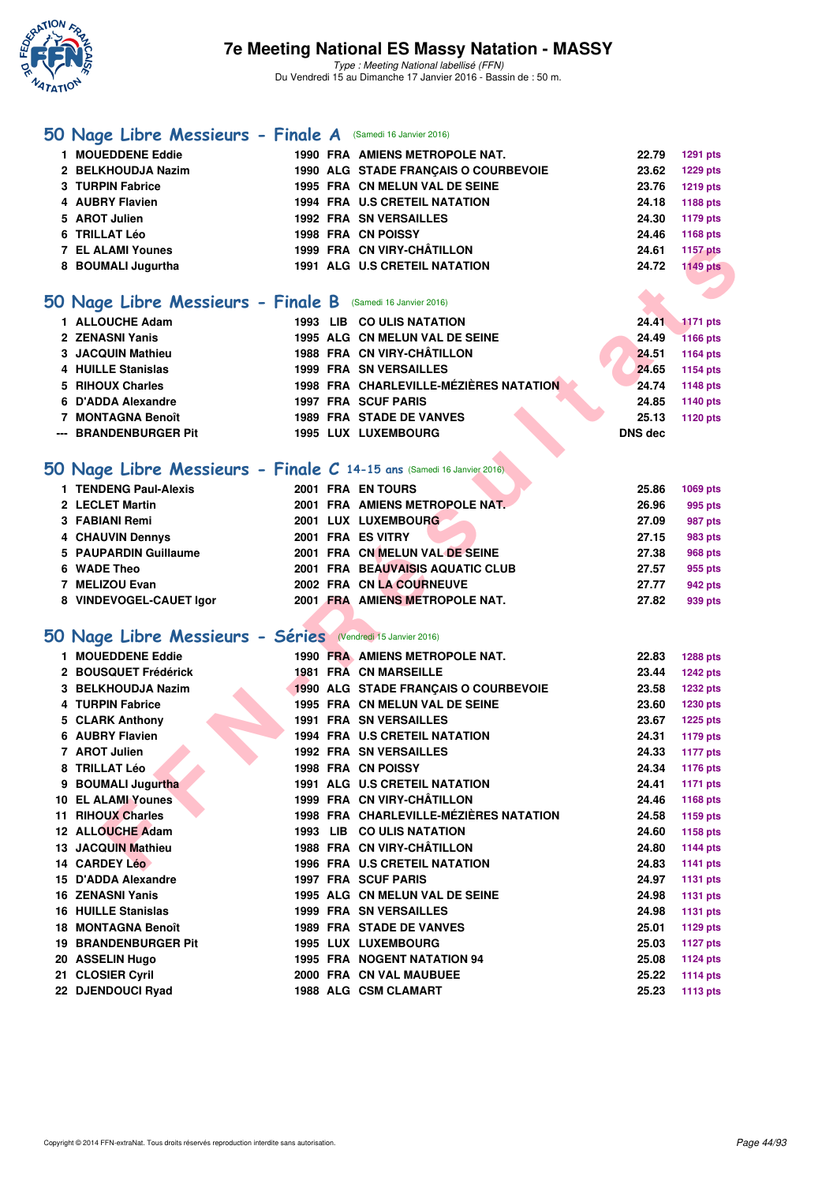# 7e Meeting National ES Massy Natation - MASSY

*Type : Meeting National labellisé (FFN)*
Du Vendredi 15 au Dimanche 17 Janvier 2016 - Bassin de : 50 m.

## 50 Nage Libre Messieurs - Finale A (Samedi 16 Janvier 2016)

| | Nom | Année | Nat | Club | Temps | Points |
|---|---|---|---|---|---|---|
| 1 | MOUEDDENE Eddie | 1990 | FRA | AMIENS METROPOLE NAT. | 22.79 | 1291 pts |
| 2 | BELKHOUDJA Nazim | 1990 | ALG | STADE FRANÇAIS O COURBEVOIE | 23.62 | 1229 pts |
| 3 | TURPIN Fabrice | 1995 | FRA | CN MELUN VAL DE SEINE | 23.76 | 1219 pts |
| 4 | AUBRY Flavien | 1994 | FRA | U.S CRETEIL NATATION | 24.18 | 1188 pts |
| 5 | AROT Julien | 1992 | FRA | SN VERSAILLES | 24.30 | 1179 pts |
| 6 | TRILLAT Léo | 1998 | FRA | CN POISSY | 24.46 | 1168 pts |
| 7 | EL ALAMI Younes | 1999 | FRA | CN VIRY-CHÂTILLON | 24.61 | 1157 pts |
| 8 | BOUMALI Jugurtha | 1991 | ALG | U.S CRETEIL NATATION | 24.72 | 1149 pts |

## 50 Nage Libre Messieurs - Finale B (Samedi 16 Janvier 2016)

| | Nom | Année | Nat | Club | Temps | Points |
|---|---|---|---|---|---|---|
| 1 | ALLOUCHE Adam | 1993 | LIB | CO ULIS NATATION | 24.41 | 1171 pts |
| 2 | ZENASNI Yanis | 1995 | ALG | CN MELUN VAL DE SEINE | 24.49 | 1166 pts |
| 3 | JACQUIN Mathieu | 1988 | FRA | CN VIRY-CHÂTILLON | 24.51 | 1164 pts |
| 4 | HUILLE Stanislas | 1999 | FRA | SN VERSAILLES | 24.65 | 1154 pts |
| 5 | RIHOUX Charles | 1998 | FRA | CHARLEVILLE-MÉZIÈRES NATATION | 24.74 | 1148 pts |
| 6 | D'ADDA Alexandre | 1997 | FRA | SCUF PARIS | 24.85 | 1140 pts |
| 7 | MONTAGNA Benoît | 1989 | FRA | STADE DE VANVES | 25.13 | 1120 pts |
| --- | BRANDENBURGER Pit | 1995 | LUX | LUXEMBOURG | DNS dec | |

## 50 Nage Libre Messieurs - Finale C 14-15 ans (Samedi 16 Janvier 2016)

| | Nom | Année | Nat | Club | Temps | Points |
|---|---|---|---|---|---|---|
| 1 | TENDENG Paul-Alexis | 2001 | FRA | EN TOURS | 25.86 | 1069 pts |
| 2 | LECLET Martin | 2001 | FRA | AMIENS METROPOLE NAT. | 26.96 | 995 pts |
| 3 | FABIANI Remi | 2001 | LUX | LUXEMBOURG | 27.09 | 987 pts |
| 4 | CHAUVIN Dennys | 2001 | FRA | ES VITRY | 27.15 | 983 pts |
| 5 | PAUPARDIN Guillaume | 2001 | FRA | CN MELUN VAL DE SEINE | 27.38 | 968 pts |
| 6 | WADE Theo | 2001 | FRA | BEAUVAISIS AQUATIC CLUB | 27.57 | 955 pts |
| 7 | MELIZOU Evan | 2002 | FRA | CN LA COURNEUVE | 27.77 | 942 pts |
| 8 | VINDEVOGEL-CAUET Igor | 2001 | FRA | AMIENS METROPOLE NAT. | 27.82 | 939 pts |

## 50 Nage Libre Messieurs - Séries (Vendredi 15 Janvier 2016)

| | Nom | Année | Nat | Club | Temps | Points |
|---|---|---|---|---|---|---|
| 1 | MOUEDDENE Eddie | 1990 | FRA | AMIENS METROPOLE NAT. | 22.83 | 1288 pts |
| 2 | BOUSQUET Frédérick | 1981 | FRA | CN MARSEILLE | 23.44 | 1242 pts |
| 3 | BELKHOUDJA Nazim | 1990 | ALG | STADE FRANÇAIS O COURBEVOIE | 23.58 | 1232 pts |
| 4 | TURPIN Fabrice | 1995 | FRA | CN MELUN VAL DE SEINE | 23.60 | 1230 pts |
| 5 | CLARK Anthony | 1991 | FRA | SN VERSAILLES | 23.67 | 1225 pts |
| 6 | AUBRY Flavien | 1994 | FRA | U.S CRETEIL NATATION | 24.31 | 1179 pts |
| 7 | AROT Julien | 1992 | FRA | SN VERSAILLES | 24.33 | 1177 pts |
| 8 | TRILLAT Léo | 1998 | FRA | CN POISSY | 24.34 | 1176 pts |
| 9 | BOUMALI Jugurtha | 1991 | ALG | U.S CRETEIL NATATION | 24.41 | 1171 pts |
| 10 | EL ALAMI Younes | 1999 | FRA | CN VIRY-CHÂTILLON | 24.46 | 1168 pts |
| 11 | RIHOUX Charles | 1998 | FRA | CHARLEVILLE-MÉZIÈRES NATATION | 24.58 | 1159 pts |
| 12 | ALLOUCHE Adam | 1993 | LIB | CO ULIS NATATION | 24.60 | 1158 pts |
| 13 | JACQUIN Mathieu | 1988 | FRA | CN VIRY-CHÂTILLON | 24.80 | 1144 pts |
| 14 | CARDEY Léo | 1996 | FRA | U.S CRETEIL NATATION | 24.83 | 1141 pts |
| 15 | D'ADDA Alexandre | 1997 | FRA | SCUF PARIS | 24.97 | 1131 pts |
| 16 | ZENASNI Yanis | 1995 | ALG | CN MELUN VAL DE SEINE | 24.98 | 1131 pts |
| 16 | HUILLE Stanislas | 1999 | FRA | SN VERSAILLES | 24.98 | 1131 pts |
| 18 | MONTAGNA Benoît | 1989 | FRA | STADE DE VANVES | 25.01 | 1129 pts |
| 19 | BRANDENBURGER Pit | 1995 | LUX | LUXEMBOURG | 25.03 | 1127 pts |
| 20 | ASSELIN Hugo | 1995 | FRA | NOGENT NATATION 94 | 25.08 | 1124 pts |
| 21 | CLOSIER Cyril | 2000 | FRA | CN VAL MAUBUEE | 25.22 | 1114 pts |
| 22 | DJENDOUCI Ryad | 1988 | ALG | CSM CLAMART | 25.23 | 1113 pts |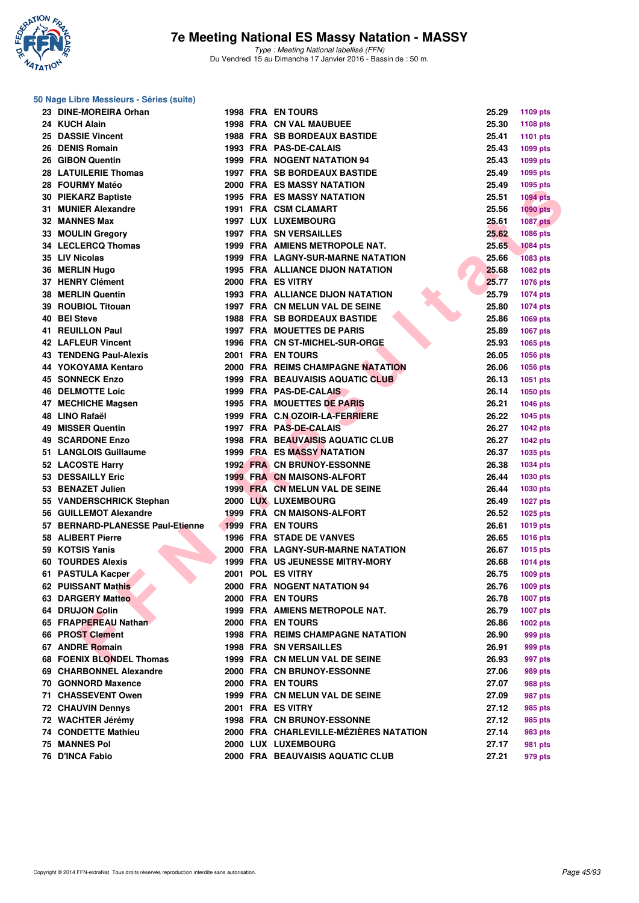# 7e Meeting National ES Massy Natation - MASSY

*Type : Meeting National labellisé (FFN)*
Du Vendredi 15 au Dimanche 17 Janvier 2016 - Bassin de : 50 m.

## 50 Nage Libre Messieurs - Séries (suite)

| Place | Nom | Année | Nat | Club | Temps | Points |
|---|---|---|---|---|---|---|
| 23 | DINE-MOREIRA Orhan | 1998 | FRA | EN TOURS | 25.29 | 1109 pts |
| 24 | KUCH Alain | 1998 | FRA | CN VAL MAUBUEE | 25.30 | 1108 pts |
| 25 | DASSIE Vincent | 1988 | FRA | SB BORDEAUX BASTIDE | 25.41 | 1101 pts |
| 26 | DENIS Romain | 1993 | FRA | PAS-DE-CALAIS | 25.43 | 1099 pts |
| 26 | GIBON Quentin | 1999 | FRA | NOGENT NATATION 94 | 25.43 | 1099 pts |
| 28 | LATUILERIE Thomas | 1997 | FRA | SB BORDEAUX BASTIDE | 25.49 | 1095 pts |
| 28 | FOURMY Matéo | 2000 | FRA | ES MASSY NATATION | 25.49 | 1095 pts |
| 30 | PIEKARZ Baptiste | 1995 | FRA | ES MASSY NATATION | 25.51 | 1094 pts |
| 31 | MUNIER Alexandre | 1991 | FRA | CSM CLAMART | 25.56 | 1090 pts |
| 32 | MANNES Max | 1997 | LUX | LUXEMBOURG | 25.61 | 1087 pts |
| 33 | MOULIN Gregory | 1997 | FRA | SN VERSAILLES | 25.62 | 1086 pts |
| 34 | LECLERCQ Thomas | 1999 | FRA | AMIENS METROPOLE NAT. | 25.65 | 1084 pts |
| 35 | LIV Nicolas | 1999 | FRA | LAGNY-SUR-MARNE NATATION | 25.66 | 1083 pts |
| 36 | MERLIN Hugo | 1995 | FRA | ALLIANCE DIJON NATATION | 25.68 | 1082 pts |
| 37 | HENRY Clément | 2000 | FRA | ES VITRY | 25.77 | 1076 pts |
| 38 | MERLIN Quentin | 1993 | FRA | ALLIANCE DIJON NATATION | 25.79 | 1074 pts |
| 39 | ROUBIOL Titouan | 1997 | FRA | CN MELUN VAL DE SEINE | 25.80 | 1074 pts |
| 40 | BEI Steve | 1988 | FRA | SB BORDEAUX BASTIDE | 25.86 | 1069 pts |
| 41 | REUILLON Paul | 1997 | FRA | MOUETTES DE PARIS | 25.89 | 1067 pts |
| 42 | LAFLEUR Vincent | 1996 | FRA | CN ST-MICHEL-SUR-ORGE | 25.93 | 1065 pts |
| 43 | TENDENG Paul-Alexis | 2001 | FRA | EN TOURS | 26.05 | 1056 pts |
| 44 | YOKOYAMA Kentaro | 2000 | FRA | REIMS CHAMPAGNE NATATION | 26.06 | 1056 pts |
| 45 | SONNECK Enzo | 1999 | FRA | BEAUVAISIS AQUATIC CLUB | 26.13 | 1051 pts |
| 46 | DELMOTTE Loic | 1999 | FRA | PAS-DE-CALAIS | 26.14 | 1050 pts |
| 47 | MECHICHE Magsen | 1995 | FRA | MOUETTES DE PARIS | 26.21 | 1046 pts |
| 48 | LINO Rafaël | 1999 | FRA | C.N OZOIR-LA-FERRIERE | 26.22 | 1045 pts |
| 49 | MISSER Quentin | 1997 | FRA | PAS-DE-CALAIS | 26.27 | 1042 pts |
| 49 | SCARDONE Enzo | 1998 | FRA | BEAUVAISIS AQUATIC CLUB | 26.27 | 1042 pts |
| 51 | LANGLOIS Guillaume | 1999 | FRA | ES MASSY NATATION | 26.37 | 1035 pts |
| 52 | LACOSTE Harry | 1992 | FRA | CN BRUNOY-ESSONNE | 26.38 | 1034 pts |
| 53 | DESSAILLY Eric | 1999 | FRA | CN MAISONS-ALFORT | 26.44 | 1030 pts |
| 53 | BENAZET Julien | 1999 | FRA | CN MELUN VAL DE SEINE | 26.44 | 1030 pts |
| 55 | VANDERSCHRICK Stephan | 2000 | LUX | LUXEMBOURG | 26.49 | 1027 pts |
| 56 | GUILLEMOT Alexandre | 1999 | FRA | CN MAISONS-ALFORT | 26.52 | 1025 pts |
| 57 | BERNARD-PLANESSE Paul-Etienne | 1999 | FRA | EN TOURS | 26.61 | 1019 pts |
| 58 | ALIBERT Pierre | 1996 | FRA | STADE DE VANVES | 26.65 | 1016 pts |
| 59 | KOTSIS Yanis | 2000 | FRA | LAGNY-SUR-MARNE NATATION | 26.67 | 1015 pts |
| 60 | TOURDES Alexis | 1999 | FRA | US JEUNESSE MITRY-MORY | 26.68 | 1014 pts |
| 61 | PASTULA Kacper | 2001 | POL | ES VITRY | 26.75 | 1009 pts |
| 62 | PUISSANT Mathis | 2000 | FRA | NOGENT NATATION 94 | 26.76 | 1009 pts |
| 63 | DARGERY Matteo | 2000 | FRA | EN TOURS | 26.78 | 1007 pts |
| 64 | DRUJON Colin | 1999 | FRA | AMIENS METROPOLE NAT. | 26.79 | 1007 pts |
| 65 | FRAPPEREAU Nathan | 2000 | FRA | EN TOURS | 26.86 | 1002 pts |
| 66 | PROST Clement | 1998 | FRA | REIMS CHAMPAGNE NATATION | 26.90 | 999 pts |
| 67 | ANDRE Romain | 1998 | FRA | SN VERSAILLES | 26.91 | 999 pts |
| 68 | FOENIX BLONDEL Thomas | 1999 | FRA | CN MELUN VAL DE SEINE | 26.93 | 997 pts |
| 69 | CHARBONNEL Alexandre | 2000 | FRA | CN BRUNOY-ESSONNE | 27.06 | 989 pts |
| 70 | GONNORD Maxence | 2000 | FRA | EN TOURS | 27.07 | 988 pts |
| 71 | CHASSEVENT Owen | 1999 | FRA | CN MELUN VAL DE SEINE | 27.09 | 987 pts |
| 72 | CHAUVIN Dennys | 2001 | FRA | ES VITRY | 27.12 | 985 pts |
| 72 | WACHTER Jérémy | 1998 | FRA | CN BRUNOY-ESSONNE | 27.12 | 985 pts |
| 74 | CONDETTE Mathieu | 2000 | FRA | CHARLEVILLE-MÉZIÈRES NATATION | 27.14 | 983 pts |
| 75 | MANNES Pol | 2000 | LUX | LUXEMBOURG | 27.17 | 981 pts |
| 76 | D'INCA Fabio | 2000 | FRA | BEAUVAISIS AQUATIC CLUB | 27.21 | 979 pts |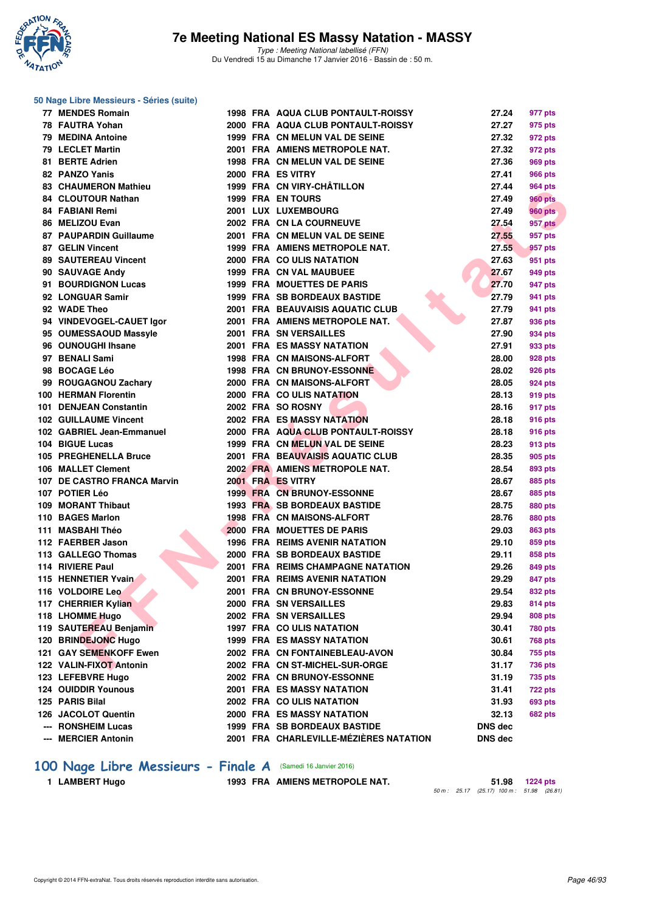## 50 Nage Libre Messieurs - Séries (suite)

| | | | | | | |
|---|---|---|---|---|---|---|
| 77 | MENDES Romain | 1998 | FRA | AQUA CLUB PONTAULT-ROISSY | 27.24 | 977 pts |
| 78 | FAUTRA Yohan | 2000 | FRA | AQUA CLUB PONTAULT-ROISSY | 27.27 | 975 pts |
| 79 | MEDINA Antoine | 1999 | FRA | CN MELUN VAL DE SEINE | 27.32 | 972 pts |
| 79 | LECLET Martin | 2001 | FRA | AMIENS METROPOLE NAT. | 27.32 | 972 pts |
| 81 | BERTE Adrien | 1998 | FRA | CN MELUN VAL DE SEINE | 27.36 | 969 pts |
| 82 | PANZO Yanis | 2000 | FRA | ES VITRY | 27.41 | 966 pts |
| 83 | CHAUMERON Mathieu | 1999 | FRA | CN VIRY-CHÂTILLON | 27.44 | 964 pts |
| 84 | CLOUTOUR Nathan | 1999 | FRA | EN TOURS | 27.49 | 960 pts |
| 84 | FABIANI Remi | 2001 | LUX | LUXEMBOURG | 27.49 | 960 pts |
| 86 | MELIZOU Evan | 2002 | FRA | CN LA COURNEUVE | 27.54 | 957 pts |
| 87 | PAUPARDIN Guillaume | 2001 | FRA | CN MELUN VAL DE SEINE | 27.55 | 957 pts |
| 87 | GELIN Vincent | 1999 | FRA | AMIENS METROPOLE NAT. | 27.55 | 957 pts |
| 89 | SAUTEREAU Vincent | 2000 | FRA | CO ULIS NATATION | 27.63 | 951 pts |
| 90 | SAUVAGE Andy | 1999 | FRA | CN VAL MAUBUEE | 27.67 | 949 pts |
| 91 | BOURDIGNON Lucas | 1999 | FRA | MOUETTES DE PARIS | 27.70 | 947 pts |
| 92 | LONGUAR Samir | 1999 | FRA | SB BORDEAUX BASTIDE | 27.79 | 941 pts |
| 92 | WADE Theo | 2001 | FRA | BEAUVAISIS AQUATIC CLUB | 27.79 | 941 pts |
| 94 | VINDEVOGEL-CAUET Igor | 2001 | FRA | AMIENS METROPOLE NAT. | 27.87 | 936 pts |
| 95 | OUMESSAOUD Massyle | 2001 | FRA | SN VERSAILLES | 27.90 | 934 pts |
| 96 | OUNOUGHI Ihsane | 2001 | FRA | ES MASSY NATATION | 27.91 | 933 pts |
| 97 | BENALI Sami | 1998 | FRA | CN MAISONS-ALFORT | 28.00 | 928 pts |
| 98 | BOCAGE Léo | 1998 | FRA | CN BRUNOY-ESSONNE | 28.02 | 926 pts |
| 99 | ROUGAGNOU Zachary | 2000 | FRA | CN MAISONS-ALFORT | 28.05 | 924 pts |
| 100 | HERMAN Florentin | 2000 | FRA | CO ULIS NATATION | 28.13 | 919 pts |
| 101 | DENJEAN Constantin | 2002 | FRA | SO ROSNY | 28.16 | 917 pts |
| 102 | GUILLAUME Vincent | 2002 | FRA | ES MASSY NATATION | 28.18 | 916 pts |
| 102 | GABRIEL Jean-Emmanuel | 2000 | FRA | AQUA CLUB PONTAULT-ROISSY | 28.18 | 916 pts |
| 104 | BIGUE Lucas | 1999 | FRA | CN MELUN VAL DE SEINE | 28.23 | 913 pts |
| 105 | PREGHENELLA Bruce | 2001 | FRA | BEAUVAISIS AQUATIC CLUB | 28.35 | 905 pts |
| 106 | MALLET Clement | 2002 | FRA | AMIENS METROPOLE NAT. | 28.54 | 893 pts |
| 107 | DE CASTRO FRANCA Marvin | 2001 | FRA | ES VITRY | 28.67 | 885 pts |
| 107 | POTIER Léo | 1999 | FRA | CN BRUNOY-ESSONNE | 28.67 | 885 pts |
| 109 | MORANT Thibaut | 1993 | FRA | SB BORDEAUX BASTIDE | 28.75 | 880 pts |
| 110 | BAGES Marlon | 1998 | FRA | CN MAISONS-ALFORT | 28.76 | 880 pts |
| 111 | MASBAHI Théo | 2000 | FRA | MOUETTES DE PARIS | 29.03 | 863 pts |
| 112 | FAERBER Jason | 1996 | FRA | REIMS AVENIR NATATION | 29.10 | 859 pts |
| 113 | GALLEGO Thomas | 2000 | FRA | SB BORDEAUX BASTIDE | 29.11 | 858 pts |
| 114 | RIVIERE Paul | 2001 | FRA | REIMS CHAMPAGNE NATATION | 29.26 | 849 pts |
| 115 | HENNETIER Yvain | 2001 | FRA | REIMS AVENIR NATATION | 29.29 | 847 pts |
| 116 | VOLDOIRE Leo | 2001 | FRA | CN BRUNOY-ESSONNE | 29.54 | 832 pts |
| 117 | CHERRIER Kylian | 2000 | FRA | SN VERSAILLES | 29.83 | 814 pts |
| 118 | LHOMME Hugo | 2002 | FRA | SN VERSAILLES | 29.94 | 808 pts |
| 119 | SAUTEREAU Benjamin | 1997 | FRA | CO ULIS NATATION | 30.41 | 780 pts |
| 120 | BRINDEJONC Hugo | 1999 | FRA | ES MASSY NATATION | 30.61 | 768 pts |
| 121 | GAY SEMENKOFF Ewen | 2002 | FRA | CN FONTAINEBLEAU-AVON | 30.84 | 755 pts |
| 122 | VALIN-FIXOT Antonin | 2002 | FRA | CN ST-MICHEL-SUR-ORGE | 31.17 | 736 pts |
| 123 | LEFEBVRE Hugo | 2002 | FRA | CN BRUNOY-ESSONNE | 31.19 | 735 pts |
| 124 | OUIDDIR Younous | 2001 | FRA | ES MASSY NATATION | 31.41 | 722 pts |
| 125 | PARIS Bilal | 2002 | FRA | CO ULIS NATATION | 31.93 | 693 pts |
| 126 | JACOLOT Quentin | 2000 | FRA | ES MASSY NATATION | 32.13 | 682 pts |
| --- | RONSHEIM Lucas | 1999 | FRA | SB BORDEAUX BASTIDE | DNS dec | |
| --- | MERCIER Antonin | 2001 | FRA | CHARLEVILLE-MÉZIÈRES NATATION | DNS dec | |

## 100 Nage Libre Messieurs - Finale A (Samedi 16 Janvier 2016)

| | | | | | | |
|---|---|---|---|---|---|---|
| 1 | LAMBERT Hugo | 1993 | FRA | AMIENS METROPOLE NAT. | 51.98 | 1224 pts |

50 m : 25.17 (25.17) 100 m : 51.98 (26.81)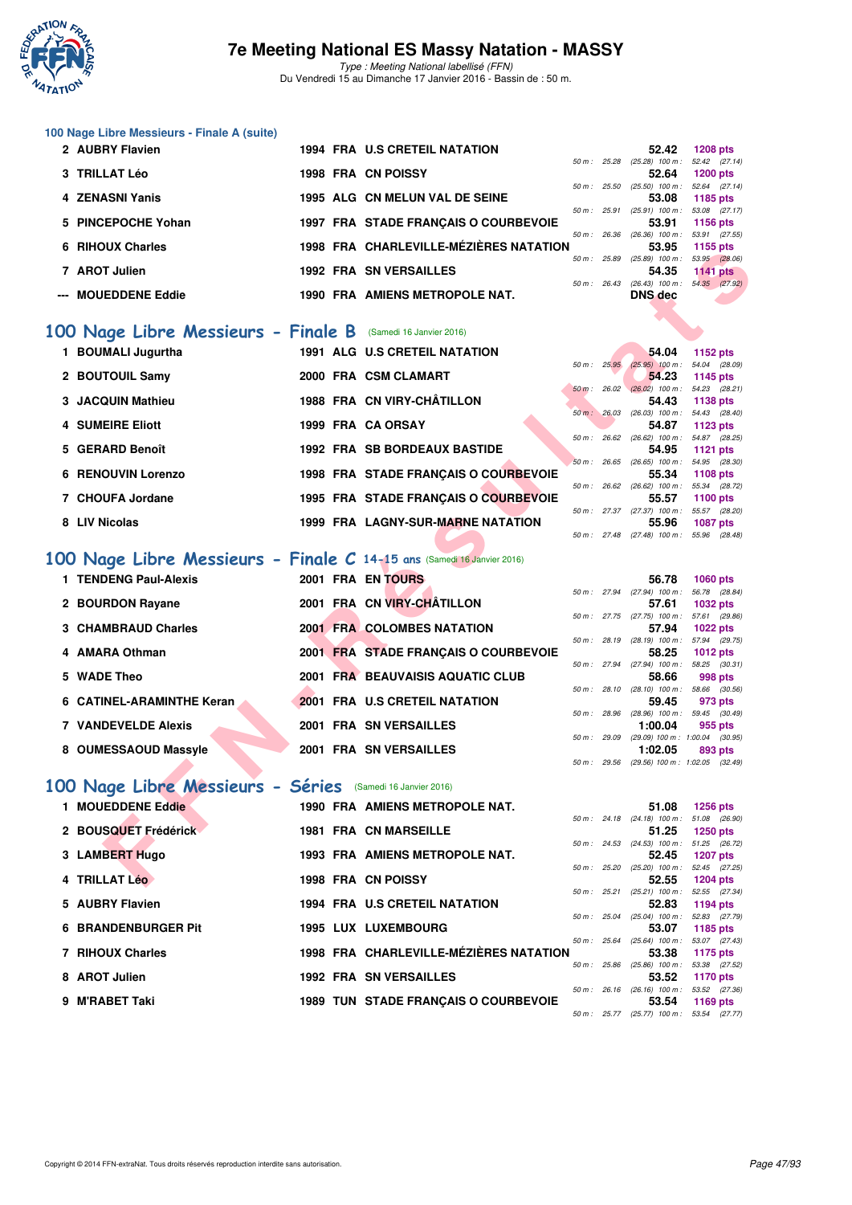## 100 Nage Libre Messieurs - Finale A (suite)

| Rang | Nom | Année | Nat | Club | Temps | Points | 50 m | 100 m |
|---|---|---|---|---|---|---|---|---|
| 2 | AUBRY Flavien | 1994 | FRA | U.S CRETEIL NATATION | 52.42 | 1208 pts | 25.28 (25.28) | 52.42 (27.14) |
| 3 | TRILLAT Léo | 1998 | FRA | CN POISSY | 52.64 | 1200 pts | 25.50 (25.50) | 52.64 (27.14) |
| 4 | ZENASNI Yanis | 1995 | ALG | CN MELUN VAL DE SEINE | 53.08 | 1185 pts | 25.91 (25.91) | 53.08 (27.17) |
| 5 | PINCEPOCHE Yohan | 1997 | FRA | STADE FRANÇAIS O COURBEVOIE | 53.91 | 1156 pts | 26.36 (26.36) | 53.91 (27.55) |
| 6 | RIHOUX Charles | 1998 | FRA | CHARLEVILLE-MÉZIÈRES NATATION | 53.95 | 1155 pts | 25.89 (25.89) | 53.95 (28.06) |
| 7 | AROT Julien | 1992 | FRA | SN VERSAILLES | 54.35 | 1141 pts | 26.43 (26.43) | 54.35 (27.92) |
| --- | MOUEDDENE Eddie | 1990 | FRA | AMIENS METROPOLE NAT. | DNS dec | | | |

## 100 Nage Libre Messieurs - Finale B (Samedi 16 Janvier 2016)

| Rang | Nom | Année | Nat | Club | Temps | Points | 50 m | 100 m |
|---|---|---|---|---|---|---|---|---|
| 1 | BOUMALI Jugurtha | 1991 | ALG | U.S CRETEIL NATATION | 54.04 | 1152 pts | 25.95 (25.95) | 54.04 (28.09) |
| 2 | BOUTOUIL Samy | 2000 | FRA | CSM CLAMART | 54.23 | 1145 pts | 26.02 (26.02) | 54.23 (28.21) |
| 3 | JACQUIN Mathieu | 1988 | FRA | CN VIRY-CHÂTILLON | 54.43 | 1138 pts | 26.03 (26.03) | 54.43 (28.40) |
| 4 | SUMEIRE Eliott | 1999 | FRA | CA ORSAY | 54.87 | 1123 pts | 26.62 (26.62) | 54.87 (28.25) |
| 5 | GERARD Benoît | 1992 | FRA | SB BORDEAUX BASTIDE | 54.95 | 1121 pts | 26.65 (26.65) | 54.95 (28.30) |
| 6 | RENOUVIN Lorenzo | 1998 | FRA | STADE FRANÇAIS O COURBEVOIE | 55.34 | 1108 pts | 26.62 (26.62) | 55.34 (28.72) |
| 7 | CHOUFA Jordane | 1995 | FRA | STADE FRANÇAIS O COURBEVOIE | 55.57 | 1100 pts | 27.37 (27.37) | 55.57 (28.20) |
| 8 | LIV Nicolas | 1999 | FRA | LAGNY-SUR-MARNE NATATION | 55.96 | 1087 pts | 27.48 (27.48) | 55.96 (28.48) |

## 100 Nage Libre Messieurs - Finale C 14-15 ans (Samedi 16 Janvier 2016)

| Rang | Nom | Année | Nat | Club | Temps | Points | 50 m | 100 m |
|---|---|---|---|---|---|---|---|---|
| 1 | TENDENG Paul-Alexis | 2001 | FRA | EN TOURS | 56.78 | 1060 pts | 27.94 (27.94) | 56.78 (28.84) |
| 2 | BOURDON Rayane | 2001 | FRA | CN VIRY-CHÂTILLON | 57.61 | 1032 pts | 27.75 (27.75) | 57.61 (29.86) |
| 3 | CHAMBRAUD Charles | 2001 | FRA | COLOMBES NATATION | 57.94 | 1022 pts | 28.19 (28.19) | 57.94 (29.75) |
| 4 | AMARA Othman | 2001 | FRA | STADE FRANÇAIS O COURBEVOIE | 58.25 | 1012 pts | 27.94 (27.94) | 58.25 (30.31) |
| 5 | WADE Theo | 2001 | FRA | BEAUVAISIS AQUATIC CLUB | 58.66 | 998 pts | 28.10 (28.10) | 58.66 (30.56) |
| 6 | CATINEL-ARAMINTHE Keran | 2001 | FRA | U.S CRETEIL NATATION | 59.45 | 973 pts | 28.96 (28.96) | 59.45 (30.49) |
| 7 | VANDEVELDE Alexis | 2001 | FRA | SN VERSAILLES | 1:00.04 | 955 pts | 29.09 (29.09) | 1:00.04 (30.95) |
| 8 | OUMESSAOUD Massyle | 2001 | FRA | SN VERSAILLES | 1:02.05 | 893 pts | 29.56 (29.56) | 1:02.05 (32.49) |

## 100 Nage Libre Messieurs - Séries (Samedi 16 Janvier 2016)

| Rang | Nom | Année | Nat | Club | Temps | Points | 50 m | 100 m |
|---|---|---|---|---|---|---|---|---|
| 1 | MOUEDDENE Eddie | 1990 | FRA | AMIENS METROPOLE NAT. | 51.08 | 1256 pts | 24.18 (24.18) | 51.08 (26.90) |
| 2 | BOUSQUET Frédérick | 1981 | FRA | CN MARSEILLE | 51.25 | 1250 pts | 24.53 (24.53) | 51.25 (26.72) |
| 3 | LAMBERT Hugo | 1993 | FRA | AMIENS METROPOLE NAT. | 52.45 | 1207 pts | 25.20 (25.20) | 52.45 (27.25) |
| 4 | TRILLAT Léo | 1998 | FRA | CN POISSY | 52.55 | 1204 pts | 25.21 (25.21) | 52.55 (27.34) |
| 5 | AUBRY Flavien | 1994 | FRA | U.S CRETEIL NATATION | 52.83 | 1194 pts | 25.04 (25.04) | 52.83 (27.79) |
| 6 | BRANDENBURGER Pit | 1995 | LUX | LUXEMBOURG | 53.07 | 1185 pts | 25.64 (25.64) | 53.07 (27.43) |
| 7 | RIHOUX Charles | 1998 | FRA | CHARLEVILLE-MÉZIÈRES NATATION | 53.38 | 1175 pts | 25.86 (25.86) | 53.38 (27.52) |
| 8 | AROT Julien | 1992 | FRA | SN VERSAILLES | 53.52 | 1170 pts | 26.16 (26.16) | 53.52 (27.36) |
| 9 | M'RABET Taki | 1989 | TUN | STADE FRANÇAIS O COURBEVOIE | 53.54 | 1169 pts | 25.77 (25.77) | 53.54 (27.77) |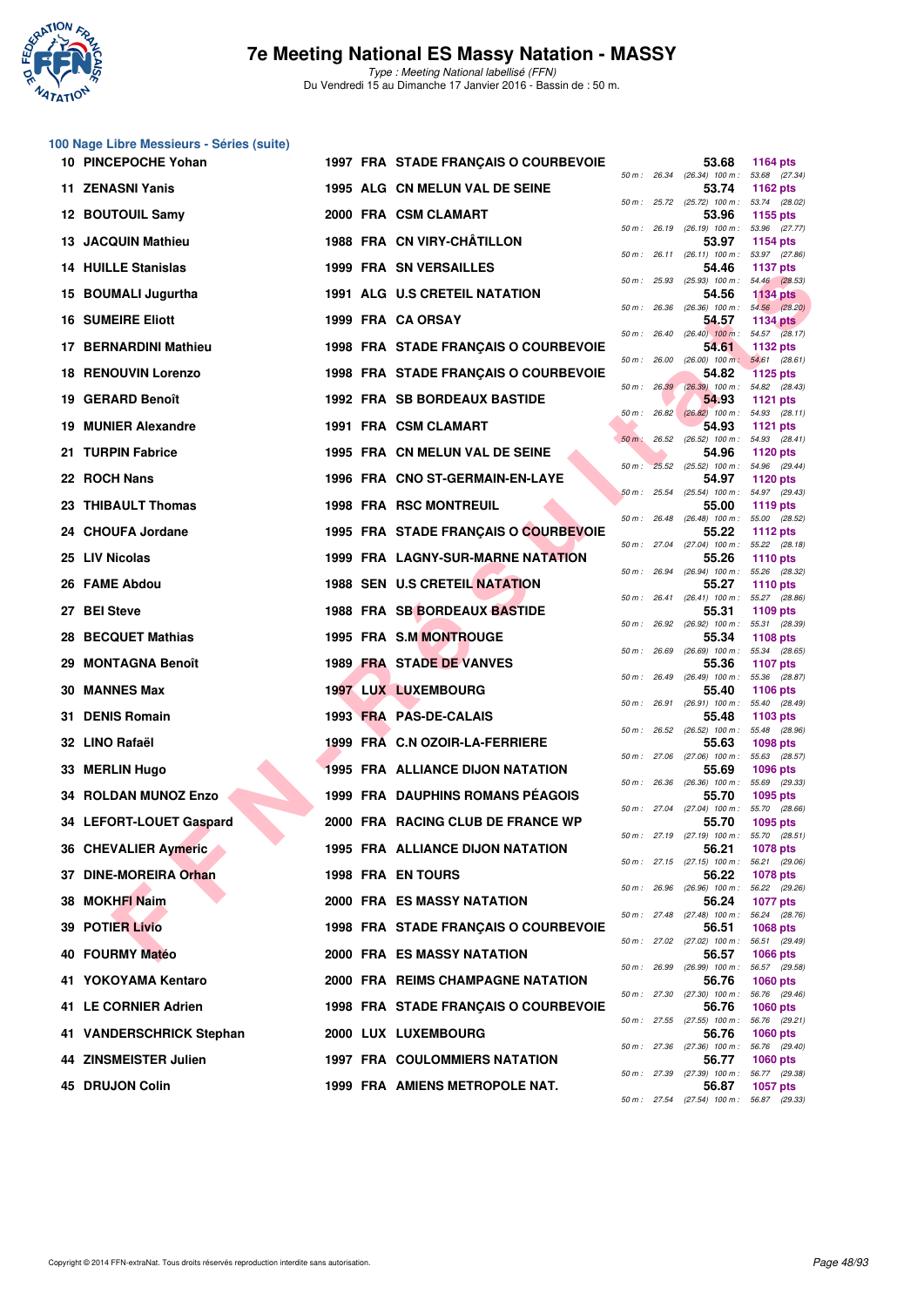## 100 Nage Libre Messieurs - Séries (suite)

| Rang | Nom | Année | Nat. | Club | Temps | Points | 50 m | 100 m |
|---|---|---|---|---|---|---|---|---|
| 10 | PINCEPOCHE Yohan | 1997 | FRA | STADE FRANÇAIS O COURBEVOIE | 53.68 | 1164 pts | 26.34 | (26.34) 53.68 (27.34) |
| 11 | ZENASNI Yanis | 1995 | ALG | CN MELUN VAL DE SEINE | 53.74 | 1162 pts | 25.72 | (25.72) 53.74 (28.02) |
| 12 | BOUTOUIL Samy | 2000 | FRA | CSM CLAMART | 53.96 | 1155 pts | 26.19 | (26.19) 53.96 (27.77) |
| 13 | JACQUIN Mathieu | 1988 | FRA | CN VIRY-CHÂTILLON | 53.97 | 1154 pts | 26.11 | (26.11) 53.97 (27.86) |
| 14 | HUILLE Stanislas | 1999 | FRA | SN VERSAILLES | 54.46 | 1137 pts | 25.93 | (25.93) 54.46 (28.53) |
| 15 | BOUMALI Jugurtha | 1991 | ALG | U.S CRETEIL NATATION | 54.56 | 1134 pts | 26.36 | (26.36) 54.56 (28.20) |
| 16 | SUMEIRE Eliott | 1999 | FRA | CA ORSAY | 54.57 | 1134 pts | 26.40 | (26.40) 54.57 (28.17) |
| 17 | BERNARDINI Mathieu | 1998 | FRA | STADE FRANÇAIS O COURBEVOIE | 54.61 | 1132 pts | 26.00 | (26.00) 54.61 (28.61) |
| 18 | RENOUVIN Lorenzo | 1998 | FRA | STADE FRANÇAIS O COURBEVOIE | 54.82 | 1125 pts | 26.39 | (26.39) 54.82 (28.43) |
| 19 | GERARD Benoît | 1992 | FRA | SB BORDEAUX BASTIDE | 54.93 | 1121 pts | 26.82 | (26.82) 54.93 (28.11) |
| 19 | MUNIER Alexandre | 1991 | FRA | CSM CLAMART | 54.93 | 1121 pts | 26.52 | (26.52) 54.93 (28.41) |
| 21 | TURPIN Fabrice | 1995 | FRA | CN MELUN VAL DE SEINE | 54.96 | 1120 pts | 25.52 | (25.52) 54.96 (29.44) |
| 22 | ROCH Nans | 1996 | FRA | CNO ST-GERMAIN-EN-LAYE | 54.97 | 1120 pts | 25.54 | (25.54) 54.97 (29.43) |
| 23 | THIBAULT Thomas | 1998 | FRA | RSC MONTREUIL | 55.00 | 1119 pts | 26.48 | (26.48) 55.00 (28.52) |
| 24 | CHOUFA Jordane | 1995 | FRA | STADE FRANÇAIS O COURBEVOIE | 55.22 | 1112 pts | 27.04 | (27.04) 55.22 (28.18) |
| 25 | LIV Nicolas | 1999 | FRA | LAGNY-SUR-MARNE NATATION | 55.26 | 1110 pts | 26.94 | (26.94) 55.26 (28.32) |
| 26 | FAME Abdou | 1988 | SEN | U.S CRETEIL NATATION | 55.27 | 1110 pts | 26.41 | (26.41) 55.27 (28.86) |
| 27 | BEI Steve | 1988 | FRA | SB BORDEAUX BASTIDE | 55.31 | 1109 pts | 26.92 | (26.92) 55.31 (28.39) |
| 28 | BECQUET Mathias | 1995 | FRA | S.M MONTROUGE | 55.34 | 1108 pts | 26.69 | (26.69) 55.34 (28.65) |
| 29 | MONTAGNA Benoît | 1989 | FRA | STADE DE VANVES | 55.36 | 1107 pts | 26.49 | (26.49) 55.36 (28.87) |
| 30 | MANNES Max | 1997 | LUX | LUXEMBOURG | 55.40 | 1106 pts | 26.91 | (26.91) 55.40 (28.49) |
| 31 | DENIS Romain | 1993 | FRA | PAS-DE-CALAIS | 55.48 | 1103 pts | 26.52 | (26.52) 55.48 (28.96) |
| 32 | LINO Rafaël | 1999 | FRA | C.N OZOIR-LA-FERRIERE | 55.63 | 1098 pts | 27.06 | (27.06) 55.63 (28.57) |
| 33 | MERLIN Hugo | 1995 | FRA | ALLIANCE DIJON NATATION | 55.69 | 1096 pts | 26.36 | (26.36) 55.69 (29.33) |
| 34 | ROLDAN MUNOZ Enzo | 1999 | FRA | DAUPHINS ROMANS PÉAGOIS | 55.70 | 1095 pts | 27.04 | (27.04) 55.70 (28.66) |
| 34 | LEFORT-LOUET Gaspard | 2000 | FRA | RACING CLUB DE FRANCE WP | 55.70 | 1095 pts | 27.19 | (27.19) 55.70 (28.51) |
| 36 | CHEVALIER Aymeric | 1995 | FRA | ALLIANCE DIJON NATATION | 56.21 | 1078 pts | 27.15 | (27.15) 56.21 (29.06) |
| 37 | DINE-MOREIRA Orhan | 1998 | FRA | EN TOURS | 56.22 | 1078 pts | 26.96 | (26.96) 56.22 (29.26) |
| 38 | MOKHFI Naim | 2000 | FRA | ES MASSY NATATION | 56.24 | 1077 pts | 27.48 | (27.48) 56.24 (28.76) |
| 39 | POTIER Livio | 1998 | FRA | STADE FRANÇAIS O COURBEVOIE | 56.51 | 1068 pts | 27.02 | (27.02) 56.51 (29.49) |
| 40 | FOURMY Matéo | 2000 | FRA | ES MASSY NATATION | 56.57 | 1066 pts | 26.99 | (26.99) 56.57 (29.58) |
| 41 | YOKOYAMA Kentaro | 2000 | FRA | REIMS CHAMPAGNE NATATION | 56.76 | 1060 pts | 27.30 | (27.30) 56.76 (29.46) |
| 41 | LE CORNIER Adrien | 1998 | FRA | STADE FRANÇAIS O COURBEVOIE | 56.76 | 1060 pts | 27.55 | (27.55) 56.76 (29.21) |
| 41 | VANDERSCHRICK Stephan | 2000 | LUX | LUXEMBOURG | 56.76 | 1060 pts | 27.36 | (27.36) 56.76 (29.40) |
| 44 | ZINSMEISTER Julien | 1997 | FRA | COULOMMIERS NATATION | 56.77 | 1060 pts | 27.39 | (27.39) 56.77 (29.38) |
| 45 | DRUJON Colin | 1999 | FRA | AMIENS METROPOLE NAT. | 56.87 | 1057 pts | 27.54 | (27.54) 56.87 (29.33) |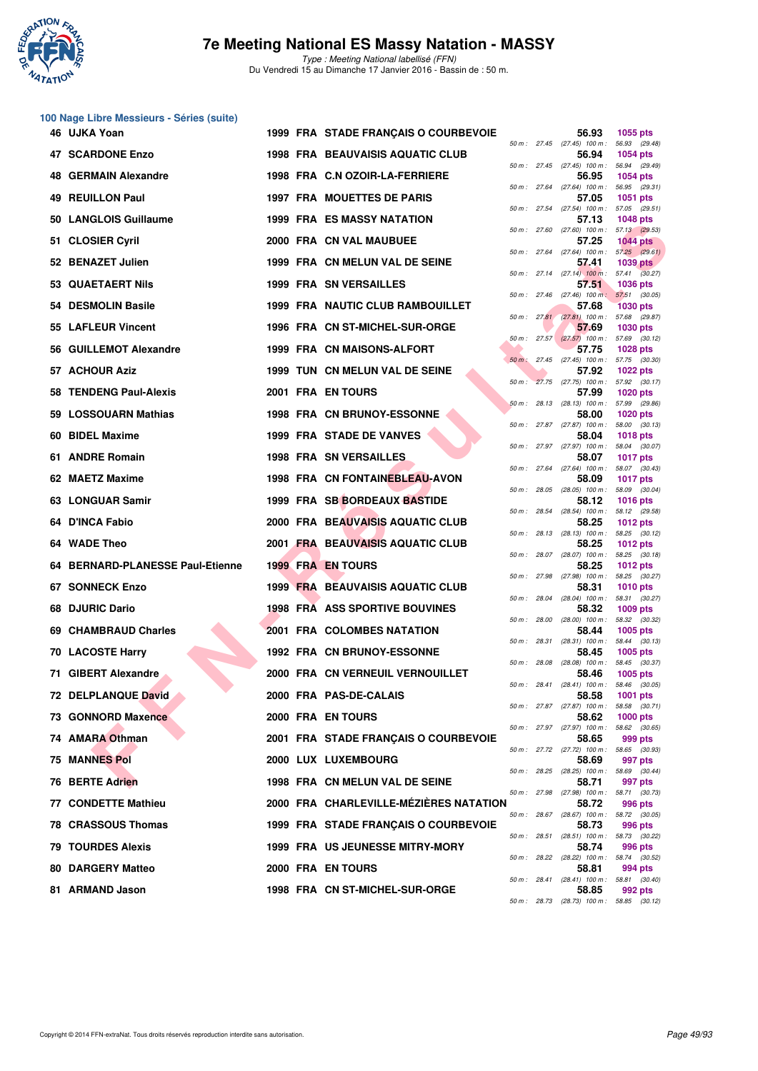# 7e Meeting National ES Massy Natation - MASSY

*Type : Meeting National labellisé (FFN)*
Du Vendredi 15 au Dimanche 17 Janvier 2016 - Bassin de : 50 m.

## 100 Nage Libre Messieurs - Séries (suite)

| Rang | Nom | Année | Nat. | Club | Temps | Points | 50 m | 100 m |
|---|---|---|---|---|---|---|---|---|
| 46 | UJKA Yoan | 1999 | FRA | STADE FRANÇAIS O COURBEVOIE | 56.93 | 1055 pts | 27.45 (27.45) | 56.93 (29.48) |
| 47 | SCARDONE Enzo | 1998 | FRA | BEAUVAISIS AQUATIC CLUB | 56.94 | 1054 pts | 27.45 (27.45) | 56.94 (29.49) |
| 48 | GERMAIN Alexandre | 1998 | FRA | C.N OZOIR-LA-FERRIERE | 56.95 | 1054 pts | 27.64 (27.64) | 56.95 (29.31) |
| 49 | REUILLON Paul | 1997 | FRA | MOUETTES DE PARIS | 57.05 | 1051 pts | 27.54 (27.54) | 57.05 (29.51) |
| 50 | LANGLOIS Guillaume | 1999 | FRA | ES MASSY NATATION | 57.13 | 1048 pts | 27.60 (27.60) | 57.13 (29.53) |
| 51 | CLOSIER Cyril | 2000 | FRA | CN VAL MAUBUEE | 57.25 | 1044 pts | 27.64 (27.64) | 57.25 (29.61) |
| 52 | BENAZET Julien | 1999 | FRA | CN MELUN VAL DE SEINE | 57.41 | 1039 pts | 27.14 (27.14) | 57.41 (30.27) |
| 53 | QUAETAERT Nils | 1999 | FRA | SN VERSAILLES | 57.51 | 1036 pts | 27.46 (27.46) | 57.51 (30.05) |
| 54 | DESMOLIN Basile | 1999 | FRA | NAUTIC CLUB RAMBOUILLET | 57.68 | 1030 pts | 27.81 (27.81) | 57.68 (29.87) |
| 55 | LAFLEUR Vincent | 1996 | FRA | CN ST-MICHEL-SUR-ORGE | 57.69 | 1030 pts | 27.57 (27.57) | 57.69 (30.12) |
| 56 | GUILLEMOT Alexandre | 1999 | FRA | CN MAISONS-ALFORT | 57.75 | 1028 pts | 27.45 (27.45) | 57.75 (30.30) |
| 57 | ACHOUR Aziz | 1999 | TUN | CN MELUN VAL DE SEINE | 57.92 | 1022 pts | 27.75 (27.75) | 57.92 (30.17) |
| 58 | TENDENG Paul-Alexis | 2001 | FRA | EN TOURS | 57.99 | 1020 pts | 28.13 (28.13) | 57.99 (29.86) |
| 59 | LOSSOUARN Mathias | 1998 | FRA | CN BRUNOY-ESSONNE | 58.00 | 1020 pts | 27.87 (27.87) | 58.00 (30.13) |
| 60 | BIDEL Maxime | 1999 | FRA | STADE DE VANVES | 58.04 | 1018 pts | 27.97 (27.97) | 58.04 (30.07) |
| 61 | ANDRE Romain | 1998 | FRA | SN VERSAILLES | 58.07 | 1017 pts | 27.64 (27.64) | 58.07 (30.43) |
| 62 | MAETZ Maxime | 1998 | FRA | CN FONTAINEBLEAU-AVON | 58.09 | 1017 pts | 28.05 (28.05) | 58.09 (30.04) |
| 63 | LONGUAR Samir | 1999 | FRA | SB BORDEAUX BASTIDE | 58.12 | 1016 pts | 28.54 (28.54) | 58.12 (29.58) |
| 64 | D'INCA Fabio | 2000 | FRA | BEAUVAISIS AQUATIC CLUB | 58.25 | 1012 pts | 28.13 (28.13) | 58.25 (30.12) |
| 64 | WADE Theo | 2001 | FRA | BEAUVAISIS AQUATIC CLUB | 58.25 | 1012 pts | 28.07 (28.07) | 58.25 (30.18) |
| 64 | BERNARD-PLANESSE Paul-Etienne | 1999 | FRA | EN TOURS | 58.25 | 1012 pts | 27.98 (27.98) | 58.25 (30.27) |
| 67 | SONNECK Enzo | 1999 | FRA | BEAUVAISIS AQUATIC CLUB | 58.31 | 1010 pts | 28.04 (28.04) | 58.31 (30.27) |
| 68 | DJURIC Dario | 1998 | FRA | ASS SPORTIVE BOUVINES | 58.32 | 1009 pts | 28.00 (28.00) | 58.32 (30.32) |
| 69 | CHAMBRAUD Charles | 2001 | FRA | COLOMBES NATATION | 58.44 | 1005 pts | 28.31 (28.31) | 58.44 (30.13) |
| 70 | LACOSTE Harry | 1992 | FRA | CN BRUNOY-ESSONNE | 58.45 | 1005 pts | 28.08 (28.08) | 58.45 (30.37) |
| 71 | GIBERT Alexandre | 2000 | FRA | CN VERNEUIL VERNOUILLET | 58.46 | 1005 pts | 28.41 (28.41) | 58.46 (30.05) |
| 72 | DELPLANQUE David | 2000 | FRA | PAS-DE-CALAIS | 58.58 | 1001 pts | 27.87 (27.87) | 58.58 (30.71) |
| 73 | GONNORD Maxence | 2000 | FRA | EN TOURS | 58.62 | 1000 pts | 27.97 (27.97) | 58.62 (30.65) |
| 74 | AMARA Othman | 2001 | FRA | STADE FRANÇAIS O COURBEVOIE | 58.65 | 999 pts | 27.72 (27.72) | 58.65 (30.93) |
| 75 | MANNES Pol | 2000 | LUX | LUXEMBOURG | 58.69 | 997 pts | 28.25 (28.25) | 58.69 (30.44) |
| 76 | BERTE Adrien | 1998 | FRA | CN MELUN VAL DE SEINE | 58.71 | 997 pts | 27.98 (27.98) | 58.71 (30.73) |
| 77 | CONDETTE Mathieu | 2000 | FRA | CHARLEVILLE-MÉZIÈRES NATATION | 58.72 | 996 pts | 28.67 (28.67) | 58.72 (30.05) |
| 78 | CRASSOUS Thomas | 1999 | FRA | STADE FRANÇAIS O COURBEVOIE | 58.73 | 996 pts | 28.51 (28.51) | 58.73 (30.22) |
| 79 | TOURDES Alexis | 1999 | FRA | US JEUNESSE MITRY-MORY | 58.74 | 996 pts | 28.22 (28.22) | 58.74 (30.52) |
| 80 | DARGERY Matteo | 2000 | FRA | EN TOURS | 58.81 | 994 pts | 28.41 (28.41) | 58.81 (30.40) |
| 81 | ARMAND Jason | 1998 | FRA | CN ST-MICHEL-SUR-ORGE | 58.85 | 992 pts | 28.73 (28.73) | 58.85 (30.12) |

Copyright © 2014 FFN-extraNat. Tous droits réservés reproduction interdite sans autorisation.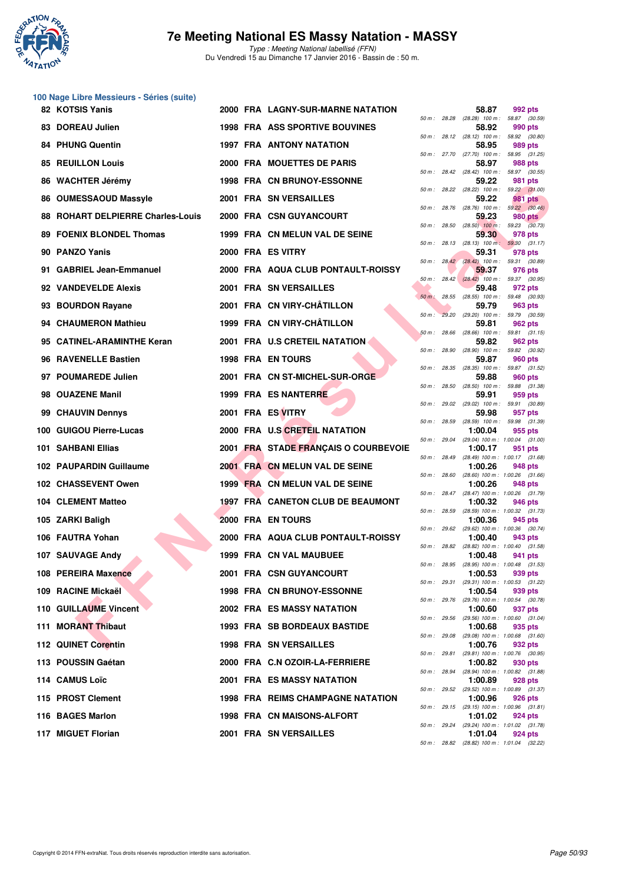# 7e Meeting National ES Massy Natation - MASSY

*Type : Meeting National labellisé (FFN)*
Du Vendredi 15 au Dimanche 17 Janvier 2016 - Bassin de : 50 m.

## 100 Nage Libre Messieurs - Séries (suite)

| Rang | Nom | Année | Nat | Club | Temps | Points | 50 m | 100 m |
|---|---|---|---|---|---|---|---|---|
| 82 | KOTSIS Yanis | 2000 | FRA | LAGNY-SUR-MARNE NATATION | 58.87 | 992 pts | 28.28 (28.28) | 58.87 (30.59) |
| 83 | DOREAU Julien | 1998 | FRA | ASS SPORTIVE BOUVINES | 58.92 | 990 pts | 28.12 (28.12) | 58.92 (30.80) |
| 84 | PHUNG Quentin | 1997 | FRA | ANTONY NATATION | 58.95 | 989 pts | 27.70 (27.70) | 58.95 (31.25) |
| 85 | REUILLON Louis | 2000 | FRA | MOUETTES DE PARIS | 58.97 | 988 pts | 28.42 (28.42) | 58.97 (30.55) |
| 86 | WACHTER Jérémy | 1998 | FRA | CN BRUNOY-ESSONNE | 59.22 | 981 pts | 28.22 (28.22) | 59.22 (31.00) |
| 86 | OUMESSAOUD Massyle | 2001 | FRA | SN VERSAILLES | 59.22 | 981 pts | 28.76 (28.76) | 59.22 (30.46) |
| 88 | ROHART DELPIERRE Charles-Louis | 2000 | FRA | CSN GUYANCOURT | 59.23 | 980 pts | 28.50 (28.50) | 59.23 (30.73) |
| 89 | FOENIX BLONDEL Thomas | 1999 | FRA | CN MELUN VAL DE SEINE | 59.30 | 978 pts | 28.13 (28.13) | 59.30 (31.17) |
| 90 | PANZO Yanis | 2000 | FRA | ES VITRY | 59.31 | 978 pts | 28.42 (28.42) | 59.31 (30.89) |
| 91 | GABRIEL Jean-Emmanuel | 2000 | FRA | AQUA CLUB PONTAULT-ROISSY | 59.37 | 976 pts | 28.42 (28.42) | 59.37 (30.95) |
| 92 | VANDEVELDE Alexis | 2001 | FRA | SN VERSAILLES | 59.48 | 972 pts | 28.55 (28.55) | 59.48 (30.93) |
| 93 | BOURDON Rayane | 2001 | FRA | CN VIRY-CHÂTILLON | 59.79 | 963 pts | 29.20 (29.20) | 59.79 (30.59) |
| 94 | CHAUMERON Mathieu | 1999 | FRA | CN VIRY-CHÂTILLON | 59.81 | 962 pts | 28.66 (28.66) | 59.81 (31.15) |
| 95 | CATINEL-ARAMINTHE Keran | 2001 | FRA | U.S CRETEIL NATATION | 59.82 | 962 pts | 28.90 (28.90) | 59.82 (30.92) |
| 96 | RAVENELLE Bastien | 1998 | FRA | EN TOURS | 59.87 | 960 pts | 28.35 (28.35) | 59.87 (31.52) |
| 97 | POUMAREDE Julien | 2001 | FRA | CN ST-MICHEL-SUR-ORGE | 59.88 | 960 pts | 28.50 (28.50) | 59.88 (31.38) |
| 98 | OUAZENE Manil | 1999 | FRA | ES NANTERRE | 59.91 | 959 pts | 29.02 (29.02) | 59.91 (30.89) |
| 99 | CHAUVIN Dennys | 2001 | FRA | ES VITRY | 59.98 | 957 pts | 28.59 (28.59) | 59.98 (31.39) |
| 100 | GUIGOU Pierre-Lucas | 2000 | FRA | U.S CRETEIL NATATION | 1:00.04 | 955 pts | 29.04 (29.04) | 1:00.04 (31.00) |
| 101 | SAHBANI Ellias | 2001 | FRA | STADE FRANÇAIS O COURBEVOIE | 1:00.17 | 951 pts | 28.49 (28.49) | 1:00.17 (31.68) |
| 102 | PAUPARDIN Guillaume | 2001 | FRA | CN MELUN VAL DE SEINE | 1:00.26 | 948 pts | 28.60 (28.60) | 1:00.26 (31.66) |
| 102 | CHASSEVENT Owen | 1999 | FRA | CN MELUN VAL DE SEINE | 1:00.26 | 948 pts | 28.47 (28.47) | 1:00.26 (31.79) |
| 104 | CLEMENT Matteo | 1997 | FRA | CANETON CLUB DE BEAUMONT | 1:00.32 | 946 pts | 28.59 (28.59) | 1:00.32 (31.73) |
| 105 | ZARKI Baligh | 2000 | FRA | EN TOURS | 1:00.36 | 945 pts | 29.62 (29.62) | 1:00.36 (30.74) |
| 106 | FAUTRA Yohan | 2000 | FRA | AQUA CLUB PONTAULT-ROISSY | 1:00.40 | 943 pts | 28.82 (28.82) | 1:00.40 (31.58) |
| 107 | SAUVAGE Andy | 1999 | FRA | CN VAL MAUBUEE | 1:00.48 | 941 pts | 28.95 (28.95) | 1:00.48 (31.53) |
| 108 | PEREIRA Maxence | 2001 | FRA | CSN GUYANCOURT | 1:00.53 | 939 pts | 29.31 (29.31) | 1:00.53 (31.22) |
| 109 | RACINE Mickaël | 1998 | FRA | CN BRUNOY-ESSONNE | 1:00.54 | 939 pts | 29.76 (29.76) | 1:00.54 (30.78) |
| 110 | GUILLAUME Vincent | 2002 | FRA | ES MASSY NATATION | 1:00.60 | 937 pts | 29.56 (29.56) | 1:00.60 (31.04) |
| 111 | MORANT Thibaut | 1993 | FRA | SB BORDEAUX BASTIDE | 1:00.68 | 935 pts | 29.08 (29.08) | 1:00.68 (31.60) |
| 112 | QUINET Corentin | 1998 | FRA | SN VERSAILLES | 1:00.76 | 932 pts | 29.81 (29.81) | 1:00.76 (30.95) |
| 113 | POUSSIN Gaétan | 2000 | FRA | C.N OZOIR-LA-FERRIERE | 1:00.82 | 930 pts | 28.94 (28.94) | 1:00.82 (31.88) |
| 114 | CAMUS Loïc | 2001 | FRA | ES MASSY NATATION | 1:00.89 | 928 pts | 29.52 (29.52) | 1:00.89 (31.37) |
| 115 | PROST Clement | 1998 | FRA | REIMS CHAMPAGNE NATATION | 1:00.96 | 926 pts | 29.15 (29.15) | 1:00.96 (31.81) |
| 116 | BAGES Marlon | 1998 | FRA | CN MAISONS-ALFORT | 1:01.02 | 924 pts | 29.24 (29.24) | 1:01.02 (31.78) |
| 117 | MIGUET Florian | 2001 | FRA | SN VERSAILLES | 1:01.04 | 924 pts | 28.82 (28.82) | 1:01.04 (32.22) |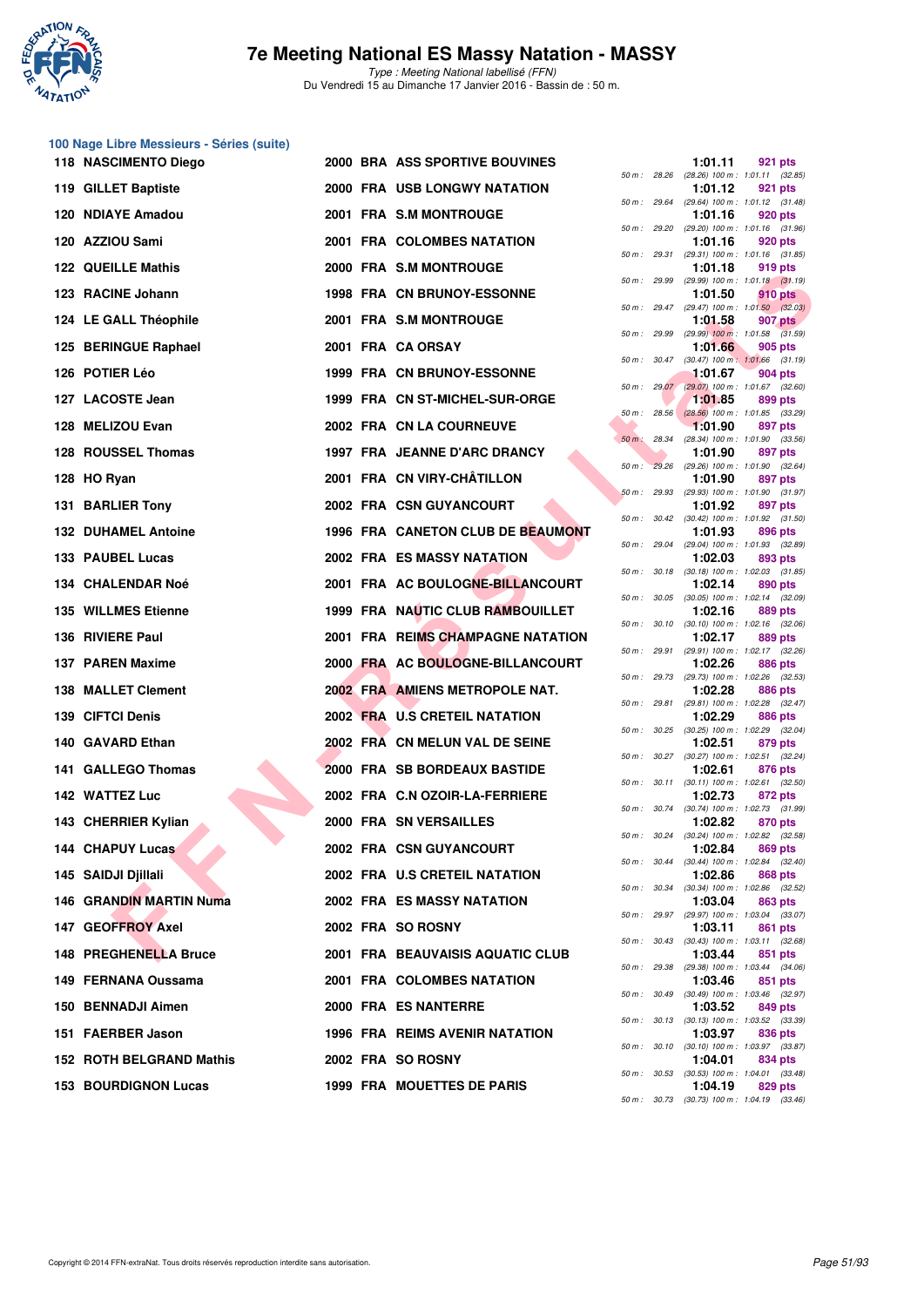## 100 Nage Libre Messieurs - Séries (suite)

| Rang | Nom | Année | Nat | Club | Temps | Points | 50 m | 100 m |
|---|---|---|---|---|---|---|---|---|
| 118 | NASCIMENTO Diego | 2000 | BRA | ASS SPORTIVE BOUVINES | 1:01.11 | 921 pts | 28.26 | (28.26) 1:01.11 (32.85) |
| 119 | GILLET Baptiste | 2000 | FRA | USB LONGWY NATATION | 1:01.12 | 921 pts | 29.64 | (29.64) 1:01.12 (31.48) |
| 120 | NDIAYE Amadou | 2001 | FRA | S.M MONTROUGE | 1:01.16 | 920 pts | 29.20 | (29.20) 1:01.16 (31.96) |
| 120 | AZZIOU Sami | 2001 | FRA | COLOMBES NATATION | 1:01.16 | 920 pts | 29.31 | (29.31) 1:01.16 (31.85) |
| 122 | QUEILLE Mathis | 2000 | FRA | S.M MONTROUGE | 1:01.18 | 919 pts | 29.99 | (29.99) 1:01.18 (31.19) |
| 123 | RACINE Johann | 1998 | FRA | CN BRUNOY-ESSONNE | 1:01.50 | 910 pts | 29.47 | (29.47) 1:01.50 (32.03) |
| 124 | LE GALL Théophile | 2001 | FRA | S.M MONTROUGE | 1:01.58 | 907 pts | 29.99 | (29.99) 1:01.58 (31.59) |
| 125 | BERINGUE Raphael | 2001 | FRA | CA ORSAY | 1:01.66 | 905 pts | 30.47 | (30.47) 1:01.66 (31.19) |
| 126 | POTIER Léo | 1999 | FRA | CN BRUNOY-ESSONNE | 1:01.67 | 904 pts | 29.07 | (29.07) 1:01.67 (32.60) |
| 127 | LACOSTE Jean | 1999 | FRA | CN ST-MICHEL-SUR-ORGE | 1:01.85 | 899 pts | 28.56 | (28.56) 1:01.85 (33.29) |
| 128 | MELIZOU Evan | 2002 | FRA | CN LA COURNEUVE | 1:01.90 | 897 pts | 28.34 | (28.34) 1:01.90 (33.56) |
| 128 | ROUSSEL Thomas | 1997 | FRA | JEANNE D'ARC DRANCY | 1:01.90 | 897 pts | 29.26 | (29.26) 1:01.90 (32.64) |
| 128 | HO Ryan | 2001 | FRA | CN VIRY-CHÂTILLON | 1:01.90 | 897 pts | 29.93 | (29.93) 1:01.90 (31.97) |
| 131 | BARLIER Tony | 2002 | FRA | CSN GUYANCOURT | 1:01.92 | 897 pts | 30.42 | (30.42) 1:01.92 (31.50) |
| 132 | DUHAMEL Antoine | 1996 | FRA | CANETON CLUB DE BEAUMONT | 1:01.93 | 896 pts | 29.04 | (29.04) 1:01.93 (32.89) |
| 133 | PAUBEL Lucas | 2002 | FRA | ES MASSY NATATION | 1:02.03 | 893 pts | 30.18 | (30.18) 1:02.03 (31.85) |
| 134 | CHALENDAR Noé | 2001 | FRA | AC BOULOGNE-BILLANCOURT | 1:02.14 | 890 pts | 30.05 | (30.05) 1:02.14 (32.09) |
| 135 | WILLMES Etienne | 1999 | FRA | NAUTIC CLUB RAMBOUILLET | 1:02.16 | 889 pts | 30.10 | (30.10) 1:02.16 (32.06) |
| 136 | RIVIERE Paul | 2001 | FRA | REIMS CHAMPAGNE NATATION | 1:02.17 | 889 pts | 29.91 | (29.91) 1:02.17 (32.26) |
| 137 | PAREN Maxime | 2000 | FRA | AC BOULOGNE-BILLANCOURT | 1:02.26 | 886 pts | 29.73 | (29.73) 1:02.26 (32.53) |
| 138 | MALLET Clement | 2002 | FRA | AMIENS METROPOLE NAT. | 1:02.28 | 886 pts | 29.81 | (29.81) 1:02.28 (32.47) |
| 139 | CIFTCI Denis | 2002 | FRA | U.S CRETEIL NATATION | 1:02.29 | 886 pts | 30.25 | (30.25) 1:02.29 (32.04) |
| 140 | GAVARD Ethan | 2002 | FRA | CN MELUN VAL DE SEINE | 1:02.51 | 879 pts | 30.27 | (30.27) 1:02.51 (32.24) |
| 141 | GALLEGO Thomas | 2000 | FRA | SB BORDEAUX BASTIDE | 1:02.61 | 876 pts | 30.11 | (30.11) 1:02.61 (32.50) |
| 142 | WATTEZ Luc | 2002 | FRA | C.N OZOIR-LA-FERRIERE | 1:02.73 | 872 pts | 30.74 | (30.74) 1:02.73 (31.99) |
| 143 | CHERRIER Kylian | 2000 | FRA | SN VERSAILLES | 1:02.82 | 870 pts | 30.24 | (30.24) 1:02.82 (32.58) |
| 144 | CHAPUY Lucas | 2002 | FRA | CSN GUYANCOURT | 1:02.84 | 869 pts | 30.44 | (30.44) 1:02.84 (32.40) |
| 145 | SAIDJI Djillali | 2002 | FRA | U.S CRETEIL NATATION | 1:02.86 | 868 pts | 30.34 | (30.34) 1:02.86 (32.52) |
| 146 | GRANDIN MARTIN Numa | 2002 | FRA | ES MASSY NATATION | 1:03.04 | 863 pts | 29.97 | (29.97) 1:03.04 (33.07) |
| 147 | GEOFFROY Axel | 2002 | FRA | SO ROSNY | 1:03.11 | 861 pts | 30.43 | (30.43) 1:03.11 (32.68) |
| 148 | PREGHENELLA Bruce | 2001 | FRA | BEAUVAISIS AQUATIC CLUB | 1:03.44 | 851 pts | 29.38 | (29.38) 1:03.44 (34.06) |
| 149 | FERNANA Oussama | 2001 | FRA | COLOMBES NATATION | 1:03.46 | 851 pts | 30.49 | (30.49) 1:03.46 (32.97) |
| 150 | BENNADJI Aimen | 2000 | FRA | ES NANTERRE | 1:03.52 | 849 pts | 30.13 | (30.13) 1:03.52 (33.39) |
| 151 | FAERBER Jason | 1996 | FRA | REIMS AVENIR NATATION | 1:03.97 | 836 pts | 30.10 | (30.10) 1:03.97 (33.87) |
| 152 | ROTH BELGRAND Mathis | 2002 | FRA | SO ROSNY | 1:04.01 | 834 pts | 30.53 | (30.53) 1:04.01 (33.48) |
| 153 | BOURDIGNON Lucas | 1999 | FRA | MOUETTES DE PARIS | 1:04.19 | 829 pts | 30.73 | (30.73) 1:04.19 (33.46) |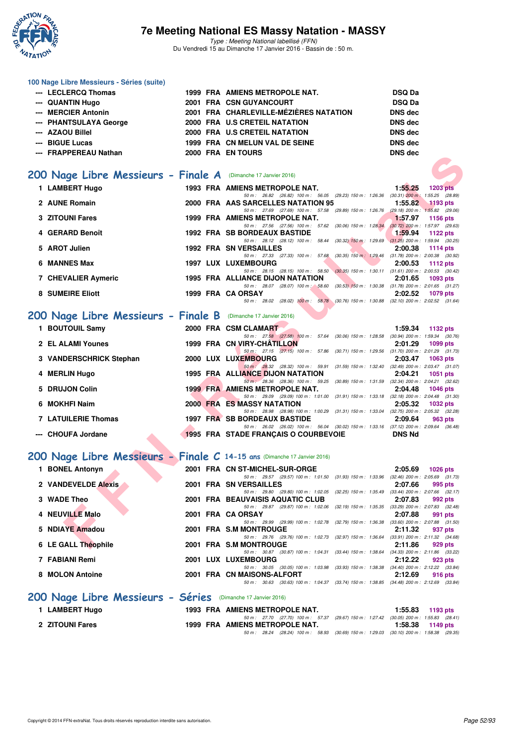### 100 Nage Libre Messieurs - Séries (suite)

| | Nom | Année | Nat | Club | Résultat |
|---|---|---|---|---|---|
| --- | LECLERCQ Thomas | 1999 | FRA | AMIENS METROPOLE NAT. | DSQ Da |
| --- | QUANTIN Hugo | 2001 | FRA | CSN GUYANCOURT | DSQ Da |
| --- | MERCIER Antonin | 2001 | FRA | CHARLEVILLE-MÉZIÈRES NATATION | DNS dec |
| --- | PHANTSULAYA George | 2000 | FRA | U.S CRETEIL NATATION | DNS dec |
| --- | AZAOU Billel | 2000 | FRA | U.S CRETEIL NATATION | DNS dec |
| --- | BIGUE Lucas | 1999 | FRA | CN MELUN VAL DE SEINE | DNS dec |
| --- | FRAPPEREAU Nathan | 2000 | FRA | EN TOURS | DNS dec |

## 200 Nage Libre Messieurs - Finale A (Dimanche 17 Janvier 2016)

| | Nom | Année | Nat | Club | Temps | Points |
|---|---|---|---|---|---|---|
| 1 | LAMBERT Hugo | 1993 | FRA | AMIENS METROPOLE NAT. | 1:55.25 | 1203 pts |
| | 50 m : 26.82 (26.82) 100 m : 56.05 (29.23) 150 m : 1:26.36 (30.31) 200 m : 1:55.25 (28.89) | | | | | |
| 2 | AUNE Romain | 2000 | FRA | AAS SARCELLES NATATION 95 | 1:55.82 | 1193 pts |
| | 50 m : 27.69 (27.69) 100 m : 57.58 (29.89) 150 m : 1:26.76 (29.18) 200 m : 1:55.82 (29.06) | | | | | |
| 3 | ZITOUNI Fares | 1999 | FRA | AMIENS METROPOLE NAT. | 1:57.97 | 1156 pts |
| | 50 m : 27.56 (27.56) 100 m : 57.62 (30.06) 150 m : 1:28.34 (30.72) 200 m : 1:57.97 (29.63) | | | | | |
| 4 | GERARD Benoît | 1992 | FRA | SB BORDEAUX BASTIDE | 1:59.94 | 1122 pts |
| | 50 m : 28.12 (28.12) 100 m : 58.44 (30.32) 150 m : 1:29.69 (31.25) 200 m : 1:59.94 (30.25) | | | | | |
| 5 | AROT Julien | 1992 | FRA | SN VERSAILLES | 2:00.38 | 1114 pts |
| | 50 m : 27.33 (27.33) 100 m : 57.68 (30.35) 150 m : 1:29.46 (31.78) 200 m : 2:00.38 (30.92) | | | | | |
| 6 | MANNES Max | 1997 | LUX | LUXEMBOURG | 2:00.53 | 1112 pts |
| | 50 m : 28.15 (28.15) 100 m : 58.50 (30.35) 150 m : 1:30.11 (31.61) 200 m : 2:00.53 (30.42) | | | | | |
| 7 | CHEVALIER Aymeric | 1995 | FRA | ALLIANCE DIJON NATATION | 2:01.65 | 1093 pts |
| | 50 m : 28.07 (28.07) 100 m : 58.60 (30.53) 150 m : 1:30.38 (31.78) 200 m : 2:01.65 (31.27) | | | | | |
| 8 | SUMEIRE Eliott | 1999 | FRA | CA ORSAY | 2:02.52 | 1079 pts |
| | 50 m : 28.02 (28.02) 100 m : 58.78 (30.76) 150 m : 1:30.88 (32.10) 200 m : 2:02.52 (31.64) | | | | | |

## 200 Nage Libre Messieurs - Finale B (Dimanche 17 Janvier 2016)

| | Nom | Année | Nat | Club | Temps | Points |
|---|---|---|---|---|---|---|
| 1 | BOUTOUIL Samy | 2000 | FRA | CSM CLAMART | 1:59.34 | 1132 pts |
| | 50 m : 27.58 (27.58) 100 m : 57.64 (30.06) 150 m : 1:28.58 (30.94) 200 m : 1:59.34 (30.76) | | | | | |
| 2 | EL ALAMI Younes | 1999 | FRA | CN VIRY-CHÂTILLON | 2:01.29 | 1099 pts |
| | 50 m : 27.15 (27.15) 100 m : 57.86 (30.71) 150 m : 1:29.56 (31.70) 200 m : 2:01.29 (31.73) | | | | | |
| 3 | VANDERSCHRICK Stephan | 2000 | LUX | LUXEMBOURG | 2:03.47 | 1063 pts |
| | 50 m : 28.32 (28.32) 100 m : 59.91 (31.59) 150 m : 1:32.40 (32.49) 200 m : 2:03.47 (31.07) | | | | | |
| 4 | MERLIN Hugo | 1995 | FRA | ALLIANCE DIJON NATATION | 2:04.21 | 1051 pts |
| | 50 m : 28.36 (28.36) 100 m : 59.25 (30.89) 150 m : 1:31.59 (32.34) 200 m : 2:04.21 (32.62) | | | | | |
| 5 | DRUJON Colin | 1999 | FRA | AMIENS METROPOLE NAT. | 2:04.48 | 1046 pts |
| | 50 m : 29.09 (29.09) 100 m : 1:01.00 (31.91) 150 m : 1:33.18 (32.18) 200 m : 2:04.48 (31.30) | | | | | |
| 6 | MOKHFI Naim | 2000 | FRA | ES MASSY NATATION | 2:05.32 | 1032 pts |
| | 50 m : 28.98 (28.98) 100 m : 1:00.29 (31.31) 150 m : 1:33.04 (32.75) 200 m : 2:05.32 (32.28) | | | | | |
| 7 | LATUILERIE Thomas | 1997 | FRA | SB BORDEAUX BASTIDE | 2:09.64 | 963 pts |
| | 50 m : 26.02 (26.02) 100 m : 56.04 (30.02) 150 m : 1:33.16 (37.12) 200 m : 2:09.64 (36.48) | | | | | |
| --- | CHOUFA Jordane | 1995 | FRA | STADE FRANÇAIS O COURBEVOIE | DNS Nd | |

## 200 Nage Libre Messieurs - Finale C 14-15 ans (Dimanche 17 Janvier 2016)

| | Nom | Année | Nat | Club | Temps | Points |
|---|---|---|---|---|---|---|
| 1 | BONEL Antonyn | 2001 | FRA | CN ST-MICHEL-SUR-ORGE | 2:05.69 | 1026 pts |
| | 50 m : 29.57 (29.57) 100 m : 1:01.50 (31.93) 150 m : 1:33.96 (32.46) 200 m : 2:05.69 (31.73) | | | | | |
| 2 | VANDEVELDE Alexis | 2001 | FRA | SN VERSAILLES | 2:07.66 | 995 pts |
| | 50 m : 29.80 (29.80) 100 m : 1:02.05 (32.25) 150 m : 1:35.49 (33.44) 200 m : 2:07.66 (32.17) | | | | | |
| 3 | WADE Theo | 2001 | FRA | BEAUVAISIS AQUATIC CLUB | 2:07.83 | 992 pts |
| | 50 m : 29.87 (29.87) 100 m : 1:02.06 (32.19) 150 m : 1:35.35 (33.29) 200 m : 2:07.83 (32.48) | | | | | |
| 4 | NEUVILLE Malo | 2001 | FRA | CA ORSAY | 2:07.88 | 991 pts |
| | 50 m : 29.99 (29.99) 100 m : 1:02.78 (32.79) 150 m : 1:36.38 (33.60) 200 m : 2:07.88 (31.50) | | | | | |
| 5 | NDIAYE Amadou | 2001 | FRA | S.M MONTROUGE | 2:11.32 | 937 pts |
| | 50 m : 29.76 (29.76) 100 m : 1:02.73 (32.97) 150 m : 1:36.64 (33.91) 200 m : 2:11.32 (34.68) | | | | | |
| 6 | LE GALL Théophile | 2001 | FRA | S.M MONTROUGE | 2:11.86 | 929 pts |
| | 50 m : 30.87 (30.87) 100 m : 1:04.31 (33.44) 150 m : 1:38.64 (34.33) 200 m : 2:11.86 (33.22) | | | | | |
| 7 | FABIANI Remi | 2001 | LUX | LUXEMBOURG | 2:12.22 | 923 pts |
| | 50 m : 30.05 (30.05) 100 m : 1:03.98 (33.93) 150 m : 1:38.38 (34.40) 200 m : 2:12.22 (33.84) | | | | | |
| 8 | MOLON Antoine | 2001 | FRA | CN MAISONS-ALFORT | 2:12.69 | 916 pts |
| | 50 m : 30.63 (30.63) 100 m : 1:04.37 (33.74) 150 m : 1:38.85 (34.48) 200 m : 2:12.69 (33.84) | | | | | |

## 200 Nage Libre Messieurs - Séries (Dimanche 17 Janvier 2016)

| | Nom | Année | Nat | Club | Temps | Points |
|---|---|---|---|---|---|---|
| 1 | LAMBERT Hugo | 1993 | FRA | AMIENS METROPOLE NAT. | 1:55.83 | 1193 pts |
| | 50 m : 27.70 (27.70) 100 m : 57.37 (29.67) 150 m : 1:27.42 (30.05) 200 m : 1:55.83 (28.41) | | | | | |
| 2 | ZITOUNI Fares | 1999 | FRA | AMIENS METROPOLE NAT. | 1:58.38 | 1149 pts |
| | 50 m : 28.24 (28.24) 100 m : 58.93 (30.69) 150 m : 1:29.03 (30.10) 200 m : 1:58.38 (29.35) | | | | | |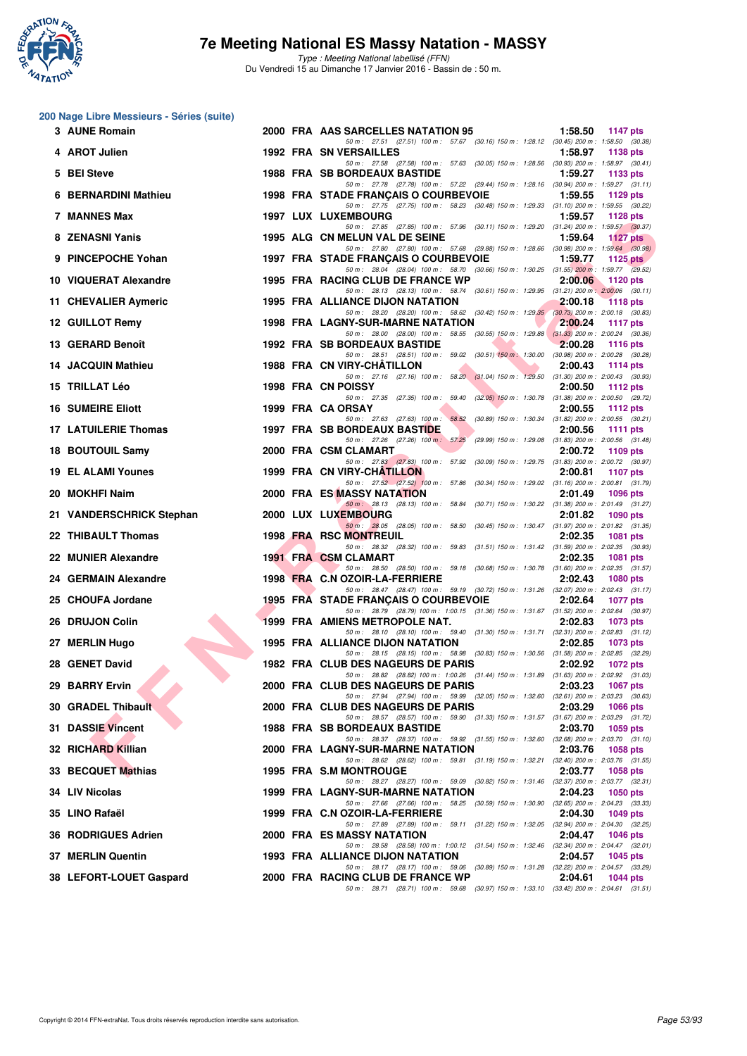## 200 Nage Libre Messieurs - Séries (suite)

| Rang | Nom | Année | Nat | Club | Temps | Points |
|---|---|---|---|---|---|---|
| 3 | AUNE Romain | 2000 | FRA | AAS SARCELLES NATATION 95 | 1:58.50 | 1147 pts |
| | 50 m : 27.51 (27.51) 100 m : 57.67 (30.16) 150 m : 1:28.12 (30.45) 200 m : 1:58.50 (30.38) | | | | | |
| 4 | AROT Julien | 1992 | FRA | SN VERSAILLES | 1:58.97 | 1138 pts |
| | 50 m : 27.58 (27.58) 100 m : 57.63 (30.05) 150 m : 1:28.56 (30.93) 200 m : 1:58.97 (30.41) | | | | | |
| 5 | BEI Steve | 1988 | FRA | SB BORDEAUX BASTIDE | 1:59.27 | 1133 pts |
| | 50 m : 27.78 (27.78) 100 m : 57.22 (29.44) 150 m : 1:28.16 (30.94) 200 m : 1:59.27 (31.11) | | | | | |
| 6 | BERNARDINI Mathieu | 1998 | FRA | STADE FRANÇAIS O COURBEVOIE | 1:59.55 | 1129 pts |
| | 50 m : 27.75 (27.75) 100 m : 58.23 (30.48) 150 m : 1:29.33 (31.10) 200 m : 1:59.55 (30.22) | | | | | |
| 7 | MANNES Max | 1997 | LUX | LUXEMBOURG | 1:59.57 | 1128 pts |
| | 50 m : 27.85 (27.85) 100 m : 57.96 (30.11) 150 m : 1:29.20 (31.24) 200 m : 1:59.57 (30.37) | | | | | |
| 8 | ZENASNI Yanis | 1995 | ALG | CN MELUN VAL DE SEINE | 1:59.64 | 1127 pts |
| | 50 m : 27.80 (27.80) 100 m : 57.68 (29.88) 150 m : 1:28.66 (30.98) 200 m : 1:59.64 (30.98) | | | | | |
| 9 | PINCEPOCHE Yohan | 1997 | FRA | STADE FRANÇAIS O COURBEVOIE | 1:59.77 | 1125 pts |
| | 50 m : 28.04 (28.04) 100 m : 58.70 (30.66) 150 m : 1:30.25 (31.55) 200 m : 1:59.77 (29.52) | | | | | |
| 10 | VIQUERAT Alexandre | 1995 | FRA | RACING CLUB DE FRANCE WP | 2:00.06 | 1120 pts |
| | 50 m : 28.13 (28.13) 100 m : 58.74 (30.61) 150 m : 1:29.95 (31.21) 200 m : 2:00.06 (30.11) | | | | | |
| 11 | CHEVALIER Aymeric | 1995 | FRA | ALLIANCE DIJON NATATION | 2:00.18 | 1118 pts |
| | 50 m : 28.20 (28.20) 100 m : 58.62 (30.42) 150 m : 1:29.35 (30.73) 200 m : 2:00.18 (30.83) | | | | | |
| 12 | GUILLOT Remy | 1998 | FRA | LAGNY-SUR-MARNE NATATION | 2:00.24 | 1117 pts |
| | 50 m : 28.00 (28.00) 100 m : 58.55 (30.55) 150 m : 1:29.88 (31.33) 200 m : 2:00.24 (30.36) | | | | | |
| 13 | GERARD Benoît | 1992 | FRA | SB BORDEAUX BASTIDE | 2:00.28 | 1116 pts |
| | 50 m : 28.51 (28.51) 100 m : 59.02 (30.51) 150 m : 1:30.00 (30.98) 200 m : 2:00.28 (30.28) | | | | | |
| 14 | JACQUIN Mathieu | 1988 | FRA | CN VIRY-CHÂTILLON | 2:00.43 | 1114 pts |
| | 50 m : 27.16 (27.16) 100 m : 58.20 (31.04) 150 m : 1:29.50 (31.30) 200 m : 2:00.43 (30.93) | | | | | |
| 15 | TRILLAT Léo | 1998 | FRA | CN POISSY | 2:00.50 | 1112 pts |
| | 50 m : 27.35 (27.35) 100 m : 59.40 (32.05) 150 m : 1:30.78 (31.38) 200 m : 2:00.50 (29.72) | | | | | |
| 16 | SUMEIRE Eliott | 1999 | FRA | CA ORSAY | 2:00.55 | 1112 pts |
| | 50 m : 27.63 (27.63) 100 m : 58.52 (30.89) 150 m : 1:30.34 (31.82) 200 m : 2:00.55 (30.21) | | | | | |
| 17 | LATUILERIE Thomas | 1997 | FRA | SB BORDEAUX BASTIDE | 2:00.56 | 1111 pts |
| | 50 m : 27.26 (27.26) 100 m : 57.25 (29.99) 150 m : 1:29.08 (31.83) 200 m : 2:00.56 (31.48) | | | | | |
| 18 | BOUTOUIL Samy | 2000 | FRA | CSM CLAMART | 2:00.72 | 1109 pts |
| | 50 m : 27.83 (27.83) 100 m : 57.92 (30.09) 150 m : 1:29.75 (31.83) 200 m : 2:00.72 (30.97) | | | | | |
| 19 | EL ALAMI Younes | 1999 | FRA | CN VIRY-CHÂTILLON | 2:00.81 | 1107 pts |
| | 50 m : 27.52 (27.52) 100 m : 57.86 (30.34) 150 m : 1:29.02 (31.16) 200 m : 2:00.81 (31.79) | | | | | |
| 20 | MOKHFI Naim | 2000 | FRA | ES MASSY NATATION | 2:01.49 | 1096 pts |
| | 50 m : 28.13 (28.13) 100 m : 58.84 (30.71) 150 m : 1:30.22 (31.38) 200 m : 2:01.49 (31.27) | | | | | |
| 21 | VANDERSCHRICK Stephan | 2000 | LUX | LUXEMBOURG | 2:01.82 | 1090 pts |
| | 50 m : 28.05 (28.05) 100 m : 58.50 (30.45) 150 m : 1:30.47 (31.97) 200 m : 2:01.82 (31.35) | | | | | |
| 22 | THIBAULT Thomas | 1998 | FRA | RSC MONTREUIL | 2:02.35 | 1081 pts |
| | 50 m : 28.32 (28.32) 100 m : 59.83 (31.51) 150 m : 1:31.42 (31.59) 200 m : 2:02.35 (30.93) | | | | | |
| 22 | MUNIER Alexandre | 1991 | FRA | CSM CLAMART | 2:02.35 | 1081 pts |
| | 50 m : 28.50 (28.50) 100 m : 59.18 (30.68) 150 m : 1:30.78 (31.60) 200 m : 2:02.35 (31.57) | | | | | |
| 24 | GERMAIN Alexandre | 1998 | FRA | C.N OZOIR-LA-FERRIERE | 2:02.43 | 1080 pts |
| | 50 m : 28.47 (28.47) 100 m : 59.19 (30.72) 150 m : 1:31.26 (32.07) 200 m : 2:02.43 (31.17) | | | | | |
| 25 | CHOUFA Jordane | 1995 | FRA | STADE FRANÇAIS O COURBEVOIE | 2:02.64 | 1077 pts |
| | 50 m : 28.79 (28.79) 100 m : 1:00.15 (31.36) 150 m : 1:31.67 (31.52) 200 m : 2:02.64 (30.97) | | | | | |
| 26 | DRUJON Colin | 1999 | FRA | AMIENS METROPOLE NAT. | 2:02.83 | 1073 pts |
| | 50 m : 28.10 (28.10) 100 m : 59.40 (31.30) 150 m : 1:31.71 (32.31) 200 m : 2:02.83 (31.12) | | | | | |
| 27 | MERLIN Hugo | 1995 | FRA | ALLIANCE DIJON NATATION | 2:02.85 | 1073 pts |
| | 50 m : 28.15 (28.15) 100 m : 58.98 (30.83) 150 m : 1:30.56 (31.58) 200 m : 2:02.85 (32.29) | | | | | |
| 28 | GENET David | 1982 | FRA | CLUB DES NAGEURS DE PARIS | 2:02.92 | 1072 pts |
| | 50 m : 28.82 (28.82) 100 m : 1:00.26 (31.44) 150 m : 1:31.89 (31.63) 200 m : 2:02.92 (31.03) | | | | | |
| 29 | BARRY Ervin | 2000 | FRA | CLUB DES NAGEURS DE PARIS | 2:03.23 | 1067 pts |
| | 50 m : 27.94 (27.94) 100 m : 59.99 (32.05) 150 m : 1:32.60 (32.61) 200 m : 2:03.23 (30.63) | | | | | |
| 30 | GRADEL Thibault | 2000 | FRA | CLUB DES NAGEURS DE PARIS | 2:03.29 | 1066 pts |
| | 50 m : 28.57 (28.57) 100 m : 59.90 (31.33) 150 m : 1:31.57 (31.67) 200 m : 2:03.29 (31.72) | | | | | |
| 31 | DASSIE Vincent | 1988 | FRA | SB BORDEAUX BASTIDE | 2:03.70 | 1059 pts |
| | 50 m : 28.37 (28.37) 100 m : 59.92 (31.55) 150 m : 1:32.60 (32.68) 200 m : 2:03.70 (31.10) | | | | | |
| 32 | RICHARD Killian | 2000 | FRA | LAGNY-SUR-MARNE NATATION | 2:03.76 | 1058 pts |
| | 50 m : 28.62 (28.62) 100 m : 59.81 (31.19) 150 m : 1:32.21 (32.40) 200 m : 2:03.76 (31.55) | | | | | |
| 33 | BECQUET Mathias | 1995 | FRA | S.M MONTROUGE | 2:03.77 | 1058 pts |
| | 50 m : 28.27 (28.27) 100 m : 59.09 (30.82) 150 m : 1:31.46 (32.37) 200 m : 2:03.77 (32.31) | | | | | |
| 34 | LIV Nicolas | 1999 | FRA | LAGNY-SUR-MARNE NATATION | 2:04.23 | 1050 pts |
| | 50 m : 27.66 (27.66) 100 m : 58.25 (30.59) 150 m : 1:30.90 (32.65) 200 m : 2:04.23 (33.33) | | | | | |
| 35 | LINO Rafaël | 1999 | FRA | C.N OZOIR-LA-FERRIERE | 2:04.30 | 1049 pts |
| | 50 m : 27.89 (27.89) 100 m : 59.11 (31.22) 150 m : 1:32.05 (32.94) 200 m : 2:04.30 (32.25) | | | | | |
| 36 | RODRIGUES Adrien | 2000 | FRA | ES MASSY NATATION | 2:04.47 | 1046 pts |
| | 50 m : 28.58 (28.58) 100 m : 1:00.12 (31.54) 150 m : 1:32.46 (32.34) 200 m : 2:04.47 (32.01) | | | | | |
| 37 | MERLIN Quentin | 1993 | FRA | ALLIANCE DIJON NATATION | 2:04.57 | 1045 pts |
| | 50 m : 28.17 (28.17) 100 m : 59.06 (30.89) 150 m : 1:31.28 (32.22) 200 m : 2:04.57 (33.29) | | | | | |
| 38 | LEFORT-LOUET Gaspard | 2000 | FRA | RACING CLUB DE FRANCE WP | 2:04.61 | 1044 pts |
| | 50 m : 28.71 (28.71) 100 m : 59.68 (30.97) 150 m : 1:33.10 (33.42) 200 m : 2:04.61 (31.51) | | | | | |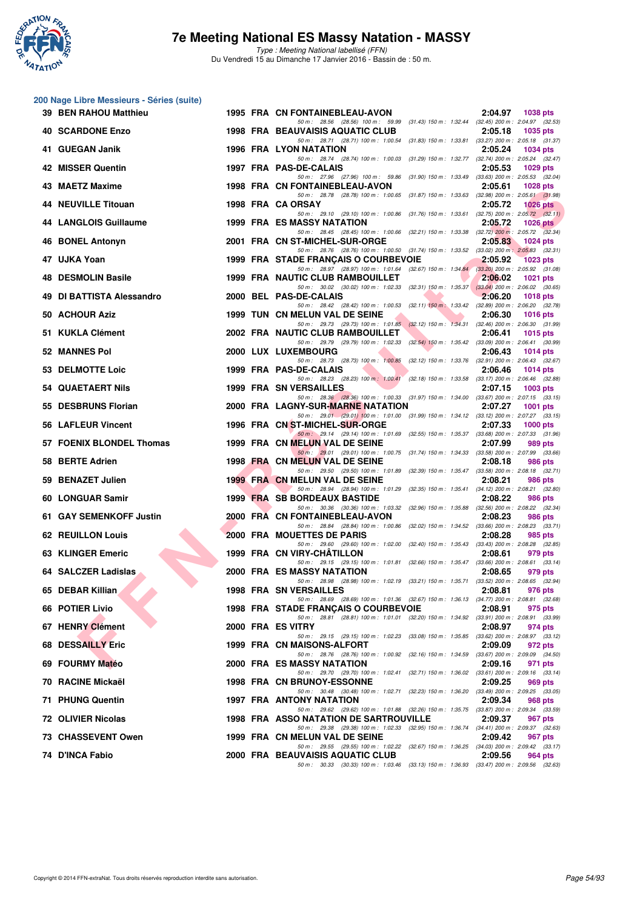## 200 Nage Libre Messieurs - Séries (suite)

| Rang | Nom | Année | Nat | Club | Temps | Points |
|---|---|---|---|---|---|---|
| 39 | BEN RAHOU Matthieu | 1995 | FRA | CN FONTAINEBLEAU-AVON | 2:04.97 | 1038 pts |
| | 50 m : 28.56 (28.56) 100 m : 59.99 (31.43) 150 m : 1:32.44 (32.45) 200 m : 2:04.97 (32.53) | | | | | |
| 40 | SCARDONE Enzo | 1998 | FRA | BEAUVAISIS AQUATIC CLUB | 2:05.18 | 1035 pts |
| | 50 m : 28.71 (28.71) 100 m : 1:00.54 (31.83) 150 m : 1:33.81 (33.27) 200 m : 2:05.18 (31.37) | | | | | |
| 41 | GUEGAN Janik | 1996 | FRA | LYON NATATION | 2:05.24 | 1034 pts |
| | 50 m : 28.74 (28.74) 100 m : 1:00.03 (31.29) 150 m : 1:32.77 (32.74) 200 m : 2:05.24 (32.47) | | | | | |
| 42 | MISSER Quentin | 1997 | FRA | PAS-DE-CALAIS | 2:05.53 | 1029 pts |
| | 50 m : 27.96 (27.96) 100 m : 59.86 (31.90) 150 m : 1:33.49 (33.63) 200 m : 2:05.53 (32.04) | | | | | |
| 43 | MAETZ Maxime | 1998 | FRA | CN FONTAINEBLEAU-AVON | 2:05.61 | 1028 pts |
| | 50 m : 28.78 (28.78) 100 m : 1:00.65 (31.87) 150 m : 1:33.63 (32.98) 200 m : 2:05.61 (31.98) | | | | | |
| 44 | NEUVILLE Titouan | 1998 | FRA | CA ORSAY | 2:05.72 | 1026 pts |
| | 50 m : 29.10 (29.10) 100 m : 1:00.86 (31.76) 150 m : 1:33.61 (32.75) 200 m : 2:05.72 (32.11) | | | | | |
| 44 | LANGLOIS Guillaume | 1999 | FRA | ES MASSY NATATION | 2:05.72 | 1026 pts |
| | 50 m : 28.45 (28.45) 100 m : 1:00.66 (32.21) 150 m : 1:33.38 (32.72) 200 m : 2:05.72 (32.34) | | | | | |
| 46 | BONEL Antonyn | 2001 | FRA | CN ST-MICHEL-SUR-ORGE | 2:05.83 | 1024 pts |
| | 50 m : 28.76 (28.76) 100 m : 1:00.50 (31.74) 150 m : 1:33.52 (33.02) 200 m : 2:05.83 (32.31) | | | | | |
| 47 | UJKA Yoan | 1999 | FRA | STADE FRANÇAIS O COURBEVOIE | 2:05.92 | 1023 pts |
| | 50 m : 28.97 (28.97) 100 m : 1:01.64 (32.67) 150 m : 1:34.84 (33.20) 200 m : 2:05.92 (31.08) | | | | | |
| 48 | DESMOLIN Basile | 1999 | FRA | NAUTIC CLUB RAMBOUILLET | 2:06.02 | 1021 pts |
| | 50 m : 30.02 (30.02) 100 m : 1:02.33 (32.31) 150 m : 1:35.37 (33.04) 200 m : 2:06.02 (30.65) | | | | | |
| 49 | DI BATTISTA Alessandro | 2000 | BEL | PAS-DE-CALAIS | 2:06.20 | 1018 pts |
| | 50 m : 28.42 (28.42) 100 m : 1:00.53 (32.11) 150 m : 1:33.42 (32.89) 200 m : 2:06.20 (32.78) | | | | | |
| 50 | ACHOUR Aziz | 1999 | TUN | CN MELUN VAL DE SEINE | 2:06.30 | 1016 pts |
| | 50 m : 29.73 (29.73) 100 m : 1:01.85 (32.12) 150 m : 1:34.31 (32.46) 200 m : 2:06.30 (31.99) | | | | | |
| 51 | KUKLA Clément | 2002 | FRA | NAUTIC CLUB RAMBOUILLET | 2:06.41 | 1015 pts |
| | 50 m : 29.79 (29.79) 100 m : 1:02.33 (32.54) 150 m : 1:35.42 (33.09) 200 m : 2:06.41 (30.99) | | | | | |
| 52 | MANNES Pol | 2000 | LUX | LUXEMBOURG | 2:06.43 | 1014 pts |
| | 50 m : 28.73 (28.73) 100 m : 1:00.85 (32.12) 150 m : 1:33.76 (32.91) 200 m : 2:06.43 (32.67) | | | | | |
| 53 | DELMOTTE Loic | 1999 | FRA | PAS-DE-CALAIS | 2:06.46 | 1014 pts |
| | 50 m : 28.23 (28.23) 100 m : 1:00.41 (32.18) 150 m : 1:33.58 (33.17) 200 m : 2:06.46 (32.88) | | | | | |
| 54 | QUAETAERT Nils | 1999 | FRA | SN VERSAILLES | 2:07.15 | 1003 pts |
| | 50 m : 28.36 (28.36) 100 m : 1:00.33 (31.97) 150 m : 1:34.00 (33.67) 200 m : 2:07.15 (33.15) | | | | | |
| 55 | DESBRUNS Florian | 2000 | FRA | LAGNY-SUR-MARNE NATATION | 2:07.27 | 1001 pts |
| | 50 m : 29.01 (29.01) 100 m : 1:01.00 (31.99) 150 m : 1:34.12 (33.12) 200 m : 2:07.27 (33.15) | | | | | |
| 56 | LAFLEUR Vincent | 1996 | FRA | CN ST-MICHEL-SUR-ORGE | 2:07.33 | 1000 pts |
| | 50 m : 29.14 (29.14) 100 m : 1:01.69 (32.55) 150 m : 1:35.37 (33.68) 200 m : 2:07.33 (31.96) | | | | | |
| 57 | FOENIX BLONDEL Thomas | 1999 | FRA | CN MELUN VAL DE SEINE | 2:07.99 | 989 pts |
| | 50 m : 29.01 (29.01) 100 m : 1:00.75 (31.74) 150 m : 1:34.33 (33.58) 200 m : 2:07.99 (33.66) | | | | | |
| 58 | BERTE Adrien | 1998 | FRA | CN MELUN VAL DE SEINE | 2:08.18 | 986 pts |
| | 50 m : 29.50 (29.50) 100 m : 1:01.89 (32.39) 150 m : 1:35.47 (33.58) 200 m : 2:08.18 (32.71) | | | | | |
| 59 | BENAZET Julien | 1999 | FRA | CN MELUN VAL DE SEINE | 2:08.21 | 986 pts |
| | 50 m : 28.94 (28.94) 100 m : 1:01.29 (32.35) 150 m : 1:35.41 (34.12) 200 m : 2:08.21 (32.80) | | | | | |
| 60 | LONGUAR Samir | 1999 | FRA | SB BORDEAUX BASTIDE | 2:08.22 | 986 pts |
| | 50 m : 30.36 (30.36) 100 m : 1:03.32 (32.96) 150 m : 1:35.88 (32.56) 200 m : 2:08.22 (32.34) | | | | | |
| 61 | GAY SEMENKOFF Justin | 2000 | FRA | CN FONTAINEBLEAU-AVON | 2:08.23 | 986 pts |
| | 50 m : 28.84 (28.84) 100 m : 1:00.86 (32.02) 150 m : 1:34.52 (33.66) 200 m : 2:08.23 (33.71) | | | | | |
| 62 | REUILLON Louis | 2000 | FRA | MOUETTES DE PARIS | 2:08.28 | 985 pts |
| | 50 m : 29.60 (29.60) 100 m : 1:02.00 (32.40) 150 m : 1:35.43 (33.43) 200 m : 2:08.28 (32.85) | | | | | |
| 63 | KLINGER Emeric | 1999 | FRA | CN VIRY-CHÂTILLON | 2:08.61 | 979 pts |
| | 50 m : 29.15 (29.15) 100 m : 1:01.81 (32.66) 150 m : 1:35.47 (33.66) 200 m : 2:08.61 (33.14) | | | | | |
| 64 | SALCZER Ladislas | 2000 | FRA | ES MASSY NATATION | 2:08.65 | 979 pts |
| | 50 m : 28.98 (28.98) 100 m : 1:02.19 (33.21) 150 m : 1:35.71 (33.52) 200 m : 2:08.65 (32.94) | | | | | |
| 65 | DEBAR Killian | 1998 | FRA | SN VERSAILLES | 2:08.81 | 976 pts |
| | 50 m : 28.69 (28.69) 100 m : 1:01.36 (32.67) 150 m : 1:36.13 (34.77) 200 m : 2:08.81 (32.68) | | | | | |
| 66 | POTIER Livio | 1998 | FRA | STADE FRANÇAIS O COURBEVOIE | 2:08.91 | 975 pts |
| | 50 m : 28.81 (28.81) 100 m : 1:01.01 (32.20) 150 m : 1:34.92 (33.91) 200 m : 2:08.91 (33.99) | | | | | |
| 67 | HENRY Clément | 2000 | FRA | ES VITRY | 2:08.97 | 974 pts |
| | 50 m : 29.15 (29.15) 100 m : 1:02.23 (33.08) 150 m : 1:35.85 (33.62) 200 m : 2:08.97 (33.12) | | | | | |
| 68 | DESSAILLY Eric | 1999 | FRA | CN MAISONS-ALFORT | 2:09.09 | 972 pts |
| | 50 m : 28.76 (28.76) 100 m : 1:00.92 (32.16) 150 m : 1:34.59 (33.67) 200 m : 2:09.09 (34.50) | | | | | |
| 69 | FOURMY Matéo | 2000 | FRA | ES MASSY NATATION | 2:09.16 | 971 pts |
| | 50 m : 29.70 (29.70) 100 m : 1:02.41 (32.71) 150 m : 1:36.02 (33.61) 200 m : 2:09.16 (33.14) | | | | | |
| 70 | RACINE Mickaël | 1998 | FRA | CN BRUNOY-ESSONNE | 2:09.25 | 969 pts |
| | 50 m : 30.48 (30.48) 100 m : 1:02.71 (32.23) 150 m : 1:36.20 (33.49) 200 m : 2:09.25 (33.05) | | | | | |
| 71 | PHUNG Quentin | 1997 | FRA | ANTONY NATATION | 2:09.34 | 968 pts |
| | 50 m : 29.62 (29.62) 100 m : 1:01.88 (32.26) 150 m : 1:35.75 (33.87) 200 m : 2:09.34 (33.59) | | | | | |
| 72 | OLIVIER Nicolas | 1998 | FRA | ASSO NATATION DE SARTROUVILLE | 2:09.37 | 967 pts |
| | 50 m : 29.38 (29.38) 100 m : 1:02.33 (32.95) 150 m : 1:36.74 (34.41) 200 m : 2:09.37 (32.63) | | | | | |
| 73 | CHASSEVENT Owen | 1999 | FRA | CN MELUN VAL DE SEINE | 2:09.42 | 967 pts |
| | 50 m : 29.55 (29.55) 100 m : 1:02.22 (32.67) 150 m : 1:36.25 (34.03) 200 m : 2:09.42 (33.17) | | | | | |
| 74 | D'INCA Fabio | 2000 | FRA | BEAUVAISIS AQUATIC CLUB | 2:09.56 | 964 pts |
| | 50 m : 30.33 (30.33) 100 m : 1:03.46 (33.13) 150 m : 1:36.93 (33.47) 200 m : 2:09.56 (32.63) | | | | | |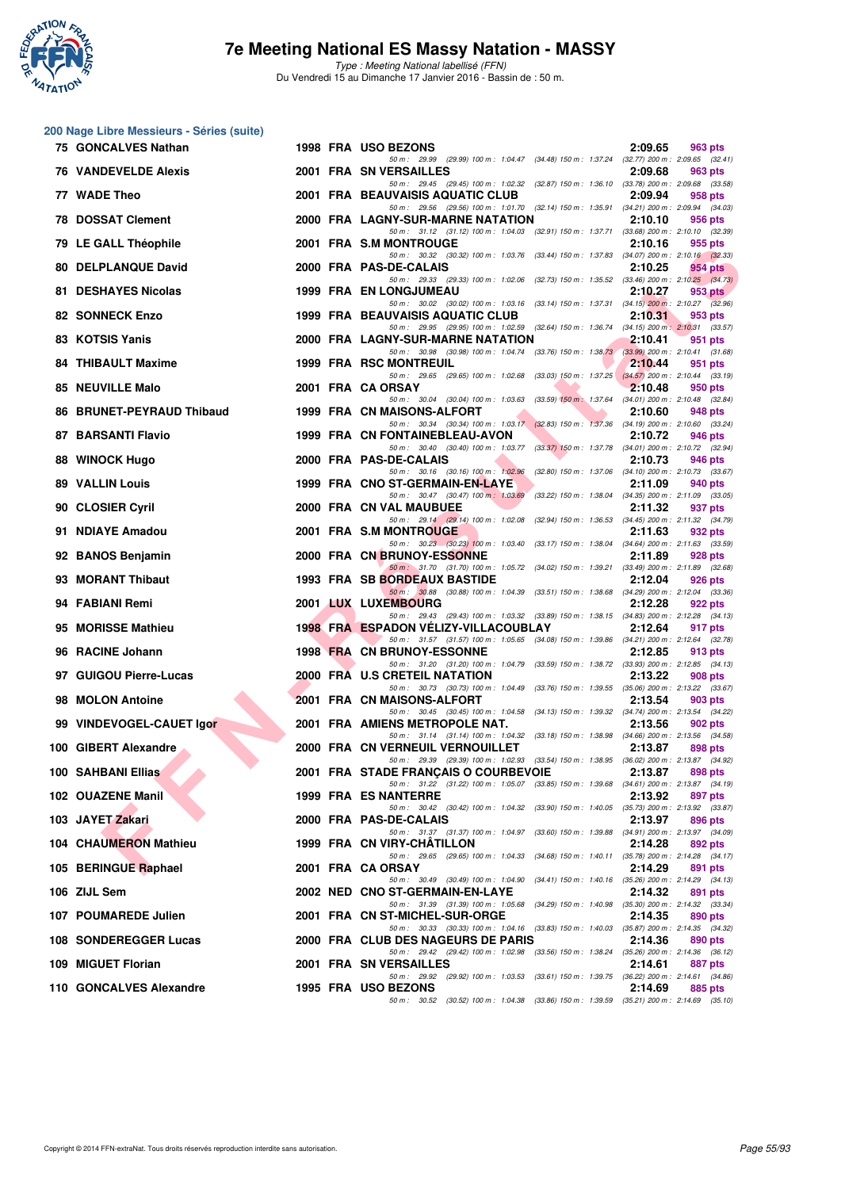## 200 Nage Libre Messieurs - Séries (suite)

| Rang | Nom | Année | Nat | Club | Temps | Points |
|---|---|---|---|---|---|---|
| 75 | GONCALVES Nathan | 1998 | FRA | USO BEZONS | 2:09.65 | 963 pts |
| | 50 m : 29.99 (29.99) 100 m : 1:04.47 (34.48) 150 m : 1:37.24 (32.77) 200 m : 2:09.65 (32.41) | | | | | |
| 76 | VANDEVELDE Alexis | 2001 | FRA | SN VERSAILLES | 2:09.68 | 963 pts |
| | 50 m : 29.45 (29.45) 100 m : 1:02.32 (32.87) 150 m : 1:36.10 (33.78) 200 m : 2:09.68 (33.58) | | | | | |
| 77 | WADE Theo | 2001 | FRA | BEAUVAISIS AQUATIC CLUB | 2:09.94 | 958 pts |
| | 50 m : 29.56 (29.56) 100 m : 1:01.70 (32.14) 150 m : 1:35.91 (34.21) 200 m : 2:09.94 (34.03) | | | | | |
| 78 | DOSSAT Clement | 2000 | FRA | LAGNY-SUR-MARNE NATATION | 2:10.10 | 956 pts |
| | 50 m : 31.12 (31.12) 100 m : 1:04.03 (32.91) 150 m : 1:37.71 (33.68) 200 m : 2:10.10 (32.39) | | | | | |
| 79 | LE GALL Théophile | 2001 | FRA | S.M MONTROUGE | 2:10.16 | 955 pts |
| | 50 m : 30.32 (30.32) 100 m : 1:03.76 (33.44) 150 m : 1:37.83 (34.07) 200 m : 2:10.16 (32.33) | | | | | |
| 80 | DELPLANQUE David | 2000 | FRA | PAS-DE-CALAIS | 2:10.25 | 954 pts |
| | 50 m : 29.33 (29.33) 100 m : 1:02.06 (32.73) 150 m : 1:35.52 (33.46) 200 m : 2:10.25 (34.73) | | | | | |
| 81 | DESHAYES Nicolas | 1999 | FRA | EN LONGJUMEAU | 2:10.27 | 953 pts |
| | 50 m : 30.02 (30.02) 100 m : 1:03.16 (33.14) 150 m : 1:37.31 (34.15) 200 m : 2:10.27 (32.96) | | | | | |
| 82 | SONNECK Enzo | 1999 | FRA | BEAUVAISIS AQUATIC CLUB | 2:10.31 | 953 pts |
| | 50 m : 29.95 (29.95) 100 m : 1:02.59 (32.64) 150 m : 1:36.74 (34.15) 200 m : 2:10.31 (33.57) | | | | | |
| 83 | KOTSIS Yanis | 2000 | FRA | LAGNY-SUR-MARNE NATATION | 2:10.41 | 951 pts |
| | 50 m : 30.98 (30.98) 100 m : 1:04.74 (33.76) 150 m : 1:38.73 (33.99) 200 m : 2:10.41 (31.68) | | | | | |
| 84 | THIBAULT Maxime | 1999 | FRA | RSC MONTREUIL | 2:10.44 | 951 pts |
| | 50 m : 29.65 (29.65) 100 m : 1:02.68 (33.03) 150 m : 1:37.25 (34.57) 200 m : 2:10.44 (33.19) | | | | | |
| 85 | NEUVILLE Malo | 2001 | FRA | CA ORSAY | 2:10.48 | 950 pts |
| | 50 m : 30.04 (30.04) 100 m : 1:03.63 (33.59) 150 m : 1:37.64 (34.01) 200 m : 2:10.48 (32.84) | | | | | |
| 86 | BRUNET-PEYRAUD Thibaud | 1999 | FRA | CN MAISONS-ALFORT | 2:10.60 | 948 pts |
| | 50 m : 30.34 (30.34) 100 m : 1:03.17 (32.83) 150 m : 1:37.36 (34.19) 200 m : 2:10.60 (33.24) | | | | | |
| 87 | BARSANTI Flavio | 1999 | FRA | CN FONTAINEBLEAU-AVON | 2:10.72 | 946 pts |
| | 50 m : 30.40 (30.40) 100 m : 1:03.77 (33.37) 150 m : 1:37.78 (34.01) 200 m : 2:10.72 (32.94) | | | | | |
| 88 | WINOCK Hugo | 2000 | FRA | PAS-DE-CALAIS | 2:10.73 | 946 pts |
| | 50 m : 30.16 (30.16) 100 m : 1:02.96 (32.80) 150 m : 1:37.06 (34.10) 200 m : 2:10.73 (33.67) | | | | | |
| 89 | VALLIN Louis | 1999 | FRA | CNO ST-GERMAIN-EN-LAYE | 2:11.09 | 940 pts |
| | 50 m : 30.47 (30.47) 100 m : 1:03.69 (33.22) 150 m : 1:38.04 (34.35) 200 m : 2:11.09 (33.05) | | | | | |
| 90 | CLOSIER Cyril | 2000 | FRA | CN VAL MAUBUEE | 2:11.32 | 937 pts |
| | 50 m : 29.14 (29.14) 100 m : 1:02.08 (32.94) 150 m : 1:36.53 (34.45) 200 m : 2:11.32 (34.79) | | | | | |
| 91 | NDIAYE Amadou | 2001 | FRA | S.M MONTROUGE | 2:11.63 | 932 pts |
| | 50 m : 30.23 (30.23) 100 m : 1:03.40 (33.17) 150 m : 1:38.04 (34.64) 200 m : 2:11.63 (33.59) | | | | | |
| 92 | BANOS Benjamin | 2000 | FRA | CN BRUNOY-ESSONNE | 2:11.89 | 928 pts |
| | 50 m : 31.70 (31.70) 100 m : 1:05.72 (34.02) 150 m : 1:39.21 (33.49) 200 m : 2:11.89 (32.68) | | | | | |
| 93 | MORANT Thibaut | 1993 | FRA | SB BORDEAUX BASTIDE | 2:12.04 | 926 pts |
| | 50 m : 30.88 (30.88) 100 m : 1:04.39 (33.51) 150 m : 1:38.68 (34.29) 200 m : 2:12.04 (33.36) | | | | | |
| 94 | FABIANI Remi | 2001 | LUX | LUXEMBOURG | 2:12.28 | 922 pts |
| | 50 m : 29.43 (29.43) 100 m : 1:03.32 (33.89) 150 m : 1:38.15 (34.83) 200 m : 2:12.28 (34.13) | | | | | |
| 95 | MORISSE Mathieu | 1998 | FRA | ESPADON VÉLIZY-VILLACOUBLAY | 2:12.64 | 917 pts |
| | 50 m : 31.57 (31.57) 100 m : 1:05.65 (34.08) 150 m : 1:39.86 (34.21) 200 m : 2:12.64 (32.78) | | | | | |
| 96 | RACINE Johann | 1998 | FRA | CN BRUNOY-ESSONNE | 2:12.85 | 913 pts |
| | 50 m : 31.20 (31.20) 100 m : 1:04.79 (33.59) 150 m : 1:38.72 (33.93) 200 m : 2:12.85 (34.13) | | | | | |
| 97 | GUIGOU Pierre-Lucas | 2000 | FRA | U.S CRETEIL NATATION | 2:13.22 | 908 pts |
| | 50 m : 30.73 (30.73) 100 m : 1:04.49 (33.76) 150 m : 1:39.55 (35.06) 200 m : 2:13.22 (33.67) | | | | | |
| 98 | MOLON Antoine | 2001 | FRA | CN MAISONS-ALFORT | 2:13.54 | 903 pts |
| | 50 m : 30.45 (30.45) 100 m : 1:04.58 (34.13) 150 m : 1:39.32 (34.74) 200 m : 2:13.54 (34.22) | | | | | |
| 99 | VINDEVOGEL-CAUET Igor | 2001 | FRA | AMIENS METROPOLE NAT. | 2:13.56 | 902 pts |
| | 50 m : 31.14 (31.14) 100 m : 1:04.32 (33.18) 150 m : 1:38.98 (34.66) 200 m : 2:13.56 (34.58) | | | | | |
| 100 | GIBERT Alexandre | 2000 | FRA | CN VERNEUIL VERNOUILLET | 2:13.87 | 898 pts |
| | 50 m : 29.39 (29.39) 100 m : 1:02.93 (33.54) 150 m : 1:38.95 (36.02) 200 m : 2:13.87 (34.92) | | | | | |
| 100 | SAHBANI Ellias | 2001 | FRA | STADE FRANÇAIS O COURBEVOIE | 2:13.87 | 898 pts |
| | 50 m : 31.22 (31.22) 100 m : 1:05.07 (33.85) 150 m : 1:39.68 (34.61) 200 m : 2:13.87 (34.19) | | | | | |
| 102 | OUAZENE Manil | 1999 | FRA | ES NANTERRE | 2:13.92 | 897 pts |
| | 50 m : 30.42 (30.42) 100 m : 1:04.32 (33.90) 150 m : 1:40.05 (35.73) 200 m : 2:13.92 (33.87) | | | | | |
| 103 | JAYET Zakari | 2000 | FRA | PAS-DE-CALAIS | 2:13.97 | 896 pts |
| | 50 m : 31.37 (31.37) 100 m : 1:04.97 (33.60) 150 m : 1:39.88 (34.91) 200 m : 2:13.97 (34.09) | | | | | |
| 104 | CHAUMERON Mathieu | 1999 | FRA | CN VIRY-CHÂTILLON | 2:14.28 | 892 pts |
| | 50 m : 29.65 (29.65) 100 m : 1:04.33 (34.68) 150 m : 1:40.11 (35.78) 200 m : 2:14.28 (34.17) | | | | | |
| 105 | BERINGUE Raphael | 2001 | FRA | CA ORSAY | 2:14.29 | 891 pts |
| | 50 m : 30.49 (30.49) 100 m : 1:04.90 (34.41) 150 m : 1:40.16 (35.26) 200 m : 2:14.29 (34.13) | | | | | |
| 106 | ZIJL Sem | 2002 | NED | CNO ST-GERMAIN-EN-LAYE | 2:14.32 | 891 pts |
| | 50 m : 31.39 (31.39) 100 m : 1:05.68 (34.29) 150 m : 1:40.98 (35.30) 200 m : 2:14.32 (33.34) | | | | | |
| 107 | POUMAREDE Julien | 2001 | FRA | CN ST-MICHEL-SUR-ORGE | 2:14.35 | 890 pts |
| | 50 m : 30.33 (30.33) 100 m : 1:04.16 (33.83) 150 m : 1:40.03 (35.87) 200 m : 2:14.35 (34.32) | | | | | |
| 108 | SONDEREGGER Lucas | 2000 | FRA | CLUB DES NAGEURS DE PARIS | 2:14.36 | 890 pts |
| | 50 m : 29.42 (29.42) 100 m : 1:02.98 (33.56) 150 m : 1:38.24 (35.26) 200 m : 2:14.36 (36.12) | | | | | |
| 109 | MIGUET Florian | 2001 | FRA | SN VERSAILLES | 2:14.61 | 887 pts |
| | 50 m : 29.92 (29.92) 100 m : 1:03.53 (33.61) 150 m : 1:39.75 (36.22) 200 m : 2:14.61 (34.86) | | | | | |
| 110 | GONCALVES Alexandre | 1995 | FRA | USO BEZONS | 2:14.69 | 885 pts |
| | 50 m : 30.52 (30.52) 100 m : 1:04.38 (33.86) 150 m : 1:39.59 (35.21) 200 m : 2:14.69 (35.10) | | | | | |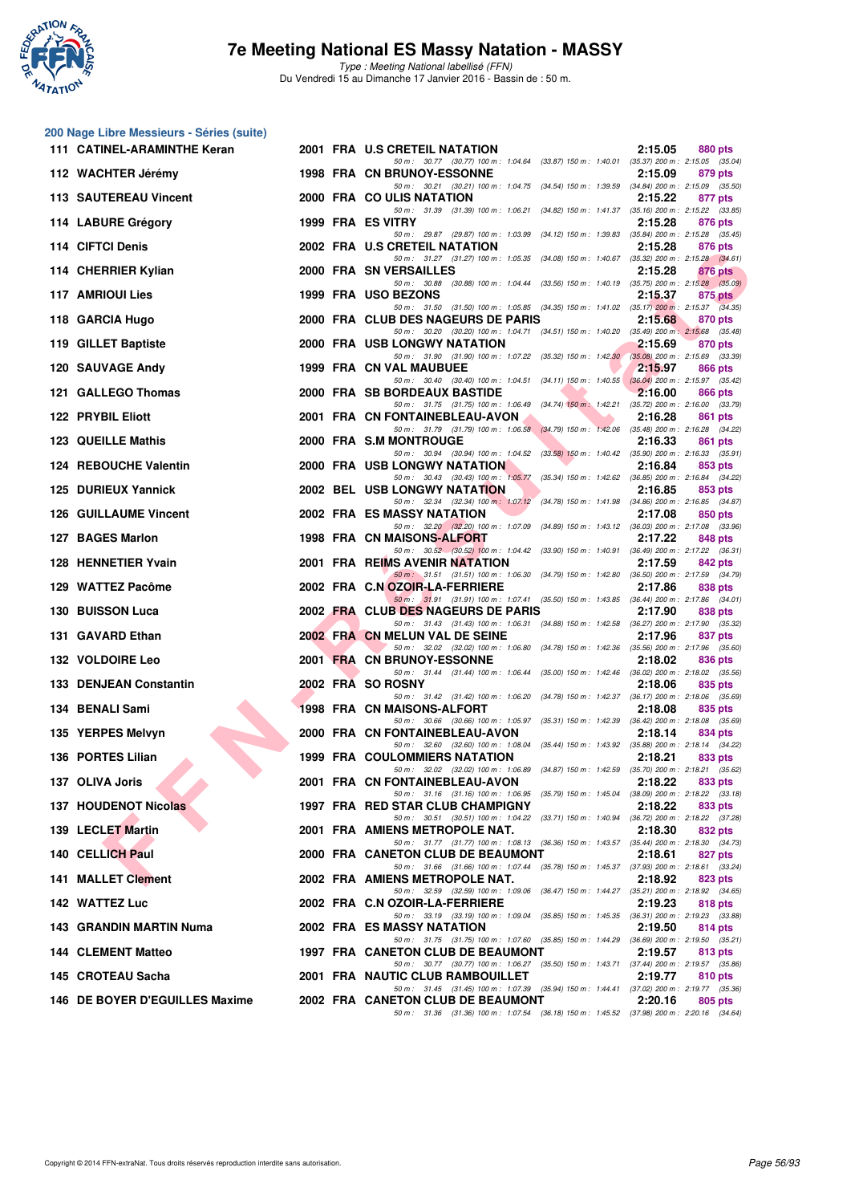# 7e Meeting National ES Massy Natation - MASSY

*Type : Meeting National labellisé (FFN)*
Du Vendredi 15 au Dimanche 17 Janvier 2016 - Bassin de : 50 m.

## 200 Nage Libre Messieurs - Séries (suite)

| Rang | Nom | Année | Nat | Club | Temps | Points |
|---|---|---|---|---|---|---|
| 111 | CATINEL-ARAMINTHE Keran | 2001 | FRA | U.S CRETEIL NATATION | 2:15.05 | 880 pts |
| | 50 m : 30.77 (30.77) 100 m : 1:04.64 (33.87) 150 m : 1:40.01 (35.37) 200 m : 2:15.05 (35.04) | | | | | |
| 112 | WACHTER Jérémy | 1998 | FRA | CN BRUNOY-ESSONNE | 2:15.09 | 879 pts |
| | 50 m : 30.21 (30.21) 100 m : 1:04.75 (34.54) 150 m : 1:39.59 (34.84) 200 m : 2:15.09 (35.50) | | | | | |
| 113 | SAUTEREAU Vincent | 2000 | FRA | CO ULIS NATATION | 2:15.22 | 877 pts |
| | 50 m : 31.39 (31.39) 100 m : 1:06.21 (34.82) 150 m : 1:41.37 (35.16) 200 m : 2:15.22 (33.85) | | | | | |
| 114 | LABURE Grégory | 1999 | FRA | ES VITRY | 2:15.28 | 876 pts |
| | 50 m : 29.87 (29.87) 100 m : 1:03.99 (34.12) 150 m : 1:39.83 (35.84) 200 m : 2:15.28 (35.45) | | | | | |
| 114 | CIFTCI Denis | 2002 | FRA | U.S CRETEIL NATATION | 2:15.28 | 876 pts |
| | 50 m : 31.27 (31.27) 100 m : 1:05.35 (34.08) 150 m : 1:40.67 (35.32) 200 m : 2:15.28 (34.61) | | | | | |
| 114 | CHERRIER Kylian | 2000 | FRA | SN VERSAILLES | 2:15.28 | 876 pts |
| | 50 m : 30.88 (30.88) 100 m : 1:04.44 (33.56) 150 m : 1:40.19 (35.75) 200 m : 2:15.28 (35.09) | | | | | |
| 117 | AMRIOUI Lies | 1999 | FRA | USO BEZONS | 2:15.37 | 875 pts |
| | 50 m : 31.50 (31.50) 100 m : 1:05.85 (34.35) 150 m : 1:41.02 (35.17) 200 m : 2:15.37 (34.35) | | | | | |
| 118 | GARCIA Hugo | 2000 | FRA | CLUB DES NAGEURS DE PARIS | 2:15.68 | 870 pts |
| | 50 m : 30.20 (30.20) 100 m : 1:04.71 (34.51) 150 m : 1:40.20 (35.49) 200 m : 2:15.68 (35.48) | | | | | |
| 119 | GILLET Baptiste | 2000 | FRA | USB LONGWY NATATION | 2:15.69 | 870 pts |
| | 50 m : 31.90 (31.90) 100 m : 1:07.22 (35.32) 150 m : 1:42.30 (35.08) 200 m : 2:15.69 (33.39) | | | | | |
| 120 | SAUVAGE Andy | 1999 | FRA | CN VAL MAUBUEE | 2:15.97 | 866 pts |
| | 50 m : 30.40 (30.40) 100 m : 1:04.51 (34.11) 150 m : 1:40.55 (36.04) 200 m : 2:15.97 (35.42) | | | | | |
| 121 | GALLEGO Thomas | 2000 | FRA | SB BORDEAUX BASTIDE | 2:16.00 | 866 pts |
| | 50 m : 31.75 (31.75) 100 m : 1:06.49 (34.74) 150 m : 1:42.21 (35.72) 200 m : 2:16.00 (33.79) | | | | | |
| 122 | PRYBIL Eliott | 2001 | FRA | CN FONTAINEBLEAU-AVON | 2:16.28 | 861 pts |
| | 50 m : 31.79 (31.79) 100 m : 1:06.58 (34.79) 150 m : 1:42.06 (35.48) 200 m : 2:16.28 (34.22) | | | | | |
| 123 | QUEILLE Mathis | 2000 | FRA | S.M MONTROUGE | 2:16.33 | 861 pts |
| | 50 m : 30.94 (30.94) 100 m : 1:04.52 (33.58) 150 m : 1:40.42 (35.90) 200 m : 2:16.33 (35.91) | | | | | |
| 124 | REBOUCHE Valentin | 2000 | FRA | USB LONGWY NATATION | 2:16.84 | 853 pts |
| | 50 m : 30.43 (30.43) 100 m : 1:05.77 (35.34) 150 m : 1:42.62 (36.85) 200 m : 2:16.84 (34.22) | | | | | |
| 125 | DURIEUX Yannick | 2002 | BEL | USB LONGWY NATATION | 2:16.85 | 853 pts |
| | 50 m : 32.34 (32.34) 100 m : 1:07.12 (34.78) 150 m : 1:41.98 (34.86) 200 m : 2:16.85 (34.87) | | | | | |
| 126 | GUILLAUME Vincent | 2002 | FRA | ES MASSY NATATION | 2:17.08 | 850 pts |
| | 50 m : 32.20 (32.20) 100 m : 1:07.09 (34.89) 150 m : 1:43.12 (36.03) 200 m : 2:17.08 (33.96) | | | | | |
| 127 | BAGES Marlon | 1998 | FRA | CN MAISONS-ALFORT | 2:17.22 | 848 pts |
| | 50 m : 30.52 (30.52) 100 m : 1:04.42 (33.90) 150 m : 1:40.91 (36.49) 200 m : 2:17.22 (36.31) | | | | | |
| 128 | HENNETIER Yvain | 2001 | FRA | REIMS AVENIR NATATION | 2:17.59 | 842 pts |
| | 50 m : 31.51 (31.51) 100 m : 1:06.30 (34.79) 150 m : 1:42.80 (36.50) 200 m : 2:17.59 (34.79) | | | | | |
| 129 | WATTEZ Pacôme | 2002 | FRA | C.N OZOIR-LA-FERRIERE | 2:17.86 | 838 pts |
| | 50 m : 31.91 (31.91) 100 m : 1:07.41 (35.50) 150 m : 1:43.85 (36.44) 200 m : 2:17.86 (34.01) | | | | | |
| 130 | BUISSON Luca | 2002 | FRA | CLUB DES NAGEURS DE PARIS | 2:17.90 | 838 pts |
| | 50 m : 31.43 (31.43) 100 m : 1:06.31 (34.88) 150 m : 1:42.58 (36.27) 200 m : 2:17.90 (35.32) | | | | | |
| 131 | GAVARD Ethan | 2002 | FRA | CN MELUN VAL DE SEINE | 2:17.96 | 837 pts |
| | 50 m : 32.02 (32.02) 100 m : 1:06.80 (34.78) 150 m : 1:42.36 (35.56) 200 m : 2:17.96 (35.60) | | | | | |
| 132 | VOLDOIRE Leo | 2001 | FRA | CN BRUNOY-ESSONNE | 2:18.02 | 836 pts |
| | 50 m : 31.44 (31.44) 100 m : 1:06.44 (35.00) 150 m : 1:42.46 (36.02) 200 m : 2:18.02 (35.56) | | | | | |
| 133 | DENJEAN Constantin | 2002 | FRA | SO ROSNY | 2:18.06 | 835 pts |
| | 50 m : 31.42 (31.42) 100 m : 1:06.20 (34.78) 150 m : 1:42.37 (36.17) 200 m : 2:18.06 (35.69) | | | | | |
| 134 | BENALI Sami | 1998 | FRA | CN MAISONS-ALFORT | 2:18.08 | 835 pts |
| | 50 m : 30.66 (30.66) 100 m : 1:05.97 (35.31) 150 m : 1:42.39 (36.42) 200 m : 2:18.08 (35.69) | | | | | |
| 135 | YERPES Melvyn | 2000 | FRA | CN FONTAINEBLEAU-AVON | 2:18.14 | 834 pts |
| | 50 m : 32.60 (32.60) 100 m : 1:08.04 (35.44) 150 m : 1:43.92 (35.88) 200 m : 2:18.14 (34.22) | | | | | |
| 136 | PORTES Lilian | 1999 | FRA | COULOMMIERS NATATION | 2:18.21 | 833 pts |
| | 50 m : 32.02 (32.02) 100 m : 1:06.89 (34.87) 150 m : 1:42.59 (35.70) 200 m : 2:18.21 (35.62) | | | | | |
| 137 | OLIVA Joris | 2001 | FRA | CN FONTAINEBLEAU-AVON | 2:18.22 | 833 pts |
| | 50 m : 31.16 (31.16) 100 m : 1:06.95 (35.79) 150 m : 1:45.04 (38.09) 200 m : 2:18.22 (33.18) | | | | | |
| 137 | HOUDENOT Nicolas | 1997 | FRA | RED STAR CLUB CHAMPIGNY | 2:18.22 | 833 pts |
| | 50 m : 30.51 (30.51) 100 m : 1:04.22 (33.71) 150 m : 1:40.94 (36.72) 200 m : 2:18.22 (37.28) | | | | | |
| 139 | LECLET Martin | 2001 | FRA | AMIENS METROPOLE NAT. | 2:18.30 | 832 pts |
| | 50 m : 31.77 (31.77) 100 m : 1:08.13 (36.36) 150 m : 1:43.57 (35.44) 200 m : 2:18.30 (34.73) | | | | | |
| 140 | CELLICH Paul | 2000 | FRA | CANETON CLUB DE BEAUMONT | 2:18.61 | 827 pts |
| | 50 m : 31.66 (31.66) 100 m : 1:07.44 (35.78) 150 m : 1:45.37 (37.93) 200 m : 2:18.61 (33.24) | | | | | |
| 141 | MALLET Clement | 2002 | FRA | AMIENS METROPOLE NAT. | 2:18.92 | 823 pts |
| | 50 m : 32.59 (32.59) 100 m : 1:09.06 (36.47) 150 m : 1:44.27 (35.21) 200 m : 2:18.92 (34.65) | | | | | |
| 142 | WATTEZ Luc | 2002 | FRA | C.N OZOIR-LA-FERRIERE | 2:19.23 | 818 pts |
| | 50 m : 33.19 (33.19) 100 m : 1:09.04 (35.85) 150 m : 1:45.35 (36.31) 200 m : 2:19.23 (33.88) | | | | | |
| 143 | GRANDIN MARTIN Numa | 2002 | FRA | ES MASSY NATATION | 2:19.50 | 814 pts |
| | 50 m : 31.75 (31.75) 100 m : 1:07.60 (35.85) 150 m : 1:44.29 (36.69) 200 m : 2:19.50 (35.21) | | | | | |
| 144 | CLEMENT Matteo | 1997 | FRA | CANETON CLUB DE BEAUMONT | 2:19.57 | 813 pts |
| | 50 m : 30.77 (30.77) 100 m : 1:06.27 (35.50) 150 m : 1:43.71 (37.44) 200 m : 2:19.57 (35.86) | | | | | |
| 145 | CROTEAU Sacha | 2001 | FRA | NAUTIC CLUB RAMBOUILLET | 2:19.77 | 810 pts |
| | 50 m : 31.45 (31.45) 100 m : 1:07.39 (35.94) 150 m : 1:44.41 (37.02) 200 m : 2:19.77 (35.36) | | | | | |
| 146 | DE BOYER D'EGUILLES Maxime | 2002 | FRA | CANETON CLUB DE BEAUMONT | 2:20.16 | 805 pts |
| | 50 m : 31.36 (31.36) 100 m : 1:07.54 (36.18) 150 m : 1:45.52 (37.98) 200 m : 2:20.16 (34.64) | | | | | |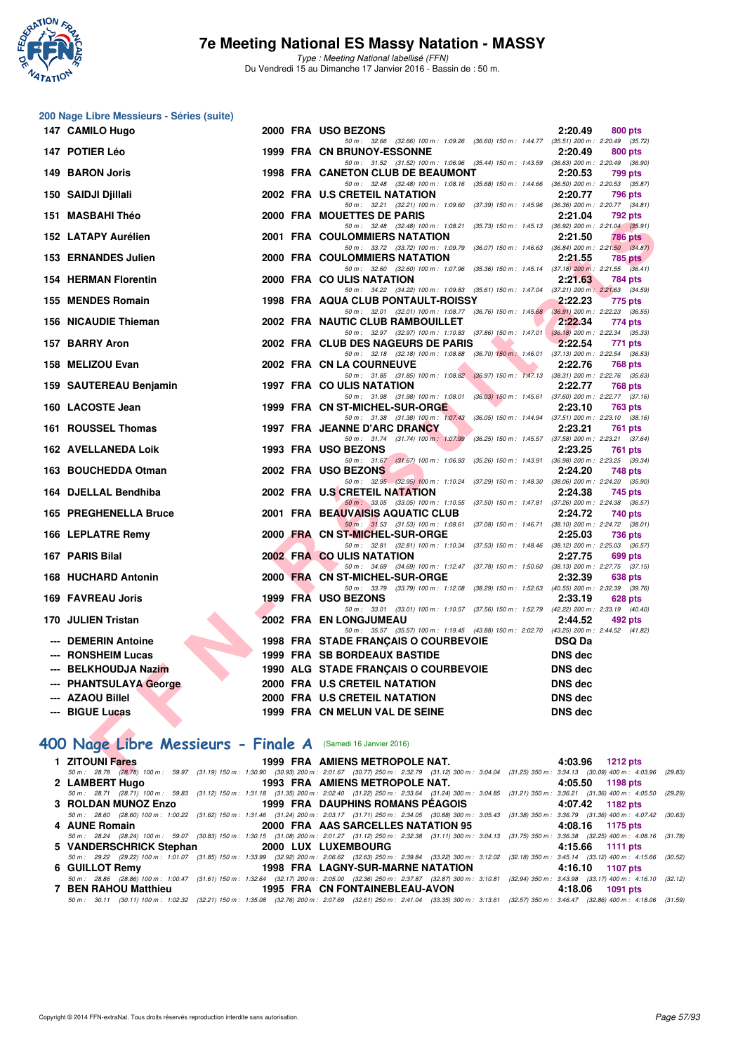# 7e Meeting National ES Massy Natation - MASSY

*Type : Meeting National labellisé (FFN)*
Du Vendredi 15 au Dimanche 17 Janvier 2016 - Bassin de : 50 m.

## 200 Nage Libre Messieurs - Séries (suite)

| Rang | Nom | Année | Nat. | Club | Temps | Points |
|---|---|---|---|---|---|---|
| 147 | CAMILO Hugo | 2000 | FRA | USO BEZONS | 2:20.49 | 800 pts |
| | 50 m : 32.66 (32.66) 100 m : 1:09.26 (36.60) 150 m : 1:44.77 (35.51) 200 m : 2:20.49 (35.72) | | | | | |
| 147 | POTIER Léo | 1999 | FRA | CN BRUNOY-ESSONNE | 2:20.49 | 800 pts |
| | 50 m : 31.52 (31.52) 100 m : 1:06.96 (35.44) 150 m : 1:43.59 (36.63) 200 m : 2:20.49 (36.90) | | | | | |
| 149 | BARON Joris | 1998 | FRA | CANETON CLUB DE BEAUMONT | 2:20.53 | 799 pts |
| | 50 m : 32.48 (32.48) 100 m : 1:08.16 (35.68) 150 m : 1:44.66 (36.50) 200 m : 2:20.53 (35.87) | | | | | |
| 150 | SAIDJI Djillali | 2002 | FRA | U.S CRETEIL NATATION | 2:20.77 | 796 pts |
| | 50 m : 32.21 (32.21) 100 m : 1:09.60 (37.39) 150 m : 1:45.96 (36.36) 200 m : 2:20.77 (34.81) | | | | | |
| 151 | MASBAHI Théo | 2000 | FRA | MOUETTES DE PARIS | 2:21.04 | 792 pts |
| | 50 m : 32.48 (32.48) 100 m : 1:08.21 (35.73) 150 m : 1:45.13 (36.92) 200 m : 2:21.04 (35.91) | | | | | |
| 152 | LATAPY Aurélien | 2001 | FRA | COULOMMIERS NATATION | 2:21.50 | 786 pts |
| | 50 m : 33.72 (33.72) 100 m : 1:09.79 (36.07) 150 m : 1:46.63 (36.84) 200 m : 2:21.50 (34.87) | | | | | |
| 153 | ERNANDES Julien | 2000 | FRA | COULOMMIERS NATATION | 2:21.55 | 785 pts |
| | 50 m : 32.60 (32.60) 100 m : 1:07.96 (35.36) 150 m : 1:45.14 (37.18) 200 m : 2:21.55 (36.41) | | | | | |
| 154 | HERMAN Florentin | 2000 | FRA | CO ULIS NATATION | 2:21.63 | 784 pts |
| | 50 m : 34.22 (34.22) 100 m : 1:09.83 (35.61) 150 m : 1:47.04 (37.21) 200 m : 2:21.63 (34.59) | | | | | |
| 155 | MENDES Romain | 1998 | FRA | AQUA CLUB PONTAULT-ROISSY | 2:22.23 | 775 pts |
| | 50 m : 32.01 (32.01) 100 m : 1:08.77 (36.76) 150 m : 1:45.68 (36.91) 200 m : 2:22.23 (36.55) | | | | | |
| 156 | NICAUDIE Thieman | 2002 | FRA | NAUTIC CLUB RAMBOUILLET | 2:22.34 | 774 pts |
| | 50 m : 32.97 (32.97) 100 m : 1:10.83 (37.86) 150 m : 1:47.01 (36.18) 200 m : 2:22.34 (35.33) | | | | | |
| 157 | BARRY Aron | 2002 | FRA | CLUB DES NAGEURS DE PARIS | 2:22.54 | 771 pts |
| | 50 m : 32.18 (32.18) 100 m : 1:08.88 (36.70) 150 m : 1:46.01 (37.13) 200 m : 2:22.54 (36.53) | | | | | |
| 158 | MELIZOU Evan | 2002 | FRA | CN LA COURNEUVE | 2:22.76 | 768 pts |
| | 50 m : 31.85 (31.85) 100 m : 1:08.82 (36.97) 150 m : 1:47.13 (38.31) 200 m : 2:22.76 (35.63) | | | | | |
| 159 | SAUTEREAU Benjamin | 1997 | FRA | CO ULIS NATATION | 2:22.77 | 768 pts |
| | 50 m : 31.98 (31.98) 100 m : 1:08.01 (36.03) 150 m : 1:45.61 (37.60) 200 m : 2:22.77 (37.16) | | | | | |
| 160 | LACOSTE Jean | 1999 | FRA | CN ST-MICHEL-SUR-ORGE | 2:23.10 | 763 pts |
| | 50 m : 31.38 (31.38) 100 m : 1:07.43 (36.05) 150 m : 1:44.94 (37.51) 200 m : 2:23.10 (38.16) | | | | | |
| 161 | ROUSSEL Thomas | 1997 | FRA | JEANNE D'ARC DRANCY | 2:23.21 | 761 pts |
| | 50 m : 31.74 (31.74) 100 m : 1:07.99 (36.25) 150 m : 1:45.57 (37.58) 200 m : 2:23.21 (37.64) | | | | | |
| 162 | AVELLANEDA Loïk | 1993 | FRA | USO BEZONS | 2:23.25 | 761 pts |
| | 50 m : 31.67 (31.67) 100 m : 1:06.93 (35.26) 150 m : 1:43.91 (36.98) 200 m : 2:23.25 (39.34) | | | | | |
| 163 | BOUCHEDDA Otman | 2002 | FRA | USO BEZONS | 2:24.20 | 748 pts |
| | 50 m : 32.95 (32.95) 100 m : 1:10.24 (37.29) 150 m : 1:48.30 (38.06) 200 m : 2:24.20 (35.90) | | | | | |
| 164 | DJELLAL Bendhiba | 2002 | FRA | U.S CRETEIL NATATION | 2:24.38 | 745 pts |
| | 50 m : 33.05 (33.05) 100 m : 1:10.55 (37.50) 150 m : 1:47.81 (37.26) 200 m : 2:24.38 (36.57) | | | | | |
| 165 | PREGHENELLA Bruce | 2001 | FRA | BEAUVAISIS AQUATIC CLUB | 2:24.72 | 740 pts |
| | 50 m : 31.53 (31.53) 100 m : 1:08.61 (37.08) 150 m : 1:46.71 (38.10) 200 m : 2:24.72 (38.01) | | | | | |
| 166 | LEPLATRE Remy | 2000 | FRA | CN ST-MICHEL-SUR-ORGE | 2:25.03 | 736 pts |
| | 50 m : 32.81 (32.81) 100 m : 1:10.34 (37.53) 150 m : 1:48.46 (38.12) 200 m : 2:25.03 (36.57) | | | | | |
| 167 | PARIS Bilal | 2002 | FRA | CO ULIS NATATION | 2:27.75 | 699 pts |
| | 50 m : 34.69 (34.69) 100 m : 1:12.47 (37.78) 150 m : 1:50.60 (38.13) 200 m : 2:27.75 (37.15) | | | | | |
| 168 | HUCHARD Antonin | 2000 | FRA | CN ST-MICHEL-SUR-ORGE | 2:32.39 | 638 pts |
| | 50 m : 33.79 (33.79) 100 m : 1:12.08 (38.29) 150 m : 1:52.63 (40.55) 200 m : 2:32.39 (39.76) | | | | | |
| 169 | FAVREAU Joris | 1999 | FRA | USO BEZONS | 2:33.19 | 628 pts |
| | 50 m : 33.01 (33.01) 100 m : 1:10.57 (37.56) 150 m : 1:52.79 (42.22) 200 m : 2:33.19 (40.40) | | | | | |
| 170 | JULIEN Tristan | 2002 | FRA | EN LONGJUMEAU | 2:44.52 | 492 pts |
| | 50 m : 35.57 (35.57) 100 m : 1:19.45 (43.88) 150 m : 2:02.70 (43.25) 200 m : 2:44.52 (41.82) | | | | | |
| --- | DEMERIN Antoine | 1998 | FRA | STADE FRANÇAIS O COURBEVOIE | DSQ Da | |
| --- | RONSHEIM Lucas | 1999 | FRA | SB BORDEAUX BASTIDE | DNS dec | |
| --- | BELKHOUDJA Nazim | 1990 | ALG | STADE FRANÇAIS O COURBEVOIE | DNS dec | |
| --- | PHANTSULAYA George | 2000 | FRA | U.S CRETEIL NATATION | DNS dec | |
| --- | AZAOU Billel | 2000 | FRA | U.S CRETEIL NATATION | DNS dec | |
| --- | BIGUE Lucas | 1999 | FRA | CN MELUN VAL DE SEINE | DNS dec | |

## 400 Nage Libre Messieurs - Finale A (Samedi 16 Janvier 2016)

| Rang | Nom | Année | Nat. | Club | Temps | Points |
|---|---|---|---|---|---|---|
| 1 | ZITOUNI Fares | 1999 | FRA | AMIENS METROPOLE NAT. | 4:03.96 | 1212 pts |
| | 50 m : 28.78 (28.78) 100 m : 59.97 (31.19) 150 m : 1:30.90 (30.93) 200 m : 2:01.67 (30.77) 250 m : 2:32.79 (31.12) 300 m : 3:04.04 (31.25) 350 m : 3:34.13 (30.09) 400 m : 4:03.96 (29.83) | | | | | |
| 2 | LAMBERT Hugo | 1993 | FRA | AMIENS METROPOLE NAT. | 4:05.50 | 1198 pts |
| | 50 m : 28.71 (28.71) 100 m : 59.83 (31.12) 150 m : 1:31.18 (31.35) 200 m : 2:02.40 (31.22) 250 m : 2:33.64 (31.24) 300 m : 3:04.85 (31.21) 350 m : 3:36.21 (31.36) 400 m : 4:05.50 (29.29) | | | | | |
| 3 | ROLDAN MUNOZ Enzo | 1999 | FRA | DAUPHINS ROMANS PÉAGOIS | 4:07.42 | 1182 pts |
| | 50 m : 28.60 (28.60) 100 m : 1:00.22 (31.62) 150 m : 1:31.46 (31.24) 200 m : 2:03.17 (31.71) 250 m : 2:34.05 (30.88) 300 m : 3:05.43 (31.38) 350 m : 3:36.79 (31.36) 400 m : 4:07.42 (30.63) | | | | | |
| 4 | AUNE Romain | 2000 | FRA | AAS SARCELLES NATATION 95 | 4:08.16 | 1175 pts |
| | 50 m : 28.24 (28.24) 100 m : 59.07 (30.83) 150 m : 1:30.15 (31.08) 200 m : 2:01.27 (31.12) 250 m : 2:32.38 (31.11) 300 m : 3:04.13 (31.75) 350 m : 3:36.38 (32.25) 400 m : 4:08.16 (31.78) | | | | | |
| 5 | VANDERSCHRICK Stephan | 2000 | LUX | LUXEMBOURG | 4:15.66 | 1111 pts |
| | 50 m : 29.22 (29.22) 100 m : 1:01.07 (31.85) 150 m : 1:33.99 (32.92) 200 m : 2:06.62 (32.63) 250 m : 2:39.84 (33.22) 300 m : 3:12.02 (32.18) 350 m : 3:45.14 (33.12) 400 m : 4:15.66 (30.52) | | | | | |
| 6 | GUILLOT Remy | 1998 | FRA | LAGNY-SUR-MARNE NATATION | 4:16.10 | 1107 pts |
| | 50 m : 28.86 (28.86) 100 m : 1:00.47 (31.61) 150 m : 1:32.64 (32.17) 200 m : 2:05.00 (32.36) 250 m : 2:37.87 (32.87) 300 m : 3:10.81 (32.94) 350 m : 3:43.98 (33.17) 400 m : 4:16.10 (32.12) | | | | | |
| 7 | BEN RAHOU Matthieu | 1995 | FRA | CN FONTAINEBLEAU-AVON | 4:18.06 | 1091 pts |
| | 50 m : 30.11 (30.11) 100 m : 1:02.32 (32.21) 150 m : 1:35.08 (32.76) 200 m : 2:07.69 (32.61) 250 m : 2:41.04 (33.35) 300 m : 3:13.61 (32.57) 350 m : 3:46.47 (32.86) 400 m : 4:18.06 (31.59) | | | | | |

Copyright © 2014 FFN-extraNat. Tous droits réservés reproduction interdite sans autorisation.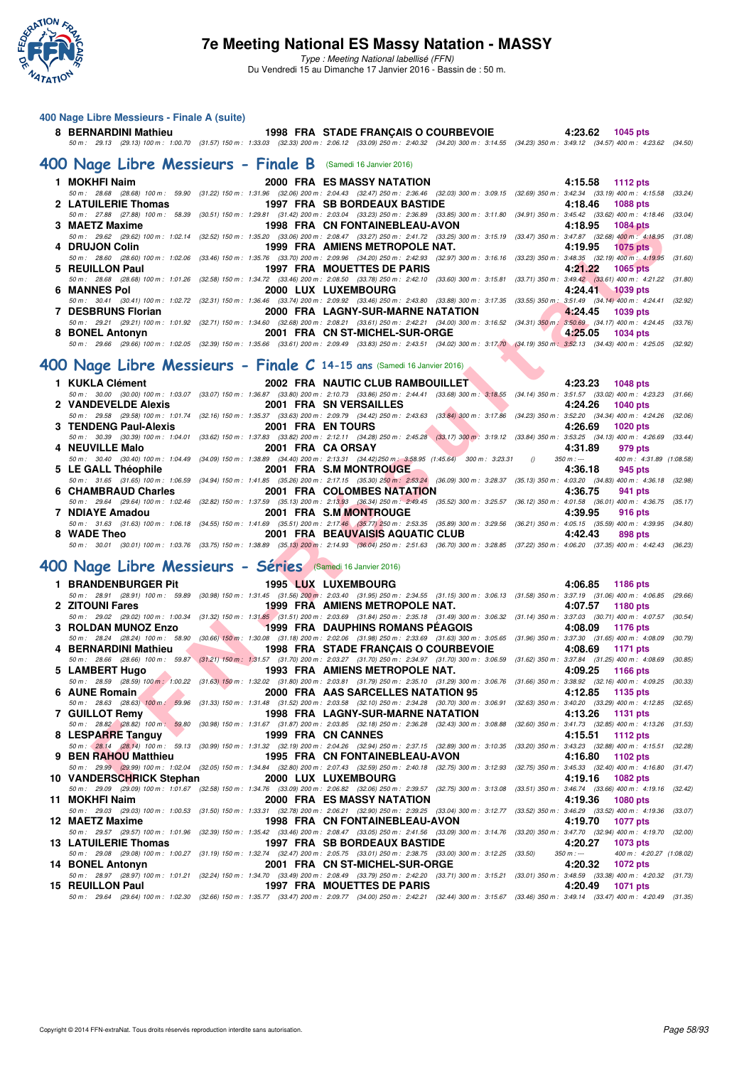## 400 Nage Libre Messieurs - Finale A (suite)

**8 BERNARDINI Mathieu** 1998 FRA STADE FRANÇAIS O COURBEVOIE 4:23.62 1045 pts
50 m : 29.13 (29.13) 100 m : 1:00.70 (31.57) 150 m : 1:33.03 (32.33) 200 m : 2:06.12 (33.09) 250 m : 2:40.32 (34.20) 300 m : 3:14.55 (34.23) 350 m : 3:49.12 (34.57) 400 m : 4:23.62 (34.50)

## 400 Nage Libre Messieurs - Finale B (Samedi 16 Janvier 2016)

**1 MOKHFI Naim** 2000 FRA ES MASSY NATATION 4:15.58 1112 pts
50 m : 28.68 (28.68) 100 m : 59.90 (31.22) 150 m : 1:31.96 (32.06) 200 m : 2:04.43 (32.47) 250 m : 2:36.46 (32.03) 300 m : 3:09.15 (32.69) 350 m : 3:42.34 (33.19) 400 m : 4:15.58 (33.24)

**2 LATUILERIE Thomas** 1997 FRA SB BORDEAUX BASTIDE 4:18.46 1088 pts
50 m : 27.88 (27.88) 100 m : 58.39 (30.51) 150 m : 1:29.81 (31.42) 200 m : 2:03.04 (33.23) 250 m : 2:36.89 (33.85) 300 m : 3:11.80 (34.91) 350 m : 3:45.42 (33.62) 400 m : 4:18.46 (33.04)

**3 MAETZ Maxime** 1998 FRA CN FONTAINEBLEAU-AVON 4:18.95 1084 pts
50 m : 29.62 (29.62) 100 m : 1:02.14 (32.52) 150 m : 1:35.20 (33.06) 200 m : 2:08.47 (33.27) 250 m : 2:41.72 (33.25) 300 m : 3:15.19 (33.47) 350 m : 3:47.87 (32.68) 400 m : 4:18.95 (31.08)

**4 DRUJON Colin** 1999 FRA AMIENS METROPOLE NAT. 4:19.95 1075 pts
50 m : 28.60 (28.60) 100 m : 1:02.06 (33.46) 150 m : 1:35.76 (33.70) 200 m : 2:09.96 (34.20) 250 m : 2:42.93 (32.97) 300 m : 3:16.16 (33.23) 350 m : 3:48.35 (32.19) 400 m : 4:19.95 (31.60)

**5 REUILLON Paul** 1997 FRA MOUETTES DE PARIS 4:21.22 1065 pts
50 m : 28.68 (28.68) 100 m : 1:01.26 (32.58) 150 m : 1:34.72 (33.46) 200 m : 2:08.50 (33.78) 250 m : 2:42.10 (33.60) 300 m : 3:15.81 (33.71) 350 m : 3:49.42 (33.61) 400 m : 4:21.22 (31.80)

**6 MANNES Pol** 2000 LUX LUXEMBOURG 4:24.41 1039 pts
50 m : 30.41 (30.41) 100 m : 1:02.72 (32.31) 150 m : 1:36.46 (33.74) 200 m : 2:09.92 (33.46) 250 m : 2:43.80 (33.88) 300 m : 3:17.35 (33.55) 350 m : 3:51.49 (34.14) 400 m : 4:24.41 (32.92)

**7 DESBRUNS Florian** 2000 FRA LAGNY-SUR-MARNE NATATION 4:24.45 1039 pts
50 m : 29.21 (29.21) 100 m : 1:01.92 (32.71) 150 m : 1:34.60 (32.68) 200 m : 2:08.21 (33.61) 250 m : 2:42.21 (34.00) 300 m : 3:16.52 (34.31) 350 m : 3:50.69 (34.17) 400 m : 4:24.45 (33.76)

**8 BONEL Antonyn** 2001 FRA CN ST-MICHEL-SUR-ORGE 4:25.05 1034 pts
50 m : 29.66 (29.66) 100 m : 1:02.05 (32.39) 150 m : 1:35.66 (33.61) 200 m : 2:09.49 (33.83) 250 m : 2:43.51 (34.02) 300 m : 3:17.70 (34.19) 350 m : 3:52.13 (34.43) 400 m : 4:25.05 (32.92)

## 400 Nage Libre Messieurs - Finale C 14-15 ans (Samedi 16 Janvier 2016)

**1 KUKLA Clément** 2002 FRA NAUTIC CLUB RAMBOUILLET 4:23.23 1048 pts
50 m : 30.00 (30.00) 100 m : 1:03.07 (33.07) 150 m : 1:36.87 (33.80) 200 m : 2:10.73 (33.86) 250 m : 2:44.41 (33.68) 300 m : 3:18.55 (34.14) 350 m : 3:51.57 (33.02) 400 m : 4:23.23 (31.66)

**2 VANDEVELDE Alexis** 2001 FRA SN VERSAILLES 4:24.26 1040 pts
50 m : 29.58 (29.58) 100 m : 1:01.74 (32.16) 150 m : 1:35.37 (33.63) 200 m : 2:09.79 (34.42) 250 m : 2:43.63 (33.84) 300 m : 3:17.86 (34.23) 350 m : 3:52.20 (34.34) 400 m : 4:24.26 (32.06)

**3 TENDENG Paul-Alexis** 2001 FRA EN TOURS 4:26.69 1020 pts
50 m : 30.39 (30.39) 100 m : 1:04.01 (33.62) 150 m : 1:37.83 (33.82) 200 m : 2:12.11 (34.28) 250 m : 2:45.28 (33.17) 300 m : 3:19.12 (33.84) 350 m : 3:53.25 (34.13) 400 m : 4:26.69 (33.44)

**4 NEUVILLE Malo** 2001 FRA CA ORSAY 4:31.89 979 pts
50 m : 30.40 (30.40) 100 m : 1:04.49 (34.09) 150 m : 1:38.89 (34.40) 200 m : 2:13.31 (34.42) 250 m : 3:58.95 (1:45.64) 300 m : 3:23.31 () 350 m : --- 400 m : 4:31.89 (1:08.58)

**5 LE GALL Théophile** 2001 FRA S.M MONTROUGE 4:36.18 945 pts
50 m : 31.65 (31.65) 100 m : 1:06.59 (34.94) 150 m : 1:41.85 (35.26) 200 m : 2:17.15 (35.30) 250 m : 2:53.24 (36.09) 300 m : 3:28.37 (35.13) 350 m : 4:03.20 (34.83) 400 m : 4:36.18 (32.98)

**6 CHAMBRAUD Charles** 2001 FRA COLOMBES NATATION 4:36.75 941 pts
50 m : 29.64 (29.64) 100 m : 1:02.46 (32.82) 150 m : 1:37.59 (35.13) 200 m : 2:13.93 (36.34) 250 m : 2:49.45 (35.52) 300 m : 3:25.57 (36.12) 350 m : 4:01.58 (36.01) 400 m : 4:36.75 (35.17)

**7 NDIAYE Amadou** 2001 FRA S.M MONTROUGE 4:39.95 916 pts
50 m : 31.63 (31.63) 100 m : 1:06.18 (34.55) 150 m : 1:41.69 (35.51) 200 m : 2:17.46 (35.77) 250 m : 2:53.35 (35.89) 300 m : 3:29.56 (36.21) 350 m : 4:05.15 (35.59) 400 m : 4:39.95 (34.80)

**8 WADE Theo** 2001 FRA BEAUVAISIS AQUATIC CLUB 4:42.43 898 pts
50 m : 30.01 (30.01) 100 m : 1:03.76 (33.75) 150 m : 1:38.89 (35.13) 200 m : 2:14.93 (36.04) 250 m : 2:51.63 (36.70) 300 m : 3:28.85 (37.22) 350 m : 4:06.20 (37.35) 400 m : 4:42.43 (36.23)

## 400 Nage Libre Messieurs - Séries (Samedi 16 Janvier 2016)

**1 BRANDENBURGER Pit** 1995 LUX LUXEMBOURG 4:06.85 1186 pts
50 m : 28.91 (28.91) 100 m : 59.89 (30.98) 150 m : 1:31.45 (31.56) 200 m : 2:03.40 (31.95) 250 m : 2:34.55 (31.15) 300 m : 3:06.13 (31.58) 350 m : 3:37.19 (31.06) 400 m : 4:06.85 (29.66)

**2 ZITOUNI Fares** 1999 FRA AMIENS METROPOLE NAT. 4:07.57 1180 pts
50 m : 29.02 (29.02) 100 m : 1:00.34 (31.32) 150 m : 1:31.85 (31.51) 200 m : 2:03.69 (31.84) 250 m : 2:35.18 (31.49) 300 m : 3:06.32 (31.14) 350 m : 3:37.03 (30.71) 400 m : 4:07.57 (30.54)

**3 ROLDAN MUNOZ Enzo** 1999 FRA DAUPHINS ROMANS PÉAGOIS 4:08.09 1176 pts
50 m : 28.24 (28.24) 100 m : 58.90 (30.66) 150 m : 1:30.08 (31.18) 200 m : 2:02.06 (31.98) 250 m : 2:33.69 (31.63) 300 m : 3:05.65 (31.96) 350 m : 3:37.30 (31.65) 400 m : 4:08.09 (30.79)

**4 BERNARDINI Mathieu** 1998 FRA STADE FRANÇAIS O COURBEVOIE 4:08.69 1171 pts
50 m : 28.66 (28.66) 100 m : 59.87 (31.21) 150 m : 1:31.57 (31.70) 200 m : 2:03.27 (31.70) 250 m : 2:34.97 (31.70) 300 m : 3:06.59 (31.62) 350 m : 3:37.84 (31.25) 400 m : 4:08.69 (30.85)

**5 LAMBERT Hugo** 1993 FRA AMIENS METROPOLE NAT. 4:09.25 1166 pts
50 m : 28.59 (28.59) 100 m : 1:00.22 (31.63) 150 m : 1:32.02 (31.80) 200 m : 2:03.81 (31.79) 250 m : 2:35.10 (31.29) 300 m : 3:06.76 (31.66) 350 m : 3:38.92 (32.16) 400 m : 4:09.25 (30.33)

**6 AUNE Romain** 2000 FRA AAS SARCELLES NATATION 95 4:12.85 1135 pts
50 m : 28.63 (28.63) 100 m : 59.96 (31.33) 150 m : 1:31.48 (31.52) 200 m : 2:03.58 (32.10) 250 m : 2:34.28 (30.70) 300 m : 3:06.91 (32.63) 350 m : 3:40.20 (33.29) 400 m : 4:12.85 (32.65)

**7 GUILLOT Remy** 1998 FRA LAGNY-SUR-MARNE NATATION 4:13.26 1131 pts
50 m : 28.82 (28.82) 100 m : 59.80 (30.98) 150 m : 1:31.67 (31.87) 200 m : 2:03.85 (32.18) 250 m : 2:36.28 (32.43) 300 m : 3:08.88 (32.60) 350 m : 3:41.73 (32.85) 400 m : 4:13.26 (31.53)

**8 LESPARRE Tanguy** 1999 FRA CN CANNES 4:15.51 1112 pts
50 m : 28.14 (28.14) 100 m : 59.13 (30.99) 150 m : 1:31.32 (32.19) 200 m : 2:04.26 (32.94) 250 m : 2:37.15 (32.89) 300 m : 3:10.35 (33.20) 350 m : 3:43.23 (32.88) 400 m : 4:15.51 (32.28)

**9 BEN RAHOU Matthieu** 1995 FRA CN FONTAINEBLEAU-AVON 4:16.80 1102 pts
50 m : 29.99 (29.99) 100 m : 1:02.04 (32.05) 150 m : 1:34.84 (32.80) 200 m : 2:07.43 (32.59) 250 m : 2:40.18 (32.75) 300 m : 3:12.93 (32.75) 350 m : 3:45.33 (32.40) 400 m : 4:16.80 (31.47)

**10 VANDERSCHRICK Stephan** 2000 LUX LUXEMBOURG 4:19.16 1082 pts
50 m : 29.09 (29.09) 100 m : 1:01.67 (32.58) 150 m : 1:34.76 (33.09) 200 m : 2:06.82 (32.06) 250 m : 2:39.57 (32.75) 300 m : 3:13.08 (33.51) 350 m : 3:46.74 (33.66) 400 m : 4:19.16 (32.42)

**11 MOKHFI Naim** 2000 FRA ES MASSY NATATION 4:19.36 1080 pts
50 m : 29.03 (29.03) 100 m : 1:00.53 (31.50) 150 m : 1:33.31 (32.78) 200 m : 2:06.21 (32.90) 250 m : 2:39.25 (33.04) 300 m : 3:12.77 (33.52) 350 m : 3:46.29 (33.52) 400 m : 4:19.36 (33.07)

**12 MAETZ Maxime** 1998 FRA CN FONTAINEBLEAU-AVON 4:19.70 1077 pts
50 m : 29.57 (29.57) 100 m : 1:01.96 (32.39) 150 m : 1:35.42 (33.46) 200 m : 2:08.47 (33.05) 250 m : 2:41.56 (33.09) 300 m : 3:14.76 (33.20) 350 m : 3:47.70 (32.94) 400 m : 4:19.70 (32.00)

**13 LATUILERIE Thomas** 1997 FRA SB BORDEAUX BASTIDE 4:20.27 1073 pts
50 m : 29.08 (29.08) 100 m : 1:00.27 (31.19) 150 m : 1:32.74 (32.47) 200 m : 2:05.75 (33.01) 250 m : 2:38.75 (33.00) 300 m : 3:12.25 (33.50) 350 m : --- 400 m : 4:20.27 (1:08.02)

**14 BONEL Antonyn** 2001 FRA CN ST-MICHEL-SUR-ORGE 4:20.32 1072 pts
50 m : 28.97 (28.97) 100 m : 1:01.21 (32.24) 150 m : 1:34.70 (33.49) 200 m : 2:08.49 (33.79) 250 m : 2:42.20 (33.71) 300 m : 3:15.21 (33.01) 350 m : 3:48.59 (33.38) 400 m : 4:20.32 (31.73)

**15 REUILLON Paul** 1997 FRA MOUETTES DE PARIS 4:20.49 1071 pts
50 m : 29.64 (29.64) 100 m : 1:02.30 (32.66) 150 m : 1:35.77 (33.47) 200 m : 2:09.77 (34.00) 250 m : 2:42.21 (32.44) 300 m : 3:15.67 (33.46) 350 m : 3:49.14 (33.47) 400 m : 4:20.49 (31.35)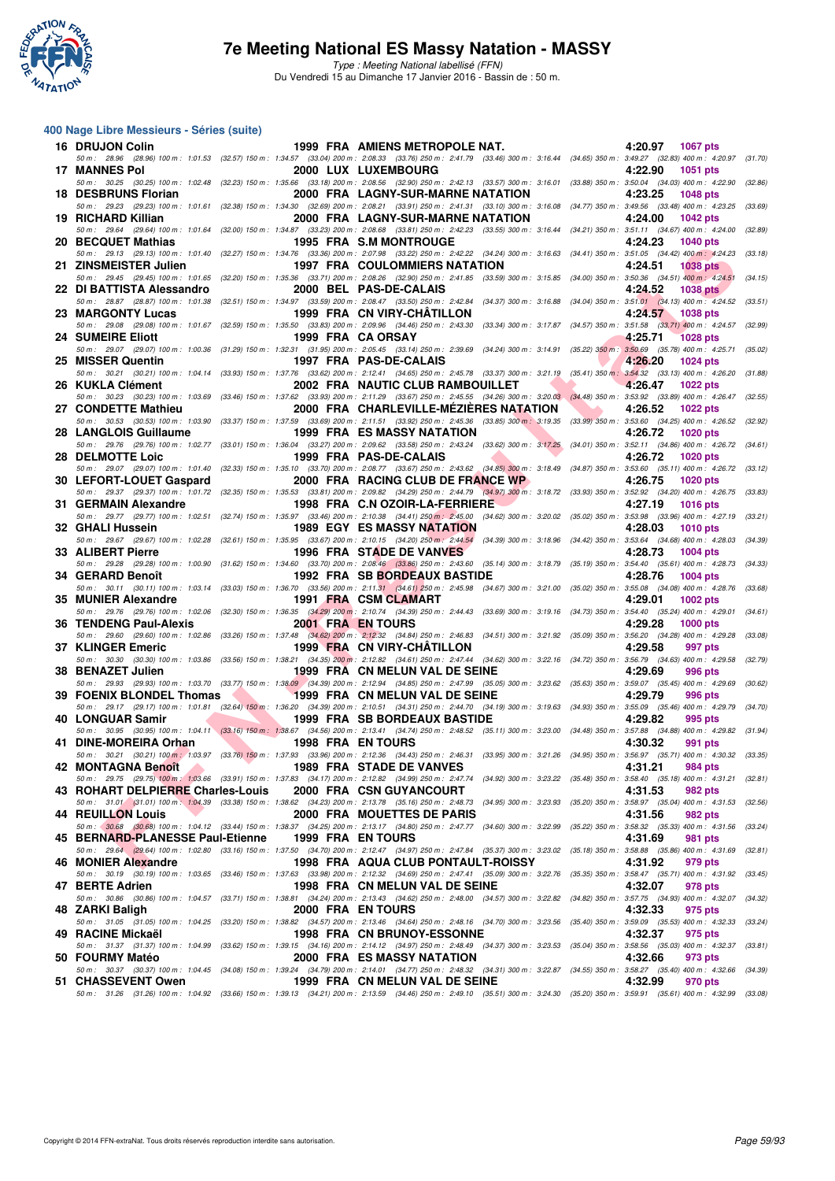# 7e Meeting National ES Massy Natation - MASSY

*Type : Meeting National labellisé (FFN)*
Du Vendredi 15 au Dimanche 17 Janvier 2016 - Bassin de : 50 m.

## 400 Nage Libre Messieurs - Séries (suite)

| Rang | Nom | Année | Nat | Club | Temps | Points |
|---|---|---|---|---|---|---|
| 16 | DRUJON Colin | 1999 | FRA | AMIENS METROPOLE NAT. | 4:20.97 | 1067 pts |
| | 50 m : 28.96 (28.96) 100 m : 1:01.53 (32.57) 150 m : 1:34.57 (33.04) 200 m : 2:08.33 (33.76) 250 m : 2:41.79 (33.46) 300 m : 3:16.44 (34.65) 350 m : 3:49.27 (32.83) 400 m : 4:20.97 (31.70) | | | | | |
| 17 | MANNES Pol | 2000 | LUX | LUXEMBOURG | 4:22.90 | 1051 pts |
| | 50 m : 30.25 (30.25) 100 m : 1:02.48 (32.23) 150 m : 1:35.66 (33.18) 200 m : 2:08.56 (32.90) 250 m : 2:42.13 (33.57) 300 m : 3:16.01 (33.88) 350 m : 3:50.04 (34.03) 400 m : 4:22.90 (32.86) | | | | | |
| 18 | DESBRUNS Florian | 2000 | FRA | LAGNY-SUR-MARNE NATATION | 4:23.25 | 1048 pts |
| | 50 m : 29.23 (29.23) 100 m : 1:01.61 (32.38) 150 m : 1:34.30 (32.69) 200 m : 2:08.21 (33.91) 250 m : 2:41.31 (33.10) 300 m : 3:16.08 (34.77) 350 m : 3:49.56 (33.48) 400 m : 4:23.25 (33.69) | | | | | |
| 19 | RICHARD Killian | 2000 | FRA | LAGNY-SUR-MARNE NATATION | 4:24.00 | 1042 pts |
| | 50 m : 29.64 (29.64) 100 m : 1:01.64 (32.00) 150 m : 1:34.87 (33.23) 200 m : 2:08.68 (33.81) 250 m : 2:42.23 (33.55) 300 m : 3:16.44 (34.21) 350 m : 3:51.11 (34.67) 400 m : 4:24.00 (32.89) | | | | | |
| 20 | BECQUET Mathias | 1995 | FRA | S.M MONTROUGE | 4:24.23 | 1040 pts |
| | 50 m : 29.13 (29.13) 100 m : 1:01.40 (32.27) 150 m : 1:34.76 (33.36) 200 m : 2:07.98 (33.22) 250 m : 2:42.22 (34.24) 300 m : 3:16.63 (34.41) 350 m : 3:51.05 (34.42) 400 m : 4:24.23 (33.18) | | | | | |
| 21 | ZINSMEISTER Julien | 1997 | FRA | COULOMMIERS NATATION | 4:24.51 | 1038 pts |
| | 50 m : 29.45 (29.45) 100 m : 1:01.65 (32.20) 150 m : 1:35.36 (33.71) 200 m : 2:08.26 (32.90) 250 m : 2:41.85 (33.59) 300 m : 3:15.85 (34.00) 350 m : 3:50.36 (34.51) 400 m : 4:24.51 (34.15) | | | | | |
| 22 | DI BATTISTA Alessandro | 2000 | BEL | PAS-DE-CALAIS | 4:24.52 | 1038 pts |
| | 50 m : 28.87 (28.87) 100 m : 1:01.38 (32.51) 150 m : 1:34.97 (33.59) 200 m : 2:08.47 (33.50) 250 m : 2:42.84 (34.37) 300 m : 3:16.88 (34.04) 350 m : 3:51.01 (34.13) 400 m : 4:24.52 (33.51) | | | | | |
| 23 | MARGONTY Lucas | 1999 | FRA | CN VIRY-CHÂTILLON | 4:24.57 | 1038 pts |
| | 50 m : 29.08 (29.08) 100 m : 1:01.67 (32.59) 150 m : 1:35.50 (33.83) 200 m : 2:09.96 (34.46) 250 m : 2:43.30 (33.34) 300 m : 3:17.87 (34.57) 350 m : 3:51.58 (33.71) 400 m : 4:24.57 (32.99) | | | | | |
| 24 | SUMEIRE Eliott | 1999 | FRA | CA ORSAY | 4:25.71 | 1028 pts |
| | 50 m : 29.07 (29.07) 100 m : 1:00.36 (31.29) 150 m : 1:32.31 (31.95) 200 m : 2:05.45 (33.14) 250 m : 2:39.69 (34.24) 300 m : 3:14.91 (35.22) 350 m : 3:50.69 (35.78) 400 m : 4:25.71 (35.02) | | | | | |
| 25 | MISSER Quentin | 1997 | FRA | PAS-DE-CALAIS | 4:26.20 | 1024 pts |
| | 50 m : 30.21 (30.21) 100 m : 1:04.14 (33.93) 150 m : 1:37.76 (33.62) 200 m : 2:12.41 (34.65) 250 m : 2:45.78 (33.37) 300 m : 3:21.19 (35.41) 350 m : 3:54.32 (33.13) 400 m : 4:26.20 (31.88) | | | | | |
| 26 | KUKLA Clément | 2002 | FRA | NAUTIC CLUB RAMBOUILLET | 4:26.47 | 1022 pts |
| | 50 m : 30.23 (30.23) 100 m : 1:03.69 (33.46) 150 m : 1:37.62 (33.93) 200 m : 2:11.29 (33.67) 250 m : 2:45.55 (34.26) 300 m : 3:20.03 (34.48) 350 m : 3:53.92 (33.89) 400 m : 4:26.47 (32.55) | | | | | |
| 27 | CONDETTE Mathieu | 2000 | FRA | CHARLEVILLE-MÉZIÈRES NATATION | 4:26.52 | 1022 pts |
| | 50 m : 30.53 (30.53) 100 m : 1:03.90 (33.37) 150 m : 1:37.59 (33.69) 200 m : 2:11.51 (33.92) 250 m : 2:45.36 (33.85) 300 m : 3:19.35 (33.99) 350 m : 3:53.60 (34.25) 400 m : 4:26.52 (32.92) | | | | | |
| 28 | LANGLOIS Guillaume | 1999 | FRA | ES MASSY NATATION | 4:26.72 | 1020 pts |
| | 50 m : 29.76 (29.76) 100 m : 1:02.77 (33.01) 150 m : 1:36.04 (33.27) 200 m : 2:09.62 (33.58) 250 m : 2:43.24 (33.62) 300 m : 3:17.25 (34.01) 350 m : 3:52.11 (34.86) 400 m : 4:26.72 (34.61) | | | | | |
| 28 | DELMOTTE Loic | 1999 | FRA | PAS-DE-CALAIS | 4:26.72 | 1020 pts |
| | 50 m : 29.07 (29.07) 100 m : 1:01.40 (32.33) 150 m : 1:35.10 (33.70) 200 m : 2:08.77 (33.67) 250 m : 2:43.62 (34.85) 300 m : 3:18.49 (34.87) 350 m : 3:53.60 (35.11) 400 m : 4:26.72 (33.12) | | | | | |
| 30 | LEFORT-LOUET Gaspard | 2000 | FRA | RACING CLUB DE FRANCE WP | 4:26.75 | 1020 pts |
| | 50 m : 29.37 (29.37) 100 m : 1:01.72 (32.35) 150 m : 1:35.53 (33.81) 200 m : 2:09.82 (34.29) 250 m : 2:44.79 (34.97) 300 m : 3:18.72 (33.93) 350 m : 3:52.92 (34.20) 400 m : 4:26.75 (33.83) | | | | | |
| 31 | GERMAIN Alexandre | 1998 | FRA | C.N OZOIR-LA-FERRIERE | 4:27.19 | 1016 pts |
| | 50 m : 29.77 (29.77) 100 m : 1:02.51 (32.74) 150 m : 1:35.97 (33.46) 200 m : 2:10.38 (34.41) 250 m : 2:45.00 (34.62) 300 m : 3:20.02 (35.02) 350 m : 3:53.98 (33.96) 400 m : 4:27.19 (33.21) | | | | | |
| 32 | GHALI Hussein | 1989 | EGY | ES MASSY NATATION | 4:28.03 | 1010 pts |
| | 50 m : 29.67 (29.67) 100 m : 1:02.28 (32.61) 150 m : 1:35.95 (33.67) 200 m : 2:10.15 (34.20) 250 m : 2:44.54 (34.39) 300 m : 3:18.96 (34.42) 350 m : 3:53.64 (34.68) 400 m : 4:28.03 (34.39) | | | | | |
| 33 | ALIBERT Pierre | 1996 | FRA | STADE DE VANVES | 4:28.73 | 1004 pts |
| | 50 m : 29.28 (29.28) 100 m : 1:00.90 (31.62) 150 m : 1:34.60 (33.70) 200 m : 2:08.46 (33.86) 250 m : 2:43.60 (35.14) 300 m : 3:18.79 (35.19) 350 m : 3:54.40 (35.61) 400 m : 4:28.73 (34.33) | | | | | |
| 34 | GERARD Benoît | 1992 | FRA | SB BORDEAUX BASTIDE | 4:28.76 | 1004 pts |
| | 50 m : 30.11 (30.11) 100 m : 1:03.14 (33.03) 150 m : 1:36.70 (33.56) 200 m : 2:11.31 (34.61) 250 m : 2:45.98 (34.67) 300 m : 3:21.00 (35.02) 350 m : 3:55.08 (34.08) 400 m : 4:28.76 (33.68) | | | | | |
| 35 | MUNIER Alexandre | 1991 | FRA | CSM CLAMART | 4:29.01 | 1002 pts |
| | 50 m : 29.76 (29.76) 100 m : 1:02.06 (32.30) 150 m : 1:36.35 (34.29) 200 m : 2:10.74 (34.39) 250 m : 2:44.43 (33.69) 300 m : 3:19.16 (34.73) 350 m : 3:54.40 (35.24) 400 m : 4:29.01 (34.61) | | | | | |
| 36 | TENDENG Paul-Alexis | 2001 | FRA | EN TOURS | 4:29.28 | 1000 pts |
| | 50 m : 29.60 (29.60) 100 m : 1:02.86 (33.26) 150 m : 1:37.48 (34.62) 200 m : 2:12.32 (34.84) 250 m : 2:46.83 (34.51) 300 m : 3:21.92 (35.09) 350 m : 3:56.20 (34.28) 400 m : 4:29.28 (33.08) | | | | | |
| 37 | KLINGER Emeric | 1999 | FRA | CN VIRY-CHÂTILLON | 4:29.58 | 997 pts |
| | 50 m : 30.30 (30.30) 100 m : 1:03.86 (33.56) 150 m : 1:38.21 (34.35) 200 m : 2:12.82 (34.61) 250 m : 2:47.44 (34.62) 300 m : 3:22.16 (34.72) 350 m : 3:56.79 (34.63) 400 m : 4:29.58 (32.79) | | | | | |
| 38 | BENAZET Julien | 1999 | FRA | CN MELUN VAL DE SEINE | 4:29.69 | 996 pts |
| | 50 m : 29.93 (29.93) 100 m : 1:03.70 (33.77) 150 m : 1:38.09 (34.39) 200 m : 2:12.94 (34.85) 250 m : 2:47.99 (35.05) 300 m : 3:23.62 (35.63) 350 m : 3:59.07 (35.45) 400 m : 4:29.69 (30.62) | | | | | |
| 39 | FOENIX BLONDEL Thomas | 1999 | FRA | CN MELUN VAL DE SEINE | 4:29.79 | 996 pts |
| | 50 m : 29.17 (29.17) 100 m : 1:01.81 (32.64) 150 m : 1:36.20 (34.39) 200 m : 2:10.51 (34.31) 250 m : 2:44.70 (34.19) 300 m : 3:19.63 (34.93) 350 m : 3:55.09 (35.46) 400 m : 4:29.79 (34.70) | | | | | |
| 40 | LONGUAR Samir | 1999 | FRA | SB BORDEAUX BASTIDE | 4:29.82 | 995 pts |
| | 50 m : 30.95 (30.95) 100 m : 1:04.11 (33.16) 150 m : 1:38.67 (34.56) 200 m : 2:13.41 (34.74) 250 m : 2:48.52 (35.11) 300 m : 3:23.00 (34.48) 350 m : 3:57.88 (34.88) 400 m : 4:29.82 (31.94) | | | | | |
| 41 | DINE-MOREIRA Orhan | 1998 | FRA | EN TOURS | 4:30.32 | 991 pts |
| | 50 m : 30.21 (30.21) 100 m : 1:03.97 (33.76) 150 m : 1:37.93 (33.96) 200 m : 2:12.36 (34.43) 250 m : 2:46.31 (33.95) 300 m : 3:21.26 (34.95) 350 m : 3:56.97 (35.71) 400 m : 4:30.32 (33.35) | | | | | |
| 42 | MONTAGNA Benoît | 1989 | FRA | STADE DE VANVES | 4:31.21 | 984 pts |
| | 50 m : 29.75 (29.75) 100 m : 1:03.66 (33.91) 150 m : 1:37.83 (34.17) 200 m : 2:12.82 (34.99) 250 m : 2:47.74 (34.92) 300 m : 3:23.22 (35.48) 350 m : 3:58.40 (35.18) 400 m : 4:31.21 (32.81) | | | | | |
| 43 | ROHART DELPIERRE Charles-Louis | 2000 | FRA | CSN GUYANCOURT | 4:31.53 | 982 pts |
| | 50 m : 31.01 (31.01) 100 m : 1:04.39 (33.38) 150 m : 1:38.62 (34.23) 200 m : 2:13.78 (35.16) 250 m : 2:48.73 (34.95) 300 m : 3:23.93 (35.20) 350 m : 3:58.97 (35.04) 400 m : 4:31.53 (32.56) | | | | | |
| 44 | REUILLON Louis | 2000 | FRA | MOUETTES DE PARIS | 4:31.56 | 982 pts |
| | 50 m : 30.68 (30.68) 100 m : 1:04.12 (33.44) 150 m : 1:38.37 (34.25) 200 m : 2:13.17 (34.80) 250 m : 2:47.77 (34.60) 300 m : 3:22.99 (35.22) 350 m : 3:58.32 (35.33) 400 m : 4:31.56 (33.24) | | | | | |
| 45 | BERNARD-PLANESSE Paul-Etienne | 1999 | FRA | EN TOURS | 4:31.69 | 981 pts |
| | 50 m : 29.64 (29.64) 100 m : 1:02.80 (33.16) 150 m : 1:37.50 (34.70) 200 m : 2:12.47 (34.97) 250 m : 2:47.84 (35.37) 300 m : 3:23.02 (35.18) 350 m : 3:58.88 (35.86) 400 m : 4:31.69 (32.81) | | | | | |
| 46 | MONIER Alexandre | 1998 | FRA | AQUA CLUB PONTAULT-ROISSY | 4:31.92 | 979 pts |
| | 50 m : 30.19 (30.19) 100 m : 1:03.65 (33.46) 150 m : 1:37.63 (33.98) 200 m : 2:12.32 (34.69) 250 m : 2:47.41 (35.09) 300 m : 3:22.76 (35.35) 350 m : 3:58.47 (35.71) 400 m : 4:31.92 (33.45) | | | | | |
| 47 | BERTE Adrien | 1998 | FRA | CN MELUN VAL DE SEINE | 4:32.07 | 978 pts |
| | 50 m : 30.86 (30.86) 100 m : 1:04.57 (33.71) 150 m : 1:38.81 (34.24) 200 m : 2:13.43 (34.62) 250 m : 2:48.00 (34.57) 300 m : 3:22.82 (34.82) 350 m : 3:57.75 (34.93) 400 m : 4:32.07 (34.32) | | | | | |
| 48 | ZARKI Baligh | 2000 | FRA | EN TOURS | 4:32.33 | 975 pts |
| | 50 m : 31.05 (31.05) 100 m : 1:04.25 (33.20) 150 m : 1:38.82 (34.57) 200 m : 2:13.46 (34.64) 250 m : 2:48.16 (34.70) 300 m : 3:23.56 (35.40) 350 m : 3:59.09 (35.53) 400 m : 4:32.33 (33.24) | | | | | |
| 49 | RACINE Mickaël | 1998 | FRA | CN BRUNOY-ESSONNE | 4:32.37 | 975 pts |
| | 50 m : 31.37 (31.37) 100 m : 1:04.99 (33.62) 150 m : 1:39.15 (34.16) 200 m : 2:14.12 (34.97) 250 m : 2:48.49 (34.37) 300 m : 3:23.53 (35.04) 350 m : 3:58.56 (35.03) 400 m : 4:32.37 (33.81) | | | | | |
| 50 | FOURMY Matéo | 2000 | FRA | ES MASSY NATATION | 4:32.66 | 973 pts |
| | 50 m : 30.37 (30.37) 100 m : 1:04.45 (34.08) 150 m : 1:39.24 (34.79) 200 m : 2:14.01 (34.77) 250 m : 2:48.32 (34.31) 300 m : 3:22.87 (34.55) 350 m : 3:58.27 (35.40) 400 m : 4:32.66 (34.39) | | | | | |
| 51 | CHASSEVENT Owen | 1999 | FRA | CN MELUN VAL DE SEINE | 4:32.99 | 970 pts |
| | 50 m : 31.26 (31.26) 100 m : 1:04.92 (33.66) 150 m : 1:39.13 (34.21) 200 m : 2:13.59 (34.46) 250 m : 2:49.10 (35.51) 300 m : 3:24.30 (35.20) 350 m : 3:59.91 (35.61) 400 m : 4:32.99 (33.08) | | | | | |

Copyright © 2014 FFN-extraNat. Tous droits réservés reproduction interdite sans autorisation.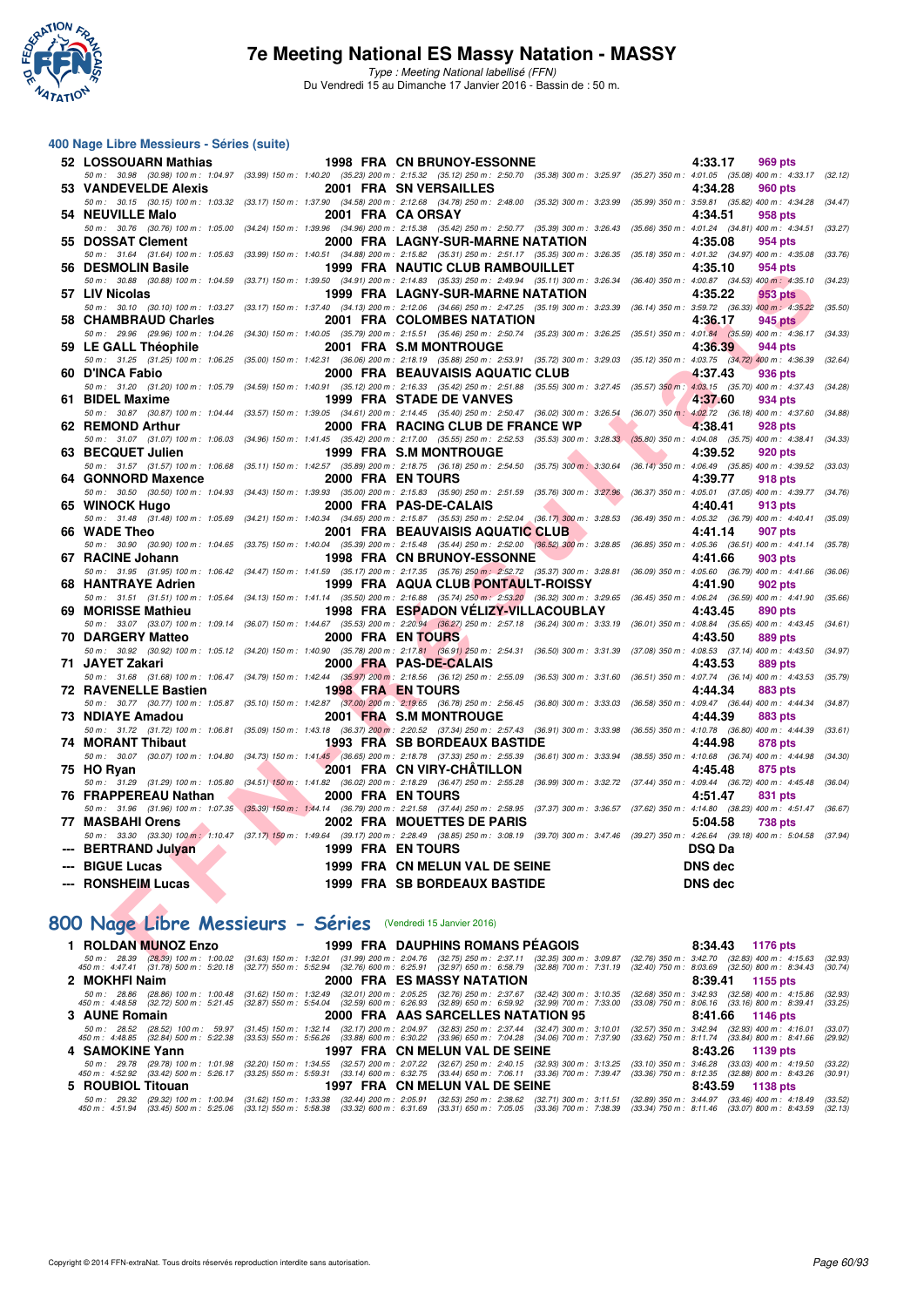# 7e Meeting National ES Massy Natation - MASSY

*Type : Meeting National labellisé (FFN)*

Du Vendredi 15 au Dimanche 17 Janvier 2016 - Bassin de : 50 m.

## 400 Nage Libre Messieurs - Séries (suite)

| Rang | Nom | Année | Nat | Club | Temps | Points |
|---|---|---|---|---|---|---|
| 52 | LOSSOUARN Mathias | 1998 | FRA | CN BRUNOY-ESSONNE | 4:33.17 | 969 pts |
| | 50 m : 30.98 (30.98) 100 m : 1:04.97 (33.99) 150 m : 1:40.20 (35.23) 200 m : 2:15.32 (35.12) 250 m : 2:50.70 (35.38) 300 m : 3:25.97 (35.27) 350 m : 4:01.05 (35.08) 400 m : 4:33.17 (32.12) | | | | | |
| 53 | VANDEVELDE Alexis | 2001 | FRA | SN VERSAILLES | 4:34.28 | 960 pts |
| | 50 m : 30.15 (30.15) 100 m : 1:03.32 (33.17) 150 m : 1:37.90 (34.58) 200 m : 2:12.68 (34.78) 250 m : 2:48.00 (35.32) 300 m : 3:23.99 (35.99) 350 m : 3:59.81 (35.82) 400 m : 4:34.28 (34.47) | | | | | |
| 54 | NEUVILLE Malo | 2001 | FRA | CA ORSAY | 4:34.51 | 958 pts |
| | 50 m : 30.76 (30.76) 100 m : 1:05.00 (34.24) 150 m : 1:39.96 (34.96) 200 m : 2:15.38 (35.42) 250 m : 2:50.77 (35.39) 300 m : 3:26.43 (35.66) 350 m : 4:01.24 (34.81) 400 m : 4:34.51 (33.27) | | | | | |
| 55 | DOSSAT Clement | 2000 | FRA | LAGNY-SUR-MARNE NATATION | 4:35.08 | 954 pts |
| | 50 m : 31.64 (31.64) 100 m : 1:05.63 (33.99) 150 m : 1:40.51 (34.88) 200 m : 2:15.82 (35.31) 250 m : 2:51.17 (35.35) 300 m : 3:26.35 (35.18) 350 m : 4:01.32 (34.97) 400 m : 4:35.08 (33.76) | | | | | |
| 56 | DESMOLIN Basile | 1999 | FRA | NAUTIC CLUB RAMBOUILLET | 4:35.10 | 954 pts |
| | 50 m : 30.88 (30.88) 100 m : 1:04.59 (33.71) 150 m : 1:39.50 (34.91) 200 m : 2:14.83 (35.33) 250 m : 2:49.94 (35.11) 300 m : 3:26.34 (36.40) 350 m : 4:00.87 (34.53) 400 m : 4:35.10 (34.23) | | | | | |
| 57 | LIV Nicolas | 1999 | FRA | LAGNY-SUR-MARNE NATATION | 4:35.22 | 953 pts |
| | 50 m : 30.10 (30.10) 100 m : 1:03.27 (33.17) 150 m : 1:37.40 (34.13) 200 m : 2:12.06 (34.66) 250 m : 2:47.25 (35.19) 300 m : 3:23.39 (36.14) 350 m : 3:59.72 (36.33) 400 m : 4:35.22 (35.50) | | | | | |
| 58 | CHAMBRAUD Charles | 2001 | FRA | COLOMBES NATATION | 4:36.17 | 945 pts |
| | 50 m : 29.96 (29.96) 100 m : 1:04.26 (34.30) 150 m : 1:40.05 (35.79) 200 m : 2:15.51 (35.46) 250 m : 2:50.74 (35.23) 300 m : 3:26.25 (35.51) 350 m : 4:01.84 (35.59) 400 m : 4:36.17 (34.33) | | | | | |
| 59 | LE GALL Théophile | 2001 | FRA | S.M MONTROUGE | 4:36.39 | 944 pts |
| | 50 m : 31.25 (31.25) 100 m : 1:06.25 (35.00) 150 m : 1:42.31 (36.06) 200 m : 2:18.19 (35.88) 250 m : 2:53.91 (35.72) 300 m : 3:29.03 (35.12) 350 m : 4:03.75 (34.72) 400 m : 4:36.39 (32.64) | | | | | |
| 60 | D'INCA Fabio | 2000 | FRA | BEAUVAISIS AQUATIC CLUB | 4:37.43 | 936 pts |
| | 50 m : 31.20 (31.20) 100 m : 1:05.79 (34.59) 150 m : 1:40.91 (35.12) 200 m : 2:16.33 (35.42) 250 m : 2:51.88 (35.55) 300 m : 3:27.45 (35.57) 350 m : 4:03.15 (35.70) 400 m : 4:37.43 (34.28) | | | | | |
| 61 | BIDEL Maxime | 1999 | FRA | STADE DE VANVES | 4:37.60 | 934 pts |
| | 50 m : 30.87 (30.87) 100 m : 1:04.44 (33.57) 150 m : 1:39.05 (34.61) 200 m : 2:14.45 (35.40) 250 m : 2:50.47 (36.02) 300 m : 3:26.54 (36.07) 350 m : 4:02.72 (36.18) 400 m : 4:37.60 (34.88) | | | | | |
| 62 | REMOND Arthur | 2000 | FRA | RACING CLUB DE FRANCE WP | 4:38.41 | 928 pts |
| | 50 m : 31.07 (31.07) 100 m : 1:06.03 (34.96) 150 m : 1:41.45 (35.42) 200 m : 2:17.00 (35.55) 250 m : 2:52.53 (35.53) 300 m : 3:28.33 (35.80) 350 m : 4:04.08 (35.75) 400 m : 4:38.41 (34.33) | | | | | |
| 63 | BECQUET Julien | 1999 | FRA | S.M MONTROUGE | 4:39.52 | 920 pts |
| | 50 m : 31.57 (31.57) 100 m : 1:06.68 (35.11) 150 m : 1:42.57 (35.89) 200 m : 2:18.75 (36.18) 250 m : 2:54.50 (35.75) 300 m : 3:30.64 (36.14) 350 m : 4:06.49 (35.85) 400 m : 4:39.52 (33.03) | | | | | |
| 64 | GONNORD Maxence | 2000 | FRA | EN TOURS | 4:39.77 | 918 pts |
| | 50 m : 30.50 (30.50) 100 m : 1:04.93 (34.43) 150 m : 1:39.93 (35.00) 200 m : 2:15.83 (35.90) 250 m : 2:51.59 (35.76) 300 m : 3:27.96 (36.37) 350 m : 4:05.01 (37.05) 400 m : 4:39.77 (34.76) | | | | | |
| 65 | WINOCK Hugo | 2000 | FRA | PAS-DE-CALAIS | 4:40.41 | 913 pts |
| | 50 m : 31.48 (31.48) 100 m : 1:05.69 (34.21) 150 m : 1:40.34 (34.65) 200 m : 2:15.87 (35.53) 250 m : 2:52.04 (36.17) 300 m : 3:28.53 (36.49) 350 m : 4:05.32 (36.79) 400 m : 4:40.41 (35.09) | | | | | |
| 66 | WADE Theo | 2001 | FRA | BEAUVAISIS AQUATIC CLUB | 4:41.14 | 907 pts |
| | 50 m : 30.90 (30.90) 100 m : 1:04.65 (33.75) 150 m : 1:40.04 (35.39) 200 m : 2:15.48 (35.44) 250 m : 2:52.00 (36.52) 300 m : 3:28.85 (36.85) 350 m : 4:05.36 (36.51) 400 m : 4:41.14 (35.78) | | | | | |
| 67 | RACINE Johann | 1998 | FRA | CN BRUNOY-ESSONNE | 4:41.66 | 903 pts |
| | 50 m : 31.95 (31.95) 100 m : 1:06.42 (34.47) 150 m : 1:41.59 (35.17) 200 m : 2:17.35 (35.76) 250 m : 2:52.72 (35.37) 300 m : 3:28.81 (36.09) 350 m : 4:05.60 (36.79) 400 m : 4:41.66 (36.06) | | | | | |
| 68 | HANTRAYE Adrien | 1999 | FRA | AQUA CLUB PONTAULT-ROISSY | 4:41.90 | 902 pts |
| | 50 m : 31.51 (31.51) 100 m : 1:05.64 (34.13) 150 m : 1:41.14 (35.50) 200 m : 2:16.88 (35.74) 250 m : 2:53.20 (36.32) 300 m : 3:29.65 (36.45) 350 m : 4:06.24 (36.59) 400 m : 4:41.90 (35.66) | | | | | |
| 69 | MORISSE Mathieu | 1998 | FRA | ESPADON VÉLIZY-VILLACOUBLAY | 4:43.45 | 890 pts |
| | 50 m : 33.07 (33.07) 100 m : 1:09.14 (36.07) 150 m : 1:44.67 (35.53) 200 m : 2:20.94 (36.27) 250 m : 2:57.18 (36.24) 300 m : 3:33.19 (36.01) 350 m : 4:08.84 (35.65) 400 m : 4:43.45 (34.61) | | | | | |
| 70 | DARGERY Matteo | 2000 | FRA | EN TOURS | 4:43.50 | 889 pts |
| | 50 m : 30.92 (30.92) 100 m : 1:05.12 (34.20) 150 m : 1:40.90 (35.78) 200 m : 2:17.81 (36.91) 250 m : 2:54.31 (36.50) 300 m : 3:31.39 (37.08) 350 m : 4:08.53 (37.14) 400 m : 4:43.50 (34.97) | | | | | |
| 71 | JAYET Zakari | 2000 | FRA | PAS-DE-CALAIS | 4:43.53 | 889 pts |
| | 50 m : 31.68 (31.68) 100 m : 1:06.47 (34.79) 150 m : 1:42.44 (35.97) 200 m : 2:18.56 (36.12) 250 m : 2:55.09 (36.53) 300 m : 3:31.60 (36.51) 350 m : 4:07.74 (36.14) 400 m : 4:43.53 (35.79) | | | | | |
| 72 | RAVENELLE Bastien | 1998 | FRA | EN TOURS | 4:44.34 | 883 pts |
| | 50 m : 30.77 (30.77) 100 m : 1:05.87 (35.10) 150 m : 1:42.87 (37.00) 200 m : 2:19.65 (36.78) 250 m : 2:56.45 (36.80) 300 m : 3:33.03 (36.58) 350 m : 4:09.47 (36.44) 400 m : 4:44.34 (34.87) | | | | | |
| 73 | NDIAYE Amadou | 2001 | FRA | S.M MONTROUGE | 4:44.39 | 883 pts |
| | 50 m : 31.72 (31.72) 100 m : 1:06.81 (35.09) 150 m : 1:43.18 (36.37) 200 m : 2:20.52 (37.34) 250 m : 2:57.43 (36.91) 300 m : 3:33.98 (36.55) 350 m : 4:10.78 (36.80) 400 m : 4:44.39 (33.61) | | | | | |
| 74 | MORANT Thibaut | 1993 | FRA | SB BORDEAUX BASTIDE | 4:44.98 | 878 pts |
| | 50 m : 30.07 (30.07) 100 m : 1:04.80 (34.73) 150 m : 1:41.45 (36.65) 200 m : 2:18.78 (37.33) 250 m : 2:55.39 (36.61) 300 m : 3:33.94 (38.55) 350 m : 4:10.68 (36.74) 400 m : 4:44.98 (34.30) | | | | | |
| 75 | HO Ryan | 2001 | FRA | CN VIRY-CHÂTILLON | 4:45.48 | 875 pts |
| | 50 m : 31.29 (31.29) 100 m : 1:05.80 (34.51) 150 m : 1:41.82 (36.02) 200 m : 2:18.29 (36.47) 250 m : 2:55.28 (36.99) 300 m : 3:32.72 (37.44) 350 m : 4:09.44 (36.72) 400 m : 4:45.48 (36.04) | | | | | |
| 76 | FRAPPEREAU Nathan | 2000 | FRA | EN TOURS | 4:51.47 | 831 pts |
| | 50 m : 31.96 (31.96) 100 m : 1:07.35 (35.39) 150 m : 1:44.14 (36.79) 200 m : 2:21.58 (37.44) 250 m : 2:58.95 (37.37) 300 m : 3:36.57 (37.62) 350 m : 4:14.80 (38.23) 400 m : 4:51.47 (36.67) | | | | | |
| 77 | MASBAHI Orens | 2002 | FRA | MOUETTES DE PARIS | 5:04.58 | 738 pts |
| | 50 m : 33.30 (33.30) 100 m : 1:10.47 (37.17) 150 m : 1:49.64 (39.17) 200 m : 2:28.49 (38.85) 250 m : 3:08.19 (39.70) 300 m : 3:47.46 (39.27) 350 m : 4:26.64 (39.18) 400 m : 5:04.58 (37.94) | | | | | |
| --- | BERTRAND Julyan | 1999 | FRA | EN TOURS | DSQ Da | |
| --- | BIGUE Lucas | 1999 | FRA | CN MELUN VAL DE SEINE | DNS dec | |
| --- | RONSHEIM Lucas | 1999 | FRA | SB BORDEAUX BASTIDE | DNS dec | |

## 800 Nage Libre Messieurs - Séries (Vendredi 15 Janvier 2016)

| Rang | Nom | Année | Nat | Club | Temps | Points |
|---|---|---|---|---|---|---|
| 1 | ROLDAN MUNOZ Enzo | 1999 | FRA | DAUPHINS ROMANS PÉAGOIS | 8:34.43 | 1176 pts |
| | 50 m : 28.39 (28.39) 100 m : 1:00.02 (31.63) 150 m : 1:32.01 (31.99) 200 m : 2:04.76 (32.75) 250 m : 2:37.11 (32.35) 300 m : 3:09.87 (32.76) 350 m : 3:42.70 (32.83) 400 m : 4:15.63 (32.93) 450 m : 4:47.41 (31.78) 500 m : 5:20.18 (32.77) 550 m : 5:52.94 (32.76) 600 m : 6:25.91 (32.97) 650 m : 6:58.79 (32.88) 700 m : 7:31.19 (32.40) 750 m : 8:03.69 (32.50) 800 m : 8:34.43 (30.74) | | | | | |
| 2 | MOKHFI Naim | 2000 | FRA | ES MASSY NATATION | 8:39.41 | 1155 pts |
| | 50 m : 28.86 (28.86) 100 m : 1:00.48 (31.62) 150 m : 1:32.49 (32.01) 200 m : 2:05.25 (32.76) 250 m : 2:37.67 (32.42) 300 m : 3:10.35 (32.68) 350 m : 3:42.93 (32.58) 400 m : 4:15.86 (32.93) 450 m : 4:48.58 (32.72) 500 m : 5:21.45 (32.87) 550 m : 5:54.04 (32.59) 600 m : 6:26.93 (32.89) 650 m : 6:59.92 (32.99) 700 m : 7:33.00 (33.08) 750 m : 8:06.16 (33.16) 800 m : 8:39.41 (33.25) | | | | | |
| 3 | AUNE Romain | 2000 | FRA | AAS SARCELLES NATATION 95 | 8:41.66 | 1146 pts |
| | 50 m : 28.52 (28.52) 100 m : 59.97 (31.45) 150 m : 1:32.14 (32.17) 200 m : 2:04.97 (32.83) 250 m : 2:37.44 (32.47) 300 m : 3:10.01 (32.57) 350 m : 3:42.94 (32.93) 400 m : 4:16.01 (33.07) 450 m : 4:48.85 (32.84) 500 m : 5:22.38 (33.53) 550 m : 5:56.26 (33.88) 600 m : 6:30.22 (33.96) 650 m : 7:04.28 (34.06) 700 m : 7:37.90 (33.62) 750 m : 8:11.74 (33.84) 800 m : 8:41.66 (29.92) | | | | | |
| 4 | SAMOKINE Yann | 1997 | FRA | CN MELUN VAL DE SEINE | 8:43.26 | 1139 pts |
| | 50 m : 29.78 (29.78) 100 m : 1:01.98 (32.20) 150 m : 1:34.55 (32.57) 200 m : 2:07.22 (32.67) 250 m : 2:40.15 (32.93) 300 m : 3:13.25 (33.10) 350 m : 3:46.28 (33.03) 400 m : 4:19.50 (33.22) 450 m : 4:52.92 (33.42) 500 m : 5:26.17 (33.25) 550 m : 5:59.31 (33.14) 600 m : 6:32.75 (33.44) 650 m : 7:06.11 (33.36) 700 m : 7:39.47 (33.36) 750 m : 8:12.35 (32.88) 800 m : 8:43.26 (30.91) | | | | | |
| 5 | ROUBIOL Titouan | 1997 | FRA | CN MELUN VAL DE SEINE | 8:43.59 | 1138 pts |
| | 50 m : 29.32 (29.32) 100 m : 1:00.94 (31.62) 150 m : 1:33.38 (32.44) 200 m : 2:05.91 (32.53) 250 m : 2:38.62 (32.71) 300 m : 3:11.51 (32.89) 350 m : 3:44.97 (33.46) 400 m : 4:18.49 (33.52) 450 m : 4:51.94 (33.45) 500 m : 5:25.06 (33.12) 550 m : 5:58.38 (33.32) 600 m : 6:31.69 (33.31) 650 m : 7:05.05 (33.36) 700 m : 7:38.39 (33.34) 750 m : 8:11.46 (33.07) 800 m : 8:43.59 (32.13) | | | | | |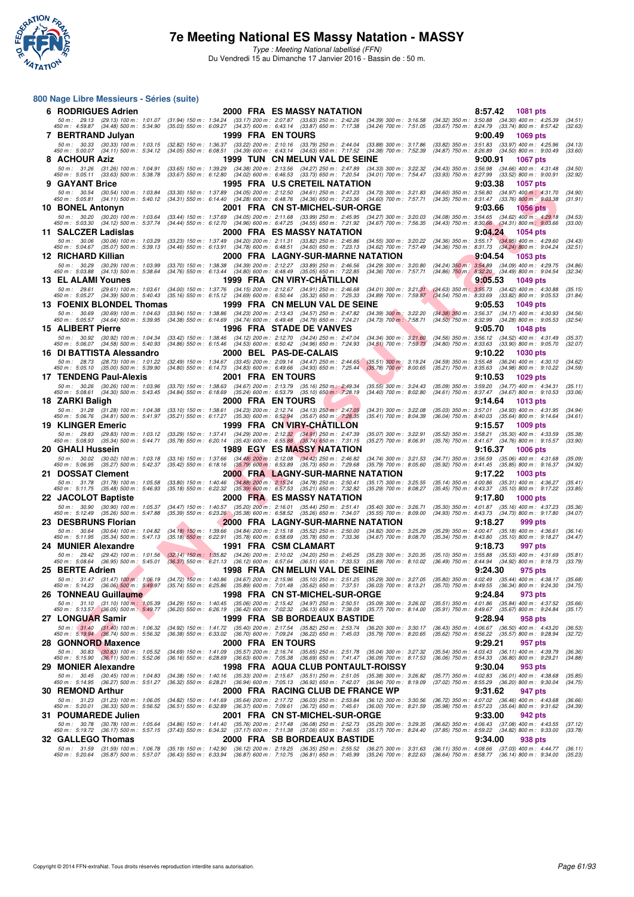# 7e Meeting National ES Massy Natation - MASSY

*Type : Meeting National labellisé (FFN)*

Du Vendredi 15 au Dimanche 17 Janvier 2016 - Bassin de : 50 m.

## 800 Nage Libre Messieurs - Séries (suite)

**6 RODRIGUES Adrien** 2000 FRA ES MASSY NATATION **8:57.42** 1081 pts

50 m : 29.13 (29.13) 100 m : 1:01.07 (31.94) 150 m : 1:34.24 (33.17) 200 m : 2:07.87 (33.63) 250 m : 2:42.26 (34.39) 300 m : 3:16.58 (34.32) 350 m : 3:50.88 (34.30) 400 m : 4:25.39 (34.51)
450 m : 4:59.87 (34.48) 500 m : 5:34.90 (35.03) 550 m : 6:09.27 (34.37) 600 m : 6:43.14 (33.87) 650 m : 7:17.38 (34.24) 700 m : 7:51.05 (33.67) 750 m : 8:24.79 (33.74) 800 m : 8:57.42 (32.63)

**7 BERTRAND Julyan** 1999 FRA EN TOURS **9:00.49** 1069 pts

50 m : 30.33 (30.33) 100 m : 1:03.15 (32.82) 150 m : 1:36.37 (33.22) 200 m : 2:10.16 (33.79) 250 m : 2:44.04 (33.88) 300 m : 3:17.86 (33.82) 350 m : 3:51.83 (33.97) 400 m : 4:25.96 (34.13)
450 m : 5:00.07 (34.11) 500 m : 5:34.12 (34.05) 550 m : 6:08.51 (34.39) 600 m : 6:43.14 (34.63) 650 m : 7:17.52 (34.38) 700 m : 7:52.39 (34.87) 750 m : 8:26.89 (34.50) 800 m : 9:00.49 (33.60)

**8 ACHOUR Aziz** 1999 TUN CN MELUN VAL DE SEINE **9:00.91** 1067 pts

50 m : 31.26 (31.26) 100 m : 1:04.91 (33.65) 150 m : 1:39.29 (34.38) 200 m : 2:13.56 (34.27) 250 m : 2:47.89 (34.33) 300 m : 3:22.32 (34.43) 350 m : 3:56.98 (34.66) 400 m : 4:31.48 (34.50)
450 m : 5:05.11 (33.63) 500 m : 5:38.78 (33.67) 550 m : 6:12.80 (34.02) 600 m : 6:46.53 (33.73) 650 m : 7:20.54 (34.01) 700 m : 7:54.47 (33.93) 750 m : 8:27.99 (33.52) 800 m : 9:00.91 (32.92)

**9 GAYANT Brice** 1995 FRA U.S CRETEIL NATATION **9:03.38** 1057 pts

50 m : 30.54 (30.54) 100 m : 1:03.84 (33.30) 150 m : 1:37.89 (34.05) 200 m : 2:12.50 (34.61) 250 m : 2:47.23 (34.73) 300 m : 3:21.83 (34.60) 350 m : 3:56.80 (34.97) 400 m : 4:31.70 (34.90)
450 m : 5:05.81 (34.11) 500 m : 5:40.12 (34.31) 550 m : 6:14.40 (34.28) 600 m : 6:48.76 (34.36) 650 m : 7:23.36 (34.60) 700 m : 7:57.71 (34.35) 750 m : 8:31.47 (33.76) 800 m : 9:03.38 (31.91)

**10 BONEL Antonyn** 2001 FRA CN ST-MICHEL-SUR-ORGE **9:03.66** 1056 pts

50 m : 30.20 (30.20) 100 m : 1:03.64 (33.44) 150 m : 1:37.69 (34.05) 200 m : 2:11.68 (33.99) 250 m : 2:45.95 (34.27) 300 m : 3:20.03 (34.08) 350 m : 3:54.65 (34.62) 400 m : 4:29.18 (34.53)
450 m : 5:03.30 (34.12) 500 m : 5:37.74 (34.44) 550 m : 6:12.70 (34.96) 600 m : 6:47.25 (34.55) 650 m : 7:21.92 (34.67) 700 m : 7:56.35 (34.43) 750 m : 8:30.66 (34.31) 800 m : 9:03.66 (33.00)

**11 SALCZER Ladislas** 2000 FRA ES MASSY NATATION **9:04.24** 1054 pts

50 m : 30.06 (30.06) 100 m : 1:03.29 (33.23) 150 m : 1:37.49 (34.20) 200 m : 2:11.31 (33.82) 250 m : 2:45.86 (34.55) 300 m : 3:20.22 (34.36) 350 m : 3:55.17 (34.95) 400 m : 4:29.60 (34.43)
450 m : 5:04.67 (35.07) 500 m : 5:39.13 (34.46) 550 m : 6:13.91 (34.78) 600 m : 6:48.51 (34.60) 650 m : 7:23.13 (34.62) 700 m : 7:57.49 (34.36) 750 m : 8:31.73 (34.24) 800 m : 9:04.24 (32.51)

**12 RICHARD Killian** 2000 FRA LAGNY-SUR-MARNE NATATION **9:04.54** 1053 pts

50 m : 30.29 (30.29) 100 m : 1:03.99 (33.70) 150 m : 1:38.38 (34.39) 200 m : 2:12.27 (33.89) 250 m : 2:46.56 (34.29) 300 m : 3:20.80 (34.24) 350 m : 3:54.89 (34.09) 400 m : 4:29.75 (34.86)
450 m : 5:03.88 (34.13) 500 m : 5:38.64 (34.76) 550 m : 6:13.44 (34.80) 600 m : 6:48.49 (35.05) 650 m : 7:22.85 (34.36) 700 m : 7:57.71 (34.86) 750 m : 8:32.20 (34.49) 800 m : 9:04.54 (32.34)

**13 EL ALAMI Younes** 1999 FRA CN VIRY-CHÂTILLON **9:05.53** 1049 pts

50 m : 29.61 (29.61) 100 m : 1:03.61 (34.00) 150 m : 1:37.76 (34.15) 200 m : 2:12.67 (34.91) 250 m : 2:46.68 (34.01) 300 m : 3:21.31 (34.63) 350 m : 3:55.73 (34.42) 400 m : 4:30.88 (35.15)
450 m : 5:05.27 (34.39) 500 m : 5:40.43 (35.16) 550 m : 6:15.12 (34.69) 600 m : 6:50.44 (35.32) 650 m : 7:25.33 (34.89) 700 m : 7:59.87 (34.54) 750 m : 8:33.69 (33.82) 800 m : 9:05.53 (31.84)

**13 FOENIX BLONDEL Thomas** 1999 FRA CN MELUN VAL DE SEINE **9:05.53** 1049 pts

50 m : 30.69 (30.69) 100 m : 1:04.63 (33.94) 150 m : 1:38.86 (34.23) 200 m : 2:13.43 (34.57) 250 m : 2:47.82 (34.39) 300 m : 3:22.20 (34.38) 350 m : 3:56.37 (34.17) 400 m : 4:30.93 (34.56)
450 m : 5:05.57 (34.64) 500 m : 5:39.95 (34.38) 550 m : 6:14.69 (34.74) 600 m : 6:49.48 (34.79) 650 m : 7:24.21 (34.73) 700 m : 7:58.71 (34.50) 750 m : 8:32.99 (34.28) 800 m : 9:05.53 (32.54)

**15 ALIBERT Pierre** 1996 FRA STADE DE VANVES **9:05.70** 1048 pts

50 m : 30.92 (30.92) 100 m : 1:04.34 (33.42) 150 m : 1:38.46 (34.12) 200 m : 2:12.70 (34.24) 250 m : 2:47.04 (34.34) 300 m : 3:21.60 (34.56) 350 m : 3:56.12 (34.52) 400 m : 4:31.49 (35.37)
450 m : 5:06.07 (34.58) 500 m : 5:40.93 (34.86) 550 m : 6:15.46 (34.53) 600 m : 6:50.42 (34.96) 650 m : 7:24.93 (34.51) 700 m : 7:59.73 (34.80) 750 m : 8:33.63 (33.90) 800 m : 9:05.70 (32.07)

**16 DI BATTISTA Alessandro** 2000 BEL PAS-DE-CALAIS **9:10.22** 1030 pts

50 m : 28.73 (28.73) 100 m : 1:01.22 (32.49) 150 m : 1:34.67 (33.45) 200 m : 2:09.14 (34.47) 250 m : 2:44.65 (35.51) 300 m : 3:19.24 (34.59) 350 m : 3:55.48 (36.24) 400 m : 4:30.10 (34.62)
450 m : 5:05.10 (35.00) 500 m : 5:39.90 (34.80) 550 m : 6:14.73 (34.83) 600 m : 6:49.66 (34.93) 650 m : 7:25.44 (35.78) 700 m : 8:00.65 (35.21) 750 m : 8:35.63 (34.98) 800 m : 9:10.22 (34.59)

**17 TENDENG Paul-Alexis** 2001 FRA EN TOURS **9:10.53** 1029 pts

50 m : 30.26 (30.26) 100 m : 1:03.96 (33.70) 150 m : 1:38.63 (34.67) 200 m : 2:13.79 (35.16) 250 m : 2:49.34 (35.55) 300 m : 3:24.43 (35.09) 350 m : 3:59.20 (34.77) 400 m : 4:34.31 (35.11)
450 m : 5:08.61 (34.30) 500 m : 5:43.45 (34.84) 550 m : 6:18.69 (35.24) 600 m : 6:53.79 (35.10) 650 m : 7:28.19 (34.40) 700 m : 8:02.80 (34.61) 750 m : 8:37.47 (34.67) 800 m : 9:10.53 (33.06)

**18 ZARKI Baligh** 2000 FRA EN TOURS **9:14.64** 1013 pts

50 m : 31.28 (31.28) 100 m : 1:04.38 (33.10) 150 m : 1:38.61 (34.23) 200 m : 2:12.74 (34.13) 250 m : 2:47.05 (34.31) 300 m : 3:22.08 (35.03) 350 m : 3:57.01 (34.93) 400 m : 4:31.95 (34.94)
450 m : 5:06.76 (34.81) 500 m : 5:41.97 (35.21) 550 m : 6:17.27 (35.30) 600 m : 6:52.94 (35.67) 650 m : 7:28.35 (35.41) 700 m : 8:04.39 (36.04) 750 m : 8:40.03 (35.64) 800 m : 9:14.64 (34.61)

**19 KLINGER Emeric** 1999 FRA CN VIRY-CHÂTILLON **9:15.57** 1009 pts

50 m : 29.83 (29.83) 100 m : 1:03.12 (33.29) 150 m : 1:37.41 (34.29) 200 m : 2:12.32 (34.91) 250 m : 2:47.39 (35.07) 300 m : 3:22.91 (35.52) 350 m : 3:58.21 (35.30) 400 m : 4:33.59 (35.38)
450 m : 5:08.93 (35.34) 500 m : 5:44.71 (35.78) 550 m : 6:20.14 (35.43) 600 m : 6:55.88 (35.74) 650 m : 7:31.15 (35.27) 700 m : 8:06.91 (35.76) 750 m : 8:41.67 (34.76) 800 m : 9:15.57 (33.90)

**20 GHALI Hussein** 1989 EGY ES MASSY NATATION **9:16.37** 1006 pts

50 m : 30.02 (30.02) 100 m : 1:03.18 (33.16) 150 m : 1:37.66 (34.48) 200 m : 2:12.08 (34.42) 250 m : 2:46.82 (34.74) 300 m : 3:21.53 (34.71) 350 m : 3:56.59 (35.06) 400 m : 4:31.68 (35.09)
450 m : 5:06.95 (35.27) 500 m : 5:42.37 (35.42) 550 m : 6:18.16 (35.79) 600 m : 6:53.89 (35.73) 650 m : 7:29.68 (35.79) 700 m : 8:05.60 (35.92) 750 m : 8:41.45 (35.85) 800 m : 9:16.37 (34.92)

**21 DOSSAT Clement** 2000 FRA LAGNY-SUR-MARNE NATATION **9:17.22** 1003 pts

50 m : 31.78 (31.78) 100 m : 1:05.58 (33.80) 150 m : 1:40.46 (34.88) 200 m : 2:15.24 (34.78) 250 m : 2:50.41 (35.17) 300 m : 3:25.55 (35.14) 350 m : 4:00.86 (35.31) 400 m : 4:36.27 (35.41)
450 m : 5:11.75 (35.48) 500 m : 5:46.93 (35.18) 550 m : 6:22.32 (35.39) 600 m : 6:57.53 (35.21) 650 m : 7:32.82 (35.29) 700 m : 8:08.27 (35.45) 750 m : 8:43.37 (35.10) 800 m : 9:17.22 (33.85)

**22 JACOLOT Baptiste** 2000 FRA ES MASSY NATATION **9:17.80** 1000 pts

50 m : 30.90 (30.90) 100 m : 1:05.37 (34.47) 150 m : 1:40.57 (35.20) 200 m : 2:16.01 (35.44) 250 m : 2:51.41 (35.40) 300 m : 3:26.71 (35.30) 350 m : 4:01.87 (35.16) 400 m : 4:37.23 (35.36)
450 m : 5:12.49 (35.26) 500 m : 5:47.88 (35.39) 550 m : 6:23.26 (35.38) 600 m : 6:58.52 (35.26) 650 m : 7:34.07 (35.55) 700 m : 8:09.00 (34.93) 750 m : 8:43.73 (34.73) 800 m : 9:17.80 (34.07)

**23 DESBRUNS Florian** 2000 FRA LAGNY-SUR-MARNE NATATION **9:18.27** 999 pts

50 m : 30.64 (30.64) 100 m : 1:04.82 (34.18) 150 m : 1:39.66 (34.84) 200 m : 2:15.18 (35.52) 250 m : 2:50.00 (34.82) 300 m : 3:25.29 (35.29) 350 m : 4:00.47 (35.18) 400 m : 4:36.61 (36.14)
450 m : 5:11.95 (35.34) 500 m : 5:47.13 (35.18) 550 m : 6:22.91 (35.78) 600 m : 6:58.69 (35.78) 650 m : 7:33.36 (34.67) 700 m : 8:08.70 (35.34) 750 m : 8:43.80 (35.10) 800 m : 9:18.27 (34.47)

**24 MUNIER Alexandre** 1991 FRA CSM CLAMART **9:18.73** 997 pts

50 m : 29.42 (29.42) 100 m : 1:01.56 (32.14) 150 m : 1:35.82 (34.26) 200 m : 2:10.02 (34.20) 250 m : 2:45.25 (35.23) 300 m : 3:20.35 (35.10) 350 m : 3:55.88 (35.53) 400 m : 4:31.69 (35.81)
450 m : 5:08.64 (36.95) 500 m : 5:45.01 (36.37) 550 m : 6:21.13 (36.12) 600 m : 6:57.64 (36.51) 650 m : 7:33.53 (35.89) 700 m : 8:10.02 (36.49) 750 m : 8:44.94 (34.92) 800 m : 9:18.73 (33.79)

**25 BERTE Adrien** 1998 FRA CN MELUN VAL DE SEINE **9:24.30** 975 pts

50 m : 31.47 (31.47) 100 m : 1:06.19 (34.72) 150 m : 1:40.86 (34.67) 200 m : 2:15.96 (35.10) 250 m : 2:51.25 (35.29) 300 m : 3:27.05 (35.80) 350 m : 4:02.49 (35.44) 400 m : 4:38.17 (35.68)
450 m : 5:14.23 (36.06) 500 m : 5:49.97 (35.74) 550 m : 6:25.86 (35.89) 600 m : 7:01.48 (35.62) 650 m : 7:37.51 (36.03) 700 m : 8:13.21 (35.70) 750 m : 8:49.55 (36.34) 800 m : 9:24.30 (34.75)

**26 TONNEAU Guillaume** 1998 FRA CN ST-MICHEL-SUR-ORGE **9:24.84** 973 pts

50 m : 31.10 (31.10) 100 m : 1:05.39 (34.29) 150 m : 1:40.45 (35.06) 200 m : 2:15.42 (34.97) 250 m : 2:50.51 (35.09) 300 m : 3:26.02 (35.51) 350 m : 4:01.86 (35.84) 400 m : 4:37.52 (35.66)
450 m : 5:13.57 (36.05) 500 m : 5:49.77 (36.20) 550 m : 6:26.19 (36.42) 600 m : 7:02.32 (36.13) 650 m : 7:38.09 (35.77) 700 m : 8:14.00 (35.91) 750 m : 8:49.67 (35.67) 800 m : 9:24.84 (35.17)

**27 LONGUAR Samir** 1999 FRA SB BORDEAUX BASTIDE **9:28.94** 958 pts

50 m : 31.40 (31.40) 100 m : 1:06.32 (34.92) 150 m : 1:41.72 (35.40) 200 m : 2:17.54 (35.82) 250 m : 2:53.74 (36.20) 300 m : 3:30.17 (36.43) 350 m : 4:06.67 (36.50) 400 m : 4:43.20 (36.53)
450 m : 5:19.94 (36.74) 500 m : 5:56.32 (36.38) 550 m : 6:33.02 (36.70) 600 m : 7:09.24 (36.22) 650 m : 7:45.03 (35.79) 700 m : 8:20.65 (35.62) 750 m : 8:56.22 (35.57) 800 m : 9:28.94 (32.72)

**28 GONNORD Maxence** 2000 FRA EN TOURS **9:29.21** 957 pts

50 m : 30.83 (30.83) 100 m : 1:05.52 (34.69) 150 m : 1:41.09 (35.57) 200 m : 2:16.74 (35.65) 250 m : 2:51.78 (35.04) 300 m : 3:27.32 (35.54) 350 m : 4:03.43 (36.11) 400 m : 4:39.79 (36.36)
450 m : 5:15.90 (36.11) 500 m : 5:52.06 (36.16) 550 m : 6:28.69 (36.63) 600 m : 7:05.38 (36.69) 650 m : 7:41.47 (36.09) 700 m : 8:17.53 (36.06) 750 m : 8:54.33 (36.80) 800 m : 9:29.21 (34.88)

**29 MONIER Alexandre** 1998 FRA AQUA CLUB PONTAULT-ROISSY **9:30.04** 953 pts

50 m : 30.45 (30.45) 100 m : 1:04.83 (34.38) 150 m : 1:40.16 (35.33) 200 m : 2:15.67 (35.51) 250 m : 2:51.05 (35.38) 300 m : 3:26.82 (35.77) 350 m : 4:02.83 (36.01) 400 m : 4:38.68 (35.85)
450 m : 5:14.95 (36.27) 500 m : 5:51.27 (36.32) 550 m : 6:28.21 (36.94) 600 m : 7:05.13 (36.92) 650 m : 7:42.07 (36.94) 700 m : 8:19.09 (37.02) 750 m : 8:55.29 (36.20) 800 m : 9:30.04 (34.75)

**30 REMOND Arthur** 2000 FRA RACING CLUB DE FRANCE WP **9:31.62** 947 pts

50 m : 31.23 (31.23) 100 m : 1:06.05 (34.82) 150 m : 1:41.69 (35.64) 200 m : 2:17.72 (36.03) 250 m : 2:53.84 (36.12) 300 m : 3:30.56 (36.72) 350 m : 4:07.02 (36.46) 400 m : 4:43.68 (36.66)
450 m : 5:20.01 (36.33) 500 m : 5:56.52 (36.51) 550 m : 6:32.89 (36.37) 600 m : 7:09.61 (36.72) 650 m : 7:45.61 (36.00) 700 m : 8:21.59 (35.98) 750 m : 8:57.23 (35.64) 800 m : 9:31.62 (34.39)

**31 POUMAREDE Julien** 2001 FRA CN ST-MICHEL-SUR-ORGE **9:33.00** 942 pts

50 m : 30.78 (30.78) 100 m : 1:05.64 (34.86) 150 m : 1:41.40 (35.76) 200 m : 2:17.48 (36.08) 250 m : 2:52.73 (35.25) 300 m : 3:29.35 (36.62) 350 m : 4:06.43 (37.08) 400 m : 4:43.55 (37.12)
450 m : 5:19.72 (36.17) 500 m : 5:57.15 (37.43) 550 m : 6:34.32 (37.17) 600 m : 7:11.38 (37.06) 650 m : 7:46.55 (35.17) 700 m : 8:24.40 (37.85) 750 m : 8:59.22 (34.82) 800 m : 9:33.00 (33.78)

**32 GALLEGO Thomas** 2000 FRA SB BORDEAUX BASTIDE **9:34.00** 938 pts

50 m : 31.59 (31.59) 100 m : 1:06.78 (35.19) 150 m : 1:42.90 (36.12) 200 m : 2:19.25 (36.35) 250 m : 2:55.52 (36.27) 300 m : 3:31.63 (36.11) 350 m : 4:08.66 (37.03) 400 m : 4:44.77 (36.11)
450 m : 5:20.64 (35.87) 500 m : 5:57.07 (36.43) 550 m : 6:33.94 (36.87) 600 m : 7:10.75 (36.81) 650 m : 7:45.99 (35.24) 700 m : 8:22.63 (36.64) 750 m : 8:58.77 (36.14) 800 m : 9:34.00 (35.23)

Copyright © 2014 FFN-extraNat. Tous droits réservés reproduction interdite sans autorisation.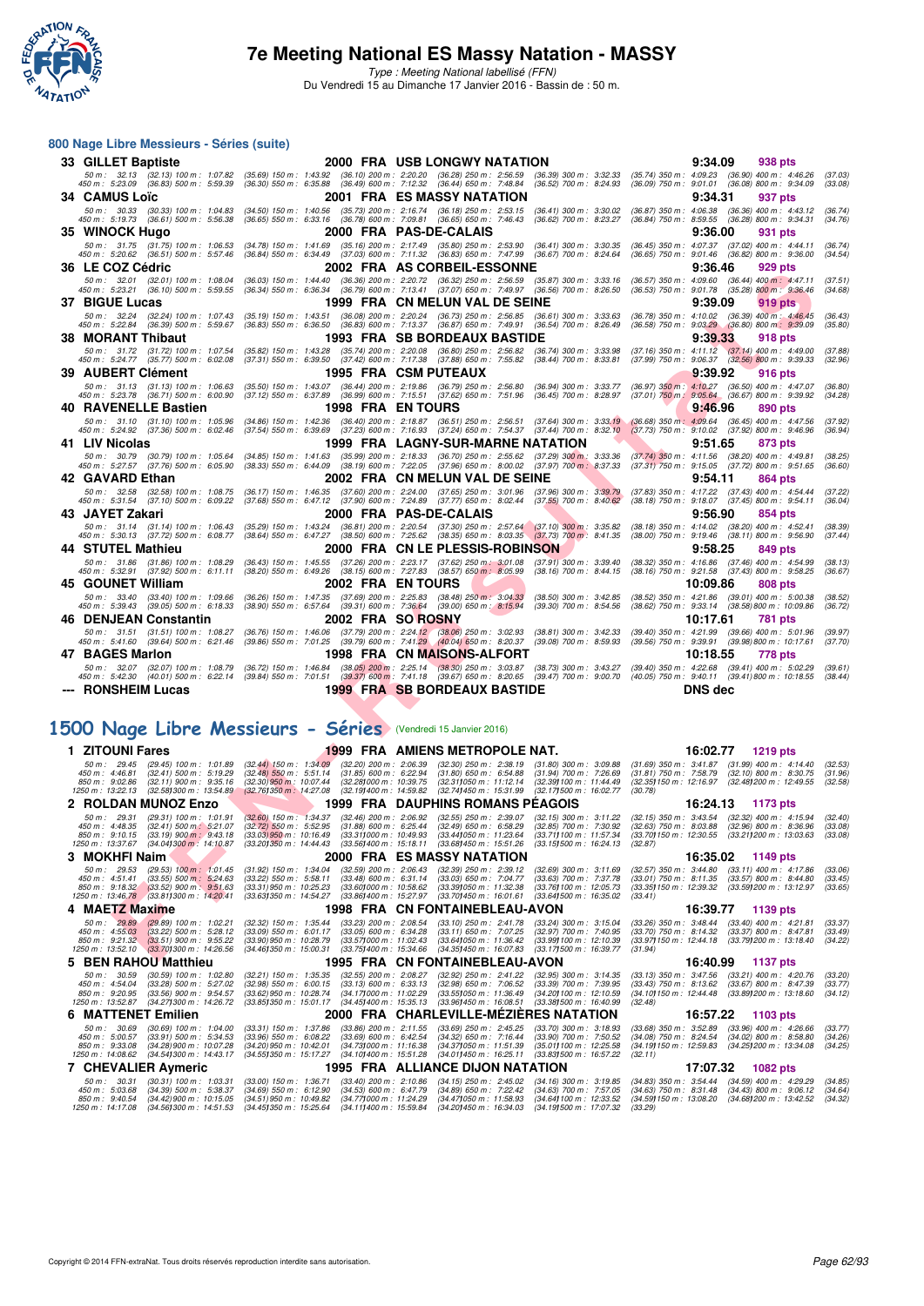# 7e Meeting National ES Massy Natation - MASSY

*Type : Meeting National labellisé (FFN)*

Du Vendredi 15 au Dimanche 17 Janvier 2016 - Bassin de : 50 m.

## 800 Nage Libre Messieurs - Séries (suite)

**33 GILLET Baptiste** — 2000 FRA USB LONGWY NATATION — 9:34.09 — 938 pts

50 m : 32.13 (32.13) 100 m : 1:07.82 (35.69) 150 m : 1:43.92 (36.10) 200 m : 2:20.20 (36.28) 250 m : 2:56.59 (36.39) 300 m : 3:32.33 (35.74) 350 m : 4:09.23 (36.90) 400 m : 4:46.26 (37.03)
450 m : 5:23.09 (36.83) 500 m : 5:59.39 (36.30) 550 m : 6:35.88 (36.49) 600 m : 7:12.32 (36.44) 650 m : 7:48.84 (36.52) 700 m : 8:24.93 (36.09) 750 m : 9:01.01 (36.08) 800 m : 9:34.09 (33.08)

**34 CAMUS Loïc** — 2001 FRA ES MASSY NATATION — 9:34.31 — 937 pts

50 m : 30.33 (30.33) 100 m : 1:04.83 (34.50) 150 m : 1:40.56 (35.73) 200 m : 2:16.74 (36.18) 250 m : 2:53.15 (36.41) 300 m : 3:30.02 (36.87) 350 m : 4:06.38 (36.36) 400 m : 4:43.12 (36.74)
450 m : 5:19.73 (36.61) 500 m : 5:56.38 (36.65) 550 m : 6:33.16 (36.78) 600 m : 7:09.81 (36.65) 650 m : 7:46.43 (36.62) 700 m : 8:23.27 (36.84) 750 m : 8:59.55 (36.28) 800 m : 9:34.31 (34.76)

**35 WINOCK Hugo** — 2000 FRA PAS-DE-CALAIS — 9:36.00 — 931 pts

50 m : 31.75 (31.75) 100 m : 1:06.53 (34.78) 150 m : 1:41.69 (35.16) 200 m : 2:17.49 (35.80) 250 m : 2:53.90 (36.41) 300 m : 3:30.35 (36.45) 350 m : 4:07.37 (37.02) 400 m : 4:44.11 (36.74)
450 m : 5:20.62 (36.51) 500 m : 5:57.46 (36.84) 550 m : 6:34.49 (37.03) 600 m : 7:11.32 (36.83) 650 m : 7:47.99 (36.67) 700 m : 8:24.64 (36.65) 750 m : 9:01.46 (36.82) 800 m : 9:36.00 (34.54)

**36 LE COZ Cédric** — 2002 FRA AS CORBEIL-ESSONNE — 9:36.46 — 929 pts

50 m : 32.01 (32.01) 100 m : 1:08.04 (36.03) 150 m : 1:44.40 (36.36) 200 m : 2:20.72 (36.32) 250 m : 2:56.59 (35.87) 300 m : 3:33.16 (36.57) 350 m : 4:09.60 (36.44) 400 m : 4:47.11 (37.51)
450 m : 5:23.21 (36.10) 500 m : 5:59.55 (36.34) 550 m : 6:36.34 (36.79) 600 m : 7:13.41 (37.07) 650 m : 7:49.97 (36.56) 700 m : 8:26.50 (36.53) 750 m : 9:01.78 (35.28) 800 m : 9:36.46 (34.68)

**37 BIGUE Lucas** — 1999 FRA CN MELUN VAL DE SEINE — 9:39.09 — 919 pts

50 m : 32.24 (32.24) 100 m : 1:07.43 (35.19) 150 m : 1:43.51 (36.08) 200 m : 2:20.24 (36.73) 250 m : 2:56.85 (36.61) 300 m : 3:33.63 (36.78) 350 m : 4:10.02 (36.39) 400 m : 4:46.45 (36.43)
450 m : 5:22.84 (36.39) 500 m : 5:59.67 (36.83) 550 m : 6:36.50 (36.83) 600 m : 7:13.37 (36.87) 650 m : 7:49.91 (36.54) 700 m : 8:26.49 (36.58) 750 m : 9:03.29 (36.80) 800 m : 9:39.09 (35.80)

**38 MORANT Thibaut** — 1993 FRA SB BORDEAUX BASTIDE — 9:39.33 — 918 pts

50 m : 31.72 (31.72) 100 m : 1:07.54 (35.82) 150 m : 1:43.28 (35.74) 200 m : 2:20.08 (36.80) 250 m : 2:56.82 (36.74) 300 m : 3:33.98 (37.16) 350 m : 4:11.12 (37.14) 400 m : 4:49.00 (37.88)
450 m : 5:24.77 (35.77) 500 m : 6:02.08 (37.31) 550 m : 6:39.50 (37.42) 600 m : 7:17.38 (37.88) 650 m : 7:55.82 (38.44) 700 m : 8:33.81 (37.99) 750 m : 9:06.37 (32.56) 800 m : 9:39.33 (32.96)

**39 AUBERT Clément** — 1995 FRA CSM PUTEAUX — 9:39.92 — 916 pts

50 m : 31.13 (31.13) 100 m : 1:06.63 (35.50) 150 m : 1:43.07 (36.44) 200 m : 2:19.86 (36.79) 250 m : 2:56.80 (36.94) 300 m : 3:33.77 (36.97) 350 m : 4:10.27 (36.50) 400 m : 4:47.07 (36.80)
450 m : 5:23.78 (36.71) 500 m : 6:00.90 (37.12) 550 m : 6:37.89 (36.99) 600 m : 7:15.51 (37.62) 650 m : 7:51.96 (36.45) 700 m : 8:28.97 (37.01) 750 m : 9:05.64 (36.67) 800 m : 9:39.92 (34.28)

**40 RAVENELLE Bastien** — 1998 FRA EN TOURS — 9:46.96 — 890 pts

50 m : 31.10 (31.10) 100 m : 1:05.96 (34.86) 150 m : 1:42.36 (36.40) 200 m : 2:18.87 (36.51) 250 m : 2:56.51 (37.64) 300 m : 3:33.19 (36.68) 350 m : 4:09.64 (36.45) 400 m : 4:47.56 (37.92)
450 m : 5:24.92 (37.36) 500 m : 6:02.46 (37.54) 550 m : 6:39.69 (37.23) 600 m : 7:16.93 (37.24) 650 m : 7:54.37 (37.44) 700 m : 8:32.10 (37.73) 750 m : 9:10.02 (37.92) 800 m : 9:46.96 (36.94)

**41 LIV Nicolas** — 1999 FRA LAGNY-SUR-MARNE NATATION — 9:51.65 — 873 pts

50 m : 30.79 (30.79) 100 m : 1:05.64 (34.85) 150 m : 1:41.63 (35.99) 200 m : 2:18.33 (36.70) 250 m : 2:55.62 (37.29) 300 m : 3:33.36 (37.74) 350 m : 4:11.56 (38.20) 400 m : 4:49.81 (38.25)
450 m : 5:27.57 (37.76) 500 m : 6:05.90 (38.33) 550 m : 6:44.09 (38.19) 600 m : 7:22.05 (37.96) 650 m : 8:00.02 (37.97) 700 m : 8:37.33 (37.31) 750 m : 9:15.05 (37.72) 800 m : 9:51.65 (36.60)

**42 GAVARD Ethan** — 2002 FRA CN MELUN VAL DE SEINE — 9:54.11 — 864 pts

50 m : 32.58 (32.58) 100 m : 1:08.75 (36.17) 150 m : 1:46.35 (37.60) 200 m : 2:24.00 (37.65) 250 m : 3:01.96 (37.96) 300 m : 3:39.79 (37.83) 350 m : 4:17.22 (37.43) 400 m : 4:54.44 (37.22)
450 m : 5:31.54 (37.10) 500 m : 6:09.22 (37.68) 550 m : 6:47.12 (37.90) 600 m : 7:24.89 (37.77) 650 m : 8:02.44 (37.55) 700 m : 8:40.62 (38.18) 750 m : 9:18.07 (37.45) 800 m : 9:54.11 (36.04)

**43 JAYET Zakari** — 2000 FRA PAS-DE-CALAIS — 9:56.90 — 854 pts

50 m : 31.14 (31.14) 100 m : 1:06.43 (35.29) 150 m : 1:43.24 (36.81) 200 m : 2:20.54 (37.30) 250 m : 2:57.64 (37.10) 300 m : 3:35.82 (38.18) 350 m : 4:14.02 (38.20) 400 m : 4:52.41 (38.39)
450 m : 5:30.13 (37.72) 500 m : 6:08.77 (38.64) 550 m : 6:47.27 (38.50) 600 m : 7:25.62 (38.35) 650 m : 8:03.35 (37.73) 700 m : 8:41.35 (38.00) 750 m : 9:19.46 (38.11) 800 m : 9:56.90 (37.44)

**44 STUTEL Mathieu** — 2000 FRA CN LE PLESSIS-ROBINSON — 9:58.25 — 849 pts

50 m : 31.86 (31.86) 100 m : 1:08.29 (36.43) 150 m : 1:45.55 (37.26) 200 m : 2:23.17 (37.62) 250 m : 3:01.08 (37.91) 300 m : 3:39.40 (38.32) 350 m : 4:16.86 (37.46) 400 m : 4:54.99 (38.13)
450 m : 5:32.91 (37.92) 500 m : 6:11.11 (38.20) 550 m : 6:49.26 (38.15) 600 m : 7:27.83 (38.57) 650 m : 8:05.99 (38.16) 700 m : 8:44.15 (38.16) 750 m : 9:21.58 (37.43) 800 m : 9:58.25 (36.67)

**45 GOUNET William** — 2002 FRA EN TOURS — 10:09.86 — 808 pts

50 m : 33.40 (33.40) 100 m : 1:09.66 (36.26) 150 m : 1:47.35 (37.69) 200 m : 2:25.83 (38.48) 250 m : 3:04.33 (38.50) 300 m : 3:42.85 (38.52) 350 m : 4:21.86 (39.01) 400 m : 5:00.38 (38.52)
450 m : 5:39.43 (39.05) 500 m : 6:18.33 (38.90) 550 m : 6:57.64 (39.31) 600 m : 7:36.64 (39.00) 650 m : 8:15.94 (39.30) 700 m : 8:54.56 (38.62) 750 m : 9:33.14 (38.58) 800 m : 10:09.86 (36.72)

**46 DENJEAN Constantin** — 2002 FRA SO ROSNY — 10:17.61 — 781 pts

50 m : 31.51 (31.51) 100 m : 1:08.27 (36.76) 150 m : 1:46.06 (37.79) 200 m : 2:24.12 (38.06) 250 m : 3:02.93 (38.81) 300 m : 3:42.33 (39.40) 350 m : 4:21.99 (39.66) 400 m : 5:01.96 (39.97)
450 m : 5:41.60 (39.64) 500 m : 6:21.46 (39.86) 550 m : 7:01.25 (39.79) 600 m : 7:41.29 (40.04) 650 m : 8:20.37 (39.08) 700 m : 8:59.93 (39.56) 750 m : 9:39.91 (39.98) 800 m : 10:17.61 (37.70)

**47 BAGES Marlon** — 1998 FRA CN MAISONS-ALFORT — 10:18.55 — 778 pts

50 m : 32.07 (32.07) 100 m : 1:08.79 (36.72) 150 m : 1:46.84 (38.05) 200 m : 2:25.14 (38.30) 250 m : 3:03.87 (38.73) 300 m : 3:43.27 (39.40) 350 m : 4:22.68 (39.41) 400 m : 5:02.29 (39.61)
450 m : 5:42.30 (40.01) 500 m : 6:22.14 (39.84) 550 m : 7:01.51 (39.37) 600 m : 7:41.18 (39.67) 650 m : 8:20.65 (39.47) 700 m : 9:00.70 (40.05) 750 m : 9:40.11 (39.41) 800 m : 10:18.55 (38.44)

**--- RONSHEIM Lucas** — 1999 FRA SB BORDEAUX BASTIDE — DNS dec

## 1500 Nage Libre Messieurs - Séries (Vendredi 15 Janvier 2016)

**1 ZITOUNI Fares** — 1999 FRA AMIENS METROPOLE NAT. — 16:02.77 — 1219 pts

50 m : 29.45 (29.45) 100 m : 1:01.89 (32.44) 150 m : 1:34.09 (32.20) 200 m : 2:06.39 (32.30) 250 m : 2:38.19 (31.80) 300 m : 3:09.88 (31.69) 350 m : 3:41.87 (31.99) 400 m : 4:14.40 (32.53)
450 m : 4:46.81 (32.41) 500 m : 5:19.29 (32.48) 550 m : 5:51.14 (31.85) 600 m : 6:22.94 (31.80) 650 m : 6:54.88 (31.94) 700 m : 7:26.69 (31.81) 750 m : 7:58.79 (32.10) 800 m : 8:30.75 (31.96)
850 m : 9:02.86 (32.11) 900 m : 9:35.16 (32.30) 950 m : 10:07.44 (32.28) 1000 m : 10:39.75 (32.31) 1050 m : 11:12.14 (32.39) 1100 m : 11:44.49 (32.35) 1150 m : 12:16.97 (32.48) 1200 m : 12:49.55 (32.58)
1250 m : 13:22.13 (32.58) 1300 m : 13:54.89 (32.76) 1350 m : 14:27.08 (32.19) 1400 m : 14:59.82 (32.74) 1450 m : 15:31.99 (32.17) 1500 m : 16:02.77 (30.78)

**2 ROLDAN MUNOZ Enzo** — 1999 FRA DAUPHINS ROMANS PÉAGOIS — 16:24.13 — 1173 pts

50 m : 29.31 (29.31) 100 m : 1:01.91 (32.60) 150 m : 1:34.37 (32.46) 200 m : 2:06.92 (32.55) 250 m : 2:39.07 (32.15) 300 m : 3:11.22 (32.15) 350 m : 3:43.54 (32.32) 400 m : 4:15.94 (32.40)
450 m : 4:48.35 (32.41) 500 m : 5:21.07 (32.72) 550 m : 5:52.95 (31.88) 600 m : 6:25.44 (32.49) 650 m : 6:58.29 (32.85) 700 m : 7:30.92 (32.63) 750 m : 8:03.88 (32.96) 800 m : 8:36.96 (33.08)
850 m : 9:10.15 (33.19) 900 m : 9:43.18 (33.03) 950 m : 10:16.49 (33.31) 1000 m : 10:49.93 (33.44) 1050 m : 11:23.64 (33.71) 1100 m : 11:57.34 (33.70) 1150 m : 12:30.55 (33.21) 1200 m : 13:03.63 (33.08)
1250 m : 13:37.67 (34.04) 1300 m : 14:10.87 (33.20) 1350 m : 14:44.43 (33.56) 1400 m : 15:18.11 (33.68) 1450 m : 15:51.26 (33.15) 1500 m : 16:24.13 (32.87)

**3 MOKHFI Naim** — 2000 FRA ES MASSY NATATION — 16:35.02 — 1149 pts

50 m : 29.53 (29.53) 100 m : 1:01.45 (31.92) 150 m : 1:34.04 (32.59) 200 m : 2:06.43 (32.39) 250 m : 2:39.12 (32.69) 300 m : 3:11.69 (32.57) 350 m : 3:44.80 (33.11) 400 m : 4:17.86 (33.06)
450 m : 4:51.41 (33.55) 500 m : 5:24.63 (33.22) 550 m : 5:58.11 (33.48) 600 m : 6:31.14 (33.03) 650 m : 7:04.77 (33.63) 700 m : 7:37.78 (33.01) 750 m : 8:11.35 (33.57) 800 m : 8:44.80 (33.45)
850 m : 9:18.32 (33.52) 900 m : 9:51.63 (33.31) 950 m : 10:25.23 (33.60) 1000 m : 10:58.62 (33.39) 1050 m : 11:32.38 (33.76) 1100 m : 12:05.73 (33.35) 1150 m : 12:39.32 (33.59) 1200 m : 13:12.97 (33.65)
1250 m : 13:46.78 (33.81) 1300 m : 14:20.41 (33.63) 1350 m : 14:54.27 (33.86) 1400 m : 15:27.97 (33.70) 1450 m : 16:01.61 (33.64) 1500 m : 16:35.02 (33.41)

**4 MAETZ Maxime** — 1998 FRA CN FONTAINEBLEAU-AVON — 16:39.77 — 1139 pts

50 m : 29.89 (29.89) 100 m : 1:02.21 (32.32) 150 m : 1:35.44 (33.23) 200 m : 2:08.54 (33.10) 250 m : 2:41.78 (33.24) 300 m : 3:15.04 (33.26) 350 m : 3:48.44 (33.40) 400 m : 4:21.81 (33.37)
450 m : 4:55.03 (33.22) 500 m : 5:28.12 (33.09) 550 m : 6:01.17 (33.05) 600 m : 6:34.28 (33.11) 650 m : 7:07.25 (32.97) 700 m : 7:40.95 (33.70) 750 m : 8:14.32 (33.37) 800 m : 8:47.81 (33.49)
850 m : 9:21.32 (33.51) 900 m : 9:55.22 (33.90) 950 m : 10:28.79 (33.57) 1000 m : 11:02.43 (33.64) 1050 m : 11:36.42 (33.99) 1100 m : 12:10.39 (33.97) 1150 m : 12:44.18 (33.79) 1200 m : 13:18.40 (34.22)
1250 m : 13:52.10 (33.70) 1300 m : 14:26.56 (34.46) 1350 m : 15:00.31 (33.75) 1400 m : 15:34.66 (34.35) 1450 m : 16:07.83 (33.17) 1500 m : 16:39.77 (31.94)

**5 BEN RAHOU Matthieu** — 1995 FRA CN FONTAINEBLEAU-AVON — 16:40.99 — 1137 pts

50 m : 30.59 (30.59) 100 m : 1:02.80 (32.21) 150 m : 1:35.35 (32.55) 200 m : 2:08.27 (32.92) 250 m : 2:41.22 (32.95) 300 m : 3:14.35 (33.13) 350 m : 3:47.56 (33.21) 400 m : 4:20.76 (33.20)
450 m : 4:54.04 (33.28) 500 m : 5:27.02 (32.98) 550 m : 6:00.15 (33.13) 600 m : 6:33.13 (32.98) 650 m : 7:06.52 (33.39) 700 m : 7:39.95 (33.43) 750 m : 8:13.62 (33.67) 800 m : 8:47.39 (33.77)
850 m : 9:20.95 (33.56) 900 m : 9:54.57 (33.62) 950 m : 10:28.74 (34.17) 1000 m : 11:02.29 (33.55) 1050 m : 11:36.49 (34.20) 1100 m : 12:10.59 (34.10) 1150 m : 12:44.48 (33.89) 1200 m : 13:18.60 (34.12)
1250 m : 13:52.87 (34.27) 1300 m : 14:26.72 (33.85) 1350 m : 15:01.17 (34.45) 1400 m : 15:35.13 (33.96) 1450 m : 16:08.51 (33.38) 1500 m : 16:40.99 (32.48)

**6 MATTENET Emilien** — 2000 FRA CHARLEVILLE-MÉZIÈRES NATATION — 16:57.22 — 1103 pts

50 m : 30.69 (30.69) 100 m : 1:04.00 (33.31) 150 m : 1:37.86 (33.86) 200 m : 2:11.55 (33.69) 250 m : 2:45.25 (33.70) 300 m : 3:18.93 (33.68) 350 m : 3:52.89 (33.96) 400 m : 4:26.66 (33.77)
450 m : 5:00.57 (33.91) 500 m : 5:34.53 (33.96) 550 m : 6:08.22 (33.69) 600 m : 6:42.54 (34.32) 650 m : 7:16.44 (33.90) 700 m : 7:50.52 (34.08) 750 m : 8:24.54 (34.02) 800 m : 8:58.80 (34.26)
850 m : 9:33.08 (34.28) 900 m : 10:07.28 (34.20) 950 m : 10:42.01 (34.73) 1000 m : 11:16.38 (34.37) 1050 m : 11:51.39 (35.01) 1100 m : 12:25.58 (34.19) 1150 m : 12:59.83 (34.25) 1200 m : 13:34.08 (34.25)
1250 m : 14:08.62 (34.54) 1300 m : 14:43.17 (34.55) 1350 m : 15:17.27 (34.10) 1400 m : 15:51.28 (34.01) 1450 m : 16:25.11 (33.83) 1500 m : 16:57.22 (32.11)

**7 CHEVALIER Aymeric** — 1995 FRA ALLIANCE DIJON NATATION — 17:07.32 — 1082 pts

50 m : 30.31 (30.31) 100 m : 1:03.31 (33.00) 150 m : 1:36.71 (33.40) 200 m : 2:10.86 (34.15) 250 m : 2:45.02 (34.16) 300 m : 3:19.85 (34.83) 350 m : 3:54.44 (34.59) 400 m : 4:29.29 (34.85)
450 m : 5:03.68 (34.39) 500 m : 5:38.37 (34.69) 550 m : 6:12.90 (34.53) 600 m : 6:47.79 (34.89) 650 m : 7:22.42 (34.63) 700 m : 7:57.05 (34.63) 750 m : 8:31.48 (34.43) 800 m : 9:06.12 (34.64)
850 m : 9:40.54 (34.42) 900 m : 10:15.05 (34.51) 950 m : 10:49.82 (34.77) 1000 m : 11:24.29 (34.47) 1050 m : 11:58.93 (34.64) 1100 m : 12:33.52 (34.59) 1150 m : 13:08.20 (34.68) 1200 m : 13:42.52 (34.32)
1250 m : 14:17.08 (34.56) 1300 m : 14:51.53 (34.45) 1350 m : 15:25.64 (34.11) 1400 m : 15:59.84 (34.20) 1450 m : 16:34.03 (34.19) 1500 m : 17:07.32 (33.29)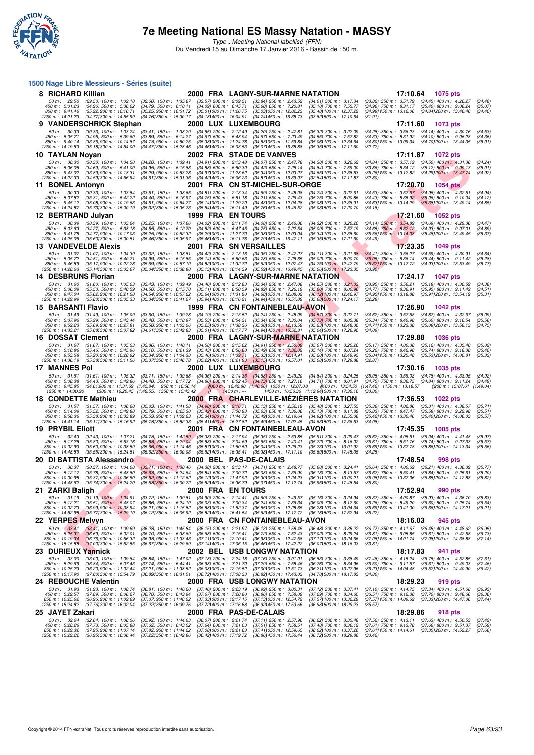# 7e Meeting National ES Massy Natation - MASSY

*Type : Meeting National labellisé (FFN)*
Du Vendredi 15 au Dimanche 17 Janvier 2016 - Bassin de : 50 m.

## 1500 Nage Libre Messieurs - Séries (suite)

**8 RICHARD Killian** — 2000 FRA LAGNY-SUR-MARNE NATATION — **17:10.64** — 1075 pts

50 m : 29.50 (29.50) 100 m : 1:02.10 (32.60) 150 m : 1:35.67 (33.57) 200 m : 2:09.51 (33.84) 250 m : 2:43.52 (34.01) 300 m : 3:17.34 (33.82) 350 m : 3:51.79 (34.45) 400 m : 4:26.27 (34.48)
450 m : 5:01.23 (34.96) 500 m : 5:36.02 (34.79) 550 m : 6:10.11 (34.09) 600 m : 6:45.71 (35.60) 650 m : 7:20.81 (35.10) 700 m : 7:55.77 (34.96) 750 m : 8:31.17 (35.40) 800 m : 9:06.24 (35.07)
850 m : 9:41.46 (35.22) 900 m : 10:16.71 (35.25) 950 m : 10:51.72 (35.01) 1000 m : 11:26.75 (35.03) 1050 m : 12:02.23 (35.48) 1100 m : 12:37.22 (34.99) 1150 m : 13:12.06 (34.84) 1200 m : 13:46.46 (34.40)
1250 m : 14:21.23 (34.77) 1300 m : 14:55.99 (34.76) 1350 m : 15:30.17 (34.18) 1400 m : 16:04.91 (34.74) 1450 m : 16:38.73 (33.82) 1500 m : 17:10.64 (31.91)

**9 VANDERSCHRICK Stephan** — 2000 LUX LUXEMBOURG — **17:11.60** — 1073 pts

50 m : 30.33 (30.33) 100 m : 1:03.74 (33.41) 150 m : 1:38.29 (34.55) 200 m : 2:12.49 (34.20) 250 m : 2:47.81 (35.32) 300 m : 3:22.09 (34.28) 350 m : 3:56.23 (34.14) 400 m : 4:30.76 (34.53)
450 m : 5:05.71 (34.95) 500 m : 5:39.60 (33.89) 550 m : 6:14.27 (34.67) 600 m : 6:48.94 (34.67) 650 m : 7:23.49 (34.55) 700 m : 7:57.82 (34.33) 750 m : 8:31.92 (34.10) 800 m : 9:06.28 (34.36)
850 m : 9:40.14 (33.86) 900 m : 10:14.87 (34.73) 950 m : 10:50.25 (35.38) 1000 m : 11:24.78 (34.53) 1050 m : 11:59.84 (35.06) 1100 m : 12:34.64 (34.80) 1150 m : 13:09.34 (34.70) 1200 m : 13:44.35 (35.01)
1250 m : 14:19.53 (35.18) 1300 m : 14:54.00 (34.47) 1350 m : 15:28.46 (34.46) 1400 m : 16:03.53 (35.07) 1450 m : 16:38.88 (35.35) 1500 m : 17:11.60 (32.72)

**10 TAYLAN Noyan** — 2002 FRA STADE DE VANVES — **17:11.87** — 1072 pts

50 m : 30.30 (30.30) 100 m : 1:04.50 (34.20) 150 m : 1:39.41 (34.91) 200 m : 2:13.48 (34.07) 250 m : 2:47.78 (34.30) 300 m : 3:22.62 (34.84) 350 m : 3:57.12 (34.50) 400 m : 4:31.36 (34.24)
450 m : 5:06.05 (34.69) 500 m : 5:41.00 (34.95) 550 m : 6:15.88 (34.88) 600 m : 6:50.30 (34.42) 650 m : 7:25.14 (34.84) 700 m : 7:59.00 (33.86) 750 m : 8:34.12 (35.12) 800 m : 9:09.13 (35.01)
850 m : 9:43.02 (33.89) 900 m : 10:18.31 (35.29) 950 m : 10:53.28 (34.97) 1000 m : 11:28.62 (35.34) 1050 m : 12:03.27 (34.65) 1100 m : 12:38.53 (35.26) 1150 m : 13:12.82 (34.29) 1200 m : 13:47.74 (34.92)
1250 m : 14:22.33 (34.59) 1300 m : 14:56.94 (34.61) 1350 m : 15:31.36 (34.42) 1400 m : 16:06.23 (34.87) 1450 m : 16:39.07 (32.84) 1500 m : 17:11.87 (32.80)

**11 BONEL Antonyn** — 2001 FRA CN ST-MICHEL-SUR-ORGE — **17:20.70** — 1054 pts

50 m : 30.33 (30.33) 100 m : 1:03.84 (33.51) 150 m : 1:38.65 (34.81) 200 m : 2:13.34 (34.69) 250 m : 2:48.08 (34.74) 300 m : 3:22.61 (34.53) 350 m : 3:57.57 (34.96) 400 m : 4:32.51 (34.94)
450 m : 5:07.82 (35.31) 500 m : 5:42.22 (34.40) 550 m : 6:16.97 (34.75) 600 m : 6:51.18 (34.21) 650 m : 7:26.43 (35.25) 700 m : 8:00.86 (34.43) 750 m : 8:35.92 (35.06) 800 m : 9:10.04 (34.12)
850 m : 9:45.12 (35.08) 900 m : 10:19.63 (34.51) 950 m : 10:54.77 (35.14) 1000 m : 11:29.20 (34.43) 1050 m : 12:04.28 (35.08) 1100 m : 12:38.91 (34.63) 1150 m : 13:14.29 (35.38) 1200 m : 13:49.14 (34.85)
1250 m : 14:24.87 (35.73) 1300 m : 15:00.19 (35.32) 1350 m : 15:35.73 (35.54) 1400 m : 16:11.49 (35.76) 1450 m : 16:46.52 (35.03) 1500 m : 17:20.70 (34.18)

**12 BERTRAND Julyan** — 1999 FRA EN TOURS — **17:21.60** — 1052 pts

50 m : 30.39 (30.39) 100 m : 1:03.64 (33.25) 150 m : 1:37.66 (34.02) 200 m : 2:11.74 (34.08) 250 m : 2:46.06 (34.32) 300 m : 3:20.20 (34.14) 350 m : 3:54.89 (34.69) 400 m : 4:29.36 (34.47)
450 m : 5:03.63 (34.27) 500 m : 5:38.18 (34.55) 550 m : 6:12.70 (34.52) 600 m : 6:47.45 (34.75) 650 m : 7:22.54 (35.09) 700 m : 7:57.19 (34.65) 750 m : 8:32.12 (34.93) 800 m : 9:07.01 (34.89)
850 m : 9:41.78 (34.77) 900 m : 10:17.03 (35.25) 950 m : 10:52.32 (35.29) 1000 m : 11:27.70 (35.38) 1050 m : 12:03.04 (35.34) 1100 m : 12:38.60 (35.56) 1150 m : 13:14.08 (35.48) 1200 m : 13:49.45 (35.37)
1250 m : 14:25.05 (35.60) 1300 m : 15:00.51 (35.46) 1350 m : 15:35.97 (35.46) 1400 m : 16:11.76 (35.79) 1450 m : 16:47.11 (35.35) 1500 m : 17:21.60 (34.49)

**13 VANDEVELDE Alexis** — 2001 FRA SN VERSAILLES — **17:23.35** — 1049 pts

50 m : 31.07 (31.07) 100 m : 1:04.39 (33.32) 150 m : 1:38.81 (34.42) 200 m : 2:13.16 (34.35) 250 m : 2:47.27 (34.11) 300 m : 3:21.68 (34.41) 350 m : 3:56.27 (34.59) 400 m : 4:30.91 (34.64)
450 m : 5:05.72 (34.81) 500 m : 5:40.71 (34.99) 550 m : 6:15.85 (35.14) 600 m : 6:50.63 (34.78) 650 m : 7:25.65 (35.02) 700 m : 8:00.70 (35.05) 750 m : 8:36.14 (35.44) 800 m : 9:11.42 (35.28)
850 m : 9:46.59 (35.17) 900 m : 10:22.28 (35.69) 950 m : 10:57.10 (34.82) 1000 m : 11:32.72 (35.62) 1050 m : 12:07.47 (34.75) 1100 m : 12:42.79 (35.32) 1150 m : 13:17.72 (34.93) 1200 m : 13:53.49 (35.77)
1250 m : 14:28.63 (35.14) 1300 m : 15:03.67 (35.04) 1350 m : 15:38.80 (35.13) 1400 m : 16:14.39 (35.59) 1450 m : 16:49.45 (35.06) 1500 m : 17:23.35 (33.90)

**14 DESBRUNS Florian** — 2000 FRA LAGNY-SUR-MARNE NATATION — **17:24.17** — 1047 pts

50 m : 31.60 (31.60) 100 m : 1:05.03 (33.43) 150 m : 1:39.49 (34.46) 200 m : 2:12.83 (33.34) 250 m : 2:47.08 (34.25) 300 m : 3:21.03 (33.95) 350 m : 3:56.21 (35.18) 400 m : 4:30.59 (34.38)
450 m : 5:06.09 (35.50) 500 m : 5:40.59 (34.50) 550 m : 6:15.70 (35.11) 600 m : 6:50.59 (34.89) 650 m : 7:26.19 (35.60) 700 m : 8:00.96 (34.77) 750 m : 8:36.91 (35.95) 800 m : 9:11.42 (34.51)
850 m : 9:47.04 (35.62) 900 m : 10:21.58 (34.54) 950 m : 10:57.22 (35.64) 1000 m : 11:31.90 (34.68) 1050 m : 12:08.02 (36.12) 1100 m : 12:42.97 (34.95) 1150 m : 13:18.88 (35.91) 1200 m : 13:54.19 (35.31)
1250 m : 14:29.99 (35.80) 1300 m : 15:05.33 (35.34) 1350 m : 15:41.27 (35.94) 1400 m : 16:16.21 (34.94) 1450 m : 16:51.89 (35.68) 1500 m : 17:24.17 (32.28)

**15 BARSANTI Flavio** — 1999 FRA CN FONTAINEBLEAU-AVON — **17:26.90** — 1042 pts

50 m : 31.49 (31.49) 100 m : 1:05.09 (33.60) 150 m : 1:39.28 (34.19) 200 m : 2:13.52 (34.24) 250 m : 2:48.09 (34.57) 300 m : 3:22.71 (34.62) 350 m : 3:57.58 (34.87) 400 m : 4:32.67 (35.09)
450 m : 5:07.96 (35.29) 500 m : 5:43.44 (35.48) 550 m : 6:18.97 (35.53) 600 m : 6:54.31 (35.34) 650 m : 7:30.04 (35.73) 700 m : 8:05.38 (35.34) 750 m : 8:40.98 (35.60) 800 m : 9:16.54 (35.56)
850 m : 9:52.23 (35.69) 900 m : 10:27.81 (35.58) 950 m : 11:03.06 (35.25) 1000 m : 11:38.36 (35.30) 1050 m : 12:13.59 (35.23) 1100 m : 12:48.30 (34.71) 1150 m : 13:23.38 (35.08) 1200 m : 13:58.13 (34.75)
1250 m : 14:33.21 (35.08) 1300 m : 15:07.82 (34.61) 1350 m : 15:42.83 (35.01) 1400 m : 16:17.77 (34.94) 1450 m : 16:52.81 (35.04) 1500 m : 17:26.90 (34.09)

**16 DOSSAT Clement** — 2000 FRA LAGNY-SUR-MARNE NATATION — **17:29.88** — 1036 pts

50 m : 31.67 (31.67) 100 m : 1:05.53 (33.86) 150 m : 1:40.11 (34.58) 200 m : 2:15.02 (34.91) 250 m : 2:50.09 (35.07) 300 m : 3:25.26 (35.17) 350 m : 4:00.38 (35.12) 400 m : 4:35.40 (35.02)
450 m : 5:10.86 (35.46) 500 m : 5:45.96 (35.10) 550 m : 6:21.39 (35.43) 600 m : 6:56.88 (35.49) 650 m : 7:32.02 (35.14) 700 m : 8:07.24 (35.22) 750 m : 8:42.98 (35.74) 800 m : 9:18.38 (35.40)
850 m : 9:53.58 (35.20) 900 m : 10:28.92 (35.34) 950 m : 11:04.38 (35.46) 1000 m : 11:39.71 (35.33) 1050 m : 12:14.91 (35.20) 1100 m : 12:49.95 (35.04) 1150 m : 13:25.48 (35.53) 1200 m : 14:00.81 (35.33)
1250 m : 14:36.19 (35.38) 1300 m : 15:11.56 (35.37) 1350 m : 15:46.78 (35.22) 1400 m : 16:21.93 (35.15) 1450 m : 16:57.01 (35.08) 1500 m : 17:29.88 (32.87)

**17 MANNES Pol** — 2000 LUX LUXEMBOURG — **17:30.16** — 1035 pts

50 m : 31.61 (31.61) 100 m : 1:05.32 (33.71) 150 m : 1:39.68 (34.36) 200 m : 2:14.36 (34.68) 250 m : 2:49.20 (34.84) 300 m : 3:24.25 (35.05) 350 m : 3:59.03 (34.78) 400 m : 4:33.95 (34.92)
450 m : 5:08.38 (34.43) 500 m : 5:42.86 (34.48) 550 m : 6:17.72 (34.86) 600 m : 6:52.45 (34.73) 650 m : 7:27.16 (34.71) 700 m : 8:01.91 (34.75) 750 m : 8:36.75 (34.84) 800 m : 9:11.24 (34.49)
850 m : 9:45.85 (34.61) 900 m : 11:31.69 (1:45.84) 950 m : 10:56.14 () 1000 m : 12:42.80 (1:46.66) 1050 m : 12:07.08 () 1100 m : 13:54.50 (1:47.42) 1150 m : 13:18.57 () 1200 m : 15:07.61 (1:49.04)
1250 m : 14:30.90 () 1300 m : 16:20.45 (1:49.55) 1350 m : 15:43.42 () 1400 m : --- 1450 m : 16:56.36 (1:12.94) 1500 m : 17:30.16 (33.80)

**18 CONDETTE Mathieu** — 2000 FRA CHARLEVILLE-MÉZIÈRES NATATION — **17:36.53** — 1022 pts

50 m : 31.57 (31.57) 100 m : 1:06.60 (35.03) 150 m : 1:41.58 (34.98) 200 m : 2:16.71 (35.13) 250 m : 2:52.19 (35.48) 300 m : 3:27.55 (35.36) 350 m : 4:02.86 (35.31) 400 m : 4:38.57 (35.71)
450 m : 5:14.09 (35.52) 500 m : 5:49.88 (35.79) 550 m : 6:25.30 (35.42) 600 m : 7:00.93 (35.63) 650 m : 7:36.06 (35.13) 700 m : 8:11.89 (35.83) 750 m : 8:47.47 (35.58) 800 m : 9:22.98 (35.51)
850 m : 9:58.36 (35.38) 900 m : 10:33.89 (35.53) 950 m : 11:09.23 (35.34) 1000 m : 11:44.72 (35.49) 1050 m : 12:19.64 (34.92) 1100 m : 12:55.06 (35.42) 1150 m : 13:30.46 (35.40) 1200 m : 14:06.03 (35.57)
1250 m : 14:41.14 (35.11) 1300 m : 15:16.92 (35.78) 1350 m : 15:52.33 (35.41) 1400 m : 16:27.82 (35.49) 1450 m : 17:02.45 (34.63) 1500 m : 17:36.53 (34.08)

**19 PRYBIL Eliott** — 2001 FRA CN FONTAINEBLEAU-AVON — **17:45.35** — 1005 pts

50 m : 32.43 (32.43) 100 m : 1:07.21 (34.78) 150 m : 1:42.59 (35.38) 200 m : 2:17.94 (35.35) 250 m : 2:53.85 (35.91) 300 m : 3:29.47 (35.62) 350 m : 4:05.51 (36.04) 400 m : 4:41.48 (35.97)
450 m : 5:17.28 (35.80) 500 m : 5:53.16 (35.88) 550 m : 6:29.04 (35.88) 600 m : 7:04.69 (35.65) 650 m : 7:40.41 (35.72) 700 m : 8:16.02 (35.61) 750 m : 8:51.76 (35.74) 800 m : 9:27.33 (35.57)
850 m : 10:02.93 (35.60) 900 m : 10:38.59 (35.66) 950 m : 11:14.46 (35.87) 1000 m : 11:50.50 (36.04) 1050 m : 12:26.23 (35.73) 1100 m : 13:01.92 (35.69) 1150 m : 13:37.78 (35.86) 1200 m : 14:13.34 (35.56)
1250 m : 14:48.89 (35.55) 1300 m : 15:24.51 (35.62) 1350 m : 16:00.03 (35.52) 1400 m : 16:35.41 (35.38) 1450 m : 17:11.10 (35.69) 1500 m : 17:45.35 (34.25)

**20 DI BATTISTA Alessandro** — 2000 BEL PAS-DE-CALAIS — **17:48.54** — 998 pts

50 m : 30.37 (30.37) 100 m : 1:04.08 (33.71) 150 m : 1:38.46 (34.38) 200 m : 2:13.17 (34.71) 250 m : 2:48.77 (35.60) 300 m : 3:24.41 (35.64) 350 m : 4:00.62 (36.21) 400 m : 4:36.39 (35.77)
450 m : 5:12.17 (35.78) 500 m : 5:48.80 (36.63) 550 m : 6:24.64 (35.84) 600 m : 7:00.72 (36.08) 650 m : 7:36.90 (36.18) 700 m : 8:13.57 (36.67) 750 m : 8:50.41 (36.84) 800 m : 9:25.61 (35.20)
850 m : 10:00.98 (35.37) 900 m : 10:36.50 (35.52) 950 m : 11:12.62 (36.12) 1000 m : 11:47.92 (35.30) 1050 m : 12:24.23 (36.31) 1100 m : 13:00.21 (35.98) 1150 m : 13:37.06 (36.85) 1200 m : 14:12.88 (35.82)
1250 m : 14:48.62 (35.74) 1300 m : 15:24.20 (35.58) 1350 m : 16:00.72 (36.52) 1400 m : 16:36.79 (36.07) 1450 m : 17:12.74 (35.95) 1500 m : 17:48.54 (35.80)

**21 ZARKI Baligh** — 2000 FRA EN TOURS — **17:52.94** — 990 pts

50 m : 31.19 (31.19) 100 m : 1:04.91 (33.72) 150 m : 1:39.81 (34.90) 200 m : 2:14.41 (34.60) 250 m : 2:49.57 (35.16) 300 m : 3:24.94 (35.37) 350 m : 4:00.87 (35.93) 400 m : 4:36.70 (35.83)
450 m : 5:12.21 (35.51) 500 m : 5:48.07 (35.86) 550 m : 6:24.10 (36.03) 600 m : 7:00.34 (36.24) 650 m : 7:36.34 (36.00) 700 m : 8:12.60 (36.26) 750 m : 8:49.20 (36.60) 800 m : 9:25.74 (36.54)
850 m : 10:02.73 (36.99) 900 m : 10:38.94 (36.21) 950 m : 11:15.82 (36.88) 1000 m : 11:52.37 (36.55) 1050 m : 12:28.65 (36.28) 1100 m : 13:04.34 (35.69) 1150 m : 13:41.00 (36.66) 1200 m : 14:17.21 (36.21)
1250 m : 14:52.98 (35.77) 1300 m : 15:29.10 (36.12) 1350 m : 16:05.92 (36.82) 1400 m : 16:41.54 (35.62) 1450 m : 17:17.72 (36.18) 1500 m : 17:52.94 (35.22)

**22 YERPES Melvyn** — 2000 FRA CN FONTAINEBLEAU-AVON — **18:16.03** — 945 pts

50 m : 33.41 (33.41) 100 m : 1:09.69 (36.28) 150 m : 1:45.84 (36.15) 200 m : 2:21.97 (36.13) 250 m : 2:58.45 (36.48) 300 m : 3:35.22 (36.77) 350 m : 4:11.67 (36.45) 400 m : 4:48.62 (36.95)
450 m : 5:25.31 (36.69) 500 m : 6:02.01 (36.70) 550 m : 6:38.69 (36.68) 600 m : 7:15.41 (36.72) 650 m : 7:52.43 (37.02) 700 m : 8:29.24 (36.81) 750 m : 9:05.85 (36.61) 800 m : 9:42.58 (36.73)
850 m : 10:19.34 (36.76) 900 m : 10:56.32 (36.98) 950 m : 11:33.43 (37.11) 1000 m : 12:10.41 (36.98) 1050 m : 12:47.58 (37.17) 1100 m : 13:24.66 (37.08) 1150 m : 14:01.74 (37.08) 1200 m : 14:38.88 (37.14)
1250 m : 15:15.88 (37.00) 1300 m : 15:52.55 (36.67) 1350 m : 16:29.69 (37.14) 1400 m : 17:06.15 (36.46) 1450 m : 17:42.22 (36.07) 1500 m : 18:16.03 (33.81)

**23 DURIEUX Yannick** — 2002 BEL USB LONGWY NATATION — **18:17.83** — 941 pts

50 m : 33.00 (33.00) 100 m : 1:09.84 (36.84) 150 m : 1:47.02 (37.18) 200 m : 2:24.18 (37.16) 250 m : 3:01.01 (36.83) 300 m : 3:38.49 (37.48) 350 m : 4:15.24 (36.75) 400 m : 4:52.85 (37.61)
450 m : 5:29.69 (36.84) 500 m : 6:07.43 (37.74) 550 m : 6:44.41 (36.98) 600 m : 7:21.70 (37.29) 650 m : 7:58.46 (36.76) 700 m : 8:34.96 (36.50) 750 m : 9:11.57 (36.61) 800 m : 9:49.03 (37.46)
850 m : 10:25.23 (36.20) 900 m : 11:02.44 (37.21) 950 m : 11:38.52 (36.08) 1000 m : 12:15.52 (37.00) 1050 m : 12:51.73 (36.21) 1100 m : 13:27.96 (36.23) 1150 m : 14:04.48 (36.52) 1200 m : 14:40.90 (36.42)
1250 m : 15:17.90 (37.00) 1300 m : 15:54.79 (36.89) 1350 m : 16:31.51 (36.72) 1400 m : 17:08.33 (36.82) 1450 m : 17:43.03 (34.70) 1500 m : 18:17.83 (34.80)

**24 REBOUCHE Valentin** — 2000 FRA USB LONGWY NATATION — **18:29.23** — 919 pts

50 m : 31.93 (31.93) 100 m : 1:08.74 (36.81) 150 m : 1:46.20 (37.46) 200 m : 2:23.19 (36.99) 250 m : 3:00.31 (37.12) 300 m : 3:37.41 (37.10) 350 m : 4:14.75 (37.34) 400 m : 4:51.68 (36.93)
450 m : 5:29.57 (37.89) 500 m : 6:06.27 (36.70) 550 m : 6:43.94 (37.67) 600 m : 7:20.80 (36.86) 650 m : 7:58.09 (37.29) 700 m : 8:34.60 (36.51) 750 m : 9:12.30 (37.70) 800 m : 9:48.66 (36.36)
850 m : 10:25.62 (36.96) 900 m : 11:02.69 (37.07) 950 m : 11:40.02 (37.33) 1000 m : 12:17.15 (37.13) 1050 m : 12:54.72 (37.57) 1100 m : 13:32.29 (37.57) 1150 m : 14:09.62 (37.33) 1200 m : 14:47.06 (37.44)
1250 m : 15:24.82 (37.76) 1300 m : 16:02.04 (37.22) 1350 m : 16:39.76 (37.72) 1400 m : 17:16.68 (36.92) 1450 m : 17:53.66 (36.98) 1500 m : 18:29.23 (35.57)

**25 JAYET Zakari** — 2000 FRA PAS-DE-CALAIS — **18:29.86** — 918 pts

50 m : 32.64 (32.64) 100 m : 1:08.56 (35.92) 150 m : 1:44.63 (36.07) 200 m : 2:21.74 (37.11) 250 m : 2:57.96 (36.22) 300 m : 3:35.48 (37.52) 350 m : 4:13.11 (37.63) 400 m : 4:50.53 (37.42)
450 m : 5:28.26 (37.73) 500 m : 6:05.88 (37.62) 550 m : 6:43.52 (37.64) 600 m : 7:21.03 (37.51) 650 m : 7:58.51 (37.48) 700 m : 8:36.12 (37.61) 750 m : 9:13.78 (37.66) 800 m : 9:51.37 (37.59)
850 m : 10:29.32 (37.95) 900 m : 11:07.14 (37.82) 950 m : 11:44.22 (37.08) 1000 m : 12:21.63 (37.41) 1050 m : 12:59.65 (38.02) 1100 m : 13:37.26 (37.61) 1150 m : 14:14.61 (37.35) 1200 m : 14:52.27 (37.66)
1250 m : 15:29.22 (36.95) 1300 m : 16:06.44 (37.22) 1350 m : 16:42.86 (36.42) 1400 m : 17:19.72 (36.86) 1450 m : 17:56.44 (36.72) 1500 m : 18:29.86 (33.42)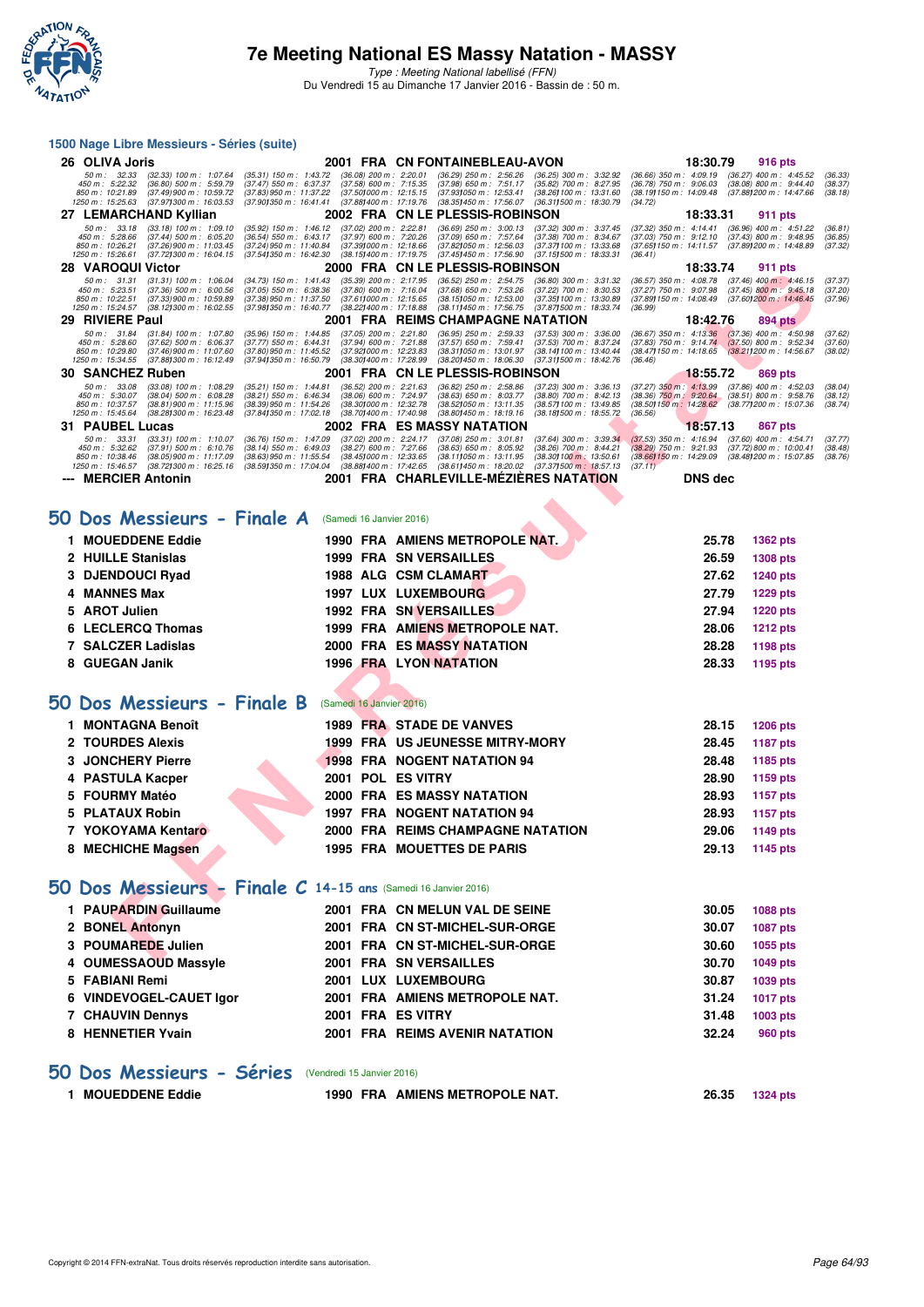# 7e Meeting National ES Massy Natation - MASSY

*Type : Meeting National labellisé (FFN)*

Du Vendredi 15 au Dimanche 17 Janvier 2016 - Bassin de : 50 m.

## 1500 Nage Libre Messieurs - Séries (suite)

**26 OLIVA Joris** — 2001 FRA CN FONTAINEBLEAU-AVON — 18:30.79 — 916 pts

50 m : 32.33 (32.33) 100 m : 1:07.64 (35.31) 150 m : 1:43.72 (36.08) 200 m : 2:20.01 (36.29) 250 m : 2:56.26 (36.25) 300 m : 3:32.92 (36.66) 350 m : 4:09.19 (36.27) 400 m : 4:45.52 (36.33)
450 m : 5:22.32 (36.80) 500 m : 5:59.79 (37.47) 550 m : 6:37.37 (37.58) 600 m : 7:15.35 (37.98) 650 m : 7:51.17 (35.82) 700 m : 8:27.95 (36.78) 750 m : 9:06.03 (38.08) 800 m : 9:44.40 (38.37)
850 m : 10:21.89 (37.49) 900 m : 10:59.72 (37.83) 950 m : 11:37.22 (37.50) 1000 m : 12:15.15 (37.93) 1050 m : 12:53.41 (38.26) 1100 m : 13:31.60 (38.19) 1150 m : 14:09.48 (37.88) 1200 m : 14:47.66 (38.18)
1250 m : 15:25.63 (37.97) 1300 m : 16:03.53 (37.90) 1350 m : 16:41.41 (37.88) 1400 m : 17:19.76 (38.35) 1450 m : 17:56.07 (36.31) 1500 m : 18:30.79 (34.72)

**27 LEMARCHAND Kyllian** — 2002 FRA CN LE PLESSIS-ROBINSON — 18:33.31 — 911 pts

50 m : 33.18 (33.18) 100 m : 1:09.10 (35.92) 150 m : 1:46.12 (37.02) 200 m : 2:22.81 (36.69) 250 m : 3:00.13 (37.32) 300 m : 3:37.45 (37.32) 350 m : 4:14.41 (36.96) 400 m : 4:51.22 (36.81)
450 m : 5:28.66 (37.44) 500 m : 6:05.20 (36.54) 550 m : 6:43.17 (37.97) 600 m : 7:20.26 (37.09) 650 m : 7:57.64 (37.38) 700 m : 8:34.67 (37.03) 750 m : 9:12.10 (37.43) 800 m : 9:48.95 (36.85)
850 m : 10:26.21 (37.26) 900 m : 11:03.45 (37.24) 950 m : 11:40.84 (37.39) 1000 m : 12:18.66 (37.82) 1050 m : 12:56.03 (37.37) 1100 m : 13:33.68 (37.65) 1150 m : 14:11.57 (37.89) 1200 m : 14:48.89 (37.32)
1250 m : 15:26.61 (37.72) 1300 m : 16:04.15 (37.54) 1350 m : 16:42.30 (38.15) 1400 m : 17:19.75 (37.45) 1450 m : 17:56.90 (37.15) 1500 m : 18:33.31 (36.41)

**28 VAROQUI Victor** — 2000 FRA CN LE PLESSIS-ROBINSON — 18:33.74 — 911 pts

50 m : 31.31 (31.31) 100 m : 1:06.04 (34.73) 150 m : 1:41.43 (35.39) 200 m : 2:17.95 (36.52) 250 m : 2:54.75 (36.80) 300 m : 3:31.32 (36.57) 350 m : 4:08.78 (37.46) 400 m : 4:46.15 (37.37)
450 m : 5:23.51 (37.36) 500 m : 6:00.56 (37.05) 550 m : 6:38.36 (37.80) 600 m : 7:16.04 (37.68) 650 m : 7:53.26 (37.22) 700 m : 8:30.53 (37.27) 750 m : 9:07.98 (37.45) 800 m : 9:45.18 (37.20)
850 m : 10:22.51 (37.33) 900 m : 10:59.89 (37.38) 950 m : 11:37.50 (37.61) 1000 m : 12:15.65 (38.15) 1050 m : 12:53.00 (37.35) 1100 m : 13:30.89 (37.89) 1150 m : 14:08.49 (37.60) 1200 m : 14:46.45 (37.96)
1250 m : 15:24.57 (38.12) 1300 m : 16:02.55 (37.98) 1350 m : 16:40.77 (38.22) 1400 m : 17:18.88 (38.11) 1450 m : 17:56.75 (37.87) 1500 m : 18:33.74 (36.99)

**29 RIVIERE Paul** — 2001 FRA REIMS CHAMPAGNE NATATION — 18:42.76 — 894 pts

50 m : 31.84 (31.84) 100 m : 1:07.80 (35.96) 150 m : 1:44.85 (37.05) 200 m : 2:21.80 (36.95) 250 m : 2:59.33 (37.53) 300 m : 3:36.00 (36.67) 350 m : 4:13.36 (37.36) 400 m : 4:50.98 (37.62)
450 m : 5:28.60 (37.62) 500 m : 6:06.37 (37.77) 550 m : 6:44.31 (37.94) 600 m : 7:21.88 (37.57) 650 m : 7:59.41 (37.53) 700 m : 8:37.24 (37.83) 750 m : 9:14.74 (37.50) 800 m : 9:52.34 (37.60)
850 m : 10:29.80 (37.46) 900 m : 11:07.60 (37.80) 950 m : 11:45.52 (37.92) 1000 m : 12:23.83 (38.31) 1050 m : 13:01.97 (38.14) 1100 m : 13:40.44 (38.47) 1150 m : 14:18.65 (38.21) 1200 m : 14:56.67 (38.02)
1250 m : 15:34.55 (37.88) 1300 m : 16:12.49 (37.94) 1350 m : 16:50.79 (38.30) 1400 m : 17:28.99 (38.20) 1450 m : 18:06.30 (37.31) 1500 m : 18:42.76 (36.46)

**30 SANCHEZ Ruben** — 2001 FRA CN LE PLESSIS-ROBINSON — 18:55.72 — 869 pts

50 m : 33.08 (33.08) 100 m : 1:08.29 (35.21) 150 m : 1:44.81 (36.52) 200 m : 2:21.63 (36.82) 250 m : 2:58.86 (37.23) 300 m : 3:36.13 (37.27) 350 m : 4:13.99 (37.86) 400 m : 4:52.03 (38.04)
450 m : 5:30.07 (38.04) 500 m : 6:08.28 (38.21) 550 m : 6:46.34 (38.06) 600 m : 7:24.97 (38.63) 650 m : 8:03.77 (38.80) 700 m : 8:42.13 (38.36) 750 m : 9:20.64 (38.51) 800 m : 9:58.76 (38.12)
850 m : 10:37.57 (38.81) 900 m : 11:15.96 (38.39) 950 m : 11:54.26 (38.30) 1000 m : 12:32.78 (38.52) 1050 m : 13:11.35 (38.57) 1100 m : 13:49.85 (38.50) 1150 m : 14:28.62 (38.77) 1200 m : 15:07.36 (38.74)
1250 m : 15:45.64 (38.28) 1300 m : 16:23.48 (37.84) 1350 m : 17:02.18 (38.70) 1400 m : 17:40.98 (38.80) 1450 m : 18:19.16 (38.18) 1500 m : 18:55.72 (36.56)

**31 PAUBEL Lucas** — 2002 FRA ES MASSY NATATION — 18:57.13 — 867 pts

50 m : 33.31 (33.31) 100 m : 1:10.07 (36.76) 150 m : 1:47.09 (37.02) 200 m : 2:24.17 (37.08) 250 m : 3:01.81 (37.64) 300 m : 3:39.34 (37.53) 350 m : 4:16.94 (37.60) 400 m : 4:54.71 (37.77)
450 m : 5:32.62 (37.91) 500 m : 6:10.76 (38.14) 550 m : 6:49.03 (38.27) 600 m : 7:27.66 (38.63) 650 m : 8:05.92 (38.26) 700 m : 8:44.21 (38.29) 750 m : 9:21.93 (37.72) 800 m : 10:00.41 (38.48)
850 m : 10:38.46 (38.05) 900 m : 11:17.09 (38.63) 950 m : 11:55.54 (38.45) 1000 m : 12:33.65 (38.11) 1050 m : 13:11.95 (38.30) 1100 m : 13:50.61 (38.66) 1150 m : 14:29.09 (38.48) 1200 m : 15:07.85 (38.76)
1250 m : 15:46.57 (38.72) 1300 m : 16:25.16 (38.59) 1350 m : 17:04.04 (38.88) 1400 m : 17:42.65 (38.61) 1450 m : 18:20.02 (37.37) 1500 m : 18:57.13 (37.11)

**--- MERCIER Antonin** — 2001 FRA CHARLEVILLE-MÉZIÈRES NATATION — DNS dec

## 50 Dos Messieurs - Finale A (Samedi 16 Janvier 2016)

| Rg | Nom | Année | Nat | Club | Temps | Points |
|---|---|---|---|---|---|---|
| 1 | MOUEDDENE Eddie | 1990 | FRA | AMIENS METROPOLE NAT. | 25.78 | 1362 pts |
| 2 | HUILLE Stanislas | 1999 | FRA | SN VERSAILLES | 26.59 | 1308 pts |
| 3 | DJENDOUCI Ryad | 1988 | ALG | CSM CLAMART | 27.62 | 1240 pts |
| 4 | MANNES Max | 1997 | LUX | LUXEMBOURG | 27.79 | 1229 pts |
| 5 | AROT Julien | 1992 | FRA | SN VERSAILLES | 27.94 | 1220 pts |
| 6 | LECLERCQ Thomas | 1999 | FRA | AMIENS METROPOLE NAT. | 28.06 | 1212 pts |
| 7 | SALCZER Ladislas | 2000 | FRA | ES MASSY NATATION | 28.28 | 1198 pts |
| 8 | GUEGAN Janik | 1996 | FRA | LYON NATATION | 28.33 | 1195 pts |

## 50 Dos Messieurs - Finale B (Samedi 16 Janvier 2016)

| Rg | Nom | Année | Nat | Club | Temps | Points |
|---|---|---|---|---|---|---|
| 1 | MONTAGNA Benoît | 1989 | FRA | STADE DE VANVES | 28.15 | 1206 pts |
| 2 | TOURDES Alexis | 1999 | FRA | US JEUNESSE MITRY-MORY | 28.45 | 1187 pts |
| 3 | JONCHERY Pierre | 1998 | FRA | NOGENT NATATION 94 | 28.48 | 1185 pts |
| 4 | PASTULA Kacper | 2001 | POL | ES VITRY | 28.90 | 1159 pts |
| 5 | FOURMY Matéo | 2000 | FRA | ES MASSY NATATION | 28.93 | 1157 pts |
| 5 | PLATAUX Robin | 1997 | FRA | NOGENT NATATION 94 | 28.93 | 1157 pts |
| 7 | YOKOYAMA Kentaro | 2000 | FRA | REIMS CHAMPAGNE NATATION | 29.06 | 1149 pts |
| 8 | MECHICHE Magsen | 1995 | FRA | MOUETTES DE PARIS | 29.13 | 1145 pts |

## 50 Dos Messieurs - Finale C 14-15 ans (Samedi 16 Janvier 2016)

| Rg | Nom | Année | Nat | Club | Temps | Points |
|---|---|---|---|---|---|---|
| 1 | PAUPARDIN Guillaume | 2001 | FRA | CN MELUN VAL DE SEINE | 30.05 | 1088 pts |
| 2 | BONEL Antonyn | 2001 | FRA | CN ST-MICHEL-SUR-ORGE | 30.07 | 1087 pts |
| 3 | POUMAREDE Julien | 2001 | FRA | CN ST-MICHEL-SUR-ORGE | 30.60 | 1055 pts |
| 4 | OUMESSAOUD Massyle | 2001 | FRA | SN VERSAILLES | 30.70 | 1049 pts |
| 5 | FABIANI Remi | 2001 | LUX | LUXEMBOURG | 30.87 | 1039 pts |
| 6 | VINDEVOGEL-CAUET Igor | 2001 | FRA | AMIENS METROPOLE NAT. | 31.24 | 1017 pts |
| 7 | CHAUVIN Dennys | 2001 | FRA | ES VITRY | 31.48 | 1003 pts |
| 8 | HENNETIER Yvain | 2001 | FRA | REIMS AVENIR NATATION | 32.24 | 960 pts |

## 50 Dos Messieurs - Séries (Vendredi 15 Janvier 2016)

| Rg | Nom | Année | Nat | Club | Temps | Points |
|---|---|---|---|---|---|---|
| 1 | MOUEDDENE Eddie | 1990 | FRA | AMIENS METROPOLE NAT. | 26.35 | 1324 pts |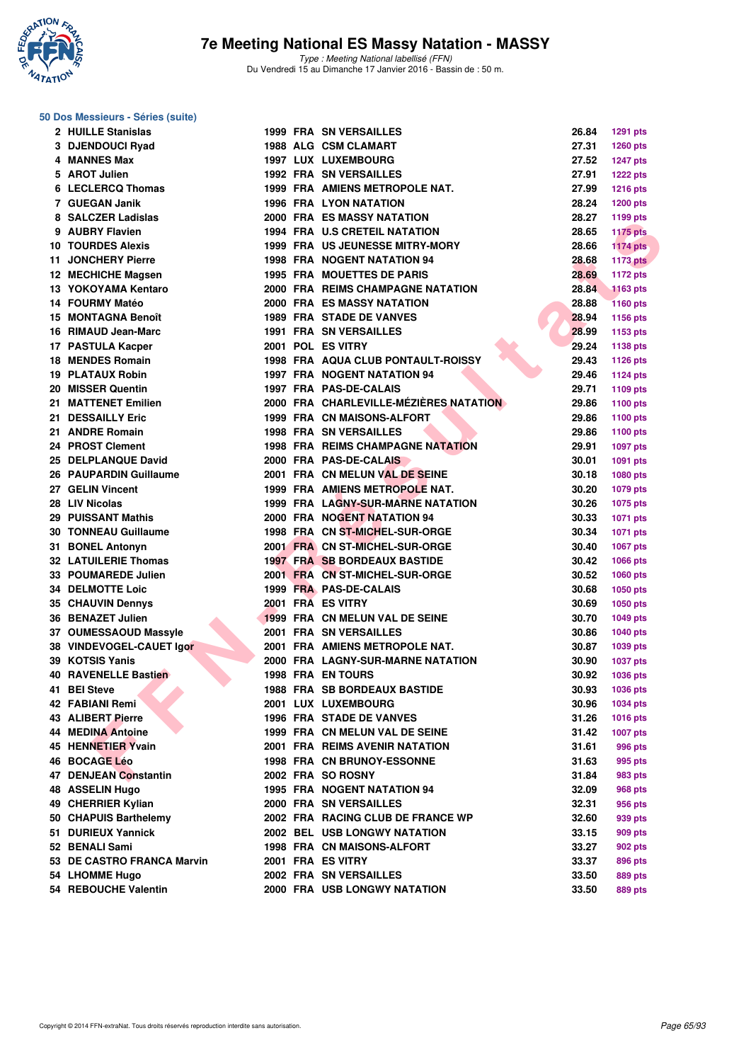# 7e Meeting National ES Massy Natation - MASSY

*Type : Meeting National labellisé (FFN)*
Du Vendredi 15 au Dimanche 17 Janvier 2016 - Bassin de : 50 m.

## 50 Dos Messieurs - Séries (suite)

| Rang | Nom | Année | Nat. | Club | Temps | Points |
|---|---|---|---|---|---|---|
| 2 | HUILLE Stanislas | 1999 | FRA | SN VERSAILLES | 26.84 | 1291 pts |
| 3 | DJENDOUCI Ryad | 1988 | ALG | CSM CLAMART | 27.31 | 1260 pts |
| 4 | MANNES Max | 1997 | LUX | LUXEMBOURG | 27.52 | 1247 pts |
| 5 | AROT Julien | 1992 | FRA | SN VERSAILLES | 27.91 | 1222 pts |
| 6 | LECLERCQ Thomas | 1999 | FRA | AMIENS METROPOLE NAT. | 27.99 | 1216 pts |
| 7 | GUEGAN Janik | 1996 | FRA | LYON NATATION | 28.24 | 1200 pts |
| 8 | SALCZER Ladislas | 2000 | FRA | ES MASSY NATATION | 28.27 | 1199 pts |
| 9 | AUBRY Flavien | 1994 | FRA | U.S CRETEIL NATATION | 28.65 | 1175 pts |
| 10 | TOURDES Alexis | 1999 | FRA | US JEUNESSE MITRY-MORY | 28.66 | 1174 pts |
| 11 | JONCHERY Pierre | 1998 | FRA | NOGENT NATATION 94 | 28.68 | 1173 pts |
| 12 | MECHICHE Magsen | 1995 | FRA | MOUETTES DE PARIS | 28.69 | 1172 pts |
| 13 | YOKOYAMA Kentaro | 2000 | FRA | REIMS CHAMPAGNE NATATION | 28.84 | 1163 pts |
| 14 | FOURMY Matéo | 2000 | FRA | ES MASSY NATATION | 28.88 | 1160 pts |
| 15 | MONTAGNA Benoît | 1989 | FRA | STADE DE VANVES | 28.94 | 1156 pts |
| 16 | RIMAUD Jean-Marc | 1991 | FRA | SN VERSAILLES | 28.99 | 1153 pts |
| 17 | PASTULA Kacper | 2001 | POL | ES VITRY | 29.24 | 1138 pts |
| 18 | MENDES Romain | 1998 | FRA | AQUA CLUB PONTAULT-ROISSY | 29.43 | 1126 pts |
| 19 | PLATAUX Robin | 1997 | FRA | NOGENT NATATION 94 | 29.46 | 1124 pts |
| 20 | MISSER Quentin | 1997 | FRA | PAS-DE-CALAIS | 29.71 | 1109 pts |
| 21 | MATTENET Emilien | 2000 | FRA | CHARLEVILLE-MÉZIÈRES NATATION | 29.86 | 1100 pts |
| 21 | DESSAILLY Eric | 1999 | FRA | CN MAISONS-ALFORT | 29.86 | 1100 pts |
| 21 | ANDRE Romain | 1998 | FRA | SN VERSAILLES | 29.86 | 1100 pts |
| 24 | PROST Clement | 1998 | FRA | REIMS CHAMPAGNE NATATION | 29.91 | 1097 pts |
| 25 | DELPLANQUE David | 2000 | FRA | PAS-DE-CALAIS | 30.01 | 1091 pts |
| 26 | PAUPARDIN Guillaume | 2001 | FRA | CN MELUN VAL DE SEINE | 30.18 | 1080 pts |
| 27 | GELIN Vincent | 1999 | FRA | AMIENS METROPOLE NAT. | 30.20 | 1079 pts |
| 28 | LIV Nicolas | 1999 | FRA | LAGNY-SUR-MARNE NATATION | 30.26 | 1075 pts |
| 29 | PUISSANT Mathis | 2000 | FRA | NOGENT NATATION 94 | 30.33 | 1071 pts |
| 30 | TONNEAU Guillaume | 1998 | FRA | CN ST-MICHEL-SUR-ORGE | 30.34 | 1071 pts |
| 31 | BONEL Antonyn | 2001 | FRA | CN ST-MICHEL-SUR-ORGE | 30.40 | 1067 pts |
| 32 | LATUILERIE Thomas | 1997 | FRA | SB BORDEAUX BASTIDE | 30.42 | 1066 pts |
| 33 | POUMAREDE Julien | 2001 | FRA | CN ST-MICHEL-SUR-ORGE | 30.52 | 1060 pts |
| 34 | DELMOTTE Loic | 1999 | FRA | PAS-DE-CALAIS | 30.68 | 1050 pts |
| 35 | CHAUVIN Dennys | 2001 | FRA | ES VITRY | 30.69 | 1050 pts |
| 36 | BENAZET Julien | 1999 | FRA | CN MELUN VAL DE SEINE | 30.70 | 1049 pts |
| 37 | OUMESSAOUD Massyle | 2001 | FRA | SN VERSAILLES | 30.86 | 1040 pts |
| 38 | VINDEVOGEL-CAUET Igor | 2001 | FRA | AMIENS METROPOLE NAT. | 30.87 | 1039 pts |
| 39 | KOTSIS Yanis | 2000 | FRA | LAGNY-SUR-MARNE NATATION | 30.90 | 1037 pts |
| 40 | RAVENELLE Bastien | 1998 | FRA | EN TOURS | 30.92 | 1036 pts |
| 41 | BEI Steve | 1988 | FRA | SB BORDEAUX BASTIDE | 30.93 | 1036 pts |
| 42 | FABIANI Remi | 2001 | LUX | LUXEMBOURG | 30.96 | 1034 pts |
| 43 | ALIBERT Pierre | 1996 | FRA | STADE DE VANVES | 31.26 | 1016 pts |
| 44 | MEDINA Antoine | 1999 | FRA | CN MELUN VAL DE SEINE | 31.42 | 1007 pts |
| 45 | HENNETIER Yvain | 2001 | FRA | REIMS AVENIR NATATION | 31.61 | 996 pts |
| 46 | BOCAGE Léo | 1998 | FRA | CN BRUNOY-ESSONNE | 31.63 | 995 pts |
| 47 | DENJEAN Constantin | 2002 | FRA | SO ROSNY | 31.84 | 983 pts |
| 48 | ASSELIN Hugo | 1995 | FRA | NOGENT NATATION 94 | 32.09 | 968 pts |
| 49 | CHERRIER Kylian | 2000 | FRA | SN VERSAILLES | 32.31 | 956 pts |
| 50 | CHAPUIS Barthelemy | 2002 | FRA | RACING CLUB DE FRANCE WP | 32.60 | 939 pts |
| 51 | DURIEUX Yannick | 2002 | BEL | USB LONGWY NATATION | 33.15 | 909 pts |
| 52 | BENALI Sami | 1998 | FRA | CN MAISONS-ALFORT | 33.27 | 902 pts |
| 53 | DE CASTRO FRANCA Marvin | 2001 | FRA | ES VITRY | 33.37 | 896 pts |
| 54 | LHOMME Hugo | 2002 | FRA | SN VERSAILLES | 33.50 | 889 pts |
| 54 | REBOUCHE Valentin | 2000 | FRA | USB LONGWY NATATION | 33.50 | 889 pts |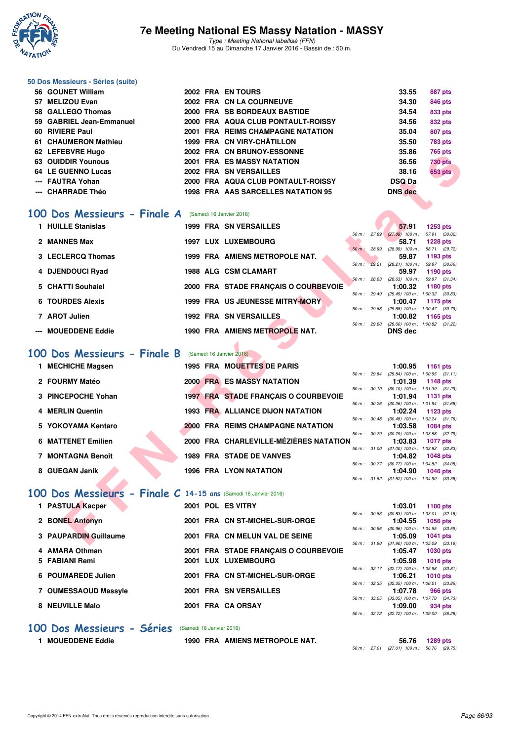# 7e Meeting National ES Massy Natation - MASSY

*Type : Meeting National labellisé (FFN)*
Du Vendredi 15 au Dimanche 17 Janvier 2016 - Bassin de : 50 m.

### 50 Dos Messieurs - Séries (suite)

| Rang | Nom | Année | Nat. | Club | Temps | Points |
|---|---|---|---|---|---|---|
| 56 | GOUNET William | 2002 | FRA | EN TOURS | 33.55 | 887 pts |
| 57 | MELIZOU Evan | 2002 | FRA | CN LA COURNEUVE | 34.30 | 846 pts |
| 58 | GALLEGO Thomas | 2000 | FRA | SB BORDEAUX BASTIDE | 34.54 | 833 pts |
| 59 | GABRIEL Jean-Emmanuel | 2000 | FRA | AQUA CLUB PONTAULT-ROISSY | 34.56 | 832 pts |
| 60 | RIVIERE Paul | 2001 | FRA | REIMS CHAMPAGNE NATATION | 35.04 | 807 pts |
| 61 | CHAUMERON Mathieu | 1999 | FRA | CN VIRY-CHÂTILLON | 35.50 | 783 pts |
| 62 | LEFEBVRE Hugo | 2002 | FRA | CN BRUNOY-ESSONNE | 35.86 | 765 pts |
| 63 | OUIDDIR Younous | 2001 | FRA | ES MASSY NATATION | 36.56 | 730 pts |
| 64 | LE GUENNO Lucas | 2002 | FRA | SN VERSAILLES | 38.16 | 653 pts |
| --- | FAUTRA Yohan | 2000 | FRA | AQUA CLUB PONTAULT-ROISSY | DSQ Da | |
| --- | CHARRADE Théo | 1998 | FRA | AAS SARCELLES NATATION 95 | DNS dec | |

## 100 Dos Messieurs - Finale A (Samedi 16 Janvier 2016)

| Rang | Nom | Année | Nat. | Club | Temps | Points | 50 m | 100 m |
|---|---|---|---|---|---|---|---|---|
| 1 | HUILLE Stanislas | 1999 | FRA | SN VERSAILLES | 57.91 | 1253 pts | 27.89 (27.89) | 57.91 (30.02) |
| 2 | MANNES Max | 1997 | LUX | LUXEMBOURG | 58.71 | 1228 pts | 28.99 (28.99) | 58.71 (29.72) |
| 3 | LECLERCQ Thomas | 1999 | FRA | AMIENS METROPOLE NAT. | 59.87 | 1193 pts | 29.21 (29.21) | 59.87 (30.66) |
| 4 | DJENDOUCI Ryad | 1988 | ALG | CSM CLAMART | 59.97 | 1190 pts | 28.63 (28.63) | 59.97 (31.34) |
| 5 | CHATTI Souhaiel | 2000 | FRA | STADE FRANÇAIS O COURBEVOIE | 1:00.32 | 1180 pts | 29.49 (29.49) | 1:00.32 (30.83) |
| 6 | TOURDES Alexis | 1999 | FRA | US JEUNESSE MITRY-MORY | 1:00.47 | 1175 pts | 29.68 (29.68) | 1:00.47 (30.79) |
| 7 | AROT Julien | 1992 | FRA | SN VERSAILLES | 1:00.82 | 1165 pts | 29.60 (29.60) | 1:00.82 (31.22) |
| --- | MOUEDDENE Eddie | 1990 | FRA | AMIENS METROPOLE NAT. | DNS dec | | | |

## 100 Dos Messieurs - Finale B (Samedi 16 Janvier 2016)

| Rang | Nom | Année | Nat. | Club | Temps | Points | 50 m | 100 m |
|---|---|---|---|---|---|---|---|---|
| 1 | MECHICHE Magsen | 1995 | FRA | MOUETTES DE PARIS | 1:00.95 | 1161 pts | 29.84 (29.84) | 1:00.95 (31.11) |
| 2 | FOURMY Matéo | 2000 | FRA | ES MASSY NATATION | 1:01.39 | 1148 pts | 30.10 (30.10) | 1:01.39 (31.29) |
| 3 | PINCEPOCHE Yohan | 1997 | FRA | STADE FRANÇAIS O COURBEVOIE | 1:01.94 | 1131 pts | 30.26 (30.26) | 1:01.94 (31.68) |
| 4 | MERLIN Quentin | 1993 | FRA | ALLIANCE DIJON NATATION | 1:02.24 | 1123 pts | 30.48 (30.48) | 1:02.24 (31.76) |
| 5 | YOKOYAMA Kentaro | 2000 | FRA | REIMS CHAMPAGNE NATATION | 1:03.58 | 1084 pts | 30.79 (30.79) | 1:03.58 (32.79) |
| 6 | MATTENET Emilien | 2000 | FRA | CHARLEVILLE-MÉZIÈRES NATATION | 1:03.83 | 1077 pts | 31.00 (31.00) | 1:03.83 (32.83) |
| 7 | MONTAGNA Benoît | 1989 | FRA | STADE DE VANVES | 1:04.82 | 1048 pts | 30.77 (30.77) | 1:04.82 (34.05) |
| 8 | GUEGAN Janik | 1996 | FRA | LYON NATATION | 1:04.90 | 1046 pts | 31.52 (31.52) | 1:04.90 (33.38) |

## 100 Dos Messieurs - Finale C 14-15 ans (Samedi 16 Janvier 2016)

| Rang | Nom | Année | Nat. | Club | Temps | Points | 50 m | 100 m |
|---|---|---|---|---|---|---|---|---|
| 1 | PASTULA Kacper | 2001 | POL | ES VITRY | 1:03.01 | 1100 pts | 30.83 (30.83) | 1:03.01 (32.18) |
| 2 | BONEL Antonyn | 2001 | FRA | CN ST-MICHEL-SUR-ORGE | 1:04.55 | 1056 pts | 30.96 (30.96) | 1:04.55 (33.59) |
| 3 | PAUPARDIN Guillaume | 2001 | FRA | CN MELUN VAL DE SEINE | 1:05.09 | 1041 pts | 31.90 (31.90) | 1:05.09 (33.19) |
| 4 | AMARA Othman | 2001 | FRA | STADE FRANÇAIS O COURBEVOIE | 1:05.47 | 1030 pts | | |
| 5 | FABIANI Remi | 2001 | LUX | LUXEMBOURG | 1:05.98 | 1016 pts | 32.17 (32.17) | 1:05.98 (33.81) |
| 6 | POUMAREDE Julien | 2001 | FRA | CN ST-MICHEL-SUR-ORGE | 1:06.21 | 1010 pts | 32.35 (32.35) | 1:06.21 (33.86) |
| 7 | OUMESSAOUD Massyle | 2001 | FRA | SN VERSAILLES | 1:07.78 | 966 pts | 33.05 (33.05) | 1:07.78 (34.73) |
| 8 | NEUVILLE Malo | 2001 | FRA | CA ORSAY | 1:09.00 | 934 pts | 32.72 (32.72) | 1:09.00 (36.28) |

## 100 Dos Messieurs - Séries (Samedi 16 Janvier 2016)

| Rang | Nom | Année | Nat. | Club | Temps | Points | 50 m | 100 m |
|---|---|---|---|---|---|---|---|---|
| 1 | MOUEDDENE Eddie | 1990 | FRA | AMIENS METROPOLE NAT. | 56.76 | 1289 pts | 27.01 (27.01) | 56.76 (29.75) |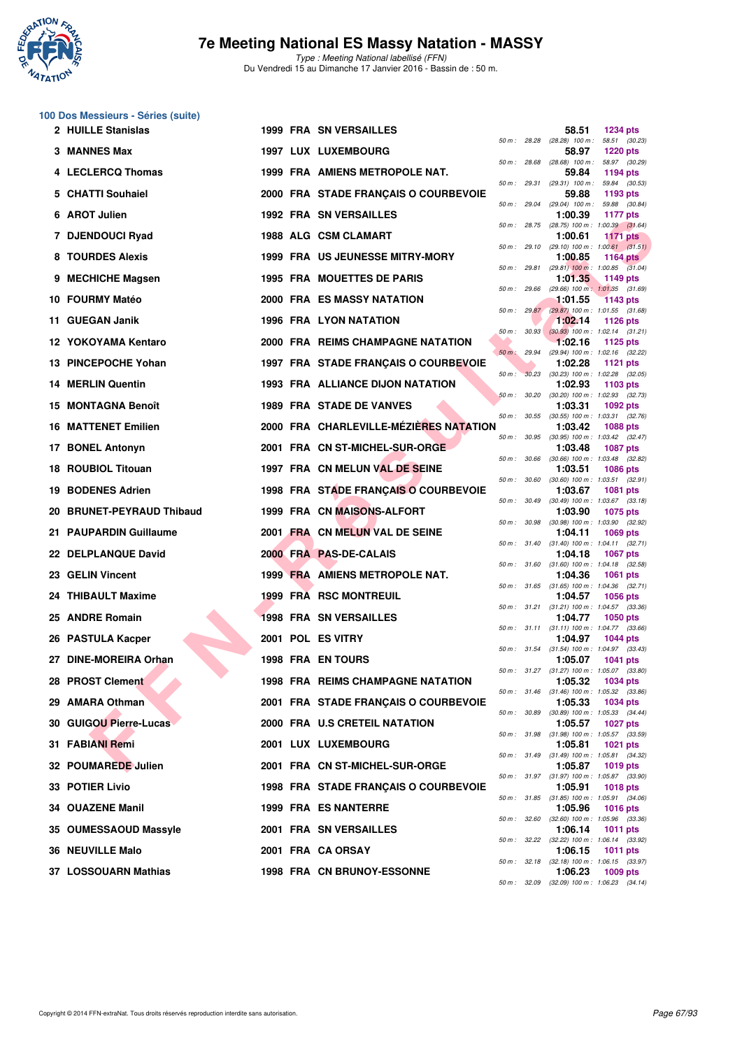# 7e Meeting National ES Massy Natation - MASSY

*Type : Meeting National labellisé (FFN)*

Du Vendredi 15 au Dimanche 17 Janvier 2016 - Bassin de : 50 m.

## 100 Dos Messieurs - Séries (suite)

| Pl. | Nom | Année | Nat. | Club | Temps | Points | 50 m | 100 m |
|---|---|---|---|---|---|---|---|---|
| 2 | HUILLE Stanislas | 1999 | FRA | SN VERSAILLES | 58.51 | 1234 pts | 28.28 | (28.28) 58.51 (30.23) |
| 3 | MANNES Max | 1997 | LUX | LUXEMBOURG | 58.97 | 1220 pts | 28.68 | (28.68) 58.97 (30.29) |
| 4 | LECLERCQ Thomas | 1999 | FRA | AMIENS METROPOLE NAT. | 59.84 | 1194 pts | 29.31 | (29.31) 59.84 (30.53) |
| 5 | CHATTI Souhaiel | 2000 | FRA | STADE FRANÇAIS O COURBEVOIE | 59.88 | 1193 pts | 29.04 | (29.04) 59.88 (30.84) |
| 6 | AROT Julien | 1992 | FRA | SN VERSAILLES | 1:00.39 | 1177 pts | 28.75 | (28.75) 1:00.39 (31.64) |
| 7 | DJENDOUCI Ryad | 1988 | ALG | CSM CLAMART | 1:00.61 | 1171 pts | 29.10 | (29.10) 1:00.61 (31.51) |
| 8 | TOURDES Alexis | 1999 | FRA | US JEUNESSE MITRY-MORY | 1:00.85 | 1164 pts | 29.81 | (29.81) 1:00.85 (31.04) |
| 9 | MECHICHE Magsen | 1995 | FRA | MOUETTES DE PARIS | 1:01.35 | 1149 pts | 29.66 | (29.66) 1:01.35 (31.69) |
| 10 | FOURMY Matéo | 2000 | FRA | ES MASSY NATATION | 1:01.55 | 1143 pts | 29.87 | (29.87) 1:01.55 (31.68) |
| 11 | GUEGAN Janik | 1996 | FRA | LYON NATATION | 1:02.14 | 1126 pts | 30.93 | (30.93) 1:02.14 (31.21) |
| 12 | YOKOYAMA Kentaro | 2000 | FRA | REIMS CHAMPAGNE NATATION | 1:02.16 | 1125 pts | 29.94 | (29.94) 1:02.16 (32.22) |
| 13 | PINCEPOCHE Yohan | 1997 | FRA | STADE FRANÇAIS O COURBEVOIE | 1:02.28 | 1121 pts | 30.23 | (30.23) 1:02.28 (32.05) |
| 14 | MERLIN Quentin | 1993 | FRA | ALLIANCE DIJON NATATION | 1:02.93 | 1103 pts | 30.20 | (30.20) 1:02.93 (32.73) |
| 15 | MONTAGNA Benoît | 1989 | FRA | STADE DE VANVES | 1:03.31 | 1092 pts | 30.55 | (30.55) 1:03.31 (32.76) |
| 16 | MATTENET Emilien | 2000 | FRA | CHARLEVILLE-MÉZIÈRES NATATION | 1:03.42 | 1088 pts | 30.95 | (30.95) 1:03.42 (32.47) |
| 17 | BONEL Antonyn | 2001 | FRA | CN ST-MICHEL-SUR-ORGE | 1:03.48 | 1087 pts | 30.66 | (30.66) 1:03.48 (32.82) |
| 18 | ROUBIOL Titouan | 1997 | FRA | CN MELUN VAL DE SEINE | 1:03.51 | 1086 pts | 30.60 | (30.60) 1:03.51 (32.91) |
| 19 | BODENES Adrien | 1998 | FRA | STADE FRANÇAIS O COURBEVOIE | 1:03.67 | 1081 pts | 30.49 | (30.49) 1:03.67 (33.18) |
| 20 | BRUNET-PEYRAUD Thibaud | 1999 | FRA | CN MAISONS-ALFORT | 1:03.90 | 1075 pts | 30.98 | (30.98) 1:03.90 (32.92) |
| 21 | PAUPARDIN Guillaume | 2001 | FRA | CN MELUN VAL DE SEINE | 1:04.11 | 1069 pts | 31.40 | (31.40) 1:04.11 (32.71) |
| 22 | DELPLANQUE David | 2000 | FRA | PAS-DE-CALAIS | 1:04.18 | 1067 pts | 31.60 | (31.60) 1:04.18 (32.58) |
| 23 | GELIN Vincent | 1999 | FRA | AMIENS METROPOLE NAT. | 1:04.36 | 1061 pts | 31.65 | (31.65) 1:04.36 (32.71) |
| 24 | THIBAULT Maxime | 1999 | FRA | RSC MONTREUIL | 1:04.57 | 1056 pts | 31.21 | (31.21) 1:04.57 (33.36) |
| 25 | ANDRE Romain | 1998 | FRA | SN VERSAILLES | 1:04.77 | 1050 pts | 31.11 | (31.11) 1:04.77 (33.66) |
| 26 | PASTULA Kacper | 2001 | POL | ES VITRY | 1:04.97 | 1044 pts | 31.54 | (31.54) 1:04.97 (33.43) |
| 27 | DINE-MOREIRA Orhan | 1998 | FRA | EN TOURS | 1:05.07 | 1041 pts | 31.27 | (31.27) 1:05.07 (33.80) |
| 28 | PROST Clement | 1998 | FRA | REIMS CHAMPAGNE NATATION | 1:05.32 | 1034 pts | 31.46 | (31.46) 1:05.32 (33.86) |
| 29 | AMARA Othman | 2001 | FRA | STADE FRANÇAIS O COURBEVOIE | 1:05.33 | 1034 pts | 30.89 | (30.89) 1:05.33 (34.44) |
| 30 | GUIGOU Pierre-Lucas | 2000 | FRA | U.S CRETEIL NATATION | 1:05.57 | 1027 pts | 31.98 | (31.98) 1:05.57 (33.59) |
| 31 | FABIANI Remi | 2001 | LUX | LUXEMBOURG | 1:05.81 | 1021 pts | 31.49 | (31.49) 1:05.81 (34.32) |
| 32 | POUMAREDE Julien | 2001 | FRA | CN ST-MICHEL-SUR-ORGE | 1:05.87 | 1019 pts | 31.97 | (31.97) 1:05.87 (33.90) |
| 33 | POTIER Livio | 1998 | FRA | STADE FRANÇAIS O COURBEVOIE | 1:05.91 | 1018 pts | 31.85 | (31.85) 1:05.91 (34.06) |
| 34 | OUAZENE Manil | 1999 | FRA | ES NANTERRE | 1:05.96 | 1016 pts | 32.60 | (32.60) 1:05.96 (33.36) |
| 35 | OUMESSAOUD Massyle | 2001 | FRA | SN VERSAILLES | 1:06.14 | 1011 pts | 32.22 | (32.22) 1:06.14 (33.92) |
| 36 | NEUVILLE Malo | 2001 | FRA | CA ORSAY | 1:06.15 | 1011 pts | 32.18 | (32.18) 1:06.15 (33.97) |
| 37 | LOSSOUARN Mathias | 1998 | FRA | CN BRUNOY-ESSONNE | 1:06.23 | 1009 pts | 32.09 | (32.09) 1:06.23 (34.14) |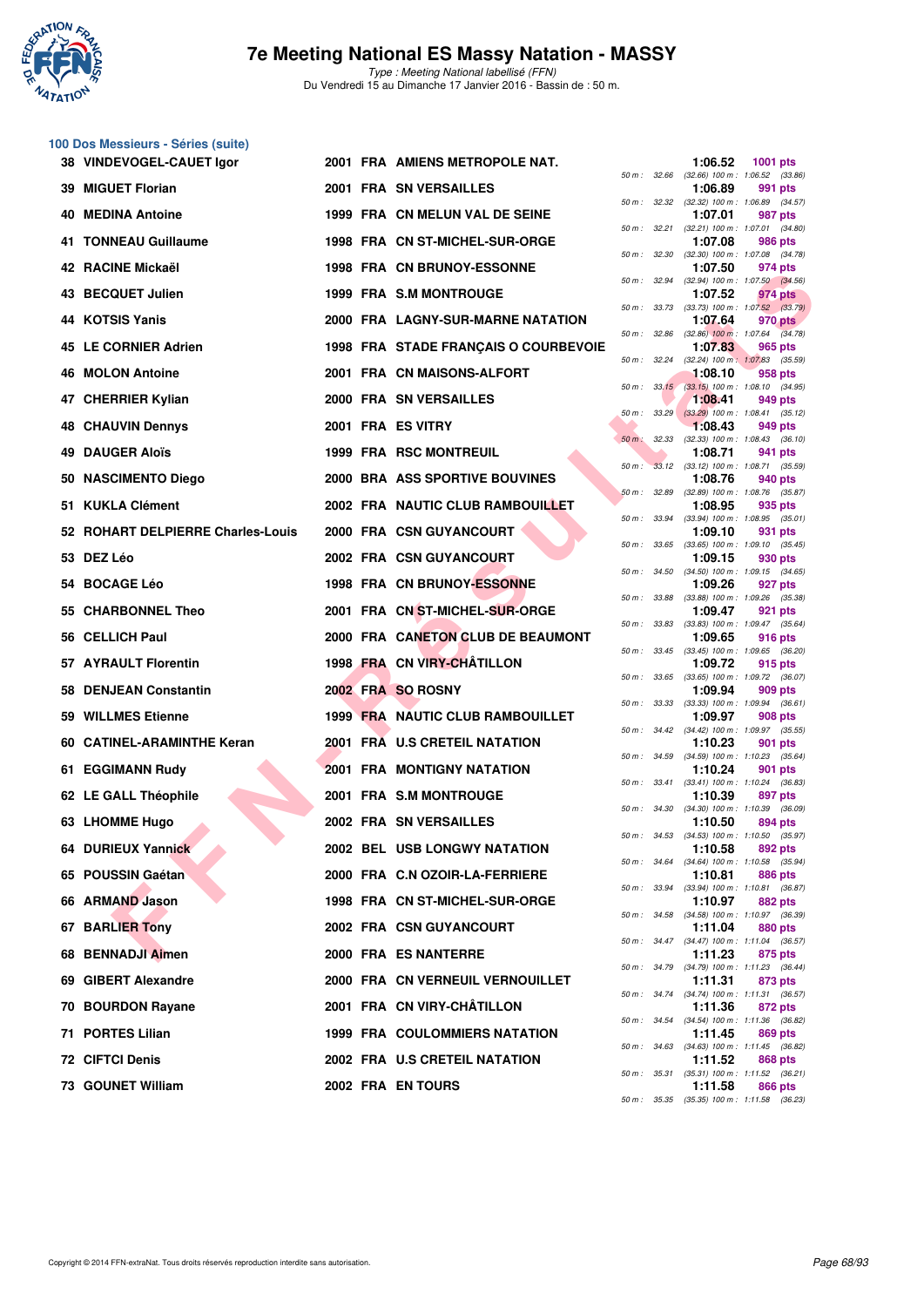# 7e Meeting National ES Massy Natation - MASSY

*Type : Meeting National labellisé (FFN)*
Du Vendredi 15 au Dimanche 17 Janvier 2016 - Bassin de : 50 m.

## 100 Dos Messieurs - Séries (suite)

| Rang | Nom | Année | Nat. | Club | Temps | Points | Splits |
|---|---|---|---|---|---|---|---|
| 38 | VINDEVOGEL-CAUET Igor | 2001 | FRA | AMIENS METROPOLE NAT. | 1:06.52 | 1001 pts | 50 m : 32.66 (32.66) 100 m : 1:06.52 (33.86) |
| 39 | MIGUET Florian | 2001 | FRA | SN VERSAILLES | 1:06.89 | 991 pts | 50 m : 32.32 (32.32) 100 m : 1:06.89 (34.57) |
| 40 | MEDINA Antoine | 1999 | FRA | CN MELUN VAL DE SEINE | 1:07.01 | 987 pts | 50 m : 32.21 (32.21) 100 m : 1:07.01 (34.80) |
| 41 | TONNEAU Guillaume | 1998 | FRA | CN ST-MICHEL-SUR-ORGE | 1:07.08 | 986 pts | 50 m : 32.30 (32.30) 100 m : 1:07.08 (34.78) |
| 42 | RACINE Mickaël | 1998 | FRA | CN BRUNOY-ESSONNE | 1:07.50 | 974 pts | 50 m : 32.94 (32.94) 100 m : 1:07.50 (34.56) |
| 43 | BECQUET Julien | 1999 | FRA | S.M MONTROUGE | 1:07.52 | 974 pts | 50 m : 33.73 (33.73) 100 m : 1:07.52 (33.79) |
| 44 | KOTSIS Yanis | 2000 | FRA | LAGNY-SUR-MARNE NATATION | 1:07.64 | 970 pts | 50 m : 32.86 (32.86) 100 m : 1:07.64 (34.78) |
| 45 | LE CORNIER Adrien | 1998 | FRA | STADE FRANÇAIS O COURBEVOIE | 1:07.83 | 965 pts | 50 m : 32.24 (32.24) 100 m : 1:07.83 (35.59) |
| 46 | MOLON Antoine | 2001 | FRA | CN MAISONS-ALFORT | 1:08.10 | 958 pts | 50 m : 33.15 (33.15) 100 m : 1:08.10 (34.95) |
| 47 | CHERRIER Kylian | 2000 | FRA | SN VERSAILLES | 1:08.41 | 949 pts | 50 m : 33.29 (33.29) 100 m : 1:08.41 (35.12) |
| 48 | CHAUVIN Dennys | 2001 | FRA | ES VITRY | 1:08.43 | 949 pts | 50 m : 32.33 (32.33) 100 m : 1:08.43 (36.10) |
| 49 | DAUGER Aloïs | 1999 | FRA | RSC MONTREUIL | 1:08.71 | 941 pts | 50 m : 33.12 (33.12) 100 m : 1:08.71 (35.59) |
| 50 | NASCIMENTO Diego | 2000 | BRA | ASS SPORTIVE BOUVINES | 1:08.76 | 940 pts | 50 m : 32.89 (32.89) 100 m : 1:08.76 (35.87) |
| 51 | KUKLA Clément | 2002 | FRA | NAUTIC CLUB RAMBOUILLET | 1:08.95 | 935 pts | 50 m : 33.94 (33.94) 100 m : 1:08.95 (35.01) |
| 52 | ROHART DELPIERRE Charles-Louis | 2000 | FRA | CSN GUYANCOURT | 1:09.10 | 931 pts | 50 m : 33.65 (33.65) 100 m : 1:09.10 (35.45) |
| 53 | DEZ Léo | 2002 | FRA | CSN GUYANCOURT | 1:09.15 | 930 pts | 50 m : 34.50 (34.50) 100 m : 1:09.15 (34.65) |
| 54 | BOCAGE Léo | 1998 | FRA | CN BRUNOY-ESSONNE | 1:09.26 | 927 pts | 50 m : 33.88 (33.88) 100 m : 1:09.26 (35.38) |
| 55 | CHARBONNEL Theo | 2001 | FRA | CN ST-MICHEL-SUR-ORGE | 1:09.47 | 921 pts | 50 m : 33.83 (33.83) 100 m : 1:09.47 (35.64) |
| 56 | CELLICH Paul | 2000 | FRA | CANETON CLUB DE BEAUMONT | 1:09.65 | 916 pts | 50 m : 33.45 (33.45) 100 m : 1:09.65 (36.20) |
| 57 | AYRAULT Florentin | 1998 | FRA | CN VIRY-CHÂTILLON | 1:09.72 | 915 pts | 50 m : 33.65 (33.65) 100 m : 1:09.72 (36.07) |
| 58 | DENJEAN Constantin | 2002 | FRA | SO ROSNY | 1:09.94 | 909 pts | 50 m : 33.33 (33.33) 100 m : 1:09.94 (36.61) |
| 59 | WILLMES Etienne | 1999 | FRA | NAUTIC CLUB RAMBOUILLET | 1:09.97 | 908 pts | 50 m : 34.42 (34.42) 100 m : 1:09.97 (35.55) |
| 60 | CATINEL-ARAMINTHE Keran | 2001 | FRA | U.S CRETEIL NATATION | 1:10.23 | 901 pts | 50 m : 34.59 (34.59) 100 m : 1:10.23 (35.64) |
| 61 | EGGIMANN Rudy | 2001 | FRA | MONTIGNY NATATION | 1:10.24 | 901 pts | 50 m : 33.41 (33.41) 100 m : 1:10.24 (36.83) |
| 62 | LE GALL Théophile | 2001 | FRA | S.M MONTROUGE | 1:10.39 | 897 pts | 50 m : 34.30 (34.30) 100 m : 1:10.39 (36.09) |
| 63 | LHOMME Hugo | 2002 | FRA | SN VERSAILLES | 1:10.50 | 894 pts | 50 m : 34.53 (34.53) 100 m : 1:10.50 (35.97) |
| 64 | DURIEUX Yannick | 2002 | BEL | USB LONGWY NATATION | 1:10.58 | 892 pts | 50 m : 34.64 (34.64) 100 m : 1:10.58 (35.94) |
| 65 | POUSSIN Gaétan | 2000 | FRA | C.N OZOIR-LA-FERRIERE | 1:10.81 | 886 pts | 50 m : 33.94 (33.94) 100 m : 1:10.81 (36.87) |
| 66 | ARMAND Jason | 1998 | FRA | CN ST-MICHEL-SUR-ORGE | 1:10.97 | 882 pts | 50 m : 34.58 (34.58) 100 m : 1:10.97 (36.39) |
| 67 | BARLIER Tony | 2002 | FRA | CSN GUYANCOURT | 1:11.04 | 880 pts | 50 m : 34.47 (34.47) 100 m : 1:11.04 (36.57) |
| 68 | BENNADJI Aimen | 2000 | FRA | ES NANTERRE | 1:11.23 | 875 pts | 50 m : 34.79 (34.79) 100 m : 1:11.23 (36.44) |
| 69 | GIBERT Alexandre | 2000 | FRA | CN VERNEUIL VERNOUILLET | 1:11.31 | 873 pts | 50 m : 34.74 (34.74) 100 m : 1:11.31 (36.57) |
| 70 | BOURDON Rayane | 2001 | FRA | CN VIRY-CHÂTILLON | 1:11.36 | 872 pts | 50 m : 34.54 (34.54) 100 m : 1:11.36 (36.82) |
| 71 | PORTES Lilian | 1999 | FRA | COULOMMIERS NATATION | 1:11.45 | 869 pts | 50 m : 34.63 (34.63) 100 m : 1:11.45 (36.82) |
| 72 | CIFTCI Denis | 2002 | FRA | U.S CRETEIL NATATION | 1:11.52 | 868 pts | 50 m : 35.31 (35.31) 100 m : 1:11.52 (36.21) |
| 73 | GOUNET William | 2002 | FRA | EN TOURS | 1:11.58 | 866 pts | 50 m : 35.35 (35.35) 100 m : 1:11.58 (36.23) |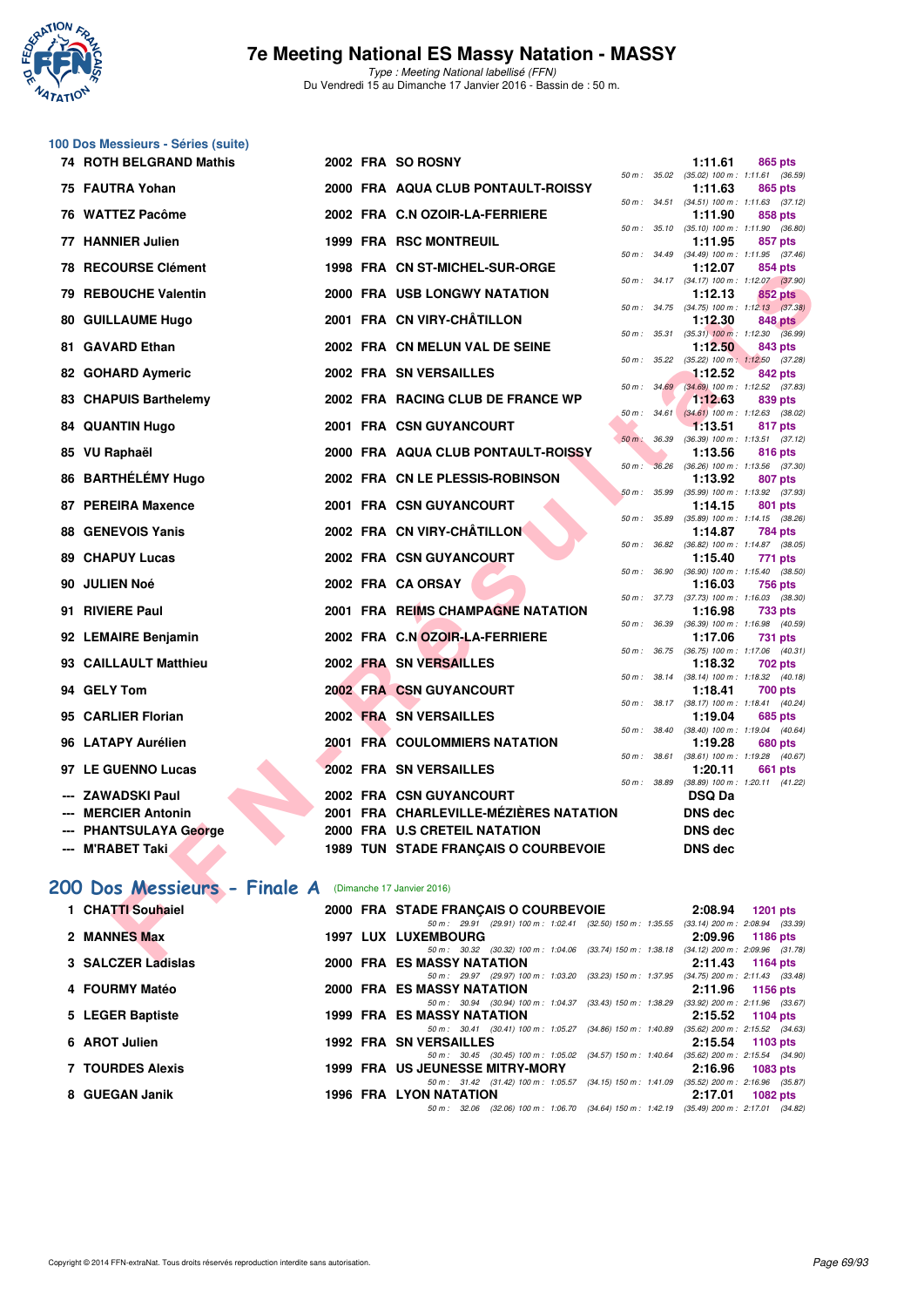# 7e Meeting National ES Massy Natation - MASSY

*Type : Meeting National labellisé (FFN)*
Du Vendredi 15 au Dimanche 17 Janvier 2016 - Bassin de : 50 m.

## 100 Dos Messieurs - Séries (suite)

| Rang | Nom | Année | Nat | Club | Temps | Points | Splits |
|---|---|---|---|---|---|---|---|
| 74 | ROTH BELGRAND Mathis | 2002 | FRA | SO ROSNY | 1:11.61 | 865 pts | 50 m : 35.02 (35.02) 100 m : 1:11.61 (36.59) |
| 75 | FAUTRA Yohan | 2000 | FRA | AQUA CLUB PONTAULT-ROISSY | 1:11.63 | 865 pts | 50 m : 34.51 (34.51) 100 m : 1:11.63 (37.12) |
| 76 | WATTEZ Pacôme | 2002 | FRA | C.N OZOIR-LA-FERRIERE | 1:11.90 | 858 pts | 50 m : 35.10 (35.10) 100 m : 1:11.90 (36.80) |
| 77 | HANNIER Julien | 1999 | FRA | RSC MONTREUIL | 1:11.95 | 857 pts | 50 m : 34.49 (34.49) 100 m : 1:11.95 (37.46) |
| 78 | RECOURSE Clément | 1998 | FRA | CN ST-MICHEL-SUR-ORGE | 1:12.07 | 854 pts | 50 m : 34.17 (34.17) 100 m : 1:12.07 (37.90) |
| 79 | REBOUCHE Valentin | 2000 | FRA | USB LONGWY NATATION | 1:12.13 | 852 pts | 50 m : 34.75 (34.75) 100 m : 1:12.13 (37.38) |
| 80 | GUILLAUME Hugo | 2001 | FRA | CN VIRY-CHÂTILLON | 1:12.30 | 848 pts | 50 m : 35.31 (35.31) 100 m : 1:12.30 (36.99) |
| 81 | GAVARD Ethan | 2002 | FRA | CN MELUN VAL DE SEINE | 1:12.50 | 843 pts | 50 m : 35.22 (35.22) 100 m : 1:12.50 (37.28) |
| 82 | GOHARD Aymeric | 2002 | FRA | SN VERSAILLES | 1:12.52 | 842 pts | 50 m : 34.69 (34.69) 100 m : 1:12.52 (37.83) |
| 83 | CHAPUIS Barthelemy | 2002 | FRA | RACING CLUB DE FRANCE WP | 1:12.63 | 839 pts | 50 m : 34.61 (34.61) 100 m : 1:12.63 (38.02) |
| 84 | QUANTIN Hugo | 2001 | FRA | CSN GUYANCOURT | 1:13.51 | 817 pts | 50 m : 36.39 (36.39) 100 m : 1:13.51 (37.12) |
| 85 | VU Raphaël | 2000 | FRA | AQUA CLUB PONTAULT-ROISSY | 1:13.56 | 816 pts | 50 m : 36.26 (36.26) 100 m : 1:13.56 (37.30) |
| 86 | BARTHÉLÉMY Hugo | 2002 | FRA | CN LE PLESSIS-ROBINSON | 1:13.92 | 807 pts | 50 m : 35.99 (35.99) 100 m : 1:13.92 (37.93) |
| 87 | PEREIRA Maxence | 2001 | FRA | CSN GUYANCOURT | 1:14.15 | 801 pts | 50 m : 35.89 (35.89) 100 m : 1:14.15 (38.26) |
| 88 | GENEVOIS Yanis | 2002 | FRA | CN VIRY-CHÂTILLON | 1:14.87 | 784 pts | 50 m : 36.82 (36.82) 100 m : 1:14.87 (38.05) |
| 89 | CHAPUY Lucas | 2002 | FRA | CSN GUYANCOURT | 1:15.40 | 771 pts | 50 m : 36.90 (36.90) 100 m : 1:15.40 (38.50) |
| 90 | JULIEN Noé | 2002 | FRA | CA ORSAY | 1:16.03 | 756 pts | 50 m : 37.73 (37.73) 100 m : 1:16.03 (38.30) |
| 91 | RIVIERE Paul | 2001 | FRA | REIMS CHAMPAGNE NATATION | 1:16.98 | 733 pts | 50 m : 36.39 (36.39) 100 m : 1:16.98 (40.59) |
| 92 | LEMAIRE Benjamin | 2002 | FRA | C.N OZOIR-LA-FERRIERE | 1:17.06 | 731 pts | 50 m : 36.75 (36.75) 100 m : 1:17.06 (40.31) |
| 93 | CAILLAULT Matthieu | 2002 | FRA | SN VERSAILLES | 1:18.32 | 702 pts | 50 m : 38.14 (38.14) 100 m : 1:18.32 (40.18) |
| 94 | GELY Tom | 2002 | FRA | CSN GUYANCOURT | 1:18.41 | 700 pts | 50 m : 38.17 (38.17) 100 m : 1:18.41 (40.24) |
| 95 | CARLIER Florian | 2002 | FRA | SN VERSAILLES | 1:19.04 | 685 pts | 50 m : 38.40 (38.40) 100 m : 1:19.04 (40.64) |
| 96 | LATAPY Aurélien | 2001 | FRA | COULOMMIERS NATATION | 1:19.28 | 680 pts | 50 m : 38.61 (38.61) 100 m : 1:19.28 (40.67) |
| 97 | LE GUENNO Lucas | 2002 | FRA | SN VERSAILLES | 1:20.11 | 661 pts | 50 m : 38.89 (38.89) 100 m : 1:20.11 (41.22) |
| --- | ZAWADSKI Paul | 2002 | FRA | CSN GUYANCOURT | DSQ Da | | |
| --- | MERCIER Antonin | 2001 | FRA | CHARLEVILLE-MÉZIÈRES NATATION | DNS dec | | |
| --- | PHANTSULAYA George | 2000 | FRA | U.S CRETEIL NATATION | DNS dec | | |
| --- | M'RABET Taki | 1989 | TUN | STADE FRANÇAIS O COURBEVOIE | DNS dec | | |

## 200 Dos Messieurs - Finale A (Dimanche 17 Janvier 2016)

| Rang | Nom | Année | Nat | Club | Temps | Points | Splits |
|---|---|---|---|---|---|---|---|
| 1 | CHATTI Souhaiel | 2000 | FRA | STADE FRANÇAIS O COURBEVOIE | 2:08.94 | 1201 pts | 50 m : 29.91 (29.91) 100 m : 1:02.41 (32.50) 150 m : 1:35.55 (33.14) 200 m : 2:08.94 (33.39) |
| 2 | MANNES Max | 1997 | LUX | LUXEMBOURG | 2:09.96 | 1186 pts | 50 m : 30.32 (30.32) 100 m : 1:04.06 (33.74) 150 m : 1:38.18 (34.12) 200 m : 2:09.96 (31.78) |
| 3 | SALCZER Ladislas | 2000 | FRA | ES MASSY NATATION | 2:11.43 | 1164 pts | 50 m : 29.97 (29.97) 100 m : 1:03.20 (33.23) 150 m : 1:37.95 (34.75) 200 m : 2:11.43 (33.48) |
| 4 | FOURMY Matéo | 2000 | FRA | ES MASSY NATATION | 2:11.96 | 1156 pts | 50 m : 30.94 (30.94) 100 m : 1:04.37 (33.43) 150 m : 1:38.29 (33.92) 200 m : 2:11.96 (33.67) |
| 5 | LEGER Baptiste | 1999 | FRA | ES MASSY NATATION | 2:15.52 | 1104 pts | 50 m : 30.41 (30.41) 100 m : 1:05.27 (34.86) 150 m : 1:40.89 (35.62) 200 m : 2:15.52 (34.63) |
| 6 | AROT Julien | 1992 | FRA | SN VERSAILLES | 2:15.54 | 1103 pts | 50 m : 30.45 (30.45) 100 m : 1:05.02 (34.57) 150 m : 1:40.64 (35.62) 200 m : 2:15.54 (34.90) |
| 7 | TOURDES Alexis | 1999 | FRA | US JEUNESSE MITRY-MORY | 2:16.96 | 1083 pts | 50 m : 31.42 (31.42) 100 m : 1:05.57 (34.15) 150 m : 1:41.09 (35.52) 200 m : 2:16.96 (35.87) |
| 8 | GUEGAN Janik | 1996 | FRA | LYON NATATION | 2:17.01 | 1082 pts | 50 m : 32.06 (32.06) 100 m : 1:06.70 (34.64) 150 m : 1:42.19 (35.49) 200 m : 2:17.01 (34.82) |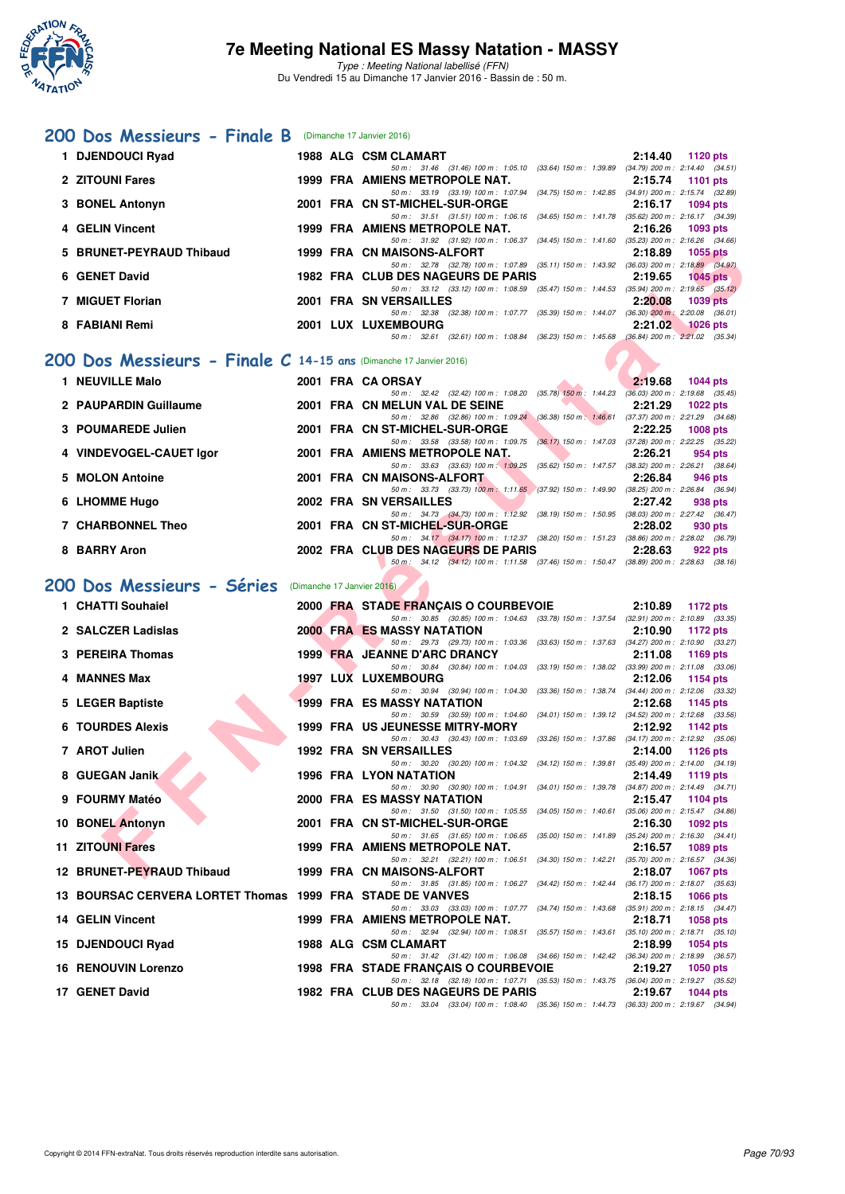# 7e Meeting National ES Massy Natation - MASSY

*Type : Meeting National labellisé (FFN)*
Du Vendredi 15 au Dimanche 17 Janvier 2016 - Bassin de : 50 m.

## 200 Dos Messieurs - Finale B (Dimanche 17 Janvier 2016)

| Rg | Nom | Année | Nat | Club | Temps | Points |
|---|---|---|---|---|---|---|
| 1 | DJENDOUCI Ryad | 1988 | ALG | CSM CLAMART | 2:14.40 | 1120 pts |
| | 50 m : 31.46 (31.46) 100 m : 1:05.10 (33.64) 150 m : 1:39.89 (34.79) 200 m : 2:14.40 (34.51) | | | | | |
| 2 | ZITOUNI Fares | 1999 | FRA | AMIENS METROPOLE NAT. | 2:15.74 | 1101 pts |
| | 50 m : 33.19 (33.19) 100 m : 1:07.94 (34.75) 150 m : 1:42.85 (34.91) 200 m : 2:15.74 (32.89) | | | | | |
| 3 | BONEL Antonyn | 2001 | FRA | CN ST-MICHEL-SUR-ORGE | 2:16.17 | 1094 pts |
| | 50 m : 31.51 (31.51) 100 m : 1:06.16 (34.65) 150 m : 1:41.78 (35.62) 200 m : 2:16.17 (34.39) | | | | | |
| 4 | GELIN Vincent | 1999 | FRA | AMIENS METROPOLE NAT. | 2:16.26 | 1093 pts |
| | 50 m : 31.92 (31.92) 100 m : 1:06.37 (34.45) 150 m : 1:41.60 (35.23) 200 m : 2:16.26 (34.66) | | | | | |
| 5 | BRUNET-PEYRAUD Thibaud | 1999 | FRA | CN MAISONS-ALFORT | 2:18.89 | 1055 pts |
| | 50 m : 32.78 (32.78) 100 m : 1:07.89 (35.11) 150 m : 1:43.92 (36.03) 200 m : 2:18.89 (34.97) | | | | | |
| 6 | GENET David | 1982 | FRA | CLUB DES NAGEURS DE PARIS | 2:19.65 | 1045 pts |
| | 50 m : 33.12 (33.12) 100 m : 1:08.59 (35.47) 150 m : 1:44.53 (35.94) 200 m : 2:19.65 (35.12) | | | | | |
| 7 | MIGUET Florian | 2001 | FRA | SN VERSAILLES | 2:20.08 | 1039 pts |
| | 50 m : 32.38 (32.38) 100 m : 1:07.77 (35.39) 150 m : 1:44.07 (36.30) 200 m : 2:20.08 (36.01) | | | | | |
| 8 | FABIANI Remi | 2001 | LUX | LUXEMBOURG | 2:21.02 | 1026 pts |
| | 50 m : 32.61 (32.61) 100 m : 1:08.84 (36.23) 150 m : 1:45.68 (36.84) 200 m : 2:21.02 (35.34) | | | | | |

## 200 Dos Messieurs - Finale C 14-15 ans (Dimanche 17 Janvier 2016)

| Rg | Nom | Année | Nat | Club | Temps | Points |
|---|---|---|---|---|---|---|
| 1 | NEUVILLE Malo | 2001 | FRA | CA ORSAY | 2:19.68 | 1044 pts |
| | 50 m : 32.42 (32.42) 100 m : 1:08.20 (35.78) 150 m : 1:44.23 (36.03) 200 m : 2:19.68 (35.45) | | | | | |
| 2 | PAUPARDIN Guillaume | 2001 | FRA | CN MELUN VAL DE SEINE | 2:21.29 | 1022 pts |
| | 50 m : 32.86 (32.86) 100 m : 1:09.24 (36.38) 150 m : 1:46.61 (37.37) 200 m : 2:21.29 (34.68) | | | | | |
| 3 | POUMAREDE Julien | 2001 | FRA | CN ST-MICHEL-SUR-ORGE | 2:22.25 | 1008 pts |
| | 50 m : 33.58 (33.58) 100 m : 1:09.75 (36.17) 150 m : 1:47.03 (37.28) 200 m : 2:22.25 (35.22) | | | | | |
| 4 | VINDEVOGEL-CAUET Igor | 2001 | FRA | AMIENS METROPOLE NAT. | 2:26.21 | 954 pts |
| | 50 m : 33.63 (33.63) 100 m : 1:09.25 (35.62) 150 m : 1:47.57 (38.32) 200 m : 2:26.21 (38.64) | | | | | |
| 5 | MOLON Antoine | 2001 | FRA | CN MAISONS-ALFORT | 2:26.84 | 946 pts |
| | 50 m : 33.73 (33.73) 100 m : 1:11.65 (37.92) 150 m : 1:49.90 (38.25) 200 m : 2:26.84 (36.94) | | | | | |
| 6 | LHOMME Hugo | 2002 | FRA | SN VERSAILLES | 2:27.42 | 938 pts |
| | 50 m : 34.73 (34.73) 100 m : 1:12.92 (38.19) 150 m : 1:50.95 (38.03) 200 m : 2:27.42 (36.47) | | | | | |
| 7 | CHARBONNEL Theo | 2001 | FRA | CN ST-MICHEL-SUR-ORGE | 2:28.02 | 930 pts |
| | 50 m : 34.17 (34.17) 100 m : 1:12.37 (38.20) 150 m : 1:51.23 (38.86) 200 m : 2:28.02 (36.79) | | | | | |
| 8 | BARRY Aron | 2002 | FRA | CLUB DES NAGEURS DE PARIS | 2:28.63 | 922 pts |
| | 50 m : 34.12 (34.12) 100 m : 1:11.58 (37.46) 150 m : 1:50.47 (38.89) 200 m : 2:28.63 (38.16) | | | | | |

## 200 Dos Messieurs - Séries (Dimanche 17 Janvier 2016)

| Rg | Nom | Année | Nat | Club | Temps | Points |
|---|---|---|---|---|---|---|
| 1 | CHATTI Souhaiel | 2000 | FRA | STADE FRANÇAIS O COURBEVOIE | 2:10.89 | 1172 pts |
| | 50 m : 30.85 (30.85) 100 m : 1:04.63 (33.78) 150 m : 1:37.54 (32.91) 200 m : 2:10.89 (33.35) | | | | | |
| 2 | SALCZER Ladislas | 2000 | FRA | ES MASSY NATATION | 2:10.90 | 1172 pts |
| | 50 m : 29.73 (29.73) 100 m : 1:03.36 (33.63) 150 m : 1:37.63 (34.27) 200 m : 2:10.90 (33.27) | | | | | |
| 3 | PEREIRA Thomas | 1999 | FRA | JEANNE D'ARC DRANCY | 2:11.08 | 1169 pts |
| | 50 m : 30.84 (30.84) 100 m : 1:04.03 (33.19) 150 m : 1:38.02 (33.99) 200 m : 2:11.08 (33.06) | | | | | |
| 4 | MANNES Max | 1997 | LUX | LUXEMBOURG | 2:12.06 | 1154 pts |
| | 50 m : 30.94 (30.94) 100 m : 1:04.30 (33.36) 150 m : 1:38.74 (34.44) 200 m : 2:12.06 (33.32) | | | | | |
| 5 | LEGER Baptiste | 1999 | FRA | ES MASSY NATATION | 2:12.68 | 1145 pts |
| | 50 m : 30.59 (30.59) 100 m : 1:04.60 (34.01) 150 m : 1:39.12 (34.52) 200 m : 2:12.68 (33.56) | | | | | |
| 6 | TOURDES Alexis | 1999 | FRA | US JEUNESSE MITRY-MORY | 2:12.92 | 1142 pts |
| | 50 m : 30.43 (30.43) 100 m : 1:03.69 (33.26) 150 m : 1:37.86 (34.17) 200 m : 2:12.92 (35.06) | | | | | |
| 7 | AROT Julien | 1992 | FRA | SN VERSAILLES | 2:14.00 | 1126 pts |
| | 50 m : 30.20 (30.20) 100 m : 1:04.32 (34.12) 150 m : 1:39.81 (35.49) 200 m : 2:14.00 (34.19) | | | | | |
| 8 | GUEGAN Janik | 1996 | FRA | LYON NATATION | 2:14.49 | 1119 pts |
| | 50 m : 30.90 (30.90) 100 m : 1:04.91 (34.01) 150 m : 1:39.78 (34.87) 200 m : 2:14.49 (34.71) | | | | | |
| 9 | FOURMY Matéo | 2000 | FRA | ES MASSY NATATION | 2:15.47 | 1104 pts |
| | 50 m : 31.50 (31.50) 100 m : 1:05.55 (34.05) 150 m : 1:40.61 (35.06) 200 m : 2:15.47 (34.86) | | | | | |
| 10 | BONEL Antonyn | 2001 | FRA | CN ST-MICHEL-SUR-ORGE | 2:16.30 | 1092 pts |
| | 50 m : 31.65 (31.65) 100 m : 1:06.65 (35.00) 150 m : 1:41.89 (35.24) 200 m : 2:16.30 (34.41) | | | | | |
| 11 | ZITOUNI Fares | 1999 | FRA | AMIENS METROPOLE NAT. | 2:16.57 | 1089 pts |
| | 50 m : 32.21 (32.21) 100 m : 1:06.51 (34.30) 150 m : 1:42.21 (35.70) 200 m : 2:16.57 (34.36) | | | | | |
| 12 | BRUNET-PEYRAUD Thibaud | 1999 | FRA | CN MAISONS-ALFORT | 2:18.07 | 1067 pts |
| | 50 m : 31.85 (31.85) 100 m : 1:06.27 (34.42) 150 m : 1:42.44 (36.17) 200 m : 2:18.07 (35.63) | | | | | |
| 13 | BOURSAC CERVERA LORTET Thomas | 1999 | FRA | STADE DE VANVES | 2:18.15 | 1066 pts |
| | 50 m : 33.03 (33.03) 100 m : 1:07.77 (34.74) 150 m : 1:43.68 (35.91) 200 m : 2:18.15 (34.47) | | | | | |
| 14 | GELIN Vincent | 1999 | FRA | AMIENS METROPOLE NAT. | 2:18.71 | 1058 pts |
| | 50 m : 32.94 (32.94) 100 m : 1:08.51 (35.57) 150 m : 1:43.61 (35.10) 200 m : 2:18.71 (35.10) | | | | | |
| 15 | DJENDOUCI Ryad | 1988 | ALG | CSM CLAMART | 2:18.99 | 1054 pts |
| | 50 m : 31.42 (31.42) 100 m : 1:06.08 (34.66) 150 m : 1:42.42 (36.34) 200 m : 2:18.99 (36.57) | | | | | |
| 16 | RENOUVIN Lorenzo | 1998 | FRA | STADE FRANÇAIS O COURBEVOIE | 2:19.27 | 1050 pts |
| | 50 m : 32.18 (32.18) 100 m : 1:07.71 (35.53) 150 m : 1:43.75 (36.04) 200 m : 2:19.27 (35.52) | | | | | |
| 17 | GENET David | 1982 | FRA | CLUB DES NAGEURS DE PARIS | 2:19.67 | 1044 pts |
| | 50 m : 33.04 (33.04) 100 m : 1:08.40 (35.36) 150 m : 1:44.73 (36.33) 200 m : 2:19.67 (34.94) | | | | | |

Copyright © 2014 FFN-extraNat. Tous droits réservés reproduction interdite sans autorisation.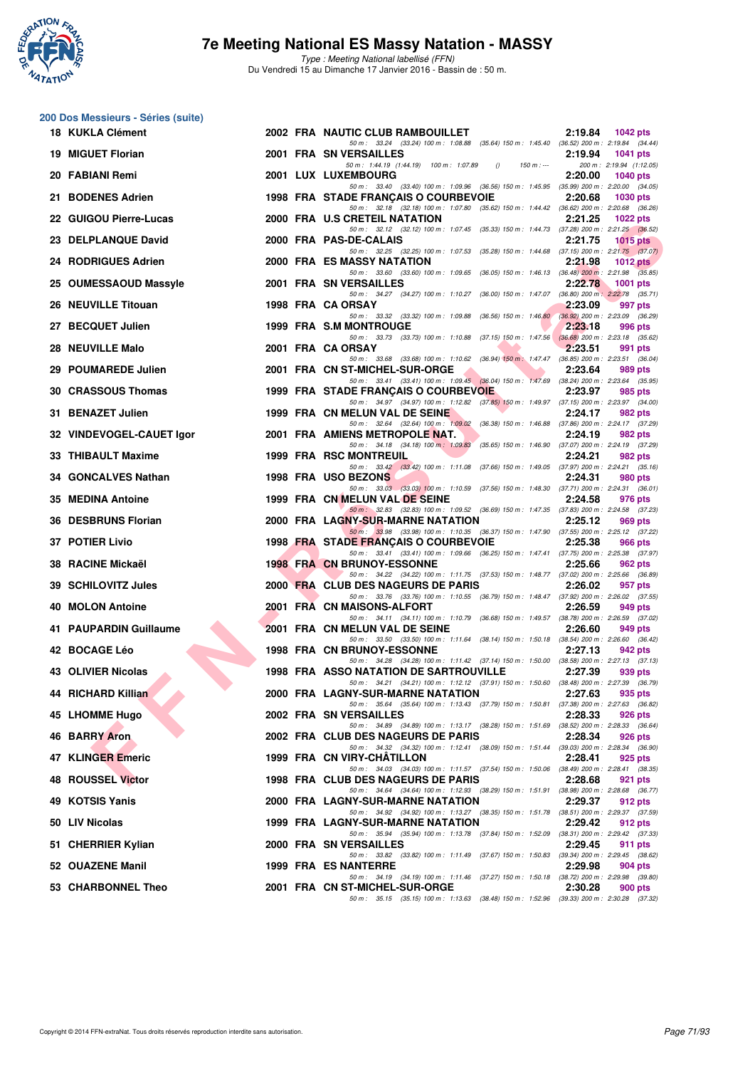# 7e Meeting National ES Massy Natation - MASSY

*Type : Meeting National labellisé (FFN)*
Du Vendredi 15 au Dimanche 17 Janvier 2016 - Bassin de : 50 m.

## 200 Dos Messieurs - Séries (suite)

| Rg | Nom | Année | Nat | Club | Temps | Points |
|---|---|---|---|---|---|---|
| 18 | KUKLA Clément | 2002 | FRA | NAUTIC CLUB RAMBOUILLET | 2:19.84 | 1042 pts |
| | | | | 50 m : 33.24 (33.24) 100 m : 1:08.88 (35.64) 150 m : 1:45.40 (36.52) 200 m : 2:19.84 (34.44) | | |
| 19 | MIGUET Florian | 2001 | FRA | SN VERSAILLES | 2:19.94 | 1041 pts |
| | | | | 50 m : 1:44.19 (1:44.19) 100 m : 1:07.89 () 150 m : --- 200 m : 2:19.94 (1:12.05) | | |
| 20 | FABIANI Remi | 2001 | LUX | LUXEMBOURG | 2:20.00 | 1040 pts |
| | | | | 50 m : 33.40 (33.40) 100 m : 1:09.96 (36.56) 150 m : 1:45.95 (35.99) 200 m : 2:20.00 (34.05) | | |
| 21 | BODENES Adrien | 1998 | FRA | STADE FRANÇAIS O COURBEVOIE | 2:20.68 | 1030 pts |
| | | | | 50 m : 32.18 (32.18) 100 m : 1:07.80 (35.62) 150 m : 1:44.42 (36.62) 200 m : 2:20.68 (36.26) | | |
| 22 | GUIGOU Pierre-Lucas | 2000 | FRA | U.S CRETEIL NATATION | 2:21.25 | 1022 pts |
| | | | | 50 m : 32.12 (32.12) 100 m : 1:07.45 (35.33) 150 m : 1:44.73 (37.28) 200 m : 2:21.25 (36.52) | | |
| 23 | DELPLANQUE David | 2000 | FRA | PAS-DE-CALAIS | 2:21.75 | 1015 pts |
| | | | | 50 m : 32.25 (32.25) 100 m : 1:07.53 (35.28) 150 m : 1:44.68 (37.15) 200 m : 2:21.75 (37.07) | | |
| 24 | RODRIGUES Adrien | 2000 | FRA | ES MASSY NATATION | 2:21.98 | 1012 pts |
| | | | | 50 m : 33.60 (33.60) 100 m : 1:09.65 (36.05) 150 m : 1:46.13 (36.48) 200 m : 2:21.98 (35.85) | | |
| 25 | OUMESSAOUD Massyle | 2001 | FRA | SN VERSAILLES | 2:22.78 | 1001 pts |
| | | | | 50 m : 34.27 (34.27) 100 m : 1:10.27 (36.00) 150 m : 1:47.07 (36.80) 200 m : 2:22.78 (35.71) | | |
| 26 | NEUVILLE Titouan | 1998 | FRA | CA ORSAY | 2:23.09 | 997 pts |
| | | | | 50 m : 33.32 (33.32) 100 m : 1:09.88 (36.56) 150 m : 1:46.80 (36.92) 200 m : 2:23.09 (36.29) | | |
| 27 | BECQUET Julien | 1999 | FRA | S.M MONTROUGE | 2:23.18 | 996 pts |
| | | | | 50 m : 33.73 (33.73) 100 m : 1:10.88 (37.15) 150 m : 1:47.56 (36.68) 200 m : 2:23.18 (35.62) | | |
| 28 | NEUVILLE Malo | 2001 | FRA | CA ORSAY | 2:23.51 | 991 pts |
| | | | | 50 m : 33.68 (33.68) 100 m : 1:10.62 (36.94) 150 m : 1:47.47 (36.85) 200 m : 2:23.51 (36.04) | | |
| 29 | POUMAREDE Julien | 2001 | FRA | CN ST-MICHEL-SUR-ORGE | 2:23.64 | 989 pts |
| | | | | 50 m : 33.41 (33.41) 100 m : 1:09.45 (36.04) 150 m : 1:47.69 (38.24) 200 m : 2:23.64 (35.95) | | |
| 30 | CRASSOUS Thomas | 1999 | FRA | STADE FRANÇAIS O COURBEVOIE | 2:23.97 | 985 pts |
| | | | | 50 m : 34.97 (34.97) 100 m : 1:12.82 (37.85) 150 m : 1:49.97 (37.15) 200 m : 2:23.97 (34.00) | | |
| 31 | BENAZET Julien | 1999 | FRA | CN MELUN VAL DE SEINE | 2:24.17 | 982 pts |
| | | | | 50 m : 32.64 (32.64) 100 m : 1:09.02 (36.38) 150 m : 1:46.88 (37.86) 200 m : 2:24.17 (37.29) | | |
| 32 | VINDEVOGEL-CAUET Igor | 2001 | FRA | AMIENS METROPOLE NAT. | 2:24.19 | 982 pts |
| | | | | 50 m : 34.18 (34.18) 100 m : 1:09.83 (35.65) 150 m : 1:46.90 (37.07) 200 m : 2:24.19 (37.29) | | |
| 33 | THIBAULT Maxime | 1999 | FRA | RSC MONTREUIL | 2:24.21 | 982 pts |
| | | | | 50 m : 33.42 (33.42) 100 m : 1:11.08 (37.66) 150 m : 1:49.05 (37.97) 200 m : 2:24.21 (35.16) | | |
| 34 | GONCALVES Nathan | 1998 | FRA | USO BEZONS | 2:24.31 | 980 pts |
| | | | | 50 m : 33.03 (33.03) 100 m : 1:10.59 (37.56) 150 m : 1:48.30 (37.71) 200 m : 2:24.31 (36.01) | | |
| 35 | MEDINA Antoine | 1999 | FRA | CN MELUN VAL DE SEINE | 2:24.58 | 976 pts |
| | | | | 50 m : 32.83 (32.83) 100 m : 1:09.52 (36.69) 150 m : 1:47.35 (37.83) 200 m : 2:24.58 (37.23) | | |
| 36 | DESBRUNS Florian | 2000 | FRA | LAGNY-SUR-MARNE NATATION | 2:25.12 | 969 pts |
| | | | | 50 m : 33.98 (33.98) 100 m : 1:10.35 (36.37) 150 m : 1:47.90 (37.55) 200 m : 2:25.12 (37.22) | | |
| 37 | POTIER Livio | 1998 | FRA | STADE FRANÇAIS O COURBEVOIE | 2:25.38 | 966 pts |
| | | | | 50 m : 33.41 (33.41) 100 m : 1:09.66 (36.25) 150 m : 1:47.41 (37.75) 200 m : 2:25.38 (37.97) | | |
| 38 | RACINE Mickaël | 1998 | FRA | CN BRUNOY-ESSONNE | 2:25.66 | 962 pts |
| | | | | 50 m : 34.22 (34.22) 100 m : 1:11.75 (37.53) 150 m : 1:48.77 (37.02) 200 m : 2:25.66 (36.89) | | |
| 39 | SCHILOVITZ Jules | 2000 | FRA | CLUB DES NAGEURS DE PARIS | 2:26.02 | 957 pts |
| | | | | 50 m : 33.76 (33.76) 100 m : 1:10.55 (36.79) 150 m : 1:48.47 (37.92) 200 m : 2:26.02 (37.55) | | |
| 40 | MOLON Antoine | 2001 | FRA | CN MAISONS-ALFORT | 2:26.59 | 949 pts |
| | | | | 50 m : 34.11 (34.11) 100 m : 1:10.79 (36.68) 150 m : 1:49.57 (38.78) 200 m : 2:26.59 (37.02) | | |
| 41 | PAUPARDIN Guillaume | 2001 | FRA | CN MELUN VAL DE SEINE | 2:26.60 | 949 pts |
| | | | | 50 m : 33.50 (33.50) 100 m : 1:11.64 (38.14) 150 m : 1:50.18 (38.54) 200 m : 2:26.60 (36.42) | | |
| 42 | BOCAGE Léo | 1998 | FRA | CN BRUNOY-ESSONNE | 2:27.13 | 942 pts |
| | | | | 50 m : 34.28 (34.28) 100 m : 1:11.42 (37.14) 150 m : 1:50.00 (38.58) 200 m : 2:27.13 (37.13) | | |
| 43 | OLIVIER Nicolas | 1998 | FRA | ASSO NATATION DE SARTROUVILLE | 2:27.39 | 939 pts |
| | | | | 50 m : 34.21 (34.21) 100 m : 1:12.12 (37.91) 150 m : 1:50.60 (38.48) 200 m : 2:27.39 (36.79) | | |
| 44 | RICHARD Killian | 2000 | FRA | LAGNY-SUR-MARNE NATATION | 2:27.63 | 935 pts |
| | | | | 50 m : 35.64 (35.64) 100 m : 1:13.43 (37.79) 150 m : 1:50.81 (37.38) 200 m : 2:27.63 (36.82) | | |
| 45 | LHOMME Hugo | 2002 | FRA | SN VERSAILLES | 2:28.33 | 926 pts |
| | | | | 50 m : 34.89 (34.89) 100 m : 1:13.17 (38.28) 150 m : 1:51.69 (38.52) 200 m : 2:28.33 (36.64) | | |
| 46 | BARRY Aron | 2002 | FRA | CLUB DES NAGEURS DE PARIS | 2:28.34 | 926 pts |
| | | | | 50 m : 34.32 (34.32) 100 m : 1:12.41 (38.09) 150 m : 1:51.44 (39.03) 200 m : 2:28.34 (36.90) | | |
| 47 | KLINGER Emeric | 1999 | FRA | CN VIRY-CHÂTILLON | 2:28.41 | 925 pts |
| | | | | 50 m : 34.03 (34.03) 100 m : 1:11.57 (37.54) 150 m : 1:50.06 (38.49) 200 m : 2:28.41 (38.35) | | |
| 48 | ROUSSEL Victor | 1998 | FRA | CLUB DES NAGEURS DE PARIS | 2:28.68 | 921 pts |
| | | | | 50 m : 34.64 (34.64) 100 m : 1:12.93 (38.29) 150 m : 1:51.91 (38.98) 200 m : 2:28.68 (36.77) | | |
| 49 | KOTSIS Yanis | 2000 | FRA | LAGNY-SUR-MARNE NATATION | 2:29.37 | 912 pts |
| | | | | 50 m : 34.92 (34.92) 100 m : 1:13.27 (38.35) 150 m : 1:51.78 (38.51) 200 m : 2:29.37 (37.59) | | |
| 50 | LIV Nicolas | 1999 | FRA | LAGNY-SUR-MARNE NATATION | 2:29.42 | 912 pts |
| | | | | 50 m : 35.94 (35.94) 100 m : 1:13.78 (37.84) 150 m : 1:52.09 (38.31) 200 m : 2:29.42 (37.33) | | |
| 51 | CHERRIER Kylian | 2000 | FRA | SN VERSAILLES | 2:29.45 | 911 pts |
| | | | | 50 m : 33.82 (33.82) 100 m : 1:11.49 (37.67) 150 m : 1:50.83 (39.34) 200 m : 2:29.45 (38.62) | | |
| 52 | OUAZENE Manil | 1999 | FRA | ES NANTERRE | 2:29.98 | 904 pts |
| | | | | 50 m : 34.19 (34.19) 100 m : 1:11.46 (37.27) 150 m : 1:50.18 (38.72) 200 m : 2:29.98 (39.80) | | |
| 53 | CHARBONNEL Theo | 2001 | FRA | CN ST-MICHEL-SUR-ORGE | 2:30.28 | 900 pts |
| | | | | 50 m : 35.15 (35.15) 100 m : 1:13.63 (38.48) 150 m : 1:52.96 (39.33) 200 m : 2:30.28 (37.32) | | |

Copyright © 2014 FFN-extraNat. Tous droits réservés reproduction interdite sans autorisation.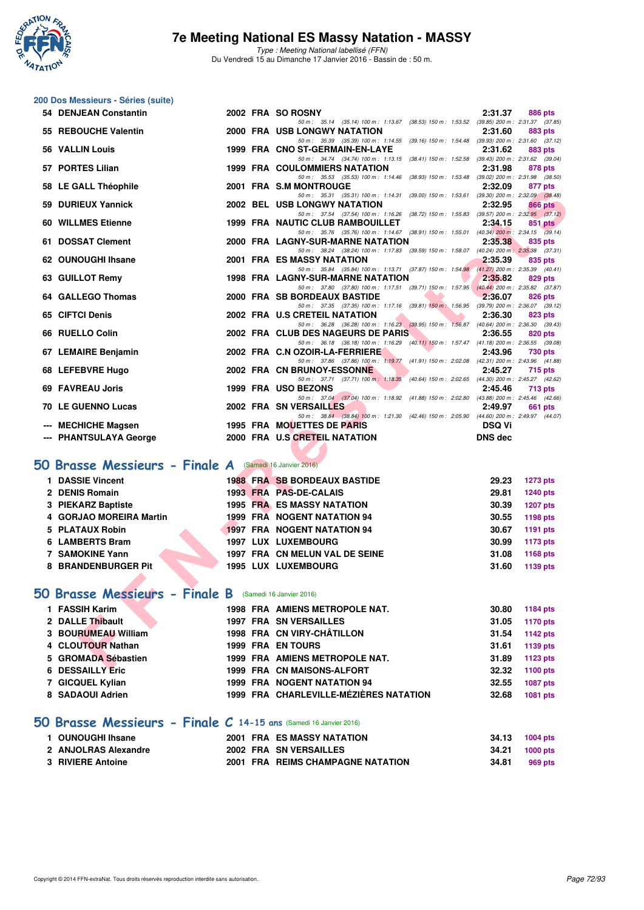# 7e Meeting National ES Massy Natation - MASSY

*Type : Meeting National labellisé (FFN)*
Du Vendredi 15 au Dimanche 17 Janvier 2016 - Bassin de : 50 m.

## 200 Dos Messieurs - Séries (suite)

| Rg | Nom | Année | Nat | Club | Temps | Points |
|---|---|---|---|---|---|---|
| 54 | DENJEAN Constantin | 2002 | FRA | SO ROSNY | 2:31.37 | 886 pts |
| | *50 m : 35.14 (35.14) 100 m : 1:13.67 (38.53) 150 m : 1:53.52 (39.85) 200 m : 2:31.37 (37.85)* | | | | | |
| 55 | REBOUCHE Valentin | 2000 | FRA | USB LONGWY NATATION | 2:31.60 | 883 pts |
| | *50 m : 35.39 (35.39) 100 m : 1:14.55 (39.16) 150 m : 1:54.48 (39.93) 200 m : 2:31.60 (37.12)* | | | | | |
| 56 | VALLIN Louis | 1999 | FRA | CNO ST-GERMAIN-EN-LAYE | 2:31.62 | 883 pts |
| | *50 m : 34.74 (34.74) 100 m : 1:13.15 (38.41) 150 m : 1:52.58 (39.43) 200 m : 2:31.62 (39.04)* | | | | | |
| 57 | PORTES Lilian | 1999 | FRA | COULOMMIERS NATATION | 2:31.98 | 878 pts |
| | *50 m : 35.53 (35.53) 100 m : 1:14.46 (38.93) 150 m : 1:53.48 (39.02) 200 m : 2:31.98 (38.50)* | | | | | |
| 58 | LE GALL Théophile | 2001 | FRA | S.M MONTROUGE | 2:32.09 | 877 pts |
| | *50 m : 35.31 (35.31) 100 m : 1:14.31 (39.00) 150 m : 1:53.61 (39.30) 200 m : 2:32.09 (38.48)* | | | | | |
| 59 | DURIEUX Yannick | 2002 | BEL | USB LONGWY NATATION | 2:32.95 | 866 pts |
| | *50 m : 37.54 (37.54) 100 m : 1:16.26 (38.72) 150 m : 1:55.83 (39.57) 200 m : 2:32.95 (37.12)* | | | | | |
| 60 | WILLMES Etienne | 1999 | FRA | NAUTIC CLUB RAMBOUILLET | 2:34.15 | 851 pts |
| | *50 m : 35.76 (35.76) 100 m : 1:14.67 (38.91) 150 m : 1:55.01 (40.34) 200 m : 2:34.15 (39.14)* | | | | | |
| 61 | DOSSAT Clement | 2000 | FRA | LAGNY-SUR-MARNE NATATION | 2:35.38 | 835 pts |
| | *50 m : 38.24 (38.24) 100 m : 1:17.83 (39.59) 150 m : 1:58.07 (40.24) 200 m : 2:35.38 (37.31)* | | | | | |
| 62 | OUNOUGHI Ihsane | 2001 | FRA | ES MASSY NATATION | 2:35.39 | 835 pts |
| | *50 m : 35.84 (35.84) 100 m : 1:13.71 (37.87) 150 m : 1:54.98 (41.27) 200 m : 2:35.39 (40.41)* | | | | | |
| 63 | GUILLOT Remy | 1998 | FRA | LAGNY-SUR-MARNE NATATION | 2:35.82 | 829 pts |
| | *50 m : 37.80 (37.80) 100 m : 1:17.51 (39.71) 150 m : 1:57.95 (40.44) 200 m : 2:35.82 (37.87)* | | | | | |
| 64 | GALLEGO Thomas | 2000 | FRA | SB BORDEAUX BASTIDE | 2:36.07 | 826 pts |
| | *50 m : 37.35 (37.35) 100 m : 1:17.16 (39.81) 150 m : 1:56.95 (39.79) 200 m : 2:36.07 (39.12)* | | | | | |
| 65 | CIFTCI Denis | 2002 | FRA | U.S CRETEIL NATATION | 2:36.30 | 823 pts |
| | *50 m : 36.28 (36.28) 100 m : 1:16.23 (39.95) 150 m : 1:56.87 (40.64) 200 m : 2:36.30 (39.43)* | | | | | |
| 66 | RUELLO Colin | 2002 | FRA | CLUB DES NAGEURS DE PARIS | 2:36.55 | 820 pts |
| | *50 m : 36.18 (36.18) 100 m : 1:16.29 (40.11) 150 m : 1:57.47 (41.18) 200 m : 2:36.55 (39.08)* | | | | | |
| 67 | LEMAIRE Benjamin | 2002 | FRA | C.N OZOIR-LA-FERRIERE | 2:43.96 | 730 pts |
| | *50 m : 37.86 (37.86) 100 m : 1:19.77 (41.91) 150 m : 2:02.08 (42.31) 200 m : 2:43.96 (41.88)* | | | | | |
| 68 | LEFEBVRE Hugo | 2002 | FRA | CN BRUNOY-ESSONNE | 2:45.27 | 715 pts |
| | *50 m : 37.71 (37.71) 100 m : 1:18.35 (40.64) 150 m : 2:02.65 (44.30) 200 m : 2:45.27 (42.62)* | | | | | |
| 69 | FAVREAU Joris | 1999 | FRA | USO BEZONS | 2:45.46 | 713 pts |
| | *50 m : 37.04 (37.04) 100 m : 1:18.92 (41.88) 150 m : 2:02.80 (43.88) 200 m : 2:45.46 (42.66)* | | | | | |
| 70 | LE GUENNO Lucas | 2002 | FRA | SN VERSAILLES | 2:49.97 | 661 pts |
| | *50 m : 38.84 (38.84) 100 m : 1:21.30 (42.46) 150 m : 2:05.90 (44.60) 200 m : 2:49.97 (44.07)* | | | | | |
| --- | MECHICHE Magsen | 1995 | FRA | MOUETTES DE PARIS | DSQ Vi | |
| --- | PHANTSULAYA George | 2000 | FRA | U.S CRETEIL NATATION | DNS dec | |

## 50 Brasse Messieurs - Finale A (Samedi 16 Janvier 2016)

| Rg | Nom | Année | Nat | Club | Temps | Points |
|---|---|---|---|---|---|---|
| 1 | DASSIE Vincent | 1988 | FRA | SB BORDEAUX BASTIDE | 29.23 | 1273 pts |
| 2 | DENIS Romain | 1993 | FRA | PAS-DE-CALAIS | 29.81 | 1240 pts |
| 3 | PIEKARZ Baptiste | 1995 | FRA | ES MASSY NATATION | 30.39 | 1207 pts |
| 4 | GORJAO MOREIRA Martin | 1999 | FRA | NOGENT NATATION 94 | 30.55 | 1198 pts |
| 5 | PLATAUX Robin | 1997 | FRA | NOGENT NATATION 94 | 30.67 | 1191 pts |
| 6 | LAMBERTS Bram | 1997 | LUX | LUXEMBOURG | 30.99 | 1173 pts |
| 7 | SAMOKINE Yann | 1997 | FRA | CN MELUN VAL DE SEINE | 31.08 | 1168 pts |
| 8 | BRANDENBURGER Pit | 1995 | LUX | LUXEMBOURG | 31.60 | 1139 pts |

## 50 Brasse Messieurs - Finale B (Samedi 16 Janvier 2016)

| Rg | Nom | Année | Nat | Club | Temps | Points |
|---|---|---|---|---|---|---|
| 1 | FASSIH Karim | 1998 | FRA | AMIENS METROPOLE NAT. | 30.80 | 1184 pts |
| 2 | DALLE Thibault | 1997 | FRA | SN VERSAILLES | 31.05 | 1170 pts |
| 3 | BOURUMEAU William | 1998 | FRA | CN VIRY-CHÂTILLON | 31.54 | 1142 pts |
| 4 | CLOUTOUR Nathan | 1999 | FRA | EN TOURS | 31.61 | 1139 pts |
| 5 | GROMADA Sébastien | 1999 | FRA | AMIENS METROPOLE NAT. | 31.89 | 1123 pts |
| 6 | DESSAILLY Eric | 1999 | FRA | CN MAISONS-ALFORT | 32.32 | 1100 pts |
| 7 | GICQUEL Kylian | 1999 | FRA | NOGENT NATATION 94 | 32.55 | 1087 pts |
| 8 | SADAOUI Adrien | 1999 | FRA | CHARLEVILLE-MÉZIÈRES NATATION | 32.68 | 1081 pts |

## 50 Brasse Messieurs - Finale C 14-15 ans (Samedi 16 Janvier 2016)

| Rg | Nom | Année | Nat | Club | Temps | Points |
|---|---|---|---|---|---|---|
| 1 | OUNOUGHI Ihsane | 2001 | FRA | ES MASSY NATATION | 34.13 | 1004 pts |
| 2 | ANJOLRAS Alexandre | 2002 | FRA | SN VERSAILLES | 34.21 | 1000 pts |
| 3 | RIVIERE Antoine | 2001 | FRA | REIMS CHAMPAGNE NATATION | 34.81 | 969 pts |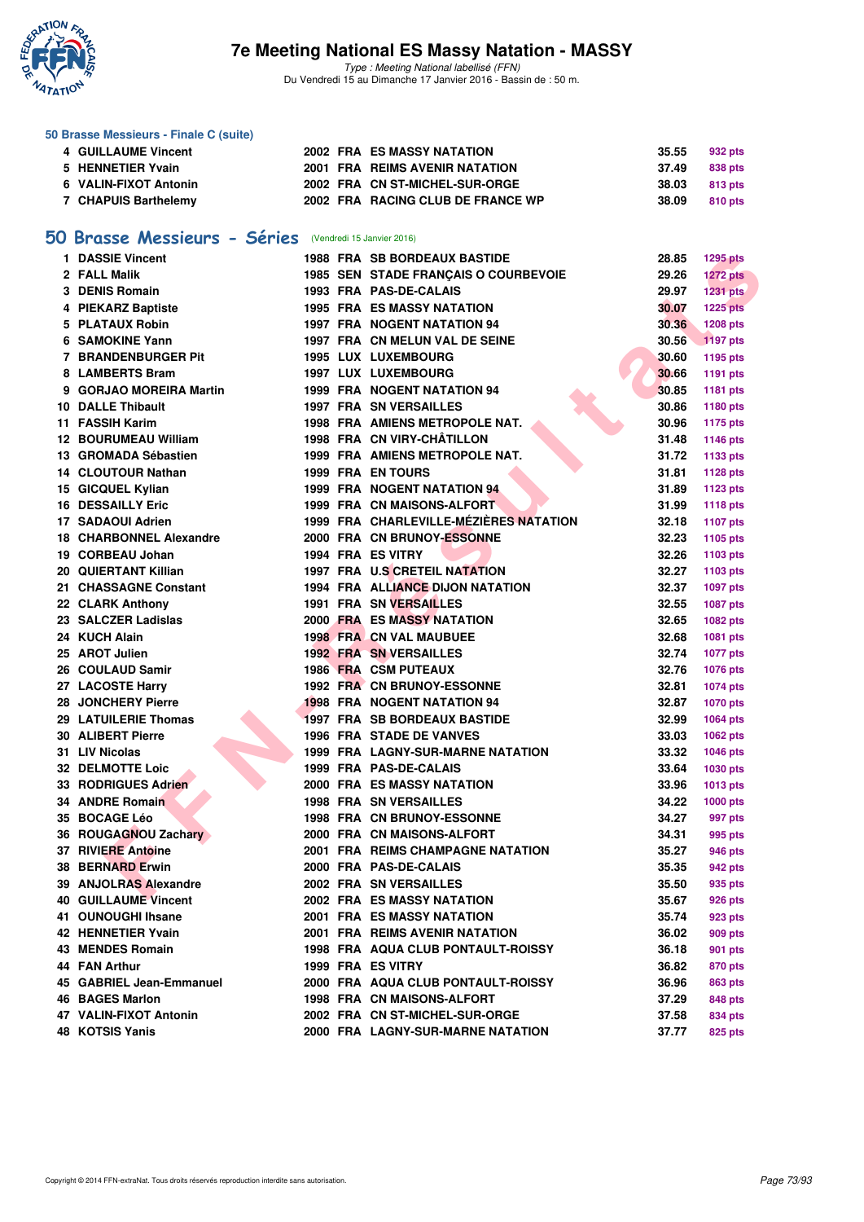### 50 Brasse Messieurs - Finale C (suite)

| | | | | | | |
|---|---|---|---|---|---|---|
| 4 | GUILLAUME Vincent | 2002 | FRA | ES MASSY NATATION | 35.55 | 932 pts |
| 5 | HENNETIER Yvain | 2001 | FRA | REIMS AVENIR NATATION | 37.49 | 838 pts |
| 6 | VALIN-FIXOT Antonin | 2002 | FRA | CN ST-MICHEL-SUR-ORGE | 38.03 | 813 pts |
| 7 | CHAPUIS Barthelemy | 2002 | FRA | RACING CLUB DE FRANCE WP | 38.09 | 810 pts |

## 50 Brasse Messieurs - Séries (Vendredi 15 Janvier 2016)

| | | | | | | |
|---|---|---|---|---|---|---|
| 1 | DASSIE Vincent | 1988 | FRA | SB BORDEAUX BASTIDE | 28.85 | 1295 pts |
| 2 | FALL Malik | 1985 | SEN | STADE FRANÇAIS O COURBEVOIE | 29.26 | 1272 pts |
| 3 | DENIS Romain | 1993 | FRA | PAS-DE-CALAIS | 29.97 | 1231 pts |
| 4 | PIEKARZ Baptiste | 1995 | FRA | ES MASSY NATATION | 30.07 | 1225 pts |
| 5 | PLATAUX Robin | 1997 | FRA | NOGENT NATATION 94 | 30.36 | 1208 pts |
| 6 | SAMOKINE Yann | 1997 | FRA | CN MELUN VAL DE SEINE | 30.56 | 1197 pts |
| 7 | BRANDENBURGER Pit | 1995 | LUX | LUXEMBOURG | 30.60 | 1195 pts |
| 8 | LAMBERTS Bram | 1997 | LUX | LUXEMBOURG | 30.66 | 1191 pts |
| 9 | GORJAO MOREIRA Martin | 1999 | FRA | NOGENT NATATION 94 | 30.85 | 1181 pts |
| 10 | DALLE Thibault | 1997 | FRA | SN VERSAILLES | 30.86 | 1180 pts |
| 11 | FASSIH Karim | 1998 | FRA | AMIENS METROPOLE NAT. | 30.96 | 1175 pts |
| 12 | BOURUMEAU William | 1998 | FRA | CN VIRY-CHÂTILLON | 31.48 | 1146 pts |
| 13 | GROMADA Sébastien | 1999 | FRA | AMIENS METROPOLE NAT. | 31.72 | 1133 pts |
| 14 | CLOUTOUR Nathan | 1999 | FRA | EN TOURS | 31.81 | 1128 pts |
| 15 | GICQUEL Kylian | 1999 | FRA | NOGENT NATATION 94 | 31.89 | 1123 pts |
| 16 | DESSAILLY Eric | 1999 | FRA | CN MAISONS-ALFORT | 31.99 | 1118 pts |
| 17 | SADAOUI Adrien | 1999 | FRA | CHARLEVILLE-MÉZIÈRES NATATION | 32.18 | 1107 pts |
| 18 | CHARBONNEL Alexandre | 2000 | FRA | CN BRUNOY-ESSONNE | 32.23 | 1105 pts |
| 19 | CORBEAU Johan | 1994 | FRA | ES VITRY | 32.26 | 1103 pts |
| 20 | QUIERTANT Killian | 1997 | FRA | U.S CRETEIL NATATION | 32.27 | 1103 pts |
| 21 | CHASSAGNE Constant | 1994 | FRA | ALLIANCE DIJON NATATION | 32.37 | 1097 pts |
| 22 | CLARK Anthony | 1991 | FRA | SN VERSAILLES | 32.55 | 1087 pts |
| 23 | SALCZER Ladislas | 2000 | FRA | ES MASSY NATATION | 32.65 | 1082 pts |
| 24 | KUCH Alain | 1998 | FRA | CN VAL MAUBUEE | 32.68 | 1081 pts |
| 25 | AROT Julien | 1992 | FRA | SN VERSAILLES | 32.74 | 1077 pts |
| 26 | COULAUD Samir | 1986 | FRA | CSM PUTEAUX | 32.76 | 1076 pts |
| 27 | LACOSTE Harry | 1992 | FRA | CN BRUNOY-ESSONNE | 32.81 | 1074 pts |
| 28 | JONCHERY Pierre | 1998 | FRA | NOGENT NATATION 94 | 32.87 | 1070 pts |
| 29 | LATUILERIE Thomas | 1997 | FRA | SB BORDEAUX BASTIDE | 32.99 | 1064 pts |
| 30 | ALIBERT Pierre | 1996 | FRA | STADE DE VANVES | 33.03 | 1062 pts |
| 31 | LIV Nicolas | 1999 | FRA | LAGNY-SUR-MARNE NATATION | 33.32 | 1046 pts |
| 32 | DELMOTTE Loic | 1999 | FRA | PAS-DE-CALAIS | 33.64 | 1030 pts |
| 33 | RODRIGUES Adrien | 2000 | FRA | ES MASSY NATATION | 33.96 | 1013 pts |
| 34 | ANDRE Romain | 1998 | FRA | SN VERSAILLES | 34.22 | 1000 pts |
| 35 | BOCAGE Léo | 1998 | FRA | CN BRUNOY-ESSONNE | 34.27 | 997 pts |
| 36 | ROUGAGNOU Zachary | 2000 | FRA | CN MAISONS-ALFORT | 34.31 | 995 pts |
| 37 | RIVIERE Antoine | 2001 | FRA | REIMS CHAMPAGNE NATATION | 35.27 | 946 pts |
| 38 | BERNARD Erwin | 2000 | FRA | PAS-DE-CALAIS | 35.35 | 942 pts |
| 39 | ANJOLRAS Alexandre | 2002 | FRA | SN VERSAILLES | 35.50 | 935 pts |
| 40 | GUILLAUME Vincent | 2002 | FRA | ES MASSY NATATION | 35.67 | 926 pts |
| 41 | OUNOUGHI Ihsane | 2001 | FRA | ES MASSY NATATION | 35.74 | 923 pts |
| 42 | HENNETIER Yvain | 2001 | FRA | REIMS AVENIR NATATION | 36.02 | 909 pts |
| 43 | MENDES Romain | 1998 | FRA | AQUA CLUB PONTAULT-ROISSY | 36.18 | 901 pts |
| 44 | FAN Arthur | 1999 | FRA | ES VITRY | 36.82 | 870 pts |
| 45 | GABRIEL Jean-Emmanuel | 2000 | FRA | AQUA CLUB PONTAULT-ROISSY | 36.96 | 863 pts |
| 46 | BAGES Marlon | 1998 | FRA | CN MAISONS-ALFORT | 37.29 | 848 pts |
| 47 | VALIN-FIXOT Antonin | 2002 | FRA | CN ST-MICHEL-SUR-ORGE | 37.58 | 834 pts |
| 48 | KOTSIS Yanis | 2000 | FRA | LAGNY-SUR-MARNE NATATION | 37.77 | 825 pts |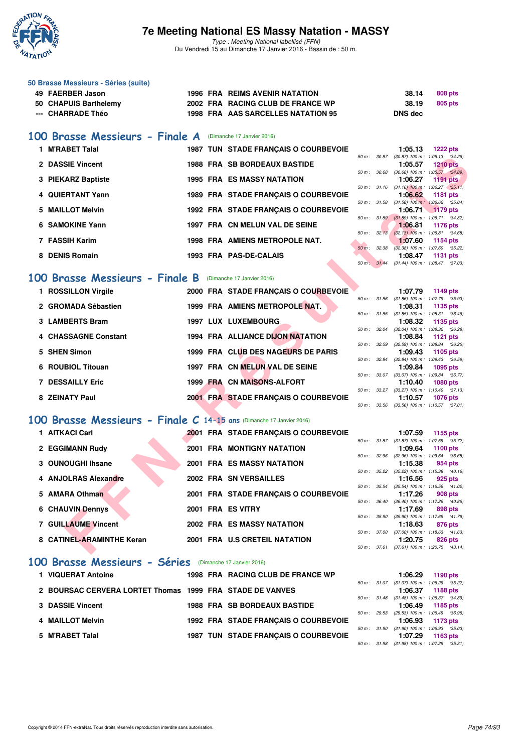# 7e Meeting National ES Massy Natation - MASSY

*Type : Meeting National labellisé (FFN)*
Du Vendredi 15 au Dimanche 17 Janvier 2016 - Bassin de : 50 m.

### 50 Brasse Messieurs - Séries (suite)

| | Nom | Année | Nat. | Club | Temps | Points |
|---|---|---|---|---|---|---|
| 49 | FAERBER Jason | 1996 | FRA | REIMS AVENIR NATATION | 38.14 | 808 pts |
| 50 | CHAPUIS Barthelemy | 2002 | FRA | RACING CLUB DE FRANCE WP | 38.19 | 805 pts |
| --- | CHARRADE Théo | 1998 | FRA | AAS SARCELLES NATATION 95 | DNS dec | |

## 100 Brasse Messieurs - Finale A (Dimanche 17 Janvier 2016)

| | Nom | Année | Nat. | Club | Temps | Points | Splits |
|---|---|---|---|---|---|---|---|
| 1 | M'RABET Talal | 1987 | TUN | STADE FRANÇAIS O COURBEVOIE | 1:05.13 | 1222 pts | 50 m : 30.87 (30.87) 100 m : 1:05.13 (34.26) |
| 2 | DASSIE Vincent | 1988 | FRA | SB BORDEAUX BASTIDE | 1:05.57 | 1210 pts | 50 m : 30.68 (30.68) 100 m : 1:05.57 (34.89) |
| 3 | PIEKARZ Baptiste | 1995 | FRA | ES MASSY NATATION | 1:06.27 | 1191 pts | 50 m : 31.16 (31.16) 100 m : 1:06.27 (35.11) |
| 4 | QUIERTANT Yann | 1989 | FRA | STADE FRANÇAIS O COURBEVOIE | 1:06.62 | 1181 pts | 50 m : 31.58 (31.58) 100 m : 1:06.62 (35.04) |
| 5 | MAILLOT Melvin | 1992 | FRA | STADE FRANÇAIS O COURBEVOIE | 1:06.71 | 1179 pts | 50 m : 31.89 (31.89) 100 m : 1:06.71 (34.82) |
| 6 | SAMOKINE Yann | 1997 | FRA | CN MELUN VAL DE SEINE | 1:06.81 | 1176 pts | 50 m : 32.13 (32.13) 100 m : 1:06.81 (34.68) |
| 7 | FASSIH Karim | 1998 | FRA | AMIENS METROPOLE NAT. | 1:07.60 | 1154 pts | 50 m : 32.38 (32.38) 100 m : 1:07.60 (35.22) |
| 8 | DENIS Romain | 1993 | FRA | PAS-DE-CALAIS | 1:08.47 | 1131 pts | 50 m : 31.44 (31.44) 100 m : 1:08.47 (37.03) |

## 100 Brasse Messieurs - Finale B (Dimanche 17 Janvier 2016)

| | Nom | Année | Nat. | Club | Temps | Points | Splits |
|---|---|---|---|---|---|---|---|
| 1 | ROSSILLON Virgile | 2000 | FRA | STADE FRANÇAIS O COURBEVOIE | 1:07.79 | 1149 pts | 50 m : 31.86 (31.86) 100 m : 1:07.79 (35.93) |
| 2 | GROMADA Sébastien | 1999 | FRA | AMIENS METROPOLE NAT. | 1:08.31 | 1135 pts | 50 m : 31.85 (31.85) 100 m : 1:08.31 (36.46) |
| 3 | LAMBERTS Bram | 1997 | LUX | LUXEMBOURG | 1:08.32 | 1135 pts | 50 m : 32.04 (32.04) 100 m : 1:08.32 (36.28) |
| 4 | CHASSAGNE Constant | 1994 | FRA | ALLIANCE DIJON NATATION | 1:08.84 | 1121 pts | 50 m : 32.59 (32.59) 100 m : 1:08.84 (36.25) |
| 5 | SHEN Simon | 1999 | FRA | CLUB DES NAGEURS DE PARIS | 1:09.43 | 1105 pts | 50 m : 32.84 (32.84) 100 m : 1:09.43 (36.59) |
| 6 | ROUBIOL Titouan | 1997 | FRA | CN MELUN VAL DE SEINE | 1:09.84 | 1095 pts | 50 m : 33.07 (33.07) 100 m : 1:09.84 (36.77) |
| 7 | DESSAILLY Eric | 1999 | FRA | CN MAISONS-ALFORT | 1:10.40 | 1080 pts | 50 m : 33.27 (33.27) 100 m : 1:10.40 (37.13) |
| 8 | ZEINATY Paul | 2001 | FRA | STADE FRANÇAIS O COURBEVOIE | 1:10.57 | 1076 pts | 50 m : 33.56 (33.56) 100 m : 1:10.57 (37.01) |

## 100 Brasse Messieurs - Finale C 14-15 ans (Dimanche 17 Janvier 2016)

| | Nom | Année | Nat. | Club | Temps | Points | Splits |
|---|---|---|---|---|---|---|---|
| 1 | AITKACI Carl | 2001 | FRA | STADE FRANÇAIS O COURBEVOIE | 1:07.59 | 1155 pts | 50 m : 31.87 (31.87) 100 m : 1:07.59 (35.72) |
| 2 | EGGIMANN Rudy | 2001 | FRA | MONTIGNY NATATION | 1:09.64 | 1100 pts | 50 m : 32.96 (32.96) 100 m : 1:09.64 (36.68) |
| 3 | OUNOUGHI Ihsane | 2001 | FRA | ES MASSY NATATION | 1:15.38 | 954 pts | 50 m : 35.22 (35.22) 100 m : 1:15.38 (40.16) |
| 4 | ANJOLRAS Alexandre | 2002 | FRA | SN VERSAILLES | 1:16.56 | 925 pts | 50 m : 35.54 (35.54) 100 m : 1:16.56 (41.02) |
| 5 | AMARA Othman | 2001 | FRA | STADE FRANÇAIS O COURBEVOIE | 1:17.26 | 908 pts | 50 m : 36.40 (36.40) 100 m : 1:17.26 (40.86) |
| 6 | CHAUVIN Dennys | 2001 | FRA | ES VITRY | 1:17.69 | 898 pts | 50 m : 35.90 (35.90) 100 m : 1:17.69 (41.79) |
| 7 | GUILLAUME Vincent | 2002 | FRA | ES MASSY NATATION | 1:18.63 | 876 pts | 50 m : 37.00 (37.00) 100 m : 1:18.63 (41.63) |
| 8 | CATINEL-ARAMINTHE Keran | 2001 | FRA | U.S CRETEIL NATATION | 1:20.75 | 826 pts | 50 m : 37.61 (37.61) 100 m : 1:20.75 (43.14) |

## 100 Brasse Messieurs - Séries (Dimanche 17 Janvier 2016)

| | Nom | Année | Nat. | Club | Temps | Points | Splits |
|---|---|---|---|---|---|---|---|
| 1 | VIQUERAT Antoine | 1998 | FRA | RACING CLUB DE FRANCE WP | 1:06.29 | 1190 pts | 50 m : 31.07 (31.07) 100 m : 1:06.29 (35.22) |
| 2 | BOURSAC CERVERA LORTET Thomas | 1999 | FRA | STADE DE VANVES | 1:06.37 | 1188 pts | 50 m : 31.48 (31.48) 100 m : 1:06.37 (34.89) |
| 3 | DASSIE Vincent | 1988 | FRA | SB BORDEAUX BASTIDE | 1:06.49 | 1185 pts | 50 m : 29.53 (29.53) 100 m : 1:06.49 (36.96) |
| 4 | MAILLOT Melvin | 1992 | FRA | STADE FRANÇAIS O COURBEVOIE | 1:06.93 | 1173 pts | 50 m : 31.90 (31.90) 100 m : 1:06.93 (35.03) |
| 5 | M'RABET Talal | 1987 | TUN | STADE FRANÇAIS O COURBEVOIE | 1:07.29 | 1163 pts | 50 m : 31.98 (31.98) 100 m : 1:07.29 (35.31) |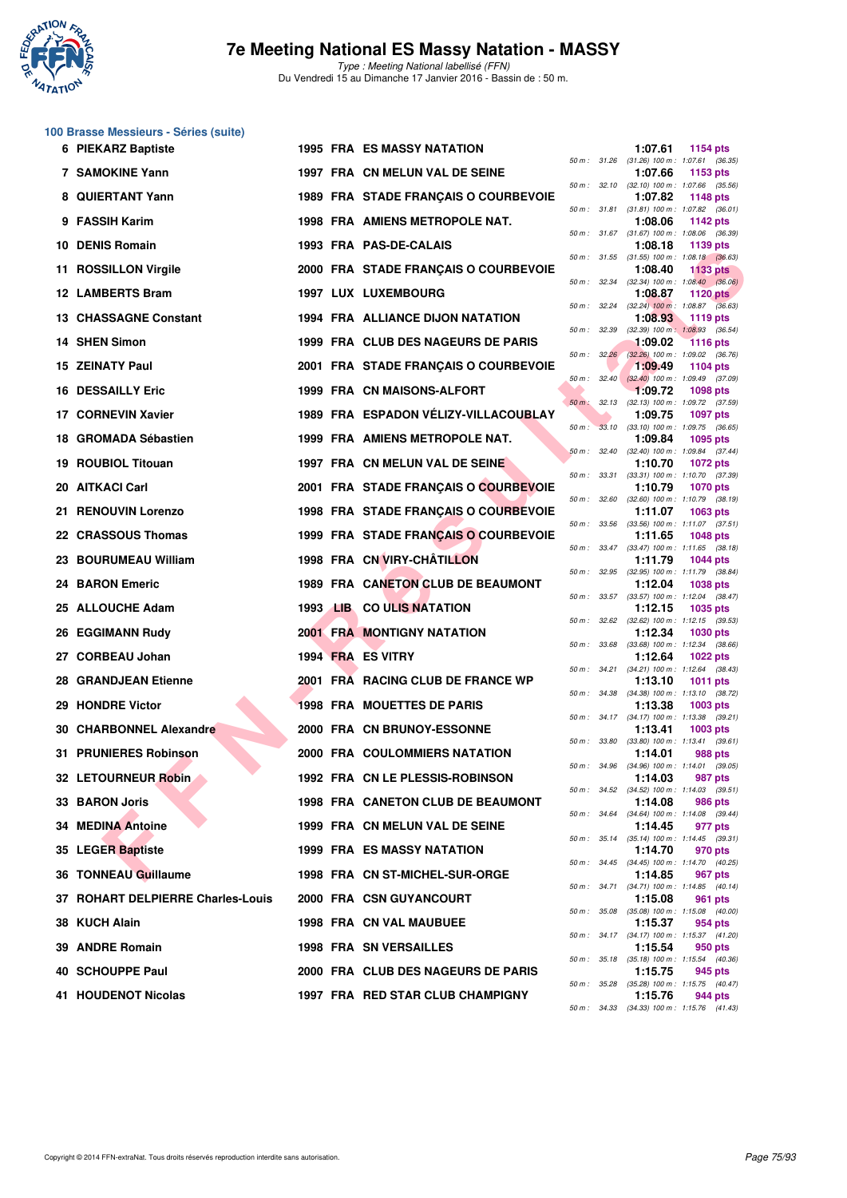# 7e Meeting National ES Massy Natation - MASSY

*Type : Meeting National labellisé (FFN)*
Du Vendredi 15 au Dimanche 17 Janvier 2016 - Bassin de : 50 m.

## 100 Brasse Messieurs - Séries (suite)

| Rg | Nom | Année | Nat | Club | Temps | Points | Splits |
|---|---|---|---|---|---|---|---|
| 6 | PIEKARZ Baptiste | 1995 | FRA | ES MASSY NATATION | 1:07.61 | 1154 pts | 50 m : 31.26 (31.26) 100 m : 1:07.61 (36.35) |
| 7 | SAMOKINE Yann | 1997 | FRA | CN MELUN VAL DE SEINE | 1:07.66 | 1153 pts | 50 m : 32.10 (32.10) 100 m : 1:07.66 (35.56) |
| 8 | QUIERTANT Yann | 1989 | FRA | STADE FRANÇAIS O COURBEVOIE | 1:07.82 | 1148 pts | 50 m : 31.81 (31.81) 100 m : 1:07.82 (36.01) |
| 9 | FASSIH Karim | 1998 | FRA | AMIENS METROPOLE NAT. | 1:08.06 | 1142 pts | 50 m : 31.67 (31.67) 100 m : 1:08.06 (36.39) |
| 10 | DENIS Romain | 1993 | FRA | PAS-DE-CALAIS | 1:08.18 | 1139 pts | 50 m : 31.55 (31.55) 100 m : 1:08.18 (36.63) |
| 11 | ROSSILLON Virgile | 2000 | FRA | STADE FRANÇAIS O COURBEVOIE | 1:08.40 | 1133 pts | 50 m : 32.34 (32.34) 100 m : 1:08.40 (36.06) |
| 12 | LAMBERTS Bram | 1997 | LUX | LUXEMBOURG | 1:08.87 | 1120 pts | 50 m : 32.24 (32.24) 100 m : 1:08.87 (36.63) |
| 13 | CHASSAGNE Constant | 1994 | FRA | ALLIANCE DIJON NATATION | 1:08.93 | 1119 pts | 50 m : 32.39 (32.39) 100 m : 1:08.93 (36.54) |
| 14 | SHEN Simon | 1999 | FRA | CLUB DES NAGEURS DE PARIS | 1:09.02 | 1116 pts | 50 m : 32.26 (32.26) 100 m : 1:09.02 (36.76) |
| 15 | ZEINATY Paul | 2001 | FRA | STADE FRANÇAIS O COURBEVOIE | 1:09.49 | 1104 pts | 50 m : 32.40 (32.40) 100 m : 1:09.49 (37.09) |
| 16 | DESSAILLY Eric | 1999 | FRA | CN MAISONS-ALFORT | 1:09.72 | 1098 pts | 50 m : 32.13 (32.13) 100 m : 1:09.72 (37.59) |
| 17 | CORNEVIN Xavier | 1989 | FRA | ESPADON VÉLIZY-VILLACOUBLAY | 1:09.75 | 1097 pts | 50 m : 33.10 (33.10) 100 m : 1:09.75 (36.65) |
| 18 | GROMADA Sébastien | 1999 | FRA | AMIENS METROPOLE NAT. | 1:09.84 | 1095 pts | 50 m : 32.40 (32.40) 100 m : 1:09.84 (37.44) |
| 19 | ROUBIOL Titouan | 1997 | FRA | CN MELUN VAL DE SEINE | 1:10.70 | 1072 pts | 50 m : 33.31 (33.31) 100 m : 1:10.70 (37.39) |
| 20 | AITKACI Carl | 2001 | FRA | STADE FRANÇAIS O COURBEVOIE | 1:10.79 | 1070 pts | 50 m : 32.60 (32.60) 100 m : 1:10.79 (38.19) |
| 21 | RENOUVIN Lorenzo | 1998 | FRA | STADE FRANÇAIS O COURBEVOIE | 1:11.07 | 1063 pts | 50 m : 33.56 (33.56) 100 m : 1:11.07 (37.51) |
| 22 | CRASSOUS Thomas | 1999 | FRA | STADE FRANÇAIS O COURBEVOIE | 1:11.65 | 1048 pts | 50 m : 33.47 (33.47) 100 m : 1:11.65 (38.18) |
| 23 | BOURUMEAU William | 1998 | FRA | CN VIRY-CHÂTILLON | 1:11.79 | 1044 pts | 50 m : 32.95 (32.95) 100 m : 1:11.79 (38.84) |
| 24 | BARON Emeric | 1989 | FRA | CANETON CLUB DE BEAUMONT | 1:12.04 | 1038 pts | 50 m : 33.57 (33.57) 100 m : 1:12.04 (38.47) |
| 25 | ALLOUCHE Adam | 1993 | LIB | CO ULIS NATATION | 1:12.15 | 1035 pts | 50 m : 32.62 (32.62) 100 m : 1:12.15 (39.53) |
| 26 | EGGIMANN Rudy | 2001 | FRA | MONTIGNY NATATION | 1:12.34 | 1030 pts | 50 m : 33.68 (33.68) 100 m : 1:12.34 (38.66) |
| 27 | CORBEAU Johan | 1994 | FRA | ES VITRY | 1:12.64 | 1022 pts | 50 m : 34.21 (34.21) 100 m : 1:12.64 (38.43) |
| 28 | GRANDJEAN Etienne | 2001 | FRA | RACING CLUB DE FRANCE WP | 1:13.10 | 1011 pts | 50 m : 34.38 (34.38) 100 m : 1:13.10 (38.72) |
| 29 | HONDRE Victor | 1998 | FRA | MOUETTES DE PARIS | 1:13.38 | 1003 pts | 50 m : 34.17 (34.17) 100 m : 1:13.38 (39.21) |
| 30 | CHARBONNEL Alexandre | 2000 | FRA | CN BRUNOY-ESSONNE | 1:13.41 | 1003 pts | 50 m : 33.80 (33.80) 100 m : 1:13.41 (39.61) |
| 31 | PRUNIERES Robinson | 2000 | FRA | COULOMMIERS NATATION | 1:14.01 | 988 pts | 50 m : 34.96 (34.96) 100 m : 1:14.01 (39.05) |
| 32 | LETOURNEUR Robin | 1992 | FRA | CN LE PLESSIS-ROBINSON | 1:14.03 | 987 pts | 50 m : 34.52 (34.52) 100 m : 1:14.03 (39.51) |
| 33 | BARON Joris | 1998 | FRA | CANETON CLUB DE BEAUMONT | 1:14.08 | 986 pts | 50 m : 34.64 (34.64) 100 m : 1:14.08 (39.44) |
| 34 | MEDINA Antoine | 1999 | FRA | CN MELUN VAL DE SEINE | 1:14.45 | 977 pts | 50 m : 35.14 (35.14) 100 m : 1:14.45 (39.31) |
| 35 | LEGER Baptiste | 1999 | FRA | ES MASSY NATATION | 1:14.70 | 970 pts | 50 m : 34.45 (34.45) 100 m : 1:14.70 (40.25) |
| 36 | TONNEAU Guillaume | 1998 | FRA | CN ST-MICHEL-SUR-ORGE | 1:14.85 | 967 pts | 50 m : 34.71 (34.71) 100 m : 1:14.85 (40.14) |
| 37 | ROHART DELPIERRE Charles-Louis | 2000 | FRA | CSN GUYANCOURT | 1:15.08 | 961 pts | 50 m : 35.08 (35.08) 100 m : 1:15.08 (40.00) |
| 38 | KUCH Alain | 1998 | FRA | CN VAL MAUBUEE | 1:15.37 | 954 pts | 50 m : 34.17 (34.17) 100 m : 1:15.37 (41.20) |
| 39 | ANDRE Romain | 1998 | FRA | SN VERSAILLES | 1:15.54 | 950 pts | 50 m : 35.18 (35.18) 100 m : 1:15.54 (40.36) |
| 40 | SCHOUPPE Paul | 2000 | FRA | CLUB DES NAGEURS DE PARIS | 1:15.75 | 945 pts | 50 m : 35.28 (35.28) 100 m : 1:15.75 (40.47) |
| 41 | HOUDENOT Nicolas | 1997 | FRA | RED STAR CLUB CHAMPIGNY | 1:15.76 | 944 pts | 50 m : 34.33 (34.33) 100 m : 1:15.76 (41.43) |

Copyright © 2014 FFN-extraNat. Tous droits réservés reproduction interdite sans autorisation.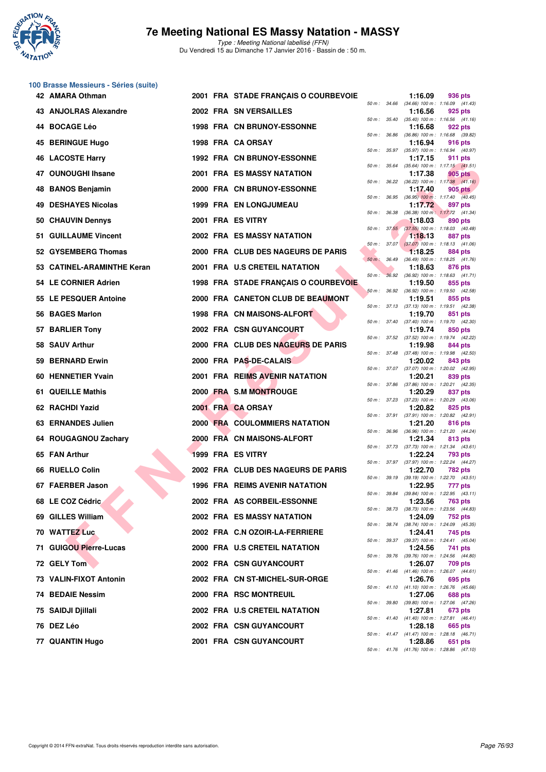### 100 Brasse Messieurs - Séries (suite)

| Rang | Nom | Année | Nat. | Club | Temps | Points | Splits |
|---|---|---|---|---|---|---|---|
| 42 | AMARA Othman | 2001 | FRA | STADE FRANÇAIS O COURBEVOIE | 1:16.09 | 936 pts | 50 m : 34.66 (34.66) 100 m : 1:16.09 (41.43) |
| 43 | ANJOLRAS Alexandre | 2002 | FRA | SN VERSAILLES | 1:16.56 | 925 pts | 50 m : 35.40 (35.40) 100 m : 1:16.56 (41.16) |
| 44 | BOCAGE Léo | 1998 | FRA | CN BRUNOY-ESSONNE | 1:16.68 | 922 pts | 50 m : 36.86 (36.86) 100 m : 1:16.68 (39.82) |
| 45 | BERINGUE Hugo | 1998 | FRA | CA ORSAY | 1:16.94 | 916 pts | 50 m : 35.97 (35.97) 100 m : 1:16.94 (40.97) |
| 46 | LACOSTE Harry | 1992 | FRA | CN BRUNOY-ESSONNE | 1:17.15 | 911 pts | 50 m : 35.64 (35.64) 100 m : 1:17.15 (41.51) |
| 47 | OUNOUGHI Ihsane | 2001 | FRA | ES MASSY NATATION | 1:17.38 | 905 pts | 50 m : 36.22 (36.22) 100 m : 1:17.38 (41.16) |
| 48 | BANOS Benjamin | 2000 | FRA | CN BRUNOY-ESSONNE | 1:17.40 | 905 pts | 50 m : 36.95 (36.95) 100 m : 1:17.40 (40.45) |
| 49 | DESHAYES Nicolas | 1999 | FRA | EN LONGJUMEAU | 1:17.72 | 897 pts | 50 m : 36.38 (36.38) 100 m : 1:17.72 (41.34) |
| 50 | CHAUVIN Dennys | 2001 | FRA | ES VITRY | 1:18.03 | 890 pts | 50 m : 37.55 (37.55) 100 m : 1:18.03 (40.48) |
| 51 | GUILLAUME Vincent | 2002 | FRA | ES MASSY NATATION | 1:18.13 | 887 pts | 50 m : 37.07 (37.07) 100 m : 1:18.13 (41.06) |
| 52 | GYSEMBERG Thomas | 2000 | FRA | CLUB DES NAGEURS DE PARIS | 1:18.25 | 884 pts | 50 m : 36.49 (36.49) 100 m : 1:18.25 (41.76) |
| 53 | CATINEL-ARAMINTHE Keran | 2001 | FRA | U.S CRETEIL NATATION | 1:18.63 | 876 pts | 50 m : 36.92 (36.92) 100 m : 1:18.63 (41.71) |
| 54 | LE CORNIER Adrien | 1998 | FRA | STADE FRANÇAIS O COURBEVOIE | 1:19.50 | 855 pts | 50 m : 36.92 (36.92) 100 m : 1:19.50 (42.58) |
| 55 | LE PESQUER Antoine | 2000 | FRA | CANETON CLUB DE BEAUMONT | 1:19.51 | 855 pts | 50 m : 37.13 (37.13) 100 m : 1:19.51 (42.38) |
| 56 | BAGES Marlon | 1998 | FRA | CN MAISONS-ALFORT | 1:19.70 | 851 pts | 50 m : 37.40 (37.40) 100 m : 1:19.70 (42.30) |
| 57 | BARLIER Tony | 2002 | FRA | CSN GUYANCOURT | 1:19.74 | 850 pts | 50 m : 37.52 (37.52) 100 m : 1:19.74 (42.22) |
| 58 | SAUV Arthur | 2000 | FRA | CLUB DES NAGEURS DE PARIS | 1:19.98 | 844 pts | 50 m : 37.48 (37.48) 100 m : 1:19.98 (42.50) |
| 59 | BERNARD Erwin | 2000 | FRA | PAS-DE-CALAIS | 1:20.02 | 843 pts | 50 m : 37.07 (37.07) 100 m : 1:20.02 (42.95) |
| 60 | HENNETIER Yvain | 2001 | FRA | REIMS AVENIR NATATION | 1:20.21 | 839 pts | 50 m : 37.86 (37.86) 100 m : 1:20.21 (42.35) |
| 61 | QUEILLE Mathis | 2000 | FRA | S.M MONTROUGE | 1:20.29 | 837 pts | 50 m : 37.23 (37.23) 100 m : 1:20.29 (43.06) |
| 62 | RACHDI Yazid | 2001 | FRA | CA ORSAY | 1:20.82 | 825 pts | 50 m : 37.91 (37.91) 100 m : 1:20.82 (42.91) |
| 63 | ERNANDES Julien | 2000 | FRA | COULOMMIERS NATATION | 1:21.20 | 816 pts | 50 m : 36.96 (36.96) 100 m : 1:21.20 (44.24) |
| 64 | ROUGAGNOU Zachary | 2000 | FRA | CN MAISONS-ALFORT | 1:21.34 | 813 pts | 50 m : 37.73 (37.73) 100 m : 1:21.34 (43.61) |
| 65 | FAN Arthur | 1999 | FRA | ES VITRY | 1:22.24 | 793 pts | 50 m : 37.97 (37.97) 100 m : 1:22.24 (44.27) |
| 66 | RUELLO Colin | 2002 | FRA | CLUB DES NAGEURS DE PARIS | 1:22.70 | 782 pts | 50 m : 39.19 (39.19) 100 m : 1:22.70 (43.51) |
| 67 | FAERBER Jason | 1996 | FRA | REIMS AVENIR NATATION | 1:22.95 | 777 pts | 50 m : 39.84 (39.84) 100 m : 1:22.95 (43.11) |
| 68 | LE COZ Cédric | 2002 | FRA | AS CORBEIL-ESSONNE | 1:23.56 | 763 pts | 50 m : 38.73 (38.73) 100 m : 1:23.56 (44.83) |
| 69 | GILLES William | 2002 | FRA | ES MASSY NATATION | 1:24.09 | 752 pts | 50 m : 38.74 (38.74) 100 m : 1:24.09 (45.35) |
| 70 | WATTEZ Luc | 2002 | FRA | C.N OZOIR-LA-FERRIERE | 1:24.41 | 745 pts | 50 m : 39.37 (39.37) 100 m : 1:24.41 (45.04) |
| 71 | GUIGOU Pierre-Lucas | 2000 | FRA | U.S CRETEIL NATATION | 1:24.56 | 741 pts | 50 m : 39.76 (39.76) 100 m : 1:24.56 (44.80) |
| 72 | GELY Tom | 2002 | FRA | CSN GUYANCOURT | 1:26.07 | 709 pts | 50 m : 41.46 (41.46) 100 m : 1:26.07 (44.61) |
| 73 | VALIN-FIXOT Antonin | 2002 | FRA | CN ST-MICHEL-SUR-ORGE | 1:26.76 | 695 pts | 50 m : 41.10 (41.10) 100 m : 1:26.76 (45.66) |
| 74 | BEDAIE Nessim | 2000 | FRA | RSC MONTREUIL | 1:27.06 | 688 pts | 50 m : 39.80 (39.80) 100 m : 1:27.06 (47.26) |
| 75 | SAIDJI Djillali | 2002 | FRA | U.S CRETEIL NATATION | 1:27.81 | 673 pts | 50 m : 41.40 (41.40) 100 m : 1:27.81 (46.41) |
| 76 | DEZ Léo | 2002 | FRA | CSN GUYANCOURT | 1:28.18 | 665 pts | 50 m : 41.47 (41.47) 100 m : 1:28.18 (46.71) |
| 77 | QUANTIN Hugo | 2001 | FRA | CSN GUYANCOURT | 1:28.86 | 651 pts | 50 m : 41.76 (41.76) 100 m : 1:28.86 (47.10) |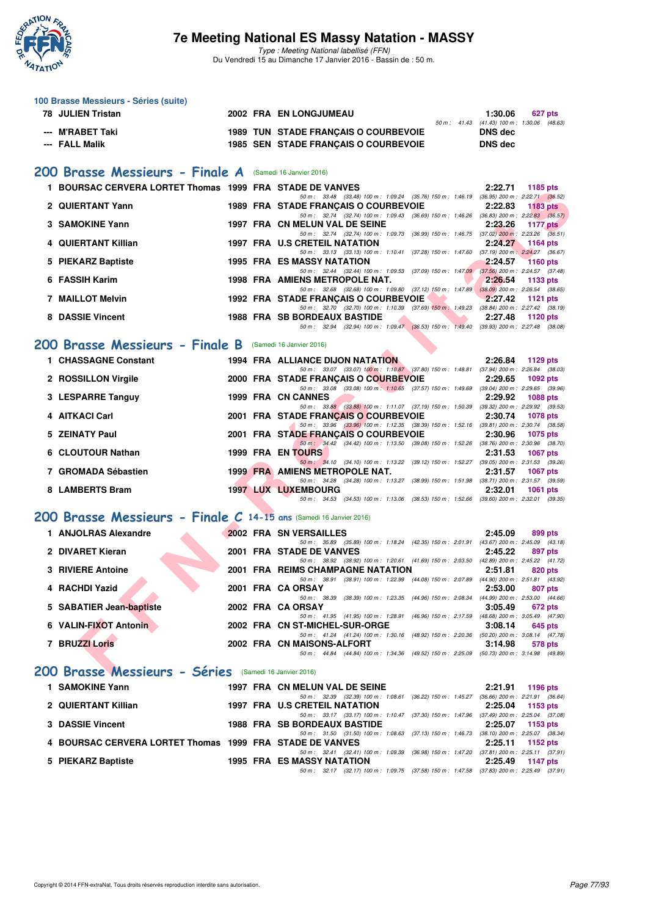# 7e Meeting National ES Massy Natation - MASSY

*Type : Meeting National labellisé (FFN)*

Du Vendredi 15 au Dimanche 17 Janvier 2016 - Bassin de : 50 m.

### 100 Brasse Messieurs - Séries (suite)

| | Nom | Année | Nat | Club | Temps | Points |
|---|---|---|---|---|---|---|
| 78 | JULIEN Tristan | 2002 | FRA | EN LONGJUMEAU | 1:30.06 | 627 pts |
| | *50 m : 41.43 (41.43) 100 m : 1:30.06 (48.63)* | | | | | |
| --- | M'RABET Taki | 1989 | TUN | STADE FRANÇAIS O COURBEVOIE | DNS dec | |
| --- | FALL Malik | 1985 | SEN | STADE FRANÇAIS O COURBEVOIE | DNS dec | |

## 200 Brasse Messieurs - Finale A (Samedi 16 Janvier 2016)

| | Nom | Année | Nat | Club | Temps | Points |
|---|---|---|---|---|---|---|
| 1 | BOURSAC CERVERA LORTET Thomas | 1999 | FRA | STADE DE VANVES | 2:22.71 | 1185 pts |
| | *50 m : 33.48 (33.48) 100 m : 1:09.24 (35.76) 150 m : 1:46.19 (36.95) 200 m : 2:22.71 (36.52)* | | | | | |
| 2 | QUIERTANT Yann | 1989 | FRA | STADE FRANÇAIS O COURBEVOIE | 2:22.83 | 1183 pts |
| | *50 m : 32.74 (32.74) 100 m : 1:09.43 (36.69) 150 m : 1:46.26 (36.83) 200 m : 2:22.83 (36.57)* | | | | | |
| 3 | SAMOKINE Yann | 1997 | FRA | CN MELUN VAL DE SEINE | 2:23.26 | 1177 pts |
| | *50 m : 32.74 (32.74) 100 m : 1:09.73 (36.99) 150 m : 1:46.75 (37.02) 200 m : 2:23.26 (36.51)* | | | | | |
| 4 | QUIERTANT Killian | 1997 | FRA | U.S CRETEIL NATATION | 2:24.27 | 1164 pts |
| | *50 m : 33.13 (33.13) 100 m : 1:10.41 (37.28) 150 m : 1:47.60 (37.19) 200 m : 2:24.27 (36.67)* | | | | | |
| 5 | PIEKARZ Baptiste | 1995 | FRA | ES MASSY NATATION | 2:24.57 | 1160 pts |
| | *50 m : 32.44 (32.44) 100 m : 1:09.53 (37.09) 150 m : 1:47.09 (37.56) 200 m : 2:24.57 (37.48)* | | | | | |
| 6 | FASSIH Karim | 1998 | FRA | AMIENS METROPOLE NAT. | 2:26.54 | 1133 pts |
| | *50 m : 32.68 (32.68) 100 m : 1:09.80 (37.12) 150 m : 1:47.89 (38.09) 200 m : 2:26.54 (38.65)* | | | | | |
| 7 | MAILLOT Melvin | 1992 | FRA | STADE FRANÇAIS O COURBEVOIE | 2:27.42 | 1121 pts |
| | *50 m : 32.70 (32.70) 100 m : 1:10.39 (37.69) 150 m : 1:49.23 (38.84) 200 m : 2:27.42 (38.19)* | | | | | |
| 8 | DASSIE Vincent | 1988 | FRA | SB BORDEAUX BASTIDE | 2:27.48 | 1120 pts |
| | *50 m : 32.94 (32.94) 100 m : 1:09.47 (36.53) 150 m : 1:49.40 (39.93) 200 m : 2:27.48 (38.08)* | | | | | |

## 200 Brasse Messieurs - Finale B (Samedi 16 Janvier 2016)

| | Nom | Année | Nat | Club | Temps | Points |
|---|---|---|---|---|---|---|
| 1 | CHASSAGNE Constant | 1994 | FRA | ALLIANCE DIJON NATATION | 2:26.84 | 1129 pts |
| | *50 m : 33.07 (33.07) 100 m : 1:10.87 (37.80) 150 m : 1:48.81 (37.94) 200 m : 2:26.84 (38.03)* | | | | | |
| 2 | ROSSILLON Virgile | 2000 | FRA | STADE FRANÇAIS O COURBEVOIE | 2:29.65 | 1092 pts |
| | *50 m : 33.08 (33.08) 100 m : 1:10.65 (37.57) 150 m : 1:49.69 (39.04) 200 m : 2:29.65 (39.96)* | | | | | |
| 3 | LESPARRE Tanguy | 1999 | FRA | CN CANNES | 2:29.92 | 1088 pts |
| | *50 m : 33.88 (33.88) 100 m : 1:11.07 (37.19) 150 m : 1:50.39 (39.32) 200 m : 2:29.92 (39.53)* | | | | | |
| 4 | AITKACI Carl | 2001 | FRA | STADE FRANÇAIS O COURBEVOIE | 2:30.74 | 1078 pts |
| | *50 m : 33.96 (33.96) 100 m : 1:12.35 (38.39) 150 m : 1:52.16 (39.81) 200 m : 2:30.74 (38.58)* | | | | | |
| 5 | ZEINATY Paul | 2001 | FRA | STADE FRANÇAIS O COURBEVOIE | 2:30.96 | 1075 pts |
| | *50 m : 34.42 (34.42) 100 m : 1:13.50 (39.08) 150 m : 1:52.26 (38.76) 200 m : 2:30.96 (38.70)* | | | | | |
| 6 | CLOUTOUR Nathan | 1999 | FRA | EN TOURS | 2:31.53 | 1067 pts |
| | *50 m : 34.10 (34.10) 100 m : 1:13.22 (39.12) 150 m : 1:52.27 (39.05) 200 m : 2:31.53 (39.26)* | | | | | |
| 7 | GROMADA Sébastien | 1999 | FRA | AMIENS METROPOLE NAT. | 2:31.57 | 1067 pts |
| | *50 m : 34.28 (34.28) 100 m : 1:13.27 (38.99) 150 m : 1:51.98 (38.71) 200 m : 2:31.57 (39.59)* | | | | | |
| 8 | LAMBERTS Bram | 1997 | LUX | LUXEMBOURG | 2:32.01 | 1061 pts |
| | *50 m : 34.53 (34.53) 100 m : 1:13.06 (38.53) 150 m : 1:52.66 (39.60) 200 m : 2:32.01 (39.35)* | | | | | |

## 200 Brasse Messieurs - Finale C 14-15 ans (Samedi 16 Janvier 2016)

| | Nom | Année | Nat | Club | Temps | Points |
|---|---|---|---|---|---|---|
| 1 | ANJOLRAS Alexandre | 2002 | FRA | SN VERSAILLES | 2:45.09 | 899 pts |
| | *50 m : 35.89 (35.89) 100 m : 1:18.24 (42.35) 150 m : 2:01.91 (43.67) 200 m : 2:45.09 (43.18)* | | | | | |
| 2 | DIVARET Kieran | 2001 | FRA | STADE DE VANVES | 2:45.22 | 897 pts |
| | *50 m : 38.92 (38.92) 100 m : 1:20.61 (41.69) 150 m : 2:03.50 (42.89) 200 m : 2:45.22 (41.72)* | | | | | |
| 3 | RIVIERE Antoine | 2001 | FRA | REIMS CHAMPAGNE NATATION | 2:51.81 | 820 pts |
| | *50 m : 38.91 (38.91) 100 m : 1:22.99 (44.08) 150 m : 2:07.89 (44.90) 200 m : 2:51.81 (43.92)* | | | | | |
| 4 | RACHDI Yazid | 2001 | FRA | CA ORSAY | 2:53.00 | 807 pts |
| | *50 m : 38.39 (38.39) 100 m : 1:23.35 (44.96) 150 m : 2:08.34 (44.99) 200 m : 2:53.00 (44.66)* | | | | | |
| 5 | SABATIER Jean-baptiste | 2002 | FRA | CA ORSAY | 3:05.49 | 672 pts |
| | *50 m : 41.95 (41.95) 100 m : 1:28.91 (46.96) 150 m : 2:17.59 (48.68) 200 m : 3:05.49 (47.90)* | | | | | |
| 6 | VALIN-FIXOT Antonin | 2002 | FRA | CN ST-MICHEL-SUR-ORGE | 3:08.14 | 645 pts |
| | *50 m : 41.24 (41.24) 100 m : 1:30.16 (48.92) 150 m : 2:20.36 (50.20) 200 m : 3:08.14 (47.78)* | | | | | |
| 7 | BRUZZI Loris | 2002 | FRA | CN MAISONS-ALFORT | 3:14.98 | 578 pts |
| | *50 m : 44.84 (44.84) 100 m : 1:34.36 (49.52) 150 m : 2:25.09 (50.73) 200 m : 3:14.98 (49.89)* | | | | | |

## 200 Brasse Messieurs - Séries (Samedi 16 Janvier 2016)

| | Nom | Année | Nat | Club | Temps | Points |
|---|---|---|---|---|---|---|
| 1 | SAMOKINE Yann | 1997 | FRA | CN MELUN VAL DE SEINE | 2:21.91 | 1196 pts |
| | *50 m : 32.39 (32.39) 100 m : 1:08.61 (36.22) 150 m : 1:45.27 (36.66) 200 m : 2:21.91 (36.64)* | | | | | |
| 2 | QUIERTANT Killian | 1997 | FRA | U.S CRETEIL NATATION | 2:25.04 | 1153 pts |
| | *50 m : 33.17 (33.17) 100 m : 1:10.47 (37.30) 150 m : 1:47.96 (37.49) 200 m : 2:25.04 (37.08)* | | | | | |
| 3 | DASSIE Vincent | 1988 | FRA | SB BORDEAUX BASTIDE | 2:25.07 | 1153 pts |
| | *50 m : 31.50 (31.50) 100 m : 1:08.63 (37.13) 150 m : 1:46.73 (38.10) 200 m : 2:25.07 (38.34)* | | | | | |
| 4 | BOURSAC CERVERA LORTET Thomas | 1999 | FRA | STADE DE VANVES | 2:25.11 | 1152 pts |
| | *50 m : 32.41 (32.41) 100 m : 1:09.39 (36.98) 150 m : 1:47.20 (37.81) 200 m : 2:25.11 (37.91)* | | | | | |
| 5 | PIEKARZ Baptiste | 1995 | FRA | ES MASSY NATATION | 2:25.49 | 1147 pts |
| | *50 m : 32.17 (32.17) 100 m : 1:09.75 (37.58) 150 m : 1:47.58 (37.83) 200 m : 2:25.49 (37.91)* | | | | | |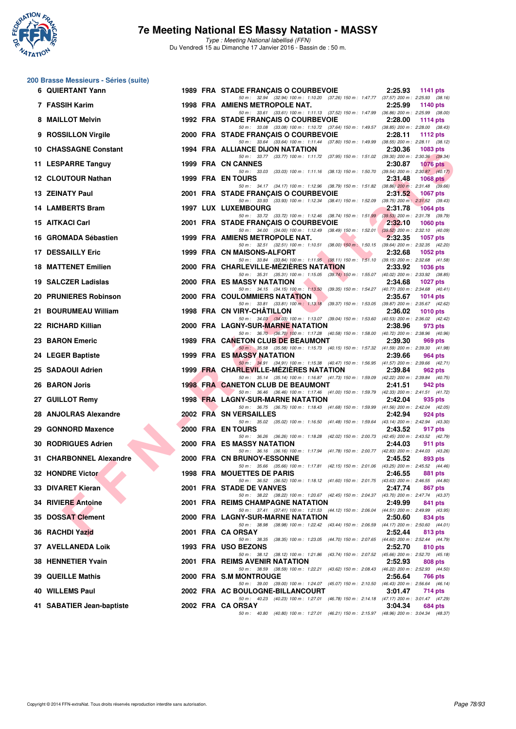# 7e Meeting National ES Massy Natation - MASSY

*Type : Meeting National labellisé (FFN)*
Du Vendredi 15 au Dimanche 17 Janvier 2016 - Bassin de : 50 m.

## 200 Brasse Messieurs - Séries (suite)

| Rang | Nom | Année | Nat. | Club | Temps | Points |
|---|---|---|---|---|---|---|
| 6 | QUIERTANT Yann | 1989 | FRA | STADE FRANÇAIS O COURBEVOIE | 2:25.93 | 1141 pts |
| | 50 m : 32.94 (32.94) 100 m : 1:10.20 (37.26) 150 m : 1:47.77 (37.57) 200 m : 2:25.93 (38.16) | | | | | |
| 7 | FASSIH Karim | 1998 | FRA | AMIENS METROPOLE NAT. | 2:25.99 | 1140 pts |
| | 50 m : 33.61 (33.61) 100 m : 1:11.13 (37.52) 150 m : 1:47.99 (36.86) 200 m : 2:25.99 (38.00) | | | | | |
| 8 | MAILLOT Melvin | 1992 | FRA | STADE FRANÇAIS O COURBEVOIE | 2:28.00 | 1114 pts |
| | 50 m : 33.08 (33.08) 100 m : 1:10.72 (37.64) 150 m : 1:49.57 (38.85) 200 m : 2:28.00 (38.43) | | | | | |
| 9 | ROSSILLON Virgile | 2000 | FRA | STADE FRANÇAIS O COURBEVOIE | 2:28.11 | 1112 pts |
| | 50 m : 33.64 (33.64) 100 m : 1:11.44 (37.80) 150 m : 1:49.99 (38.55) 200 m : 2:28.11 (38.12) | | | | | |
| 10 | CHASSAGNE Constant | 1994 | FRA | ALLIANCE DIJON NATATION | 2:30.36 | 1083 pts |
| | 50 m : 33.77 (33.77) 100 m : 1:11.72 (37.95) 150 m : 1:51.02 (39.30) 200 m : 2:30.36 (39.34) | | | | | |
| 11 | LESPARRE Tanguy | 1999 | FRA | CN CANNES | 2:30.87 | 1076 pts |
| | 50 m : 33.03 (33.03) 100 m : 1:11.16 (38.13) 150 m : 1:50.70 (39.54) 200 m : 2:30.87 (40.17) | | | | | |
| 12 | CLOUTOUR Nathan | 1999 | FRA | EN TOURS | 2:31.48 | 1068 pts |
| | 50 m : 34.17 (34.17) 100 m : 1:12.96 (38.79) 150 m : 1:51.82 (38.86) 200 m : 2:31.48 (39.66) | | | | | |
| 13 | ZEINATY Paul | 2001 | FRA | STADE FRANÇAIS O COURBEVOIE | 2:31.52 | 1067 pts |
| | 50 m : 33.93 (33.93) 100 m : 1:12.34 (38.41) 150 m : 1:52.09 (39.75) 200 m : 2:31.52 (39.43) | | | | | |
| 14 | LAMBERTS Bram | 1997 | LUX | LUXEMBOURG | 2:31.78 | 1064 pts |
| | 50 m : 33.72 (33.72) 100 m : 1:12.46 (38.74) 150 m : 1:51.99 (39.53) 200 m : 2:31.78 (39.79) | | | | | |
| 15 | AITKACI Carl | 2001 | FRA | STADE FRANÇAIS O COURBEVOIE | 2:32.10 | 1060 pts |
| | 50 m : 34.00 (34.00) 100 m : 1:12.49 (38.49) 150 m : 1:52.01 (39.52) 200 m : 2:32.10 (40.09) | | | | | |
| 16 | GROMADA Sébastien | 1999 | FRA | AMIENS METROPOLE NAT. | 2:32.35 | 1057 pts |
| | 50 m : 32.51 (32.51) 100 m : 1:10.51 (38.00) 150 m : 1:50.15 (39.64) 200 m : 2:32.35 (42.20) | | | | | |
| 17 | DESSAILLY Eric | 1999 | FRA | CN MAISONS-ALFORT | 2:32.68 | 1052 pts |
| | 50 m : 33.84 (33.84) 100 m : 1:11.95 (38.11) 150 m : 1:51.10 (39.15) 200 m : 2:32.68 (41.58) | | | | | |
| 18 | MATTENET Emilien | 2000 | FRA | CHARLEVILLE-MÉZIÈRES NATATION | 2:33.92 | 1036 pts |
| | 50 m : 35.31 (35.31) 100 m : 1:15.05 (39.74) 150 m : 1:55.07 (40.02) 200 m : 2:33.92 (38.85) | | | | | |
| 19 | SALCZER Ladislas | 2000 | FRA | ES MASSY NATATION | 2:34.68 | 1027 pts |
| | 50 m : 34.15 (34.15) 100 m : 1:13.50 (39.35) 150 m : 1:54.27 (40.77) 200 m : 2:34.68 (40.41) | | | | | |
| 20 | PRUNIERES Robinson | 2000 | FRA | COULOMMIERS NATATION | 2:35.67 | 1014 pts |
| | 50 m : 33.81 (33.81) 100 m : 1:13.18 (39.37) 150 m : 1:53.05 (39.87) 200 m : 2:35.67 (42.62) | | | | | |
| 21 | BOURUMEAU William | 1998 | FRA | CN VIRY-CHÂTILLON | 2:36.02 | 1010 pts |
| | 50 m : 34.03 (34.03) 100 m : 1:13.07 (39.04) 150 m : 1:53.60 (40.53) 200 m : 2:36.02 (42.42) | | | | | |
| 22 | RICHARD Killian | 2000 | FRA | LAGNY-SUR-MARNE NATATION | 2:38.96 | 973 pts |
| | 50 m : 36.70 (36.70) 100 m : 1:17.28 (40.58) 150 m : 1:58.00 (40.72) 200 m : 2:38.96 (40.96) | | | | | |
| 23 | BARON Emeric | 1989 | FRA | CANETON CLUB DE BEAUMONT | 2:39.30 | 969 pts |
| | 50 m : 35.58 (35.58) 100 m : 1:15.73 (40.15) 150 m : 1:57.32 (41.59) 200 m : 2:39.30 (41.98) | | | | | |
| 24 | LEGER Baptiste | 1999 | FRA | ES MASSY NATATION | 2:39.66 | 964 pts |
| | 50 m : 34.91 (34.91) 100 m : 1:15.38 (40.47) 150 m : 1:56.95 (41.57) 200 m : 2:39.66 (42.71) | | | | | |
| 25 | SADAOUI Adrien | 1999 | FRA | CHARLEVILLE-MÉZIÈRES NATATION | 2:39.84 | 962 pts |
| | 50 m : 35.14 (35.14) 100 m : 1:16.87 (41.73) 150 m : 1:59.09 (42.22) 200 m : 2:39.84 (40.75) | | | | | |
| 26 | BARON Joris | 1998 | FRA | CANETON CLUB DE BEAUMONT | 2:41.51 | 942 pts |
| | 50 m : 36.46 (36.46) 100 m : 1:17.46 (41.00) 150 m : 1:59.79 (42.33) 200 m : 2:41.51 (41.72) | | | | | |
| 27 | GUILLOT Remy | 1998 | FRA | LAGNY-SUR-MARNE NATATION | 2:42.04 | 935 pts |
| | 50 m : 36.75 (36.75) 100 m : 1:18.43 (41.68) 150 m : 1:59.99 (41.56) 200 m : 2:42.04 (42.05) | | | | | |
| 28 | ANJOLRAS Alexandre | 2002 | FRA | SN VERSAILLES | 2:42.94 | 924 pts |
| | 50 m : 35.02 (35.02) 100 m : 1:16.50 (41.48) 150 m : 1:59.64 (43.14) 200 m : 2:42.94 (43.30) | | | | | |
| 29 | GONNORD Maxence | 2000 | FRA | EN TOURS | 2:43.52 | 917 pts |
| | 50 m : 36.26 (36.26) 100 m : 1:18.28 (42.02) 150 m : 2:00.73 (42.45) 200 m : 2:43.52 (42.79) | | | | | |
| 30 | RODRIGUES Adrien | 2000 | FRA | ES MASSY NATATION | 2:44.03 | 911 pts |
| | 50 m : 36.16 (36.16) 100 m : 1:17.94 (41.78) 150 m : 2:00.77 (42.83) 200 m : 2:44.03 (43.26) | | | | | |
| 31 | CHARBONNEL Alexandre | 2000 | FRA | CN BRUNOY-ESSONNE | 2:45.52 | 893 pts |
| | 50 m : 35.66 (35.66) 100 m : 1:17.81 (42.15) 150 m : 2:01.06 (43.25) 200 m : 2:45.52 (44.46) | | | | | |
| 32 | HONDRE Victor | 1998 | FRA | MOUETTES DE PARIS | 2:46.55 | 881 pts |
| | 50 m : 36.52 (36.52) 100 m : 1:18.12 (41.60) 150 m : 2:01.75 (43.63) 200 m : 2:46.55 (44.80) | | | | | |
| 33 | DIVARET Kieran | 2001 | FRA | STADE DE VANVES | 2:47.74 | 867 pts |
| | 50 m : 38.22 (38.22) 100 m : 1:20.67 (42.45) 150 m : 2:04.37 (43.70) 200 m : 2:47.74 (43.37) | | | | | |
| 34 | RIVIERE Antoine | 2001 | FRA | REIMS CHAMPAGNE NATATION | 2:49.99 | 841 pts |
| | 50 m : 37.41 (37.41) 100 m : 1:21.53 (44.12) 150 m : 2:06.04 (44.51) 200 m : 2:49.99 (43.95) | | | | | |
| 35 | DOSSAT Clement | 2000 | FRA | LAGNY-SUR-MARNE NATATION | 2:50.60 | 834 pts |
| | 50 m : 38.98 (38.98) 100 m : 1:22.42 (43.44) 150 m : 2:06.59 (44.17) 200 m : 2:50.60 (44.01) | | | | | |
| 36 | RACHDI Yazid | 2001 | FRA | CA ORSAY | 2:52.44 | 813 pts |
| | 50 m : 38.35 (38.35) 100 m : 1:23.05 (44.70) 150 m : 2:07.65 (44.60) 200 m : 2:52.44 (44.79) | | | | | |
| 37 | AVELLANEDA Loik | 1993 | FRA | USO BEZONS | 2:52.70 | 810 pts |
| | 50 m : 38.12 (38.12) 100 m : 1:21.86 (43.74) 150 m : 2:07.52 (45.66) 200 m : 2:52.70 (45.18) | | | | | |
| 38 | HENNETIER Yvain | 2001 | FRA | REIMS AVENIR NATATION | 2:52.93 | 808 pts |
| | 50 m : 38.59 (38.59) 100 m : 1:22.21 (43.62) 150 m : 2:08.43 (46.22) 200 m : 2:52.93 (44.50) | | | | | |
| 39 | QUEILLE Mathis | 2000 | FRA | S.M MONTROUGE | 2:56.64 | 766 pts |
| | 50 m : 39.00 (39.00) 100 m : 1:24.07 (45.07) 150 m : 2:10.50 (46.43) 200 m : 2:56.64 (46.14) | | | | | |
| 40 | WILLEMS Paul | 2002 | FRA | AC BOULOGNE-BILLANCOURT | 3:01.47 | 714 pts |
| | 50 m : 40.23 (40.23) 100 m : 1:27.01 (46.78) 150 m : 2:14.18 (47.17) 200 m : 3:01.47 (47.29) | | | | | |
| 41 | SABATIER Jean-baptiste | 2002 | FRA | CA ORSAY | 3:04.34 | 684 pts |
| | 50 m : 40.80 (40.80) 100 m : 1:27.01 (46.21) 150 m : 2:15.97 (48.96) 200 m : 3:04.34 (48.37) | | | | | |

Copyright © 2014 FFN-extraNat. Tous droits réservés reproduction interdite sans autorisation.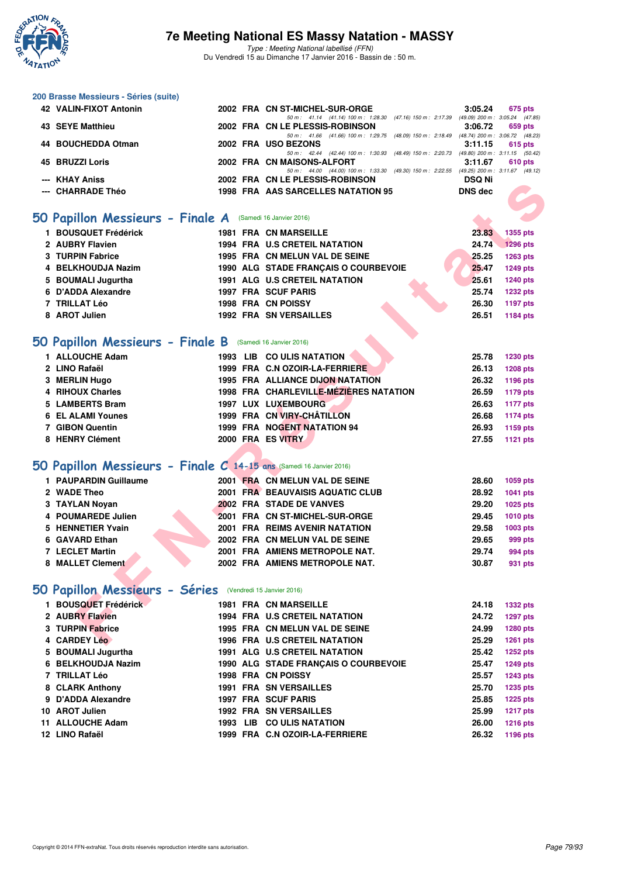# 7e Meeting National ES Massy Natation - MASSY

*Type : Meeting National labellisé (FFN)*
Du Vendredi 15 au Dimanche 17 Janvier 2016 - Bassin de : 50 m.

## 200 Brasse Messieurs - Séries (suite)

| | Nom | Année | Nat | Club | Temps | Points |
|---|---|---|---|---|---|---|
| 42 | VALIN-FIXOT Antonin | 2002 | FRA | CN ST-MICHEL-SUR-ORGE | 3:05.24 | 675 pts |
| | *50 m : 41.14 (41.14) 100 m : 1:28.30 (47.16) 150 m : 2:17.39 (49.09) 200 m : 3:05.24 (47.85)* | | | | | |
| 43 | SEYE Matthieu | 2002 | FRA | CN LE PLESSIS-ROBINSON | 3:06.72 | 659 pts |
| | *50 m : 41.66 (41.66) 100 m : 1:29.75 (48.09) 150 m : 2:18.49 (48.74) 200 m : 3:06.72 (48.23)* | | | | | |
| 44 | BOUCHEDDA Otman | 2002 | FRA | USO BEZONS | 3:11.15 | 615 pts |
| | *50 m : 42.44 (42.44) 100 m : 1:30.93 (48.49) 150 m : 2:20.73 (49.80) 200 m : 3:11.15 (50.42)* | | | | | |
| 45 | BRUZZI Loris | 2002 | FRA | CN MAISONS-ALFORT | 3:11.67 | 610 pts |
| | *50 m : 44.00 (44.00) 100 m : 1:33.30 (49.30) 150 m : 2:22.55 (49.25) 200 m : 3:11.67 (49.12)* | | | | | |
| --- | KHAY Aniss | 2002 | FRA | CN LE PLESSIS-ROBINSON | DSQ Ni | |
| --- | CHARRADE Théo | 1998 | FRA | AAS SARCELLES NATATION 95 | DNS dec | |

## 50 Papillon Messieurs - Finale A (Samedi 16 Janvier 2016)

| | Nom | Année | Nat | Club | Temps | Points |
|---|---|---|---|---|---|---|
| 1 | BOUSQUET Frédérick | 1981 | FRA | CN MARSEILLE | 23.83 | 1355 pts |
| 2 | AUBRY Flavien | 1994 | FRA | U.S CRETEIL NATATION | 24.74 | 1296 pts |
| 3 | TURPIN Fabrice | 1995 | FRA | CN MELUN VAL DE SEINE | 25.25 | 1263 pts |
| 4 | BELKHOUDJA Nazim | 1990 | ALG | STADE FRANÇAIS O COURBEVOIE | 25.47 | 1249 pts |
| 5 | BOUMALI Jugurtha | 1991 | ALG | U.S CRETEIL NATATION | 25.61 | 1240 pts |
| 6 | D'ADDA Alexandre | 1997 | FRA | SCUF PARIS | 25.74 | 1232 pts |
| 7 | TRILLAT Léo | 1998 | FRA | CN POISSY | 26.30 | 1197 pts |
| 8 | AROT Julien | 1992 | FRA | SN VERSAILLES | 26.51 | 1184 pts |

## 50 Papillon Messieurs - Finale B (Samedi 16 Janvier 2016)

| | Nom | Année | Nat | Club | Temps | Points |
|---|---|---|---|---|---|---|
| 1 | ALLOUCHE Adam | 1993 | LIB | CO ULIS NATATION | 25.78 | 1230 pts |
| 2 | LINO Rafaël | 1999 | FRA | C.N OZOIR-LA-FERRIERE | 26.13 | 1208 pts |
| 3 | MERLIN Hugo | 1995 | FRA | ALLIANCE DIJON NATATION | 26.32 | 1196 pts |
| 4 | RIHOUX Charles | 1998 | FRA | CHARLEVILLE-MÉZIÈRES NATATION | 26.59 | 1179 pts |
| 5 | LAMBERTS Bram | 1997 | LUX | LUXEMBOURG | 26.63 | 1177 pts |
| 6 | EL ALAMI Younes | 1999 | FRA | CN VIRY-CHÂTILLON | 26.68 | 1174 pts |
| 7 | GIBON Quentin | 1999 | FRA | NOGENT NATATION 94 | 26.93 | 1159 pts |
| 8 | HENRY Clément | 2000 | FRA | ES VITRY | 27.55 | 1121 pts |

## 50 Papillon Messieurs - Finale C 14-15 ans (Samedi 16 Janvier 2016)

| | Nom | Année | Nat | Club | Temps | Points |
|---|---|---|---|---|---|---|
| 1 | PAUPARDIN Guillaume | 2001 | FRA | CN MELUN VAL DE SEINE | 28.60 | 1059 pts |
| 2 | WADE Theo | 2001 | FRA | BEAUVAISIS AQUATIC CLUB | 28.92 | 1041 pts |
| 3 | TAYLAN Noyan | 2002 | FRA | STADE DE VANVES | 29.20 | 1025 pts |
| 4 | POUMAREDE Julien | 2001 | FRA | CN ST-MICHEL-SUR-ORGE | 29.45 | 1010 pts |
| 5 | HENNETIER Yvain | 2001 | FRA | REIMS AVENIR NATATION | 29.58 | 1003 pts |
| 6 | GAVARD Ethan | 2002 | FRA | CN MELUN VAL DE SEINE | 29.65 | 999 pts |
| 7 | LECLET Martin | 2001 | FRA | AMIENS METROPOLE NAT. | 29.74 | 994 pts |
| 8 | MALLET Clement | 2002 | FRA | AMIENS METROPOLE NAT. | 30.87 | 931 pts |

## 50 Papillon Messieurs - Séries (Vendredi 15 Janvier 2016)

| | Nom | Année | Nat | Club | Temps | Points |
|---|---|---|---|---|---|---|
| 1 | BOUSQUET Frédérick | 1981 | FRA | CN MARSEILLE | 24.18 | 1332 pts |
| 2 | AUBRY Flavien | 1994 | FRA | U.S CRETEIL NATATION | 24.72 | 1297 pts |
| 3 | TURPIN Fabrice | 1995 | FRA | CN MELUN VAL DE SEINE | 24.99 | 1280 pts |
| 4 | CARDEY Léo | 1996 | FRA | U.S CRETEIL NATATION | 25.29 | 1261 pts |
| 5 | BOUMALI Jugurtha | 1991 | ALG | U.S CRETEIL NATATION | 25.42 | 1252 pts |
| 6 | BELKHOUDJA Nazim | 1990 | ALG | STADE FRANÇAIS O COURBEVOIE | 25.47 | 1249 pts |
| 7 | TRILLAT Léo | 1998 | FRA | CN POISSY | 25.57 | 1243 pts |
| 8 | CLARK Anthony | 1991 | FRA | SN VERSAILLES | 25.70 | 1235 pts |
| 9 | D'ADDA Alexandre | 1997 | FRA | SCUF PARIS | 25.85 | 1225 pts |
| 10 | AROT Julien | 1992 | FRA | SN VERSAILLES | 25.99 | 1217 pts |
| 11 | ALLOUCHE Adam | 1993 | LIB | CO ULIS NATATION | 26.00 | 1216 pts |
| 12 | LINO Rafaël | 1999 | FRA | C.N OZOIR-LA-FERRIERE | 26.32 | 1196 pts |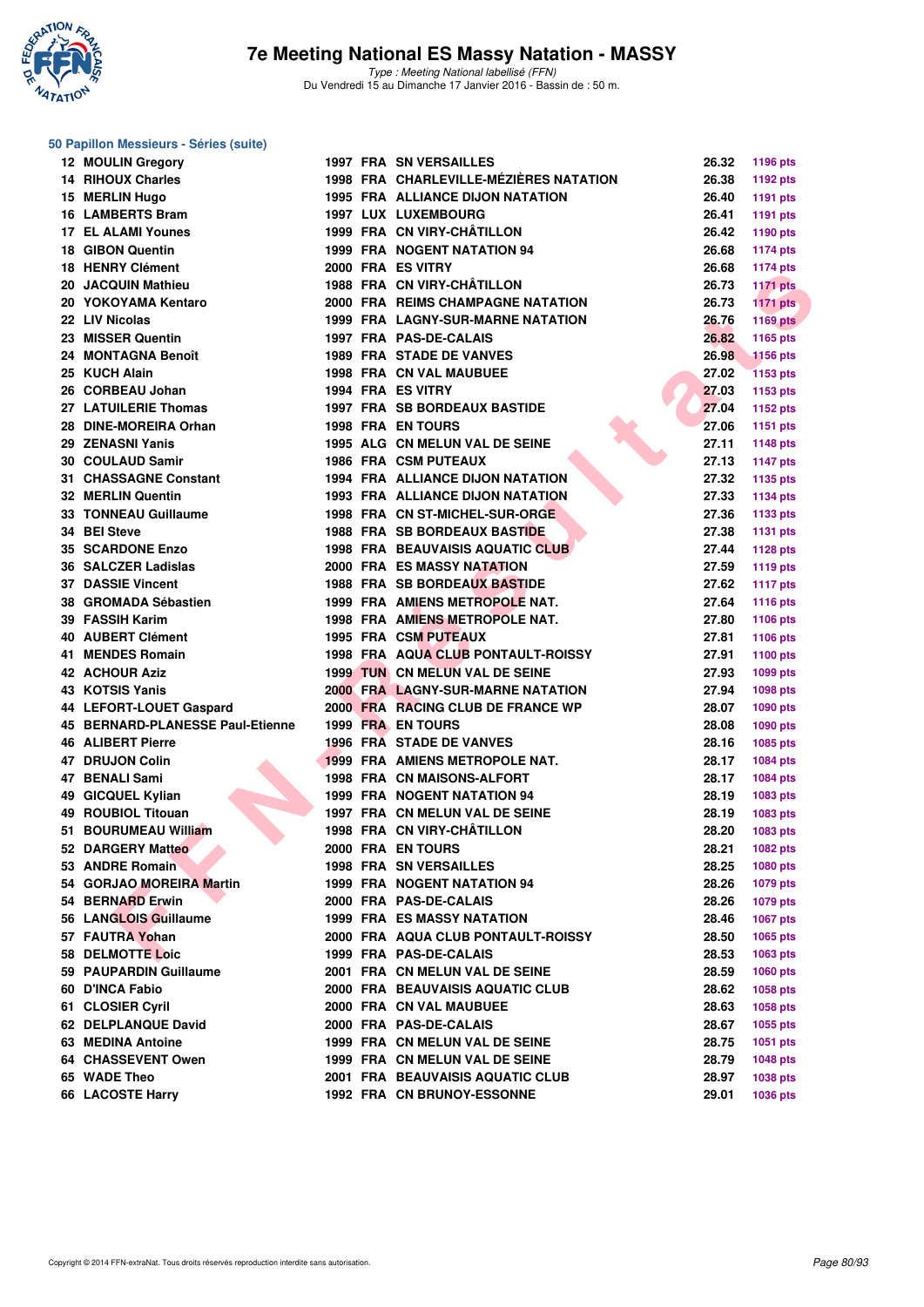# 7e Meeting National ES Massy Natation - MASSY

*Type : Meeting National labellisé (FFN)*
Du Vendredi 15 au Dimanche 17 Janvier 2016 - Bassin de : 50 m.

## 50 Papillon Messieurs - Séries (suite)

| Rang | Nom | Année | Nat. | Club | Temps | Points |
|---|---|---|---|---|---|---|
| 12 | MOULIN Gregory | 1997 | FRA | SN VERSAILLES | 26.32 | 1196 pts |
| 14 | RIHOUX Charles | 1998 | FRA | CHARLEVILLE-MÉZIÈRES NATATION | 26.38 | 1192 pts |
| 15 | MERLIN Hugo | 1995 | FRA | ALLIANCE DIJON NATATION | 26.40 | 1191 pts |
| 16 | LAMBERTS Bram | 1997 | LUX | LUXEMBOURG | 26.41 | 1191 pts |
| 17 | EL ALAMI Younes | 1999 | FRA | CN VIRY-CHÂTILLON | 26.42 | 1190 pts |
| 18 | GIBON Quentin | 1999 | FRA | NOGENT NATATION 94 | 26.68 | 1174 pts |
| 18 | HENRY Clément | 2000 | FRA | ES VITRY | 26.68 | 1174 pts |
| 20 | JACQUIN Mathieu | 1988 | FRA | CN VIRY-CHÂTILLON | 26.73 | 1171 pts |
| 20 | YOKOYAMA Kentaro | 2000 | FRA | REIMS CHAMPAGNE NATATION | 26.73 | 1171 pts |
| 22 | LIV Nicolas | 1999 | FRA | LAGNY-SUR-MARNE NATATION | 26.76 | 1169 pts |
| 23 | MISSER Quentin | 1997 | FRA | PAS-DE-CALAIS | 26.82 | 1165 pts |
| 24 | MONTAGNA Benoît | 1989 | FRA | STADE DE VANVES | 26.98 | 1156 pts |
| 25 | KUCH Alain | 1998 | FRA | CN VAL MAUBUEE | 27.02 | 1153 pts |
| 26 | CORBEAU Johan | 1994 | FRA | ES VITRY | 27.03 | 1153 pts |
| 27 | LATUILERIE Thomas | 1997 | FRA | SB BORDEAUX BASTIDE | 27.04 | 1152 pts |
| 28 | DINE-MOREIRA Orhan | 1998 | FRA | EN TOURS | 27.06 | 1151 pts |
| 29 | ZENASNI Yanis | 1995 | ALG | CN MELUN VAL DE SEINE | 27.11 | 1148 pts |
| 30 | COULAUD Samir | 1986 | FRA | CSM PUTEAUX | 27.13 | 1147 pts |
| 31 | CHASSAGNE Constant | 1994 | FRA | ALLIANCE DIJON NATATION | 27.32 | 1135 pts |
| 32 | MERLIN Quentin | 1993 | FRA | ALLIANCE DIJON NATATION | 27.33 | 1134 pts |
| 33 | TONNEAU Guillaume | 1998 | FRA | CN ST-MICHEL-SUR-ORGE | 27.36 | 1133 pts |
| 34 | BEI Steve | 1988 | FRA | SB BORDEAUX BASTIDE | 27.38 | 1131 pts |
| 35 | SCARDONE Enzo | 1998 | FRA | BEAUVAISIS AQUATIC CLUB | 27.44 | 1128 pts |
| 36 | SALCZER Ladislas | 2000 | FRA | ES MASSY NATATION | 27.59 | 1119 pts |
| 37 | DASSIE Vincent | 1988 | FRA | SB BORDEAUX BASTIDE | 27.62 | 1117 pts |
| 38 | GROMADA Sébastien | 1999 | FRA | AMIENS METROPOLE NAT. | 27.64 | 1116 pts |
| 39 | FASSIH Karim | 1998 | FRA | AMIENS METROPOLE NAT. | 27.80 | 1106 pts |
| 40 | AUBERT Clément | 1995 | FRA | CSM PUTEAUX | 27.81 | 1106 pts |
| 41 | MENDES Romain | 1998 | FRA | AQUA CLUB PONTAULT-ROISSY | 27.91 | 1100 pts |
| 42 | ACHOUR Aziz | 1999 | TUN | CN MELUN VAL DE SEINE | 27.93 | 1099 pts |
| 43 | KOTSIS Yanis | 2000 | FRA | LAGNY-SUR-MARNE NATATION | 27.94 | 1098 pts |
| 44 | LEFORT-LOUET Gaspard | 2000 | FRA | RACING CLUB DE FRANCE WP | 28.07 | 1090 pts |
| 45 | BERNARD-PLANESSE Paul-Etienne | 1999 | FRA | EN TOURS | 28.08 | 1090 pts |
| 46 | ALIBERT Pierre | 1996 | FRA | STADE DE VANVES | 28.16 | 1085 pts |
| 47 | DRUJON Colin | 1999 | FRA | AMIENS METROPOLE NAT. | 28.17 | 1084 pts |
| 47 | BENALI Sami | 1998 | FRA | CN MAISONS-ALFORT | 28.17 | 1084 pts |
| 49 | GICQUEL Kylian | 1999 | FRA | NOGENT NATATION 94 | 28.19 | 1083 pts |
| 49 | ROUBIOL Titouan | 1997 | FRA | CN MELUN VAL DE SEINE | 28.19 | 1083 pts |
| 51 | BOURUMEAU William | 1998 | FRA | CN VIRY-CHÂTILLON | 28.20 | 1083 pts |
| 52 | DARGERY Matteo | 2000 | FRA | EN TOURS | 28.21 | 1082 pts |
| 53 | ANDRE Romain | 1998 | FRA | SN VERSAILLES | 28.25 | 1080 pts |
| 54 | GORJAO MOREIRA Martin | 1999 | FRA | NOGENT NATATION 94 | 28.26 | 1079 pts |
| 54 | BERNARD Erwin | 2000 | FRA | PAS-DE-CALAIS | 28.26 | 1079 pts |
| 56 | LANGLOIS Guillaume | 1999 | FRA | ES MASSY NATATION | 28.46 | 1067 pts |
| 57 | FAUTRA Yohan | 2000 | FRA | AQUA CLUB PONTAULT-ROISSY | 28.50 | 1065 pts |
| 58 | DELMOTTE Loic | 1999 | FRA | PAS-DE-CALAIS | 28.53 | 1063 pts |
| 59 | PAUPARDIN Guillaume | 2001 | FRA | CN MELUN VAL DE SEINE | 28.59 | 1060 pts |
| 60 | D'INCA Fabio | 2000 | FRA | BEAUVAISIS AQUATIC CLUB | 28.62 | 1058 pts |
| 61 | CLOSIER Cyril | 2000 | FRA | CN VAL MAUBUEE | 28.63 | 1058 pts |
| 62 | DELPLANQUE David | 2000 | FRA | PAS-DE-CALAIS | 28.67 | 1055 pts |
| 63 | MEDINA Antoine | 1999 | FRA | CN MELUN VAL DE SEINE | 28.75 | 1051 pts |
| 64 | CHASSEVENT Owen | 1999 | FRA | CN MELUN VAL DE SEINE | 28.79 | 1048 pts |
| 65 | WADE Theo | 2001 | FRA | BEAUVAISIS AQUATIC CLUB | 28.97 | 1038 pts |
| 66 | LACOSTE Harry | 1992 | FRA | CN BRUNOY-ESSONNE | 29.01 | 1036 pts |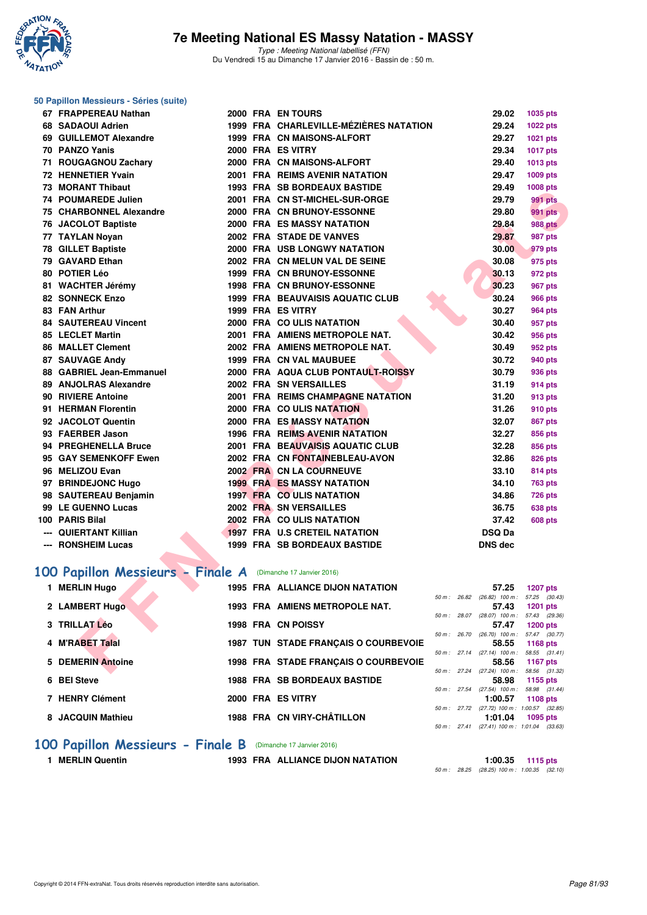# 7e Meeting National ES Massy Natation - MASSY

*Type : Meeting National labellisé (FFN)*
Du Vendredi 15 au Dimanche 17 Janvier 2016 - Bassin de : 50 m.

### 50 Papillon Messieurs - Séries (suite)

| Rang | Nom | Année | Nat. | Club | Temps | Points |
|---|---|---|---|---|---|---|
| 67 | FRAPPEREAU Nathan | 2000 | FRA | EN TOURS | 29.02 | 1035 pts |
| 68 | SADAOUI Adrien | 1999 | FRA | CHARLEVILLE-MÉZIÈRES NATATION | 29.24 | 1022 pts |
| 69 | GUILLEMOT Alexandre | 1999 | FRA | CN MAISONS-ALFORT | 29.27 | 1021 pts |
| 70 | PANZO Yanis | 2000 | FRA | ES VITRY | 29.34 | 1017 pts |
| 71 | ROUGAGNOU Zachary | 2000 | FRA | CN MAISONS-ALFORT | 29.40 | 1013 pts |
| 72 | HENNETIER Yvain | 2001 | FRA | REIMS AVENIR NATATION | 29.47 | 1009 pts |
| 73 | MORANT Thibaut | 1993 | FRA | SB BORDEAUX BASTIDE | 29.49 | 1008 pts |
| 74 | POUMAREDE Julien | 2001 | FRA | CN ST-MICHEL-SUR-ORGE | 29.79 | 991 pts |
| 75 | CHARBONNEL Alexandre | 2000 | FRA | CN BRUNOY-ESSONNE | 29.80 | 991 pts |
| 76 | JACOLOT Baptiste | 2000 | FRA | ES MASSY NATATION | 29.84 | 988 pts |
| 77 | TAYLAN Noyan | 2002 | FRA | STADE DE VANVES | 29.87 | 987 pts |
| 78 | GILLET Baptiste | 2000 | FRA | USB LONGWY NATATION | 30.00 | 979 pts |
| 79 | GAVARD Ethan | 2002 | FRA | CN MELUN VAL DE SEINE | 30.08 | 975 pts |
| 80 | POTIER Léo | 1999 | FRA | CN BRUNOY-ESSONNE | 30.13 | 972 pts |
| 81 | WACHTER Jérémy | 1998 | FRA | CN BRUNOY-ESSONNE | 30.23 | 967 pts |
| 82 | SONNECK Enzo | 1999 | FRA | BEAUVAISIS AQUATIC CLUB | 30.24 | 966 pts |
| 83 | FAN Arthur | 1999 | FRA | ES VITRY | 30.27 | 964 pts |
| 84 | SAUTEREAU Vincent | 2000 | FRA | CO ULIS NATATION | 30.40 | 957 pts |
| 85 | LECLET Martin | 2001 | FRA | AMIENS METROPOLE NAT. | 30.42 | 956 pts |
| 86 | MALLET Clement | 2002 | FRA | AMIENS METROPOLE NAT. | 30.49 | 952 pts |
| 87 | SAUVAGE Andy | 1999 | FRA | CN VAL MAUBUEE | 30.72 | 940 pts |
| 88 | GABRIEL Jean-Emmanuel | 2000 | FRA | AQUA CLUB PONTAULT-ROISSY | 30.79 | 936 pts |
| 89 | ANJOLRAS Alexandre | 2002 | FRA | SN VERSAILLES | 31.19 | 914 pts |
| 90 | RIVIERE Antoine | 2001 | FRA | REIMS CHAMPAGNE NATATION | 31.20 | 913 pts |
| 91 | HERMAN Florentin | 2000 | FRA | CO ULIS NATATION | 31.26 | 910 pts |
| 92 | JACOLOT Quentin | 2000 | FRA | ES MASSY NATATION | 32.07 | 867 pts |
| 93 | FAERBER Jason | 1996 | FRA | REIMS AVENIR NATATION | 32.27 | 856 pts |
| 94 | PREGHENELLA Bruce | 2001 | FRA | BEAUVAISIS AQUATIC CLUB | 32.28 | 856 pts |
| 95 | GAY SEMENKOFF Ewen | 2002 | FRA | CN FONTAINEBLEAU-AVON | 32.86 | 826 pts |
| 96 | MELIZOU Evan | 2002 | FRA | CN LA COURNEUVE | 33.10 | 814 pts |
| 97 | BRINDEJONC Hugo | 1999 | FRA | ES MASSY NATATION | 34.10 | 763 pts |
| 98 | SAUTEREAU Benjamin | 1997 | FRA | CO ULIS NATATION | 34.86 | 726 pts |
| 99 | LE GUENNO Lucas | 2002 | FRA | SN VERSAILLES | 36.75 | 638 pts |
| 100 | PARIS Bilal | 2002 | FRA | CO ULIS NATATION | 37.42 | 608 pts |
| --- | QUIERTANT Killian | 1997 | FRA | U.S CRETEIL NATATION | DSQ Da | |
| --- | RONSHEIM Lucas | 1999 | FRA | SB BORDEAUX BASTIDE | DNS dec | |

## 100 Papillon Messieurs - Finale A (Dimanche 17 Janvier 2016)

| Rang | Nom | Année | Nat. | Club | Temps | Points | Intermédiaires |
|---|---|---|---|---|---|---|---|
| 1 | MERLIN Hugo | 1995 | FRA | ALLIANCE DIJON NATATION | 57.25 | 1207 pts | 50 m : 26.82 (26.82) 100 m : 57.25 (30.43) |
| 2 | LAMBERT Hugo | 1993 | FRA | AMIENS METROPOLE NAT. | 57.43 | 1201 pts | 50 m : 28.07 (28.07) 100 m : 57.43 (29.36) |
| 3 | TRILLAT Léo | 1998 | FRA | CN POISSY | 57.47 | 1200 pts | 50 m : 26.70 (26.70) 100 m : 57.47 (30.77) |
| 4 | M'RABET Talal | 1987 | TUN | STADE FRANÇAIS O COURBEVOIE | 58.55 | 1168 pts | 50 m : 27.14 (27.14) 100 m : 58.55 (31.41) |
| 5 | DEMERIN Antoine | 1998 | FRA | STADE FRANÇAIS O COURBEVOIE | 58.56 | 1167 pts | 50 m : 27.24 (27.24) 100 m : 58.56 (31.32) |
| 6 | BEI Steve | 1988 | FRA | SB BORDEAUX BASTIDE | 58.98 | 1155 pts | 50 m : 27.54 (27.54) 100 m : 58.98 (31.44) |
| 7 | HENRY Clément | 2000 | FRA | ES VITRY | 1:00.57 | 1108 pts | 50 m : 27.72 (27.72) 100 m : 1:00.57 (32.85) |
| 8 | JACQUIN Mathieu | 1988 | FRA | CN VIRY-CHÂTILLON | 1:01.04 | 1095 pts | 50 m : 27.41 (27.41) 100 m : 1:01.04 (33.63) |

## 100 Papillon Messieurs - Finale B (Dimanche 17 Janvier 2016)

| Rang | Nom | Année | Nat. | Club | Temps | Points | Intermédiaires |
|---|---|---|---|---|---|---|---|
| 1 | MERLIN Quentin | 1993 | FRA | ALLIANCE DIJON NATATION | 1:00.35 | 1115 pts | 50 m : 28.25 (28.25) 100 m : 1:00.35 (32.10) |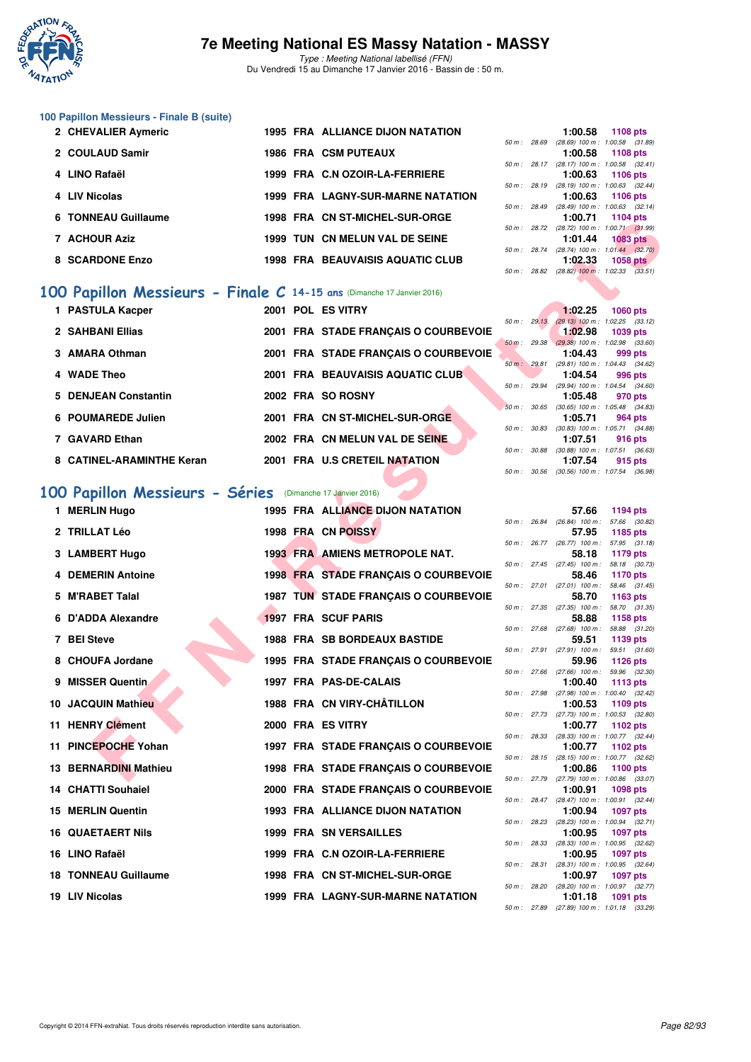# 7e Meeting National ES Massy Natation - MASSY

*Type : Meeting National labellisé (FFN)*
Du Vendredi 15 au Dimanche 17 Janvier 2016 - Bassin de : 50 m.

### 100 Papillon Messieurs - Finale B (suite)

| Rang | Nom | Année | Nat. | Club | Temps | Points | Splits |
|---|---|---|---|---|---|---|---|
| 2 | CHEVALIER Aymeric | 1995 | FRA | ALLIANCE DIJON NATATION | 1:00.58 | 1108 pts | 50 m : 28.69 (28.69) 100 m : 1:00.58 (31.89) |
| 2 | COULAUD Samir | 1986 | FRA | CSM PUTEAUX | 1:00.58 | 1108 pts | 50 m : 28.17 (28.17) 100 m : 1:00.58 (32.41) |
| 4 | LINO Rafaël | 1999 | FRA | C.N OZOIR-LA-FERRIERE | 1:00.63 | 1106 pts | 50 m : 28.19 (28.19) 100 m : 1:00.63 (32.44) |
| 4 | LIV Nicolas | 1999 | FRA | LAGNY-SUR-MARNE NATATION | 1:00.63 | 1106 pts | 50 m : 28.49 (28.49) 100 m : 1:00.63 (32.14) |
| 6 | TONNEAU Guillaume | 1998 | FRA | CN ST-MICHEL-SUR-ORGE | 1:00.71 | 1104 pts | 50 m : 28.72 (28.72) 100 m : 1:00.71 (31.99) |
| 7 | ACHOUR Aziz | 1999 | TUN | CN MELUN VAL DE SEINE | 1:01.44 | 1083 pts | 50 m : 28.74 (28.74) 100 m : 1:01.44 (32.70) |
| 8 | SCARDONE Enzo | 1998 | FRA | BEAUVAISIS AQUATIC CLUB | 1:02.33 | 1058 pts | 50 m : 28.82 (28.82) 100 m : 1:02.33 (33.51) |

## 100 Papillon Messieurs - Finale C 14-15 ans (Dimanche 17 Janvier 2016)

| Rang | Nom | Année | Nat. | Club | Temps | Points | Splits |
|---|---|---|---|---|---|---|---|
| 1 | PASTULA Kacper | 2001 | POL | ES VITRY | 1:02.25 | 1060 pts | 50 m : 29.13 (29.13) 100 m : 1:02.25 (33.12) |
| 2 | SAHBANI Ellias | 2001 | FRA | STADE FRANÇAIS O COURBEVOIE | 1:02.98 | 1039 pts | 50 m : 29.38 (29.38) 100 m : 1:02.98 (33.60) |
| 3 | AMARA Othman | 2001 | FRA | STADE FRANÇAIS O COURBEVOIE | 1:04.43 | 999 pts | 50 m : 29.81 (29.81) 100 m : 1:04.43 (34.62) |
| 4 | WADE Theo | 2001 | FRA | BEAUVAISIS AQUATIC CLUB | 1:04.54 | 996 pts | 50 m : 29.94 (29.94) 100 m : 1:04.54 (34.60) |
| 5 | DENJEAN Constantin | 2002 | FRA | SO ROSNY | 1:05.48 | 970 pts | 50 m : 30.65 (30.65) 100 m : 1:05.48 (34.83) |
| 6 | POUMAREDE Julien | 2001 | FRA | CN ST-MICHEL-SUR-ORGE | 1:05.71 | 964 pts | 50 m : 30.83 (30.83) 100 m : 1:05.71 (34.88) |
| 7 | GAVARD Ethan | 2002 | FRA | CN MELUN VAL DE SEINE | 1:07.51 | 916 pts | 50 m : 30.88 (30.88) 100 m : 1:07.51 (36.63) |
| 8 | CATINEL-ARAMINTHE Keran | 2001 | FRA | U.S CRETEIL NATATION | 1:07.54 | 915 pts | 50 m : 30.56 (30.56) 100 m : 1:07.54 (36.98) |

## 100 Papillon Messieurs - Séries (Dimanche 17 Janvier 2016)

| Rang | Nom | Année | Nat. | Club | Temps | Points | Splits |
|---|---|---|---|---|---|---|---|
| 1 | MERLIN Hugo | 1995 | FRA | ALLIANCE DIJON NATATION | 57.66 | 1194 pts | 50 m : 26.84 (26.84) 100 m : 57.66 (30.82) |
| 2 | TRILLAT Léo | 1998 | FRA | CN POISSY | 57.95 | 1185 pts | 50 m : 26.77 (26.77) 100 m : 57.95 (31.18) |
| 3 | LAMBERT Hugo | 1993 | FRA | AMIENS METROPOLE NAT. | 58.18 | 1179 pts | 50 m : 27.45 (27.45) 100 m : 58.18 (30.73) |
| 4 | DEMERIN Antoine | 1998 | FRA | STADE FRANÇAIS O COURBEVOIE | 58.46 | 1170 pts | 50 m : 27.01 (27.01) 100 m : 58.46 (31.45) |
| 5 | M'RABET Talal | 1987 | TUN | STADE FRANÇAIS O COURBEVOIE | 58.70 | 1163 pts | 50 m : 27.35 (27.35) 100 m : 58.70 (31.35) |
| 6 | D'ADDA Alexandre | 1997 | FRA | SCUF PARIS | 58.88 | 1158 pts | 50 m : 27.68 (27.68) 100 m : 58.88 (31.20) |
| 7 | BEI Steve | 1988 | FRA | SB BORDEAUX BASTIDE | 59.51 | 1139 pts | 50 m : 27.91 (27.91) 100 m : 59.51 (31.60) |
| 8 | CHOUFA Jordane | 1995 | FRA | STADE FRANÇAIS O COURBEVOIE | 59.96 | 1126 pts | 50 m : 27.66 (27.66) 100 m : 59.96 (32.30) |
| 9 | MISSER Quentin | 1997 | FRA | PAS-DE-CALAIS | 1:00.40 | 1113 pts | 50 m : 27.98 (27.98) 100 m : 1:00.40 (32.42) |
| 10 | JACQUIN Mathieu | 1988 | FRA | CN VIRY-CHÂTILLON | 1:00.53 | 1109 pts | 50 m : 27.73 (27.73) 100 m : 1:00.53 (32.80) |
| 11 | HENRY Clément | 2000 | FRA | ES VITRY | 1:00.77 | 1102 pts | 50 m : 28.33 (28.33) 100 m : 1:00.77 (32.44) |
| 11 | PINCEPOCHE Yohan | 1997 | FRA | STADE FRANÇAIS O COURBEVOIE | 1:00.77 | 1102 pts | 50 m : 28.15 (28.15) 100 m : 1:00.77 (32.62) |
| 13 | BERNARDINI Mathieu | 1998 | FRA | STADE FRANÇAIS O COURBEVOIE | 1:00.86 | 1100 pts | 50 m : 27.79 (27.79) 100 m : 1:00.86 (33.07) |
| 14 | CHATTI Souhaiel | 2000 | FRA | STADE FRANÇAIS O COURBEVOIE | 1:00.91 | 1098 pts | 50 m : 28.47 (28.47) 100 m : 1:00.91 (32.44) |
| 15 | MERLIN Quentin | 1993 | FRA | ALLIANCE DIJON NATATION | 1:00.94 | 1097 pts | 50 m : 28.23 (28.23) 100 m : 1:00.94 (32.71) |
| 16 | QUAETAERT Nils | 1999 | FRA | SN VERSAILLES | 1:00.95 | 1097 pts | 50 m : 28.33 (28.33) 100 m : 1:00.95 (32.62) |
| 16 | LINO Rafaël | 1999 | FRA | C.N OZOIR-LA-FERRIERE | 1:00.95 | 1097 pts | 50 m : 28.31 (28.31) 100 m : 1:00.95 (32.64) |
| 18 | TONNEAU Guillaume | 1998 | FRA | CN ST-MICHEL-SUR-ORGE | 1:00.97 | 1097 pts | 50 m : 28.20 (28.20) 100 m : 1:00.97 (32.77) |
| 19 | LIV Nicolas | 1999 | FRA | LAGNY-SUR-MARNE NATATION | 1:01.18 | 1091 pts | 50 m : 27.89 (27.89) 100 m : 1:01.18 (33.29) |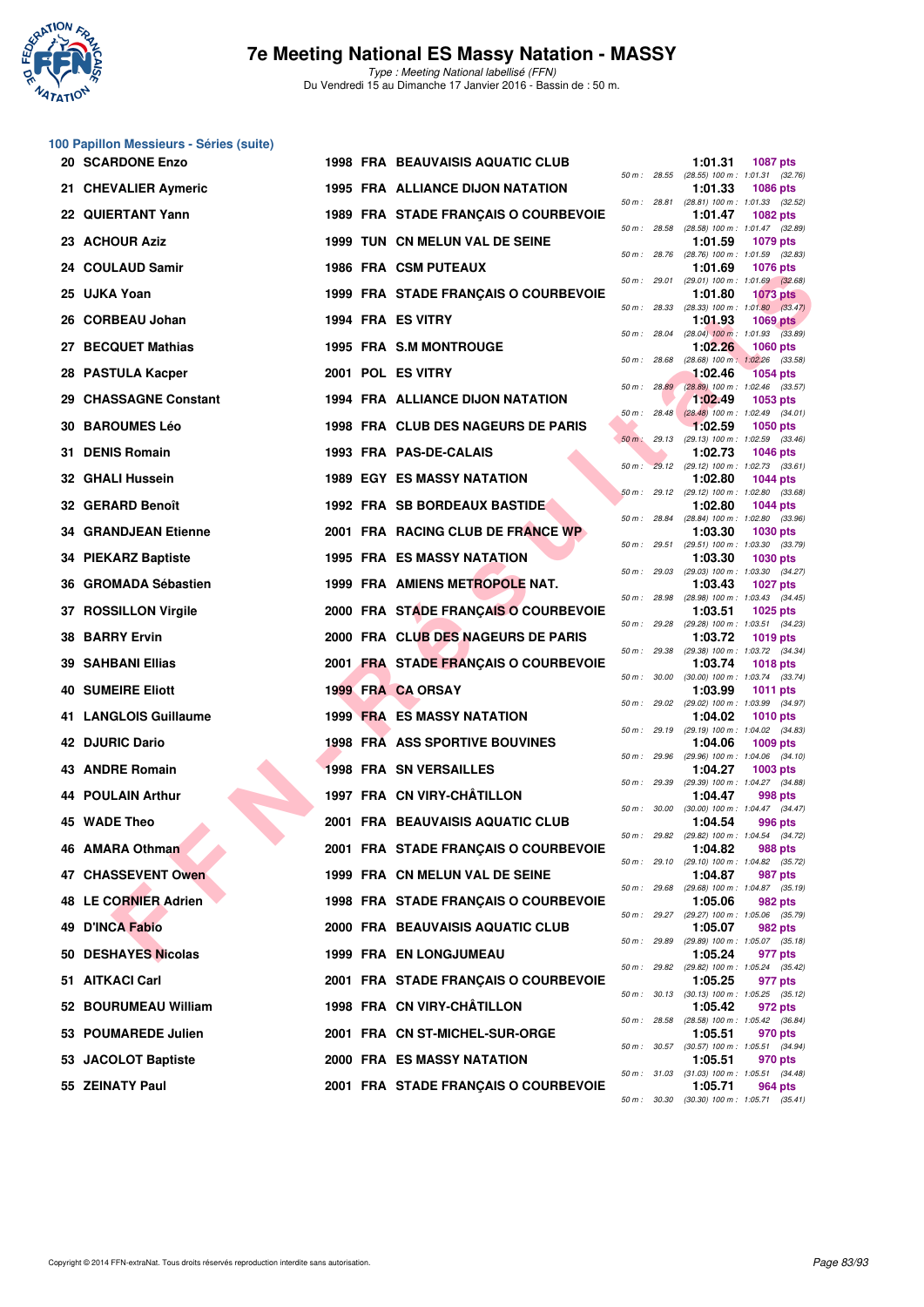# 7e Meeting National ES Massy Natation - MASSY

*Type : Meeting National labellisé (FFN)*
Du Vendredi 15 au Dimanche 17 Janvier 2016 - Bassin de : 50 m.

## 100 Papillon Messieurs - Séries (suite)

| Rang | Nom | Année | Nat. | Club | Temps | Points | Splits |
|---|---|---|---|---|---|---|---|
| 20 | SCARDONE Enzo | 1998 | FRA | BEAUVAISIS AQUATIC CLUB | 1:01.31 | 1087 pts | 50 m : 28.55 (28.55) 100 m : 1:01.31 (32.76) |
| 21 | CHEVALIER Aymeric | 1995 | FRA | ALLIANCE DIJON NATATION | 1:01.33 | 1086 pts | 50 m : 28.81 (28.81) 100 m : 1:01.33 (32.52) |
| 22 | QUIERTANT Yann | 1989 | FRA | STADE FRANÇAIS O COURBEVOIE | 1:01.47 | 1082 pts | 50 m : 28.58 (28.58) 100 m : 1:01.47 (32.89) |
| 23 | ACHOUR Aziz | 1999 | TUN | CN MELUN VAL DE SEINE | 1:01.59 | 1079 pts | 50 m : 28.76 (28.76) 100 m : 1:01.59 (32.83) |
| 24 | COULAUD Samir | 1986 | FRA | CSM PUTEAUX | 1:01.69 | 1076 pts | 50 m : 29.01 (29.01) 100 m : 1:01.69 (32.68) |
| 25 | UJKA Yoan | 1999 | FRA | STADE FRANÇAIS O COURBEVOIE | 1:01.80 | 1073 pts | 50 m : 28.33 (28.33) 100 m : 1:01.80 (33.47) |
| 26 | CORBEAU Johan | 1994 | FRA | ES VITRY | 1:01.93 | 1069 pts | 50 m : 28.04 (28.04) 100 m : 1:01.93 (33.89) |
| 27 | BECQUET Mathias | 1995 | FRA | S.M MONTROUGE | 1:02.26 | 1060 pts | 50 m : 28.68 (28.68) 100 m : 1:02.26 (33.58) |
| 28 | PASTULA Kacper | 2001 | POL | ES VITRY | 1:02.46 | 1054 pts | 50 m : 28.89 (28.89) 100 m : 1:02.46 (33.57) |
| 29 | CHASSAGNE Constant | 1994 | FRA | ALLIANCE DIJON NATATION | 1:02.49 | 1053 pts | 50 m : 28.48 (28.48) 100 m : 1:02.49 (34.01) |
| 30 | BAROUMES Léo | 1998 | FRA | CLUB DES NAGEURS DE PARIS | 1:02.59 | 1050 pts | 50 m : 29.13 (29.13) 100 m : 1:02.59 (33.46) |
| 31 | DENIS Romain | 1993 | FRA | PAS-DE-CALAIS | 1:02.73 | 1046 pts | 50 m : 29.12 (29.12) 100 m : 1:02.73 (33.61) |
| 32 | GHALI Hussein | 1989 | EGY | ES MASSY NATATION | 1:02.80 | 1044 pts | 50 m : 29.12 (29.12) 100 m : 1:02.80 (33.68) |
| 32 | GERARD Benoît | 1992 | FRA | SB BORDEAUX BASTIDE | 1:02.80 | 1044 pts | 50 m : 28.84 (28.84) 100 m : 1:02.80 (33.96) |
| 34 | GRANDJEAN Etienne | 2001 | FRA | RACING CLUB DE FRANCE WP | 1:03.30 | 1030 pts | 50 m : 29.51 (29.51) 100 m : 1:03.30 (33.79) |
| 34 | PIEKARZ Baptiste | 1995 | FRA | ES MASSY NATATION | 1:03.30 | 1030 pts | 50 m : 29.03 (29.03) 100 m : 1:03.30 (34.27) |
| 36 | GROMADA Sébastien | 1999 | FRA | AMIENS METROPOLE NAT. | 1:03.43 | 1027 pts | 50 m : 28.98 (28.98) 100 m : 1:03.43 (34.45) |
| 37 | ROSSILLON Virgile | 2000 | FRA | STADE FRANÇAIS O COURBEVOIE | 1:03.51 | 1025 pts | 50 m : 29.28 (29.28) 100 m : 1:03.51 (34.23) |
| 38 | BARRY Ervin | 2000 | FRA | CLUB DES NAGEURS DE PARIS | 1:03.72 | 1019 pts | 50 m : 29.38 (29.38) 100 m : 1:03.72 (34.34) |
| 39 | SAHBANI Ellias | 2001 | FRA | STADE FRANÇAIS O COURBEVOIE | 1:03.74 | 1018 pts | 50 m : 30.00 (30.00) 100 m : 1:03.74 (33.74) |
| 40 | SUMEIRE Eliott | 1999 | FRA | CA ORSAY | 1:03.99 | 1011 pts | 50 m : 29.02 (29.02) 100 m : 1:03.99 (34.97) |
| 41 | LANGLOIS Guillaume | 1999 | FRA | ES MASSY NATATION | 1:04.02 | 1010 pts | 50 m : 29.19 (29.19) 100 m : 1:04.02 (34.83) |
| 42 | DJURIC Dario | 1998 | FRA | ASS SPORTIVE BOUVINES | 1:04.06 | 1009 pts | 50 m : 29.96 (29.96) 100 m : 1:04.06 (34.10) |
| 43 | ANDRE Romain | 1998 | FRA | SN VERSAILLES | 1:04.27 | 1003 pts | 50 m : 29.39 (29.39) 100 m : 1:04.27 (34.88) |
| 44 | POULAIN Arthur | 1997 | FRA | CN VIRY-CHÂTILLON | 1:04.47 | 998 pts | 50 m : 30.00 (30.00) 100 m : 1:04.47 (34.47) |
| 45 | WADE Theo | 2001 | FRA | BEAUVAISIS AQUATIC CLUB | 1:04.54 | 996 pts | 50 m : 29.82 (29.82) 100 m : 1:04.54 (34.72) |
| 46 | AMARA Othman | 2001 | FRA | STADE FRANÇAIS O COURBEVOIE | 1:04.82 | 988 pts | 50 m : 29.10 (29.10) 100 m : 1:04.82 (35.72) |
| 47 | CHASSEVENT Owen | 1999 | FRA | CN MELUN VAL DE SEINE | 1:04.87 | 987 pts | 50 m : 29.68 (29.68) 100 m : 1:04.87 (35.19) |
| 48 | LE CORNIER Adrien | 1998 | FRA | STADE FRANÇAIS O COURBEVOIE | 1:05.06 | 982 pts | 50 m : 29.27 (29.27) 100 m : 1:05.06 (35.79) |
| 49 | D'INCA Fabio | 2000 | FRA | BEAUVAISIS AQUATIC CLUB | 1:05.07 | 982 pts | 50 m : 29.89 (29.89) 100 m : 1:05.07 (35.18) |
| 50 | DESHAYES Nicolas | 1999 | FRA | EN LONGJUMEAU | 1:05.24 | 977 pts | 50 m : 29.82 (29.82) 100 m : 1:05.24 (35.42) |
| 51 | AITKACI Carl | 2001 | FRA | STADE FRANÇAIS O COURBEVOIE | 1:05.25 | 977 pts | 50 m : 30.13 (30.13) 100 m : 1:05.25 (35.12) |
| 52 | BOURUMEAU William | 1998 | FRA | CN VIRY-CHÂTILLON | 1:05.42 | 972 pts | 50 m : 28.58 (28.58) 100 m : 1:05.42 (36.84) |
| 53 | POUMAREDE Julien | 2001 | FRA | CN ST-MICHEL-SUR-ORGE | 1:05.51 | 970 pts | 50 m : 30.57 (30.57) 100 m : 1:05.51 (34.94) |
| 53 | JACOLOT Baptiste | 2000 | FRA | ES MASSY NATATION | 1:05.51 | 970 pts | 50 m : 31.03 (31.03) 100 m : 1:05.51 (34.48) |
| 55 | ZEINATY Paul | 2001 | FRA | STADE FRANÇAIS O COURBEVOIE | 1:05.71 | 964 pts | 50 m : 30.30 (30.30) 100 m : 1:05.71 (35.41) |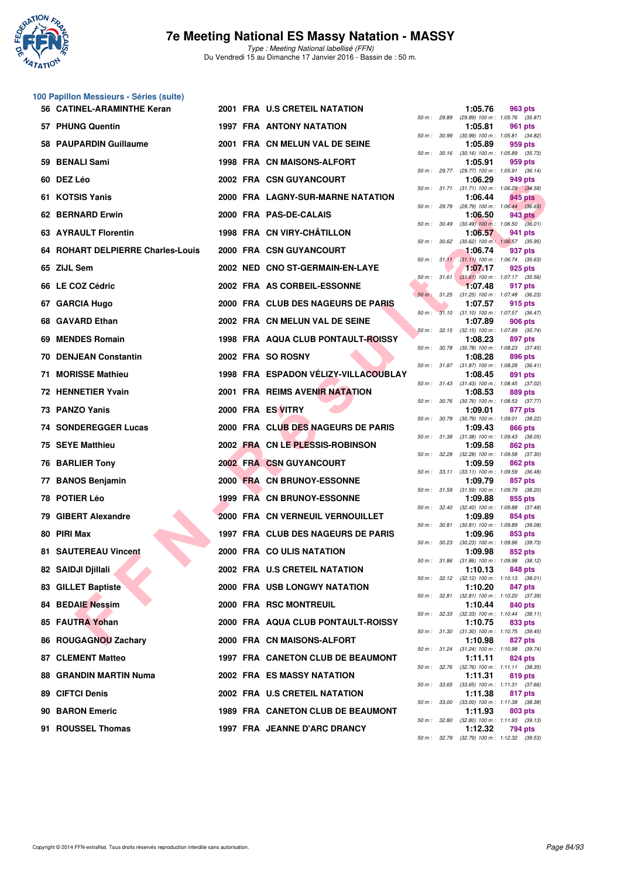## 100 Papillon Messieurs - Séries (suite)

| Rang | Nom | Année | Nat | Club | Temps | Points | 50 m | 100 m |
|---|---|---|---|---|---|---|---|---|
| 56 | CATINEL-ARAMINTHE Keran | 2001 | FRA | U.S CRETEIL NATATION | 1:05.76 | 963 pts | 29.89 | (29.89) 1:05.76 (35.87) |
| 57 | PHUNG Quentin | 1997 | FRA | ANTONY NATATION | 1:05.81 | 961 pts | 30.99 | (30.99) 1:05.81 (34.82) |
| 58 | PAUPARDIN Guillaume | 2001 | FRA | CN MELUN VAL DE SEINE | 1:05.89 | 959 pts | 30.16 | (30.16) 1:05.89 (35.73) |
| 59 | BENALI Sami | 1998 | FRA | CN MAISONS-ALFORT | 1:05.91 | 959 pts | 29.77 | (29.77) 1:05.91 (36.14) |
| 60 | DEZ Léo | 2002 | FRA | CSN GUYANCOURT | 1:06.29 | 949 pts | 31.71 | (31.71) 1:06.29 (34.58) |
| 61 | KOTSIS Yanis | 2000 | FRA | LAGNY-SUR-MARNE NATATION | 1:06.44 | 945 pts | 29.79 | (29.79) 1:06.44 (36.65) |
| 62 | BERNARD Erwin | 2000 | FRA | PAS-DE-CALAIS | 1:06.50 | 943 pts | 30.49 | (30.49) 1:06.50 (36.01) |
| 63 | AYRAULT Florentin | 1998 | FRA | CN VIRY-CHÂTILLON | 1:06.57 | 941 pts | 30.62 | (30.62) 1:06.57 (35.95) |
| 64 | ROHART DELPIERRE Charles-Louis | 2000 | FRA | CSN GUYANCOURT | 1:06.74 | 937 pts | 31.11 | (31.11) 1:06.74 (35.63) |
| 65 | ZIJL Sem | 2002 | NED | CNO ST-GERMAIN-EN-LAYE | 1:07.17 | 925 pts | 31.61 | (31.61) 1:07.17 (35.56) |
| 66 | LE COZ Cédric | 2002 | FRA | AS CORBEIL-ESSONNE | 1:07.48 | 917 pts | 31.25 | (31.25) 1:07.48 (36.23) |
| 67 | GARCIA Hugo | 2000 | FRA | CLUB DES NAGEURS DE PARIS | 1:07.57 | 915 pts | 31.10 | (31.10) 1:07.57 (36.47) |
| 68 | GAVARD Ethan | 2002 | FRA | CN MELUN VAL DE SEINE | 1:07.89 | 906 pts | 32.15 | (32.15) 1:07.89 (35.74) |
| 69 | MENDES Romain | 1998 | FRA | AQUA CLUB PONTAULT-ROISSY | 1:08.23 | 897 pts | 30.78 | (30.78) 1:08.23 (37.45) |
| 70 | DENJEAN Constantin | 2002 | FRA | SO ROSNY | 1:08.28 | 896 pts | 31.87 | (31.87) 1:08.28 (36.41) |
| 71 | MORISSE Mathieu | 1998 | FRA | ESPADON VÉLIZY-VILLACOUBLAY | 1:08.45 | 891 pts | 31.43 | (31.43) 1:08.45 (37.02) |
| 72 | HENNETIER Yvain | 2001 | FRA | REIMS AVENIR NATATION | 1:08.53 | 889 pts | 30.76 | (30.76) 1:08.53 (37.77) |
| 73 | PANZO Yanis | 2000 | FRA | ES VITRY | 1:09.01 | 877 pts | 30.79 | (30.79) 1:09.01 (38.22) |
| 74 | SONDEREGGER Lucas | 2000 | FRA | CLUB DES NAGEURS DE PARIS | 1:09.43 | 866 pts | 31.38 | (31.38) 1:09.43 (38.05) |
| 75 | SEYE Matthieu | 2002 | FRA | CN LE PLESSIS-ROBINSON | 1:09.58 | 862 pts | 32.28 | (32.28) 1:09.58 (37.30) |
| 76 | BARLIER Tony | 2002 | FRA | CSN GUYANCOURT | 1:09.59 | 862 pts | 33.11 | (33.11) 1:09.59 (36.48) |
| 77 | BANOS Benjamin | 2000 | FRA | CN BRUNOY-ESSONNE | 1:09.79 | 857 pts | 31.59 | (31.59) 1:09.79 (38.20) |
| 78 | POTIER Léo | 1999 | FRA | CN BRUNOY-ESSONNE | 1:09.88 | 855 pts | 32.40 | (32.40) 1:09.88 (37.48) |
| 79 | GIBERT Alexandre | 2000 | FRA | CN VERNEUIL VERNOUILLET | 1:09.89 | 854 pts | 30.81 | (30.81) 1:09.89 (39.08) |
| 80 | PIRI Max | 1997 | FRA | CLUB DES NAGEURS DE PARIS | 1:09.96 | 853 pts | 30.23 | (30.23) 1:09.96 (39.73) |
| 81 | SAUTEREAU Vincent | 2000 | FRA | CO ULIS NATATION | 1:09.98 | 852 pts | 31.86 | (31.86) 1:09.98 (38.12) |
| 82 | SAIDJI Djillali | 2002 | FRA | U.S CRETEIL NATATION | 1:10.13 | 848 pts | 32.12 | (32.12) 1:10.13 (38.01) |
| 83 | GILLET Baptiste | 2000 | FRA | USB LONGWY NATATION | 1:10.20 | 847 pts | 32.81 | (32.81) 1:10.20 (37.39) |
| 84 | BEDAIE Nessim | 2000 | FRA | RSC MONTREUIL | 1:10.44 | 840 pts | 32.33 | (32.33) 1:10.44 (38.11) |
| 85 | FAUTRA Yohan | 2000 | FRA | AQUA CLUB PONTAULT-ROISSY | 1:10.75 | 833 pts | 31.30 | (31.30) 1:10.75 (39.45) |
| 86 | ROUGAGNOU Zachary | 2000 | FRA | CN MAISONS-ALFORT | 1:10.98 | 827 pts | 31.24 | (31.24) 1:10.98 (39.74) |
| 87 | CLEMENT Matteo | 1997 | FRA | CANETON CLUB DE BEAUMONT | 1:11.11 | 824 pts | 32.76 | (32.76) 1:11.11 (38.35) |
| 88 | GRANDIN MARTIN Numa | 2002 | FRA | ES MASSY NATATION | 1:11.31 | 819 pts | 33.65 | (33.65) 1:11.31 (37.66) |
| 89 | CIFTCI Denis | 2002 | FRA | U.S CRETEIL NATATION | 1:11.38 | 817 pts | 33.00 | (33.00) 1:11.38 (38.38) |
| 90 | BARON Emeric | 1989 | FRA | CANETON CLUB DE BEAUMONT | 1:11.93 | 803 pts | 32.80 | (32.80) 1:11.93 (39.13) |
| 91 | ROUSSEL Thomas | 1997 | FRA | JEANNE D'ARC DRANCY | 1:12.32 | 794 pts | 32.79 | (32.79) 1:12.32 (39.53) |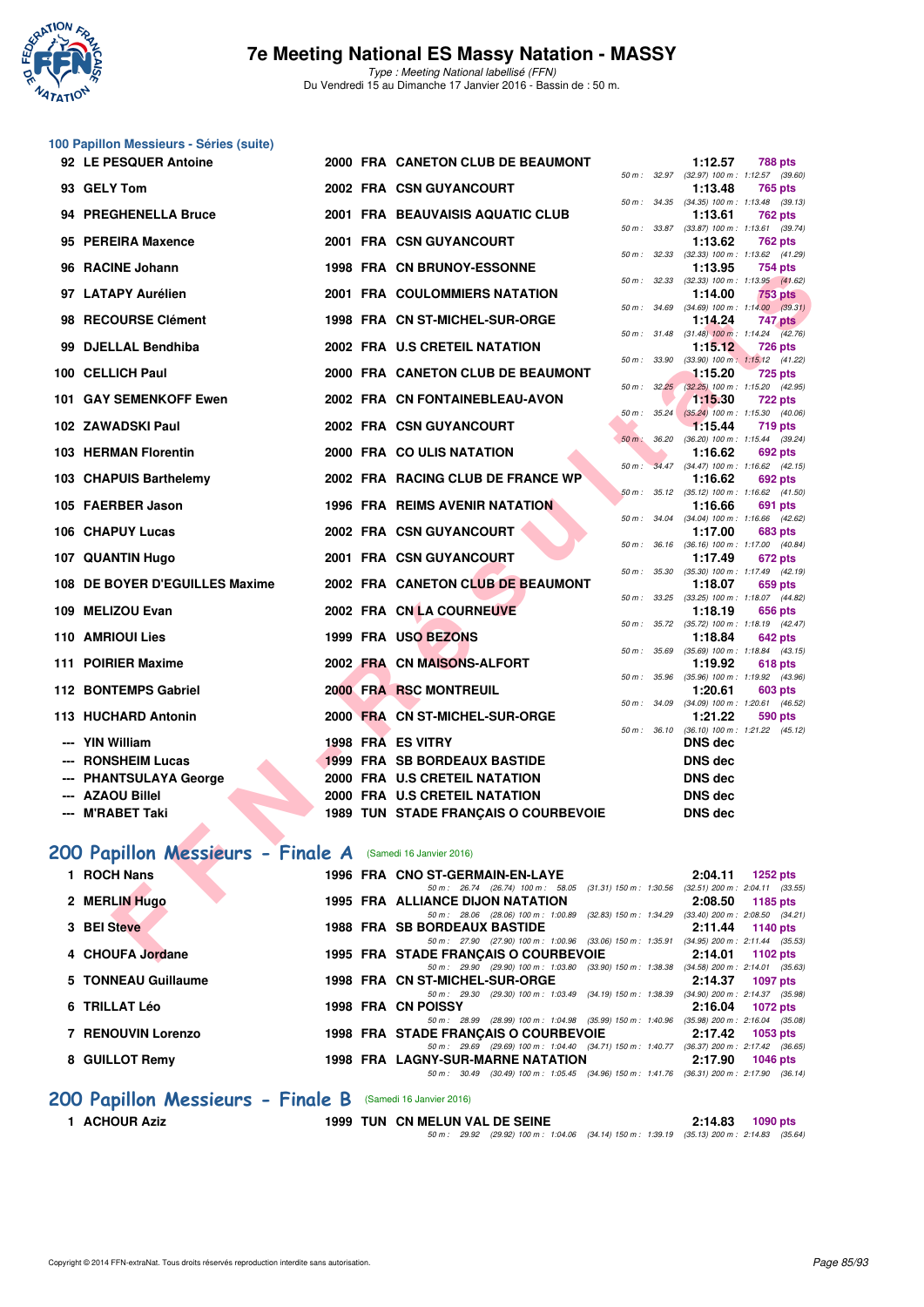### 100 Papillon Messieurs - Séries (suite)

| Rang | Nom | Année | Nat | Club | Temps | Points | Splits |
|---|---|---|---|---|---|---|---|
| 92 | LE PESQUER Antoine | 2000 | FRA | CANETON CLUB DE BEAUMONT | 1:12.57 | 788 pts | 50 m : 32.97 (32.97) 100 m : 1:12.57 (39.60) |
| 93 | GELY Tom | 2002 | FRA | CSN GUYANCOURT | 1:13.48 | 765 pts | 50 m : 34.35 (34.35) 100 m : 1:13.48 (39.13) |
| 94 | PREGHENELLA Bruce | 2001 | FRA | BEAUVAISIS AQUATIC CLUB | 1:13.61 | 762 pts | 50 m : 33.87 (33.87) 100 m : 1:13.61 (39.74) |
| 95 | PEREIRA Maxence | 2001 | FRA | CSN GUYANCOURT | 1:13.62 | 762 pts | 50 m : 32.33 (32.33) 100 m : 1:13.62 (41.29) |
| 96 | RACINE Johann | 1998 | FRA | CN BRUNOY-ESSONNE | 1:13.95 | 754 pts | 50 m : 32.33 (32.33) 100 m : 1:13.95 (41.62) |
| 97 | LATAPY Aurélien | 2001 | FRA | COULOMMIERS NATATION | 1:14.00 | 753 pts | 50 m : 34.69 (34.69) 100 m : 1:14.00 (39.31) |
| 98 | RECOURSE Clément | 1998 | FRA | CN ST-MICHEL-SUR-ORGE | 1:14.24 | 747 pts | 50 m : 31.48 (31.48) 100 m : 1:14.24 (42.76) |
| 99 | DJELLAL Bendhiba | 2002 | FRA | U.S CRETEIL NATATION | 1:15.12 | 726 pts | 50 m : 33.90 (33.90) 100 m : 1:15.12 (41.22) |
| 100 | CELLICH Paul | 2000 | FRA | CANETON CLUB DE BEAUMONT | 1:15.20 | 725 pts | 50 m : 32.25 (32.25) 100 m : 1:15.20 (42.95) |
| 101 | GAY SEMENKOFF Ewen | 2002 | FRA | CN FONTAINEBLEAU-AVON | 1:15.30 | 722 pts | 50 m : 35.24 (35.24) 100 m : 1:15.30 (40.06) |
| 102 | ZAWADSKI Paul | 2002 | FRA | CSN GUYANCOURT | 1:15.44 | 719 pts | 50 m : 36.20 (36.20) 100 m : 1:15.44 (39.24) |
| 103 | HERMAN Florentin | 2000 | FRA | CO ULIS NATATION | 1:16.62 | 692 pts | 50 m : 34.47 (34.47) 100 m : 1:16.62 (42.15) |
| 103 | CHAPUIS Barthelemy | 2002 | FRA | RACING CLUB DE FRANCE WP | 1:16.62 | 692 pts | 50 m : 35.12 (35.12) 100 m : 1:16.62 (41.50) |
| 105 | FAERBER Jason | 1996 | FRA | REIMS AVENIR NATATION | 1:16.66 | 691 pts | 50 m : 34.04 (34.04) 100 m : 1:16.66 (42.62) |
| 106 | CHAPUY Lucas | 2002 | FRA | CSN GUYANCOURT | 1:17.00 | 683 pts | 50 m : 36.16 (36.16) 100 m : 1:17.00 (40.84) |
| 107 | QUANTIN Hugo | 2001 | FRA | CSN GUYANCOURT | 1:17.49 | 672 pts | 50 m : 35.30 (35.30) 100 m : 1:17.49 (42.19) |
| 108 | DE BOYER D'EGUILLES Maxime | 2002 | FRA | CANETON CLUB DE BEAUMONT | 1:18.07 | 659 pts | 50 m : 33.25 (33.25) 100 m : 1:18.07 (44.82) |
| 109 | MELIZOU Evan | 2002 | FRA | CN LA COURNEUVE | 1:18.19 | 656 pts | 50 m : 35.72 (35.72) 100 m : 1:18.19 (42.47) |
| 110 | AMRIOUI Lies | 1999 | FRA | USO BEZONS | 1:18.84 | 642 pts | 50 m : 35.69 (35.69) 100 m : 1:18.84 (43.15) |
| 111 | POIRIER Maxime | 2002 | FRA | CN MAISONS-ALFORT | 1:19.92 | 618 pts | 50 m : 35.96 (35.96) 100 m : 1:19.92 (43.96) |
| 112 | BONTEMPS Gabriel | 2000 | FRA | RSC MONTREUIL | 1:20.61 | 603 pts | 50 m : 34.09 (34.09) 100 m : 1:20.61 (46.52) |
| 113 | HUCHARD Antonin | 2000 | FRA | CN ST-MICHEL-SUR-ORGE | 1:21.22 | 590 pts | 50 m : 36.10 (36.10) 100 m : 1:21.22 (45.12) |
| --- | YIN William | 1998 | FRA | ES VITRY | DNS dec | | |
| --- | RONSHEIM Lucas | 1999 | FRA | SB BORDEAUX BASTIDE | DNS dec | | |
| --- | PHANTSULAYA George | 2000 | FRA | U.S CRETEIL NATATION | DNS dec | | |
| --- | AZAOU Billel | 2000 | FRA | U.S CRETEIL NATATION | DNS dec | | |
| --- | M'RABET Taki | 1989 | TUN | STADE FRANÇAIS O COURBEVOIE | DNS dec | | |

## 200 Papillon Messieurs - Finale A (Samedi 16 Janvier 2016)

| Rang | Nom | Année | Nat | Club | Temps | Points | Splits |
|---|---|---|---|---|---|---|---|
| 1 | ROCH Nans | 1996 | FRA | CNO ST-GERMAIN-EN-LAYE | 2:04.11 | 1252 pts | 50 m : 26.74 (26.74) 100 m : 58.05 (31.31) 150 m : 1:30.56 (32.51) 200 m : 2:04.11 (33.55) |
| 2 | MERLIN Hugo | 1995 | FRA | ALLIANCE DIJON NATATION | 2:08.50 | 1185 pts | 50 m : 28.06 (28.06) 100 m : 1:00.89 (32.83) 150 m : 1:34.29 (33.40) 200 m : 2:08.50 (34.21) |
| 3 | BEI Steve | 1988 | FRA | SB BORDEAUX BASTIDE | 2:11.44 | 1140 pts | 50 m : 27.90 (27.90) 100 m : 1:00.96 (33.06) 150 m : 1:35.91 (34.95) 200 m : 2:11.44 (35.53) |
| 4 | CHOUFA Jordane | 1995 | FRA | STADE FRANÇAIS O COURBEVOIE | 2:14.01 | 1102 pts | 50 m : 29.90 (29.90) 100 m : 1:03.80 (33.90) 150 m : 1:38.38 (34.58) 200 m : 2:14.01 (35.63) |
| 5 | TONNEAU Guillaume | 1998 | FRA | CN ST-MICHEL-SUR-ORGE | 2:14.37 | 1097 pts | 50 m : 29.30 (29.30) 100 m : 1:03.49 (34.19) 150 m : 1:38.39 (34.90) 200 m : 2:14.37 (35.98) |
| 6 | TRILLAT Léo | 1998 | FRA | CN POISSY | 2:16.04 | 1072 pts | 50 m : 28.99 (28.99) 100 m : 1:04.98 (35.99) 150 m : 1:40.96 (35.98) 200 m : 2:16.04 (35.08) |
| 7 | RENOUVIN Lorenzo | 1998 | FRA | STADE FRANÇAIS O COURBEVOIE | 2:17.42 | 1053 pts | 50 m : 29.69 (29.69) 100 m : 1:04.40 (34.71) 150 m : 1:40.77 (36.37) 200 m : 2:17.42 (36.65) |
| 8 | GUILLOT Remy | 1998 | FRA | LAGNY-SUR-MARNE NATATION | 2:17.90 | 1046 pts | 50 m : 30.49 (30.49) 100 m : 1:05.45 (34.96) 150 m : 1:41.76 (36.31) 200 m : 2:17.90 (36.14) |

## 200 Papillon Messieurs - Finale B (Samedi 16 Janvier 2016)

| Rang | Nom | Année | Nat | Club | Temps | Points | Splits |
|---|---|---|---|---|---|---|---|
| 1 | ACHOUR Aziz | 1999 | TUN | CN MELUN VAL DE SEINE | 2:14.83 | 1090 pts | 50 m : 29.92 (29.92) 100 m : 1:04.06 (34.14) 150 m : 1:39.19 (35.13) 200 m : 2:14.83 (35.64) |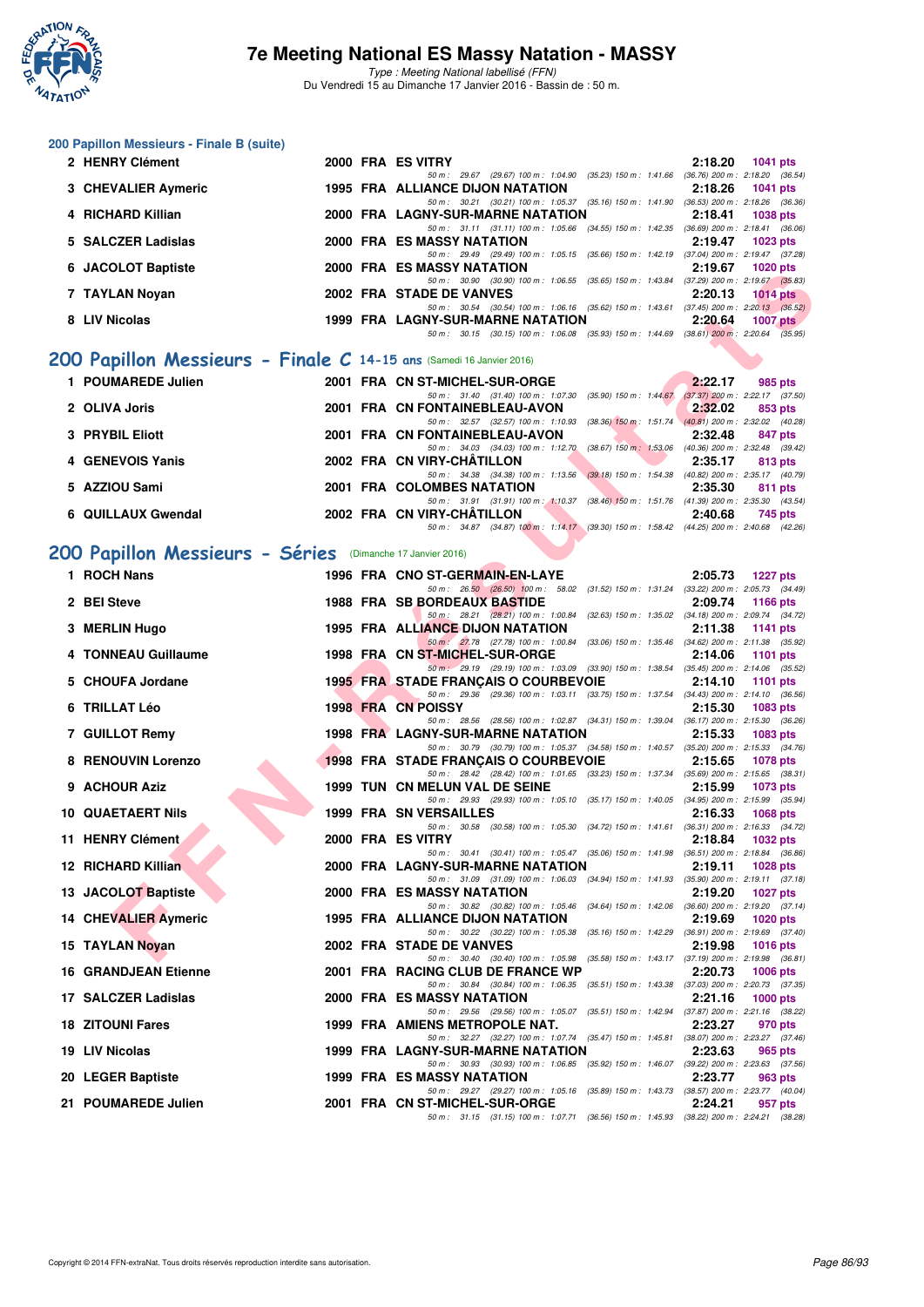# 7e Meeting National ES Massy Natation - MASSY

*Type : Meeting National labellisé (FFN)*
Du Vendredi 15 au Dimanche 17 Janvier 2016 - Bassin de : 50 m.

## 200 Papillon Messieurs - Finale B (suite)

| Rang | Nom | Année | Nat. | Club | Temps | Points |
|---|---|---|---|---|---|---|
| 2 | HENRY Clément | 2000 | FRA | ES VITRY | 2:18.20 | 1041 pts |
| | 50 m : 29.67 (29.67) 100 m : 1:04.90 (35.23) 150 m : 1:41.66 (36.76) 200 m : 2:18.20 (36.54) | | | | | |
| 3 | CHEVALIER Aymeric | 1995 | FRA | ALLIANCE DIJON NATATION | 2:18.26 | 1041 pts |
| | 50 m : 30.21 (30.21) 100 m : 1:05.37 (35.16) 150 m : 1:41.90 (36.53) 200 m : 2:18.26 (36.36) | | | | | |
| 4 | RICHARD Killian | 2000 | FRA | LAGNY-SUR-MARNE NATATION | 2:18.41 | 1038 pts |
| | 50 m : 31.11 (31.11) 100 m : 1:05.66 (34.55) 150 m : 1:42.35 (36.69) 200 m : 2:18.41 (36.06) | | | | | |
| 5 | SALCZER Ladislas | 2000 | FRA | ES MASSY NATATION | 2:19.47 | 1023 pts |
| | 50 m : 29.49 (29.49) 100 m : 1:05.15 (35.66) 150 m : 1:42.19 (37.04) 200 m : 2:19.47 (37.28) | | | | | |
| 6 | JACOLOT Baptiste | 2000 | FRA | ES MASSY NATATION | 2:19.67 | 1020 pts |
| | 50 m : 30.90 (30.90) 100 m : 1:06.55 (35.65) 150 m : 1:43.84 (37.29) 200 m : 2:19.67 (35.83) | | | | | |
| 7 | TAYLAN Noyan | 2002 | FRA | STADE DE VANVES | 2:20.13 | 1014 pts |
| | 50 m : 30.54 (30.54) 100 m : 1:06.16 (35.62) 150 m : 1:43.61 (37.45) 200 m : 2:20.13 (36.52) | | | | | |
| 8 | LIV Nicolas | 1999 | FRA | LAGNY-SUR-MARNE NATATION | 2:20.64 | 1007 pts |
| | 50 m : 30.15 (30.15) 100 m : 1:06.08 (35.93) 150 m : 1:44.69 (38.61) 200 m : 2:20.64 (35.95) | | | | | |

## 200 Papillon Messieurs - Finale C 14-15 ans (Samedi 16 Janvier 2016)

| Rang | Nom | Année | Nat. | Club | Temps | Points |
|---|---|---|---|---|---|---|
| 1 | POUMAREDE Julien | 2001 | FRA | CN ST-MICHEL-SUR-ORGE | 2:22.17 | 985 pts |
| | 50 m : 31.40 (31.40) 100 m : 1:07.30 (35.90) 150 m : 1:44.67 (37.37) 200 m : 2:22.17 (37.50) | | | | | |
| 2 | OLIVA Joris | 2001 | FRA | CN FONTAINEBLEAU-AVON | 2:32.02 | 853 pts |
| | 50 m : 32.57 (32.57) 100 m : 1:10.93 (38.36) 150 m : 1:51.74 (40.81) 200 m : 2:32.02 (40.28) | | | | | |
| 3 | PRYBIL Eliott | 2001 | FRA | CN FONTAINEBLEAU-AVON | 2:32.48 | 847 pts |
| | 50 m : 34.03 (34.03) 100 m : 1:12.70 (38.67) 150 m : 1:53.06 (40.36) 200 m : 2:32.48 (39.42) | | | | | |
| 4 | GENEVOIS Yanis | 2002 | FRA | CN VIRY-CHÂTILLON | 2:35.17 | 813 pts |
| | 50 m : 34.38 (34.38) 100 m : 1:13.56 (39.18) 150 m : 1:54.38 (40.82) 200 m : 2:35.17 (40.79) | | | | | |
| 5 | AZZIOU Sami | 2001 | FRA | COLOMBES NATATION | 2:35.30 | 811 pts |
| | 50 m : 31.91 (31.91) 100 m : 1:10.37 (38.46) 150 m : 1:51.76 (41.39) 200 m : 2:35.30 (43.54) | | | | | |
| 6 | QUILLAUX Gwendal | 2002 | FRA | CN VIRY-CHÂTILLON | 2:40.68 | 745 pts |
| | 50 m : 34.87 (34.87) 100 m : 1:14.17 (39.30) 150 m : 1:58.42 (44.25) 200 m : 2:40.68 (42.26) | | | | | |

## 200 Papillon Messieurs - Séries (Dimanche 17 Janvier 2016)

| Rang | Nom | Année | Nat. | Club | Temps | Points |
|---|---|---|---|---|---|---|
| 1 | ROCH Nans | 1996 | FRA | CNO ST-GERMAIN-EN-LAYE | 2:05.73 | 1227 pts |
| | 50 m : 26.50 (26.50) 100 m : 58.02 (31.52) 150 m : 1:31.24 (33.22) 200 m : 2:05.73 (34.49) | | | | | |
| 2 | BEI Steve | 1988 | FRA | SB BORDEAUX BASTIDE | 2:09.74 | 1166 pts |
| | 50 m : 28.21 (28.21) 100 m : 1:00.84 (32.63) 150 m : 1:35.02 (34.18) 200 m : 2:09.74 (34.72) | | | | | |
| 3 | MERLIN Hugo | 1995 | FRA | ALLIANCE DIJON NATATION | 2:11.38 | 1141 pts |
| | 50 m : 27.78 (27.78) 100 m : 1:00.84 (33.06) 150 m : 1:35.46 (34.62) 200 m : 2:11.38 (35.92) | | | | | |
| 4 | TONNEAU Guillaume | 1998 | FRA | CN ST-MICHEL-SUR-ORGE | 2:14.06 | 1101 pts |
| | 50 m : 29.19 (29.19) 100 m : 1:03.09 (33.90) 150 m : 1:38.54 (35.45) 200 m : 2:14.06 (35.52) | | | | | |
| 5 | CHOUFA Jordane | 1995 | FRA | STADE FRANÇAIS O COURBEVOIE | 2:14.10 | 1101 pts |
| | 50 m : 29.36 (29.36) 100 m : 1:03.11 (33.75) 150 m : 1:37.54 (34.43) 200 m : 2:14.10 (36.56) | | | | | |
| 6 | TRILLAT Léo | 1998 | FRA | CN POISSY | 2:15.30 | 1083 pts |
| | 50 m : 28.56 (28.56) 100 m : 1:02.87 (34.31) 150 m : 1:39.04 (36.17) 200 m : 2:15.30 (36.26) | | | | | |
| 7 | GUILLOT Remy | 1998 | FRA | LAGNY-SUR-MARNE NATATION | 2:15.33 | 1083 pts |
| | 50 m : 30.79 (30.79) 100 m : 1:05.37 (34.58) 150 m : 1:40.57 (35.20) 200 m : 2:15.33 (34.76) | | | | | |
| 8 | RENOUVIN Lorenzo | 1998 | FRA | STADE FRANÇAIS O COURBEVOIE | 2:15.65 | 1078 pts |
| | 50 m : 28.42 (28.42) 100 m : 1:01.65 (33.23) 150 m : 1:37.34 (35.69) 200 m : 2:15.65 (38.31) | | | | | |
| 9 | ACHOUR Aziz | 1999 | TUN | CN MELUN VAL DE SEINE | 2:15.99 | 1073 pts |
| | 50 m : 29.93 (29.93) 100 m : 1:05.10 (35.17) 150 m : 1:40.05 (34.95) 200 m : 2:15.99 (35.94) | | | | | |
| 10 | QUAETAERT Nils | 1999 | FRA | SN VERSAILLES | 2:16.33 | 1068 pts |
| | 50 m : 30.58 (30.58) 100 m : 1:05.30 (34.72) 150 m : 1:41.61 (36.31) 200 m : 2:16.33 (34.72) | | | | | |
| 11 | HENRY Clément | 2000 | FRA | ES VITRY | 2:18.84 | 1032 pts |
| | 50 m : 30.41 (30.41) 100 m : 1:05.47 (35.06) 150 m : 1:41.98 (36.51) 200 m : 2:18.84 (36.86) | | | | | |
| 12 | RICHARD Killian | 2000 | FRA | LAGNY-SUR-MARNE NATATION | 2:19.11 | 1028 pts |
| | 50 m : 31.09 (31.09) 100 m : 1:06.03 (34.94) 150 m : 1:41.93 (35.90) 200 m : 2:19.11 (37.18) | | | | | |
| 13 | JACOLOT Baptiste | 2000 | FRA | ES MASSY NATATION | 2:19.20 | 1027 pts |
| | 50 m : 30.82 (30.82) 100 m : 1:05.46 (34.64) 150 m : 1:42.06 (36.60) 200 m : 2:19.20 (37.14) | | | | | |
| 14 | CHEVALIER Aymeric | 1995 | FRA | ALLIANCE DIJON NATATION | 2:19.69 | 1020 pts |
| | 50 m : 30.22 (30.22) 100 m : 1:05.38 (35.16) 150 m : 1:42.29 (36.91) 200 m : 2:19.69 (37.40) | | | | | |
| 15 | TAYLAN Noyan | 2002 | FRA | STADE DE VANVES | 2:19.98 | 1016 pts |
| | 50 m : 30.40 (30.40) 100 m : 1:05.98 (35.58) 150 m : 1:43.17 (37.19) 200 m : 2:19.98 (36.81) | | | | | |
| 16 | GRANDJEAN Etienne | 2001 | FRA | RACING CLUB DE FRANCE WP | 2:20.73 | 1006 pts |
| | 50 m : 30.84 (30.84) 100 m : 1:06.35 (35.51) 150 m : 1:43.38 (37.03) 200 m : 2:20.73 (37.35) | | | | | |
| 17 | SALCZER Ladislas | 2000 | FRA | ES MASSY NATATION | 2:21.16 | 1000 pts |
| | 50 m : 29.56 (29.56) 100 m : 1:05.07 (35.51) 150 m : 1:42.94 (37.87) 200 m : 2:21.16 (38.22) | | | | | |
| 18 | ZITOUNI Fares | 1999 | FRA | AMIENS METROPOLE NAT. | 2:23.27 | 970 pts |
| | 50 m : 32.27 (32.27) 100 m : 1:07.74 (35.47) 150 m : 1:45.81 (38.07) 200 m : 2:23.27 (37.46) | | | | | |
| 19 | LIV Nicolas | 1999 | FRA | LAGNY-SUR-MARNE NATATION | 2:23.63 | 965 pts |
| | 50 m : 30.93 (30.93) 100 m : 1:06.85 (35.92) 150 m : 1:46.07 (39.22) 200 m : 2:23.63 (37.56) | | | | | |
| 20 | LEGER Baptiste | 1999 | FRA | ES MASSY NATATION | 2:23.77 | 963 pts |
| | 50 m : 29.27 (29.27) 100 m : 1:05.16 (35.89) 150 m : 1:43.73 (38.57) 200 m : 2:23.77 (40.04) | | | | | |
| 21 | POUMAREDE Julien | 2001 | FRA | CN ST-MICHEL-SUR-ORGE | 2:24.21 | 957 pts |
| | 50 m : 31.15 (31.15) 100 m : 1:07.71 (36.56) 150 m : 1:45.93 (38.22) 200 m : 2:24.21 (38.28) | | | | | |

Copyright © 2014 FFN-extraNat. Tous droits réservés reproduction interdite sans autorisation.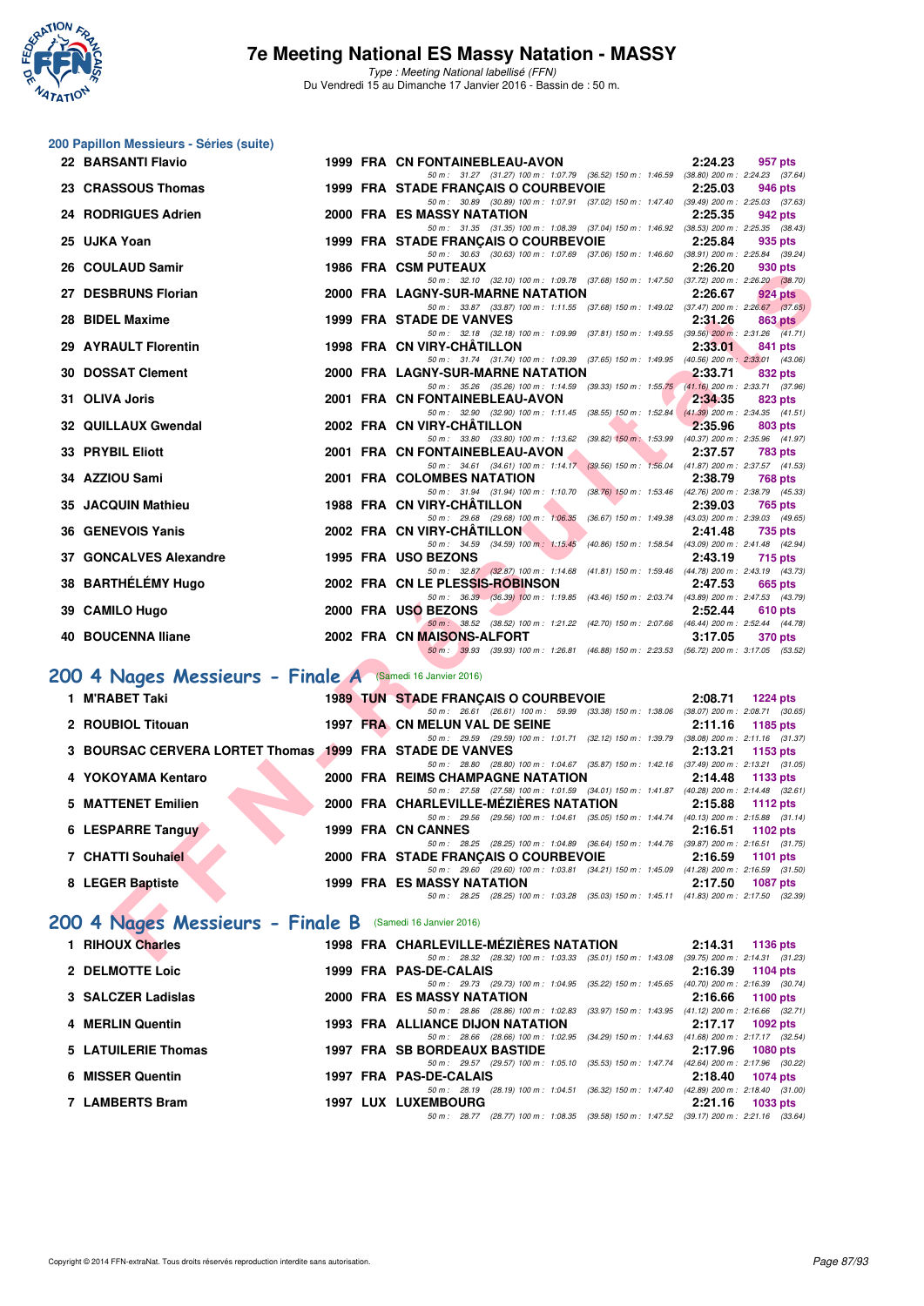# 7e Meeting National ES Massy Natation - MASSY

*Type : Meeting National labellisé (FFN)*
Du Vendredi 15 au Dimanche 17 Janvier 2016 - Bassin de : 50 m.

## 200 Papillon Messieurs - Séries (suite)

| Pl. | Nom | Année | Nat. | Club | Temps | Points |
|---|---|---|---|---|---|---|
| 22 | BARSANTI Flavio | 1999 | FRA | CN FONTAINEBLEAU-AVON | 2:24.23 | 957 pts |
| | 50 m : 31.27 (31.27) 100 m : 1:07.79 (36.52) 150 m : 1:46.59 (38.80) 200 m : 2:24.23 (37.64) | | | | | |
| 23 | CRASSOUS Thomas | 1999 | FRA | STADE FRANÇAIS O COURBEVOIE | 2:25.03 | 946 pts |
| | 50 m : 30.89 (30.89) 100 m : 1:07.91 (37.02) 150 m : 1:47.40 (39.49) 200 m : 2:25.03 (37.63) | | | | | |
| 24 | RODRIGUES Adrien | 2000 | FRA | ES MASSY NATATION | 2:25.35 | 942 pts |
| | 50 m : 31.35 (31.35) 100 m : 1:08.39 (37.04) 150 m : 1:46.92 (38.53) 200 m : 2:25.35 (38.43) | | | | | |
| 25 | UJKA Yoan | 1999 | FRA | STADE FRANÇAIS O COURBEVOIE | 2:25.84 | 935 pts |
| | 50 m : 30.63 (30.63) 100 m : 1:07.69 (37.06) 150 m : 1:46.60 (38.91) 200 m : 2:25.84 (39.24) | | | | | |
| 26 | COULAUD Samir | 1986 | FRA | CSM PUTEAUX | 2:26.20 | 930 pts |
| | 50 m : 32.10 (32.10) 100 m : 1:09.78 (37.68) 150 m : 1:47.50 (37.72) 200 m : 2:26.20 (38.70) | | | | | |
| 27 | DESBRUNS Florian | 2000 | FRA | LAGNY-SUR-MARNE NATATION | 2:26.67 | 924 pts |
| | 50 m : 33.87 (33.87) 100 m : 1:11.55 (37.68) 150 m : 1:49.02 (37.47) 200 m : 2:26.67 (37.65) | | | | | |
| 28 | BIDEL Maxime | 1999 | FRA | STADE DE VANVES | 2:31.26 | 863 pts |
| | 50 m : 32.18 (32.18) 100 m : 1:09.99 (37.81) 150 m : 1:49.55 (39.56) 200 m : 2:31.26 (41.71) | | | | | |
| 29 | AYRAULT Florentin | 1998 | FRA | CN VIRY-CHÂTILLON | 2:33.01 | 841 pts |
| | 50 m : 31.74 (31.74) 100 m : 1:09.39 (37.65) 150 m : 1:49.95 (40.56) 200 m : 2:33.01 (43.06) | | | | | |
| 30 | DOSSAT Clement | 2000 | FRA | LAGNY-SUR-MARNE NATATION | 2:33.71 | 832 pts |
| | 50 m : 35.26 (35.26) 100 m : 1:14.59 (39.33) 150 m : 1:55.75 (41.16) 200 m : 2:33.71 (37.96) | | | | | |
| 31 | OLIVA Joris | 2001 | FRA | CN FONTAINEBLEAU-AVON | 2:34.35 | 823 pts |
| | 50 m : 32.90 (32.90) 100 m : 1:11.45 (38.55) 150 m : 1:52.84 (41.39) 200 m : 2:34.35 (41.51) | | | | | |
| 32 | QUILLAUX Gwendal | 2002 | FRA | CN VIRY-CHÂTILLON | 2:35.96 | 803 pts |
| | 50 m : 33.80 (33.80) 100 m : 1:13.62 (39.82) 150 m : 1:53.99 (40.37) 200 m : 2:35.96 (41.97) | | | | | |
| 33 | PRYBIL Eliott | 2001 | FRA | CN FONTAINEBLEAU-AVON | 2:37.57 | 783 pts |
| | 50 m : 34.61 (34.61) 100 m : 1:14.17 (39.56) 150 m : 1:56.04 (41.87) 200 m : 2:37.57 (41.53) | | | | | |
| 34 | AZZIOU Sami | 2001 | FRA | COLOMBES NATATION | 2:38.79 | 768 pts |
| | 50 m : 31.94 (31.94) 100 m : 1:10.70 (38.76) 150 m : 1:53.46 (42.76) 200 m : 2:38.79 (45.33) | | | | | |
| 35 | JACQUIN Mathieu | 1988 | FRA | CN VIRY-CHÂTILLON | 2:39.03 | 765 pts |
| | 50 m : 29.68 (29.68) 100 m : 1:06.35 (36.67) 150 m : 1:49.38 (43.03) 200 m : 2:39.03 (49.65) | | | | | |
| 36 | GENEVOIS Yanis | 2002 | FRA | CN VIRY-CHÂTILLON | 2:41.48 | 735 pts |
| | 50 m : 34.59 (34.59) 100 m : 1:15.45 (40.86) 150 m : 1:58.54 (43.09) 200 m : 2:41.48 (42.94) | | | | | |
| 37 | GONCALVES Alexandre | 1995 | FRA | USO BEZONS | 2:43.19 | 715 pts |
| | 50 m : 32.87 (32.87) 100 m : 1:14.68 (41.81) 150 m : 1:59.46 (44.78) 200 m : 2:43.19 (43.73) | | | | | |
| 38 | BARTHÉLÉMY Hugo | 2002 | FRA | CN LE PLESSIS-ROBINSON | 2:47.53 | 665 pts |
| | 50 m : 36.39 (36.39) 100 m : 1:19.85 (43.46) 150 m : 2:03.74 (43.89) 200 m : 2:47.53 (43.79) | | | | | |
| 39 | CAMILO Hugo | 2000 | FRA | USO BEZONS | 2:52.44 | 610 pts |
| | 50 m : 38.52 (38.52) 100 m : 1:21.22 (42.70) 150 m : 2:07.66 (46.44) 200 m : 2:52.44 (44.78) | | | | | |
| 40 | BOUCENNA Iliane | 2002 | FRA | CN MAISONS-ALFORT | 3:17.05 | 370 pts |
| | 50 m : 39.93 (39.93) 100 m : 1:26.81 (46.88) 150 m : 2:23.53 (56.72) 200 m : 3:17.05 (53.52) | | | | | |

## 200 4 Nages Messieurs - Finale A (Samedi 16 Janvier 2016)

| Pl. | Nom | Année | Nat. | Club | Temps | Points |
|---|---|---|---|---|---|---|
| 1 | M'RABET Taki | 1989 | TUN | STADE FRANÇAIS O COURBEVOIE | 2:08.71 | 1224 pts |
| | 50 m : 26.61 (26.61) 100 m : 59.99 (33.38) 150 m : 1:38.06 (38.07) 200 m : 2:08.71 (30.65) | | | | | |
| 2 | ROUBIOL Titouan | 1997 | FRA | CN MELUN VAL DE SEINE | 2:11.16 | 1185 pts |
| | 50 m : 29.59 (29.59) 100 m : 1:01.71 (32.12) 150 m : 1:39.79 (38.08) 200 m : 2:11.16 (31.37) | | | | | |
| 3 | BOURSAC CERVERA LORTET Thomas | 1999 | FRA | STADE DE VANVES | 2:13.21 | 1153 pts |
| | 50 m : 28.80 (28.80) 100 m : 1:04.67 (35.87) 150 m : 1:42.16 (37.49) 200 m : 2:13.21 (31.05) | | | | | |
| 4 | YOKOYAMA Kentaro | 2000 | FRA | REIMS CHAMPAGNE NATATION | 2:14.48 | 1133 pts |
| | 50 m : 27.58 (27.58) 100 m : 1:01.59 (34.01) 150 m : 1:41.87 (40.28) 200 m : 2:14.48 (32.61) | | | | | |
| 5 | MATTENET Emilien | 2000 | FRA | CHARLEVILLE-MÉZIÈRES NATATION | 2:15.88 | 1112 pts |
| | 50 m : 29.56 (29.56) 100 m : 1:04.61 (35.05) 150 m : 1:44.74 (40.13) 200 m : 2:15.88 (31.14) | | | | | |
| 6 | LESPARRE Tanguy | 1999 | FRA | CN CANNES | 2:16.51 | 1102 pts |
| | 50 m : 28.25 (28.25) 100 m : 1:04.89 (36.64) 150 m : 1:44.76 (39.87) 200 m : 2:16.51 (31.75) | | | | | |
| 7 | CHATTI Souhaiel | 2000 | FRA | STADE FRANÇAIS O COURBEVOIE | 2:16.59 | 1101 pts |
| | 50 m : 29.60 (29.60) 100 m : 1:03.81 (34.21) 150 m : 1:45.09 (41.28) 200 m : 2:16.59 (31.50) | | | | | |
| 8 | LEGER Baptiste | 1999 | FRA | ES MASSY NATATION | 2:17.50 | 1087 pts |
| | 50 m : 28.25 (28.25) 100 m : 1:03.28 (35.03) 150 m : 1:45.11 (41.83) 200 m : 2:17.50 (32.39) | | | | | |

## 200 4 Nages Messieurs - Finale B (Samedi 16 Janvier 2016)

| Pl. | Nom | Année | Nat. | Club | Temps | Points |
|---|---|---|---|---|---|---|
| 1 | RIHOUX Charles | 1998 | FRA | CHARLEVILLE-MÉZIÈRES NATATION | 2:14.31 | 1136 pts |
| | 50 m : 28.32 (28.32) 100 m : 1:03.33 (35.01) 150 m : 1:43.08 (39.75) 200 m : 2:14.31 (31.23) | | | | | |
| 2 | DELMOTTE Loic | 1999 | FRA | PAS-DE-CALAIS | 2:16.39 | 1104 pts |
| | 50 m : 29.73 (29.73) 100 m : 1:04.95 (35.22) 150 m : 1:45.65 (40.70) 200 m : 2:16.39 (30.74) | | | | | |
| 3 | SALCZER Ladislas | 2000 | FRA | ES MASSY NATATION | 2:16.66 | 1100 pts |
| | 50 m : 28.86 (28.86) 100 m : 1:02.83 (33.97) 150 m : 1:43.95 (41.12) 200 m : 2:16.66 (32.71) | | | | | |
| 4 | MERLIN Quentin | 1993 | FRA | ALLIANCE DIJON NATATION | 2:17.17 | 1092 pts |
| | 50 m : 28.66 (28.66) 100 m : 1:02.95 (34.29) 150 m : 1:44.63 (41.68) 200 m : 2:17.17 (32.54) | | | | | |
| 5 | LATUILERIE Thomas | 1997 | FRA | SB BORDEAUX BASTIDE | 2:17.96 | 1080 pts |
| | 50 m : 29.57 (29.57) 100 m : 1:05.10 (35.53) 150 m : 1:47.74 (42.64) 200 m : 2:17.96 (30.22) | | | | | |
| 6 | MISSER Quentin | 1997 | FRA | PAS-DE-CALAIS | 2:18.40 | 1074 pts |
| | 50 m : 28.19 (28.19) 100 m : 1:04.51 (36.32) 150 m : 1:47.40 (42.89) 200 m : 2:18.40 (31.00) | | | | | |
| 7 | LAMBERTS Bram | 1997 | LUX | LUXEMBOURG | 2:21.16 | 1033 pts |
| | 50 m : 28.77 (28.77) 100 m : 1:08.35 (39.58) 150 m : 1:47.52 (39.17) 200 m : 2:21.16 (33.64) | | | | | |

Copyright © 2014 FFN-extraNat. Tous droits réservés reproduction interdite sans autorisation.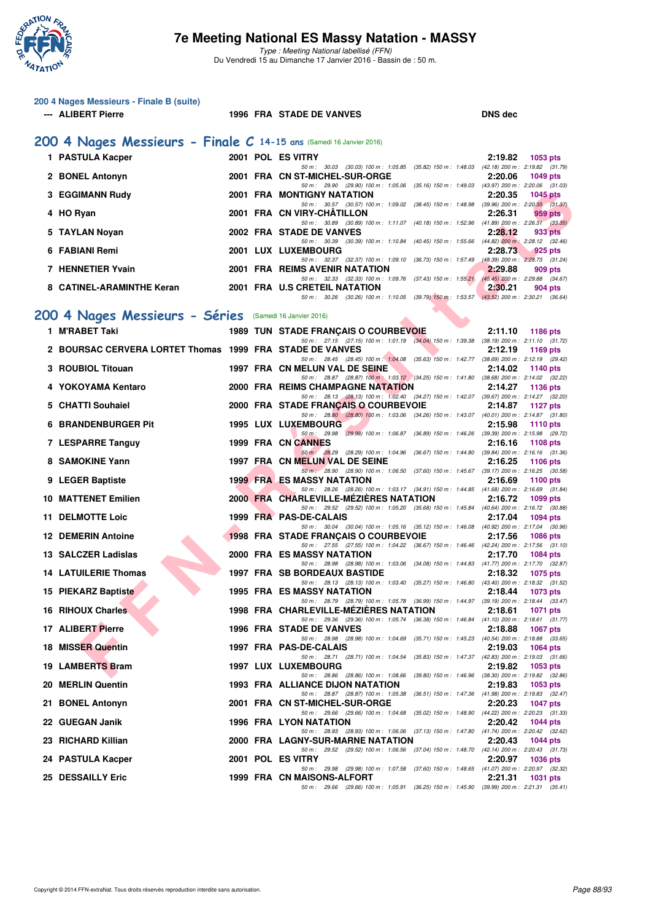# 7e Meeting National ES Massy Natation - MASSY

*Type : Meeting National labellisé (FFN)*
Du Vendredi 15 au Dimanche 17 Janvier 2016 - Bassin de : 50 m.

## 200 4 Nages Messieurs - Finale B (suite)

| --- | ALIBERT Pierre | 1996 | FRA | STADE DE VANVES | DNS dec |
|---|---|---|---|---|---|

## 200 4 Nages Messieurs - Finale C 14-15 ans (Samedi 16 Janvier 2016)

| Rang | Nom | Année | Nat | Club | Temps | Points |
|---|---|---|---|---|---|---|
| 1 | PASTULA Kacper | 2001 | POL | ES VITRY | 2:19.82 | 1053 pts |
| | 50 m : 30.03 (30.03) 100 m : 1:05.85 (35.82) 150 m : 1:48.03 (42.18) 200 m : 2:19.82 (31.79) | | | | | |
| 2 | BONEL Antonyn | 2001 | FRA | CN ST-MICHEL-SUR-ORGE | 2:20.06 | 1049 pts |
| | 50 m : 29.90 (29.90) 100 m : 1:05.06 (35.16) 150 m : 1:49.03 (43.97) 200 m : 2:20.06 (31.03) | | | | | |
| 3 | EGGIMANN Rudy | 2001 | FRA | MONTIGNY NATATION | 2:20.35 | 1045 pts |
| | 50 m : 30.57 (30.57) 100 m : 1:09.02 (38.45) 150 m : 1:48.98 (39.96) 200 m : 2:20.35 (31.37) | | | | | |
| 4 | HO Ryan | 2001 | FRA | CN VIRY-CHÂTILLON | 2:26.31 | 959 pts |
| | 50 m : 30.89 (30.89) 100 m : 1:11.07 (40.18) 150 m : 1:52.96 (41.89) 200 m : 2:26.31 (33.35) | | | | | |
| 5 | TAYLAN Noyan | 2002 | FRA | STADE DE VANVES | 2:28.12 | 933 pts |
| | 50 m : 30.39 (30.39) 100 m : 1:10.84 (40.45) 150 m : 1:55.66 (44.82) 200 m : 2:28.12 (32.46) | | | | | |
| 6 | FABIANI Remi | 2001 | LUX | LUXEMBOURG | 2:28.73 | 925 pts |
| | 50 m : 32.37 (32.37) 100 m : 1:09.10 (36.73) 150 m : 1:57.49 (48.39) 200 m : 2:28.73 (31.24) | | | | | |
| 7 | HENNETIER Yvain | 2001 | FRA | REIMS AVENIR NATATION | 2:29.88 | 909 pts |
| | 50 m : 32.33 (32.33) 100 m : 1:09.76 (37.43) 150 m : 1:55.21 (45.45) 200 m : 2:29.88 (34.67) | | | | | |
| 8 | CATINEL-ARAMINTHE Keran | 2001 | FRA | U.S CRETEIL NATATION | 2:30.21 | 904 pts |
| | 50 m : 30.26 (30.26) 100 m : 1:10.05 (39.79) 150 m : 1:53.57 (43.52) 200 m : 2:30.21 (36.64) | | | | | |

## 200 4 Nages Messieurs - Séries (Samedi 16 Janvier 2016)

| Rang | Nom | Année | Nat | Club | Temps | Points |
|---|---|---|---|---|---|---|
| 1 | M'RABET Taki | 1989 | TUN | STADE FRANÇAIS O COURBEVOIE | 2:11.10 | 1186 pts |
| | 50 m : 27.15 (27.15) 100 m : 1:01.19 (34.04) 150 m : 1:39.38 (38.19) 200 m : 2:11.10 (31.72) | | | | | |
| 2 | BOURSAC CERVERA LORTET Thomas | 1999 | FRA | STADE DE VANVES | 2:12.19 | 1169 pts |
| | 50 m : 28.45 (28.45) 100 m : 1:04.08 (35.63) 150 m : 1:42.77 (38.69) 200 m : 2:12.19 (29.42) | | | | | |
| 3 | ROUBIOL Titouan | 1997 | FRA | CN MELUN VAL DE SEINE | 2:14.02 | 1140 pts |
| | 50 m : 28.87 (28.87) 100 m : 1:03.12 (34.25) 150 m : 1:41.80 (38.68) 200 m : 2:14.02 (32.22) | | | | | |
| 4 | YOKOYAMA Kentaro | 2000 | FRA | REIMS CHAMPAGNE NATATION | 2:14.27 | 1136 pts |
| | 50 m : 28.13 (28.13) 100 m : 1:02.40 (34.27) 150 m : 1:42.07 (39.67) 200 m : 2:14.27 (32.20) | | | | | |
| 5 | CHATTI Souhaiel | 2000 | FRA | STADE FRANÇAIS O COURBEVOIE | 2:14.87 | 1127 pts |
| | 50 m : 28.80 (28.80) 100 m : 1:03.06 (34.26) 150 m : 1:43.07 (40.01) 200 m : 2:14.87 (31.80) | | | | | |
| 6 | BRANDENBURGER Pit | 1995 | LUX | LUXEMBOURG | 2:15.98 | 1110 pts |
| | 50 m : 29.98 (29.98) 100 m : 1:06.87 (36.89) 150 m : 1:46.26 (39.39) 200 m : 2:15.98 (29.72) | | | | | |
| 7 | LESPARRE Tanguy | 1999 | FRA | CN CANNES | 2:16.16 | 1108 pts |
| | 50 m : 28.29 (28.29) 100 m : 1:04.96 (36.67) 150 m : 1:44.80 (39.84) 200 m : 2:16.16 (31.36) | | | | | |
| 8 | SAMOKINE Yann | 1997 | FRA | CN MELUN VAL DE SEINE | 2:16.25 | 1106 pts |
| | 50 m : 28.90 (28.90) 100 m : 1:06.50 (37.60) 150 m : 1:45.67 (39.17) 200 m : 2:16.25 (30.58) | | | | | |
| 9 | LEGER Baptiste | 1999 | FRA | ES MASSY NATATION | 2:16.69 | 1100 pts |
| | 50 m : 28.26 (28.26) 100 m : 1:03.17 (34.91) 150 m : 1:44.85 (41.68) 200 m : 2:16.69 (31.84) | | | | | |
| 10 | MATTENET Emilien | 2000 | FRA | CHARLEVILLE-MÉZIÈRES NATATION | 2:16.72 | 1099 pts |
| | 50 m : 29.52 (29.52) 100 m : 1:05.20 (35.68) 150 m : 1:45.84 (40.64) 200 m : 2:16.72 (30.88) | | | | | |
| 11 | DELMOTTE Loic | 1999 | FRA | PAS-DE-CALAIS | 2:17.04 | 1094 pts |
| | 50 m : 30.04 (30.04) 100 m : 1:05.16 (35.12) 150 m : 1:46.08 (40.92) 200 m : 2:17.04 (30.96) | | | | | |
| 12 | DEMERIN Antoine | 1998 | FRA | STADE FRANÇAIS O COURBEVOIE | 2:17.56 | 1086 pts |
| | 50 m : 27.55 (27.55) 100 m : 1:04.22 (36.67) 150 m : 1:46.46 (42.24) 200 m : 2:17.56 (31.10) | | | | | |
| 13 | SALCZER Ladislas | 2000 | FRA | ES MASSY NATATION | 2:17.70 | 1084 pts |
| | 50 m : 28.98 (28.98) 100 m : 1:03.06 (34.08) 150 m : 1:44.83 (41.77) 200 m : 2:17.70 (32.87) | | | | | |
| 14 | LATUILERIE Thomas | 1997 | FRA | SB BORDEAUX BASTIDE | 2:18.32 | 1075 pts |
| | 50 m : 28.13 (28.13) 100 m : 1:03.40 (35.27) 150 m : 1:46.80 (43.40) 200 m : 2:18.32 (31.52) | | | | | |
| 15 | PIEKARZ Baptiste | 1995 | FRA | ES MASSY NATATION | 2:18.44 | 1073 pts |
| | 50 m : 28.79 (28.79) 100 m : 1:05.78 (36.99) 150 m : 1:44.97 (39.19) 200 m : 2:18.44 (33.47) | | | | | |
| 16 | RIHOUX Charles | 1998 | FRA | CHARLEVILLE-MÉZIÈRES NATATION | 2:18.61 | 1071 pts |
| | 50 m : 29.36 (29.36) 100 m : 1:05.74 (36.38) 150 m : 1:46.84 (41.10) 200 m : 2:18.61 (31.77) | | | | | |
| 17 | ALIBERT Pierre | 1996 | FRA | STADE DE VANVES | 2:18.88 | 1067 pts |
| | 50 m : 28.98 (28.98) 100 m : 1:04.69 (35.71) 150 m : 1:45.23 (40.54) 200 m : 2:18.88 (33.65) | | | | | |
| 18 | MISSER Quentin | 1997 | FRA | PAS-DE-CALAIS | 2:19.03 | 1064 pts |
| | 50 m : 28.71 (28.71) 100 m : 1:04.54 (35.83) 150 m : 1:47.37 (42.83) 200 m : 2:19.03 (31.66) | | | | | |
| 19 | LAMBERTS Bram | 1997 | LUX | LUXEMBOURG | 2:19.82 | 1053 pts |
| | 50 m : 28.86 (28.86) 100 m : 1:08.66 (39.80) 150 m : 1:46.96 (38.30) 200 m : 2:19.82 (32.86) | | | | | |
| 20 | MERLIN Quentin | 1993 | FRA | ALLIANCE DIJON NATATION | 2:19.83 | 1053 pts |
| | 50 m : 28.87 (28.87) 100 m : 1:05.38 (36.51) 150 m : 1:47.36 (41.98) 200 m : 2:19.83 (32.47) | | | | | |
| 21 | BONEL Antonyn | 2001 | FRA | CN ST-MICHEL-SUR-ORGE | 2:20.23 | 1047 pts |
| | 50 m : 29.66 (29.66) 100 m : 1:04.68 (35.02) 150 m : 1:48.90 (44.22) 200 m : 2:20.23 (31.33) | | | | | |
| 22 | GUEGAN Janik | 1996 | FRA | LYON NATATION | 2:20.42 | 1044 pts |
| | 50 m : 28.93 (28.93) 100 m : 1:06.06 (37.13) 150 m : 1:47.80 (41.74) 200 m : 2:20.42 (32.62) | | | | | |
| 23 | RICHARD Killian | 2000 | FRA | LAGNY-SUR-MARNE NATATION | 2:20.43 | 1044 pts |
| | 50 m : 29.52 (29.52) 100 m : 1:06.56 (37.04) 150 m : 1:48.70 (42.14) 200 m : 2:20.43 (31.73) | | | | | |
| 24 | PASTULA Kacper | 2001 | POL | ES VITRY | 2:20.97 | 1036 pts |
| | 50 m : 29.98 (29.98) 100 m : 1:07.58 (37.60) 150 m : 1:48.65 (41.07) 200 m : 2:20.97 (32.32) | | | | | |
| 25 | DESSAILLY Eric | 1999 | FRA | CN MAISONS-ALFORT | 2:21.31 | 1031 pts |
| | 50 m : 29.66 (29.66) 100 m : 1:05.91 (36.25) 150 m : 1:45.90 (39.99) 200 m : 2:21.31 (35.41) | | | | | |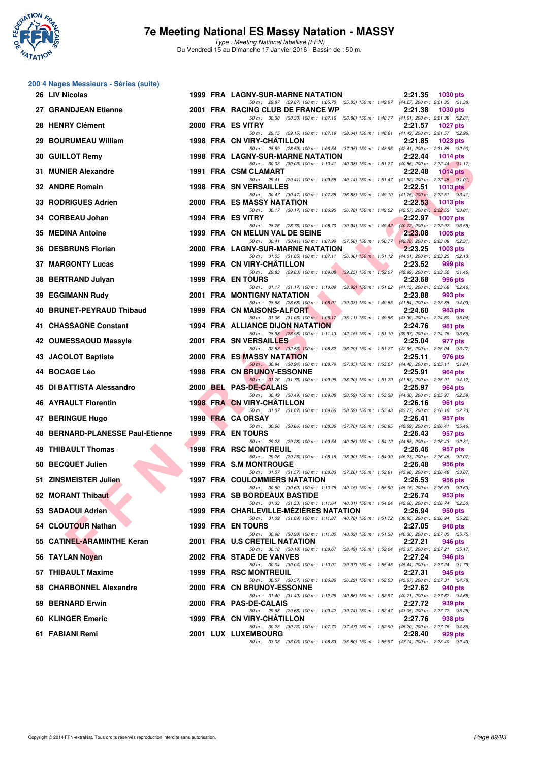# 7e Meeting National ES Massy Natation - MASSY

*Type : Meeting National labellisé (FFN)*
Du Vendredi 15 au Dimanche 17 Janvier 2016 - Bassin de : 50 m.

## 200 4 Nages Messieurs - Séries (suite)

| Rang | Nom | Année | Nat. | Club | Temps | Points |
|---|---|---|---|---|---|---|
| 26 | LIV Nicolas | 1999 | FRA | LAGNY-SUR-MARNE NATATION | 2:21.35 | 1030 pts |
| | 50 m : 29.87 (29.87) 100 m : 1:05.70 (35.83) 150 m : 1:49.97 (44.27) 200 m : 2:21.35 (31.38) | | | | | |
| 27 | GRANDJEAN Etienne | 2001 | FRA | RACING CLUB DE FRANCE WP | 2:21.38 | 1030 pts |
| | 50 m : 30.30 (30.30) 100 m : 1:07.16 (36.86) 150 m : 1:48.77 (41.61) 200 m : 2:21.38 (32.61) | | | | | |
| 28 | HENRY Clément | 2000 | FRA | ES VITRY | 2:21.57 | 1027 pts |
| | 50 m : 29.15 (29.15) 100 m : 1:07.19 (38.04) 150 m : 1:48.61 (41.42) 200 m : 2:21.57 (32.96) | | | | | |
| 29 | BOURUMEAU William | 1998 | FRA | CN VIRY-CHÂTILLON | 2:21.85 | 1023 pts |
| | 50 m : 28.59 (28.59) 100 m : 1:06.54 (37.95) 150 m : 1:48.95 (42.41) 200 m : 2:21.85 (32.90) | | | | | |
| 30 | GUILLOT Remy | 1998 | FRA | LAGNY-SUR-MARNE NATATION | 2:22.44 | 1014 pts |
| | 50 m : 30.03 (30.03) 100 m : 1:10.41 (40.38) 150 m : 1:51.27 (40.86) 200 m : 2:22.44 (31.17) | | | | | |
| 31 | MUNIER Alexandre | 1991 | FRA | CSM CLAMART | 2:22.48 | 1014 pts |
| | 50 m : 29.41 (29.41) 100 m : 1:09.55 (40.14) 150 m : 1:51.47 (41.92) 200 m : 2:22.48 (31.01) | | | | | |
| 32 | ANDRE Romain | 1998 | FRA | SN VERSAILLES | 2:22.51 | 1013 pts |
| | 50 m : 30.47 (30.47) 100 m : 1:07.35 (36.88) 150 m : 1:49.10 (41.75) 200 m : 2:22.51 (33.41) | | | | | |
| 33 | RODRIGUES Adrien | 2000 | FRA | ES MASSY NATATION | 2:22.53 | 1013 pts |
| | 50 m : 30.17 (30.17) 100 m : 1:06.95 (36.78) 150 m : 1:49.52 (42.57) 200 m : 2:22.53 (33.01) | | | | | |
| 34 | CORBEAU Johan | 1994 | FRA | ES VITRY | 2:22.97 | 1007 pts |
| | 50 m : 28.76 (28.76) 100 m : 1:08.70 (39.94) 150 m : 1:49.42 (40.72) 200 m : 2:22.97 (33.55) | | | | | |
| 35 | MEDINA Antoine | 1999 | FRA | CN MELUN VAL DE SEINE | 2:23.08 | 1005 pts |
| | 50 m : 30.41 (30.41) 100 m : 1:07.99 (37.58) 150 m : 1:50.77 (42.78) 200 m : 2:23.08 (32.31) | | | | | |
| 36 | DESBRUNS Florian | 2000 | FRA | LAGNY-SUR-MARNE NATATION | 2:23.25 | 1003 pts |
| | 50 m : 31.05 (31.05) 100 m : 1:07.11 (36.06) 150 m : 1:51.12 (44.01) 200 m : 2:23.25 (32.13) | | | | | |
| 37 | MARGONTY Lucas | 1999 | FRA | CN VIRY-CHÂTILLON | 2:23.52 | 999 pts |
| | 50 m : 29.83 (29.83) 100 m : 1:09.08 (39.25) 150 m : 1:52.07 (42.99) 200 m : 2:23.52 (31.45) | | | | | |
| 38 | BERTRAND Julyan | 1999 | FRA | EN TOURS | 2:23.68 | 996 pts |
| | 50 m : 31.17 (31.17) 100 m : 1:10.09 (38.92) 150 m : 1:51.22 (41.13) 200 m : 2:23.68 (32.46) | | | | | |
| 39 | EGGIMANN Rudy | 2001 | FRA | MONTIGNY NATATION | 2:23.88 | 993 pts |
| | 50 m : 28.68 (28.68) 100 m : 1:08.01 (39.33) 150 m : 1:49.85 (41.84) 200 m : 2:23.88 (34.03) | | | | | |
| 40 | BRUNET-PEYRAUD Thibaud | 1999 | FRA | CN MAISONS-ALFORT | 2:24.60 | 983 pts |
| | 50 m : 31.06 (31.06) 100 m : 1:06.17 (35.11) 150 m : 1:49.56 (43.39) 200 m : 2:24.60 (35.04) | | | | | |
| 41 | CHASSAGNE Constant | 1994 | FRA | ALLIANCE DIJON NATATION | 2:24.76 | 981 pts |
| | 50 m : 28.98 (28.98) 100 m : 1:11.13 (42.15) 150 m : 1:51.10 (39.97) 200 m : 2:24.76 (33.66) | | | | | |
| 42 | OUMESSAOUD Massyle | 2001 | FRA | SN VERSAILLES | 2:25.04 | 977 pts |
| | 50 m : 32.53 (32.53) 100 m : 1:08.82 (36.29) 150 m : 1:51.77 (42.95) 200 m : 2:25.04 (33.27) | | | | | |
| 43 | JACOLOT Baptiste | 2000 | FRA | ES MASSY NATATION | 2:25.11 | 976 pts |
| | 50 m : 30.94 (30.94) 100 m : 1:08.79 (37.85) 150 m : 1:53.27 (44.48) 200 m : 2:25.11 (31.84) | | | | | |
| 44 | BOCAGE Léo | 1998 | FRA | CN BRUNOY-ESSONNE | 2:25.91 | 964 pts |
| | 50 m : 31.76 (31.76) 100 m : 1:09.96 (38.20) 150 m : 1:51.79 (41.83) 200 m : 2:25.91 (34.12) | | | | | |
| 45 | DI BATTISTA Alessandro | 2000 | BEL | PAS-DE-CALAIS | 2:25.97 | 964 pts |
| | 50 m : 30.49 (30.49) 100 m : 1:09.08 (38.59) 150 m : 1:53.38 (44.30) 200 m : 2:25.97 (32.59) | | | | | |
| 46 | AYRAULT Florentin | 1998 | FRA | CN VIRY-CHÂTILLON | 2:26.16 | 961 pts |
| | 50 m : 31.07 (31.07) 100 m : 1:09.66 (38.59) 150 m : 1:53.43 (43.77) 200 m : 2:26.16 (32.73) | | | | | |
| 47 | BERINGUE Hugo | 1998 | FRA | CA ORSAY | 2:26.41 | 957 pts |
| | 50 m : 30.66 (30.66) 100 m : 1:08.36 (37.70) 150 m : 1:50.95 (42.59) 200 m : 2:26.41 (35.46) | | | | | |
| 48 | BERNARD-PLANESSE Paul-Etienne | 1999 | FRA | EN TOURS | 2:26.43 | 957 pts |
| | 50 m : 29.28 (29.28) 100 m : 1:09.54 (40.26) 150 m : 1:54.12 (44.58) 200 m : 2:26.43 (32.31) | | | | | |
| 49 | THIBAULT Thomas | 1998 | FRA | RSC MONTREUIL | 2:26.46 | 957 pts |
| | 50 m : 29.26 (29.26) 100 m : 1:08.16 (38.90) 150 m : 1:54.39 (46.23) 200 m : 2:26.46 (32.07) | | | | | |
| 50 | BECQUET Julien | 1999 | FRA | S.M MONTROUGE | 2:26.48 | 956 pts |
| | 50 m : 31.57 (31.57) 100 m : 1:08.83 (37.26) 150 m : 1:52.81 (43.98) 200 m : 2:26.48 (33.67) | | | | | |
| 51 | ZINSMEISTER Julien | 1997 | FRA | COULOMMIERS NATATION | 2:26.53 | 956 pts |
| | 50 m : 30.60 (30.60) 100 m : 1:10.75 (40.15) 150 m : 1:55.90 (45.15) 200 m : 2:26.53 (30.63) | | | | | |
| 52 | MORANT Thibaut | 1993 | FRA | SB BORDEAUX BASTIDE | 2:26.74 | 953 pts |
| | 50 m : 31.33 (31.33) 100 m : 1:11.64 (40.31) 150 m : 1:54.24 (42.60) 200 m : 2:26.74 (32.50) | | | | | |
| 53 | SADAOUI Adrien | 1999 | FRA | CHARLEVILLE-MÉZIÈRES NATATION | 2:26.94 | 950 pts |
| | 50 m : 31.09 (31.09) 100 m : 1:11.87 (40.78) 150 m : 1:51.72 (39.85) 200 m : 2:26.94 (35.22) | | | | | |
| 54 | CLOUTOUR Nathan | 1999 | FRA | EN TOURS | 2:27.05 | 948 pts |
| | 50 m : 30.98 (30.98) 100 m : 1:11.00 (40.02) 150 m : 1:51.30 (40.30) 200 m : 2:27.05 (35.75) | | | | | |
| 55 | CATINEL-ARAMINTHE Keran | 2001 | FRA | U.S CRETEIL NATATION | 2:27.21 | 946 pts |
| | 50 m : 30.18 (30.18) 100 m : 1:08.67 (38.49) 150 m : 1:52.04 (43.37) 200 m : 2:27.21 (35.17) | | | | | |
| 56 | TAYLAN Noyan | 2002 | FRA | STADE DE VANVES | 2:27.24 | 946 pts |
| | 50 m : 30.04 (30.04) 100 m : 1:10.01 (39.97) 150 m : 1:55.45 (45.44) 200 m : 2:27.24 (31.79) | | | | | |
| 57 | THIBAULT Maxime | 1999 | FRA | RSC MONTREUIL | 2:27.31 | 945 pts |
| | 50 m : 30.57 (30.57) 100 m : 1:06.86 (36.29) 150 m : 1:52.53 (45.67) 200 m : 2:27.31 (34.78) | | | | | |
| 58 | CHARBONNEL Alexandre | 2000 | FRA | CN BRUNOY-ESSONNE | 2:27.62 | 940 pts |
| | 50 m : 31.40 (31.40) 100 m : 1:12.26 (40.86) 150 m : 1:52.97 (40.71) 200 m : 2:27.62 (34.65) | | | | | |
| 59 | BERNARD Erwin | 2000 | FRA | PAS-DE-CALAIS | 2:27.72 | 939 pts |
| | 50 m : 29.68 (29.68) 100 m : 1:09.42 (39.74) 150 m : 1:52.47 (43.05) 200 m : 2:27.72 (35.25) | | | | | |
| 60 | KLINGER Emeric | 1999 | FRA | CN VIRY-CHÂTILLON | 2:27.76 | 938 pts |
| | 50 m : 30.23 (30.23) 100 m : 1:07.70 (37.47) 150 m : 1:52.90 (45.20) 200 m : 2:27.76 (34.86) | | | | | |
| 61 | FABIANI Remi | 2001 | LUX | LUXEMBOURG | 2:28.40 | 929 pts |
| | 50 m : 33.03 (33.03) 100 m : 1:08.83 (35.80) 150 m : 1:55.97 (47.14) 200 m : 2:28.40 (32.43) | | | | | |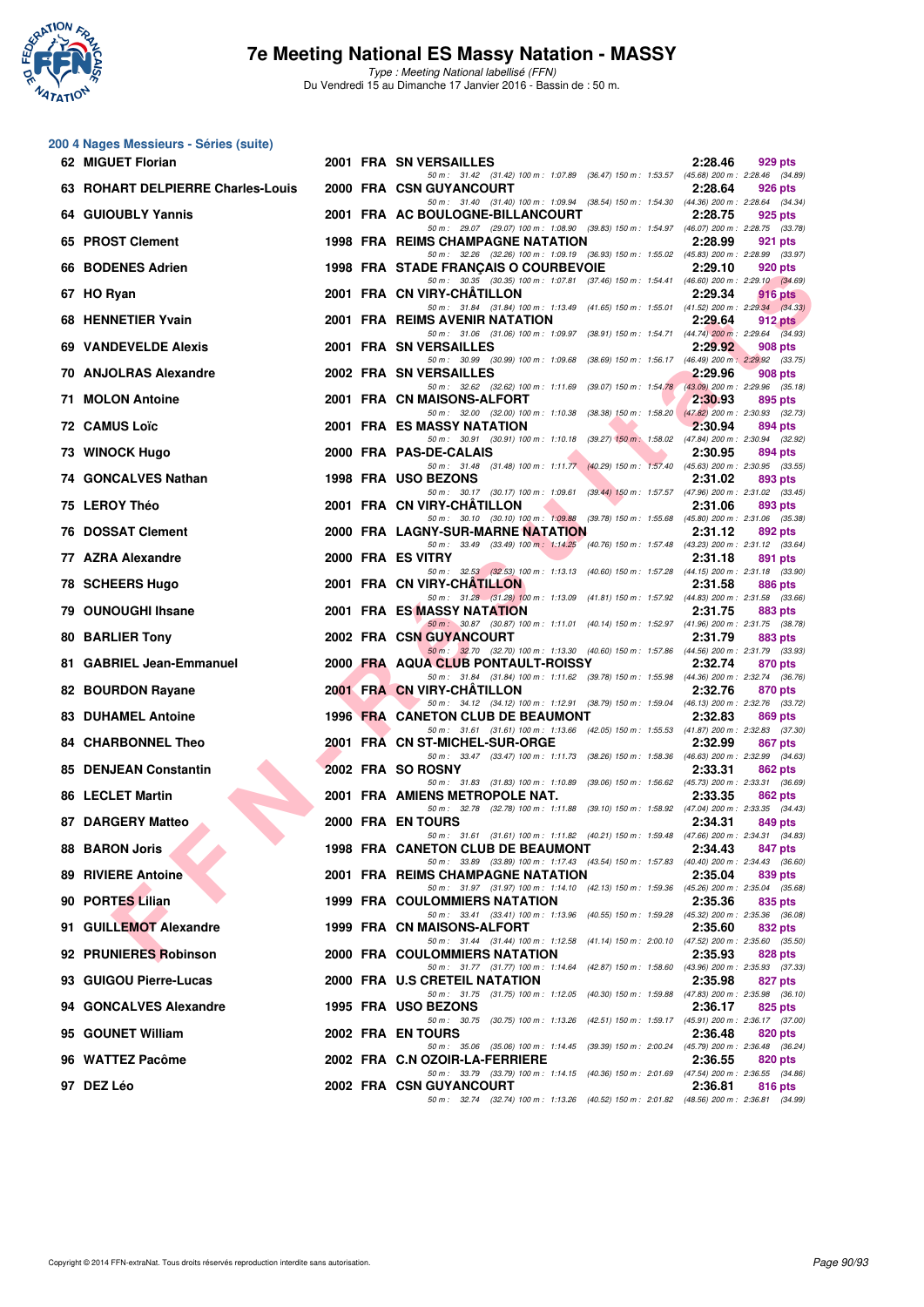# 7e Meeting National ES Massy Natation - MASSY

*Type : Meeting National labellisé (FFN)*
Du Vendredi 15 au Dimanche 17 Janvier 2016 - Bassin de : 50 m.

## 200 4 Nages Messieurs - Séries (suite)

| Rang | Nom | Année | Nat. | Club | Temps | Points |
|---|---|---|---|---|---|---|
| 62 | MIGUET Florian | 2001 | FRA | SN VERSAILLES | 2:28.46 | 929 pts |
| | 50 m : 31.42 (31.42) 100 m : 1:07.89 (36.47) 150 m : 1:53.57 (45.68) 200 m : 2:28.46 (34.89) | | | | | |
| 63 | ROHART DELPIERRE Charles-Louis | 2000 | FRA | CSN GUYANCOURT | 2:28.64 | 926 pts |
| | 50 m : 31.40 (31.40) 100 m : 1:09.94 (38.54) 150 m : 1:54.30 (44.36) 200 m : 2:28.64 (34.34) | | | | | |
| 64 | GUIOUBLY Yannis | 2001 | FRA | AC BOULOGNE-BILLANCOURT | 2:28.75 | 925 pts |
| | 50 m : 29.07 (29.07) 100 m : 1:08.90 (39.83) 150 m : 1:54.97 (46.07) 200 m : 2:28.75 (33.78) | | | | | |
| 65 | PROST Clement | 1998 | FRA | REIMS CHAMPAGNE NATATION | 2:28.99 | 921 pts |
| | 50 m : 32.26 (32.26) 100 m : 1:09.19 (36.93) 150 m : 1:55.02 (45.83) 200 m : 2:28.99 (33.97) | | | | | |
| 66 | BODENES Adrien | 1998 | FRA | STADE FRANÇAIS O COURBEVOIE | 2:29.10 | 920 pts |
| | 50 m : 30.35 (30.35) 100 m : 1:07.81 (37.46) 150 m : 1:54.41 (46.60) 200 m : 2:29.10 (34.69) | | | | | |
| 67 | HO Ryan | 2001 | FRA | CN VIRY-CHÂTILLON | 2:29.34 | 916 pts |
| | 50 m : 31.84 (31.84) 100 m : 1:13.49 (41.65) 150 m : 1:55.01 (41.52) 200 m : 2:29.34 (34.33) | | | | | |
| 68 | HENNETIER Yvain | 2001 | FRA | REIMS AVENIR NATATION | 2:29.64 | 912 pts |
| | 50 m : 31.06 (31.06) 100 m : 1:09.97 (38.91) 150 m : 1:54.71 (44.74) 200 m : 2:29.64 (34.93) | | | | | |
| 69 | VANDEVELDE Alexis | 2001 | FRA | SN VERSAILLES | 2:29.92 | 908 pts |
| | 50 m : 30.99 (30.99) 100 m : 1:09.68 (38.69) 150 m : 1:56.17 (46.49) 200 m : 2:29.92 (33.75) | | | | | |
| 70 | ANJOLRAS Alexandre | 2002 | FRA | SN VERSAILLES | 2:29.96 | 908 pts |
| | 50 m : 32.62 (32.62) 100 m : 1:11.69 (39.07) 150 m : 1:54.78 (43.09) 200 m : 2:29.96 (35.18) | | | | | |
| 71 | MOLON Antoine | 2001 | FRA | CN MAISONS-ALFORT | 2:30.93 | 895 pts |
| | 50 m : 32.00 (32.00) 100 m : 1:10.38 (38.38) 150 m : 1:58.20 (47.82) 200 m : 2:30.93 (32.73) | | | | | |
| 72 | CAMUS Loïc | 2001 | FRA | ES MASSY NATATION | 2:30.94 | 894 pts |
| | 50 m : 30.91 (30.91) 100 m : 1:10.18 (39.27) 150 m : 1:58.02 (47.84) 200 m : 2:30.94 (32.92) | | | | | |
| 73 | WINOCK Hugo | 2000 | FRA | PAS-DE-CALAIS | 2:30.95 | 894 pts |
| | 50 m : 31.48 (31.48) 100 m : 1:11.77 (40.29) 150 m : 1:57.40 (45.63) 200 m : 2:30.95 (33.55) | | | | | |
| 74 | GONCALVES Nathan | 1998 | FRA | USO BEZONS | 2:31.02 | 893 pts |
| | 50 m : 30.17 (30.17) 100 m : 1:09.61 (39.44) 150 m : 1:57.57 (47.96) 200 m : 2:31.02 (33.45) | | | | | |
| 75 | LEROY Théo | 2001 | FRA | CN VIRY-CHÂTILLON | 2:31.06 | 893 pts |
| | 50 m : 30.10 (30.10) 100 m : 1:09.88 (39.78) 150 m : 1:55.68 (45.80) 200 m : 2:31.06 (35.38) | | | | | |
| 76 | DOSSAT Clement | 2000 | FRA | LAGNY-SUR-MARNE NATATION | 2:31.12 | 892 pts |
| | 50 m : 33.49 (33.49) 100 m : 1:14.25 (40.76) 150 m : 1:57.48 (43.23) 200 m : 2:31.12 (33.64) | | | | | |
| 77 | AZRA Alexandre | 2000 | FRA | ES VITRY | 2:31.18 | 891 pts |
| | 50 m : 32.53 (32.53) 100 m : 1:13.13 (40.60) 150 m : 1:57.28 (44.15) 200 m : 2:31.18 (33.90) | | | | | |
| 78 | SCHEERS Hugo | 2001 | FRA | CN VIRY-CHÂTILLON | 2:31.58 | 886 pts |
| | 50 m : 31.28 (31.28) 100 m : 1:13.09 (41.81) 150 m : 1:57.92 (44.83) 200 m : 2:31.58 (33.66) | | | | | |
| 79 | OUNOUGHI Ihsane | 2001 | FRA | ES MASSY NATATION | 2:31.75 | 883 pts |
| | 50 m : 30.87 (30.87) 100 m : 1:11.01 (40.14) 150 m : 1:52.97 (41.96) 200 m : 2:31.75 (38.78) | | | | | |
| 80 | BARLIER Tony | 2002 | FRA | CSN GUYANCOURT | 2:31.79 | 883 pts |
| | 50 m : 32.70 (32.70) 100 m : 1:13.30 (40.60) 150 m : 1:57.86 (44.56) 200 m : 2:31.79 (33.93) | | | | | |
| 81 | GABRIEL Jean-Emmanuel | 2000 | FRA | AQUA CLUB PONTAULT-ROISSY | 2:32.74 | 870 pts |
| | 50 m : 31.84 (31.84) 100 m : 1:11.62 (39.78) 150 m : 1:55.98 (44.36) 200 m : 2:32.74 (36.76) | | | | | |
| 82 | BOURDON Rayane | 2001 | FRA | CN VIRY-CHÂTILLON | 2:32.76 | 870 pts |
| | 50 m : 34.12 (34.12) 100 m : 1:12.91 (38.79) 150 m : 1:59.04 (46.13) 200 m : 2:32.76 (33.72) | | | | | |
| 83 | DUHAMEL Antoine | 1996 | FRA | CANETON CLUB DE BEAUMONT | 2:32.83 | 869 pts |
| | 50 m : 31.61 (31.61) 100 m : 1:13.66 (42.05) 150 m : 1:55.53 (41.87) 200 m : 2:32.83 (37.30) | | | | | |
| 84 | CHARBONNEL Theo | 2001 | FRA | CN ST-MICHEL-SUR-ORGE | 2:32.99 | 867 pts |
| | 50 m : 33.47 (33.47) 100 m : 1:11.73 (38.26) 150 m : 1:58.36 (46.63) 200 m : 2:32.99 (34.63) | | | | | |
| 85 | DENJEAN Constantin | 2002 | FRA | SO ROSNY | 2:33.31 | 862 pts |
| | 50 m : 31.83 (31.83) 100 m : 1:10.89 (39.06) 150 m : 1:56.62 (45.73) 200 m : 2:33.31 (36.69) | | | | | |
| 86 | LECLET Martin | 2001 | FRA | AMIENS METROPOLE NAT. | 2:33.35 | 862 pts |
| | 50 m : 32.78 (32.78) 100 m : 1:11.88 (39.10) 150 m : 1:58.92 (47.04) 200 m : 2:33.35 (34.43) | | | | | |
| 87 | DARGERY Matteo | 2000 | FRA | EN TOURS | 2:34.31 | 849 pts |
| | 50 m : 31.61 (31.61) 100 m : 1:11.82 (40.21) 150 m : 1:59.48 (47.66) 200 m : 2:34.31 (34.83) | | | | | |
| 88 | BARON Joris | 1998 | FRA | CANETON CLUB DE BEAUMONT | 2:34.43 | 847 pts |
| | 50 m : 33.89 (33.89) 100 m : 1:17.43 (43.54) 150 m : 1:57.83 (40.40) 200 m : 2:34.43 (36.60) | | | | | |
| 89 | RIVIERE Antoine | 2001 | FRA | REIMS CHAMPAGNE NATATION | 2:35.04 | 839 pts |
| | 50 m : 31.97 (31.97) 100 m : 1:14.10 (42.13) 150 m : 1:59.36 (45.26) 200 m : 2:35.04 (35.68) | | | | | |
| 90 | PORTES Lilian | 1999 | FRA | COULOMMIERS NATATION | 2:35.36 | 835 pts |
| | 50 m : 33.41 (33.41) 100 m : 1:13.96 (40.55) 150 m : 1:59.28 (45.32) 200 m : 2:35.36 (36.08) | | | | | |
| 91 | GUILLEMOT Alexandre | 1999 | FRA | CN MAISONS-ALFORT | 2:35.60 | 832 pts |
| | 50 m : 31.44 (31.44) 100 m : 1:12.58 (41.14) 150 m : 2:00.10 (47.52) 200 m : 2:35.60 (35.50) | | | | | |
| 92 | PRUNIERES Robinson | 2000 | FRA | COULOMMIERS NATATION | 2:35.93 | 828 pts |
| | 50 m : 31.77 (31.77) 100 m : 1:14.64 (42.87) 150 m : 1:58.60 (43.96) 200 m : 2:35.93 (37.33) | | | | | |
| 93 | GUIGOU Pierre-Lucas | 2000 | FRA | U.S CRETEIL NATATION | 2:35.98 | 827 pts |
| | 50 m : 31.75 (31.75) 100 m : 1:12.05 (40.30) 150 m : 1:59.88 (47.83) 200 m : 2:35.98 (36.10) | | | | | |
| 94 | GONCALVES Alexandre | 1995 | FRA | USO BEZONS | 2:36.17 | 825 pts |
| | 50 m : 30.75 (30.75) 100 m : 1:13.26 (42.51) 150 m : 1:59.17 (45.91) 200 m : 2:36.17 (37.00) | | | | | |
| 95 | GOUNET William | 2002 | FRA | EN TOURS | 2:36.48 | 820 pts |
| | 50 m : 35.06 (35.06) 100 m : 1:14.45 (39.39) 150 m : 2:00.24 (45.79) 200 m : 2:36.48 (36.24) | | | | | |
| 96 | WATTEZ Pacôme | 2002 | FRA | C.N OZOIR-LA-FERRIERE | 2:36.55 | 820 pts |
| | 50 m : 33.79 (33.79) 100 m : 1:14.15 (40.36) 150 m : 2:01.69 (47.54) 200 m : 2:36.55 (34.86) | | | | | |
| 97 | DEZ Léo | 2002 | FRA | CSN GUYANCOURT | 2:36.81 | 816 pts |
| | 50 m : 32.74 (32.74) 100 m : 1:13.26 (40.52) 150 m : 2:01.82 (48.56) 200 m : 2:36.81 (34.99) | | | | | |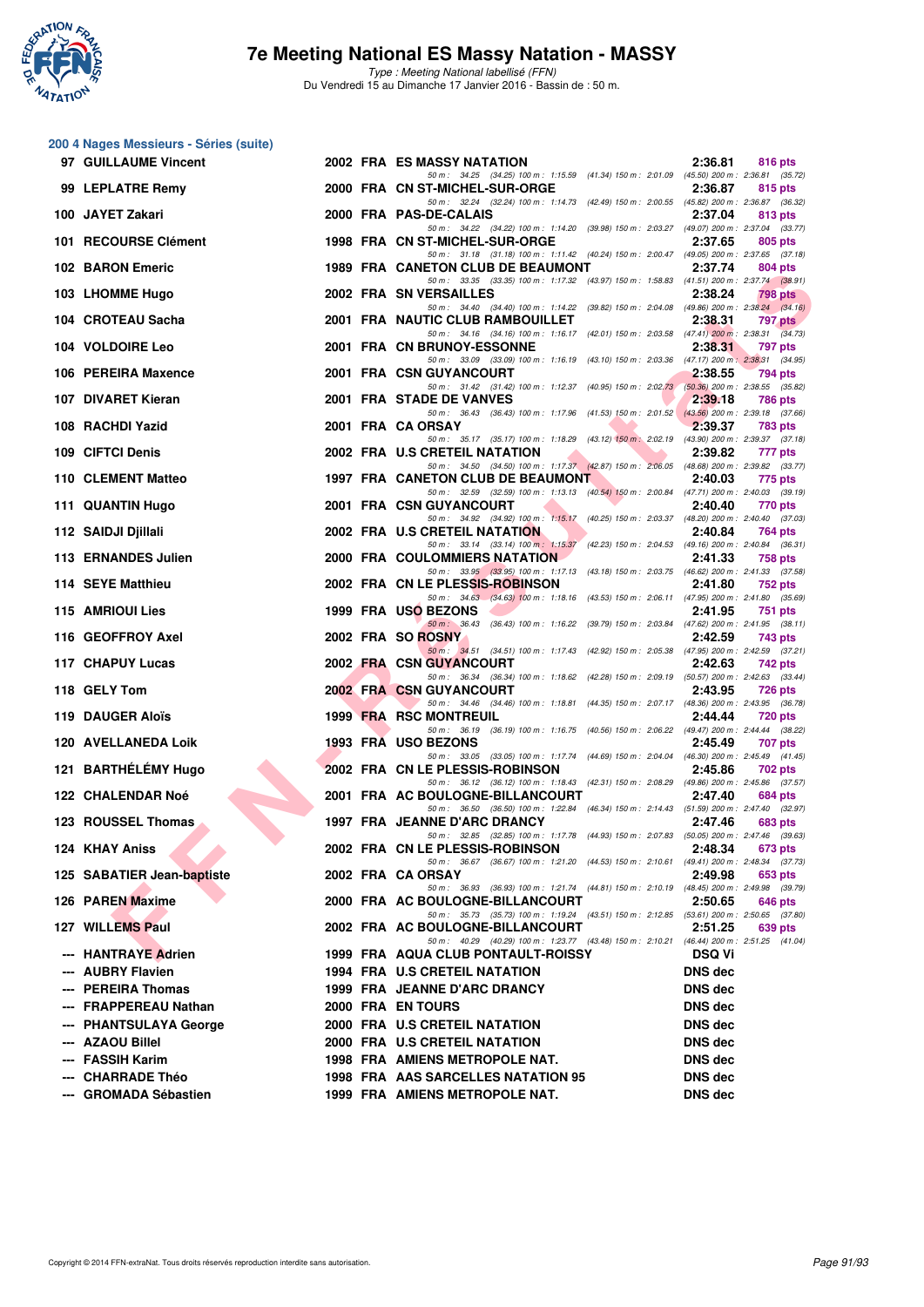# 7e Meeting National ES Massy Natation - MASSY

*Type : Meeting National labellisé (FFN)*
Du Vendredi 15 au Dimanche 17 Janvier 2016 - Bassin de : 50 m.

## 200 4 Nages Messieurs - Séries (suite)

| Rang | Nom | Année | Nat | Club | Temps | Points |
|---|---|---|---|---|---|---|
| 97 | GUILLAUME Vincent | 2002 | FRA | ES MASSY NATATION | 2:36.81 | 816 pts |
| | 50 m : 34.25 (34.25) 100 m : 1:15.59 (41.34) 150 m : 2:01.09 (45.50) 200 m : 2:36.81 (35.72) | | | | | |
| 99 | LEPLATRE Remy | 2000 | FRA | CN ST-MICHEL-SUR-ORGE | 2:36.87 | 815 pts |
| | 50 m : 32.24 (32.24) 100 m : 1:14.73 (42.49) 150 m : 2:00.55 (45.82) 200 m : 2:36.87 (36.32) | | | | | |
| 100 | JAYET Zakari | 2000 | FRA | PAS-DE-CALAIS | 2:37.04 | 813 pts |
| | 50 m : 34.22 (34.22) 100 m : 1:14.20 (39.98) 150 m : 2:03.27 (49.07) 200 m : 2:37.04 (33.77) | | | | | |
| 101 | RECOURSE Clément | 1998 | FRA | CN ST-MICHEL-SUR-ORGE | 2:37.65 | 805 pts |
| | 50 m : 31.18 (31.18) 100 m : 1:11.42 (40.24) 150 m : 2:00.47 (49.05) 200 m : 2:37.65 (37.18) | | | | | |
| 102 | BARON Emeric | 1989 | FRA | CANETON CLUB DE BEAUMONT | 2:37.74 | 804 pts |
| | 50 m : 33.35 (33.35) 100 m : 1:17.32 (43.97) 150 m : 1:58.83 (41.51) 200 m : 2:37.74 (38.91) | | | | | |
| 103 | LHOMME Hugo | 2002 | FRA | SN VERSAILLES | 2:38.24 | 798 pts |
| | 50 m : 34.40 (34.40) 100 m : 1:14.22 (39.82) 150 m : 2:04.08 (49.86) 200 m : 2:38.24 (34.16) | | | | | |
| 104 | CROTEAU Sacha | 2001 | FRA | NAUTIC CLUB RAMBOUILLET | 2:38.31 | 797 pts |
| | 50 m : 34.16 (34.16) 100 m : 1:16.17 (42.01) 150 m : 2:03.58 (47.41) 200 m : 2:38.31 (34.73) | | | | | |
| 104 | VOLDOIRE Leo | 2001 | FRA | CN BRUNOY-ESSONNE | 2:38.31 | 797 pts |
| | 50 m : 33.09 (33.09) 100 m : 1:16.19 (43.10) 150 m : 2:03.36 (47.17) 200 m : 2:38.31 (34.95) | | | | | |
| 106 | PEREIRA Maxence | 2001 | FRA | CSN GUYANCOURT | 2:38.55 | 794 pts |
| | 50 m : 31.42 (31.42) 100 m : 1:12.37 (40.95) 150 m : 2:02.73 (50.36) 200 m : 2:38.55 (35.82) | | | | | |
| 107 | DIVARET Kieran | 2001 | FRA | STADE DE VANVES | 2:39.18 | 786 pts |
| | 50 m : 36.43 (36.43) 100 m : 1:17.96 (41.53) 150 m : 2:01.52 (43.56) 200 m : 2:39.18 (37.66) | | | | | |
| 108 | RACHDI Yazid | 2001 | FRA | CA ORSAY | 2:39.37 | 783 pts |
| | 50 m : 35.17 (35.17) 100 m : 1:18.29 (43.12) 150 m : 2:02.19 (43.90) 200 m : 2:39.37 (37.18) | | | | | |
| 109 | CIFTCI Denis | 2002 | FRA | U.S CRETEIL NATATION | 2:39.82 | 777 pts |
| | 50 m : 34.50 (34.50) 100 m : 1:17.37 (42.87) 150 m : 2:06.05 (48.68) 200 m : 2:39.82 (33.77) | | | | | |
| 110 | CLEMENT Matteo | 1997 | FRA | CANETON CLUB DE BEAUMONT | 2:40.03 | 775 pts |
| | 50 m : 32.59 (32.59) 100 m : 1:13.13 (40.54) 150 m : 2:00.84 (47.71) 200 m : 2:40.03 (39.19) | | | | | |
| 111 | QUANTIN Hugo | 2001 | FRA | CSN GUYANCOURT | 2:40.40 | 770 pts |
| | 50 m : 34.92 (34.92) 100 m : 1:15.17 (40.25) 150 m : 2:03.37 (48.20) 200 m : 2:40.40 (37.03) | | | | | |
| 112 | SAIDJI Djillali | 2002 | FRA | U.S CRETEIL NATATION | 2:40.84 | 764 pts |
| | 50 m : 33.14 (33.14) 100 m : 1:15.37 (42.23) 150 m : 2:04.53 (49.16) 200 m : 2:40.84 (36.31) | | | | | |
| 113 | ERNANDES Julien | 2000 | FRA | COULOMMIERS NATATION | 2:41.33 | 758 pts |
| | 50 m : 33.95 (33.95) 100 m : 1:17.13 (43.18) 150 m : 2:03.75 (46.62) 200 m : 2:41.33 (37.58) | | | | | |
| 114 | SEYE Matthieu | 2002 | FRA | CN LE PLESSIS-ROBINSON | 2:41.80 | 752 pts |
| | 50 m : 34.63 (34.63) 100 m : 1:18.16 (43.53) 150 m : 2:06.11 (47.95) 200 m : 2:41.80 (35.69) | | | | | |
| 115 | AMRIOUI Lies | 1999 | FRA | USO BEZONS | 2:41.95 | 751 pts |
| | 50 m : 36.43 (36.43) 100 m : 1:16.22 (39.79) 150 m : 2:03.84 (47.62) 200 m : 2:41.95 (38.11) | | | | | |
| 116 | GEOFFROY Axel | 2002 | FRA | SO ROSNY | 2:42.59 | 743 pts |
| | 50 m : 34.51 (34.51) 100 m : 1:17.43 (42.92) 150 m : 2:05.38 (47.95) 200 m : 2:42.59 (37.21) | | | | | |
| 117 | CHAPUY Lucas | 2002 | FRA | CSN GUYANCOURT | 2:42.63 | 742 pts |
| | 50 m : 36.34 (36.34) 100 m : 1:18.62 (42.28) 150 m : 2:09.19 (50.57) 200 m : 2:42.63 (33.44) | | | | | |
| 118 | GELY Tom | 2002 | FRA | CSN GUYANCOURT | 2:43.95 | 726 pts |
| | 50 m : 34.46 (34.46) 100 m : 1:18.81 (44.35) 150 m : 2:07.17 (48.36) 200 m : 2:43.95 (36.78) | | | | | |
| 119 | DAUGER Aloïs | 1999 | FRA | RSC MONTREUIL | 2:44.44 | 720 pts |
| | 50 m : 36.19 (36.19) 100 m : 1:16.75 (40.56) 150 m : 2:06.22 (49.47) 200 m : 2:44.44 (38.22) | | | | | |
| 120 | AVELLANEDA Loik | 1993 | FRA | USO BEZONS | 2:45.49 | 707 pts |
| | 50 m : 33.05 (33.05) 100 m : 1:17.74 (44.69) 150 m : 2:04.04 (46.30) 200 m : 2:45.49 (41.45) | | | | | |
| 121 | BARTHÉLÉMY Hugo | 2002 | FRA | CN LE PLESSIS-ROBINSON | 2:45.86 | 702 pts |
| | 50 m : 36.12 (36.12) 100 m : 1:18.43 (42.31) 150 m : 2:08.29 (49.86) 200 m : 2:45.86 (37.57) | | | | | |
| 122 | CHALENDAR Noé | 2001 | FRA | AC BOULOGNE-BILLANCOURT | 2:47.40 | 684 pts |
| | 50 m : 36.50 (36.50) 100 m : 1:22.84 (46.34) 150 m : 2:14.43 (51.59) 200 m : 2:47.40 (32.97) | | | | | |
| 123 | ROUSSEL Thomas | 1997 | FRA | JEANNE D'ARC DRANCY | 2:47.46 | 683 pts |
| | 50 m : 32.85 (32.85) 100 m : 1:17.78 (44.93) 150 m : 2:07.83 (50.05) 200 m : 2:47.46 (39.63) | | | | | |
| 124 | KHAY Aniss | 2002 | FRA | CN LE PLESSIS-ROBINSON | 2:48.34 | 673 pts |
| | 50 m : 36.67 (36.67) 100 m : 1:21.20 (44.53) 150 m : 2:10.61 (49.41) 200 m : 2:48.34 (37.73) | | | | | |
| 125 | SABATIER Jean-baptiste | 2002 | FRA | CA ORSAY | 2:49.98 | 653 pts |
| | 50 m : 36.93 (36.93) 100 m : 1:21.74 (44.81) 150 m : 2:10.19 (48.45) 200 m : 2:49.98 (39.79) | | | | | |
| 126 | PAREN Maxime | 2000 | FRA | AC BOULOGNE-BILLANCOURT | 2:50.65 | 646 pts |
| | 50 m : 35.73 (35.73) 100 m : 1:19.24 (43.51) 150 m : 2:12.85 (53.61) 200 m : 2:50.65 (37.80) | | | | | |
| 127 | WILLEMS Paul | 2002 | FRA | AC BOULOGNE-BILLANCOURT | 2:51.25 | 639 pts |
| | 50 m : 40.29 (40.29) 100 m : 1:23.77 (43.48) 150 m : 2:10.21 (46.44) 200 m : 2:51.25 (41.04) | | | | | |
| --- | HANTRAYE Adrien | 1999 | FRA | AQUA CLUB PONTAULT-ROISSY | DSQ Vi | |
| --- | AUBRY Flavien | 1994 | FRA | U.S CRETEIL NATATION | DNS dec | |
| --- | PEREIRA Thomas | 1999 | FRA | JEANNE D'ARC DRANCY | DNS dec | |
| --- | FRAPPEREAU Nathan | 2000 | FRA | EN TOURS | DNS dec | |
| --- | PHANTSULAYA George | 2000 | FRA | U.S CRETEIL NATATION | DNS dec | |
| --- | AZAOU Billel | 2000 | FRA | U.S CRETEIL NATATION | DNS dec | |
| --- | FASSIH Karim | 1998 | FRA | AMIENS METROPOLE NAT. | DNS dec | |
| --- | CHARRADE Théo | 1998 | FRA | AAS SARCELLES NATATION 95 | DNS dec | |
| --- | GROMADA Sébastien | 1999 | FRA | AMIENS METROPOLE NAT. | DNS dec | |

Copyright © 2014 FFN-extraNat. Tous droits réservés reproduction interdite sans autorisation.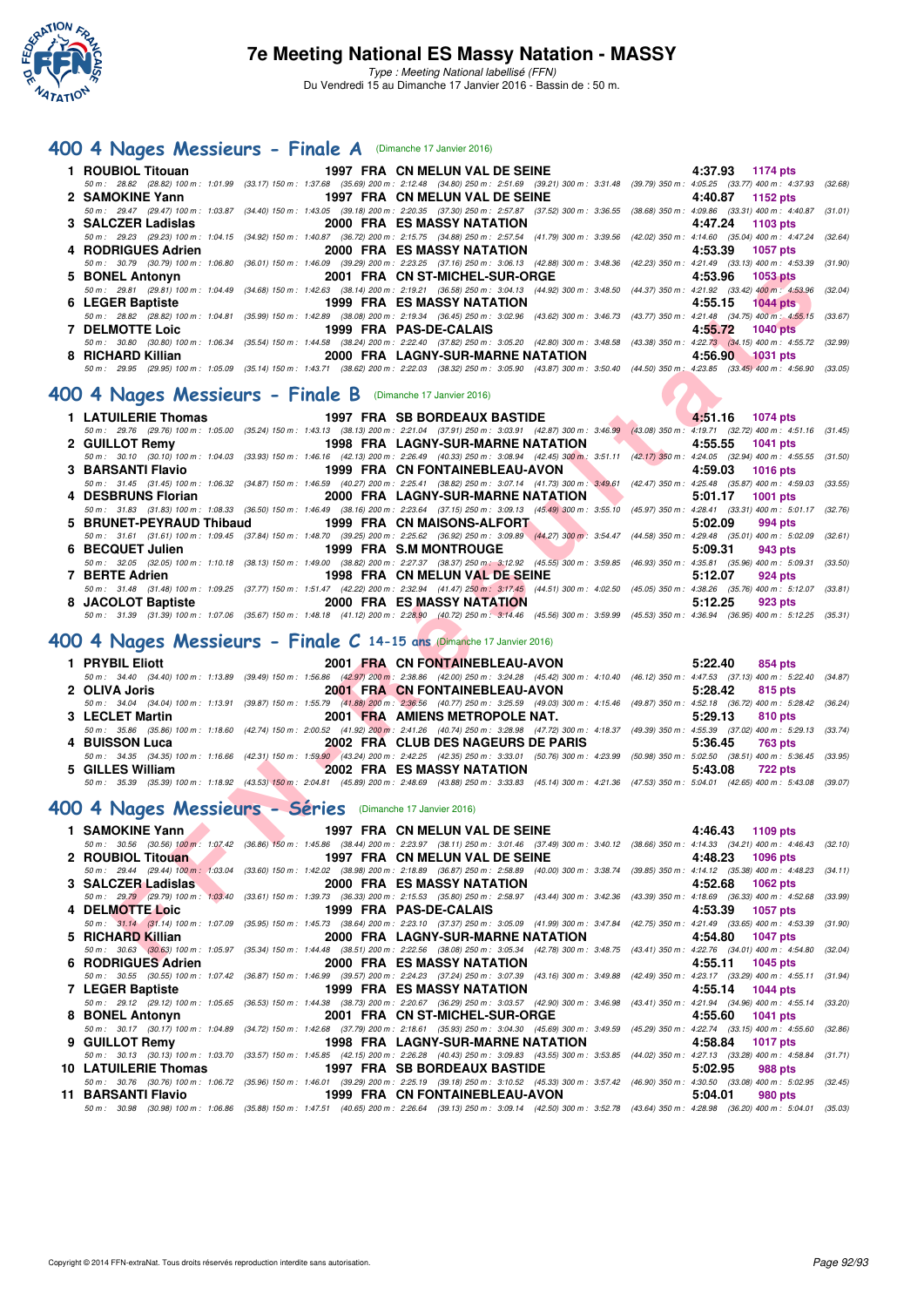# 7e Meeting National ES Massy Natation - MASSY

*Type : Meeting National labellisé (FFN)*
Du Vendredi 15 au Dimanche 17 Janvier 2016 - Bassin de : 50 m.

## 400 4 Nages Messieurs - Finale A (Dimanche 17 Janvier 2016)

| Rang | Nom | Année | Nat | Club | Temps | Points |
|---|---|---|---|---|---|---|
| 1 | ROUBIOL Titouan | 1997 | FRA | CN MELUN VAL DE SEINE | 4:37.93 | 1174 pts |
| | 50 m : 28.82 (28.82) 100 m : 1:01.99 (33.17) 150 m : 1:37.68 (35.69) 200 m : 2:12.48 (34.80) 250 m : 2:51.69 (39.21) 300 m : 3:31.48 (39.79) 350 m : 4:05.25 (33.77) 400 m : 4:37.93 (32.68) | | | | | |
| 2 | SAMOKINE Yann | 1997 | FRA | CN MELUN VAL DE SEINE | 4:40.87 | 1152 pts |
| | 50 m : 29.47 (29.47) 100 m : 1:03.87 (34.40) 150 m : 1:43.05 (39.18) 200 m : 2:20.35 (37.30) 250 m : 2:57.87 (37.52) 300 m : 3:36.55 (38.68) 350 m : 4:09.86 (33.31) 400 m : 4:40.87 (31.01) | | | | | |
| 3 | SALCZER Ladislas | 2000 | FRA | ES MASSY NATATION | 4:47.24 | 1103 pts |
| | 50 m : 29.23 (29.23) 100 m : 1:04.15 (34.92) 150 m : 1:40.87 (36.72) 200 m : 2:15.75 (34.88) 250 m : 2:57.54 (41.79) 300 m : 3:39.56 (42.02) 350 m : 4:14.60 (35.04) 400 m : 4:47.24 (32.64) | | | | | |
| 4 | RODRIGUES Adrien | 2000 | FRA | ES MASSY NATATION | 4:53.39 | 1057 pts |
| | 50 m : 30.79 (30.79) 100 m : 1:06.80 (36.01) 150 m : 1:46.09 (39.29) 200 m : 2:23.25 (37.16) 250 m : 3:06.13 (42.88) 300 m : 3:48.36 (42.23) 350 m : 4:21.49 (33.13) 400 m : 4:53.39 (31.90) | | | | | |
| 5 | BONEL Antonyn | 2001 | FRA | CN ST-MICHEL-SUR-ORGE | 4:53.96 | 1053 pts |
| | 50 m : 29.81 (29.81) 100 m : 1:04.49 (34.68) 150 m : 1:42.63 (38.14) 200 m : 2:19.21 (36.58) 250 m : 3:04.13 (44.92) 300 m : 3:48.50 (44.37) 350 m : 4:21.92 (33.42) 400 m : 4:53.96 (32.04) | | | | | |
| 6 | LEGER Baptiste | 1999 | FRA | ES MASSY NATATION | 4:55.15 | 1044 pts |
| | 50 m : 28.82 (28.82) 100 m : 1:04.81 (35.99) 150 m : 1:42.89 (38.08) 200 m : 2:19.34 (36.45) 250 m : 3:02.96 (43.62) 300 m : 3:46.73 (43.77) 350 m : 4:21.48 (34.75) 400 m : 4:55.15 (33.67) | | | | | |
| 7 | DELMOTTE Loic | 1999 | FRA | PAS-DE-CALAIS | 4:55.72 | 1040 pts |
| | 50 m : 30.80 (30.80) 100 m : 1:06.34 (35.54) 150 m : 1:44.58 (38.24) 200 m : 2:22.40 (37.82) 250 m : 3:05.20 (42.80) 300 m : 3:48.58 (43.38) 350 m : 4:22.73 (34.15) 400 m : 4:55.72 (32.99) | | | | | |
| 8 | RICHARD Killian | 2000 | FRA | LAGNY-SUR-MARNE NATATION | 4:56.90 | 1031 pts |
| | 50 m : 29.95 (29.95) 100 m : 1:05.09 (35.14) 150 m : 1:43.71 (38.62) 200 m : 2:22.03 (38.32) 250 m : 3:05.90 (43.87) 300 m : 3:50.40 (44.50) 350 m : 4:23.85 (33.45) 400 m : 4:56.90 (33.05) | | | | | |

## 400 4 Nages Messieurs - Finale B (Dimanche 17 Janvier 2016)

| Rang | Nom | Année | Nat | Club | Temps | Points |
|---|---|---|---|---|---|---|
| 1 | LATUILERIE Thomas | 1997 | FRA | SB BORDEAUX BASTIDE | 4:51.16 | 1074 pts |
| | 50 m : 29.76 (29.76) 100 m : 1:05.00 (35.24) 150 m : 1:43.13 (38.13) 200 m : 2:21.04 (37.91) 250 m : 3:03.91 (42.87) 300 m : 3:46.99 (43.08) 350 m : 4:19.71 (32.72) 400 m : 4:51.16 (31.45) | | | | | |
| 2 | GUILLOT Remy | 1998 | FRA | LAGNY-SUR-MARNE NATATION | 4:55.55 | 1041 pts |
| | 50 m : 30.10 (30.10) 100 m : 1:04.03 (33.93) 150 m : 1:46.16 (42.13) 200 m : 2:26.49 (40.33) 250 m : 3:08.94 (42.45) 300 m : 3:51.11 (42.17) 350 m : 4:24.05 (32.94) 400 m : 4:55.55 (31.50) | | | | | |
| 3 | BARSANTI Flavio | 1999 | FRA | CN FONTAINEBLEAU-AVON | 4:59.03 | 1016 pts |
| | 50 m : 31.45 (31.45) 100 m : 1:06.32 (34.87) 150 m : 1:46.59 (40.27) 200 m : 2:25.41 (38.82) 250 m : 3:07.14 (41.73) 300 m : 3:49.61 (42.47) 350 m : 4:25.48 (35.87) 400 m : 4:59.03 (33.55) | | | | | |
| 4 | DESBRUNS Florian | 2000 | FRA | LAGNY-SUR-MARNE NATATION | 5:01.17 | 1001 pts |
| | 50 m : 31.83 (31.83) 100 m : 1:08.33 (36.50) 150 m : 1:46.49 (38.16) 200 m : 2:23.64 (37.15) 250 m : 3:09.13 (45.49) 300 m : 3:55.10 (45.97) 350 m : 4:28.41 (33.31) 400 m : 5:01.17 (32.76) | | | | | |
| 5 | BRUNET-PEYRAUD Thibaud | 1999 | FRA | CN MAISONS-ALFORT | 5:02.09 | 994 pts |
| | 50 m : 31.61 (31.61) 100 m : 1:09.45 (37.84) 150 m : 1:48.70 (39.25) 200 m : 2:25.62 (36.92) 250 m : 3:09.89 (44.27) 300 m : 3:54.47 (44.58) 350 m : 4:29.48 (35.01) 400 m : 5:02.09 (32.61) | | | | | |
| 6 | BECQUET Julien | 1999 | FRA | S.M MONTROUGE | 5:09.31 | 943 pts |
| | 50 m : 32.05 (32.05) 100 m : 1:10.18 (38.13) 150 m : 1:49.00 (38.82) 200 m : 2:27.37 (38.37) 250 m : 3:12.92 (45.55) 300 m : 3:59.85 (46.93) 350 m : 4:35.81 (35.96) 400 m : 5:09.31 (33.50) | | | | | |
| 7 | BERTE Adrien | 1998 | FRA | CN MELUN VAL DE SEINE | 5:12.07 | 924 pts |
| | 50 m : 31.48 (31.48) 100 m : 1:09.25 (37.77) 150 m : 1:51.47 (42.22) 200 m : 2:32.94 (41.47) 250 m : 3:17.45 (44.51) 300 m : 4:02.50 (45.05) 350 m : 4:38.26 (35.76) 400 m : 5:12.07 (33.81) | | | | | |
| 8 | JACOLOT Baptiste | 2000 | FRA | ES MASSY NATATION | 5:12.25 | 923 pts |
| | 50 m : 31.39 (31.39) 100 m : 1:07.06 (35.67) 150 m : 1:48.18 (41.12) 200 m : 2:28.90 (40.72) 250 m : 3:14.46 (45.56) 300 m : 3:59.99 (45.53) 350 m : 4:36.94 (36.95) 400 m : 5:12.25 (35.31) | | | | | |

## 400 4 Nages Messieurs - Finale C 14-15 ans (Dimanche 17 Janvier 2016)

| Rang | Nom | Année | Nat | Club | Temps | Points |
|---|---|---|---|---|---|---|
| 1 | PRYBIL Eliott | 2001 | FRA | CN FONTAINEBLEAU-AVON | 5:22.40 | 854 pts |
| | 50 m : 34.40 (34.40) 100 m : 1:13.89 (39.49) 150 m : 1:56.86 (42.97) 200 m : 2:38.86 (42.00) 250 m : 3:24.28 (45.42) 300 m : 4:10.40 (46.12) 350 m : 4:47.53 (37.13) 400 m : 5:22.40 (34.87) | | | | | |
| 2 | OLIVA Joris | 2001 | FRA | CN FONTAINEBLEAU-AVON | 5:28.42 | 815 pts |
| | 50 m : 34.04 (34.04) 100 m : 1:13.91 (39.87) 150 m : 1:55.79 (41.88) 200 m : 2:36.56 (40.77) 250 m : 3:25.59 (49.03) 300 m : 4:15.46 (49.87) 350 m : 4:52.18 (36.72) 400 m : 5:28.42 (36.24) | | | | | |
| 3 | LECLET Martin | 2001 | FRA | AMIENS METROPOLE NAT. | 5:29.13 | 810 pts |
| | 50 m : 35.86 (35.86) 100 m : 1:18.60 (42.74) 150 m : 2:00.52 (41.92) 200 m : 2:41.26 (40.74) 250 m : 3:28.98 (47.72) 300 m : 4:18.37 (49.39) 350 m : 4:55.39 (37.02) 400 m : 5:29.13 (33.74) | | | | | |
| 4 | BUISSON Luca | 2002 | FRA | CLUB DES NAGEURS DE PARIS | 5:36.45 | 763 pts |
| | 50 m : 34.35 (34.35) 100 m : 1:16.66 (42.31) 150 m : 1:59.90 (43.24) 200 m : 2:42.25 (42.35) 250 m : 3:33.01 (50.76) 300 m : 4:23.99 (50.98) 350 m : 5:02.50 (38.51) 400 m : 5:36.45 (33.95) | | | | | |
| 5 | GILLES William | 2002 | FRA | ES MASSY NATATION | 5:43.08 | 722 pts |
| | 50 m : 35.39 (35.39) 100 m : 1:18.92 (43.53) 150 m : 2:04.81 (45.89) 200 m : 2:48.69 (43.88) 250 m : 3:33.83 (45.14) 300 m : 4:21.36 (47.53) 350 m : 5:04.01 (42.65) 400 m : 5:43.08 (39.07) | | | | | |

## 400 4 Nages Messieurs - Séries (Dimanche 17 Janvier 2016)

| Rang | Nom | Année | Nat | Club | Temps | Points |
|---|---|---|---|---|---|---|
| 1 | SAMOKINE Yann | 1997 | FRA | CN MELUN VAL DE SEINE | 4:46.43 | 1109 pts |
| | 50 m : 30.56 (30.56) 100 m : 1:07.42 (36.86) 150 m : 1:45.86 (38.44) 200 m : 2:23.97 (38.11) 250 m : 3:01.46 (37.49) 300 m : 3:40.12 (38.66) 350 m : 4:14.33 (34.21) 400 m : 4:46.43 (32.10) | | | | | |
| 2 | ROUBIOL Titouan | 1997 | FRA | CN MELUN VAL DE SEINE | 4:48.23 | 1096 pts |
| | 50 m : 29.44 (29.44) 100 m : 1:03.04 (33.60) 150 m : 1:42.02 (38.98) 200 m : 2:18.89 (36.87) 250 m : 2:58.89 (40.00) 300 m : 3:38.74 (39.85) 350 m : 4:14.12 (35.38) 400 m : 4:48.23 (34.11) | | | | | |
| 3 | SALCZER Ladislas | 2000 | FRA | ES MASSY NATATION | 4:52.68 | 1062 pts |
| | 50 m : 29.79 (29.79) 100 m : 1:03.40 (33.61) 150 m : 1:39.73 (36.33) 200 m : 2:15.53 (35.80) 250 m : 2:58.97 (43.44) 300 m : 3:42.36 (43.39) 350 m : 4:18.69 (36.33) 400 m : 4:52.68 (33.99) | | | | | |
| 4 | DELMOTTE Loic | 1999 | FRA | PAS-DE-CALAIS | 4:53.39 | 1057 pts |
| | 50 m : 31.14 (31.14) 100 m : 1:07.09 (35.95) 150 m : 1:45.73 (38.64) 200 m : 2:23.10 (37.37) 250 m : 3:05.09 (41.99) 300 m : 3:47.84 (42.75) 350 m : 4:21.49 (33.65) 400 m : 4:53.39 (31.90) | | | | | |
| 5 | RICHARD Killian | 2000 | FRA | LAGNY-SUR-MARNE NATATION | 4:54.80 | 1047 pts |
| | 50 m : 30.63 (30.63) 100 m : 1:05.97 (35.34) 150 m : 1:44.48 (38.51) 200 m : 2:22.56 (38.08) 250 m : 3:05.34 (42.78) 300 m : 3:48.75 (43.41) 350 m : 4:22.76 (34.01) 400 m : 4:54.80 (32.04) | | | | | |
| 6 | RODRIGUES Adrien | 2000 | FRA | ES MASSY NATATION | 4:55.11 | 1045 pts |
| | 50 m : 30.55 (30.55) 100 m : 1:07.42 (36.87) 150 m : 1:46.99 (39.57) 200 m : 2:24.23 (37.24) 250 m : 3:07.39 (43.16) 300 m : 3:49.88 (42.49) 350 m : 4:23.17 (33.29) 400 m : 4:55.11 (31.94) | | | | | |
| 7 | LEGER Baptiste | 1999 | FRA | ES MASSY NATATION | 4:55.14 | 1044 pts |
| | 50 m : 29.12 (29.12) 100 m : 1:05.65 (36.53) 150 m : 1:44.38 (38.73) 200 m : 2:20.67 (36.29) 250 m : 3:03.57 (42.90) 300 m : 3:46.98 (43.41) 350 m : 4:21.94 (34.96) 400 m : 4:55.14 (33.20) | | | | | |
| 8 | BONEL Antonyn | 2001 | FRA | CN ST-MICHEL-SUR-ORGE | 4:55.60 | 1041 pts |
| | 50 m : 30.17 (30.17) 100 m : 1:04.89 (34.72) 150 m : 1:42.68 (37.79) 200 m : 2:18.61 (35.93) 250 m : 3:04.30 (45.69) 300 m : 3:49.59 (45.29) 350 m : 4:22.74 (33.15) 400 m : 4:55.60 (32.86) | | | | | |
| 9 | GUILLOT Remy | 1998 | FRA | LAGNY-SUR-MARNE NATATION | 4:58.84 | 1017 pts |
| | 50 m : 30.13 (30.13) 100 m : 1:03.70 (33.57) 150 m : 1:45.85 (42.15) 200 m : 2:26.28 (40.43) 250 m : 3:09.83 (43.55) 300 m : 3:53.85 (44.02) 350 m : 4:27.13 (33.28) 400 m : 4:58.84 (31.71) | | | | | |
| 10 | LATUILERIE Thomas | 1997 | FRA | SB BORDEAUX BASTIDE | 5:02.95 | 988 pts |
| | 50 m : 30.76 (30.76) 100 m : 1:06.72 (35.96) 150 m : 1:46.01 (39.29) 200 m : 2:25.19 (39.18) 250 m : 3:10.52 (45.33) 300 m : 3:57.42 (46.90) 350 m : 4:30.50 (33.08) 400 m : 5:02.95 (32.45) | | | | | |
| 11 | BARSANTI Flavio | 1999 | FRA | CN FONTAINEBLEAU-AVON | 5:04.01 | 980 pts |
| | 50 m : 30.98 (30.98) 100 m : 1:06.86 (35.88) 150 m : 1:47.51 (40.65) 200 m : 2:26.64 (39.13) 250 m : 3:09.14 (42.50) 300 m : 3:52.78 (43.64) 350 m : 4:28.98 (36.20) 400 m : 5:04.01 (35.03) | | | | | |

Copyright © 2014 FFN-extraNat. Tous droits réservés reproduction interdite sans autorisation.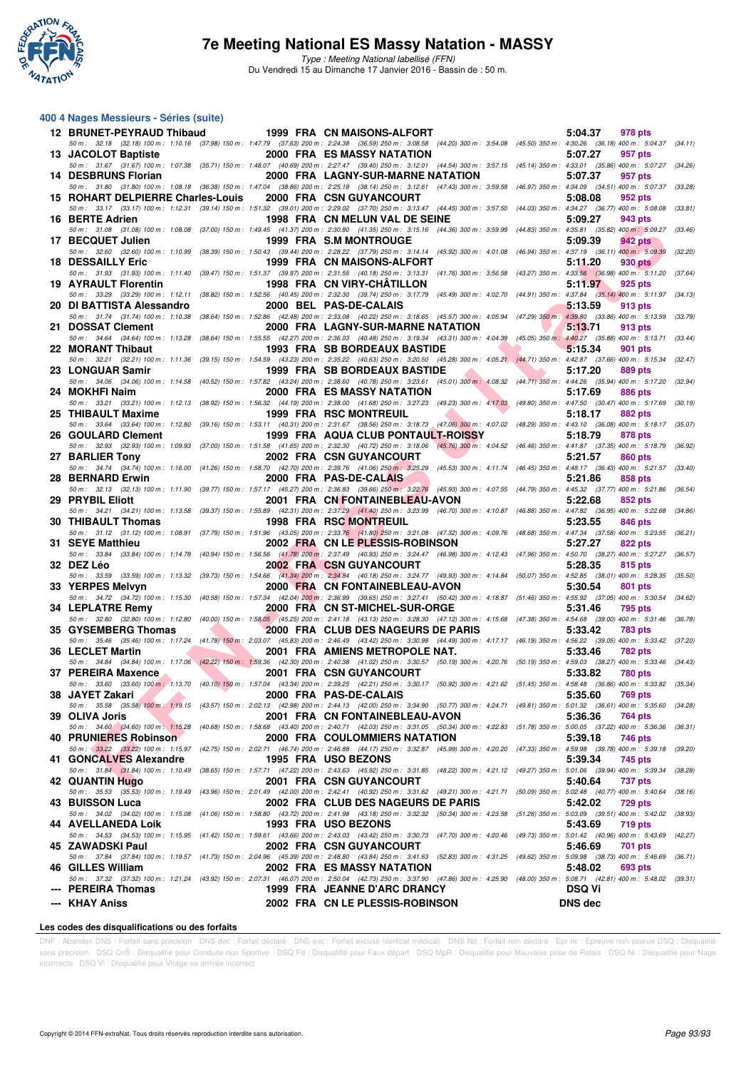# 7e Meeting National ES Massy Natation - MASSY

Type : Meeting National labellisé (FFN)
Du Vendredi 15 au Dimanche 17 Janvier 2016 - Bassin de : 50 m.

## 400 4 Nages Messieurs - Séries (suite)

**12 BRUNET-PEYRAUD Thibaud** 1999 FRA CN MAISONS-ALFORT 5:04.37 978 pts
50 m : 32.18 (32.18) 100 m : 1:10.16 (37.98) 150 m : 1:47.79 (37.63) 200 m : 2:24.38 (36.59) 250 m : 3:08.58 (44.20) 300 m : 3:54.08 (45.50) 350 m : 4:30.26 (36.18) 400 m : 5:04.37 (34.11)

**13 JACOLOT Baptiste** 2000 FRA ES MASSY NATATION 5:07.27 957 pts
50 m : 31.67 (31.67) 100 m : 1:07.38 (35.71) 150 m : 1:48.07 (40.69) 200 m : 2:27.47 (39.40) 250 m : 3:12.01 (44.54) 300 m : 3:57.15 (45.14) 350 m : 4:33.01 (35.86) 400 m : 5:07.27 (34.26)

**14 DESBRUNS Florian** 2000 FRA LAGNY-SUR-MARNE NATATION 5:07.37 957 pts
50 m : 31.80 (31.80) 100 m : 1:08.18 (36.38) 150 m : 1:47.04 (38.86) 200 m : 2:25.18 (38.14) 250 m : 3:12.61 (47.43) 300 m : 3:59.58 (46.97) 350 m : 4:34.09 (34.51) 400 m : 5:07.37 (33.28)

**15 ROHART DELPIERRE Charles-Louis** 2000 FRA CSN GUYANCOURT 5:08.08 952 pts
50 m : 33.17 (33.17) 100 m : 1:12.31 (39.14) 150 m : 1:51.32 (39.01) 200 m : 2:29.02 (37.70) 250 m : 3:13.47 (44.45) 300 m : 3:57.50 (44.03) 350 m : 4:34.27 (36.77) 400 m : 5:08.08 (33.81)

**16 BERTE Adrien** 1998 FRA CN MELUN VAL DE SEINE 5:09.27 943 pts
50 m : 31.08 (31.08) 100 m : 1:08.08 (37.00) 150 m : 1:49.45 (41.37) 200 m : 2:30.80 (41.35) 250 m : 3:15.16 (44.36) 300 m : 3:59.99 (44.83) 350 m : 4:35.81 (35.82) 400 m : 5:09.27 (33.46)

**17 BECQUET Julien** 1999 FRA S.M MONTROUGE 5:09.39 942 pts
50 m : 32.60 (32.60) 100 m : 1:10.99 (38.39) 150 m : 1:50.43 (39.44) 200 m : 2:28.22 (37.79) 250 m : 3:14.14 (45.92) 300 m : 4:01.08 (46.94) 350 m : 4:37.19 (36.11) 400 m : 5:09.39 (32.20)

**18 DESSAILLY Eric** 1999 FRA CN MAISONS-ALFORT 5:11.20 930 pts
50 m : 31.93 (31.93) 100 m : 1:11.40 (39.47) 150 m : 1:51.37 (39.97) 200 m : 2:31.55 (40.18) 250 m : 3:13.31 (41.76) 300 m : 3:56.58 (43.27) 350 m : 4:33.56 (36.98) 400 m : 5:11.20 (37.64)

**19 AYRAULT Florentin** 1998 FRA CN VIRY-CHÂTILLON 5:11.97 925 pts
50 m : 33.29 (33.29) 100 m : 1:12.11 (38.82) 150 m : 1:52.56 (40.45) 200 m : 2:32.30 (39.74) 250 m : 3:17.79 (45.49) 300 m : 4:02.70 (44.91) 350 m : 4:37.84 (35.14) 400 m : 5:11.97 (34.13)

**20 DI BATTISTA Alessandro** 2000 BEL PAS-DE-CALAIS 5:13.59 913 pts
50 m : 31.74 (31.74) 100 m : 1:10.38 (38.64) 150 m : 1:52.86 (42.48) 200 m : 2:33.08 (40.22) 250 m : 3:18.65 (45.57) 300 m : 4:05.94 (47.29) 350 m : 4:39.80 (33.86) 400 m : 5:13.59 (33.79)

**21 DOSSAT Clement** 2000 FRA LAGNY-SUR-MARNE NATATION 5:13.71 913 pts
50 m : 34.64 (34.64) 100 m : 1:13.28 (38.64) 150 m : 1:55.55 (42.27) 200 m : 2:36.03 (40.48) 250 m : 3:19.34 (43.31) 300 m : 4:04.39 (45.05) 350 m : 4:40.27 (35.88) 400 m : 5:13.71 (33.44)

**22 MORANT Thibaut** 1993 FRA SB BORDEAUX BASTIDE 5:15.34 901 pts
50 m : 32.21 (32.21) 100 m : 1:11.36 (39.15) 150 m : 1:54.59 (43.23) 200 m : 2:35.22 (40.63) 250 m : 3:20.50 (45.28) 300 m : 4:05.21 (44.71) 350 m : 4:42.87 (37.66) 400 m : 5:15.34 (32.47)

**23 LONGUAR Samir** 1999 FRA SB BORDEAUX BASTIDE 5:17.20 889 pts
50 m : 34.06 (34.06) 100 m : 1:14.58 (40.52) 150 m : 1:57.82 (43.24) 200 m : 2:38.60 (40.78) 250 m : 3:23.61 (45.01) 300 m : 4:08.32 (44.71) 350 m : 4:44.26 (35.94) 400 m : 5:17.20 (32.94)

**24 MOKHFI Naim** 2000 FRA ES MASSY NATATION 5:17.69 886 pts
50 m : 33.21 (33.21) 100 m : 1:12.13 (38.92) 150 m : 1:56.32 (44.19) 200 m : 2:38.00 (41.68) 250 m : 3:27.23 (49.23) 300 m : 4:17.03 (49.80) 350 m : 4:47.50 (30.47) 400 m : 5:17.69 (30.19)

**25 THIBAULT Maxime** 1999 FRA RSC MONTREUIL 5:18.17 882 pts
50 m : 33.64 (33.64) 100 m : 1:12.80 (39.16) 150 m : 1:53.11 (40.31) 200 m : 2:31.67 (38.56) 250 m : 3:18.73 (47.06) 300 m : 4:07.02 (48.29) 350 m : 4:43.10 (36.08) 400 m : 5:18.17 (35.07)

**26 GOULARD Clement** 1999 FRA AQUA CLUB PONTAULT-ROISSY 5:18.79 878 pts
50 m : 32.93 (32.93) 100 m : 1:09.93 (37.00) 150 m : 1:51.58 (41.65) 200 m : 2:32.30 (40.72) 250 m : 3:18.06 (45.76) 300 m : 4:04.52 (46.46) 350 m : 4:41.87 (37.35) 400 m : 5:18.79 (36.92)

**27 BARLIER Tony** 2002 FRA CSN GUYANCOURT 5:21.57 860 pts
50 m : 34.74 (34.74) 100 m : 1:16.00 (41.26) 150 m : 1:58.70 (42.70) 200 m : 2:39.76 (41.06) 250 m : 3:25.29 (45.53) 300 m : 4:11.74 (46.45) 350 m : 4:48.17 (36.43) 400 m : 5:21.57 (33.40)

**28 BERNARD Erwin** 2000 FRA PAS-DE-CALAIS 5:21.86 858 pts
50 m : 32.13 (32.13) 100 m : 1:11.90 (39.77) 150 m : 1:57.17 (45.27) 200 m : 2:36.83 (39.66) 250 m : 3:22.76 (45.93) 300 m : 4:07.55 (44.79) 350 m : 4:45.32 (37.77) 400 m : 5:21.86 (36.54)

**29 PRYBIL Eliott** 2001 FRA CN FONTAINEBLEAU-AVON 5:22.68 852 pts
50 m : 34.21 (34.21) 100 m : 1:13.58 (39.37) 150 m : 1:55.89 (42.31) 200 m : 2:37.29 (41.40) 250 m : 3:23.99 (46.70) 300 m : 4:10.87 (46.88) 350 m : 4:47.82 (36.95) 400 m : 5:22.68 (34.86)

**30 THIBAULT Thomas** 1998 FRA RSC MONTREUIL 5:23.55 846 pts
50 m : 31.12 (31.12) 100 m : 1:08.91 (37.79) 150 m : 1:51.96 (43.05) 200 m : 2:33.76 (41.80) 250 m : 3:21.08 (47.32) 300 m : 4:09.76 (48.68) 350 m : 4:47.34 (37.58) 400 m : 5:23.55 (36.21)

**31 SEYE Matthieu** 2002 FRA CN LE PLESSIS-ROBINSON 5:27.27 822 pts
50 m : 33.84 (33.84) 100 m : 1:14.78 (40.94) 150 m : 1:56.56 (41.78) 200 m : 2:37.49 (40.93) 250 m : 3:24.47 (46.98) 300 m : 4:12.43 (47.96) 350 m : 4:50.70 (38.27) 400 m : 5:27.27 (36.57)

**32 DEZ Léo** 2002 FRA CSN GUYANCOURT 5:28.35 815 pts
50 m : 33.59 (33.59) 100 m : 1:13.32 (39.73) 150 m : 1:54.66 (41.34) 200 m : 2:34.84 (40.18) 250 m : 3:24.77 (49.93) 300 m : 4:14.84 (50.07) 350 m : 4:52.85 (38.01) 400 m : 5:28.35 (35.50)

**33 YERPES Melvyn** 2000 FRA CN FONTAINEBLEAU-AVON 5:30.54 801 pts
50 m : 34.72 (34.72) 100 m : 1:15.30 (40.58) 150 m : 1:57.34 (42.04) 200 m : 2:36.99 (39.65) 250 m : 3:27.41 (50.42) 300 m : 4:18.87 (51.46) 350 m : 4:55.92 (37.05) 400 m : 5:30.54 (34.62)

**34 LEPLATRE Remy** 2000 FRA CN ST-MICHEL-SUR-ORGE 5:31.46 795 pts
50 m : 32.80 (32.80) 100 m : 1:12.80 (40.00) 150 m : 1:58.05 (45.25) 200 m : 2:41.18 (43.13) 250 m : 3:28.30 (47.12) 300 m : 4:15.68 (47.38) 350 m : 4:54.68 (39.00) 400 m : 5:31.46 (36.78)

**35 GYSEMBERG Thomas** 2000 FRA CLUB DES NAGEURS DE PARIS 5:33.42 783 pts
50 m : 35.46 (35.46) 100 m : 1:17.24 (41.78) 150 m : 2:03.07 (45.83) 200 m : 2:46.49 (43.42) 250 m : 3:30.98 (44.49) 300 m : 4:17.17 (46.19) 350 m : 4:56.22 (39.05) 400 m : 5:33.42 (37.20)

**36 LECLET Martin** 2001 FRA AMIENS METROPOLE NAT. 5:33.46 782 pts
50 m : 34.84 (34.84) 100 m : 1:17.06 (42.22) 150 m : 1:59.36 (42.30) 200 m : 2:40.38 (41.02) 250 m : 3:30.57 (50.19) 300 m : 4:20.76 (50.19) 350 m : 4:59.03 (38.27) 400 m : 5:33.46 (34.43)

**37 PEREIRA Maxence** 2001 FRA CSN GUYANCOURT 5:33.82 780 pts
50 m : 33.60 (33.60) 100 m : 1:13.70 (40.10) 150 m : 1:57.04 (43.34) 200 m : 2:39.25 (42.21) 250 m : 3:30.17 (50.92) 300 m : 4:21.62 (51.45) 350 m : 4:58.48 (36.86) 400 m : 5:33.82 (35.34)

**38 JAYET Zakari** 2000 FRA PAS-DE-CALAIS 5:35.60 769 pts
50 m : 35.58 (35.58) 100 m : 1:19.15 (43.57) 150 m : 2:02.13 (42.98) 200 m : 2:44.13 (42.00) 250 m : 3:34.90 (50.77) 300 m : 4:24.71 (49.81) 350 m : 5:01.32 (36.61) 400 m : 5:35.60 (34.28)

**39 OLIVA Joris** 2001 FRA CN FONTAINEBLEAU-AVON 5:36.36 764 pts
50 m : 34.60 (34.60) 100 m : 1:15.28 (40.68) 150 m : 1:58.68 (43.40) 200 m : 2:40.71 (42.03) 250 m : 3:31.05 (50.34) 300 m : 4:22.83 (51.78) 350 m : 5:00.05 (37.22) 400 m : 5:36.36 (36.31)

**40 PRUNIERES Robinson** 2000 FRA COULOMMIERS NATATION 5:39.18 746 pts
50 m : 33.22 (33.22) 100 m : 1:15.97 (42.75) 150 m : 2:02.71 (46.74) 200 m : 2:46.88 (44.17) 250 m : 3:32.87 (45.99) 300 m : 4:20.20 (47.33) 350 m : 4:59.98 (39.78) 400 m : 5:39.18 (39.20)

**41 GONCALVES Alexandre** 1995 FRA USO BEZONS 5:39.34 745 pts
50 m : 31.84 (31.84) 100 m : 1:10.49 (38.65) 150 m : 1:57.71 (47.22) 200 m : 2:43.63 (45.92) 250 m : 3:31.85 (48.22) 300 m : 4:21.12 (49.27) 350 m : 5:01.06 (39.94) 400 m : 5:39.34 (38.28)

**42 QUANTIN Hugo** 2001 FRA CSN GUYANCOURT 5:40.64 737 pts
50 m : 35.53 (35.53) 100 m : 1:19.49 (43.96) 150 m : 2:01.49 (42.00) 200 m : 2:42.41 (40.92) 250 m : 3:31.62 (49.21) 300 m : 4:21.71 (50.09) 350 m : 5:02.48 (40.77) 400 m : 5:40.64 (38.16)

**43 BUISSON Luca** 2002 FRA CLUB DES NAGEURS DE PARIS 5:42.02 729 pts
50 m : 34.02 (34.02) 100 m : 1:15.08 (41.06) 150 m : 1:58.80 (43.72) 200 m : 2:41.98 (43.18) 250 m : 3:32.32 (50.34) 300 m : 4:23.58 (51.26) 350 m : 5:03.09 (39.51) 400 m : 5:42.02 (38.93)

**44 AVELLANEDA Loik** 1993 FRA USO BEZONS 5:43.69 719 pts
50 m : 34.53 (34.53) 100 m : 1:15.95 (41.42) 150 m : 1:59.61 (43.66) 200 m : 2:43.03 (43.42) 250 m : 3:30.73 (47.70) 300 m : 4:20.46 (49.73) 350 m : 5:01.42 (40.96) 400 m : 5:43.69 (42.27)

**45 ZAWADSKI Paul** 2002 FRA CSN GUYANCOURT 5:46.69 701 pts
50 m : 37.84 (37.84) 100 m : 1:19.57 (41.73) 150 m : 2:04.96 (45.39) 200 m : 2:48.80 (43.84) 250 m : 3:41.63 (52.83) 300 m : 4:31.25 (49.62) 350 m : 5:09.98 (38.73) 400 m : 5:46.69 (36.71)

**46 GILLES William** 2002 FRA ES MASSY NATATION 5:48.02 693 pts
50 m : 37.32 (37.32) 100 m : 1:21.24 (43.92) 150 m : 2:07.31 (46.07) 200 m : 2:50.04 (42.73) 250 m : 3:37.90 (47.86) 300 m : 4:25.90 (48.00) 350 m : 5:08.71 (42.81) 400 m : 5:48.02 (39.31)

**--- PEREIRA Thomas** 1999 FRA JEANNE D'ARC DRANCY DSQ Vi

**--- KHAY Aniss** 2002 FRA CN LE PLESSIS-ROBINSON DNS dec

### Les codes des disqualifications ou des forfaits

DNF : Abandon DNS : Forfait sans précision DNS dec : Forfait déclaré DNS exc : Forfait excusé (certificat médical) DNS Nd : Forfait non déclaré Epr nc : Epreuve non courue DSQ : Disqualifié sans précision DSQ CnS : Disqualifié pour Conduite non Sportive DSQ Fd : Disqualifié pour Faux départ DSQ MpR : Disqualifié pour Mauvaise prise de Relais DSQ Ni : Disqualifié pour Nage incorrecte DSQ Vi : Disqualifié pour Virage ou arrivée incorrect